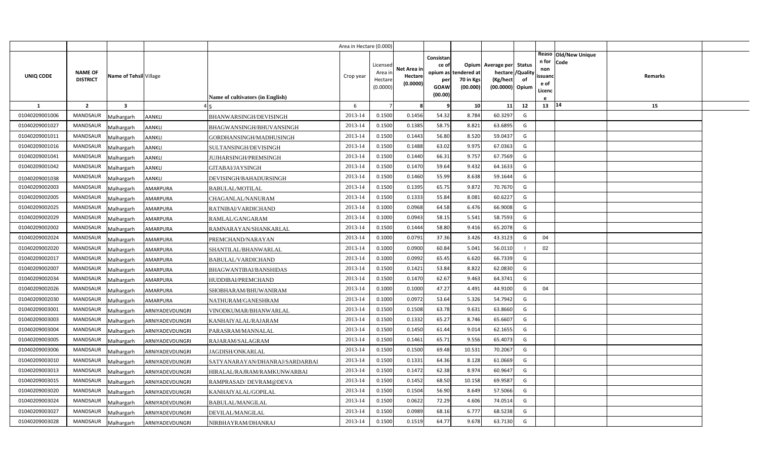| | | | | Area in Hectare (0.000) | | | | | | | | | | | |
|---|---|---|---|---|---|---|---|---|---|---|---|---|---|---|---|
| UNIQ CODE | NAME OF DISTRICT | Name of Tehsil | Village | Name of cultivators (in English) | Crop year | Licensed Area in Hectare (0.0000) | Net Area in Hectare (0.0000) | Consistance of opium as per GOAW (00.00) | Opium tendered at 70 in Kgs (00.000) | Average per hectare (Kg/hect (00.0000) | Status /Quality of Opium | Reason for non issuance of Licence | Old/New Unique Code | Remarks | |
| 1 | 2 | 3 | 4 | 5 | 6 | 7 | 8 | 9 | 10 | 11 | 12 | 13 | 14 | 15 | |
| 01040209001006 | MANDSAUR | Malhargarh | AANKLI | BHANWARSINGH/DEVISINGH | 2013-14 | 0.1500 | 0.1456 | 54.32 | 8.784 | 60.3297 | G | | | | |
| 01040209001027 | MANDSAUR | Malhargarh | AANKLI | BHAGWANSINGH/BHUVANSINGH | 2013-14 | 0.1500 | 0.1385 | 58.75 | 8.821 | 63.6895 | G | | | | |
| 01040209001011 | MANDSAUR | Malhargarh | AANKLI | GORDHANSINGH/MADHUSINGH | 2013-14 | 0.1500 | 0.1443 | 56.80 | 8.520 | 59.0437 | G | | | | |
| 01040209001016 | MANDSAUR | Malhargarh | AANKLI | SULTANSINGH/DEVISINGH | 2013-14 | 0.1500 | 0.1488 | 63.02 | 9.975 | 67.0363 | G | | | | |
| 01040209001041 | MANDSAUR | Malhargarh | AANKLI | JUJHARSINGH/PREMSINGH | 2013-14 | 0.1500 | 0.1440 | 66.31 | 9.757 | 67.7569 | G | | | | |
| 01040209001042 | MANDSAUR | Malhargarh | AANKLI | GITABAI/JAYSINGH | 2013-14 | 0.1500 | 0.1470 | 59.64 | 9.432 | 64.1633 | G | | | | |
| 01040209001038 | MANDSAUR | Malhargarh | AANKLI | DEVISINGH/BAHADURSINGH | 2013-14 | 0.1500 | 0.1460 | 55.99 | 8.638 | 59.1644 | G | | | | |
| 01040209002003 | MANDSAUR | Malhargarh | AMARPURA | BABULAL/MOTILAL | 2013-14 | 0.1500 | 0.1395 | 65.75 | 9.872 | 70.7670 | G | | | | |
| 01040209002005 | MANDSAUR | Malhargarh | AMARPURA | CHAGANLAL/NANURAM | 2013-14 | 0.1500 | 0.1333 | 55.84 | 8.081 | 60.6227 | G | | | | |
| 01040209002025 | MANDSAUR | Malhargarh | AMARPURA | RATNIBAI/VARDICHAND | 2013-14 | 0.1000 | 0.0968 | 64.58 | 6.476 | 66.9008 | G | | | | |
| 01040209002029 | MANDSAUR | Malhargarh | AMARPURA | RAMLAL/GANGARAM | 2013-14 | 0.1000 | 0.0943 | 58.15 | 5.541 | 58.7593 | G | | | | |
| 01040209002002 | MANDSAUR | Malhargarh | AMARPURA | RAMNARAYAN/SHANKARLAL | 2013-14 | 0.1500 | 0.1444 | 58.80 | 9.416 | 65.2078 | G | | | | |
| 01040209002024 | MANDSAUR | Malhargarh | AMARPURA | PREMCHAND/NARAYAN | 2013-14 | 0.1000 | 0.0791 | 37.36 | 3.426 | 43.3123 | G | 04 | | | |
| 01040209002020 | MANDSAUR | Malhargarh | AMARPURA | SHANTILAL/BHANWARLAL | 2013-14 | 0.1000 | 0.0900 | 60.84 | 5.041 | 56.0110 | I | 02 | | | |
| 01040209002017 | MANDSAUR | Malhargarh | AMARPURA | BABULAL/VARDICHAND | 2013-14 | 0.1000 | 0.0992 | 65.45 | 6.620 | 66.7339 | G | | | | |
| 01040209002007 | MANDSAUR | Malhargarh | AMARPURA | BHAGWANTIBAI/BANSHIDAS | 2013-14 | 0.1500 | 0.1421 | 53.84 | 8.822 | 62.0830 | G | | | | |
| 01040209002034 | MANDSAUR | Malhargarh | AMARPURA | HUDDIBAI/PREMCHAND | 2013-14 | 0.1500 | 0.1470 | 62.67 | 9.463 | 64.3741 | G | | | | |
| 01040209002026 | MANDSAUR | Malhargarh | AMARPURA | SHOBHARAM/BHUWANIRAM | 2013-14 | 0.1000 | 0.1000 | 47.27 | 4.491 | 44.9100 | G | 04 | | | |
| 01040209002030 | MANDSAUR | Malhargarh | AMARPURA | NATHURAM/GANESHRAM | 2013-14 | 0.1000 | 0.0972 | 53.64 | 5.326 | 54.7942 | G | | | | |
| 01040209003001 | MANDSAUR | Malhargarh | ARNIYADEVDUNGRI | VINODKUMAR/BHANWARLAL | 2013-14 | 0.1500 | 0.1508 | 63.78 | 9.631 | 63.8660 | G | | | | |
| 01040209003003 | MANDSAUR | Malhargarh | ARNIYADEVDUNGRI | KANHAIYALAL/RAJARAM | 2013-14 | 0.1500 | 0.1332 | 65.27 | 8.746 | 65.6607 | G | | | | |
| 01040209003004 | MANDSAUR | Malhargarh | ARNIYADEVDUNGRI | PARASRAM/MANNALAL | 2013-14 | 0.1500 | 0.1450 | 61.44 | 9.014 | 62.1655 | G | | | | |
| 01040209003005 | MANDSAUR | Malhargarh | ARNIYADEVDUNGRI | RAJARAM/SALAGRAM | 2013-14 | 0.1500 | 0.1461 | 65.71 | 9.556 | 65.4073 | G | | | | |
| 01040209003006 | MANDSAUR | Malhargarh | ARNIYADEVDUNGRI | JAGDISH/ONKARLAL | 2013-14 | 0.1500 | 0.1500 | 69.48 | 10.531 | 70.2067 | G | | | | |
| 01040209003010 | MANDSAUR | Malhargarh | ARNIYADEVDUNGRI | SATYANARAYAN/DHANRAJ/SARDARBAI | 2013-14 | 0.1500 | 0.1331 | 64.36 | 8.128 | 61.0669 | G | | | | |
| 01040209003013 | MANDSAUR | Malhargarh | ARNIYADEVDUNGRI | HIRALAL/RAJRAM/RAMKUNWARBAI | 2013-14 | 0.1500 | 0.1472 | 62.38 | 8.974 | 60.9647 | G | | | | |
| 01040209003015 | MANDSAUR | Malhargarh | ARNIYADEVDUNGRI | RAMPRASAD/ DEVRAM@DEVA | 2013-14 | 0.1500 | 0.1452 | 68.50 | 10.158 | 69.9587 | G | | | | |
| 01040209003020 | MANDSAUR | Malhargarh | ARNIYADEVDUNGRI | KANHAIYALAL/GOPILAL | 2013-14 | 0.1500 | 0.1504 | 56.90 | 8.649 | 57.5066 | G | | | | |
| 01040209003024 | MANDSAUR | Malhargarh | ARNIYADEVDUNGRI | BABULAL/MANGILAL | 2013-14 | 0.1500 | 0.0622 | 72.29 | 4.606 | 74.0514 | G | | | | |
| 01040209003027 | MANDSAUR | Malhargarh | ARNIYADEVDUNGRI | DEVILAL/MANGILAL | 2013-14 | 0.1500 | 0.0989 | 68.16 | 6.777 | 68.5238 | G | | | | |
| 01040209003028 | MANDSAUR | Malhargarh | ARNIYADEVDUNGRI | NIRBHAYRAM/DHANRAJ | 2013-14 | 0.1500 | 0.1519 | 64.77 | 9.678 | 63.7130 | G | | | | |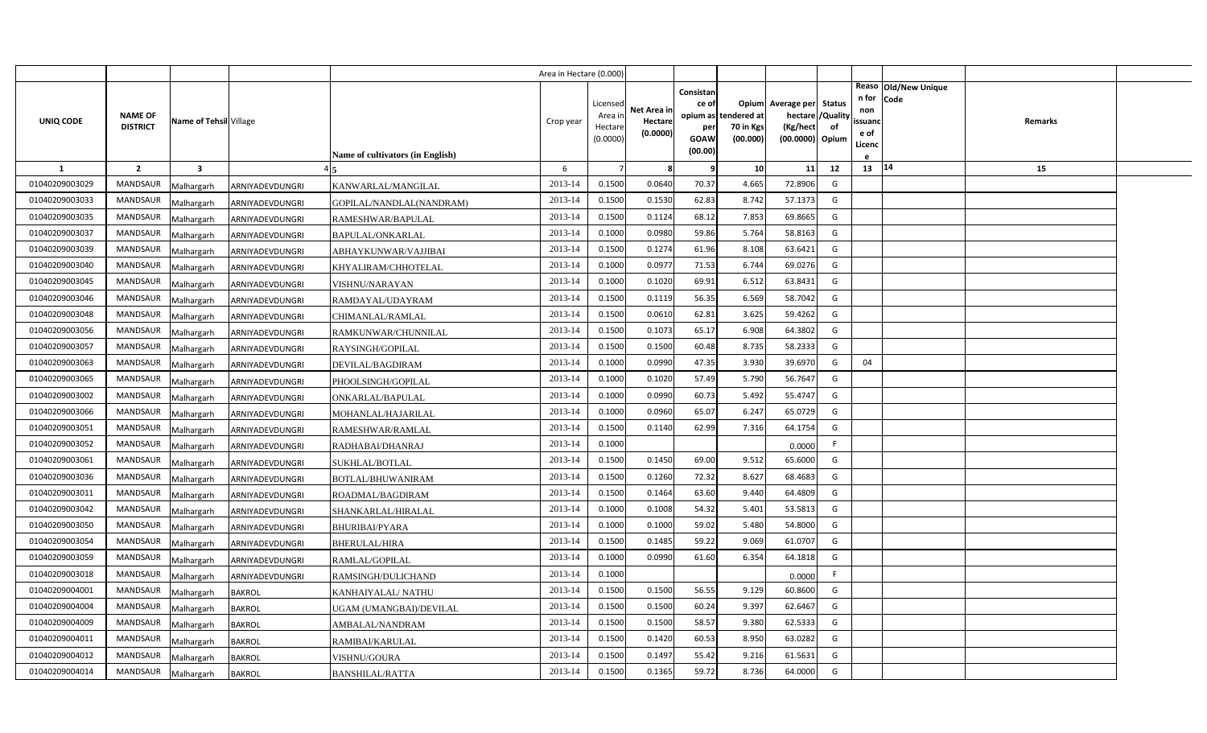| | | | | | Area in Hectare (0.000) | | | | | | | | | | |
|---|---|---|---|---|---|---|---|---|---|---|---|---|---|---|---|
| UNIQ CODE | NAME OF DISTRICT | Name of Tehsil | Village | Name of cultivators (in English) | Crop year | Licensed Area in Hectare (0.0000) | Net Area in Hectare (0.0000) | Consistance of opium as per GOAW (00.00) | Opium tendered at 70 in Kgs (00.000) | Average per hectare (Kg/hect (00.0000) | Status /Quality of Opium | Reason for non issuance of Licence | Old/New Unique Code | Remarks |
| 1 | 2 | 3 | 4 | 5 | 6 | 7 | 8 | 9 | 10 | 11 | 12 | 13 | 14 | 15 |
| 01040209003029 | MANDSAUR | Malhargarh | ARNIYADEVDUNGRI | KANWARLAL/MANGILAL | 2013-14 | 0.1500 | 0.0640 | 70.37 | 4.665 | 72.8906 | G | | | |
| 01040209003033 | MANDSAUR | Malhargarh | ARNIYADEVDUNGRI | GOPILAL/NANDLAL(NANDRAM) | 2013-14 | 0.1500 | 0.1530 | 62.83 | 8.742 | 57.1373 | G | | | |
| 01040209003035 | MANDSAUR | Malhargarh | ARNIYADEVDUNGRI | RAMESHWAR/BAPULAL | 2013-14 | 0.1500 | 0.1124 | 68.12 | 7.853 | 69.8665 | G | | | |
| 01040209003037 | MANDSAUR | Malhargarh | ARNIYADEVDUNGRI | BAPULAL/ONKARLAL | 2013-14 | 0.1000 | 0.0980 | 59.86 | 5.764 | 58.8163 | G | | | |
| 01040209003039 | MANDSAUR | Malhargarh | ARNIYADEVDUNGRI | ABHAYKUNWAR/VAJJIBAI | 2013-14 | 0.1500 | 0.1274 | 61.96 | 8.108 | 63.6421 | G | | | |
| 01040209003040 | MANDSAUR | Malhargarh | ARNIYADEVDUNGRI | KHYALIRAM/CHHOTELAL | 2013-14 | 0.1000 | 0.0977 | 71.53 | 6.744 | 69.0276 | G | | | |
| 01040209003045 | MANDSAUR | Malhargarh | ARNIYADEVDUNGRI | VISHNU/NARAYAN | 2013-14 | 0.1000 | 0.1020 | 69.91 | 6.512 | 63.8431 | G | | | |
| 01040209003046 | MANDSAUR | Malhargarh | ARNIYADEVDUNGRI | RAMDAYAL/UDAYRAM | 2013-14 | 0.1500 | 0.1119 | 56.35 | 6.569 | 58.7042 | G | | | |
| 01040209003048 | MANDSAUR | Malhargarh | ARNIYADEVDUNGRI | CHIMANLAL/RAMLAL | 2013-14 | 0.1500 | 0.0610 | 62.81 | 3.625 | 59.4262 | G | | | |
| 01040209003056 | MANDSAUR | Malhargarh | ARNIYADEVDUNGRI | RAMKUNWAR/CHUNNILAL | 2013-14 | 0.1500 | 0.1073 | 65.17 | 6.908 | 64.3802 | G | | | |
| 01040209003057 | MANDSAUR | Malhargarh | ARNIYADEVDUNGRI | RAYSINGH/GOPILAL | 2013-14 | 0.1500 | 0.1500 | 60.48 | 8.735 | 58.2333 | G | | | |
| 01040209003063 | MANDSAUR | Malhargarh | ARNIYADEVDUNGRI | DEVILAL/BAGDIRAM | 2013-14 | 0.1000 | 0.0990 | 47.35 | 3.930 | 39.6970 | G | 04 | | |
| 01040209003065 | MANDSAUR | Malhargarh | ARNIYADEVDUNGRI | PHOOLSINGH/GOPILAL | 2013-14 | 0.1000 | 0.1020 | 57.49 | 5.790 | 56.7647 | G | | | |
| 01040209003002 | MANDSAUR | Malhargarh | ARNIYADEVDUNGRI | ONKARLAL/BAPULAL | 2013-14 | 0.1000 | 0.0990 | 60.73 | 5.492 | 55.4747 | G | | | |
| 01040209003066 | MANDSAUR | Malhargarh | ARNIYADEVDUNGRI | MOHANLAL/HAJARILAL | 2013-14 | 0.1000 | 0.0960 | 65.07 | 6.247 | 65.0729 | G | | | |
| 01040209003051 | MANDSAUR | Malhargarh | ARNIYADEVDUNGRI | RAMESHWAR/RAMLAL | 2013-14 | 0.1500 | 0.1140 | 62.99 | 7.316 | 64.1754 | G | | | |
| 01040209003052 | MANDSAUR | Malhargarh | ARNIYADEVDUNGRI | RADHABAI/DHANRAJ | 2013-14 | 0.1000 | | | | 0.0000 | F | | | |
| 01040209003061 | MANDSAUR | Malhargarh | ARNIYADEVDUNGRI | SUKHLAL/BOTLAL | 2013-14 | 0.1500 | 0.1450 | 69.00 | 9.512 | 65.6000 | G | | | |
| 01040209003036 | MANDSAUR | Malhargarh | ARNIYADEVDUNGRI | BOTLAL/BHUWANIRAM | 2013-14 | 0.1500 | 0.1260 | 72.32 | 8.627 | 68.4683 | G | | | |
| 01040209003011 | MANDSAUR | Malhargarh | ARNIYADEVDUNGRI | ROADMAL/BAGDIRAM | 2013-14 | 0.1500 | 0.1464 | 63.60 | 9.440 | 64.4809 | G | | | |
| 01040209003042 | MANDSAUR | Malhargarh | ARNIYADEVDUNGRI | SHANKARLAL/HIRALAL | 2013-14 | 0.1000 | 0.1008 | 54.32 | 5.401 | 53.5813 | G | | | |
| 01040209003050 | MANDSAUR | Malhargarh | ARNIYADEVDUNGRI | BHURIBAI/PYARA | 2013-14 | 0.1000 | 0.1000 | 59.02 | 5.480 | 54.8000 | G | | | |
| 01040209003054 | MANDSAUR | Malhargarh | ARNIYADEVDUNGRI | BHERULAL/HIRA | 2013-14 | 0.1500 | 0.1485 | 59.22 | 9.069 | 61.0707 | G | | | |
| 01040209003059 | MANDSAUR | Malhargarh | ARNIYADEVDUNGRI | RAMLAL/GOPILAL | 2013-14 | 0.1000 | 0.0990 | 61.60 | 6.354 | 64.1818 | G | | | |
| 01040209003018 | MANDSAUR | Malhargarh | ARNIYADEVDUNGRI | RAMSINGH/DULICHAND | 2013-14 | 0.1000 | | | | 0.0000 | F | | | |
| 01040209004001 | MANDSAUR | Malhargarh | BAKROL | KANHAIYALAL/ NATHU | 2013-14 | 0.1500 | 0.1500 | 56.55 | 9.129 | 60.8600 | G | | | |
| 01040209004004 | MANDSAUR | Malhargarh | BAKROL | UGAM (UMANGBAI)/DEVILAL | 2013-14 | 0.1500 | 0.1500 | 60.24 | 9.397 | 62.6467 | G | | | |
| 01040209004009 | MANDSAUR | Malhargarh | BAKROL | AMBALAL/NANDRAM | 2013-14 | 0.1500 | 0.1500 | 58.57 | 9.380 | 62.5333 | G | | | |
| 01040209004011 | MANDSAUR | Malhargarh | BAKROL | RAMIBAI/KARULAL | 2013-14 | 0.1500 | 0.1420 | 60.53 | 8.950 | 63.0282 | G | | | |
| 01040209004012 | MANDSAUR | Malhargarh | BAKROL | VISHNU/GOURA | 2013-14 | 0.1500 | 0.1497 | 55.42 | 9.216 | 61.5631 | G | | | |
| 01040209004014 | MANDSAUR | Malhargarh | BAKROL | BANSHILAL/RATTA | 2013-14 | 0.1500 | 0.1365 | 59.72 | 8.736 | 64.0000 | G | | | |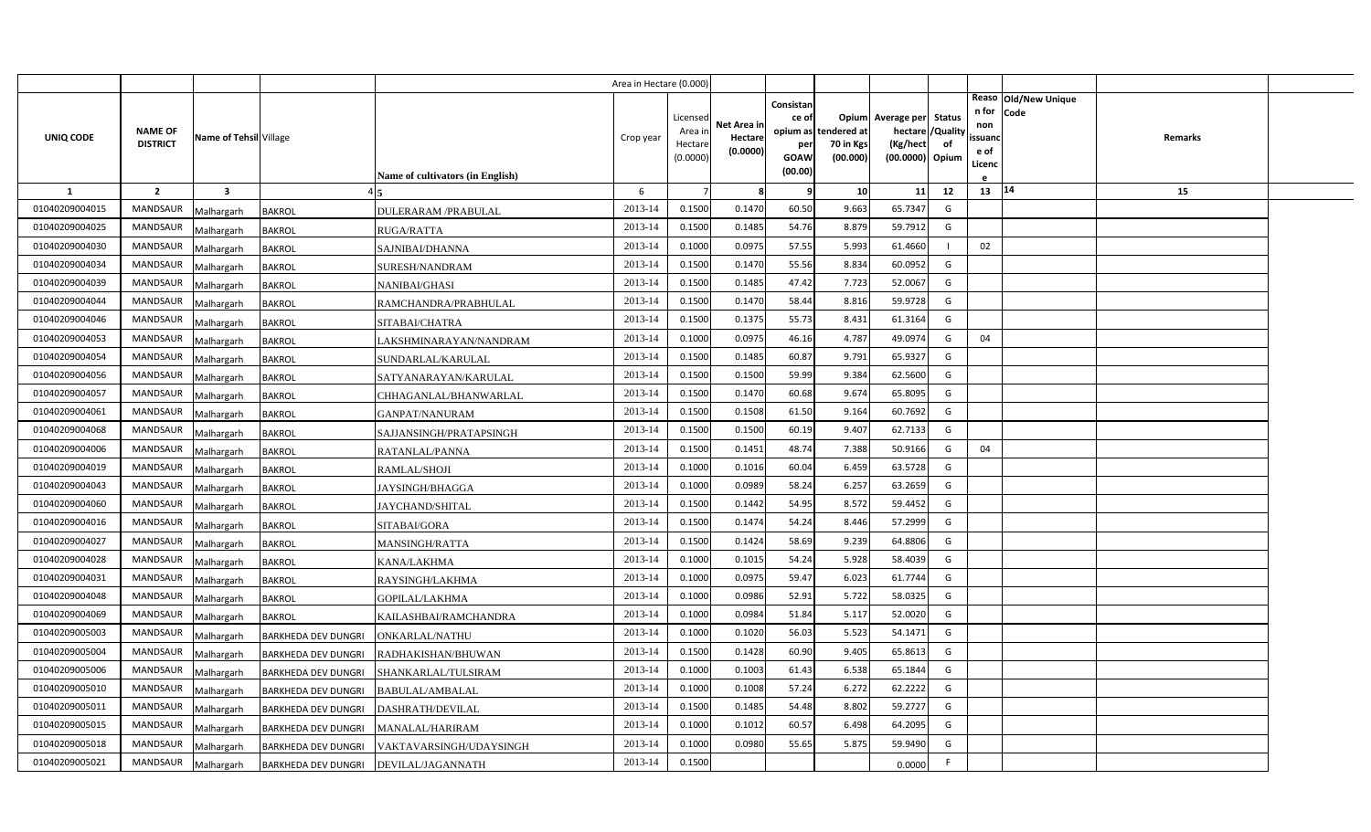| UNIQ CODE | NAME OF DISTRICT | Name of Tehsil | Village | Name of cultivators (in English) | Area in Hectare (0.000) Crop year | Licensed Area in Hectare (0.0000) | Net Area in Hectare (0.0000) | Consistance of opium as per GOAW (00.00) | Opium tendered at 70 in Kgs (00.000) | Average per hectare (Kg/hect (00.0000) | Status /Quality of Opium | Reason for non issuance of Licence | Old/New Unique Code | Remarks |
|---|---|---|---|---|---|---|---|---|---|---|---|---|---|---|
| 1 | 2 | 3 | 4 | 5 | 6 | 7 | 8 | 9 | 10 | 11 | 12 | 13 | 14 | 15 |
| 01040209004015 | MANDSAUR | Malhargarh | BAKROL | DULERARAM /PRABULAL | 2013-14 | 0.1500 | 0.1470 | 60.50 | 9.663 | 65.7347 | G | | | |
| 01040209004025 | MANDSAUR | Malhargarh | BAKROL | RUGA/RATTA | 2013-14 | 0.1500 | 0.1485 | 54.76 | 8.879 | 59.7912 | G | | | |
| 01040209004030 | MANDSAUR | Malhargarh | BAKROL | SAJNIBAI/DHANNA | 2013-14 | 0.1000 | 0.0975 | 57.55 | 5.993 | 61.4660 | I | 02 | | |
| 01040209004034 | MANDSAUR | Malhargarh | BAKROL | SURESH/NANDRAM | 2013-14 | 0.1500 | 0.1470 | 55.56 | 8.834 | 60.0952 | G | | | |
| 01040209004039 | MANDSAUR | Malhargarh | BAKROL | NANIBAI/GHASI | 2013-14 | 0.1500 | 0.1485 | 47.42 | 7.723 | 52.0067 | G | | | |
| 01040209004044 | MANDSAUR | Malhargarh | BAKROL | RAMCHANDRA/PRABHULAL | 2013-14 | 0.1500 | 0.1470 | 58.44 | 8.816 | 59.9728 | G | | | |
| 01040209004046 | MANDSAUR | Malhargarh | BAKROL | SITABAI/CHATRA | 2013-14 | 0.1500 | 0.1375 | 55.73 | 8.431 | 61.3164 | G | | | |
| 01040209004053 | MANDSAUR | Malhargarh | BAKROL | LAKSHMINARAYAN/NANDRAM | 2013-14 | 0.1000 | 0.0975 | 46.16 | 4.787 | 49.0974 | G | 04 | | |
| 01040209004054 | MANDSAUR | Malhargarh | BAKROL | SUNDARLAL/KARULAL | 2013-14 | 0.1500 | 0.1485 | 60.87 | 9.791 | 65.9327 | G | | | |
| 01040209004056 | MANDSAUR | Malhargarh | BAKROL | SATYANARAYAN/KARULAL | 2013-14 | 0.1500 | 0.1500 | 59.99 | 9.384 | 62.5600 | G | | | |
| 01040209004057 | MANDSAUR | Malhargarh | BAKROL | CHHAGANLAL/BHANWARLAL | 2013-14 | 0.1500 | 0.1470 | 60.68 | 9.674 | 65.8095 | G | | | |
| 01040209004061 | MANDSAUR | Malhargarh | BAKROL | GANPAT/NANURAM | 2013-14 | 0.1500 | 0.1508 | 61.50 | 9.164 | 60.7692 | G | | | |
| 01040209004068 | MANDSAUR | Malhargarh | BAKROL | SAJJANSINGH/PRATAPSINGH | 2013-14 | 0.1500 | 0.1500 | 60.19 | 9.407 | 62.7133 | G | | | |
| 01040209004006 | MANDSAUR | Malhargarh | BAKROL | RATANLAL/PANNA | 2013-14 | 0.1500 | 0.1451 | 48.74 | 7.388 | 50.9166 | G | 04 | | |
| 01040209004019 | MANDSAUR | Malhargarh | BAKROL | RAMLAL/SHOJI | 2013-14 | 0.1000 | 0.1016 | 60.04 | 6.459 | 63.5728 | G | | | |
| 01040209004043 | MANDSAUR | Malhargarh | BAKROL | JAYSINGH/BHAGGA | 2013-14 | 0.1000 | 0.0989 | 58.24 | 6.257 | 63.2659 | G | | | |
| 01040209004060 | MANDSAUR | Malhargarh | BAKROL | JAYCHAND/SHITAL | 2013-14 | 0.1500 | 0.1442 | 54.95 | 8.572 | 59.4452 | G | | | |
| 01040209004016 | MANDSAUR | Malhargarh | BAKROL | SITABAI/GORA | 2013-14 | 0.1500 | 0.1474 | 54.24 | 8.446 | 57.2999 | G | | | |
| 01040209004027 | MANDSAUR | Malhargarh | BAKROL | MANSINGH/RATTA | 2013-14 | 0.1500 | 0.1424 | 58.69 | 9.239 | 64.8806 | G | | | |
| 01040209004028 | MANDSAUR | Malhargarh | BAKROL | KANA/LAKHMA | 2013-14 | 0.1000 | 0.1015 | 54.24 | 5.928 | 58.4039 | G | | | |
| 01040209004031 | MANDSAUR | Malhargarh | BAKROL | RAYSINGH/LAKHMA | 2013-14 | 0.1000 | 0.0975 | 59.47 | 6.023 | 61.7744 | G | | | |
| 01040209004048 | MANDSAUR | Malhargarh | BAKROL | GOPILAL/LAKHMA | 2013-14 | 0.1000 | 0.0986 | 52.91 | 5.722 | 58.0325 | G | | | |
| 01040209004069 | MANDSAUR | Malhargarh | BAKROL | KAILASHBAI/RAMCHANDRA | 2013-14 | 0.1000 | 0.0984 | 51.84 | 5.117 | 52.0020 | G | | | |
| 01040209005003 | MANDSAUR | Malhargarh | BARKHEDA DEV DUNGRI | ONKARLAL/NATHU | 2013-14 | 0.1000 | 0.1020 | 56.03 | 5.523 | 54.1471 | G | | | |
| 01040209005004 | MANDSAUR | Malhargarh | BARKHEDA DEV DUNGRI | RADHAKISHAN/BHUWAN | 2013-14 | 0.1500 | 0.1428 | 60.90 | 9.405 | 65.8613 | G | | | |
| 01040209005006 | MANDSAUR | Malhargarh | BARKHEDA DEV DUNGRI | SHANKARLAL/TULSIRAM | 2013-14 | 0.1000 | 0.1003 | 61.43 | 6.538 | 65.1844 | G | | | |
| 01040209005010 | MANDSAUR | Malhargarh | BARKHEDA DEV DUNGRI | BABULAL/AMBALAL | 2013-14 | 0.1000 | 0.1008 | 57.24 | 6.272 | 62.2222 | G | | | |
| 01040209005011 | MANDSAUR | Malhargarh | BARKHEDA DEV DUNGRI | DASHRATH/DEVILAL | 2013-14 | 0.1500 | 0.1485 | 54.48 | 8.802 | 59.2727 | G | | | |
| 01040209005015 | MANDSAUR | Malhargarh | BARKHEDA DEV DUNGRI | MANALAL/HARIRAM | 2013-14 | 0.1000 | 0.1012 | 60.57 | 6.498 | 64.2095 | G | | | |
| 01040209005018 | MANDSAUR | Malhargarh | BARKHEDA DEV DUNGRI | VAKTAVARSINGH/UDAYSINGH | 2013-14 | 0.1000 | 0.0980 | 55.65 | 5.875 | 59.9490 | G | | | |
| 01040209005021 | MANDSAUR | Malhargarh | BARKHEDA DEV DUNGRI | DEVILAL/JAGANNATH | 2013-14 | 0.1500 | | | | 0.0000 | F | | | |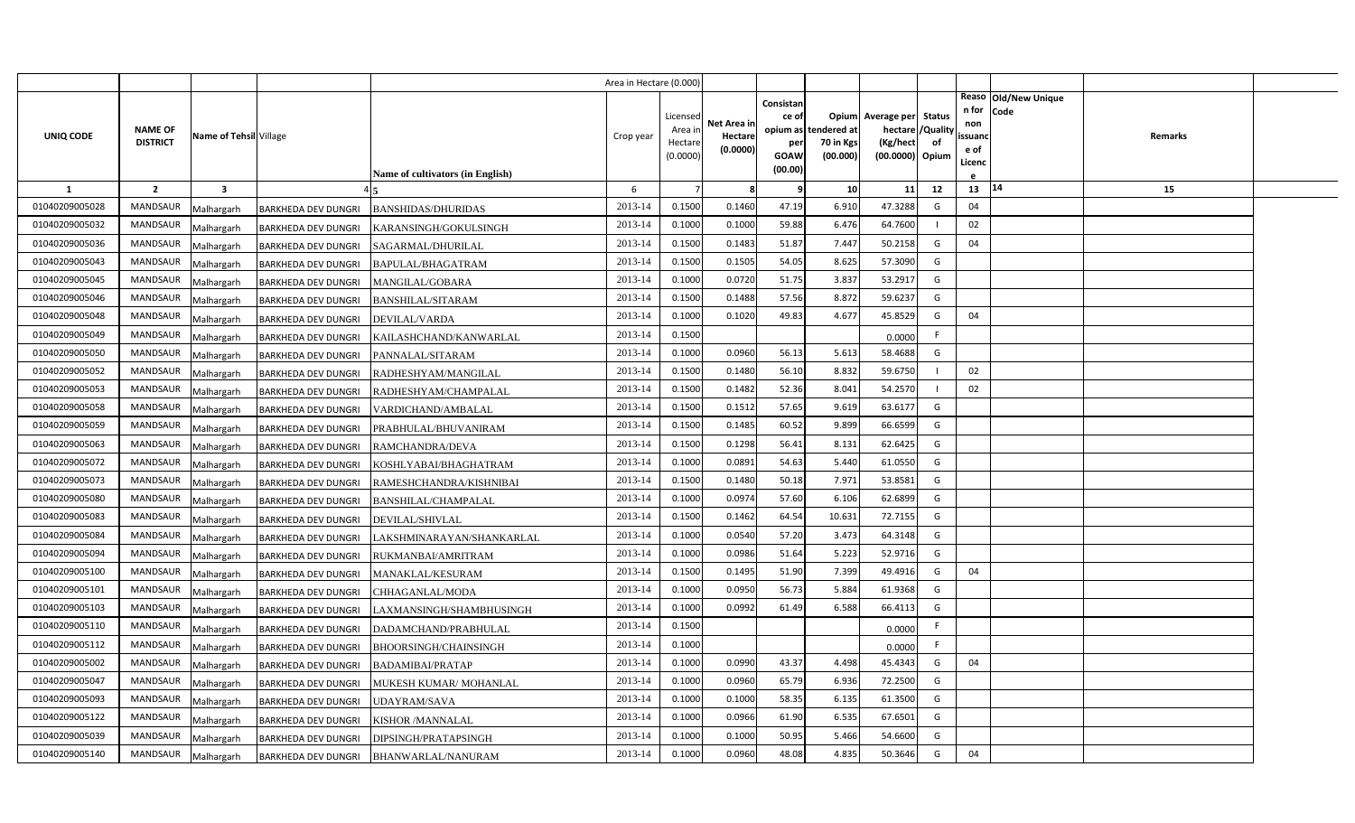| | | | | | Area in Hectare (0.000) | | | | | | | | | | |
|---|---|---|---|---|---|---|---|---|---|---|---|---|---|---|---|
| UNIQ CODE | NAME OF DISTRICT | Name of Tehsil | Village | Name of cultivators (in English) | Crop year | Licensed Area in Hectare (0.0000) | Net Area in Hectare (0.0000) | Consistance of opium as per GOAW (00.00) | Opium tendered at 70 in Kgs (00.000) | Average per hectare (Kg/hect (00.0000) | Status /Quality of Opium | Reason for non issuance of Licence | Old/New Unique Code | Remarks | |
| 1 | 2 | 3 | 4 | 5 | 6 | 7 | 8 | 9 | 10 | 11 | 12 | 13 | 14 | 15 | |
| 01040209005028 | MANDSAUR | Malhargarh | BARKHEDA DEV DUNGRI | BANSHIDAS/DHURIDAS | 2013-14 | 0.1500 | 0.1460 | 47.19 | 6.910 | 47.3288 | G | 04 | | | |
| 01040209005032 | MANDSAUR | Malhargarh | BARKHEDA DEV DUNGRI | KARANSINGH/GOKULSINGH | 2013-14 | 0.1000 | 0.1000 | 59.88 | 6.476 | 64.7600 | I | 02 | | | |
| 01040209005036 | MANDSAUR | Malhargarh | BARKHEDA DEV DUNGRI | SAGARMAL/DHURILAL | 2013-14 | 0.1500 | 0.1483 | 51.87 | 7.447 | 50.2158 | G | 04 | | | |
| 01040209005043 | MANDSAUR | Malhargarh | BARKHEDA DEV DUNGRI | BAPULAL/BHAGATRAM | 2013-14 | 0.1500 | 0.1505 | 54.05 | 8.625 | 57.3090 | G | | | | |
| 01040209005045 | MANDSAUR | Malhargarh | BARKHEDA DEV DUNGRI | MANGILAL/GOBARA | 2013-14 | 0.1000 | 0.0720 | 51.75 | 3.837 | 53.2917 | G | | | | |
| 01040209005046 | MANDSAUR | Malhargarh | BARKHEDA DEV DUNGRI | BANSHILAL/SITARAM | 2013-14 | 0.1500 | 0.1488 | 57.56 | 8.872 | 59.6237 | G | | | | |
| 01040209005048 | MANDSAUR | Malhargarh | BARKHEDA DEV DUNGRI | DEVILAL/VARDA | 2013-14 | 0.1000 | 0.1020 | 49.83 | 4.677 | 45.8529 | G | 04 | | | |
| 01040209005049 | MANDSAUR | Malhargarh | BARKHEDA DEV DUNGRI | KAILASHCHAND/KANWARLAL | 2013-14 | 0.1500 | | | | 0.0000 | F | | | | |
| 01040209005050 | MANDSAUR | Malhargarh | BARKHEDA DEV DUNGRI | PANNALAL/SITARAM | 2013-14 | 0.1000 | 0.0960 | 56.13 | 5.613 | 58.4688 | G | | | | |
| 01040209005052 | MANDSAUR | Malhargarh | BARKHEDA DEV DUNGRI | RADHESHYAM/MANGILAL | 2013-14 | 0.1500 | 0.1480 | 56.10 | 8.832 | 59.6750 | I | 02 | | | |
| 01040209005053 | MANDSAUR | Malhargarh | BARKHEDA DEV DUNGRI | RADHESHYAM/CHAMPALAL | 2013-14 | 0.1500 | 0.1482 | 52.36 | 8.041 | 54.2570 | I | 02 | | | |
| 01040209005058 | MANDSAUR | Malhargarh | BARKHEDA DEV DUNGRI | VARDICHAND/AMBALAL | 2013-14 | 0.1500 | 0.1512 | 57.65 | 9.619 | 63.6177 | G | | | | |
| 01040209005059 | MANDSAUR | Malhargarh | BARKHEDA DEV DUNGRI | PRABHULAL/BHUVANIRAM | 2013-14 | 0.1500 | 0.1485 | 60.52 | 9.899 | 66.6599 | G | | | | |
| 01040209005063 | MANDSAUR | Malhargarh | BARKHEDA DEV DUNGRI | RAMCHANDRA/DEVA | 2013-14 | 0.1500 | 0.1298 | 56.41 | 8.131 | 62.6425 | G | | | | |
| 01040209005072 | MANDSAUR | Malhargarh | BARKHEDA DEV DUNGRI | KOSHLYABAI/BHAGHATRAM | 2013-14 | 0.1000 | 0.0891 | 54.63 | 5.440 | 61.0550 | G | | | | |
| 01040209005073 | MANDSAUR | Malhargarh | BARKHEDA DEV DUNGRI | RAMESHCHANDRA/KISHNIBAI | 2013-14 | 0.1500 | 0.1480 | 50.18 | 7.971 | 53.8581 | G | | | | |
| 01040209005080 | MANDSAUR | Malhargarh | BARKHEDA DEV DUNGRI | BANSHILAL/CHAMPALAL | 2013-14 | 0.1000 | 0.0974 | 57.60 | 6.106 | 62.6899 | G | | | | |
| 01040209005083 | MANDSAUR | Malhargarh | BARKHEDA DEV DUNGRI | DEVILAL/SHIVLAL | 2013-14 | 0.1500 | 0.1462 | 64.54 | 10.631 | 72.7155 | G | | | | |
| 01040209005084 | MANDSAUR | Malhargarh | BARKHEDA DEV DUNGRI | LAKSHMINARAYAN/SHANKARLAL | 2013-14 | 0.1000 | 0.0540 | 57.20 | 3.473 | 64.3148 | G | | | | |
| 01040209005094 | MANDSAUR | Malhargarh | BARKHEDA DEV DUNGRI | RUKMANBAI/AMRITRAM | 2013-14 | 0.1000 | 0.0986 | 51.64 | 5.223 | 52.9716 | G | | | | |
| 01040209005100 | MANDSAUR | Malhargarh | BARKHEDA DEV DUNGRI | MANAKLAL/KESURAM | 2013-14 | 0.1500 | 0.1495 | 51.90 | 7.399 | 49.4916 | G | 04 | | | |
| 01040209005101 | MANDSAUR | Malhargarh | BARKHEDA DEV DUNGRI | CHHAGANLAL/MODA | 2013-14 | 0.1000 | 0.0950 | 56.73 | 5.884 | 61.9368 | G | | | | |
| 01040209005103 | MANDSAUR | Malhargarh | BARKHEDA DEV DUNGRI | LAXMANSINGH/SHAMBHUSINGH | 2013-14 | 0.1000 | 0.0992 | 61.49 | 6.588 | 66.4113 | G | | | | |
| 01040209005110 | MANDSAUR | Malhargarh | BARKHEDA DEV DUNGRI | DADAMCHAND/PRABHULAL | 2013-14 | 0.1500 | | | | 0.0000 | F | | | | |
| 01040209005112 | MANDSAUR | Malhargarh | BARKHEDA DEV DUNGRI | BHOORSINGH/CHAINSINGH | 2013-14 | 0.1000 | | | | 0.0000 | F | | | | |
| 01040209005002 | MANDSAUR | Malhargarh | BARKHEDA DEV DUNGRI | BADAMIBAI/PRATAP | 2013-14 | 0.1000 | 0.0990 | 43.37 | 4.498 | 45.4343 | G | 04 | | | |
| 01040209005047 | MANDSAUR | Malhargarh | BARKHEDA DEV DUNGRI | MUKESH KUMAR/ MOHANLAL | 2013-14 | 0.1000 | 0.0960 | 65.79 | 6.936 | 72.2500 | G | | | | |
| 01040209005093 | MANDSAUR | Malhargarh | BARKHEDA DEV DUNGRI | UDAYRAM/SAVA | 2013-14 | 0.1000 | 0.1000 | 58.35 | 6.135 | 61.3500 | G | | | | |
| 01040209005122 | MANDSAUR | Malhargarh | BARKHEDA DEV DUNGRI | KISHOR /MANNALAL | 2013-14 | 0.1000 | 0.0966 | 61.90 | 6.535 | 67.6501 | G | | | | |
| 01040209005039 | MANDSAUR | Malhargarh | BARKHEDA DEV DUNGRI | DIPSINGH/PRATAPSINGH | 2013-14 | 0.1000 | 0.1000 | 50.95 | 5.466 | 54.6600 | G | | | | |
| 01040209005140 | MANDSAUR | Malhargarh | BARKHEDA DEV DUNGRI | BHANWARLAL/NANURAM | 2013-14 | 0.1000 | 0.0960 | 48.08 | 4.835 | 50.3646 | G | 04 | | | |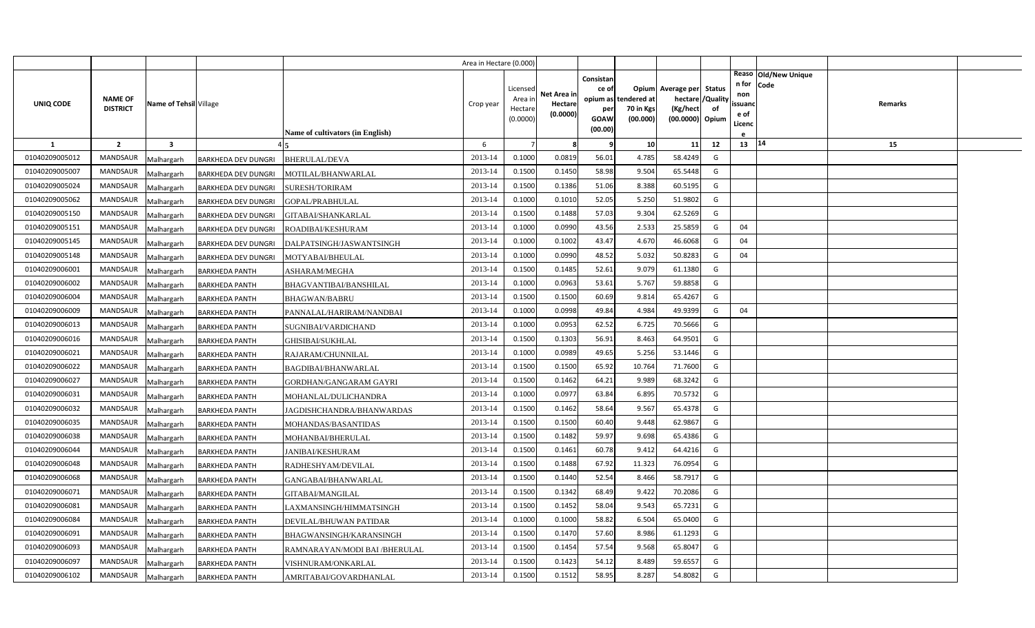| UNIQ CODE | NAME OF DISTRICT | Name of Tehsil | Village | Name of cultivators (in English) | Crop year | Licensed Area in Hectare (0.0000) | Net Area in Hectare (0.0000) | Consistance of opium as per GOAW (00.00) | Opium tendered at 70 in Kgs (00.000) | Average per hectare (Kg/hect (00.0000) | Status /Quality of Opium | Reason for non issuance of Licence | Old/New Unique Code | Remarks |
|---|---|---|---|---|---|---|---|---|---|---|---|---|---|---|
| 1 | 2 | 3 | 4 | 5 | 6 | 7 | 8 | 9 | 10 | 11 | 12 | 13 | 14 | 15 |
| 01040209005012 | MANDSAUR | Malhargarh | BARKHEDA DEV DUNGRI | BHERULAL/DEVA | 2013-14 | 0.1000 | 0.0819 | 56.01 | 4.785 | 58.4249 | G | | | |
| 01040209005007 | MANDSAUR | Malhargarh | BARKHEDA DEV DUNGRI | MOTILAL/BHANWARLAL | 2013-14 | 0.1500 | 0.1450 | 58.98 | 9.504 | 65.5448 | G | | | |
| 01040209005024 | MANDSAUR | Malhargarh | BARKHEDA DEV DUNGRI | SURESH/TORIRAM | 2013-14 | 0.1500 | 0.1386 | 51.06 | 8.388 | 60.5195 | G | | | |
| 01040209005062 | MANDSAUR | Malhargarh | BARKHEDA DEV DUNGRI | GOPAL/PRABHULAL | 2013-14 | 0.1000 | 0.1010 | 52.05 | 5.250 | 51.9802 | G | | | |
| 01040209005150 | MANDSAUR | Malhargarh | BARKHEDA DEV DUNGRI | GITABAI/SHANKARLAL | 2013-14 | 0.1500 | 0.1488 | 57.03 | 9.304 | 62.5269 | G | | | |
| 01040209005151 | MANDSAUR | Malhargarh | BARKHEDA DEV DUNGRI | ROADIBAI/KESHURAM | 2013-14 | 0.1000 | 0.0990 | 43.56 | 2.533 | 25.5859 | G | 04 | | |
| 01040209005145 | MANDSAUR | Malhargarh | BARKHEDA DEV DUNGRI | DALPATSINGH/JASWANTSINGH | 2013-14 | 0.1000 | 0.1002 | 43.47 | 4.670 | 46.6068 | G | 04 | | |
| 01040209005148 | MANDSAUR | Malhargarh | BARKHEDA DEV DUNGRI | MOTYABAI/BHEULAL | 2013-14 | 0.1000 | 0.0990 | 48.52 | 5.032 | 50.8283 | G | 04 | | |
| 01040209006001 | MANDSAUR | Malhargarh | BARKHEDA PANTH | ASHARAM/MEGHA | 2013-14 | 0.1500 | 0.1485 | 52.61 | 9.079 | 61.1380 | G | | | |
| 01040209006002 | MANDSAUR | Malhargarh | BARKHEDA PANTH | BHAGVANTIBAI/BANSHILAL | 2013-14 | 0.1000 | 0.0963 | 53.61 | 5.767 | 59.8858 | G | | | |
| 01040209006004 | MANDSAUR | Malhargarh | BARKHEDA PANTH | BHAGWAN/BABRU | 2013-14 | 0.1500 | 0.1500 | 60.69 | 9.814 | 65.4267 | G | | | |
| 01040209006009 | MANDSAUR | Malhargarh | BARKHEDA PANTH | PANNALAL/HARIRAM/NANDBAI | 2013-14 | 0.1000 | 0.0998 | 49.84 | 4.984 | 49.9399 | G | 04 | | |
| 01040209006013 | MANDSAUR | Malhargarh | BARKHEDA PANTH | SUGNIBAI/VARDICHAND | 2013-14 | 0.1000 | 0.0953 | 62.52 | 6.725 | 70.5666 | G | | | |
| 01040209006016 | MANDSAUR | Malhargarh | BARKHEDA PANTH | GHISIBAI/SUKHLAL | 2013-14 | 0.1500 | 0.1303 | 56.91 | 8.463 | 64.9501 | G | | | |
| 01040209006021 | MANDSAUR | Malhargarh | BARKHEDA PANTH | RAJARAM/CHUNNILAL | 2013-14 | 0.1000 | 0.0989 | 49.65 | 5.256 | 53.1446 | G | | | |
| 01040209006022 | MANDSAUR | Malhargarh | BARKHEDA PANTH | BAGDIBAI/BHANWARLAL | 2013-14 | 0.1500 | 0.1500 | 65.92 | 10.764 | 71.7600 | G | | | |
| 01040209006027 | MANDSAUR | Malhargarh | BARKHEDA PANTH | GORDHAN/GANGARAM GAYRI | 2013-14 | 0.1500 | 0.1462 | 64.21 | 9.989 | 68.3242 | G | | | |
| 01040209006031 | MANDSAUR | Malhargarh | BARKHEDA PANTH | MOHANLAL/DULICHANDRA | 2013-14 | 0.1000 | 0.0977 | 63.84 | 6.895 | 70.5732 | G | | | |
| 01040209006032 | MANDSAUR | Malhargarh | BARKHEDA PANTH | JAGDISHCHANDRA/BHANWARDAS | 2013-14 | 0.1500 | 0.1462 | 58.64 | 9.567 | 65.4378 | G | | | |
| 01040209006035 | MANDSAUR | Malhargarh | BARKHEDA PANTH | MOHANDAS/BASANTIDAS | 2013-14 | 0.1500 | 0.1500 | 60.40 | 9.448 | 62.9867 | G | | | |
| 01040209006038 | MANDSAUR | Malhargarh | BARKHEDA PANTH | MOHANBAI/BHERULAL | 2013-14 | 0.1500 | 0.1482 | 59.97 | 9.698 | 65.4386 | G | | | |
| 01040209006044 | MANDSAUR | Malhargarh | BARKHEDA PANTH | JANIBAI/KESHURAM | 2013-14 | 0.1500 | 0.1461 | 60.78 | 9.412 | 64.4216 | G | | | |
| 01040209006048 | MANDSAUR | Malhargarh | BARKHEDA PANTH | RADHESHYAM/DEVILAL | 2013-14 | 0.1500 | 0.1488 | 67.92 | 11.323 | 76.0954 | G | | | |
| 01040209006068 | MANDSAUR | Malhargarh | BARKHEDA PANTH | GANGABAI/BHANWARLAL | 2013-14 | 0.1500 | 0.1440 | 52.54 | 8.466 | 58.7917 | G | | | |
| 01040209006071 | MANDSAUR | Malhargarh | BARKHEDA PANTH | GITABAI/MANGILAL | 2013-14 | 0.1500 | 0.1342 | 68.49 | 9.422 | 70.2086 | G | | | |
| 01040209006081 | MANDSAUR | Malhargarh | BARKHEDA PANTH | LAXMANSINGH/HIMMATSINGH | 2013-14 | 0.1500 | 0.1452 | 58.04 | 9.543 | 65.7231 | G | | | |
| 01040209006084 | MANDSAUR | Malhargarh | BARKHEDA PANTH | DEVILAL/BHUWAN PATIDAR | 2013-14 | 0.1000 | 0.1000 | 58.82 | 6.504 | 65.0400 | G | | | |
| 01040209006091 | MANDSAUR | Malhargarh | BARKHEDA PANTH | BHAGWANSINGH/KARANSINGH | 2013-14 | 0.1500 | 0.1470 | 57.60 | 8.986 | 61.1293 | G | | | |
| 01040209006093 | MANDSAUR | Malhargarh | BARKHEDA PANTH | RAMNARAYAN/MODI BAI /BHERULAL | 2013-14 | 0.1500 | 0.1454 | 57.54 | 9.568 | 65.8047 | G | | | |
| 01040209006097 | MANDSAUR | Malhargarh | BARKHEDA PANTH | VISHNURAM/ONKARLAL | 2013-14 | 0.1500 | 0.1423 | 54.12 | 8.489 | 59.6557 | G | | | |
| 01040209006102 | MANDSAUR | Malhargarh | BARKHEDA PANTH | AMRITABAI/GOVARDHANLAL | 2013-14 | 0.1500 | 0.1512 | 58.95 | 8.287 | 54.8082 | G | | | |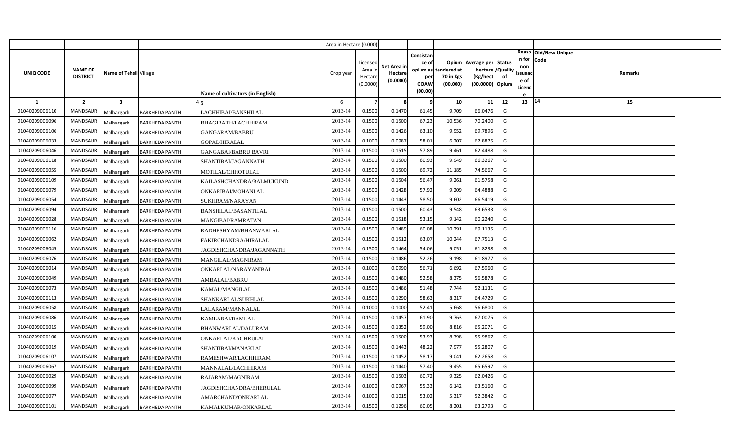| UNIQ CODE | NAME OF DISTRICT | Name of Tehsil | Village | Name of cultivators (in English) | Crop year | Licensed Area in Hectare (0.0000) | Net Area in Hectare (0.0000) | Consistance of opium as per GOAW (00.00) | Opium tendered at 70 in Kgs (00.000) | Average per hectare (Kg/hect (00.0000) | Status /Quality of Opium | Reason for non issuance of Licence | Old/New Unique Code | Remarks |
|---|---|---|---|---|---|---|---|---|---|---|---|---|---|---|
| 1 | 2 | 3 | 4 | 5 | 6 | 7 | 8 | 9 | 10 | 11 | 12 | 13 | 14 | 15 |
| 01040209006110 | MANDSAUR | Malhargarh | BARKHEDA PANTH | LACHHIBAI/BANSHILAL | 2013-14 | 0.1500 | 0.1470 | 61.45 | 9.709 | 66.0476 | G | | | |
| 01040209006096 | MANDSAUR | Malhargarh | BARKHEDA PANTH | BHAGIRATH/LACHHIRAM | 2013-14 | 0.1500 | 0.1500 | 67.23 | 10.536 | 70.2400 | G | | | |
| 01040209006106 | MANDSAUR | Malhargarh | BARKHEDA PANTH | GANGARAM/BABRU | 2013-14 | 0.1500 | 0.1426 | 63.10 | 9.952 | 69.7896 | G | | | |
| 01040209006033 | MANDSAUR | Malhargarh | BARKHEDA PANTH | GOPAL/HIRALAL | 2013-14 | 0.1000 | 0.0987 | 58.01 | 6.207 | 62.8875 | G | | | |
| 01040209006046 | MANDSAUR | Malhargarh | BARKHEDA PANTH | GANGABAI/BABRU BAVRI | 2013-14 | 0.1500 | 0.1515 | 57.89 | 9.461 | 62.4488 | G | | | |
| 01040209006118 | MANDSAUR | Malhargarh | BARKHEDA PANTH | SHANTIBAI/JAGANNATH | 2013-14 | 0.1500 | 0.1500 | 60.93 | 9.949 | 66.3267 | G | | | |
| 01040209006055 | MANDSAUR | Malhargarh | BARKHEDA PANTH | MOTILAL/CHHOTULAL | 2013-14 | 0.1500 | 0.1500 | 69.72 | 11.185 | 74.5667 | G | | | |
| 01040209006109 | MANDSAUR | Malhargarh | BARKHEDA PANTH | KAILASHCHANDRA/BALMUKUND | 2013-14 | 0.1500 | 0.1504 | 56.47 | 9.261 | 61.5758 | G | | | |
| 01040209006079 | MANDSAUR | Malhargarh | BARKHEDA PANTH | ONKARIBAI/MOHANLAL | 2013-14 | 0.1500 | 0.1428 | 57.92 | 9.209 | 64.4888 | G | | | |
| 01040209006054 | MANDSAUR | Malhargarh | BARKHEDA PANTH | SUKHRAM/NARAYAN | 2013-14 | 0.1500 | 0.1443 | 58.50 | 9.602 | 66.5419 | G | | | |
| 01040209006094 | MANDSAUR | Malhargarh | BARKHEDA PANTH | BANSHILAL/BASANTILAL | 2013-14 | 0.1500 | 0.1500 | 60.43 | 9.548 | 63.6533 | G | | | |
| 01040209006028 | MANDSAUR | Malhargarh | BARKHEDA PANTH | MANGIBAI/RAMRATAN | 2013-14 | 0.1500 | 0.1518 | 53.15 | 9.142 | 60.2240 | G | | | |
| 01040209006116 | MANDSAUR | Malhargarh | BARKHEDA PANTH | RADHESHYAM/BHANWARLAL | 2013-14 | 0.1500 | 0.1489 | 60.08 | 10.291 | 69.1135 | G | | | |
| 01040209006062 | MANDSAUR | Malhargarh | BARKHEDA PANTH | FAKIRCHANDRA/HIRALAL | 2013-14 | 0.1500 | 0.1512 | 63.07 | 10.244 | 67.7513 | G | | | |
| 01040209006045 | MANDSAUR | Malhargarh | BARKHEDA PANTH | JAGDISHCHANDRA/JAGANNATH | 2013-14 | 0.1500 | 0.1464 | 54.06 | 9.051 | 61.8238 | G | | | |
| 01040209006076 | MANDSAUR | Malhargarh | BARKHEDA PANTH | MANGILAL/MAGNIRAM | 2013-14 | 0.1500 | 0.1486 | 52.26 | 9.198 | 61.8977 | G | | | |
| 01040209006014 | MANDSAUR | Malhargarh | BARKHEDA PANTH | ONKARLAL/NARAYANIBAI | 2013-14 | 0.1000 | 0.0990 | 56.71 | 6.692 | 67.5960 | G | | | |
| 01040209006049 | MANDSAUR | Malhargarh | BARKHEDA PANTH | AMBALAL/BABRU | 2013-14 | 0.1500 | 0.1480 | 52.58 | 8.375 | 56.5878 | G | | | |
| 01040209006073 | MANDSAUR | Malhargarh | BARKHEDA PANTH | KAMAL/MANGILAL | 2013-14 | 0.1500 | 0.1486 | 51.48 | 7.744 | 52.1131 | G | | | |
| 01040209006113 | MANDSAUR | Malhargarh | BARKHEDA PANTH | SHANKARLAL/SUKHLAL | 2013-14 | 0.1500 | 0.1290 | 58.63 | 8.317 | 64.4729 | G | | | |
| 01040209006058 | MANDSAUR | Malhargarh | BARKHEDA PANTH | LALARAM/MANNALAL | 2013-14 | 0.1000 | 0.1000 | 52.41 | 5.668 | 56.6800 | G | | | |
| 01040209006086 | MANDSAUR | Malhargarh | BARKHEDA PANTH | KAMLABAI/RAMLAL | 2013-14 | 0.1500 | 0.1457 | 61.90 | 9.763 | 67.0075 | G | | | |
| 01040209006015 | MANDSAUR | Malhargarh | BARKHEDA PANTH | BHANWARLAL/DALURAM | 2013-14 | 0.1500 | 0.1352 | 59.00 | 8.816 | 65.2071 | G | | | |
| 01040209006100 | MANDSAUR | Malhargarh | BARKHEDA PANTH | ONKARLAL/KACHRULAL | 2013-14 | 0.1500 | 0.1500 | 53.93 | 8.398 | 55.9867 | G | | | |
| 01040209006019 | MANDSAUR | Malhargarh | BARKHEDA PANTH | SHANTIBAI/MANAKLAL | 2013-14 | 0.1500 | 0.1443 | 48.22 | 7.977 | 55.2807 | G | | | |
| 01040209006107 | MANDSAUR | Malhargarh | BARKHEDA PANTH | RAMESHWAR/LACHHIRAM | 2013-14 | 0.1500 | 0.1452 | 58.17 | 9.041 | 62.2658 | G | | | |
| 01040209006067 | MANDSAUR | Malhargarh | BARKHEDA PANTH | MANNALAL/LACHHIRAM | 2013-14 | 0.1500 | 0.1440 | 57.40 | 9.455 | 65.6597 | G | | | |
| 01040209006029 | MANDSAUR | Malhargarh | BARKHEDA PANTH | RAJARAM/MAGNIRAM | 2013-14 | 0.1500 | 0.1503 | 60.72 | 9.325 | 62.0426 | G | | | |
| 01040209006099 | MANDSAUR | Malhargarh | BARKHEDA PANTH | JAGDISHCHANDRA/BHERULAL | 2013-14 | 0.1000 | 0.0967 | 55.33 | 6.142 | 63.5160 | G | | | |
| 01040209006077 | MANDSAUR | Malhargarh | BARKHEDA PANTH | AMARCHAND/ONKARLAL | 2013-14 | 0.1000 | 0.1015 | 53.02 | 5.317 | 52.3842 | G | | | |
| 01040209006101 | MANDSAUR | Malhargarh | BARKHEDA PANTH | KAMALKUMAR/ONKARLAL | 2013-14 | 0.1500 | 0.1296 | 60.05 | 8.201 | 63.2793 | G | | | |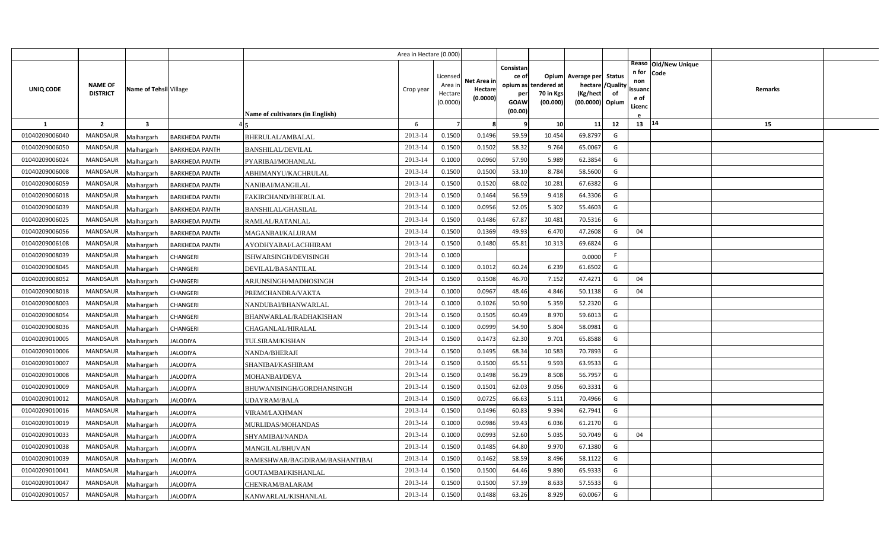| UNIQ CODE | NAME OF DISTRICT | Name of Tehsil | Village | Name of cultivators (in English) | Crop year | Licensed Area in Hectare (0.0000) | Net Area in Hectare (0.0000) | Consistance of opium as per GOAW (00.00) | Opium tendered at 70 in Kgs (00.000) | Average per hectare (Kg/hect (00.0000) | Status /Quality of Opium | Reason for non issuance of Licence | Old/New Unique Code | Remarks |
|---|---|---|---|---|---|---|---|---|---|---|---|---|---|---|
| 1 | 2 | 3 | 4 | 5 | 6 | 7 | 8 | 9 | 10 | 11 | 12 | 13 | 14 | 15 |
| 01040209006040 | MANDSAUR | Malhargarh | BARKHEDA PANTH | BHERULAL/AMBALAL | 2013-14 | 0.1500 | 0.1496 | 59.59 | 10.454 | 69.8797 | G | | | |
| 01040209006050 | MANDSAUR | Malhargarh | BARKHEDA PANTH | BANSHILAL/DEVILAL | 2013-14 | 0.1500 | 0.1502 | 58.32 | 9.764 | 65.0067 | G | | | |
| 01040209006024 | MANDSAUR | Malhargarh | BARKHEDA PANTH | PYARIBAI/MOHANLAL | 2013-14 | 0.1000 | 0.0960 | 57.90 | 5.989 | 62.3854 | G | | | |
| 01040209006008 | MANDSAUR | Malhargarh | BARKHEDA PANTH | ABHIMANYU/KACHRULAL | 2013-14 | 0.1500 | 0.1500 | 53.10 | 8.784 | 58.5600 | G | | | |
| 01040209006059 | MANDSAUR | Malhargarh | BARKHEDA PANTH | NANIBAI/MANGILAL | 2013-14 | 0.1500 | 0.1520 | 68.02 | 10.281 | 67.6382 | G | | | |
| 01040209006018 | MANDSAUR | Malhargarh | BARKHEDA PANTH | FAKIRCHAND/BHERULAL | 2013-14 | 0.1500 | 0.1464 | 56.59 | 9.418 | 64.3306 | G | | | |
| 01040209006039 | MANDSAUR | Malhargarh | BARKHEDA PANTH | BANSHILAL/GHASILAL | 2013-14 | 0.1000 | 0.0956 | 52.05 | 5.302 | 55.4603 | G | | | |
| 01040209006025 | MANDSAUR | Malhargarh | BARKHEDA PANTH | RAMLAL/RATANLAL | 2013-14 | 0.1500 | 0.1486 | 67.87 | 10.481 | 70.5316 | G | | | |
| 01040209006056 | MANDSAUR | Malhargarh | BARKHEDA PANTH | MAGANBAI/KALURAM | 2013-14 | 0.1500 | 0.1369 | 49.93 | 6.470 | 47.2608 | G | 04 | | |
| 01040209006108 | MANDSAUR | Malhargarh | BARKHEDA PANTH | AYODHYABAI/LACHHIRAM | 2013-14 | 0.1500 | 0.1480 | 65.81 | 10.313 | 69.6824 | G | | | |
| 01040209008039 | MANDSAUR | Malhargarh | CHANGERI | ISHWARSINGH/DEVISINGH | 2013-14 | 0.1000 | | | | 0.0000 | F | | | |
| 01040209008045 | MANDSAUR | Malhargarh | CHANGERI | DEVILAL/BASANTILAL | 2013-14 | 0.1000 | 0.1012 | 60.24 | 6.239 | 61.6502 | G | | | |
| 01040209008052 | MANDSAUR | Malhargarh | CHANGERI | ARJUNSINGH/MADHOSINGH | 2013-14 | 0.1500 | 0.1508 | 46.70 | 7.152 | 47.4271 | G | 04 | | |
| 01040209008018 | MANDSAUR | Malhargarh | CHANGERI | PREMCHANDRA/VAKTA | 2013-14 | 0.1000 | 0.0967 | 48.46 | 4.846 | 50.1138 | G | 04 | | |
| 01040209008003 | MANDSAUR | Malhargarh | CHANGERI | NANDUBAI/BHANWARLAL | 2013-14 | 0.1000 | 0.1026 | 50.90 | 5.359 | 52.2320 | G | | | |
| 01040209008054 | MANDSAUR | Malhargarh | CHANGERI | BHANWARLAL/RADHAKISHAN | 2013-14 | 0.1500 | 0.1505 | 60.49 | 8.970 | 59.6013 | G | | | |
| 01040209008036 | MANDSAUR | Malhargarh | CHANGERI | CHAGANLAL/HIRALAL | 2013-14 | 0.1000 | 0.0999 | 54.90 | 5.804 | 58.0981 | G | | | |
| 01040209010005 | MANDSAUR | Malhargarh | JALODIYA | TULSIRAM/KISHAN | 2013-14 | 0.1500 | 0.1473 | 62.30 | 9.701 | 65.8588 | G | | | |
| 01040209010006 | MANDSAUR | Malhargarh | JALODIYA | NANDA/BHERAJI | 2013-14 | 0.1500 | 0.1495 | 68.34 | 10.583 | 70.7893 | G | | | |
| 01040209010007 | MANDSAUR | Malhargarh | JALODIYA | SHANIBAI/KASHIRAM | 2013-14 | 0.1500 | 0.1500 | 65.51 | 9.593 | 63.9533 | G | | | |
| 01040209010008 | MANDSAUR | Malhargarh | JALODIYA | MOHANBAI/DEVA | 2013-14 | 0.1500 | 0.1498 | 56.29 | 8.508 | 56.7957 | G | | | |
| 01040209010009 | MANDSAUR | Malhargarh | JALODIYA | BHUWANISINGH/GORDHANSINGH | 2013-14 | 0.1500 | 0.1501 | 62.03 | 9.056 | 60.3331 | G | | | |
| 01040209010012 | MANDSAUR | Malhargarh | JALODIYA | UDAYRAM/BALA | 2013-14 | 0.1500 | 0.0725 | 66.63 | 5.111 | 70.4966 | G | | | |
| 01040209010016 | MANDSAUR | Malhargarh | JALODIYA | VIRAM/LAXHMAN | 2013-14 | 0.1500 | 0.1496 | 60.83 | 9.394 | 62.7941 | G | | | |
| 01040209010019 | MANDSAUR | Malhargarh | JALODIYA | MURLIDAS/MOHANDAS | 2013-14 | 0.1000 | 0.0986 | 59.43 | 6.036 | 61.2170 | G | | | |
| 01040209010033 | MANDSAUR | Malhargarh | JALODIYA | SHYAMIBAI/NANDA | 2013-14 | 0.1000 | 0.0993 | 52.60 | 5.035 | 50.7049 | G | 04 | | |
| 01040209010038 | MANDSAUR | Malhargarh | JALODIYA | MANGILAL/BHUVAN | 2013-14 | 0.1500 | 0.1485 | 64.80 | 9.970 | 67.1380 | G | | | |
| 01040209010039 | MANDSAUR | Malhargarh | JALODIYA | RAMESHWAR/BAGDIRAM/BASHANTIBAI | 2013-14 | 0.1500 | 0.1462 | 58.59 | 8.496 | 58.1122 | G | | | |
| 01040209010041 | MANDSAUR | Malhargarh | JALODIYA | GOUTAMBAI/KISHANLAL | 2013-14 | 0.1500 | 0.1500 | 64.46 | 9.890 | 65.9333 | G | | | |
| 01040209010047 | MANDSAUR | Malhargarh | JALODIYA | CHENRAM/BALARAM | 2013-14 | 0.1500 | 0.1500 | 57.39 | 8.633 | 57.5533 | G | | | |
| 01040209010057 | MANDSAUR | Malhargarh | JALODIYA | KANWARLAL/KISHANLAL | 2013-14 | 0.1500 | 0.1488 | 63.26 | 8.929 | 60.0067 | G | | | |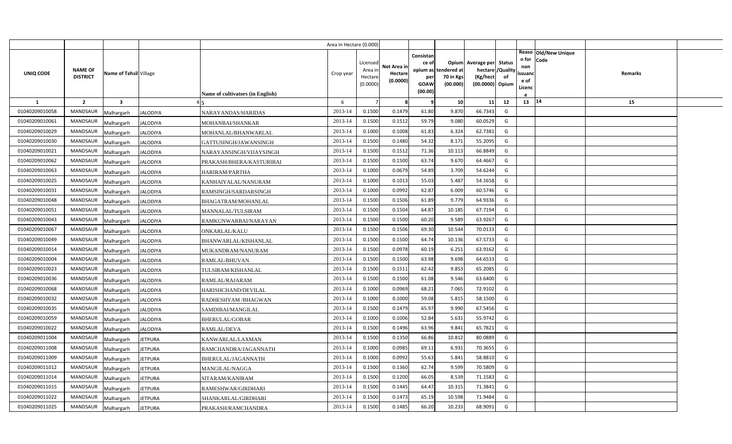| UNIQ CODE | NAME OF DISTRICT | Name of Tehsil | Village | Name of cultivators (in English) | Crop year | Licensed Area in Hectare (0.0000) | Net Area in Hectare (0.0000) | Consistance of opium as per GOAW (00.00) | Opium tendered at 70 in Kgs (00.000) | Average per hectare (Kg/hect (00.0000) | Status /Quality of Opium | Reason for non issuance of Licence | Old/New Unique Code | Remarks |
|---|---|---|---|---|---|---|---|---|---|---|---|---|---|---|
| 1 | 2 | 3 | 4 | 5 | 6 | 7 | 8 | 9 | 10 | 11 | 12 | 13 | 14 | 15 |
| 01040209010058 | MANDSAUR | Malhargarh | JALODIYA | NARAYANDAS/HARIDAS | 2013-14 | 0.1500 | 0.1479 | 61.80 | 9.870 | 66.7343 | G | | | |
| 01040209010061 | MANDSAUR | Malhargarh | JALODIYA | MOHANBAI/SHANKAR | 2013-14 | 0.1500 | 0.1512 | 59.79 | 9.080 | 60.0529 | G | | | |
| 01040209010029 | MANDSAUR | Malhargarh | JALODIYA | MOHANLAL/BHANWARLAL | 2013-14 | 0.1000 | 0.1008 | 61.83 | 6.324 | 62.7381 | G | | | |
| 01040209010030 | MANDSAUR | Malhargarh | JALODIYA | GATTUSINGH/JAWANSINGH | 2013-14 | 0.1500 | 0.1480 | 54.32 | 8.171 | 55.2095 | G | | | |
| 01040209010021 | MANDSAUR | Malhargarh | JALODIYA | NARAYANSINGH/VIJAYSINGH | 2013-14 | 0.1500 | 0.1512 | 71.36 | 10.113 | 66.8849 | G | | | |
| 01040209010062 | MANDSAUR | Malhargarh | JALODIYA | PRAKASH/BHERA/KASTURIBAI | 2013-14 | 0.1500 | 0.1500 | 63.74 | 9.670 | 64.4667 | G | | | |
| 01040209010063 | MANDSAUR | Malhargarh | JALODIYA | HARIRAM/PARTHA | 2013-14 | 0.1000 | 0.0679 | 54.89 | 3.709 | 54.6244 | G | | | |
| 01040209010025 | MANDSAUR | Malhargarh | JALODIYA | KANHAIYALAL/NANURAM | 2013-14 | 0.1000 | 0.1013 | 55.03 | 5.487 | 54.1658 | G | | | |
| 01040209010031 | MANDSAUR | Malhargarh | JALODIYA | RAMSINGH/SARDARSINGH | 2013-14 | 0.1000 | 0.0992 | 62.87 | 6.009 | 60.5746 | G | | | |
| 01040209010048 | MANDSAUR | Malhargarh | JALODIYA | BHAGATRAM/MOHANLAL | 2013-14 | 0.1500 | 0.1506 | 61.89 | 9.779 | 64.9336 | G | | | |
| 01040209010051 | MANDSAUR | Malhargarh | JALODIYA | MANNALAL/TULSIRAM | 2013-14 | 0.1500 | 0.1504 | 64.87 | 10.185 | 67.7194 | G | | | |
| 01040209010043 | MANDSAUR | Malhargarh | JALODIYA | RAMKUNWARBAI/NARAYAN | 2013-14 | 0.1500 | 0.1500 | 60.20 | 9.589 | 63.9267 | G | | | |
| 01040209010067 | MANDSAUR | Malhargarh | JALODIYA | ONKARLAL/KALU | 2013-14 | 0.1500 | 0.1506 | 69.30 | 10.544 | 70.0133 | G | | | |
| 01040209010049 | MANDSAUR | Malhargarh | JALODIYA | BHANWARLAL/KISHANLAL | 2013-14 | 0.1500 | 0.1500 | 64.74 | 10.136 | 67.5733 | G | | | |
| 01040209010014 | MANDSAUR | Malhargarh | JALODIYA | MUKANDRAM/NANURAM | 2013-14 | 0.1500 | 0.0978 | 60.19 | 6.251 | 63.9162 | G | | | |
| 01040209010004 | MANDSAUR | Malhargarh | JALODIYA | RAMLAL/BHUVAN | 2013-14 | 0.1500 | 0.1500 | 63.98 | 9.698 | 64.6533 | G | | | |
| 01040209010023 | MANDSAUR | Malhargarh | JALODIYA | TULSIRAM/KISHANLAL | 2013-14 | 0.1500 | 0.1511 | 62.42 | 9.853 | 65.2085 | G | | | |
| 01040209010036 | MANDSAUR | Malhargarh | JALODIYA | RAMLAL/RAJARAM | 2013-14 | 0.1500 | 0.1500 | 61.08 | 9.546 | 63.6400 | G | | | |
| 01040209010068 | MANDSAUR | Malhargarh | JALODIYA | HARISHCHAND/DEVILAL | 2013-14 | 0.1000 | 0.0969 | 68.21 | 7.065 | 72.9102 | G | | | |
| 01040209010032 | MANDSAUR | Malhargarh | JALODIYA | RADHESHYAM /BHAGWAN | 2013-14 | 0.1000 | 0.1000 | 59.08 | 5.815 | 58.1500 | G | | | |
| 01040209010035 | MANDSAUR | Malhargarh | JALODIYA | SAMDIBAI/MANGILAL | 2013-14 | 0.1500 | 0.1479 | 65.97 | 9.990 | 67.5456 | G | | | |
| 01040209010059 | MANDSAUR | Malhargarh | JALODIYA | BHERULAL/GOBAR | 2013-14 | 0.1000 | 0.1006 | 52.84 | 5.631 | 55.9742 | G | | | |
| 01040209010022 | MANDSAUR | Malhargarh | JALODIYA | RAMLAL/DEVA | 2013-14 | 0.1500 | 0.1496 | 63.96 | 9.841 | 65.7821 | G | | | |
| 01040209011004 | MANDSAUR | Malhargarh | JETPURA | KANWARLAL/LAXMAN | 2013-14 | 0.1500 | 0.1350 | 66.86 | 10.812 | 80.0889 | G | | | |
| 01040209011008 | MANDSAUR | Malhargarh | JETPURA | RAMCHANDRA/JAGANNATH | 2013-14 | 0.1000 | 0.0985 | 69.11 | 6.931 | 70.3655 | G | | | |
| 01040209011009 | MANDSAUR | Malhargarh | JETPURA | BHERULAL/JAGANNATH | 2013-14 | 0.1000 | 0.0992 | 55.63 | 5.841 | 58.8810 | G | | | |
| 01040209011012 | MANDSAUR | Malhargarh | JETPURA | MANGILAL/NAGGA | 2013-14 | 0.1500 | 0.1360 | 62.74 | 9.599 | 70.5809 | G | | | |
| 01040209011014 | MANDSAUR | Malhargarh | JETPURA | SITARAM/KANIRAM | 2013-14 | 0.1500 | 0.1200 | 66.05 | 8.539 | 71.1583 | G | | | |
| 01040209011015 | MANDSAUR | Malhargarh | JETPURA | RAMESHWAR/GIRDHARI | 2013-14 | 0.1500 | 0.1445 | 64.47 | 10.315 | 71.3841 | G | | | |
| 01040209011022 | MANDSAUR | Malhargarh | JETPURA | SHANKARLAL/GIRDHARI | 2013-14 | 0.1500 | 0.1473 | 65.19 | 10.598 | 71.9484 | G | | | |
| 01040209011025 | MANDSAUR | Malhargarh | JETPURA | PRAKASH/RAMCHANDRA | 2013-14 | 0.1500 | 0.1485 | 66.20 | 10.233 | 68.9091 | G | | | |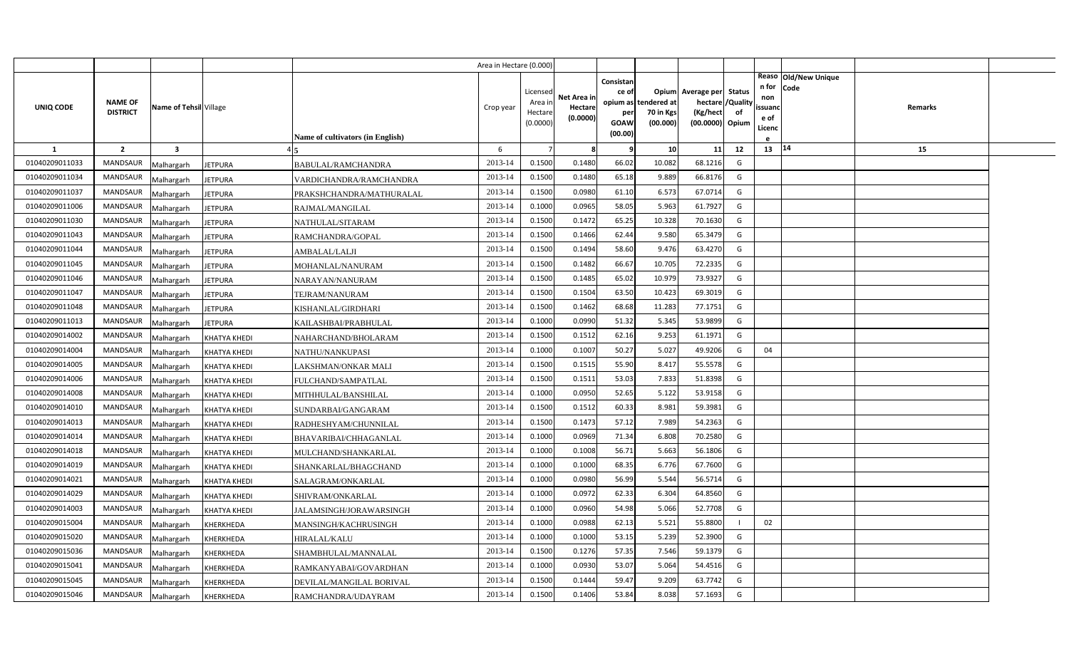| UNIQ CODE | NAME OF DISTRICT | Name of Tehsil | Village | Name of cultivators (in English) | Crop year | Licensed Area in Hectare (0.0000) | Net Area in Hectare (0.0000) | Consistance of opium as per GOAW (00.00) | Opium tendered at 70 in Kgs (00.000) | Average per hectare (Kg/hect (00.0000) | Status /Quality of Opium | Reason for non issuance of Licence | Old/New Unique Code | Remarks |
|---|---|---|---|---|---|---|---|---|---|---|---|---|---|---|
| 1 | 2 | 3 | 4 | 5 | 6 | 7 | 8 | 9 | 10 | 11 | 12 | 13 | 14 | 15 |
| 01040209011033 | MANDSAUR | Malhargarh | JETPURA | BABULAL/RAMCHANDRA | 2013-14 | 0.1500 | 0.1480 | 66.02 | 10.082 | 68.1216 | G | | | |
| 01040209011034 | MANDSAUR | Malhargarh | JETPURA | VARDICHANDRA/RAMCHANDRA | 2013-14 | 0.1500 | 0.1480 | 65.18 | 9.889 | 66.8176 | G | | | |
| 01040209011037 | MANDSAUR | Malhargarh | JETPURA | PRAKSHCHANDRA/MATHURALAL | 2013-14 | 0.1500 | 0.0980 | 61.10 | 6.573 | 67.0714 | G | | | |
| 01040209011006 | MANDSAUR | Malhargarh | JETPURA | RAJMAL/MANGILAL | 2013-14 | 0.1000 | 0.0965 | 58.05 | 5.963 | 61.7927 | G | | | |
| 01040209011030 | MANDSAUR | Malhargarh | JETPURA | NATHULAL/SITARAM | 2013-14 | 0.1500 | 0.1472 | 65.25 | 10.328 | 70.1630 | G | | | |
| 01040209011043 | MANDSAUR | Malhargarh | JETPURA | RAMCHANDRA/GOPAL | 2013-14 | 0.1500 | 0.1466 | 62.44 | 9.580 | 65.3479 | G | | | |
| 01040209011044 | MANDSAUR | Malhargarh | JETPURA | AMBALAL/LALJI | 2013-14 | 0.1500 | 0.1494 | 58.60 | 9.476 | 63.4270 | G | | | |
| 01040209011045 | MANDSAUR | Malhargarh | JETPURA | MOHANLAL/NANURAM | 2013-14 | 0.1500 | 0.1482 | 66.67 | 10.705 | 72.2335 | G | | | |
| 01040209011046 | MANDSAUR | Malhargarh | JETPURA | NARAYAN/NANURAM | 2013-14 | 0.1500 | 0.1485 | 65.02 | 10.979 | 73.9327 | G | | | |
| 01040209011047 | MANDSAUR | Malhargarh | JETPURA | TEJRAM/NANURAM | 2013-14 | 0.1500 | 0.1504 | 63.50 | 10.423 | 69.3019 | G | | | |
| 01040209011048 | MANDSAUR | Malhargarh | JETPURA | KISHANLAL/GIRDHARI | 2013-14 | 0.1500 | 0.1462 | 68.68 | 11.283 | 77.1751 | G | | | |
| 01040209011013 | MANDSAUR | Malhargarh | JETPURA | KAILASHBAI/PRABHULAL | 2013-14 | 0.1000 | 0.0990 | 51.32 | 5.345 | 53.9899 | G | | | |
| 01040209014002 | MANDSAUR | Malhargarh | KHATYA KHEDI | NAHARCHAND/BHOLARAM | 2013-14 | 0.1500 | 0.1512 | 62.16 | 9.253 | 61.1971 | G | | | |
| 01040209014004 | MANDSAUR | Malhargarh | KHATYA KHEDI | NATHU/NANKUPASI | 2013-14 | 0.1000 | 0.1007 | 50.27 | 5.027 | 49.9206 | G | 04 | | |
| 01040209014005 | MANDSAUR | Malhargarh | KHATYA KHEDI | LAKSHMAN/ONKAR MALI | 2013-14 | 0.1500 | 0.1515 | 55.90 | 8.417 | 55.5578 | G | | | |
| 01040209014006 | MANDSAUR | Malhargarh | KHATYA KHEDI | FULCHAND/SAMPATLAL | 2013-14 | 0.1500 | 0.1511 | 53.03 | 7.833 | 51.8398 | G | | | |
| 01040209014008 | MANDSAUR | Malhargarh | KHATYA KHEDI | MITHHULAL/BANSHILAL | 2013-14 | 0.1000 | 0.0950 | 52.65 | 5.122 | 53.9158 | G | | | |
| 01040209014010 | MANDSAUR | Malhargarh | KHATYA KHEDI | SUNDARBAI/GANGARAM | 2013-14 | 0.1500 | 0.1512 | 60.33 | 8.981 | 59.3981 | G | | | |
| 01040209014013 | MANDSAUR | Malhargarh | KHATYA KHEDI | RADHESHYAM/CHUNNILAL | 2013-14 | 0.1500 | 0.1473 | 57.12 | 7.989 | 54.2363 | G | | | |
| 01040209014014 | MANDSAUR | Malhargarh | KHATYA KHEDI | BHAVARIBAI/CHHAGANLAL | 2013-14 | 0.1000 | 0.0969 | 71.34 | 6.808 | 70.2580 | G | | | |
| 01040209014018 | MANDSAUR | Malhargarh | KHATYA KHEDI | MULCHAND/SHANKARLAL | 2013-14 | 0.1000 | 0.1008 | 56.71 | 5.663 | 56.1806 | G | | | |
| 01040209014019 | MANDSAUR | Malhargarh | KHATYA KHEDI | SHANKARLAL/BHAGCHAND | 2013-14 | 0.1000 | 0.1000 | 68.35 | 6.776 | 67.7600 | G | | | |
| 01040209014021 | MANDSAUR | Malhargarh | KHATYA KHEDI | SALAGRAM/ONKARLAL | 2013-14 | 0.1000 | 0.0980 | 56.99 | 5.544 | 56.5714 | G | | | |
| 01040209014029 | MANDSAUR | Malhargarh | KHATYA KHEDI | SHIVRAM/ONKARLAL | 2013-14 | 0.1000 | 0.0972 | 62.33 | 6.304 | 64.8560 | G | | | |
| 01040209014003 | MANDSAUR | Malhargarh | KHATYA KHEDI | JALAMSINGH/JORAWARSINGH | 2013-14 | 0.1000 | 0.0960 | 54.98 | 5.066 | 52.7708 | G | | | |
| 01040209015004 | MANDSAUR | Malhargarh | KHERKHEDA | MANSINGH/KACHRUSINGH | 2013-14 | 0.1000 | 0.0988 | 62.13 | 5.521 | 55.8800 | I | 02 | | |
| 01040209015020 | MANDSAUR | Malhargarh | KHERKHEDA | HIRALAL/KALU | 2013-14 | 0.1000 | 0.1000 | 53.15 | 5.239 | 52.3900 | G | | | |
| 01040209015036 | MANDSAUR | Malhargarh | KHERKHEDA | SHAMBHULAL/MANNALAL | 2013-14 | 0.1500 | 0.1276 | 57.35 | 7.546 | 59.1379 | G | | | |
| 01040209015041 | MANDSAUR | Malhargarh | KHERKHEDA | RAMKANYABAI/GOVARDHAN | 2013-14 | 0.1000 | 0.0930 | 53.07 | 5.064 | 54.4516 | G | | | |
| 01040209015045 | MANDSAUR | Malhargarh | KHERKHEDA | DEVILAL/MANGILAL BORIVAL | 2013-14 | 0.1500 | 0.1444 | 59.47 | 9.209 | 63.7742 | G | | | |
| 01040209015046 | MANDSAUR | Malhargarh | KHERKHEDA | RAMCHANDRA/UDAYRAM | 2013-14 | 0.1500 | 0.1406 | 53.84 | 8.038 | 57.1693 | G | | | |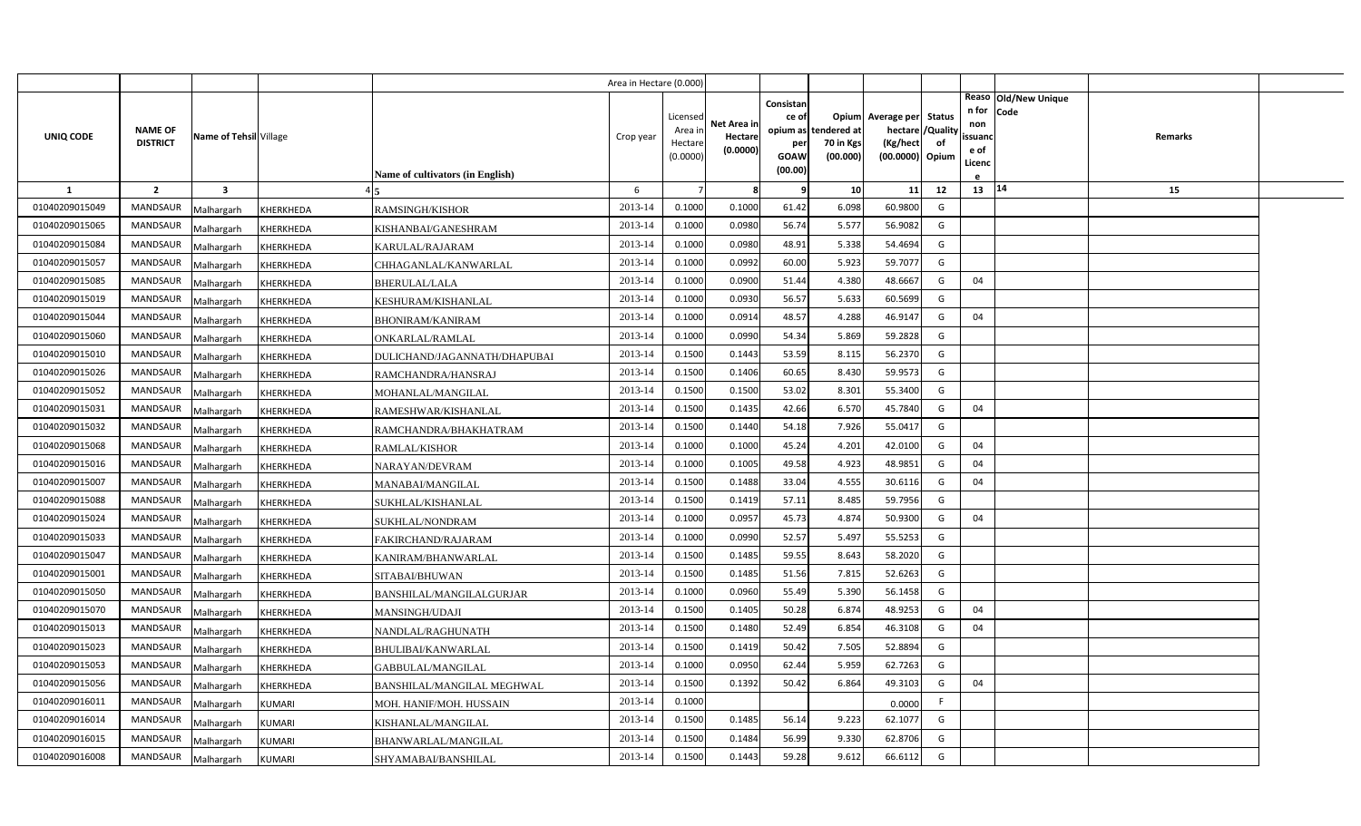| | | | | | Area in Hectare (0.000) | | | | | | | | | | |
|---|---|---|---|---|---|---|---|---|---|---|---|---|---|---|---|
| UNIQ CODE | NAME OF DISTRICT | Name of Tehsil | Village | Name of cultivators (in English) | Crop year | Licensed Area in Hectare (0.0000) | Net Area in Hectare (0.0000) | Consistance of opium as per GOAW (00.00) | Opium tendered at 70 in Kgs (00.000) | Average per hectare (Kg/hect (00.0000) | Status /Quality of Opium | Reason for non issuance of Licence | Old/New Unique Code | Remarks | |
| 1 | 2 | 3 | 4 | 5 | 6 | 7 | 8 | 9 | 10 | 11 | 12 | 13 | 14 | 15 | |
| 01040209015049 | MANDSAUR | Malhargarh | KHERKHEDA | RAMSINGH/KISHOR | 2013-14 | 0.1000 | 0.1000 | 61.42 | 6.098 | 60.9800 | G | | | | |
| 01040209015065 | MANDSAUR | Malhargarh | KHERKHEDA | KISHANBAI/GANESHRAM | 2013-14 | 0.1000 | 0.0980 | 56.74 | 5.577 | 56.9082 | G | | | | |
| 01040209015084 | MANDSAUR | Malhargarh | KHERKHEDA | KARULAL/RAJARAM | 2013-14 | 0.1000 | 0.0980 | 48.91 | 5.338 | 54.4694 | G | | | | |
| 01040209015057 | MANDSAUR | Malhargarh | KHERKHEDA | CHHAGANLAL/KANWARLAL | 2013-14 | 0.1000 | 0.0992 | 60.00 | 5.923 | 59.7077 | G | | | | |
| 01040209015085 | MANDSAUR | Malhargarh | KHERKHEDA | BHERULAL/LALA | 2013-14 | 0.1000 | 0.0900 | 51.44 | 4.380 | 48.6667 | G | 04 | | | |
| 01040209015019 | MANDSAUR | Malhargarh | KHERKHEDA | KESHURAM/KISHANLAL | 2013-14 | 0.1000 | 0.0930 | 56.57 | 5.633 | 60.5699 | G | | | | |
| 01040209015044 | MANDSAUR | Malhargarh | KHERKHEDA | BHONIRAM/KANIRAM | 2013-14 | 0.1000 | 0.0914 | 48.57 | 4.288 | 46.9147 | G | 04 | | | |
| 01040209015060 | MANDSAUR | Malhargarh | KHERKHEDA | ONKARLAL/RAMLAL | 2013-14 | 0.1000 | 0.0990 | 54.34 | 5.869 | 59.2828 | G | | | | |
| 01040209015010 | MANDSAUR | Malhargarh | KHERKHEDA | DULICHAND/JAGANNATH/DHAPUBAI | 2013-14 | 0.1500 | 0.1443 | 53.59 | 8.115 | 56.2370 | G | | | | |
| 01040209015026 | MANDSAUR | Malhargarh | KHERKHEDA | RAMCHANDRA/HANSRAJ | 2013-14 | 0.1500 | 0.1406 | 60.65 | 8.430 | 59.9573 | G | | | | |
| 01040209015052 | MANDSAUR | Malhargarh | KHERKHEDA | MOHANLAL/MANGILAL | 2013-14 | 0.1500 | 0.1500 | 53.02 | 8.301 | 55.3400 | G | | | | |
| 01040209015031 | MANDSAUR | Malhargarh | KHERKHEDA | RAMESHWAR/KISHANLAL | 2013-14 | 0.1500 | 0.1435 | 42.66 | 6.570 | 45.7840 | G | 04 | | | |
| 01040209015032 | MANDSAUR | Malhargarh | KHERKHEDA | RAMCHANDRA/BHAKHATRAM | 2013-14 | 0.1500 | 0.1440 | 54.18 | 7.926 | 55.0417 | G | | | | |
| 01040209015068 | MANDSAUR | Malhargarh | KHERKHEDA | RAMLAL/KISHOR | 2013-14 | 0.1000 | 0.1000 | 45.24 | 4.201 | 42.0100 | G | 04 | | | |
| 01040209015016 | MANDSAUR | Malhargarh | KHERKHEDA | NARAYAN/DEVRAM | 2013-14 | 0.1000 | 0.1005 | 49.58 | 4.923 | 48.9851 | G | 04 | | | |
| 01040209015007 | MANDSAUR | Malhargarh | KHERKHEDA | MANABAI/MANGILAL | 2013-14 | 0.1500 | 0.1488 | 33.04 | 4.555 | 30.6116 | G | 04 | | | |
| 01040209015088 | MANDSAUR | Malhargarh | KHERKHEDA | SUKHLAL/KISHANLAL | 2013-14 | 0.1500 | 0.1419 | 57.11 | 8.485 | 59.7956 | G | | | | |
| 01040209015024 | MANDSAUR | Malhargarh | KHERKHEDA | SUKHLAL/NONDRAM | 2013-14 | 0.1000 | 0.0957 | 45.73 | 4.874 | 50.9300 | G | 04 | | | |
| 01040209015033 | MANDSAUR | Malhargarh | KHERKHEDA | FAKIRCHAND/RAJARAM | 2013-14 | 0.1000 | 0.0990 | 52.57 | 5.497 | 55.5253 | G | | | | |
| 01040209015047 | MANDSAUR | Malhargarh | KHERKHEDA | KANIRAM/BHANWARLAL | 2013-14 | 0.1500 | 0.1485 | 59.55 | 8.643 | 58.2020 | G | | | | |
| 01040209015001 | MANDSAUR | Malhargarh | KHERKHEDA | SITABAI/BHUWAN | 2013-14 | 0.1500 | 0.1485 | 51.56 | 7.815 | 52.6263 | G | | | | |
| 01040209015050 | MANDSAUR | Malhargarh | KHERKHEDA | BANSHILAL/MANGILALGURJAR | 2013-14 | 0.1000 | 0.0960 | 55.49 | 5.390 | 56.1458 | G | | | | |
| 01040209015070 | MANDSAUR | Malhargarh | KHERKHEDA | MANSINGH/UDAJI | 2013-14 | 0.1500 | 0.1405 | 50.28 | 6.874 | 48.9253 | G | 04 | | | |
| 01040209015013 | MANDSAUR | Malhargarh | KHERKHEDA | NANDLAL/RAGHUNATH | 2013-14 | 0.1500 | 0.1480 | 52.49 | 6.854 | 46.3108 | G | 04 | | | |
| 01040209015023 | MANDSAUR | Malhargarh | KHERKHEDA | BHULIBAI/KANWARLAL | 2013-14 | 0.1500 | 0.1419 | 50.42 | 7.505 | 52.8894 | G | | | | |
| 01040209015053 | MANDSAUR | Malhargarh | KHERKHEDA | GABBULAL/MANGILAL | 2013-14 | 0.1000 | 0.0950 | 62.44 | 5.959 | 62.7263 | G | | | | |
| 01040209015056 | MANDSAUR | Malhargarh | KHERKHEDA | BANSHILAL/MANGILAL MEGHWAL | 2013-14 | 0.1500 | 0.1392 | 50.42 | 6.864 | 49.3103 | G | 04 | | | |
| 01040209016011 | MANDSAUR | Malhargarh | KUMARI | MOH. HANIF/MOH. HUSSAIN | 2013-14 | 0.1000 | | | | 0.0000 | F | | | | |
| 01040209016014 | MANDSAUR | Malhargarh | KUMARI | KISHANLAL/MANGILAL | 2013-14 | 0.1500 | 0.1485 | 56.14 | 9.223 | 62.1077 | G | | | | |
| 01040209016015 | MANDSAUR | Malhargarh | KUMARI | BHANWARLAL/MANGILAL | 2013-14 | 0.1500 | 0.1484 | 56.99 | 9.330 | 62.8706 | G | | | | |
| 01040209016008 | MANDSAUR | Malhargarh | KUMARI | SHYAMABAI/BANSHILAL | 2013-14 | 0.1500 | 0.1443 | 59.28 | 9.612 | 66.6112 | G | | | | |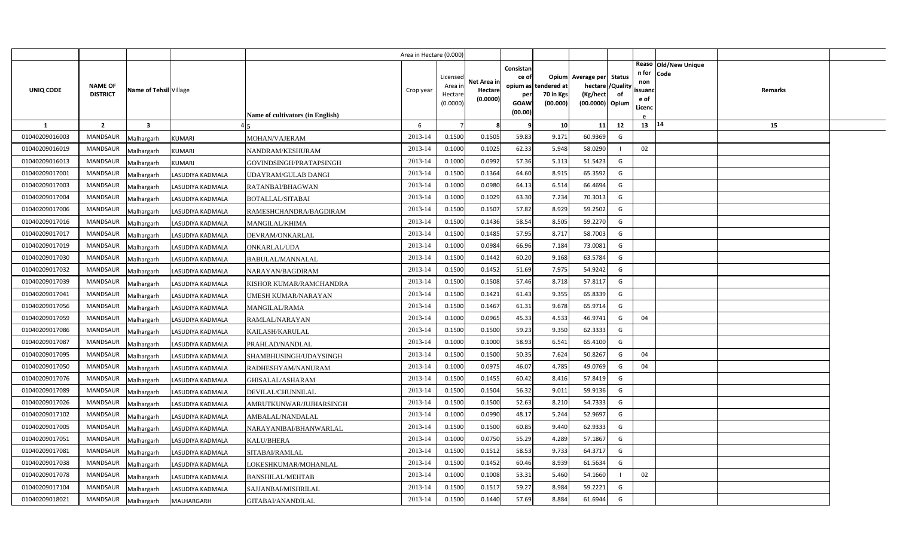| UNIQ CODE | NAME OF DISTRICT | Name of Tehsil | Village | Name of cultivators (in English) | Crop year | Licensed Area in Hectare (0.0000) | Net Area in Hectare (0.0000) | Consistance of opium as per GOAW (00.00) | Opium tendered at 70 in Kgs (00.000) | Average per hectare (Kg/hect) (00.0000) | Status /Quality of Opium | Reason for non issuance of Licence | Old/New Unique Code | Remarks |
|---|---|---|---|---|---|---|---|---|---|---|---|---|---|---|
| 1 | 2 | 3 | 4 | 5 | 6 | 7 | 8 | 9 | 10 | 11 | 12 | 13 | 14 | 15 |
| 01040209016003 | MANDSAUR | Malhargarh | KUMARI | MOHAN/VAJERAM | 2013-14 | 0.1500 | 0.1505 | 59.83 | 9.171 | 60.9369 | G | | | |
| 01040209016019 | MANDSAUR | Malhargarh | KUMARI | NANDRAM/KESHURAM | 2013-14 | 0.1000 | 0.1025 | 62.33 | 5.948 | 58.0290 | I | 02 | | |
| 01040209016013 | MANDSAUR | Malhargarh | KUMARI | GOVINDSINGH/PRATAPSINGH | 2013-14 | 0.1000 | 0.0992 | 57.36 | 5.113 | 51.5423 | G | | | |
| 01040209017001 | MANDSAUR | Malhargarh | LASUDIYA KADMALA | UDAYRAM/GULAB DANGI | 2013-14 | 0.1500 | 0.1364 | 64.60 | 8.915 | 65.3592 | G | | | |
| 01040209017003 | MANDSAUR | Malhargarh | LASUDIYA KADMALA | RATANBAI/BHAGWAN | 2013-14 | 0.1000 | 0.0980 | 64.13 | 6.514 | 66.4694 | G | | | |
| 01040209017004 | MANDSAUR | Malhargarh | LASUDIYA KADMALA | BOTALLAL/SITABAI | 2013-14 | 0.1000 | 0.1029 | 63.30 | 7.234 | 70.3013 | G | | | |
| 01040209017006 | MANDSAUR | Malhargarh | LASUDIYA KADMALA | RAMESHCHANDRA/BAGDIRAM | 2013-14 | 0.1500 | 0.1507 | 57.82 | 8.929 | 59.2502 | G | | | |
| 01040209017016 | MANDSAUR | Malhargarh | LASUDIYA KADMALA | MANGILAL/KHIMA | 2013-14 | 0.1500 | 0.1436 | 58.54 | 8.505 | 59.2270 | G | | | |
| 01040209017017 | MANDSAUR | Malhargarh | LASUDIYA KADMALA | DEVRAM/ONKARLAL | 2013-14 | 0.1500 | 0.1485 | 57.95 | 8.717 | 58.7003 | G | | | |
| 01040209017019 | MANDSAUR | Malhargarh | LASUDIYA KADMALA | ONKARLAL/UDA | 2013-14 | 0.1000 | 0.0984 | 66.96 | 7.184 | 73.0081 | G | | | |
| 01040209017030 | MANDSAUR | Malhargarh | LASUDIYA KADMALA | BABULAL/MANNALAL | 2013-14 | 0.1500 | 0.1442 | 60.20 | 9.168 | 63.5784 | G | | | |
| 01040209017032 | MANDSAUR | Malhargarh | LASUDIYA KADMALA | NARAYAN/BAGDIRAM | 2013-14 | 0.1500 | 0.1452 | 51.69 | 7.975 | 54.9242 | G | | | |
| 01040209017039 | MANDSAUR | Malhargarh | LASUDIYA KADMALA | KISHOR KUMAR/RAMCHANDRA | 2013-14 | 0.1500 | 0.1508 | 57.46 | 8.718 | 57.8117 | G | | | |
| 01040209017041 | MANDSAUR | Malhargarh | LASUDIYA KADMALA | UMESH KUMAR/NARAYAN | 2013-14 | 0.1500 | 0.1421 | 61.43 | 9.355 | 65.8339 | G | | | |
| 01040209017056 | MANDSAUR | Malhargarh | LASUDIYA KADMALA | MANGILAL/RAMA | 2013-14 | 0.1500 | 0.1467 | 61.31 | 9.678 | 65.9714 | G | | | |
| 01040209017059 | MANDSAUR | Malhargarh | LASUDIYA KADMALA | RAMLAL/NARAYAN | 2013-14 | 0.1000 | 0.0965 | 45.33 | 4.533 | 46.9741 | G | 04 | | |
| 01040209017086 | MANDSAUR | Malhargarh | LASUDIYA KADMALA | KAILASH/KARULAL | 2013-14 | 0.1500 | 0.1500 | 59.23 | 9.350 | 62.3333 | G | | | |
| 01040209017087 | MANDSAUR | Malhargarh | LASUDIYA KADMALA | PRAHLAD/NANDLAL | 2013-14 | 0.1000 | 0.1000 | 58.93 | 6.541 | 65.4100 | G | | | |
| 01040209017095 | MANDSAUR | Malhargarh | LASUDIYA KADMALA | SHAMBHUSINGH/UDAYSINGH | 2013-14 | 0.1500 | 0.1500 | 50.35 | 7.624 | 50.8267 | G | 04 | | |
| 01040209017050 | MANDSAUR | Malhargarh | LASUDIYA KADMALA | RADHESHYAM/NANURAM | 2013-14 | 0.1000 | 0.0975 | 46.07 | 4.785 | 49.0769 | G | 04 | | |
| 01040209017076 | MANDSAUR | Malhargarh | LASUDIYA KADMALA | GHISALAL/ASHARAM | 2013-14 | 0.1500 | 0.1455 | 60.42 | 8.416 | 57.8419 | G | | | |
| 01040209017089 | MANDSAUR | Malhargarh | LASUDIYA KADMALA | DEVILAL/CHUNNILAL | 2013-14 | 0.1500 | 0.1504 | 56.32 | 9.011 | 59.9136 | G | | | |
| 01040209017026 | MANDSAUR | Malhargarh | LASUDIYA KADMALA | AMRUTKUNWAR/JUJHARSINGH | 2013-14 | 0.1500 | 0.1500 | 52.63 | 8.210 | 54.7333 | G | | | |
| 01040209017102 | MANDSAUR | Malhargarh | LASUDIYA KADMALA | AMBALAL/NANDALAL | 2013-14 | 0.1000 | 0.0990 | 48.17 | 5.244 | 52.9697 | G | | | |
| 01040209017005 | MANDSAUR | Malhargarh | LASUDIYA KADMALA | NARAYANIBAI/BHANWARLAL | 2013-14 | 0.1500 | 0.1500 | 60.85 | 9.440 | 62.9333 | G | | | |
| 01040209017051 | MANDSAUR | Malhargarh | LASUDIYA KADMALA | KALU/BHERA | 2013-14 | 0.1000 | 0.0750 | 55.29 | 4.289 | 57.1867 | G | | | |
| 01040209017081 | MANDSAUR | Malhargarh | LASUDIYA KADMALA | SITABAI/RAMLAL | 2013-14 | 0.1500 | 0.1512 | 58.53 | 9.733 | 64.3717 | G | | | |
| 01040209017038 | MANDSAUR | Malhargarh | LASUDIYA KADMALA | LOKESHKUMAR/MOHANLAL | 2013-14 | 0.1500 | 0.1452 | 60.46 | 8.939 | 61.5634 | G | | | |
| 01040209017078 | MANDSAUR | Malhargarh | LASUDIYA KADMALA | BANSHILAL/MEHTAB | 2013-14 | 0.1000 | 0.1008 | 53.31 | 5.460 | 54.1660 | I | 02 | | |
| 01040209017104 | MANDSAUR | Malhargarh | LASUDIYA KADMALA | SAJJANBAI/MISHRILAL | 2013-14 | 0.1500 | 0.1517 | 59.27 | 8.984 | 59.2221 | G | | | |
| 01040209018021 | MANDSAUR | Malhargarh | MALHARGARH | GITABAI/ANANDILAL | 2013-14 | 0.1500 | 0.1440 | 57.69 | 8.884 | 61.6944 | G | | | |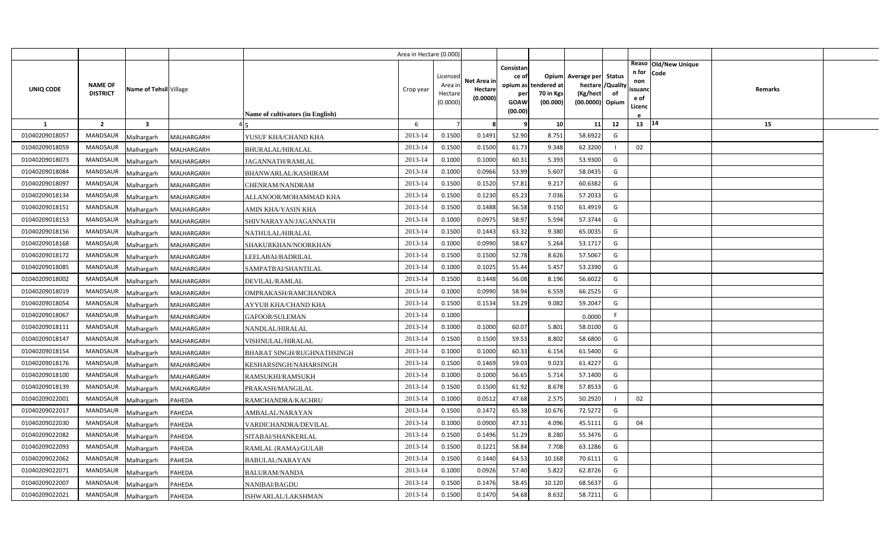| | | | | | Area in Hectare (0.000) | | | | | | | | | | |
|---|---|---|---|---|---|---|---|---|---|---|---|---|---|---|---|
| UNIQ CODE | NAME OF DISTRICT | Name of Tehsil | Village | Name of cultivators (in English) | Crop year | Licensed Area in Hectare (0.0000) | Net Area in Hectare (0.0000) | Consistance of opium as per GOAW (00.00) | Opium tendered at 70 in Kgs (00.000) | Average per hectare (Kg/hect (00.0000) | Status /Quality of Opium | Reason for non issuance of Licence | Old/New Unique Code | Remarks |
| 1 | 2 | 3 | 4 | 5 | 6 | 7 | 8 | 9 | 10 | 11 | 12 | 13 | 14 | 15 |
| 01040209018057 | MANDSAUR | Malhargarh | MALHARGARH | YUSUF KHA/CHAND KHA | 2013-14 | 0.1500 | 0.1491 | 52.90 | 8.751 | 58.6922 | G | | | |
| 01040209018059 | MANDSAUR | Malhargarh | MALHARGARH | BHURALAL/HIRALAL | 2013-14 | 0.1500 | 0.1500 | 61.73 | 9.348 | 62.3200 | I | 02 | | |
| 01040209018073 | MANDSAUR | Malhargarh | MALHARGARH | JAGANNATH/RAMLAL | 2013-14 | 0.1000 | 0.1000 | 60.31 | 5.393 | 53.9300 | G | | | |
| 01040209018084 | MANDSAUR | Malhargarh | MALHARGARH | BHANWARLAL/KASHIRAM | 2013-14 | 0.1000 | 0.0966 | 53.99 | 5.607 | 58.0435 | G | | | |
| 01040209018097 | MANDSAUR | Malhargarh | MALHARGARH | CHENRAM/NANDRAM | 2013-14 | 0.1500 | 0.1520 | 57.81 | 9.217 | 60.6382 | G | | | |
| 01040209018134 | MANDSAUR | Malhargarh | MALHARGARH | ALLANOOR/MOHAMMAD KHA | 2013-14 | 0.1500 | 0.1230 | 65.23 | 7.036 | 57.2033 | G | | | |
| 01040209018151 | MANDSAUR | Malhargarh | MALHARGARH | AMIN KHA/YASIN KHA | 2013-14 | 0.1500 | 0.1488 | 56.58 | 9.150 | 61.4919 | G | | | |
| 01040209018153 | MANDSAUR | Malhargarh | MALHARGARH | SHIVNARAYAN/JAGANNATH | 2013-14 | 0.1000 | 0.0975 | 58.97 | 5.594 | 57.3744 | G | | | |
| 01040209018156 | MANDSAUR | Malhargarh | MALHARGARH | NATHULAL/HIRALAL | 2013-14 | 0.1500 | 0.1443 | 63.32 | 9.380 | 65.0035 | G | | | |
| 01040209018168 | MANDSAUR | Malhargarh | MALHARGARH | SHAKURKHAN/NOORKHAN | 2013-14 | 0.1000 | 0.0990 | 58.67 | 5.264 | 53.1717 | G | | | |
| 01040209018172 | MANDSAUR | Malhargarh | MALHARGARH | LEELABAI/BADRILAL | 2013-14 | 0.1500 | 0.1500 | 52.78 | 8.626 | 57.5067 | G | | | |
| 01040209018085 | MANDSAUR | Malhargarh | MALHARGARH | SAMPATBAI/SHANTILAL | 2013-14 | 0.1000 | 0.1025 | 55.44 | 5.457 | 53.2390 | G | | | |
| 01040209018002 | MANDSAUR | Malhargarh | MALHARGARH | DEVILAL/RAMLAL | 2013-14 | 0.1500 | 0.1448 | 56.08 | 8.196 | 56.6022 | G | | | |
| 01040209018019 | MANDSAUR | Malhargarh | MALHARGARH | OMPRAKASH/RAMCHANDRA | 2013-14 | 0.1000 | 0.0990 | 58.94 | 6.559 | 66.2525 | G | | | |
| 01040209018054 | MANDSAUR | Malhargarh | MALHARGARH | AYYUB KHA/CHAND KHA | 2013-14 | 0.1500 | 0.1534 | 53.29 | 9.082 | 59.2047 | G | | | |
| 01040209018067 | MANDSAUR | Malhargarh | MALHARGARH | GAFOOR/SULEMAN | 2013-14 | 0.1000 | | | | 0.0000 | F | | | |
| 01040209018111 | MANDSAUR | Malhargarh | MALHARGARH | NANDLAL/HIRALAL | 2013-14 | 0.1000 | 0.1000 | 60.07 | 5.801 | 58.0100 | G | | | |
| 01040209018147 | MANDSAUR | Malhargarh | MALHARGARH | VISHNULAL/HIRALAL | 2013-14 | 0.1500 | 0.1500 | 59.53 | 8.802 | 58.6800 | G | | | |
| 01040209018154 | MANDSAUR | Malhargarh | MALHARGARH | BHARAT SINGH/RUGHNATHSINGH | 2013-14 | 0.1000 | 0.1000 | 60.33 | 6.154 | 61.5400 | G | | | |
| 01040209018176 | MANDSAUR | Malhargarh | MALHARGARH | KESHARSINGH/NAHARSINGH | 2013-14 | 0.1500 | 0.1469 | 59.03 | 9.023 | 61.4227 | G | | | |
| 01040209018100 | MANDSAUR | Malhargarh | MALHARGARH | RAMSUKHI/RAMSUKH | 2013-14 | 0.1000 | 0.1000 | 56.65 | 5.714 | 57.1400 | G | | | |
| 01040209018139 | MANDSAUR | Malhargarh | MALHARGARH | PRAKASH/MANGILAL | 2013-14 | 0.1500 | 0.1500 | 61.92 | 8.678 | 57.8533 | G | | | |
| 01040209022001 | MANDSAUR | Malhargarh | PAHEDA | RAMCHANDRA/KACHRU | 2013-14 | 0.1000 | 0.0512 | 47.68 | 2.575 | 50.2920 | I | 02 | | |
| 01040209022017 | MANDSAUR | Malhargarh | PAHEDA | AMBALAL/NARAYAN | 2013-14 | 0.1500 | 0.1472 | 65.38 | 10.676 | 72.5272 | G | | | |
| 01040209022030 | MANDSAUR | Malhargarh | PAHEDA | VARDICHANDRA/DEVILAL | 2013-14 | 0.1000 | 0.0900 | 47.31 | 4.096 | 45.5111 | G | 04 | | |
| 01040209022082 | MANDSAUR | Malhargarh | PAHEDA | SITABAI/SHANKERLAL | 2013-14 | 0.1500 | 0.1496 | 51.29 | 8.280 | 55.3476 | G | | | |
| 01040209022093 | MANDSAUR | Malhargarh | PAHEDA | RAMLAL (RAMA)/GULAB | 2013-14 | 0.1500 | 0.1221 | 58.84 | 7.708 | 63.1286 | G | | | |
| 01040209022062 | MANDSAUR | Malhargarh | PAHEDA | BABULAL/NARAYAN | 2013-14 | 0.1500 | 0.1440 | 64.53 | 10.168 | 70.6111 | G | | | |
| 01040209022071 | MANDSAUR | Malhargarh | PAHEDA | BALURAM/NANDA | 2013-14 | 0.1000 | 0.0926 | 57.40 | 5.822 | 62.8726 | G | | | |
| 01040209022007 | MANDSAUR | Malhargarh | PAHEDA | NANIBAI/BAGDU | 2013-14 | 0.1500 | 0.1476 | 58.45 | 10.120 | 68.5637 | G | | | |
| 01040209022021 | MANDSAUR | Malhargarh | PAHEDA | ISHWARLAL/LAKSHMAN | 2013-14 | 0.1500 | 0.1470 | 54.68 | 8.632 | 58.7211 | G | | | |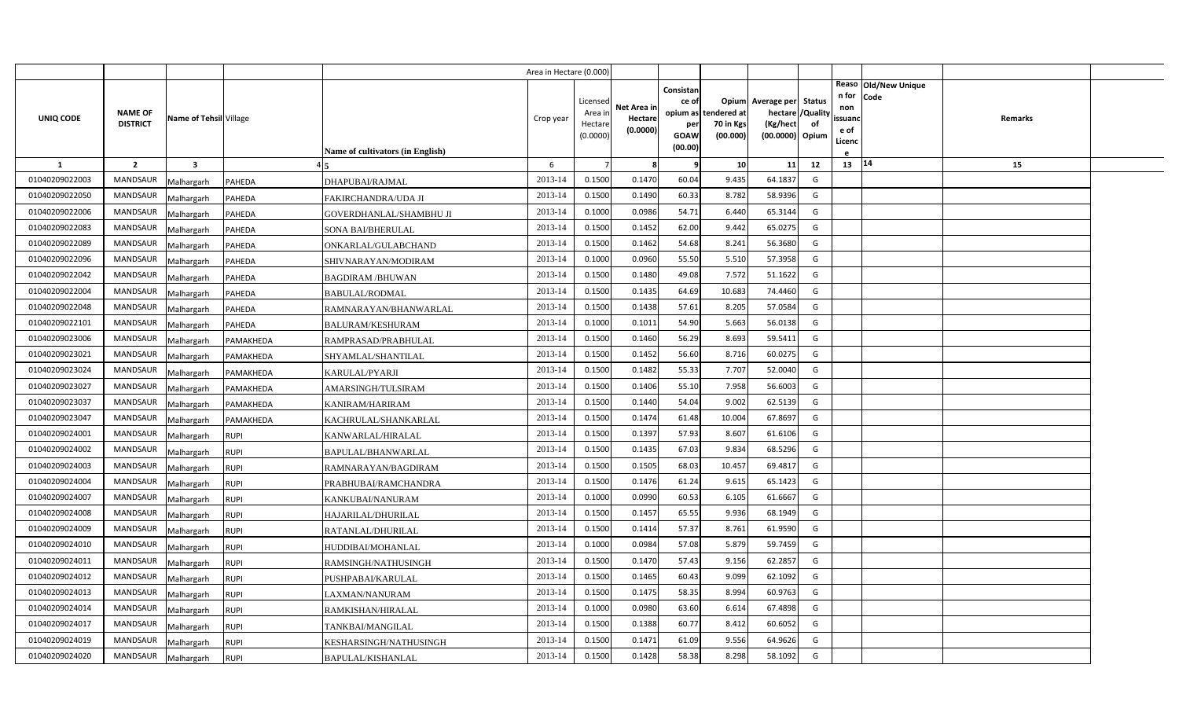| | | | | | Area in Hectare (0.000) | | | | | | | | | | |
|---|---|---|---|---|---|---|---|---|---|---|---|---|---|---|---|
| UNIQ CODE | NAME OF DISTRICT | Name of Tehsil | Village | Name of cultivators (in English) | Crop year | Licensed Area in Hectare (0.0000) | Net Area in Hectare (0.0000) | Consistance of opium as per GOAW (00.00) | Opium tendered at 70 in Kgs (00.000) | Average per hectare (Kg/hect (00.0000) | Status /Quality of Opium | Reason for non issuance of Licence | Old/New Unique Code | Remarks | |
| 1 | 2 | 3 | 4 | 5 | 6 | 7 | 8 | 9 | 10 | 11 | 12 | 13 | 14 | 15 | |
| 01040209022003 | MANDSAUR | Malhargarh | PAHEDA | DHAPUBAI/RAJMAL | 2013-14 | 0.1500 | 0.1470 | 60.04 | 9.435 | 64.1837 | G | | | | |
| 01040209022050 | MANDSAUR | Malhargarh | PAHEDA | FAKIRCHANDRA/UDA JI | 2013-14 | 0.1500 | 0.1490 | 60.33 | 8.782 | 58.9396 | G | | | | |
| 01040209022006 | MANDSAUR | Malhargarh | PAHEDA | GOVERDHANLAL/SHAMBHU JI | 2013-14 | 0.1000 | 0.0986 | 54.71 | 6.440 | 65.3144 | G | | | | |
| 01040209022083 | MANDSAUR | Malhargarh | PAHEDA | SONA BAI/BHERULAL | 2013-14 | 0.1500 | 0.1452 | 62.00 | 9.442 | 65.0275 | G | | | | |
| 01040209022089 | MANDSAUR | Malhargarh | PAHEDA | ONKARLAL/GULABCHAND | 2013-14 | 0.1500 | 0.1462 | 54.68 | 8.241 | 56.3680 | G | | | | |
| 01040209022096 | MANDSAUR | Malhargarh | PAHEDA | SHIVNARAYAN/MODIRAM | 2013-14 | 0.1000 | 0.0960 | 55.50 | 5.510 | 57.3958 | G | | | | |
| 01040209022042 | MANDSAUR | Malhargarh | PAHEDA | BAGDIRAM /BHUWAN | 2013-14 | 0.1500 | 0.1480 | 49.08 | 7.572 | 51.1622 | G | | | | |
| 01040209022004 | MANDSAUR | Malhargarh | PAHEDA | BABULAL/RODMAL | 2013-14 | 0.1500 | 0.1435 | 64.69 | 10.683 | 74.4460 | G | | | | |
| 01040209022048 | MANDSAUR | Malhargarh | PAHEDA | RAMNARAYAN/BHANWARLAL | 2013-14 | 0.1500 | 0.1438 | 57.61 | 8.205 | 57.0584 | G | | | | |
| 01040209022101 | MANDSAUR | Malhargarh | PAHEDA | BALURAM/KESHURAM | 2013-14 | 0.1000 | 0.1011 | 54.90 | 5.663 | 56.0138 | G | | | | |
| 01040209023006 | MANDSAUR | Malhargarh | PAMAKHEDA | RAMPRASAD/PRABHULAL | 2013-14 | 0.1500 | 0.1460 | 56.29 | 8.693 | 59.5411 | G | | | | |
| 01040209023021 | MANDSAUR | Malhargarh | PAMAKHEDA | SHYAMLAL/SHANTILAL | 2013-14 | 0.1500 | 0.1452 | 56.60 | 8.716 | 60.0275 | G | | | | |
| 01040209023024 | MANDSAUR | Malhargarh | PAMAKHEDA | KARULAL/PYARJI | 2013-14 | 0.1500 | 0.1482 | 55.33 | 7.707 | 52.0040 | G | | | | |
| 01040209023027 | MANDSAUR | Malhargarh | PAMAKHEDA | AMARSINGH/TULSIRAM | 2013-14 | 0.1500 | 0.1406 | 55.10 | 7.958 | 56.6003 | G | | | | |
| 01040209023037 | MANDSAUR | Malhargarh | PAMAKHEDA | KANIRAM/HARIRAM | 2013-14 | 0.1500 | 0.1440 | 54.04 | 9.002 | 62.5139 | G | | | | |
| 01040209023047 | MANDSAUR | Malhargarh | PAMAKHEDA | KACHRULAL/SHANKARLAL | 2013-14 | 0.1500 | 0.1474 | 61.48 | 10.004 | 67.8697 | G | | | | |
| 01040209024001 | MANDSAUR | Malhargarh | RUPI | KANWARLAL/HIRALAL | 2013-14 | 0.1500 | 0.1397 | 57.93 | 8.607 | 61.6106 | G | | | | |
| 01040209024002 | MANDSAUR | Malhargarh | RUPI | BAPULAL/BHANWARLAL | 2013-14 | 0.1500 | 0.1435 | 67.03 | 9.834 | 68.5296 | G | | | | |
| 01040209024003 | MANDSAUR | Malhargarh | RUPI | RAMNARAYAN/BAGDIRAM | 2013-14 | 0.1500 | 0.1505 | 68.03 | 10.457 | 69.4817 | G | | | | |
| 01040209024004 | MANDSAUR | Malhargarh | RUPI | PRABHUBAI/RAMCHANDRA | 2013-14 | 0.1500 | 0.1476 | 61.24 | 9.615 | 65.1423 | G | | | | |
| 01040209024007 | MANDSAUR | Malhargarh | RUPI | KANKUBAI/NANURAM | 2013-14 | 0.1000 | 0.0990 | 60.53 | 6.105 | 61.6667 | G | | | | |
| 01040209024008 | MANDSAUR | Malhargarh | RUPI | HAJARILAL/DHURILAL | 2013-14 | 0.1500 | 0.1457 | 65.55 | 9.936 | 68.1949 | G | | | | |
| 01040209024009 | MANDSAUR | Malhargarh | RUPI | RATANLAL/DHURILAL | 2013-14 | 0.1500 | 0.1414 | 57.37 | 8.761 | 61.9590 | G | | | | |
| 01040209024010 | MANDSAUR | Malhargarh | RUPI | HUDDIBAI/MOHANLAL | 2013-14 | 0.1000 | 0.0984 | 57.08 | 5.879 | 59.7459 | G | | | | |
| 01040209024011 | MANDSAUR | Malhargarh | RUPI | RAMSINGH/NATHUSINGH | 2013-14 | 0.1500 | 0.1470 | 57.43 | 9.156 | 62.2857 | G | | | | |
| 01040209024012 | MANDSAUR | Malhargarh | RUPI | PUSHPABAI/KARULAL | 2013-14 | 0.1500 | 0.1465 | 60.43 | 9.099 | 62.1092 | G | | | | |
| 01040209024013 | MANDSAUR | Malhargarh | RUPI | LAXMAN/NANURAM | 2013-14 | 0.1500 | 0.1475 | 58.35 | 8.994 | 60.9763 | G | | | | |
| 01040209024014 | MANDSAUR | Malhargarh | RUPI | RAMKISHAN/HIRALAL | 2013-14 | 0.1000 | 0.0980 | 63.60 | 6.614 | 67.4898 | G | | | | |
| 01040209024017 | MANDSAUR | Malhargarh | RUPI | TANKBAI/MANGILAL | 2013-14 | 0.1500 | 0.1388 | 60.77 | 8.412 | 60.6052 | G | | | | |
| 01040209024019 | MANDSAUR | Malhargarh | RUPI | KESHARSINGH/NATHUSINGH | 2013-14 | 0.1500 | 0.1471 | 61.09 | 9.556 | 64.9626 | G | | | | |
| 01040209024020 | MANDSAUR | Malhargarh | RUPI | BAPULAL/KISHANLAL | 2013-14 | 0.1500 | 0.1428 | 58.38 | 8.298 | 58.1092 | G | | | | |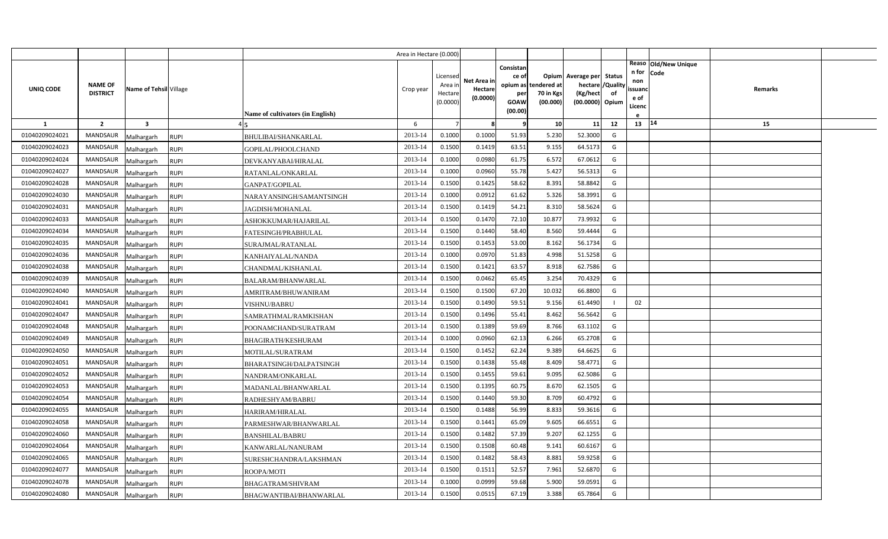| UNIQ CODE | NAME OF DISTRICT | Name of Tehsil | Village | Name of cultivators (in English) | Crop year | Licensed Area in Hectare (0.0000) | Net Area in Hectare (0.0000) | Consistance of opium as per GOAW (00.00) | Opium tendered at 70 in Kgs (00.000) | Average per hectare (Kg/hect (00.0000) | Status /Quality of Opium | Reason for non issuance of Licence | Old/New Unique Code | Remarks |
|---|---|---|---|---|---|---|---|---|---|---|---|---|---|---|
| 1 | 2 | 3 | 4 | 5 | 6 | 7 | 8 | 9 | 10 | 11 | 12 | 13 | 14 | 15 |
| 01040209024021 | MANDSAUR | Malhargarh | RUPI | BHULIBAI/SHANKARLAL | 2013-14 | 0.1000 | 0.1000 | 51.93 | 5.230 | 52.3000 | G | | | |
| 01040209024023 | MANDSAUR | Malhargarh | RUPI | GOPILAL/PHOOLCHAND | 2013-14 | 0.1500 | 0.1419 | 63.51 | 9.155 | 64.5173 | G | | | |
| 01040209024024 | MANDSAUR | Malhargarh | RUPI | DEVKANYABAI/HIRALAL | 2013-14 | 0.1000 | 0.0980 | 61.75 | 6.572 | 67.0612 | G | | | |
| 01040209024027 | MANDSAUR | Malhargarh | RUPI | RATANLAL/ONKARLAL | 2013-14 | 0.1000 | 0.0960 | 55.78 | 5.427 | 56.5313 | G | | | |
| 01040209024028 | MANDSAUR | Malhargarh | RUPI | GANPAT/GOPILAL | 2013-14 | 0.1500 | 0.1425 | 58.62 | 8.391 | 58.8842 | G | | | |
| 01040209024030 | MANDSAUR | Malhargarh | RUPI | NARAYANSINGH/SAMANTSINGH | 2013-14 | 0.1000 | 0.0912 | 61.62 | 5.326 | 58.3991 | G | | | |
| 01040209024031 | MANDSAUR | Malhargarh | RUPI | JAGDISH/MOHANLAL | 2013-14 | 0.1500 | 0.1419 | 54.21 | 8.310 | 58.5624 | G | | | |
| 01040209024033 | MANDSAUR | Malhargarh | RUPI | ASHOKKUMAR/HAJARILAL | 2013-14 | 0.1500 | 0.1470 | 72.10 | 10.877 | 73.9932 | G | | | |
| 01040209024034 | MANDSAUR | Malhargarh | RUPI | FATESINGH/PRABHULAL | 2013-14 | 0.1500 | 0.1440 | 58.40 | 8.560 | 59.4444 | G | | | |
| 01040209024035 | MANDSAUR | Malhargarh | RUPI | SURAJMAL/RATANLAL | 2013-14 | 0.1500 | 0.1453 | 53.00 | 8.162 | 56.1734 | G | | | |
| 01040209024036 | MANDSAUR | Malhargarh | RUPI | KANHAIYALAL/NANDA | 2013-14 | 0.1000 | 0.0970 | 51.83 | 4.998 | 51.5258 | G | | | |
| 01040209024038 | MANDSAUR | Malhargarh | RUPI | CHANDMAL/KISHANLAL | 2013-14 | 0.1500 | 0.1421 | 63.57 | 8.918 | 62.7586 | G | | | |
| 01040209024039 | MANDSAUR | Malhargarh | RUPI | BALARAM/BHANWARLAL | 2013-14 | 0.1500 | 0.0462 | 65.45 | 3.254 | 70.4329 | G | | | |
| 01040209024040 | MANDSAUR | Malhargarh | RUPI | AMRITRAM/BHUWANIRAM | 2013-14 | 0.1500 | 0.1500 | 67.20 | 10.032 | 66.8800 | G | | | |
| 01040209024041 | MANDSAUR | Malhargarh | RUPI | VISHNU/BABRU | 2013-14 | 0.1500 | 0.1490 | 59.51 | 9.156 | 61.4490 | I | 02 | | |
| 01040209024047 | MANDSAUR | Malhargarh | RUPI | SAMRATHMAL/RAMKISHAN | 2013-14 | 0.1500 | 0.1496 | 55.41 | 8.462 | 56.5642 | G | | | |
| 01040209024048 | MANDSAUR | Malhargarh | RUPI | POONAMCHAND/SURATRAM | 2013-14 | 0.1500 | 0.1389 | 59.69 | 8.766 | 63.1102 | G | | | |
| 01040209024049 | MANDSAUR | Malhargarh | RUPI | BHAGIRATH/KESHURAM | 2013-14 | 0.1000 | 0.0960 | 62.13 | 6.266 | 65.2708 | G | | | |
| 01040209024050 | MANDSAUR | Malhargarh | RUPI | MOTILAL/SURATRAM | 2013-14 | 0.1500 | 0.1452 | 62.24 | 9.389 | 64.6625 | G | | | |
| 01040209024051 | MANDSAUR | Malhargarh | RUPI | BHARATSINGH/DALPATSINGH | 2013-14 | 0.1500 | 0.1438 | 55.48 | 8.409 | 58.4771 | G | | | |
| 01040209024052 | MANDSAUR | Malhargarh | RUPI | NANDRAM/ONKARLAL | 2013-14 | 0.1500 | 0.1455 | 59.61 | 9.095 | 62.5086 | G | | | |
| 01040209024053 | MANDSAUR | Malhargarh | RUPI | MADANLAL/BHANWARLAL | 2013-14 | 0.1500 | 0.1395 | 60.75 | 8.670 | 62.1505 | G | | | |
| 01040209024054 | MANDSAUR | Malhargarh | RUPI | RADHESHYAM/BABRU | 2013-14 | 0.1500 | 0.1440 | 59.30 | 8.709 | 60.4792 | G | | | |
| 01040209024055 | MANDSAUR | Malhargarh | RUPI | HARIRAM/HIRALAL | 2013-14 | 0.1500 | 0.1488 | 56.99 | 8.833 | 59.3616 | G | | | |
| 01040209024058 | MANDSAUR | Malhargarh | RUPI | PARMESHWAR/BHANWARLAL | 2013-14 | 0.1500 | 0.1441 | 65.09 | 9.605 | 66.6551 | G | | | |
| 01040209024060 | MANDSAUR | Malhargarh | RUPI | BANSHILAL/BABRU | 2013-14 | 0.1500 | 0.1482 | 57.39 | 9.207 | 62.1255 | G | | | |
| 01040209024064 | MANDSAUR | Malhargarh | RUPI | KANWARLAL/NANURAM | 2013-14 | 0.1500 | 0.1508 | 60.48 | 9.141 | 60.6167 | G | | | |
| 01040209024065 | MANDSAUR | Malhargarh | RUPI | SURESHCHANDRA/LAKSHMAN | 2013-14 | 0.1500 | 0.1482 | 58.43 | 8.881 | 59.9258 | G | | | |
| 01040209024077 | MANDSAUR | Malhargarh | RUPI | ROOPA/MOTI | 2013-14 | 0.1500 | 0.1511 | 52.57 | 7.961 | 52.6870 | G | | | |
| 01040209024078 | MANDSAUR | Malhargarh | RUPI | BHAGATRAM/SHIVRAM | 2013-14 | 0.1000 | 0.0999 | 59.68 | 5.900 | 59.0591 | G | | | |
| 01040209024080 | MANDSAUR | Malhargarh | RUPI | BHAGWANTIBAI/BHANWARLAL | 2013-14 | 0.1500 | 0.0515 | 67.19 | 3.388 | 65.7864 | G | | | |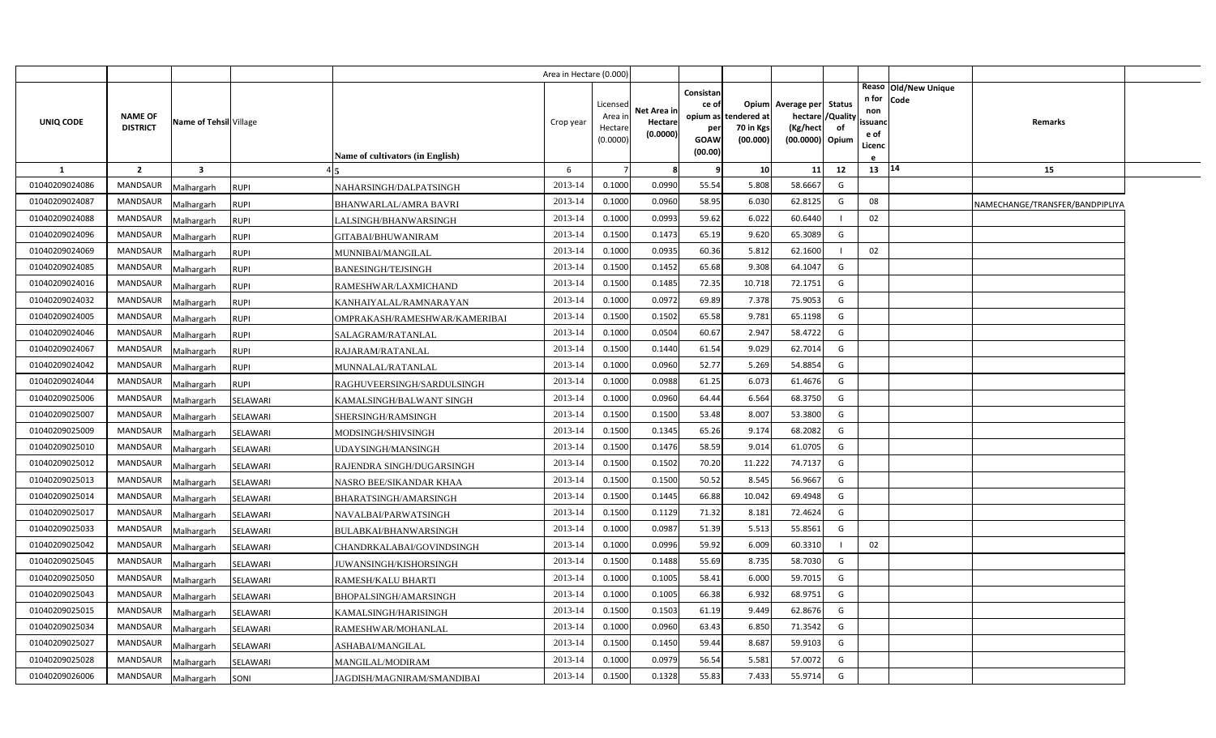| | | | | | Area in Hectare (0.000) | | | | | | | | | | |
|---|---|---|---|---|---|---|---|---|---|---|---|---|---|---|---|
| UNIQ CODE | NAME OF DISTRICT | Name of Tehsil | Village | Name of cultivators (in English) | Crop year | Licensed Area in Hectare (0.0000) | Net Area in Hectare (0.0000) | Consistance of opium as per GOAW (00.00) | Opium tendered at 70 in Kgs (00.000) | Average per hectare (Kg/hect (00.0000) | Status /Quality of Opium | Reason for non issuance of Licence | Old/New Unique Code | Remarks | |
| 1 | 2 | 3 | 4 | 5 | 6 | 7 | 8 | 9 | 10 | 11 | 12 | 13 | 14 | 15 | |
| 01040209024086 | MANDSAUR | Malhargarh | RUPI | NAHARSINGH/DALPATSINGH | 2013-14 | 0.1000 | 0.0990 | 55.54 | 5.808 | 58.6667 | G | | | | |
| 01040209024087 | MANDSAUR | Malhargarh | RUPI | BHANWARLAL/AMRA BAVRI | 2013-14 | 0.1000 | 0.0960 | 58.95 | 6.030 | 62.8125 | G | 08 | | NAMECHANGE/TRANSFER/BANDPIPLIYA | |
| 01040209024088 | MANDSAUR | Malhargarh | RUPI | LALSINGH/BHANWARSINGH | 2013-14 | 0.1000 | 0.0993 | 59.62 | 6.022 | 60.6440 | I | 02 | | | |
| 01040209024096 | MANDSAUR | Malhargarh | RUPI | GITABAI/BHUWANIRAM | 2013-14 | 0.1500 | 0.1473 | 65.19 | 9.620 | 65.3089 | G | | | | |
| 01040209024069 | MANDSAUR | Malhargarh | RUPI | MUNNIBAI/MANGILAL | 2013-14 | 0.1000 | 0.0935 | 60.36 | 5.812 | 62.1600 | I | 02 | | | |
| 01040209024085 | MANDSAUR | Malhargarh | RUPI | BANESINGH/TEJSINGH | 2013-14 | 0.1500 | 0.1452 | 65.68 | 9.308 | 64.1047 | G | | | | |
| 01040209024016 | MANDSAUR | Malhargarh | RUPI | RAMESHWAR/LAXMICHAND | 2013-14 | 0.1500 | 0.1485 | 72.35 | 10.718 | 72.1751 | G | | | | |
| 01040209024032 | MANDSAUR | Malhargarh | RUPI | KANHAIYALAL/RAMNARAYAN | 2013-14 | 0.1000 | 0.0972 | 69.89 | 7.378 | 75.9053 | G | | | | |
| 01040209024005 | MANDSAUR | Malhargarh | RUPI | OMPRAKASH/RAMESHWAR/KAMERIBAI | 2013-14 | 0.1500 | 0.1502 | 65.58 | 9.781 | 65.1198 | G | | | | |
| 01040209024046 | MANDSAUR | Malhargarh | RUPI | SALAGRAM/RATANLAL | 2013-14 | 0.1000 | 0.0504 | 60.67 | 2.947 | 58.4722 | G | | | | |
| 01040209024067 | MANDSAUR | Malhargarh | RUPI | RAJARAM/RATANLAL | 2013-14 | 0.1500 | 0.1440 | 61.54 | 9.029 | 62.7014 | G | | | | |
| 01040209024042 | MANDSAUR | Malhargarh | RUPI | MUNNALAL/RATANLAL | 2013-14 | 0.1000 | 0.0960 | 52.77 | 5.269 | 54.8854 | G | | | | |
| 01040209024044 | MANDSAUR | Malhargarh | RUPI | RAGHUVEERSINGH/SARDULSINGH | 2013-14 | 0.1000 | 0.0988 | 61.25 | 6.073 | 61.4676 | G | | | | |
| 01040209025006 | MANDSAUR | Malhargarh | SELAWARI | KAMALSINGH/BALWANT SINGH | 2013-14 | 0.1000 | 0.0960 | 64.44 | 6.564 | 68.3750 | G | | | | |
| 01040209025007 | MANDSAUR | Malhargarh | SELAWARI | SHERSINGH/RAMSINGH | 2013-14 | 0.1500 | 0.1500 | 53.48 | 8.007 | 53.3800 | G | | | | |
| 01040209025009 | MANDSAUR | Malhargarh | SELAWARI | MODSINGH/SHIVSINGH | 2013-14 | 0.1500 | 0.1345 | 65.26 | 9.174 | 68.2082 | G | | | | |
| 01040209025010 | MANDSAUR | Malhargarh | SELAWARI | UDAYSINGH/MANSINGH | 2013-14 | 0.1500 | 0.1476 | 58.59 | 9.014 | 61.0705 | G | | | | |
| 01040209025012 | MANDSAUR | Malhargarh | SELAWARI | RAJENDRA SINGH/DUGARSINGH | 2013-14 | 0.1500 | 0.1502 | 70.20 | 11.222 | 74.7137 | G | | | | |
| 01040209025013 | MANDSAUR | Malhargarh | SELAWARI | NASRO BEE/SIKANDAR KHAA | 2013-14 | 0.1500 | 0.1500 | 50.52 | 8.545 | 56.9667 | G | | | | |
| 01040209025014 | MANDSAUR | Malhargarh | SELAWARI | BHARATSINGH/AMARSINGH | 2013-14 | 0.1500 | 0.1445 | 66.88 | 10.042 | 69.4948 | G | | | | |
| 01040209025017 | MANDSAUR | Malhargarh | SELAWARI | NAVALBAI/PARWATSINGH | 2013-14 | 0.1500 | 0.1129 | 71.32 | 8.181 | 72.4624 | G | | | | |
| 01040209025033 | MANDSAUR | Malhargarh | SELAWARI | BULABKAI/BHANWARSINGH | 2013-14 | 0.1000 | 0.0987 | 51.39 | 5.513 | 55.8561 | G | | | | |
| 01040209025042 | MANDSAUR | Malhargarh | SELAWARI | CHANDRKALABAI/GOVINDSINGH | 2013-14 | 0.1000 | 0.0996 | 59.92 | 6.009 | 60.3310 | I | 02 | | | |
| 01040209025045 | MANDSAUR | Malhargarh | SELAWARI | JUWANSINGH/KISHORSINGH | 2013-14 | 0.1500 | 0.1488 | 55.69 | 8.735 | 58.7030 | G | | | | |
| 01040209025050 | MANDSAUR | Malhargarh | SELAWARI | RAMESH/KALU BHARTI | 2013-14 | 0.1000 | 0.1005 | 58.41 | 6.000 | 59.7015 | G | | | | |
| 01040209025043 | MANDSAUR | Malhargarh | SELAWARI | BHOPALSINGH/AMARSINGH | 2013-14 | 0.1000 | 0.1005 | 66.38 | 6.932 | 68.9751 | G | | | | |
| 01040209025015 | MANDSAUR | Malhargarh | SELAWARI | KAMALSINGH/HARISINGH | 2013-14 | 0.1500 | 0.1503 | 61.19 | 9.449 | 62.8676 | G | | | | |
| 01040209025034 | MANDSAUR | Malhargarh | SELAWARI | RAMESHWAR/MOHANLAL | 2013-14 | 0.1000 | 0.0960 | 63.43 | 6.850 | 71.3542 | G | | | | |
| 01040209025027 | MANDSAUR | Malhargarh | SELAWARI | ASHABAI/MANGILAL | 2013-14 | 0.1500 | 0.1450 | 59.44 | 8.687 | 59.9103 | G | | | | |
| 01040209025028 | MANDSAUR | Malhargarh | SELAWARI | MANGILAL/MODIRAM | 2013-14 | 0.1000 | 0.0979 | 56.54 | 5.581 | 57.0072 | G | | | | |
| 01040209026006 | MANDSAUR | Malhargarh | SONI | JAGDISH/MAGNIRAM/SMANDIBAI | 2013-14 | 0.1500 | 0.1328 | 55.83 | 7.433 | 55.9714 | G | | | | |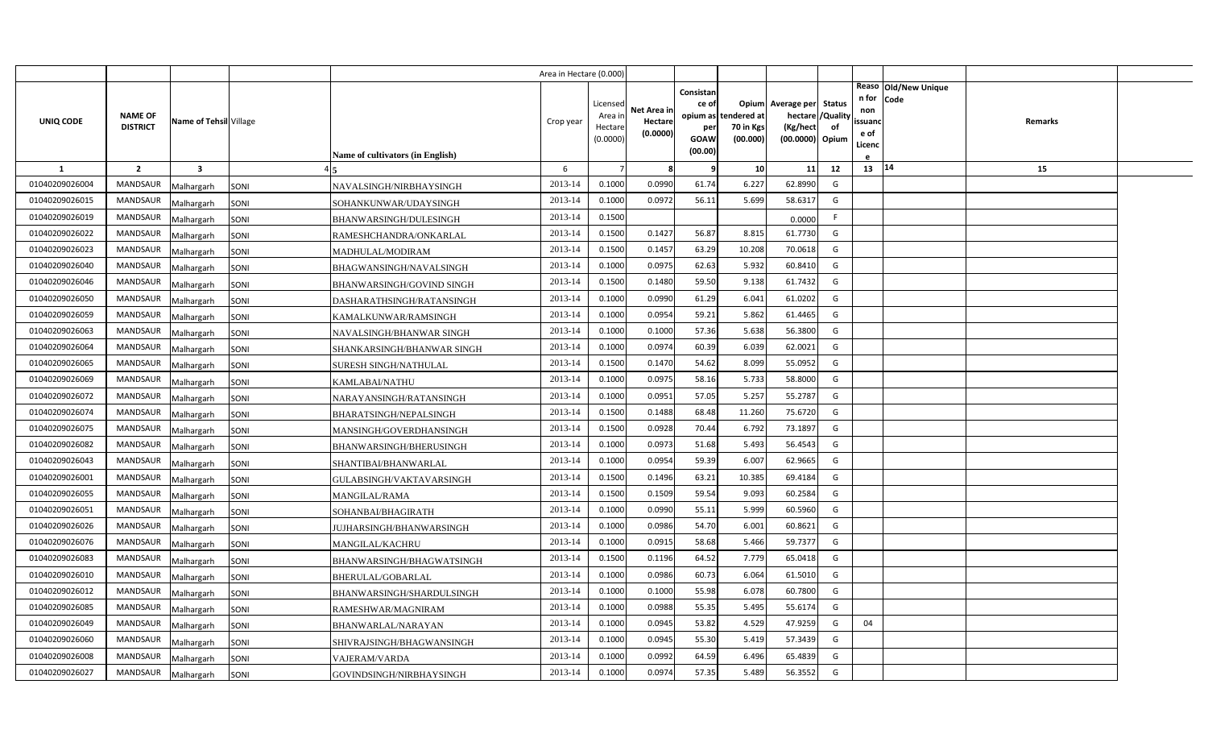| UNIQ CODE | NAME OF DISTRICT | Name of Tehsil | Village | Name of cultivators (in English) | Crop year | Licensed Area in Hectare (0.0000) | Net Area in Hectare (0.0000) | Consistance of opium as per GOAW (00.00) | Opium tendered at 70 in Kgs (00.000) | Average per hectare (Kg/hect (00.0000) | Status /Quality of Opium | Reason for non issuance of Licence | Old/New Unique Code | Remarks |
|---|---|---|---|---|---|---|---|---|---|---|---|---|---|---|
| 1 | 2 | 3 | 4 | 5 | 6 | 7 | 8 | 9 | 10 | 11 | 12 | 13 | 14 | 15 |
| 01040209026004 | MANDSAUR | Malhargarh | SONI | NAVALSINGH/NIRBHAYSINGH | 2013-14 | 0.1000 | 0.0990 | 61.74 | 6.227 | 62.8990 | G | | | |
| 01040209026015 | MANDSAUR | Malhargarh | SONI | SOHANKUNWAR/UDAYSINGH | 2013-14 | 0.1000 | 0.0972 | 56.11 | 5.699 | 58.6317 | G | | | |
| 01040209026019 | MANDSAUR | Malhargarh | SONI | BHANWARSINGH/DULESINGH | 2013-14 | 0.1500 | | | | 0.0000 | F | | | |
| 01040209026022 | MANDSAUR | Malhargarh | SONI | RAMESHCHANDRA/ONKARLAL | 2013-14 | 0.1500 | 0.1427 | 56.87 | 8.815 | 61.7730 | G | | | |
| 01040209026023 | MANDSAUR | Malhargarh | SONI | MADHULAL/MODIRAM | 2013-14 | 0.1500 | 0.1457 | 63.29 | 10.208 | 70.0618 | G | | | |
| 01040209026040 | MANDSAUR | Malhargarh | SONI | BHAGWANSINGH/NAVALSINGH | 2013-14 | 0.1000 | 0.0975 | 62.63 | 5.932 | 60.8410 | G | | | |
| 01040209026046 | MANDSAUR | Malhargarh | SONI | BHANWARSINGH/GOVIND SINGH | 2013-14 | 0.1500 | 0.1480 | 59.50 | 9.138 | 61.7432 | G | | | |
| 01040209026050 | MANDSAUR | Malhargarh | SONI | DASHARATHSINGH/RATANSINGH | 2013-14 | 0.1000 | 0.0990 | 61.29 | 6.041 | 61.0202 | G | | | |
| 01040209026059 | MANDSAUR | Malhargarh | SONI | KAMALKUNWAR/RAMSINGH | 2013-14 | 0.1000 | 0.0954 | 59.21 | 5.862 | 61.4465 | G | | | |
| 01040209026063 | MANDSAUR | Malhargarh | SONI | NAVALSINGH/BHANWAR SINGH | 2013-14 | 0.1000 | 0.1000 | 57.36 | 5.638 | 56.3800 | G | | | |
| 01040209026064 | MANDSAUR | Malhargarh | SONI | SHANKARSINGH/BHANWAR SINGH | 2013-14 | 0.1000 | 0.0974 | 60.39 | 6.039 | 62.0021 | G | | | |
| 01040209026065 | MANDSAUR | Malhargarh | SONI | SURESH SINGH/NATHULAL | 2013-14 | 0.1500 | 0.1470 | 54.62 | 8.099 | 55.0952 | G | | | |
| 01040209026069 | MANDSAUR | Malhargarh | SONI | KAMLABAI/NATHU | 2013-14 | 0.1000 | 0.0975 | 58.16 | 5.733 | 58.8000 | G | | | |
| 01040209026072 | MANDSAUR | Malhargarh | SONI | NARAYANSINGH/RATANSINGH | 2013-14 | 0.1000 | 0.0951 | 57.05 | 5.257 | 55.2787 | G | | | |
| 01040209026074 | MANDSAUR | Malhargarh | SONI | BHARATSINGH/NEPALSINGH | 2013-14 | 0.1500 | 0.1488 | 68.48 | 11.260 | 75.6720 | G | | | |
| 01040209026075 | MANDSAUR | Malhargarh | SONI | MANSINGH/GOVERDHANSINGH | 2013-14 | 0.1500 | 0.0928 | 70.44 | 6.792 | 73.1897 | G | | | |
| 01040209026082 | MANDSAUR | Malhargarh | SONI | BHANWARSINGH/BHERUSINGH | 2013-14 | 0.1000 | 0.0973 | 51.68 | 5.493 | 56.4543 | G | | | |
| 01040209026043 | MANDSAUR | Malhargarh | SONI | SHANTIBAI/BHANWARLAL | 2013-14 | 0.1000 | 0.0954 | 59.39 | 6.007 | 62.9665 | G | | | |
| 01040209026001 | MANDSAUR | Malhargarh | SONI | GULABSINGH/VAKTAVARSINGH | 2013-14 | 0.1500 | 0.1496 | 63.21 | 10.385 | 69.4184 | G | | | |
| 01040209026055 | MANDSAUR | Malhargarh | SONI | MANGILAL/RAMA | 2013-14 | 0.1500 | 0.1509 | 59.54 | 9.093 | 60.2584 | G | | | |
| 01040209026051 | MANDSAUR | Malhargarh | SONI | SOHANBAI/BHAGIRATH | 2013-14 | 0.1000 | 0.0990 | 55.11 | 5.999 | 60.5960 | G | | | |
| 01040209026026 | MANDSAUR | Malhargarh | SONI | JUJHARSINGH/BHANWARSINGH | 2013-14 | 0.1000 | 0.0986 | 54.70 | 6.001 | 60.8621 | G | | | |
| 01040209026076 | MANDSAUR | Malhargarh | SONI | MANGILAL/KACHRU | 2013-14 | 0.1000 | 0.0915 | 58.68 | 5.466 | 59.7377 | G | | | |
| 01040209026083 | MANDSAUR | Malhargarh | SONI | BHANWARSINGH/BHAGWATSINGH | 2013-14 | 0.1500 | 0.1196 | 64.52 | 7.779 | 65.0418 | G | | | |
| 01040209026010 | MANDSAUR | Malhargarh | SONI | BHERULAL/GOBARLAL | 2013-14 | 0.1000 | 0.0986 | 60.73 | 6.064 | 61.5010 | G | | | |
| 01040209026012 | MANDSAUR | Malhargarh | SONI | BHANWARSINGH/SHARDULSINGH | 2013-14 | 0.1000 | 0.1000 | 55.98 | 6.078 | 60.7800 | G | | | |
| 01040209026085 | MANDSAUR | Malhargarh | SONI | RAMESHWAR/MAGNIRAM | 2013-14 | 0.1000 | 0.0988 | 55.35 | 5.495 | 55.6174 | G | | | |
| 01040209026049 | MANDSAUR | Malhargarh | SONI | BHANWARLAL/NARAYAN | 2013-14 | 0.1000 | 0.0945 | 53.82 | 4.529 | 47.9259 | G | 04 | | |
| 01040209026060 | MANDSAUR | Malhargarh | SONI | SHIVRAJSINGH/BHAGWANSINGH | 2013-14 | 0.1000 | 0.0945 | 55.30 | 5.419 | 57.3439 | G | | | |
| 01040209026008 | MANDSAUR | Malhargarh | SONI | VAJERAM/VARDA | 2013-14 | 0.1000 | 0.0992 | 64.59 | 6.496 | 65.4839 | G | | | |
| 01040209026027 | MANDSAUR | Malhargarh | SONI | GOVINDSINGH/NIRBHAYSINGH | 2013-14 | 0.1000 | 0.0974 | 57.35 | 5.489 | 56.3552 | G | | | |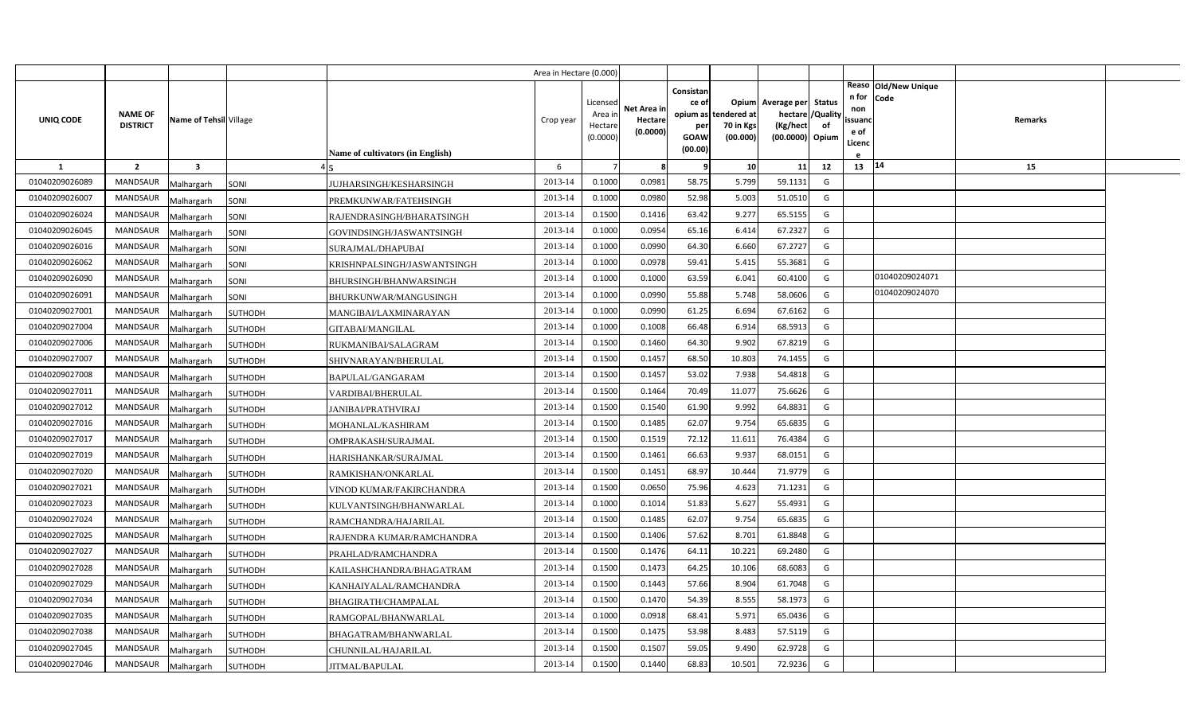| UNIQ CODE | NAME OF DISTRICT | Name of Tehsil | Village | Name of cultivators (in English) | Area in Hectare (0.000) Crop year | Licensed Area in Hectare (0.0000) | Net Area in Hectare (0.0000) | Consistance of opium as per GOAW (00.00) | Opium tendered at 70 in Kgs (00.000) | Average per hectare (Kg/hect (00.0000) | Status /Quality of Opium | Reason for non issuance of Licence | Old/New Unique Code | Remarks |
|---|---|---|---|---|---|---|---|---|---|---|---|---|---|---|
| 1 | 2 | 3 | 4 | 5 | 6 | 7 | 8 | 9 | 10 | 11 | 12 | 13 | 14 | 15 |
| 01040209026089 | MANDSAUR | Malhargarh | SONI | JUJHARSINGH/KESHARSINGH | 2013-14 | 0.1000 | 0.0981 | 58.75 | 5.799 | 59.1131 | G | | | |
| 01040209026007 | MANDSAUR | Malhargarh | SONI | PREMKUNWAR/FATEHSINGH | 2013-14 | 0.1000 | 0.0980 | 52.98 | 5.003 | 51.0510 | G | | | |
| 01040209026024 | MANDSAUR | Malhargarh | SONI | RAJENDRASINGH/BHARATSINGH | 2013-14 | 0.1500 | 0.1416 | 63.42 | 9.277 | 65.5155 | G | | | |
| 01040209026045 | MANDSAUR | Malhargarh | SONI | GOVINDSINGH/JASWANTSINGH | 2013-14 | 0.1000 | 0.0954 | 65.16 | 6.414 | 67.2327 | G | | | |
| 01040209026016 | MANDSAUR | Malhargarh | SONI | SURAJMAL/DHAPUBAI | 2013-14 | 0.1000 | 0.0990 | 64.30 | 6.660 | 67.2727 | G | | | |
| 01040209026062 | MANDSAUR | Malhargarh | SONI | KRISHNPALSINGH/JASWANTSINGH | 2013-14 | 0.1000 | 0.0978 | 59.41 | 5.415 | 55.3681 | G | | | |
| 01040209026090 | MANDSAUR | Malhargarh | SONI | BHURSINGH/BHANWARSINGH | 2013-14 | 0.1000 | 0.1000 | 63.59 | 6.041 | 60.4100 | G | | 01040209024071 | |
| 01040209026091 | MANDSAUR | Malhargarh | SONI | BHURKUNWAR/MANGUSINGH | 2013-14 | 0.1000 | 0.0990 | 55.88 | 5.748 | 58.0606 | G | | 01040209024070 | |
| 01040209027001 | MANDSAUR | Malhargarh | SUTHODH | MANGIBAI/LAXMINARAYAN | 2013-14 | 0.1000 | 0.0990 | 61.25 | 6.694 | 67.6162 | G | | | |
| 01040209027004 | MANDSAUR | Malhargarh | SUTHODH | GITABAI/MANGILAL | 2013-14 | 0.1000 | 0.1008 | 66.48 | 6.914 | 68.5913 | G | | | |
| 01040209027006 | MANDSAUR | Malhargarh | SUTHODH | RUKMANIBAI/SALAGRAM | 2013-14 | 0.1500 | 0.1460 | 64.30 | 9.902 | 67.8219 | G | | | |
| 01040209027007 | MANDSAUR | Malhargarh | SUTHODH | SHIVNARAYAN/BHERULAL | 2013-14 | 0.1500 | 0.1457 | 68.50 | 10.803 | 74.1455 | G | | | |
| 01040209027008 | MANDSAUR | Malhargarh | SUTHODH | BAPULAL/GANGARAM | 2013-14 | 0.1500 | 0.1457 | 53.02 | 7.938 | 54.4818 | G | | | |
| 01040209027011 | MANDSAUR | Malhargarh | SUTHODH | VARDIBAI/BHERULAL | 2013-14 | 0.1500 | 0.1464 | 70.49 | 11.077 | 75.6626 | G | | | |
| 01040209027012 | MANDSAUR | Malhargarh | SUTHODH | JANIBAI/PRATHVIRAJ | 2013-14 | 0.1500 | 0.1540 | 61.90 | 9.992 | 64.8831 | G | | | |
| 01040209027016 | MANDSAUR | Malhargarh | SUTHODH | MOHANLAL/KASHIRAM | 2013-14 | 0.1500 | 0.1485 | 62.07 | 9.754 | 65.6835 | G | | | |
| 01040209027017 | MANDSAUR | Malhargarh | SUTHODH | OMPRAKASH/SURAJMAL | 2013-14 | 0.1500 | 0.1519 | 72.12 | 11.611 | 76.4384 | G | | | |
| 01040209027019 | MANDSAUR | Malhargarh | SUTHODH | HARISHANKAR/SURAJMAL | 2013-14 | 0.1500 | 0.1461 | 66.63 | 9.937 | 68.0151 | G | | | |
| 01040209027020 | MANDSAUR | Malhargarh | SUTHODH | RAMKISHAN/ONKARLAL | 2013-14 | 0.1500 | 0.1451 | 68.97 | 10.444 | 71.9779 | G | | | |
| 01040209027021 | MANDSAUR | Malhargarh | SUTHODH | VINOD KUMAR/FAKIRCHANDRA | 2013-14 | 0.1500 | 0.0650 | 75.96 | 4.623 | 71.1231 | G | | | |
| 01040209027023 | MANDSAUR | Malhargarh | SUTHODH | KULVANTSINGH/BHANWARLAL | 2013-14 | 0.1000 | 0.1014 | 51.83 | 5.627 | 55.4931 | G | | | |
| 01040209027024 | MANDSAUR | Malhargarh | SUTHODH | RAMCHANDRA/HAJARILAL | 2013-14 | 0.1500 | 0.1485 | 62.07 | 9.754 | 65.6835 | G | | | |
| 01040209027025 | MANDSAUR | Malhargarh | SUTHODH | RAJENDRA KUMAR/RAMCHANDRA | 2013-14 | 0.1500 | 0.1406 | 57.62 | 8.701 | 61.8848 | G | | | |
| 01040209027027 | MANDSAUR | Malhargarh | SUTHODH | PRAHLAD/RAMCHANDRA | 2013-14 | 0.1500 | 0.1476 | 64.11 | 10.221 | 69.2480 | G | | | |
| 01040209027028 | MANDSAUR | Malhargarh | SUTHODH | KAILASHCHANDRA/BHAGATRAM | 2013-14 | 0.1500 | 0.1473 | 64.25 | 10.106 | 68.6083 | G | | | |
| 01040209027029 | MANDSAUR | Malhargarh | SUTHODH | KANHAIYALAL/RAMCHANDRA | 2013-14 | 0.1500 | 0.1443 | 57.66 | 8.904 | 61.7048 | G | | | |
| 01040209027034 | MANDSAUR | Malhargarh | SUTHODH | BHAGIRATH/CHAMPALAL | 2013-14 | 0.1500 | 0.1470 | 54.39 | 8.555 | 58.1973 | G | | | |
| 01040209027035 | MANDSAUR | Malhargarh | SUTHODH | RAMGOPAL/BHANWARLAL | 2013-14 | 0.1000 | 0.0918 | 68.41 | 5.971 | 65.0436 | G | | | |
| 01040209027038 | MANDSAUR | Malhargarh | SUTHODH | BHAGATRAM/BHANWARLAL | 2013-14 | 0.1500 | 0.1475 | 53.98 | 8.483 | 57.5119 | G | | | |
| 01040209027045 | MANDSAUR | Malhargarh | SUTHODH | CHUNNILAL/HAJARILAL | 2013-14 | 0.1500 | 0.1507 | 59.05 | 9.490 | 62.9728 | G | | | |
| 01040209027046 | MANDSAUR | Malhargarh | SUTHODH | JITMAL/BAPULAL | 2013-14 | 0.1500 | 0.1440 | 68.83 | 10.501 | 72.9236 | G | | | |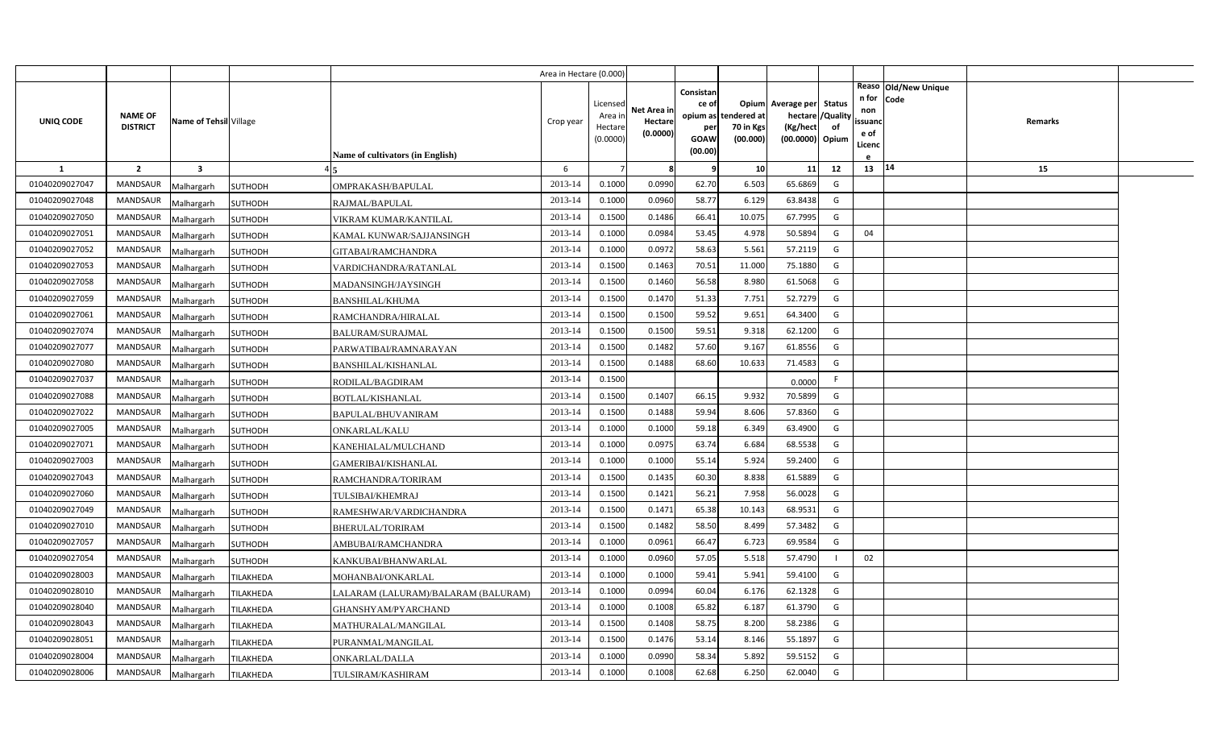| | | | | | Area in Hectare (0.000) | | | | | | | | | | |
|---|---|---|---|---|---|---|---|---|---|---|---|---|---|---|---|
| UNIQ CODE | NAME OF DISTRICT | Name of Tehsil | Village | Name of cultivators (in English) | Crop year | Licensed Area in Hectare (0.0000) | Net Area in Hectare (0.0000) | Consistance of opium as per GOAW (00.00) | Opium tendered at 70 in Kgs (00.000) | Average per hectare (Kg/hect (00.0000) | Status /Quality of Opium | Reason for non issuance of Licence | Old/New Unique Code | Remarks | |
| 1 | 2 | 3 | 4 | 5 | 6 | 7 | 8 | 9 | 10 | 11 | 12 | 13 | 14 | 15 | |
| 01040209027047 | MANDSAUR | Malhargarh | SUTHODH | OMPRAKASH/BAPULAL | 2013-14 | 0.1000 | 0.0990 | 62.70 | 6.503 | 65.6869 | G | | | | |
| 01040209027048 | MANDSAUR | Malhargarh | SUTHODH | RAJMAL/BAPULAL | 2013-14 | 0.1000 | 0.0960 | 58.77 | 6.129 | 63.8438 | G | | | | |
| 01040209027050 | MANDSAUR | Malhargarh | SUTHODH | VIKRAM KUMAR/KANTILAL | 2013-14 | 0.1500 | 0.1486 | 66.41 | 10.075 | 67.7995 | G | | | | |
| 01040209027051 | MANDSAUR | Malhargarh | SUTHODH | KAMAL KUNWAR/SAJJANSINGH | 2013-14 | 0.1000 | 0.0984 | 53.45 | 4.978 | 50.5894 | G | 04 | | | |
| 01040209027052 | MANDSAUR | Malhargarh | SUTHODH | GITABAI/RAMCHANDRA | 2013-14 | 0.1000 | 0.0972 | 58.63 | 5.561 | 57.2119 | G | | | | |
| 01040209027053 | MANDSAUR | Malhargarh | SUTHODH | VARDICHANDRA/RATANLAL | 2013-14 | 0.1500 | 0.1463 | 70.51 | 11.000 | 75.1880 | G | | | | |
| 01040209027058 | MANDSAUR | Malhargarh | SUTHODH | MADANSINGH/JAYSINGH | 2013-14 | 0.1500 | 0.1460 | 56.58 | 8.980 | 61.5068 | G | | | | |
| 01040209027059 | MANDSAUR | Malhargarh | SUTHODH | BANSHILAL/KHUMA | 2013-14 | 0.1500 | 0.1470 | 51.33 | 7.751 | 52.7279 | G | | | | |
| 01040209027061 | MANDSAUR | Malhargarh | SUTHODH | RAMCHANDRA/HIRALAL | 2013-14 | 0.1500 | 0.1500 | 59.52 | 9.651 | 64.3400 | G | | | | |
| 01040209027074 | MANDSAUR | Malhargarh | SUTHODH | BALURAM/SURAJMAL | 2013-14 | 0.1500 | 0.1500 | 59.51 | 9.318 | 62.1200 | G | | | | |
| 01040209027077 | MANDSAUR | Malhargarh | SUTHODH | PARWATIBAI/RAMNARAYAN | 2013-14 | 0.1500 | 0.1482 | 57.60 | 9.167 | 61.8556 | G | | | | |
| 01040209027080 | MANDSAUR | Malhargarh | SUTHODH | BANSHILAL/KISHANLAL | 2013-14 | 0.1500 | 0.1488 | 68.60 | 10.633 | 71.4583 | G | | | | |
| 01040209027037 | MANDSAUR | Malhargarh | SUTHODH | RODILAL/BAGDIRAM | 2013-14 | 0.1500 | | | | 0.0000 | F | | | | |
| 01040209027088 | MANDSAUR | Malhargarh | SUTHODH | BOTLAL/KISHANLAL | 2013-14 | 0.1500 | 0.1407 | 66.15 | 9.932 | 70.5899 | G | | | | |
| 01040209027022 | MANDSAUR | Malhargarh | SUTHODH | BAPULAL/BHUVANIRAM | 2013-14 | 0.1500 | 0.1488 | 59.94 | 8.606 | 57.8360 | G | | | | |
| 01040209027005 | MANDSAUR | Malhargarh | SUTHODH | ONKARLAL/KALU | 2013-14 | 0.1000 | 0.1000 | 59.18 | 6.349 | 63.4900 | G | | | | |
| 01040209027071 | MANDSAUR | Malhargarh | SUTHODH | KANEHIALAL/MULCHAND | 2013-14 | 0.1000 | 0.0975 | 63.74 | 6.684 | 68.5538 | G | | | | |
| 01040209027003 | MANDSAUR | Malhargarh | SUTHODH | GAMERIBAI/KISHANLAL | 2013-14 | 0.1000 | 0.1000 | 55.14 | 5.924 | 59.2400 | G | | | | |
| 01040209027043 | MANDSAUR | Malhargarh | SUTHODH | RAMCHANDRA/TORIRAM | 2013-14 | 0.1500 | 0.1435 | 60.30 | 8.838 | 61.5889 | G | | | | |
| 01040209027060 | MANDSAUR | Malhargarh | SUTHODH | TULSIBAI/KHEMRAJ | 2013-14 | 0.1500 | 0.1421 | 56.21 | 7.958 | 56.0028 | G | | | | |
| 01040209027049 | MANDSAUR | Malhargarh | SUTHODH | RAMESHWAR/VARDICHANDRA | 2013-14 | 0.1500 | 0.1471 | 65.38 | 10.143 | 68.9531 | G | | | | |
| 01040209027010 | MANDSAUR | Malhargarh | SUTHODH | BHERULAL/TORIRAM | 2013-14 | 0.1500 | 0.1482 | 58.50 | 8.499 | 57.3482 | G | | | | |
| 01040209027057 | MANDSAUR | Malhargarh | SUTHODH | AMBUBAI/RAMCHANDRA | 2013-14 | 0.1000 | 0.0961 | 66.47 | 6.723 | 69.9584 | G | | | | |
| 01040209027054 | MANDSAUR | Malhargarh | SUTHODH | KANKUBAI/BHANWARLAL | 2013-14 | 0.1000 | 0.0960 | 57.05 | 5.518 | 57.4790 | I | 02 | | | |
| 01040209028003 | MANDSAUR | Malhargarh | TILAKHEDA | MOHANBAI/ONKARLAL | 2013-14 | 0.1000 | 0.1000 | 59.41 | 5.941 | 59.4100 | G | | | | |
| 01040209028010 | MANDSAUR | Malhargarh | TILAKHEDA | LALARAM (LALURAM)/BALARAM (BALURAM) | 2013-14 | 0.1000 | 0.0994 | 60.04 | 6.176 | 62.1328 | G | | | | |
| 01040209028040 | MANDSAUR | Malhargarh | TILAKHEDA | GHANSHYAM/PYARCHAND | 2013-14 | 0.1000 | 0.1008 | 65.82 | 6.187 | 61.3790 | G | | | | |
| 01040209028043 | MANDSAUR | Malhargarh | TILAKHEDA | MATHURALAL/MANGILAL | 2013-14 | 0.1500 | 0.1408 | 58.75 | 8.200 | 58.2386 | G | | | | |
| 01040209028051 | MANDSAUR | Malhargarh | TILAKHEDA | PURANMAL/MANGILAL | 2013-14 | 0.1500 | 0.1476 | 53.14 | 8.146 | 55.1897 | G | | | | |
| 01040209028004 | MANDSAUR | Malhargarh | TILAKHEDA | ONKARLAL/DALLA | 2013-14 | 0.1000 | 0.0990 | 58.34 | 5.892 | 59.5152 | G | | | | |
| 01040209028006 | MANDSAUR | Malhargarh | TILAKHEDA | TULSIRAM/KASHIRAM | 2013-14 | 0.1000 | 0.1008 | 62.68 | 6.250 | 62.0040 | G | | | | |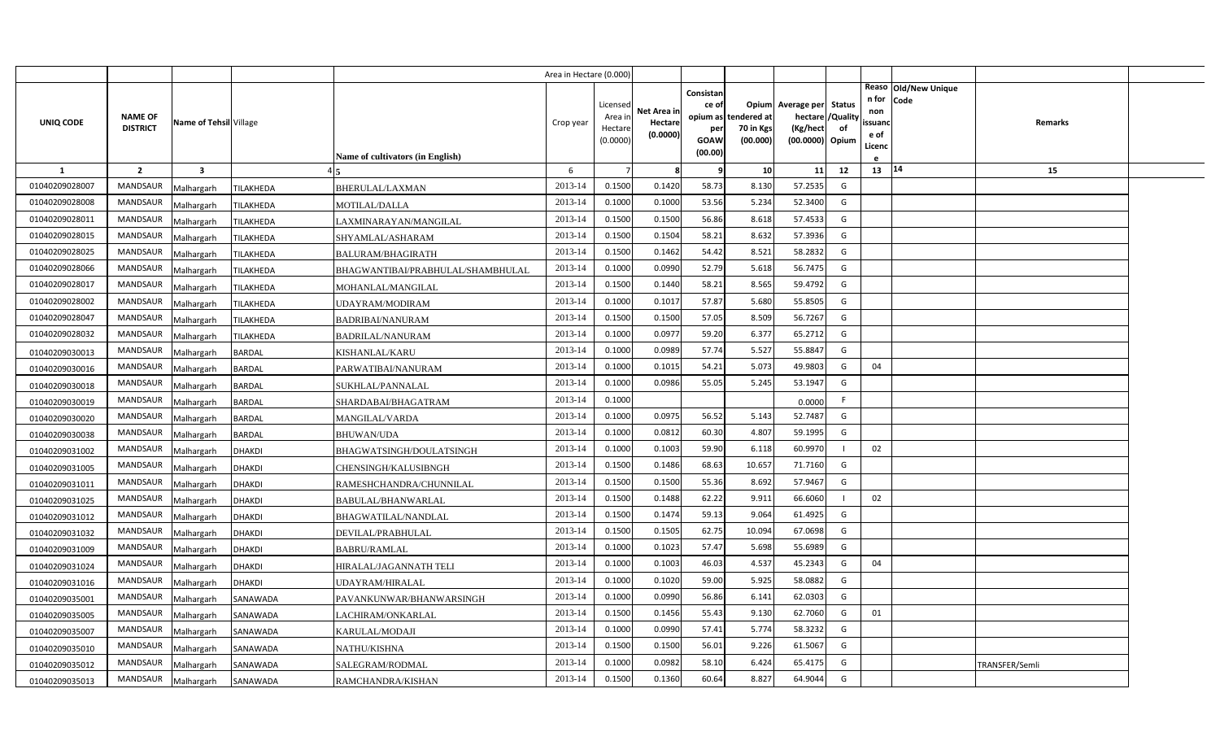| UNIQ CODE | NAME OF DISTRICT | Name of Tehsil | Village | Name of cultivators (in English) | Crop year | Licensed Area in Hectare (0.0000) | Net Area in Hectare (0.0000) | Consistance of opium as per GOAW (00.00) | Opium tendered at 70 in Kgs (00.000) | Average per hectare (Kg/hect (00.0000) | Status /Quality of Opium | Reason for non issuance of Licence | Old/New Unique Code | Remarks |
|---|---|---|---|---|---|---|---|---|---|---|---|---|---|---|
| 1 | 2 | 3 | 4 | 5 | 6 | 7 | 8 | 9 | 10 | 11 | 12 | 13 | 14 | 15 |
| 01040209028007 | MANDSAUR | Malhargarh | TILAKHEDA | BHERULAL/LAXMAN | 2013-14 | 0.1500 | 0.1420 | 58.73 | 8.130 | 57.2535 | G | | | |
| 01040209028008 | MANDSAUR | Malhargarh | TILAKHEDA | MOTILAL/DALLA | 2013-14 | 0.1000 | 0.1000 | 53.56 | 5.234 | 52.3400 | G | | | |
| 01040209028011 | MANDSAUR | Malhargarh | TILAKHEDA | LAXMINARAYAN/MANGILAL | 2013-14 | 0.1500 | 0.1500 | 56.86 | 8.618 | 57.4533 | G | | | |
| 01040209028015 | MANDSAUR | Malhargarh | TILAKHEDA | SHYAMLAL/ASHARAM | 2013-14 | 0.1500 | 0.1504 | 58.21 | 8.632 | 57.3936 | G | | | |
| 01040209028025 | MANDSAUR | Malhargarh | TILAKHEDA | BALURAM/BHAGIRATH | 2013-14 | 0.1500 | 0.1462 | 54.42 | 8.521 | 58.2832 | G | | | |
| 01040209028066 | MANDSAUR | Malhargarh | TILAKHEDA | BHAGWANTIBAI/PRABHULAL/SHAMBHULAL | 2013-14 | 0.1000 | 0.0990 | 52.79 | 5.618 | 56.7475 | G | | | |
| 01040209028017 | MANDSAUR | Malhargarh | TILAKHEDA | MOHANLAL/MANGILAL | 2013-14 | 0.1500 | 0.1440 | 58.21 | 8.565 | 59.4792 | G | | | |
| 01040209028002 | MANDSAUR | Malhargarh | TILAKHEDA | UDAYRAM/MODIRAM | 2013-14 | 0.1000 | 0.1017 | 57.87 | 5.680 | 55.8505 | G | | | |
| 01040209028047 | MANDSAUR | Malhargarh | TILAKHEDA | BADRIBAI/NANURAM | 2013-14 | 0.1500 | 0.1500 | 57.05 | 8.509 | 56.7267 | G | | | |
| 01040209028032 | MANDSAUR | Malhargarh | TILAKHEDA | BADRILAL/NANURAM | 2013-14 | 0.1000 | 0.0977 | 59.20 | 6.377 | 65.2712 | G | | | |
| 01040209030013 | MANDSAUR | Malhargarh | BARDAL | KISHANLAL/KARU | 2013-14 | 0.1000 | 0.0989 | 57.74 | 5.527 | 55.8847 | G | | | |
| 01040209030016 | MANDSAUR | Malhargarh | BARDAL | PARWATIBAI/NANURAM | 2013-14 | 0.1000 | 0.1015 | 54.21 | 5.073 | 49.9803 | G | 04 | | |
| 01040209030018 | MANDSAUR | Malhargarh | BARDAL | SUKHLAL/PANNALAL | 2013-14 | 0.1000 | 0.0986 | 55.05 | 5.245 | 53.1947 | G | | | |
| 01040209030019 | MANDSAUR | Malhargarh | BARDAL | SHARDABAI/BHAGATRAM | 2013-14 | 0.1000 | | | | 0.0000 | F | | | |
| 01040209030020 | MANDSAUR | Malhargarh | BARDAL | MANGILAL/VARDA | 2013-14 | 0.1000 | 0.0975 | 56.52 | 5.143 | 52.7487 | G | | | |
| 01040209030038 | MANDSAUR | Malhargarh | BARDAL | BHUWAN/UDA | 2013-14 | 0.1000 | 0.0812 | 60.30 | 4.807 | 59.1995 | G | | | |
| 01040209031002 | MANDSAUR | Malhargarh | DHAKDI | BHAGWATSINGH/DOULATSINGH | 2013-14 | 0.1000 | 0.1003 | 59.90 | 6.118 | 60.9970 | I | 02 | | |
| 01040209031005 | MANDSAUR | Malhargarh | DHAKDI | CHENSINGH/KALUSIBNGH | 2013-14 | 0.1500 | 0.1486 | 68.63 | 10.657 | 71.7160 | G | | | |
| 01040209031011 | MANDSAUR | Malhargarh | DHAKDI | RAMESHCHANDRA/CHUNNILAL | 2013-14 | 0.1500 | 0.1500 | 55.36 | 8.692 | 57.9467 | G | | | |
| 01040209031025 | MANDSAUR | Malhargarh | DHAKDI | BABULAL/BHANWARLAL | 2013-14 | 0.1500 | 0.1488 | 62.22 | 9.911 | 66.6060 | I | 02 | | |
| 01040209031012 | MANDSAUR | Malhargarh | DHAKDI | BHAGWATILAL/NANDLAL | 2013-14 | 0.1500 | 0.1474 | 59.13 | 9.064 | 61.4925 | G | | | |
| 01040209031032 | MANDSAUR | Malhargarh | DHAKDI | DEVILAL/PRABHULAL | 2013-14 | 0.1500 | 0.1505 | 62.75 | 10.094 | 67.0698 | G | | | |
| 01040209031009 | MANDSAUR | Malhargarh | DHAKDI | BABRU/RAMLAL | 2013-14 | 0.1000 | 0.1023 | 57.47 | 5.698 | 55.6989 | G | | | |
| 01040209031024 | MANDSAUR | Malhargarh | DHAKDI | HIRALAL/JAGANNATH TELI | 2013-14 | 0.1000 | 0.1003 | 46.03 | 4.537 | 45.2343 | G | 04 | | |
| 01040209031016 | MANDSAUR | Malhargarh | DHAKDI | UDAYRAM/HIRALAL | 2013-14 | 0.1000 | 0.1020 | 59.00 | 5.925 | 58.0882 | G | | | |
| 01040209035001 | MANDSAUR | Malhargarh | SANAWADA | PAVANKUNWAR/BHANWARSINGH | 2013-14 | 0.1000 | 0.0990 | 56.86 | 6.141 | 62.0303 | G | | | |
| 01040209035005 | MANDSAUR | Malhargarh | SANAWADA | LACHIRAM/ONKARLAL | 2013-14 | 0.1500 | 0.1456 | 55.43 | 9.130 | 62.7060 | G | 01 | | |
| 01040209035007 | MANDSAUR | Malhargarh | SANAWADA | KARULAL/MODAJI | 2013-14 | 0.1000 | 0.0990 | 57.41 | 5.774 | 58.3232 | G | | | |
| 01040209035010 | MANDSAUR | Malhargarh | SANAWADA | NATHU/KISHNA | 2013-14 | 0.1500 | 0.1500 | 56.01 | 9.226 | 61.5067 | G | | | |
| 01040209035012 | MANDSAUR | Malhargarh | SANAWADA | SALEGRAM/RODMAL | 2013-14 | 0.1000 | 0.0982 | 58.10 | 6.424 | 65.4175 | G | | | TRANSFER/Semli |
| 01040209035013 | MANDSAUR | Malhargarh | SANAWADA | RAMCHANDRA/KISHAN | 2013-14 | 0.1500 | 0.1360 | 60.64 | 8.827 | 64.9044 | G | | | |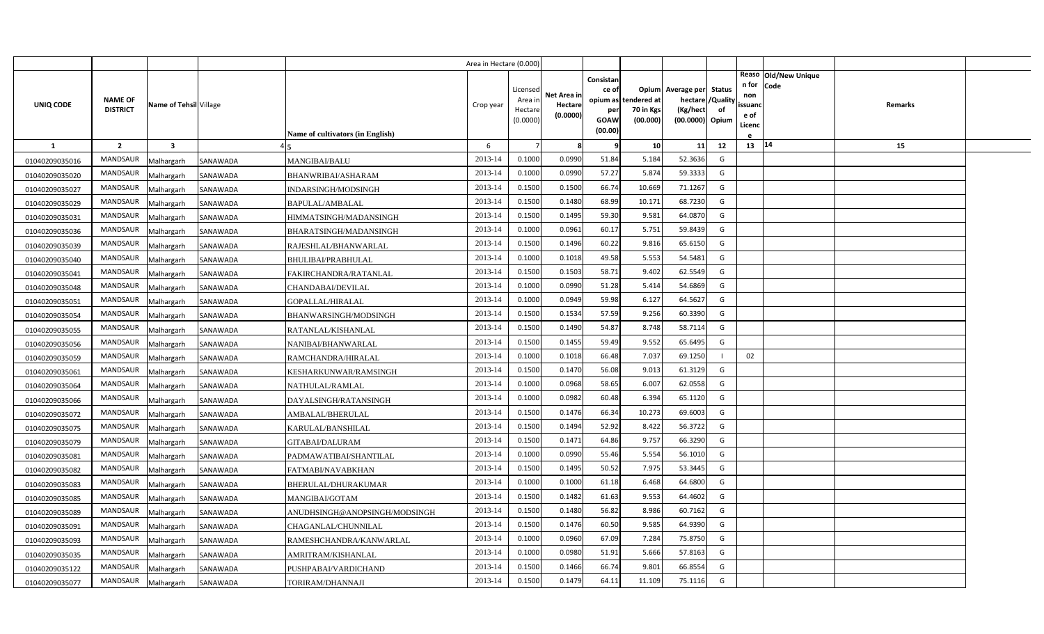| UNIQ CODE | NAME OF DISTRICT | Name of Tehsil | Village | Name of cultivators (in English) | Area in Hectare (0.000) Crop year | Licensed Area in Hectare (0.0000) | Net Area in Hectare (0.0000) | Consistance of opium as per GOAW (00.00) | Opium tendered at 70 in Kgs (00.000) | Average per hectare (Kg/hect) (00.0000) | Status /Quality of Opium | Reason for non issuance of Licence | Old/New Unique Code | Remarks |
|---|---|---|---|---|---|---|---|---|---|---|---|---|---|---|
| 1 | 2 | 3 | 4 | 5 | 6 | 7 | 8 | 9 | 10 | 11 | 12 | 13 | 14 | 15 |
| 01040209035016 | MANDSAUR | Malhargarh | SANAWADA | MANGIBAI/BALU | 2013-14 | 0.1000 | 0.0990 | 51.84 | 5.184 | 52.3636 | G | | | |
| 01040209035020 | MANDSAUR | Malhargarh | SANAWADA | BHANWRIBAI/ASHARAM | 2013-14 | 0.1000 | 0.0990 | 57.27 | 5.874 | 59.3333 | G | | | |
| 01040209035027 | MANDSAUR | Malhargarh | SANAWADA | INDARSINGH/MODSINGH | 2013-14 | 0.1500 | 0.1500 | 66.74 | 10.669 | 71.1267 | G | | | |
| 01040209035029 | MANDSAUR | Malhargarh | SANAWADA | BAPULAL/AMBALAL | 2013-14 | 0.1500 | 0.1480 | 68.99 | 10.171 | 68.7230 | G | | | |
| 01040209035031 | MANDSAUR | Malhargarh | SANAWADA | HIMMATSINGH/MADANSINGH | 2013-14 | 0.1500 | 0.1495 | 59.30 | 9.581 | 64.0870 | G | | | |
| 01040209035036 | MANDSAUR | Malhargarh | SANAWADA | BHARATSINGH/MADANSINGH | 2013-14 | 0.1000 | 0.0961 | 60.17 | 5.751 | 59.8439 | G | | | |
| 01040209035039 | MANDSAUR | Malhargarh | SANAWADA | RAJESHLAL/BHANWARLAL | 2013-14 | 0.1500 | 0.1496 | 60.22 | 9.816 | 65.6150 | G | | | |
| 01040209035040 | MANDSAUR | Malhargarh | SANAWADA | BHULIBAI/PRABHULAL | 2013-14 | 0.1000 | 0.1018 | 49.58 | 5.553 | 54.5481 | G | | | |
| 01040209035041 | MANDSAUR | Malhargarh | SANAWADA | FAKIRCHANDRA/RATANLAL | 2013-14 | 0.1500 | 0.1503 | 58.71 | 9.402 | 62.5549 | G | | | |
| 01040209035048 | MANDSAUR | Malhargarh | SANAWADA | CHANDABAI/DEVILAL | 2013-14 | 0.1000 | 0.0990 | 51.28 | 5.414 | 54.6869 | G | | | |
| 01040209035051 | MANDSAUR | Malhargarh | SANAWADA | GOPALLAL/HIRALAL | 2013-14 | 0.1000 | 0.0949 | 59.98 | 6.127 | 64.5627 | G | | | |
| 01040209035054 | MANDSAUR | Malhargarh | SANAWADA | BHANWARSINGH/MODSINGH | 2013-14 | 0.1500 | 0.1534 | 57.59 | 9.256 | 60.3390 | G | | | |
| 01040209035055 | MANDSAUR | Malhargarh | SANAWADA | RATANLAL/KISHANLAL | 2013-14 | 0.1500 | 0.1490 | 54.87 | 8.748 | 58.7114 | G | | | |
| 01040209035056 | MANDSAUR | Malhargarh | SANAWADA | NANIBAI/BHANWARLAL | 2013-14 | 0.1500 | 0.1455 | 59.49 | 9.552 | 65.6495 | G | | | |
| 01040209035059 | MANDSAUR | Malhargarh | SANAWADA | RAMCHANDRA/HIRALAL | 2013-14 | 0.1000 | 0.1018 | 66.48 | 7.037 | 69.1250 | I | 02 | | |
| 01040209035061 | MANDSAUR | Malhargarh | SANAWADA | KESHARKUNWAR/RAMSINGH | 2013-14 | 0.1500 | 0.1470 | 56.08 | 9.013 | 61.3129 | G | | | |
| 01040209035064 | MANDSAUR | Malhargarh | SANAWADA | NATHULAL/RAMLAL | 2013-14 | 0.1000 | 0.0968 | 58.65 | 6.007 | 62.0558 | G | | | |
| 01040209035066 | MANDSAUR | Malhargarh | SANAWADA | DAYALSINGH/RATANSINGH | 2013-14 | 0.1000 | 0.0982 | 60.48 | 6.394 | 65.1120 | G | | | |
| 01040209035072 | MANDSAUR | Malhargarh | SANAWADA | AMBALAL/BHERULAL | 2013-14 | 0.1500 | 0.1476 | 66.34 | 10.273 | 69.6003 | G | | | |
| 01040209035075 | MANDSAUR | Malhargarh | SANAWADA | KARULAL/BANSHILAL | 2013-14 | 0.1500 | 0.1494 | 52.92 | 8.422 | 56.3722 | G | | | |
| 01040209035079 | MANDSAUR | Malhargarh | SANAWADA | GITABAI/DALURAM | 2013-14 | 0.1500 | 0.1471 | 64.86 | 9.757 | 66.3290 | G | | | |
| 01040209035081 | MANDSAUR | Malhargarh | SANAWADA | PADMAWATIBAI/SHANTILAL | 2013-14 | 0.1000 | 0.0990 | 55.46 | 5.554 | 56.1010 | G | | | |
| 01040209035082 | MANDSAUR | Malhargarh | SANAWADA | FATMABI/NAVABKHAN | 2013-14 | 0.1500 | 0.1495 | 50.52 | 7.975 | 53.3445 | G | | | |
| 01040209035083 | MANDSAUR | Malhargarh | SANAWADA | BHERULAL/DHURAKUMAR | 2013-14 | 0.1000 | 0.1000 | 61.18 | 6.468 | 64.6800 | G | | | |
| 01040209035085 | MANDSAUR | Malhargarh | SANAWADA | MANGIBAI/GOTAM | 2013-14 | 0.1500 | 0.1482 | 61.63 | 9.553 | 64.4602 | G | | | |
| 01040209035089 | MANDSAUR | Malhargarh | SANAWADA | ANUDHSINGH@ANOPSINGH/MODSINGH | 2013-14 | 0.1500 | 0.1480 | 56.82 | 8.986 | 60.7162 | G | | | |
| 01040209035091 | MANDSAUR | Malhargarh | SANAWADA | CHAGANLAL/CHUNNILAL | 2013-14 | 0.1500 | 0.1476 | 60.50 | 9.585 | 64.9390 | G | | | |
| 01040209035093 | MANDSAUR | Malhargarh | SANAWADA | RAMESHCHANDRA/KANWARLAL | 2013-14 | 0.1000 | 0.0960 | 67.09 | 7.284 | 75.8750 | G | | | |
| 01040209035035 | MANDSAUR | Malhargarh | SANAWADA | AMRITRAM/KISHANLAL | 2013-14 | 0.1000 | 0.0980 | 51.91 | 5.666 | 57.8163 | G | | | |
| 01040209035122 | MANDSAUR | Malhargarh | SANAWADA | PUSHPABAI/VARDICHAND | 2013-14 | 0.1500 | 0.1466 | 66.74 | 9.801 | 66.8554 | G | | | |
| 01040209035077 | MANDSAUR | Malhargarh | SANAWADA | TORIRAM/DHANNAJI | 2013-14 | 0.1500 | 0.1479 | 64.11 | 11.109 | 75.1116 | G | | | |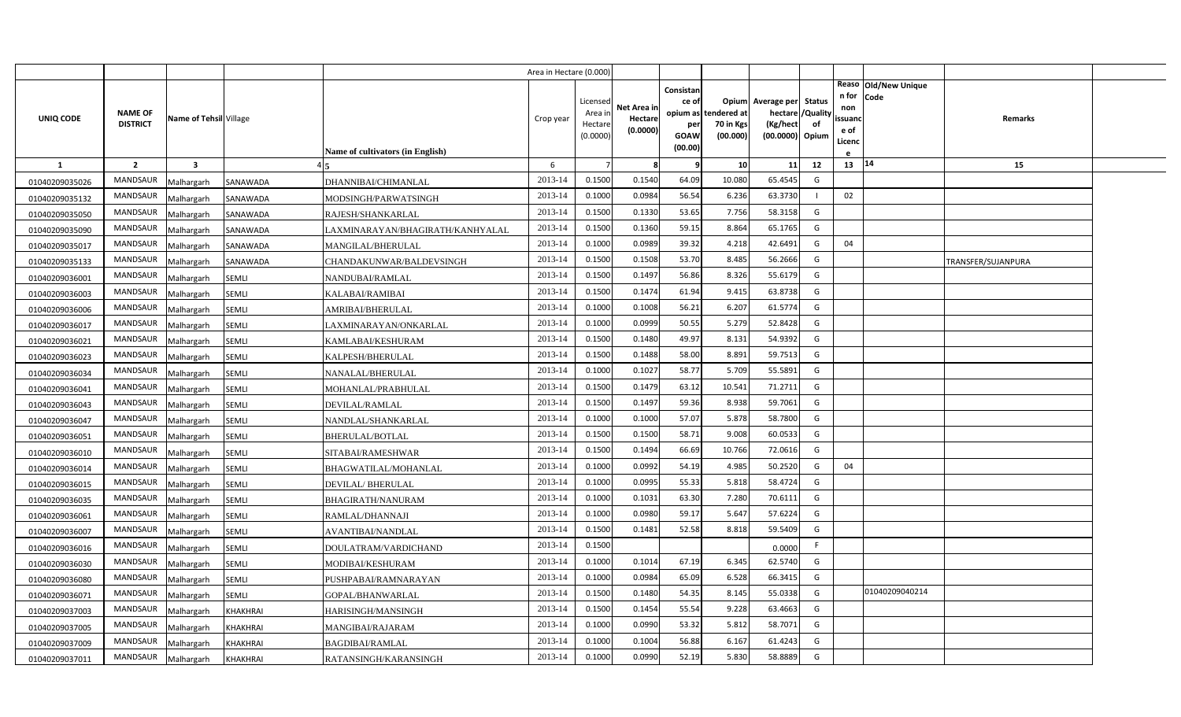| | | | | | Area in Hectare (0.000) | | | | | | | | | | |
|---|---|---|---|---|---|---|---|---|---|---|---|---|---|---|---|
| UNIQ CODE | NAME OF DISTRICT | Name of Tehsil | Village | Name of cultivators (in English) | Crop year | Licensed Area in Hectare (0.0000) | Net Area in Hectare (0.0000) | Consistance of opium as per GOAW (00.00) | Opium tendered at 70 in Kgs (00.000) | Average per hectare (Kg/hect (00.0000) | Status /Quality of Opium | Reason for non issuance of Licence | Old/New Unique Code | Remarks |
| 1 | 2 | 3 | 4 | 5 | 6 | 7 | 8 | 9 | 10 | 11 | 12 | 13 | 14 | 15 |
| 01040209035026 | MANDSAUR | Malhargarh | SANAWADA | DHANNIBAI/CHIMANLAL | 2013-14 | 0.1500 | 0.1540 | 64.09 | 10.080 | 65.4545 | G | | | |
| 01040209035132 | MANDSAUR | Malhargarh | SANAWADA | MODSINGH/PARWATSINGH | 2013-14 | 0.1000 | 0.0984 | 56.54 | 6.236 | 63.3730 | I | 02 | | |
| 01040209035050 | MANDSAUR | Malhargarh | SANAWADA | RAJESH/SHANKARLAL | 2013-14 | 0.1500 | 0.1330 | 53.65 | 7.756 | 58.3158 | G | | | |
| 01040209035090 | MANDSAUR | Malhargarh | SANAWADA | LAXMINARAYAN/BHAGIRATH/KANHYALAL | 2013-14 | 0.1500 | 0.1360 | 59.15 | 8.864 | 65.1765 | G | | | |
| 01040209035017 | MANDSAUR | Malhargarh | SANAWADA | MANGILAL/BHERULAL | 2013-14 | 0.1000 | 0.0989 | 39.32 | 4.218 | 42.6491 | G | 04 | | |
| 01040209035133 | MANDSAUR | Malhargarh | SANAWADA | CHANDAKUNWAR/BALDEVSINGH | 2013-14 | 0.1500 | 0.1508 | 53.70 | 8.485 | 56.2666 | G | | | TRANSFER/SUJANPURA |
| 01040209036001 | MANDSAUR | Malhargarh | SEMLI | NANDUBAI/RAMLAL | 2013-14 | 0.1500 | 0.1497 | 56.86 | 8.326 | 55.6179 | G | | | |
| 01040209036003 | MANDSAUR | Malhargarh | SEMLI | KALABAI/RAMIBAI | 2013-14 | 0.1500 | 0.1474 | 61.94 | 9.415 | 63.8738 | G | | | |
| 01040209036006 | MANDSAUR | Malhargarh | SEMLI | AMRIBAI/BHERULAL | 2013-14 | 0.1000 | 0.1008 | 56.21 | 6.207 | 61.5774 | G | | | |
| 01040209036017 | MANDSAUR | Malhargarh | SEMLI | LAXMINARAYAN/ONKARLAL | 2013-14 | 0.1000 | 0.0999 | 50.55 | 5.279 | 52.8428 | G | | | |
| 01040209036021 | MANDSAUR | Malhargarh | SEMLI | KAMLABAI/KESHURAM | 2013-14 | 0.1500 | 0.1480 | 49.97 | 8.131 | 54.9392 | G | | | |
| 01040209036023 | MANDSAUR | Malhargarh | SEMLI | KALPESH/BHERULAL | 2013-14 | 0.1500 | 0.1488 | 58.00 | 8.891 | 59.7513 | G | | | |
| 01040209036034 | MANDSAUR | Malhargarh | SEMLI | NANALAL/BHERULAL | 2013-14 | 0.1000 | 0.1027 | 58.77 | 5.709 | 55.5891 | G | | | |
| 01040209036041 | MANDSAUR | Malhargarh | SEMLI | MOHANLAL/PRABHULAL | 2013-14 | 0.1500 | 0.1479 | 63.12 | 10.541 | 71.2711 | G | | | |
| 01040209036043 | MANDSAUR | Malhargarh | SEMLI | DEVILAL/RAMLAL | 2013-14 | 0.1500 | 0.1497 | 59.36 | 8.938 | 59.7061 | G | | | |
| 01040209036047 | MANDSAUR | Malhargarh | SEMLI | NANDLAL/SHANKARLAL | 2013-14 | 0.1000 | 0.1000 | 57.07 | 5.878 | 58.7800 | G | | | |
| 01040209036051 | MANDSAUR | Malhargarh | SEMLI | BHERULAL/BOTLAL | 2013-14 | 0.1500 | 0.1500 | 58.71 | 9.008 | 60.0533 | G | | | |
| 01040209036010 | MANDSAUR | Malhargarh | SEMLI | SITABAI/RAMESHWAR | 2013-14 | 0.1500 | 0.1494 | 66.69 | 10.766 | 72.0616 | G | | | |
| 01040209036014 | MANDSAUR | Malhargarh | SEMLI | BHAGWATILAL/MOHANLAL | 2013-14 | 0.1000 | 0.0992 | 54.19 | 4.985 | 50.2520 | G | 04 | | |
| 01040209036015 | MANDSAUR | Malhargarh | SEMLI | DEVILAL/ BHERULAL | 2013-14 | 0.1000 | 0.0995 | 55.33 | 5.818 | 58.4724 | G | | | |
| 01040209036035 | MANDSAUR | Malhargarh | SEMLI | BHAGIRATH/NANURAM | 2013-14 | 0.1000 | 0.1031 | 63.30 | 7.280 | 70.6111 | G | | | |
| 01040209036061 | MANDSAUR | Malhargarh | SEMLI | RAMLAL/DHANNAJI | 2013-14 | 0.1000 | 0.0980 | 59.17 | 5.647 | 57.6224 | G | | | |
| 01040209036007 | MANDSAUR | Malhargarh | SEMLI | AVANTIBAI/NANDLAL | 2013-14 | 0.1500 | 0.1481 | 52.58 | 8.818 | 59.5409 | G | | | |
| 01040209036016 | MANDSAUR | Malhargarh | SEMLI | DOULATRAM/VARDICHAND | 2013-14 | 0.1500 | | | | 0.0000 | F | | | |
| 01040209036030 | MANDSAUR | Malhargarh | SEMLI | MODIBAI/KESHURAM | 2013-14 | 0.1000 | 0.1014 | 67.19 | 6.345 | 62.5740 | G | | | |
| 01040209036080 | MANDSAUR | Malhargarh | SEMLI | PUSHPABAI/RAMNARAYAN | 2013-14 | 0.1000 | 0.0984 | 65.09 | 6.528 | 66.3415 | G | | | |
| 01040209036071 | MANDSAUR | Malhargarh | SEMLI | GOPAL/BHANWARLAL | 2013-14 | 0.1500 | 0.1480 | 54.35 | 8.145 | 55.0338 | G | | 01040209040214 | |
| 01040209037003 | MANDSAUR | Malhargarh | KHAKHRAI | HARISINGH/MANSINGH | 2013-14 | 0.1500 | 0.1454 | 55.54 | 9.228 | 63.4663 | G | | | |
| 01040209037005 | MANDSAUR | Malhargarh | KHAKHRAI | MANGIBAI/RAJARAM | 2013-14 | 0.1000 | 0.0990 | 53.32 | 5.812 | 58.7071 | G | | | |
| 01040209037009 | MANDSAUR | Malhargarh | KHAKHRAI | BAGDIBAI/RAMLAL | 2013-14 | 0.1000 | 0.1004 | 56.88 | 6.167 | 61.4243 | G | | | |
| 01040209037011 | MANDSAUR | Malhargarh | KHAKHRAI | RATANSINGH/KARANSINGH | 2013-14 | 0.1000 | 0.0990 | 52.19 | 5.830 | 58.8889 | G | | | |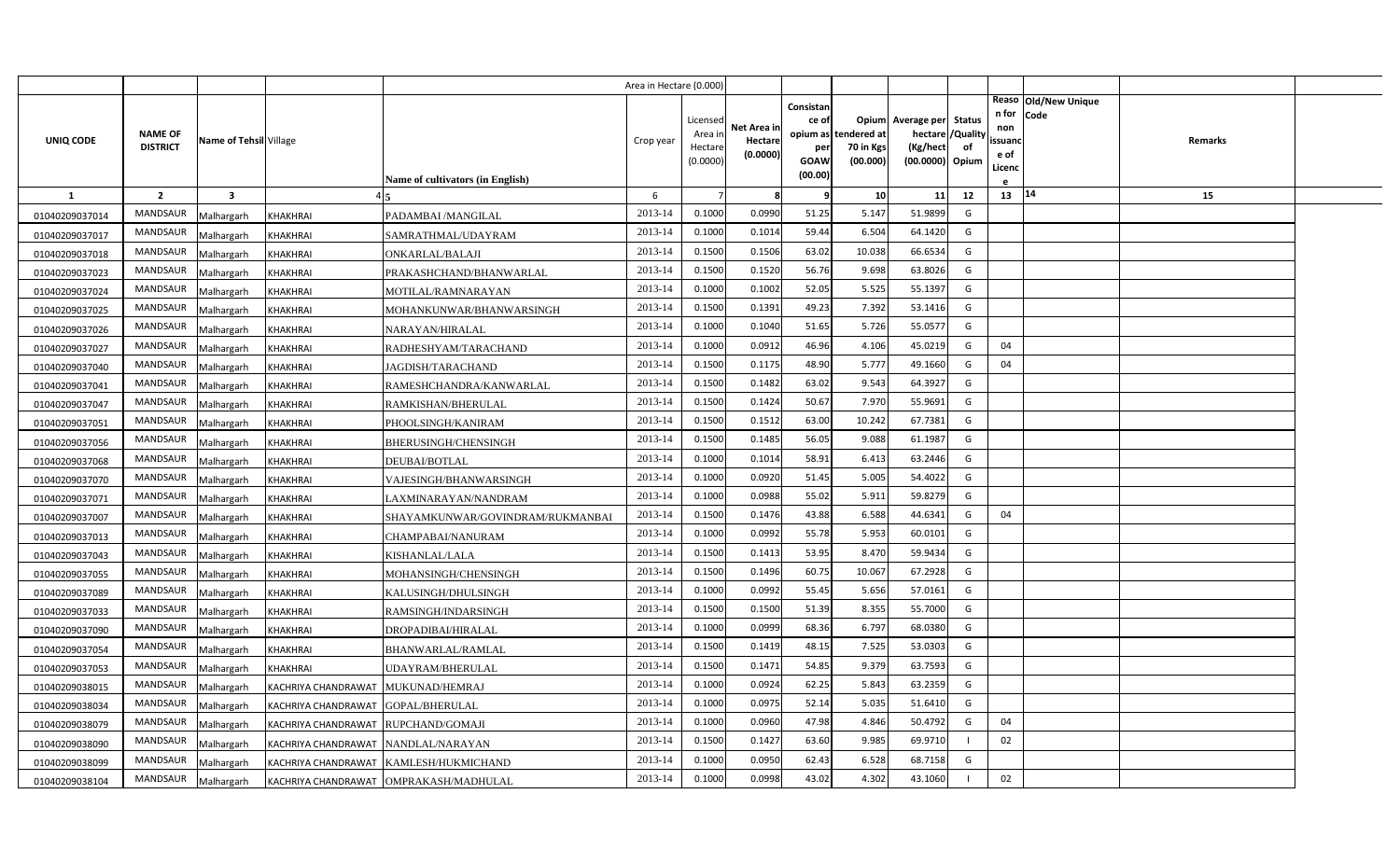| UNIQ CODE | NAME OF DISTRICT | Name of Tehsil | Village | Name of cultivators (in English) | Crop year | Licensed Area in Hectare (0.0000) | Net Area in Hectare (0.0000) | Consistance of opium as per GOAW (00.00) | Opium tendered at 70 in Kgs (00.000) | Average per hectare (Kg/hect (00.0000) | Status /Quality of Opium | Reason for non issuance of Licence | Old/New Unique Code | Remarks |
|---|---|---|---|---|---|---|---|---|---|---|---|---|---|---|
| 1 | 2 | 3 | 4 | 5 | 6 | 7 | 8 | 9 | 10 | 11 | 12 | 13 | 14 | 15 |
| 01040209037014 | MANDSAUR | Malhargarh | KHAKHRAI | PADAMBAI /MANGILAL | 2013-14 | 0.1000 | 0.0990 | 51.25 | 5.147 | 51.9899 | G | | | |
| 01040209037017 | MANDSAUR | Malhargarh | KHAKHRAI | SAMRATHMAL/UDAYRAM | 2013-14 | 0.1000 | 0.1014 | 59.44 | 6.504 | 64.1420 | G | | | |
| 01040209037018 | MANDSAUR | Malhargarh | KHAKHRAI | ONKARLAL/BALAJI | 2013-14 | 0.1500 | 0.1506 | 63.02 | 10.038 | 66.6534 | G | | | |
| 01040209037023 | MANDSAUR | Malhargarh | KHAKHRAI | PRAKASHCHAND/BHANWARLAL | 2013-14 | 0.1500 | 0.1520 | 56.76 | 9.698 | 63.8026 | G | | | |
| 01040209037024 | MANDSAUR | Malhargarh | KHAKHRAI | MOTILAL/RAMNARAYAN | 2013-14 | 0.1000 | 0.1002 | 52.05 | 5.525 | 55.1397 | G | | | |
| 01040209037025 | MANDSAUR | Malhargarh | KHAKHRAI | MOHANKUNWAR/BHANWARSINGH | 2013-14 | 0.1500 | 0.1391 | 49.23 | 7.392 | 53.1416 | G | | | |
| 01040209037026 | MANDSAUR | Malhargarh | KHAKHRAI | NARAYAN/HIRALAL | 2013-14 | 0.1000 | 0.1040 | 51.65 | 5.726 | 55.0577 | G | | | |
| 01040209037027 | MANDSAUR | Malhargarh | KHAKHRAI | RADHESHYAM/TARACHAND | 2013-14 | 0.1000 | 0.0912 | 46.96 | 4.106 | 45.0219 | G | 04 | | |
| 01040209037040 | MANDSAUR | Malhargarh | KHAKHRAI | JAGDISH/TARACHAND | 2013-14 | 0.1500 | 0.1175 | 48.90 | 5.777 | 49.1660 | G | 04 | | |
| 01040209037041 | MANDSAUR | Malhargarh | KHAKHRAI | RAMESHCHANDRA/KANWARLAL | 2013-14 | 0.1500 | 0.1482 | 63.02 | 9.543 | 64.3927 | G | | | |
| 01040209037047 | MANDSAUR | Malhargarh | KHAKHRAI | RAMKISHAN/BHERULAL | 2013-14 | 0.1500 | 0.1424 | 50.67 | 7.970 | 55.9691 | G | | | |
| 01040209037051 | MANDSAUR | Malhargarh | KHAKHRAI | PHOOLSINGH/KANIRAM | 2013-14 | 0.1500 | 0.1512 | 63.00 | 10.242 | 67.7381 | G | | | |
| 01040209037056 | MANDSAUR | Malhargarh | KHAKHRAI | BHERUSINGH/CHENSINGH | 2013-14 | 0.1500 | 0.1485 | 56.05 | 9.088 | 61.1987 | G | | | |
| 01040209037068 | MANDSAUR | Malhargarh | KHAKHRAI | DEUBAI/BOTLAL | 2013-14 | 0.1000 | 0.1014 | 58.91 | 6.413 | 63.2446 | G | | | |
| 01040209037070 | MANDSAUR | Malhargarh | KHAKHRAI | VAJESINGH/BHANWARSINGH | 2013-14 | 0.1000 | 0.0920 | 51.45 | 5.005 | 54.4022 | G | | | |
| 01040209037071 | MANDSAUR | Malhargarh | KHAKHRAI | LAXMINARAYAN/NANDRAM | 2013-14 | 0.1000 | 0.0988 | 55.02 | 5.911 | 59.8279 | G | | | |
| 01040209037007 | MANDSAUR | Malhargarh | KHAKHRAI | SHAYAMKUNWAR/GOVINDRAM/RUKMANBAI | 2013-14 | 0.1500 | 0.1476 | 43.88 | 6.588 | 44.6341 | G | 04 | | |
| 01040209037013 | MANDSAUR | Malhargarh | KHAKHRAI | CHAMPABAI/NANURAM | 2013-14 | 0.1000 | 0.0992 | 55.78 | 5.953 | 60.0101 | G | | | |
| 01040209037043 | MANDSAUR | Malhargarh | KHAKHRAI | KISHANLAL/LALA | 2013-14 | 0.1500 | 0.1413 | 53.95 | 8.470 | 59.9434 | G | | | |
| 01040209037055 | MANDSAUR | Malhargarh | KHAKHRAI | MOHANSINGH/CHENSINGH | 2013-14 | 0.1500 | 0.1496 | 60.75 | 10.067 | 67.2928 | G | | | |
| 01040209037089 | MANDSAUR | Malhargarh | KHAKHRAI | KALUSINGH/DHULSINGH | 2013-14 | 0.1000 | 0.0992 | 55.45 | 5.656 | 57.0161 | G | | | |
| 01040209037033 | MANDSAUR | Malhargarh | KHAKHRAI | RAMSINGH/INDARSINGH | 2013-14 | 0.1500 | 0.1500 | 51.39 | 8.355 | 55.7000 | G | | | |
| 01040209037090 | MANDSAUR | Malhargarh | KHAKHRAI | DROPADIBAI/HIRALAL | 2013-14 | 0.1000 | 0.0999 | 68.36 | 6.797 | 68.0380 | G | | | |
| 01040209037054 | MANDSAUR | Malhargarh | KHAKHRAI | BHANWARLAL/RAMLAL | 2013-14 | 0.1500 | 0.1419 | 48.15 | 7.525 | 53.0303 | G | | | |
| 01040209037053 | MANDSAUR | Malhargarh | KHAKHRAI | UDAYRAM/BHERULAL | 2013-14 | 0.1500 | 0.1471 | 54.85 | 9.379 | 63.7593 | G | | | |
| 01040209038015 | MANDSAUR | Malhargarh | KACHRIYA CHANDRAWAT | MUKUNAD/HEMRAJ | 2013-14 | 0.1000 | 0.0924 | 62.25 | 5.843 | 63.2359 | G | | | |
| 01040209038034 | MANDSAUR | Malhargarh | KACHRIYA CHANDRAWAT | GOPAL/BHERULAL | 2013-14 | 0.1000 | 0.0975 | 52.14 | 5.035 | 51.6410 | G | | | |
| 01040209038079 | MANDSAUR | Malhargarh | KACHRIYA CHANDRAWAT | RUPCHAND/GOMAJI | 2013-14 | 0.1000 | 0.0960 | 47.98 | 4.846 | 50.4792 | G | 04 | | |
| 01040209038090 | MANDSAUR | Malhargarh | KACHRIYA CHANDRAWAT | NANDLAL/NARAYAN | 2013-14 | 0.1500 | 0.1427 | 63.60 | 9.985 | 69.9710 | I | 02 | | |
| 01040209038099 | MANDSAUR | Malhargarh | KACHRIYA CHANDRAWAT | KAMLESH/HUKMICHAND | 2013-14 | 0.1000 | 0.0950 | 62.43 | 6.528 | 68.7158 | G | | | |
| 01040209038104 | MANDSAUR | Malhargarh | KACHRIYA CHANDRAWAT | OMPRAKASH/MADHULAL | 2013-14 | 0.1000 | 0.0998 | 43.02 | 4.302 | 43.1060 | I | 02 | | |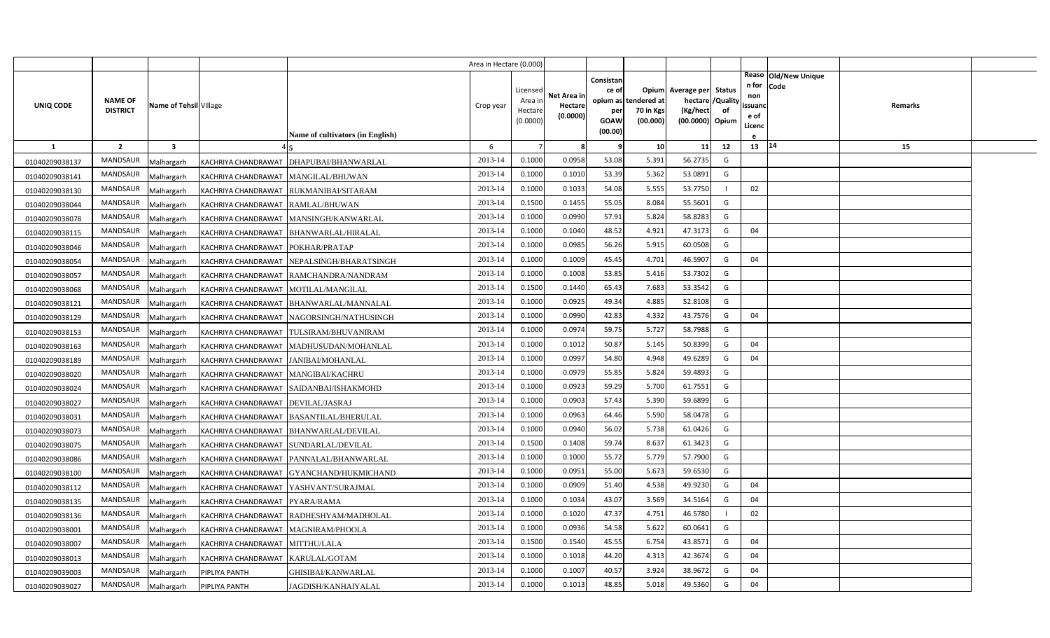| | | | | | Area in Hectare (0.000) | | | | | | | | | | |
|---|---|---|---|---|---|---|---|---|---|---|---|---|---|---|---|
| UNIQ CODE | NAME OF DISTRICT | Name of Tehsil | Village | Name of cultivators (in English) | Crop year | Licensed Area in Hectare (0.0000) | Net Area in Hectare (0.0000) | Consistance of opium as per GOAW (00.00) | Opium tendered at 70 in Kgs (00.000) | Average per hectare (Kg/hect (00.0000) | Status /Quality of Opium | Reason for non issuance of Licence | Old/New Unique Code | Remarks | |
| 1 | 2 | 3 | 4 | 5 | 6 | 7 | 8 | 9 | 10 | 11 | 12 | 13 | 14 | 15 | |
| 01040209038137 | MANDSAUR | Malhargarh | KACHRIYA CHANDRAWAT | DHAPUBAI/BHANWARLAL | 2013-14 | 0.1000 | 0.0958 | 53.08 | 5.391 | 56.2735 | G | | | | |
| 01040209038141 | MANDSAUR | Malhargarh | KACHRIYA CHANDRAWAT | MANGILAL/BHUWAN | 2013-14 | 0.1000 | 0.1010 | 53.39 | 5.362 | 53.0891 | G | | | | |
| 01040209038130 | MANDSAUR | Malhargarh | KACHRIYA CHANDRAWAT | RUKMANIBAI/SITARAM | 2013-14 | 0.1000 | 0.1033 | 54.08 | 5.555 | 53.7750 | I | 02 | | | |
| 01040209038044 | MANDSAUR | Malhargarh | KACHRIYA CHANDRAWAT | RAMLAL/BHUWAN | 2013-14 | 0.1500 | 0.1455 | 55.05 | 8.084 | 55.5601 | G | | | | |
| 01040209038078 | MANDSAUR | Malhargarh | KACHRIYA CHANDRAWAT | MANSINGH/KANWARLAL | 2013-14 | 0.1000 | 0.0990 | 57.91 | 5.824 | 58.8283 | G | | | | |
| 01040209038115 | MANDSAUR | Malhargarh | KACHRIYA CHANDRAWAT | BHANWARLAL/HIRALAL | 2013-14 | 0.1000 | 0.1040 | 48.52 | 4.921 | 47.3173 | G | 04 | | | |
| 01040209038046 | MANDSAUR | Malhargarh | KACHRIYA CHANDRAWAT | POKHAR/PRATAP | 2013-14 | 0.1000 | 0.0985 | 56.26 | 5.915 | 60.0508 | G | | | | |
| 01040209038054 | MANDSAUR | Malhargarh | KACHRIYA CHANDRAWAT | NEPALSINGH/BHARATSINGH | 2013-14 | 0.1000 | 0.1009 | 45.45 | 4.701 | 46.5907 | G | 04 | | | |
| 01040209038057 | MANDSAUR | Malhargarh | KACHRIYA CHANDRAWAT | RAMCHANDRA/NANDRAM | 2013-14 | 0.1000 | 0.1008 | 53.85 | 5.416 | 53.7302 | G | | | | |
| 01040209038068 | MANDSAUR | Malhargarh | KACHRIYA CHANDRAWAT | MOTILAL/MANGILAL | 2013-14 | 0.1500 | 0.1440 | 65.43 | 7.683 | 53.3542 | G | | | | |
| 01040209038121 | MANDSAUR | Malhargarh | KACHRIYA CHANDRAWAT | BHANWARLAL/MANNALAL | 2013-14 | 0.1000 | 0.0925 | 49.34 | 4.885 | 52.8108 | G | | | | |
| 01040209038129 | MANDSAUR | Malhargarh | KACHRIYA CHANDRAWAT | NAGORSINGH/NATHUSINGH | 2013-14 | 0.1000 | 0.0990 | 42.83 | 4.332 | 43.7576 | G | 04 | | | |
| 01040209038153 | MANDSAUR | Malhargarh | KACHRIYA CHANDRAWAT | TULSIRAM/BHUVANIRAM | 2013-14 | 0.1000 | 0.0974 | 59.75 | 5.727 | 58.7988 | G | | | | |
| 01040209038163 | MANDSAUR | Malhargarh | KACHRIYA CHANDRAWAT | MADHUSUDAN/MOHANLAL | 2013-14 | 0.1000 | 0.1012 | 50.87 | 5.145 | 50.8399 | G | 04 | | | |
| 01040209038189 | MANDSAUR | Malhargarh | KACHRIYA CHANDRAWAT | JANIBAI/MOHANLAL | 2013-14 | 0.1000 | 0.0997 | 54.80 | 4.948 | 49.6289 | G | 04 | | | |
| 01040209038020 | MANDSAUR | Malhargarh | KACHRIYA CHANDRAWAT | MANGIBAI/KACHRU | 2013-14 | 0.1000 | 0.0979 | 55.85 | 5.824 | 59.4893 | G | | | | |
| 01040209038024 | MANDSAUR | Malhargarh | KACHRIYA CHANDRAWAT | SAIDANBAI/ISHAKMOHD | 2013-14 | 0.1000 | 0.0923 | 59.29 | 5.700 | 61.7551 | G | | | | |
| 01040209038027 | MANDSAUR | Malhargarh | KACHRIYA CHANDRAWAT | DEVILAL/JASRAJ | 2013-14 | 0.1000 | 0.0903 | 57.43 | 5.390 | 59.6899 | G | | | | |
| 01040209038031 | MANDSAUR | Malhargarh | KACHRIYA CHANDRAWAT | BASANTILAL/BHERULAL | 2013-14 | 0.1000 | 0.0963 | 64.46 | 5.590 | 58.0478 | G | | | | |
| 01040209038073 | MANDSAUR | Malhargarh | KACHRIYA CHANDRAWAT | BHANWARLAL/DEVILAL | 2013-14 | 0.1000 | 0.0940 | 56.02 | 5.738 | 61.0426 | G | | | | |
| 01040209038075 | MANDSAUR | Malhargarh | KACHRIYA CHANDRAWAT | SUNDARLAL/DEVILAL | 2013-14 | 0.1500 | 0.1408 | 59.74 | 8.637 | 61.3423 | G | | | | |
| 01040209038086 | MANDSAUR | Malhargarh | KACHRIYA CHANDRAWAT | PANNALAL/BHANWARLAL | 2013-14 | 0.1000 | 0.1000 | 55.72 | 5.779 | 57.7900 | G | | | | |
| 01040209038100 | MANDSAUR | Malhargarh | KACHRIYA CHANDRAWAT | GYANCHAND/HUKMICHAND | 2013-14 | 0.1000 | 0.0951 | 55.00 | 5.673 | 59.6530 | G | | | | |
| 01040209038112 | MANDSAUR | Malhargarh | KACHRIYA CHANDRAWAT | YASHVANT/SURAJMAL | 2013-14 | 0.1000 | 0.0909 | 51.40 | 4.538 | 49.9230 | G | 04 | | | |
| 01040209038135 | MANDSAUR | Malhargarh | KACHRIYA CHANDRAWAT | PYARA/RAMA | 2013-14 | 0.1000 | 0.1034 | 43.07 | 3.569 | 34.5164 | G | 04 | | | |
| 01040209038136 | MANDSAUR | Malhargarh | KACHRIYA CHANDRAWAT | RADHESHYAM/MADHOLAL | 2013-14 | 0.1000 | 0.1020 | 47.37 | 4.751 | 46.5780 | I | 02 | | | |
| 01040209038001 | MANDSAUR | Malhargarh | KACHRIYA CHANDRAWAT | MAGNIRAM/PHOOLA | 2013-14 | 0.1000 | 0.0936 | 54.58 | 5.622 | 60.0641 | G | | | | |
| 01040209038007 | MANDSAUR | Malhargarh | KACHRIYA CHANDRAWAT | MITTHU/LALA | 2013-14 | 0.1500 | 0.1540 | 45.55 | 6.754 | 43.8571 | G | 04 | | | |
| 01040209038013 | MANDSAUR | Malhargarh | KACHRIYA CHANDRAWAT | KARULAL/GOTAM | 2013-14 | 0.1000 | 0.1018 | 44.20 | 4.313 | 42.3674 | G | 04 | | | |
| 01040209039003 | MANDSAUR | Malhargarh | PIPLIYA PANTH | GHISIBAI/KANWARLAL | 2013-14 | 0.1000 | 0.1007 | 40.57 | 3.924 | 38.9672 | G | 04 | | | |
| 01040209039027 | MANDSAUR | Malhargarh | PIPLIYA PANTH | JAGDISH/KANHAIYALAL | 2013-14 | 0.1000 | 0.1013 | 48.85 | 5.018 | 49.5360 | G | 04 | | | |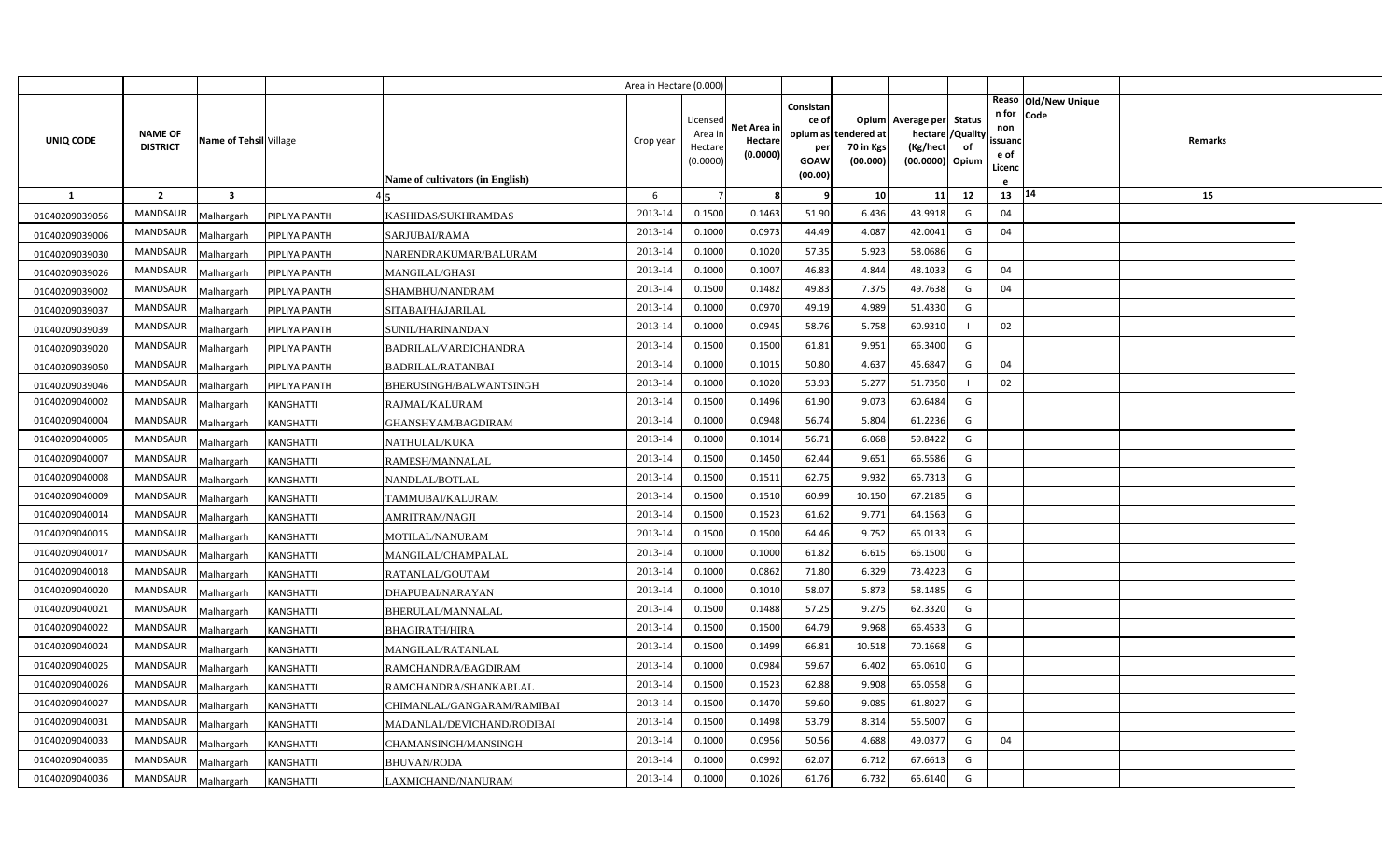| UNIQ CODE | NAME OF DISTRICT | Name of Tehsil | Village | Name of cultivators (in English) | Crop year | Licensed Area in Hectare (0.0000) | Net Area in Hectare (0.0000) | Consistance of opium as per GOAW (00.00) | Opium tendered at 70 in Kgs (00.000) | Average per hectare (Kg/hect (00.0000) | Status /Quality of Opium | Reason for non issuance of Licence | Old/New Unique Code | Remarks |
|---|---|---|---|---|---|---|---|---|---|---|---|---|---|---|
| 1 | 2 | 3 | 4 | 5 | 6 | 7 | 8 | 9 | 10 | 11 | 12 | 13 | 14 | 15 |
| 01040209039056 | MANDSAUR | Malhargarh | PIPLIYA PANTH | KASHIDAS/SUKHRAMDAS | 2013-14 | 0.1500 | 0.1463 | 51.90 | 6.436 | 43.9918 | G | 04 | | |
| 01040209039006 | MANDSAUR | Malhargarh | PIPLIYA PANTH | SARJUBAI/RAMA | 2013-14 | 0.1000 | 0.0973 | 44.49 | 4.087 | 42.0041 | G | 04 | | |
| 01040209039030 | MANDSAUR | Malhargarh | PIPLIYA PANTH | NARENDRAKUMAR/BALURAM | 2013-14 | 0.1000 | 0.1020 | 57.35 | 5.923 | 58.0686 | G | | | |
| 01040209039026 | MANDSAUR | Malhargarh | PIPLIYA PANTH | MANGILAL/GHASI | 2013-14 | 0.1000 | 0.1007 | 46.83 | 4.844 | 48.1033 | G | 04 | | |
| 01040209039002 | MANDSAUR | Malhargarh | PIPLIYA PANTH | SHAMBHU/NANDRAM | 2013-14 | 0.1500 | 0.1482 | 49.83 | 7.375 | 49.7638 | G | 04 | | |
| 01040209039037 | MANDSAUR | Malhargarh | PIPLIYA PANTH | SITABAI/HAJARILAL | 2013-14 | 0.1000 | 0.0970 | 49.19 | 4.989 | 51.4330 | G | | | |
| 01040209039039 | MANDSAUR | Malhargarh | PIPLIYA PANTH | SUNIL/HARINANDAN | 2013-14 | 0.1000 | 0.0945 | 58.76 | 5.758 | 60.9310 | I | 02 | | |
| 01040209039020 | MANDSAUR | Malhargarh | PIPLIYA PANTH | BADRILAL/VARDICHANDRA | 2013-14 | 0.1500 | 0.1500 | 61.81 | 9.951 | 66.3400 | G | | | |
| 01040209039050 | MANDSAUR | Malhargarh | PIPLIYA PANTH | BADRILAL/RATANBAI | 2013-14 | 0.1000 | 0.1015 | 50.80 | 4.637 | 45.6847 | G | 04 | | |
| 01040209039046 | MANDSAUR | Malhargarh | PIPLIYA PANTH | BHERUSINGH/BALWANTSINGH | 2013-14 | 0.1000 | 0.1020 | 53.93 | 5.277 | 51.7350 | I | 02 | | |
| 01040209040002 | MANDSAUR | Malhargarh | KANGHATTI | RAJMAL/KALURAM | 2013-14 | 0.1500 | 0.1496 | 61.90 | 9.073 | 60.6484 | G | | | |
| 01040209040004 | MANDSAUR | Malhargarh | KANGHATTI | GHANSHYAM/BAGDIRAM | 2013-14 | 0.1000 | 0.0948 | 56.74 | 5.804 | 61.2236 | G | | | |
| 01040209040005 | MANDSAUR | Malhargarh | KANGHATTI | NATHULAL/KUKA | 2013-14 | 0.1000 | 0.1014 | 56.71 | 6.068 | 59.8422 | G | | | |
| 01040209040007 | MANDSAUR | Malhargarh | KANGHATTI | RAMESH/MANNALAL | 2013-14 | 0.1500 | 0.1450 | 62.44 | 9.651 | 66.5586 | G | | | |
| 01040209040008 | MANDSAUR | Malhargarh | KANGHATTI | NANDLAL/BOTLAL | 2013-14 | 0.1500 | 0.1511 | 62.75 | 9.932 | 65.7313 | G | | | |
| 01040209040009 | MANDSAUR | Malhargarh | KANGHATTI | TAMMUBAI/KALURAM | 2013-14 | 0.1500 | 0.1510 | 60.99 | 10.150 | 67.2185 | G | | | |
| 01040209040014 | MANDSAUR | Malhargarh | KANGHATTI | AMRITRAM/NAGJI | 2013-14 | 0.1500 | 0.1523 | 61.62 | 9.771 | 64.1563 | G | | | |
| 01040209040015 | MANDSAUR | Malhargarh | KANGHATTI | MOTILAL/NANURAM | 2013-14 | 0.1500 | 0.1500 | 64.46 | 9.752 | 65.0133 | G | | | |
| 01040209040017 | MANDSAUR | Malhargarh | KANGHATTI | MANGILAL/CHAMPALAL | 2013-14 | 0.1000 | 0.1000 | 61.82 | 6.615 | 66.1500 | G | | | |
| 01040209040018 | MANDSAUR | Malhargarh | KANGHATTI | RATANLAL/GOUTAM | 2013-14 | 0.1000 | 0.0862 | 71.80 | 6.329 | 73.4223 | G | | | |
| 01040209040020 | MANDSAUR | Malhargarh | KANGHATTI | DHAPUBAI/NARAYAN | 2013-14 | 0.1000 | 0.1010 | 58.07 | 5.873 | 58.1485 | G | | | |
| 01040209040021 | MANDSAUR | Malhargarh | KANGHATTI | BHERULAL/MANNALAL | 2013-14 | 0.1500 | 0.1488 | 57.25 | 9.275 | 62.3320 | G | | | |
| 01040209040022 | MANDSAUR | Malhargarh | KANGHATTI | BHAGIRATH/HIRA | 2013-14 | 0.1500 | 0.1500 | 64.79 | 9.968 | 66.4533 | G | | | |
| 01040209040024 | MANDSAUR | Malhargarh | KANGHATTI | MANGILAL/RATANLAL | 2013-14 | 0.1500 | 0.1499 | 66.81 | 10.518 | 70.1668 | G | | | |
| 01040209040025 | MANDSAUR | Malhargarh | KANGHATTI | RAMCHANDRA/BAGDIRAM | 2013-14 | 0.1000 | 0.0984 | 59.67 | 6.402 | 65.0610 | G | | | |
| 01040209040026 | MANDSAUR | Malhargarh | KANGHATTI | RAMCHANDRA/SHANKARLAL | 2013-14 | 0.1500 | 0.1523 | 62.88 | 9.908 | 65.0558 | G | | | |
| 01040209040027 | MANDSAUR | Malhargarh | KANGHATTI | CHIMANLAL/GANGARAM/RAMIBAI | 2013-14 | 0.1500 | 0.1470 | 59.60 | 9.085 | 61.8027 | G | | | |
| 01040209040031 | MANDSAUR | Malhargarh | KANGHATTI | MADANLAL/DEVICHAND/RODIBAI | 2013-14 | 0.1500 | 0.1498 | 53.79 | 8.314 | 55.5007 | G | | | |
| 01040209040033 | MANDSAUR | Malhargarh | KANGHATTI | CHAMANSINGH/MANSINGH | 2013-14 | 0.1000 | 0.0956 | 50.56 | 4.688 | 49.0377 | G | 04 | | |
| 01040209040035 | MANDSAUR | Malhargarh | KANGHATTI | BHUVAN/RODA | 2013-14 | 0.1000 | 0.0992 | 62.07 | 6.712 | 67.6613 | G | | | |
| 01040209040036 | MANDSAUR | Malhargarh | KANGHATTI | LAXMICHAND/NANURAM | 2013-14 | 0.1000 | 0.1026 | 61.76 | 6.732 | 65.6140 | G | | | |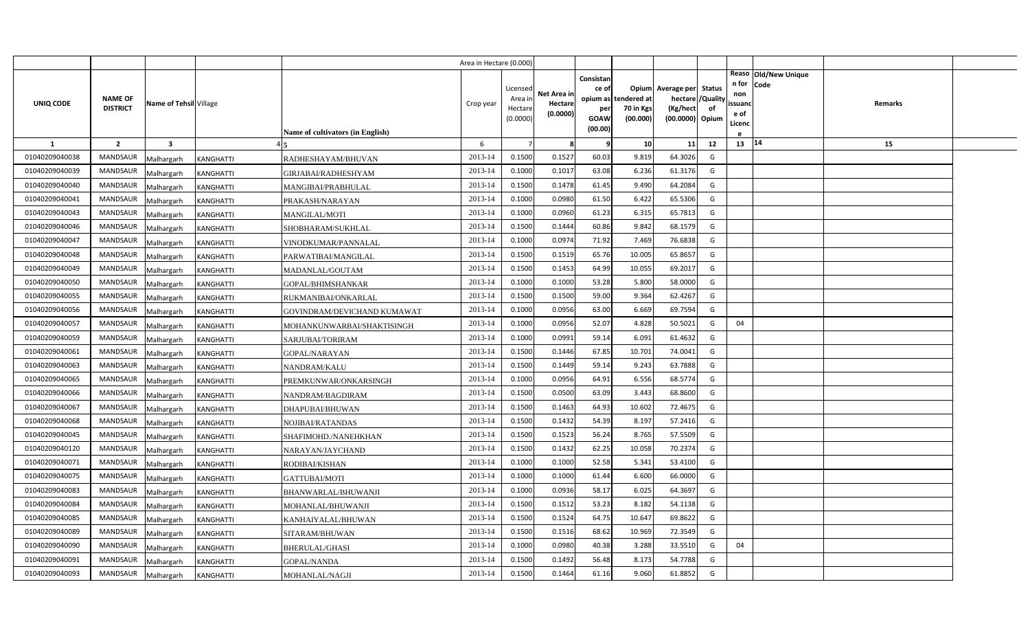| UNIQ CODE | NAME OF DISTRICT | Name of Tehsil | Village | Name of cultivators (in English) | Crop year | Licensed Area in Hectare (0.0000) | Net Area in Hectare (0.0000) | Consistance of opium as per GOAW (00.00) | Opium tendered at 70 in Kgs (00.000) | Average per hectare (Kg/hect (00.0000) | Status /Quality of Opium | Reason for non issuance of Licence | Old/New Unique Code | Remarks |
|---|---|---|---|---|---|---|---|---|---|---|---|---|---|---|
| | | | | Area in Hectare (0.000) | | | | | | | | | | |
| 1 | 2 | 3 | 4 | 5 | 6 | 7 | 8 | 9 | 10 | 11 | 12 | 13 | 14 | 15 |
| 01040209040038 | MANDSAUR | Malhargarh | KANGHATTI | RADHESHAYAM/BHUVAN | 2013-14 | 0.1500 | 0.1527 | 60.03 | 9.819 | 64.3026 | G | | | |
| 01040209040039 | MANDSAUR | Malhargarh | KANGHATTI | GIRJABAI/RADHESHYAM | 2013-14 | 0.1000 | 0.1017 | 63.08 | 6.236 | 61.3176 | G | | | |
| 01040209040040 | MANDSAUR | Malhargarh | KANGHATTI | MANGIBAI/PRABHULAL | 2013-14 | 0.1500 | 0.1478 | 61.45 | 9.490 | 64.2084 | G | | | |
| 01040209040041 | MANDSAUR | Malhargarh | KANGHATTI | PRAKASH/NARAYAN | 2013-14 | 0.1000 | 0.0980 | 61.50 | 6.422 | 65.5306 | G | | | |
| 01040209040043 | MANDSAUR | Malhargarh | KANGHATTI | MANGILAL/MOTI | 2013-14 | 0.1000 | 0.0960 | 61.23 | 6.315 | 65.7813 | G | | | |
| 01040209040046 | MANDSAUR | Malhargarh | KANGHATTI | SHOBHARAM/SUKHLAL | 2013-14 | 0.1500 | 0.1444 | 60.86 | 9.842 | 68.1579 | G | | | |
| 01040209040047 | MANDSAUR | Malhargarh | KANGHATTI | VINODKUMAR/PANNALAL | 2013-14 | 0.1000 | 0.0974 | 71.92 | 7.469 | 76.6838 | G | | | |
| 01040209040048 | MANDSAUR | Malhargarh | KANGHATTI | PARWATIBAI/MANGILAL | 2013-14 | 0.1500 | 0.1519 | 65.76 | 10.005 | 65.8657 | G | | | |
| 01040209040049 | MANDSAUR | Malhargarh | KANGHATTI | MADANLAL/GOUTAM | 2013-14 | 0.1500 | 0.1453 | 64.99 | 10.055 | 69.2017 | G | | | |
| 01040209040050 | MANDSAUR | Malhargarh | KANGHATTI | GOPAL/BHIMSHANKAR | 2013-14 | 0.1000 | 0.1000 | 53.28 | 5.800 | 58.0000 | G | | | |
| 01040209040055 | MANDSAUR | Malhargarh | KANGHATTI | RUKMANIBAI/ONKARLAL | 2013-14 | 0.1500 | 0.1500 | 59.00 | 9.364 | 62.4267 | G | | | |
| 01040209040056 | MANDSAUR | Malhargarh | KANGHATTI | GOVINDRAM/DEVICHAND KUMAWAT | 2013-14 | 0.1000 | 0.0956 | 63.00 | 6.669 | 69.7594 | G | | | |
| 01040209040057 | MANDSAUR | Malhargarh | KANGHATTI | MOHANKUNWARBAI/SHAKTISINGH | 2013-14 | 0.1000 | 0.0956 | 52.07 | 4.828 | 50.5021 | G | 04 | | |
| 01040209040059 | MANDSAUR | Malhargarh | KANGHATTI | SARJUBAI/TORIRAM | 2013-14 | 0.1000 | 0.0991 | 59.14 | 6.091 | 61.4632 | G | | | |
| 01040209040061 | MANDSAUR | Malhargarh | KANGHATTI | GOPAL/NARAYAN | 2013-14 | 0.1500 | 0.1446 | 67.85 | 10.701 | 74.0041 | G | | | |
| 01040209040063 | MANDSAUR | Malhargarh | KANGHATTI | NANDRAM/KALU | 2013-14 | 0.1500 | 0.1449 | 59.14 | 9.243 | 63.7888 | G | | | |
| 01040209040065 | MANDSAUR | Malhargarh | KANGHATTI | PREMKUNWAR/ONKARSINGH | 2013-14 | 0.1000 | 0.0956 | 64.91 | 6.556 | 68.5774 | G | | | |
| 01040209040066 | MANDSAUR | Malhargarh | KANGHATTI | NANDRAM/BAGDIRAM | 2013-14 | 0.1500 | 0.0500 | 63.09 | 3.443 | 68.8600 | G | | | |
| 01040209040067 | MANDSAUR | Malhargarh | KANGHATTI | DHAPUBAI/BHUWAN | 2013-14 | 0.1500 | 0.1463 | 64.93 | 10.602 | 72.4675 | G | | | |
| 01040209040068 | MANDSAUR | Malhargarh | KANGHATTI | NOJIBAI/RATANDAS | 2013-14 | 0.1500 | 0.1432 | 54.39 | 8.197 | 57.2416 | G | | | |
| 01040209040045 | MANDSAUR | Malhargarh | KANGHATTI | SHAFIMOHD./NANEHKHAN | 2013-14 | 0.1500 | 0.1523 | 56.24 | 8.765 | 57.5509 | G | | | |
| 01040209040120 | MANDSAUR | Malhargarh | KANGHATTI | NARAYAN/JAYCHAND | 2013-14 | 0.1500 | 0.1432 | 62.25 | 10.058 | 70.2374 | G | | | |
| 01040209040071 | MANDSAUR | Malhargarh | KANGHATTI | RODIBAI/KISHAN | 2013-14 | 0.1000 | 0.1000 | 52.58 | 5.341 | 53.4100 | G | | | |
| 01040209040075 | MANDSAUR | Malhargarh | KANGHATTI | GATTUBAI/MOTI | 2013-14 | 0.1000 | 0.1000 | 61.44 | 6.600 | 66.0000 | G | | | |
| 01040209040083 | MANDSAUR | Malhargarh | KANGHATTI | BHANWARLAL/BHUWANJI | 2013-14 | 0.1000 | 0.0936 | 58.17 | 6.025 | 64.3697 | G | | | |
| 01040209040084 | MANDSAUR | Malhargarh | KANGHATTI | MOHANLAL/BHUWANJI | 2013-14 | 0.1500 | 0.1512 | 53.23 | 8.182 | 54.1138 | G | | | |
| 01040209040085 | MANDSAUR | Malhargarh | KANGHATTI | KANHAIYALAL/BHUWAN | 2013-14 | 0.1500 | 0.1524 | 64.75 | 10.647 | 69.8622 | G | | | |
| 01040209040089 | MANDSAUR | Malhargarh | KANGHATTI | SITARAM/BHUWAN | 2013-14 | 0.1500 | 0.1516 | 68.62 | 10.969 | 72.3549 | G | | | |
| 01040209040090 | MANDSAUR | Malhargarh | KANGHATTI | BHERULAL/GHASI | 2013-14 | 0.1000 | 0.0980 | 40.38 | 3.288 | 33.5510 | G | 04 | | |
| 01040209040091 | MANDSAUR | Malhargarh | KANGHATTI | GOPAL/NANDA | 2013-14 | 0.1500 | 0.1492 | 56.48 | 8.173 | 54.7788 | G | | | |
| 01040209040093 | MANDSAUR | Malhargarh | KANGHATTI | MOHANLAL/NAGJI | 2013-14 | 0.1500 | 0.1464 | 61.16 | 9.060 | 61.8852 | G | | | |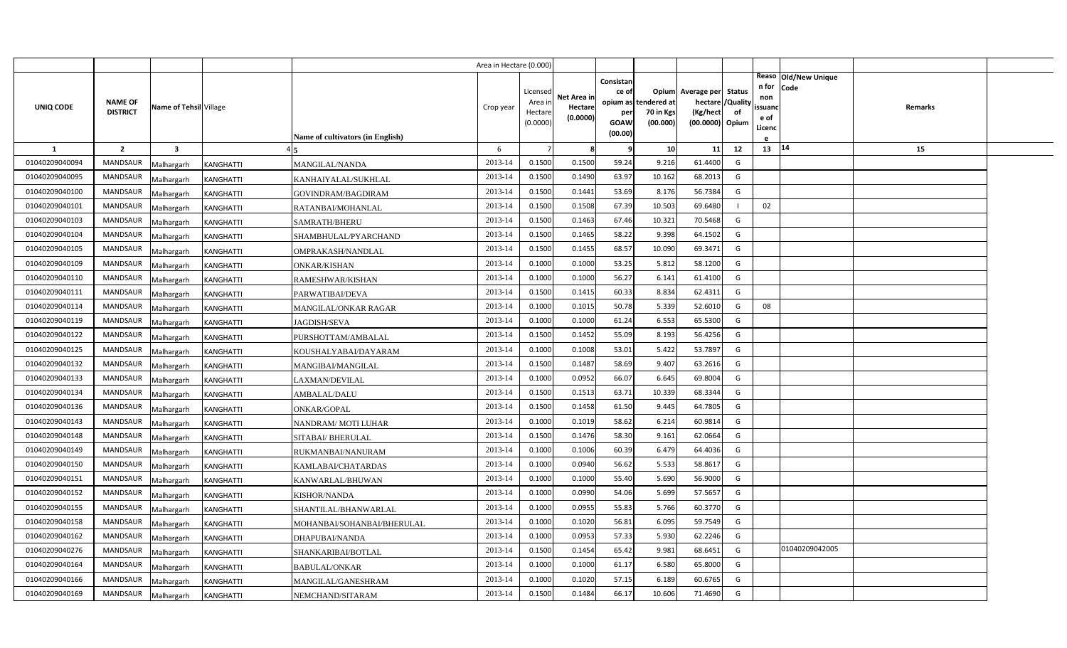| UNIQ CODE | NAME OF DISTRICT | Name of Tehsil | Village | Name of cultivators (in English) | Crop year | Licensed Area in Hectare (0.0000) | Net Area in Hectare (0.0000) | Consistance of opium as per GOAW (00.00) | Opium tendered at 70 in Kgs (00.000) | Average per hectare (Kg/hect (00.0000) | Status /Quality of Opium | Reason for non issuance of Licence | Old/New Unique Code | Remarks |
|---|---|---|---|---|---|---|---|---|---|---|---|---|---|---|
| 1 | 2 | 3 | 4 | 5 | 6 | 7 | 8 | 9 | 10 | 11 | 12 | 13 | 14 | 15 |
| 01040209040094 | MANDSAUR | Malhargarh | KANGHATTI | MANGILAL/NANDA | 2013-14 | 0.1500 | 0.1500 | 59.24 | 9.216 | 61.4400 | G | | | |
| 01040209040095 | MANDSAUR | Malhargarh | KANGHATTI | KANHAIYALAL/SUKHLAL | 2013-14 | 0.1500 | 0.1490 | 63.97 | 10.162 | 68.2013 | G | | | |
| 01040209040100 | MANDSAUR | Malhargarh | KANGHATTI | GOVINDRAM/BAGDIRAM | 2013-14 | 0.1500 | 0.1441 | 53.69 | 8.176 | 56.7384 | G | | | |
| 01040209040101 | MANDSAUR | Malhargarh | KANGHATTI | RATANBAI/MOHANLAL | 2013-14 | 0.1500 | 0.1508 | 67.39 | 10.503 | 69.6480 | I | 02 | | |
| 01040209040103 | MANDSAUR | Malhargarh | KANGHATTI | SAMRATH/BHERU | 2013-14 | 0.1500 | 0.1463 | 67.46 | 10.321 | 70.5468 | G | | | |
| 01040209040104 | MANDSAUR | Malhargarh | KANGHATTI | SHAMBHULAL/PYARCHAND | 2013-14 | 0.1500 | 0.1465 | 58.22 | 9.398 | 64.1502 | G | | | |
| 01040209040105 | MANDSAUR | Malhargarh | KANGHATTI | OMPRAKASH/NANDLAL | 2013-14 | 0.1500 | 0.1455 | 68.57 | 10.090 | 69.3471 | G | | | |
| 01040209040109 | MANDSAUR | Malhargarh | KANGHATTI | ONKAR/KISHAN | 2013-14 | 0.1000 | 0.1000 | 53.25 | 5.812 | 58.1200 | G | | | |
| 01040209040110 | MANDSAUR | Malhargarh | KANGHATTI | RAMESHWAR/KISHAN | 2013-14 | 0.1000 | 0.1000 | 56.27 | 6.141 | 61.4100 | G | | | |
| 01040209040111 | MANDSAUR | Malhargarh | KANGHATTI | PARWATIBAI/DEVA | 2013-14 | 0.1500 | 0.1415 | 60.33 | 8.834 | 62.4311 | G | | | |
| 01040209040114 | MANDSAUR | Malhargarh | KANGHATTI | MANGILAL/ONKAR RAGAR | 2013-14 | 0.1000 | 0.1015 | 50.78 | 5.339 | 52.6010 | G | 08 | | |
| 01040209040119 | MANDSAUR | Malhargarh | KANGHATTI | JAGDISH/SEVA | 2013-14 | 0.1000 | 0.1000 | 61.24 | 6.553 | 65.5300 | G | | | |
| 01040209040122 | MANDSAUR | Malhargarh | KANGHATTI | PURSHOTTAM/AMBALAL | 2013-14 | 0.1500 | 0.1452 | 55.09 | 8.193 | 56.4256 | G | | | |
| 01040209040125 | MANDSAUR | Malhargarh | KANGHATTI | KOUSHALYABAI/DAYARAM | 2013-14 | 0.1000 | 0.1008 | 53.01 | 5.422 | 53.7897 | G | | | |
| 01040209040132 | MANDSAUR | Malhargarh | KANGHATTI | MANGIBAI/MANGILAL | 2013-14 | 0.1500 | 0.1487 | 58.69 | 9.407 | 63.2616 | G | | | |
| 01040209040133 | MANDSAUR | Malhargarh | KANGHATTI | LAXMAN/DEVILAL | 2013-14 | 0.1000 | 0.0952 | 66.07 | 6.645 | 69.8004 | G | | | |
| 01040209040134 | MANDSAUR | Malhargarh | KANGHATTI | AMBALAL/DALU | 2013-14 | 0.1500 | 0.1513 | 63.71 | 10.339 | 68.3344 | G | | | |
| 01040209040136 | MANDSAUR | Malhargarh | KANGHATTI | ONKAR/GOPAL | 2013-14 | 0.1500 | 0.1458 | 61.50 | 9.445 | 64.7805 | G | | | |
| 01040209040143 | MANDSAUR | Malhargarh | KANGHATTI | NANDRAM/ MOTI LUHAR | 2013-14 | 0.1000 | 0.1019 | 58.62 | 6.214 | 60.9814 | G | | | |
| 01040209040148 | MANDSAUR | Malhargarh | KANGHATTI | SITABAI/ BHERULAL | 2013-14 | 0.1500 | 0.1476 | 58.30 | 9.161 | 62.0664 | G | | | |
| 01040209040149 | MANDSAUR | Malhargarh | KANGHATTI | RUKMANBAI/NANURAM | 2013-14 | 0.1000 | 0.1006 | 60.39 | 6.479 | 64.4036 | G | | | |
| 01040209040150 | MANDSAUR | Malhargarh | KANGHATTI | KAMLABAI/CHATARDAS | 2013-14 | 0.1000 | 0.0940 | 56.62 | 5.533 | 58.8617 | G | | | |
| 01040209040151 | MANDSAUR | Malhargarh | KANGHATTI | KANWARLAL/BHUWAN | 2013-14 | 0.1000 | 0.1000 | 55.40 | 5.690 | 56.9000 | G | | | |
| 01040209040152 | MANDSAUR | Malhargarh | KANGHATTI | KISHOR/NANDA | 2013-14 | 0.1000 | 0.0990 | 54.06 | 5.699 | 57.5657 | G | | | |
| 01040209040155 | MANDSAUR | Malhargarh | KANGHATTI | SHANTILAL/BHANWARLAL | 2013-14 | 0.1000 | 0.0955 | 55.83 | 5.766 | 60.3770 | G | | | |
| 01040209040158 | MANDSAUR | Malhargarh | KANGHATTI | MOHANBAI/SOHANBAI/BHERULAL | 2013-14 | 0.1000 | 0.1020 | 56.81 | 6.095 | 59.7549 | G | | | |
| 01040209040162 | MANDSAUR | Malhargarh | KANGHATTI | DHAPUBAI/NANDA | 2013-14 | 0.1000 | 0.0953 | 57.33 | 5.930 | 62.2246 | G | | | |
| 01040209040276 | MANDSAUR | Malhargarh | KANGHATTI | SHANKARIBAI/BOTLAL | 2013-14 | 0.1500 | 0.1454 | 65.42 | 9.981 | 68.6451 | G | | 01040209042005 | |
| 01040209040164 | MANDSAUR | Malhargarh | KANGHATTI | BABULAL/ONKAR | 2013-14 | 0.1000 | 0.1000 | 61.17 | 6.580 | 65.8000 | G | | | |
| 01040209040166 | MANDSAUR | Malhargarh | KANGHATTI | MANGILAL/GANESHRAM | 2013-14 | 0.1000 | 0.1020 | 57.15 | 6.189 | 60.6765 | G | | | |
| 01040209040169 | MANDSAUR | Malhargarh | KANGHATTI | NEMCHAND/SITARAM | 2013-14 | 0.1500 | 0.1484 | 66.17 | 10.606 | 71.4690 | G | | | |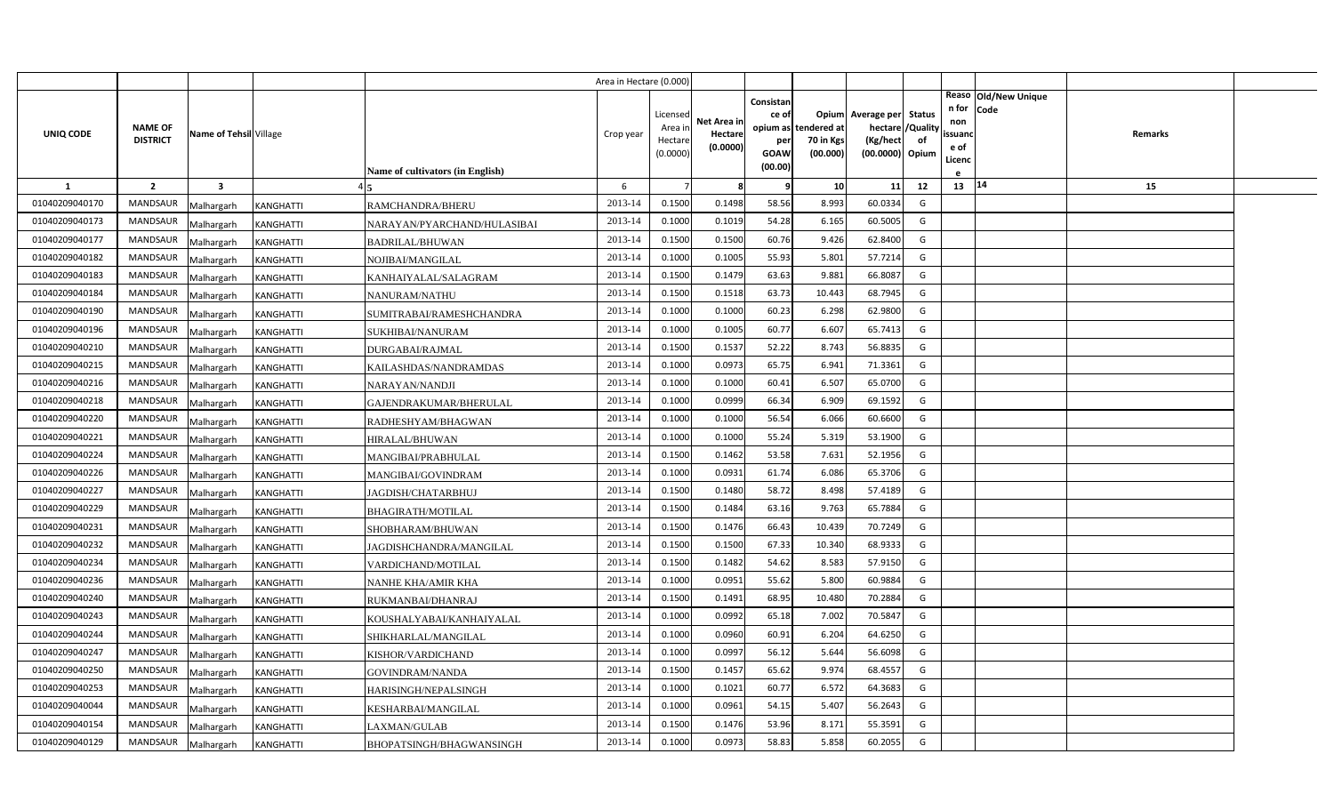| | | | | | Area in Hectare (0.000) | | | | | | | | | | | |
|---|---|---|---|---|---|---|---|---|---|---|---|---|---|---|---|---|
| UNIQ CODE | NAME OF DISTRICT | Name of Tehsil | Village | Name of cultivators (in English) | Crop year | Licensed Area in Hectare (0.0000) | Net Area in Hectare (0.0000) | Consistance of opium as per GOAW (00.00) | Opium tendered at 70 in Kgs (00.000) | Average per hectare (Kg/hect (00.0000) | Status /Quality of Opium | Reason for non issuance of Licence | Old/New Unique Code | Remarks | |
| 1 | 2 | 3 | 4 | 5 | 6 | 7 | 8 | 9 | 10 | 11 | 12 | 13 | 14 | 15 | |
| 01040209040170 | MANDSAUR | Malhargarh | KANGHATTI | RAMCHANDRA/BHERU | 2013-14 | 0.1500 | 0.1498 | 58.56 | 8.993 | 60.0334 | G | | | | |
| 01040209040173 | MANDSAUR | Malhargarh | KANGHATTI | NARAYAN/PYARCHAND/HULASIBAI | 2013-14 | 0.1000 | 0.1019 | 54.28 | 6.165 | 60.5005 | G | | | | |
| 01040209040177 | MANDSAUR | Malhargarh | KANGHATTI | BADRILAL/BHUWAN | 2013-14 | 0.1500 | 0.1500 | 60.76 | 9.426 | 62.8400 | G | | | | |
| 01040209040182 | MANDSAUR | Malhargarh | KANGHATTI | NOJIBAI/MANGILAL | 2013-14 | 0.1000 | 0.1005 | 55.93 | 5.801 | 57.7214 | G | | | | |
| 01040209040183 | MANDSAUR | Malhargarh | KANGHATTI | KANHAIYALAL/SALAGRAM | 2013-14 | 0.1500 | 0.1479 | 63.63 | 9.881 | 66.8087 | G | | | | |
| 01040209040184 | MANDSAUR | Malhargarh | KANGHATTI | NANURAM/NATHU | 2013-14 | 0.1500 | 0.1518 | 63.73 | 10.443 | 68.7945 | G | | | | |
| 01040209040190 | MANDSAUR | Malhargarh | KANGHATTI | SUMITRABAI/RAMESHCHANDRA | 2013-14 | 0.1000 | 0.1000 | 60.23 | 6.298 | 62.9800 | G | | | | |
| 01040209040196 | MANDSAUR | Malhargarh | KANGHATTI | SUKHIBAI/NANURAM | 2013-14 | 0.1000 | 0.1005 | 60.77 | 6.607 | 65.7413 | G | | | | |
| 01040209040210 | MANDSAUR | Malhargarh | KANGHATTI | DURGABAI/RAJMAL | 2013-14 | 0.1500 | 0.1537 | 52.22 | 8.743 | 56.8835 | G | | | | |
| 01040209040215 | MANDSAUR | Malhargarh | KANGHATTI | KAILASHDAS/NANDRAMDAS | 2013-14 | 0.1000 | 0.0973 | 65.75 | 6.941 | 71.3361 | G | | | | |
| 01040209040216 | MANDSAUR | Malhargarh | KANGHATTI | NARAYAN/NANDJI | 2013-14 | 0.1000 | 0.1000 | 60.41 | 6.507 | 65.0700 | G | | | | |
| 01040209040218 | MANDSAUR | Malhargarh | KANGHATTI | GAJENDRAKUMAR/BHERULAL | 2013-14 | 0.1000 | 0.0999 | 66.34 | 6.909 | 69.1592 | G | | | | |
| 01040209040220 | MANDSAUR | Malhargarh | KANGHATTI | RADHESHYAM/BHAGWAN | 2013-14 | 0.1000 | 0.1000 | 56.54 | 6.066 | 60.6600 | G | | | | |
| 01040209040221 | MANDSAUR | Malhargarh | KANGHATTI | HIRALAL/BHUWAN | 2013-14 | 0.1000 | 0.1000 | 55.24 | 5.319 | 53.1900 | G | | | | |
| 01040209040224 | MANDSAUR | Malhargarh | KANGHATTI | MANGIBAI/PRABHULAL | 2013-14 | 0.1500 | 0.1462 | 53.58 | 7.631 | 52.1956 | G | | | | |
| 01040209040226 | MANDSAUR | Malhargarh | KANGHATTI | MANGIBAI/GOVINDRAM | 2013-14 | 0.1000 | 0.0931 | 61.74 | 6.086 | 65.3706 | G | | | | |
| 01040209040227 | MANDSAUR | Malhargarh | KANGHATTI | JAGDISH/CHATARBHUJ | 2013-14 | 0.1500 | 0.1480 | 58.72 | 8.498 | 57.4189 | G | | | | |
| 01040209040229 | MANDSAUR | Malhargarh | KANGHATTI | BHAGIRATH/MOTILAL | 2013-14 | 0.1500 | 0.1484 | 63.16 | 9.763 | 65.7884 | G | | | | |
| 01040209040231 | MANDSAUR | Malhargarh | KANGHATTI | SHOBHARAM/BHUWAN | 2013-14 | 0.1500 | 0.1476 | 66.43 | 10.439 | 70.7249 | G | | | | |
| 01040209040232 | MANDSAUR | Malhargarh | KANGHATTI | JAGDISHCHANDRA/MANGILAL | 2013-14 | 0.1500 | 0.1500 | 67.33 | 10.340 | 68.9333 | G | | | | |
| 01040209040234 | MANDSAUR | Malhargarh | KANGHATTI | VARDICHAND/MOTILAL | 2013-14 | 0.1500 | 0.1482 | 54.62 | 8.583 | 57.9150 | G | | | | |
| 01040209040236 | MANDSAUR | Malhargarh | KANGHATTI | NANHE KHA/AMIR KHA | 2013-14 | 0.1000 | 0.0951 | 55.62 | 5.800 | 60.9884 | G | | | | |
| 01040209040240 | MANDSAUR | Malhargarh | KANGHATTI | RUKMANBAI/DHANRAJ | 2013-14 | 0.1500 | 0.1491 | 68.95 | 10.480 | 70.2884 | G | | | | |
| 01040209040243 | MANDSAUR | Malhargarh | KANGHATTI | KOUSHALYABAI/KANHAIYALAL | 2013-14 | 0.1000 | 0.0992 | 65.18 | 7.002 | 70.5847 | G | | | | |
| 01040209040244 | MANDSAUR | Malhargarh | KANGHATTI | SHIKHARLAL/MANGILAL | 2013-14 | 0.1000 | 0.0960 | 60.91 | 6.204 | 64.6250 | G | | | | |
| 01040209040247 | MANDSAUR | Malhargarh | KANGHATTI | KISHOR/VARDICHAND | 2013-14 | 0.1000 | 0.0997 | 56.12 | 5.644 | 56.6098 | G | | | | |
| 01040209040250 | MANDSAUR | Malhargarh | KANGHATTI | GOVINDRAM/NANDA | 2013-14 | 0.1500 | 0.1457 | 65.62 | 9.974 | 68.4557 | G | | | | |
| 01040209040253 | MANDSAUR | Malhargarh | KANGHATTI | HARISINGH/NEPALSINGH | 2013-14 | 0.1000 | 0.1021 | 60.77 | 6.572 | 64.3683 | G | | | | |
| 01040209040044 | MANDSAUR | Malhargarh | KANGHATTI | KESHARBAI/MANGILAL | 2013-14 | 0.1000 | 0.0961 | 54.15 | 5.407 | 56.2643 | G | | | | |
| 01040209040154 | MANDSAUR | Malhargarh | KANGHATTI | LAXMAN/GULAB | 2013-14 | 0.1500 | 0.1476 | 53.96 | 8.171 | 55.3591 | G | | | | |
| 01040209040129 | MANDSAUR | Malhargarh | KANGHATTI | BHOPATSINGH/BHAGWANSINGH | 2013-14 | 0.1000 | 0.0973 | 58.83 | 5.858 | 60.2055 | G | | | | |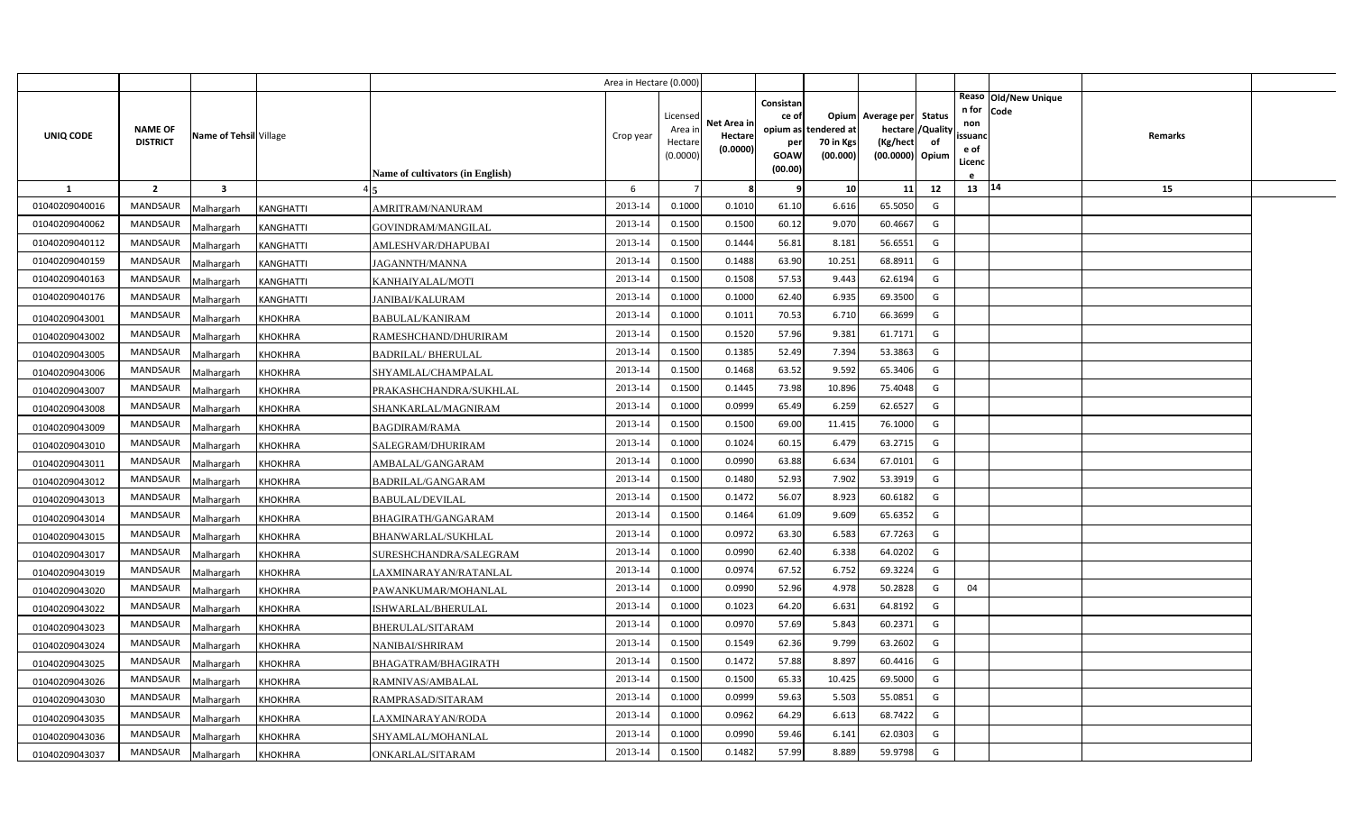|  |  |  |  |  | Area in Hectare (0.000) |  |  |  |  |  |  |  |  |  |  |
|---|---|---|---|---|---|---|---|---|---|---|---|---|---|---|---|
| UNIQ CODE | NAME OF DISTRICT | Name of Tehsil | Village | Name of cultivators (in English) | Crop year | Licensed Area in Hectare (0.0000) | Net Area in Hectare (0.0000) | Consistance of opium as per GOAW (00.00) | Opium tendered at 70 in Kgs (00.000) | Average per hectare (Kg/hect (00.0000) | Status /Quality of Opium | Reason for non issuance of Licence | Old/New Unique Code | Remarks |  |
| 1 | 2 | 3 | 4 | 5 | 6 | 7 | 8 | 9 | 10 | 11 | 12 | 13 | 14 | 15 |  |
| 01040209040016 | MANDSAUR | Malhargarh | KANGHATTI | AMRITRAM/NANURAM | 2013-14 | 0.1000 | 0.1010 | 61.10 | 6.616 | 65.5050 | G |  |  |  |  |
| 01040209040062 | MANDSAUR | Malhargarh | KANGHATTI | GOVINDRAM/MANGILAL | 2013-14 | 0.1500 | 0.1500 | 60.12 | 9.070 | 60.4667 | G |  |  |  |  |
| 01040209040112 | MANDSAUR | Malhargarh | KANGHATTI | AMLESHVAR/DHAPUBAI | 2013-14 | 0.1500 | 0.1444 | 56.81 | 8.181 | 56.6551 | G |  |  |  |  |
| 01040209040159 | MANDSAUR | Malhargarh | KANGHATTI | JAGANNTH/MANNA | 2013-14 | 0.1500 | 0.1488 | 63.90 | 10.251 | 68.8911 | G |  |  |  |  |
| 01040209040163 | MANDSAUR | Malhargarh | KANGHATTI | KANHAIYALAL/MOTI | 2013-14 | 0.1500 | 0.1508 | 57.53 | 9.443 | 62.6194 | G |  |  |  |  |
| 01040209040176 | MANDSAUR | Malhargarh | KANGHATTI | JANIBAI/KALURAM | 2013-14 | 0.1000 | 0.1000 | 62.40 | 6.935 | 69.3500 | G |  |  |  |  |
| 01040209043001 | MANDSAUR | Malhargarh | KHOKHRA | BABULAL/KANIRAM | 2013-14 | 0.1000 | 0.1011 | 70.53 | 6.710 | 66.3699 | G |  |  |  |  |
| 01040209043002 | MANDSAUR | Malhargarh | KHOKHRA | RAMESHCHAND/DHURIRAM | 2013-14 | 0.1500 | 0.1520 | 57.96 | 9.381 | 61.7171 | G |  |  |  |  |
| 01040209043005 | MANDSAUR | Malhargarh | KHOKHRA | BADRILAL/ BHERULAL | 2013-14 | 0.1500 | 0.1385 | 52.49 | 7.394 | 53.3863 | G |  |  |  |  |
| 01040209043006 | MANDSAUR | Malhargarh | KHOKHRA | SHYAMLAL/CHAMPALAL | 2013-14 | 0.1500 | 0.1468 | 63.52 | 9.592 | 65.3406 | G |  |  |  |  |
| 01040209043007 | MANDSAUR | Malhargarh | KHOKHRA | PRAKASHCHANDRA/SUKHLAL | 2013-14 | 0.1500 | 0.1445 | 73.98 | 10.896 | 75.4048 | G |  |  |  |  |
| 01040209043008 | MANDSAUR | Malhargarh | KHOKHRA | SHANKARLAL/MAGNIRAM | 2013-14 | 0.1000 | 0.0999 | 65.49 | 6.259 | 62.6527 | G |  |  |  |  |
| 01040209043009 | MANDSAUR | Malhargarh | KHOKHRA | BAGDIRAM/RAMA | 2013-14 | 0.1500 | 0.1500 | 69.00 | 11.415 | 76.1000 | G |  |  |  |  |
| 01040209043010 | MANDSAUR | Malhargarh | KHOKHRA | SALEGRAM/DHURIRAM | 2013-14 | 0.1000 | 0.1024 | 60.15 | 6.479 | 63.2715 | G |  |  |  |  |
| 01040209043011 | MANDSAUR | Malhargarh | KHOKHRA | AMBALAL/GANGARAM | 2013-14 | 0.1000 | 0.0990 | 63.88 | 6.634 | 67.0101 | G |  |  |  |  |
| 01040209043012 | MANDSAUR | Malhargarh | KHOKHRA | BADRILAL/GANGARAM | 2013-14 | 0.1500 | 0.1480 | 52.93 | 7.902 | 53.3919 | G |  |  |  |  |
| 01040209043013 | MANDSAUR | Malhargarh | KHOKHRA | BABULAL/DEVILAL | 2013-14 | 0.1500 | 0.1472 | 56.07 | 8.923 | 60.6182 | G |  |  |  |  |
| 01040209043014 | MANDSAUR | Malhargarh | KHOKHRA | BHAGIRATH/GANGARAM | 2013-14 | 0.1500 | 0.1464 | 61.09 | 9.609 | 65.6352 | G |  |  |  |  |
| 01040209043015 | MANDSAUR | Malhargarh | KHOKHRA | BHANWARLAL/SUKHLAL | 2013-14 | 0.1000 | 0.0972 | 63.30 | 6.583 | 67.7263 | G |  |  |  |  |
| 01040209043017 | MANDSAUR | Malhargarh | KHOKHRA | SURESHCHANDRA/SALEGRAM | 2013-14 | 0.1000 | 0.0990 | 62.40 | 6.338 | 64.0202 | G |  |  |  |  |
| 01040209043019 | MANDSAUR | Malhargarh | KHOKHRA | LAXMINARAYAN/RATANLAL | 2013-14 | 0.1000 | 0.0974 | 67.52 | 6.752 | 69.3224 | G |  |  |  |  |
| 01040209043020 | MANDSAUR | Malhargarh | KHOKHRA | PAWANKUMAR/MOHANLAL | 2013-14 | 0.1000 | 0.0990 | 52.96 | 4.978 | 50.2828 | G | 04 |  |  |  |
| 01040209043022 | MANDSAUR | Malhargarh | KHOKHRA | ISHWARLAL/BHERULAL | 2013-14 | 0.1000 | 0.1023 | 64.20 | 6.631 | 64.8192 | G |  |  |  |  |
| 01040209043023 | MANDSAUR | Malhargarh | KHOKHRA | BHERULAL/SITARAM | 2013-14 | 0.1000 | 0.0970 | 57.69 | 5.843 | 60.2371 | G |  |  |  |  |
| 01040209043024 | MANDSAUR | Malhargarh | KHOKHRA | NANIBAI/SHRIRAM | 2013-14 | 0.1500 | 0.1549 | 62.36 | 9.799 | 63.2602 | G |  |  |  |  |
| 01040209043025 | MANDSAUR | Malhargarh | KHOKHRA | BHAGATRAM/BHAGIRATH | 2013-14 | 0.1500 | 0.1472 | 57.88 | 8.897 | 60.4416 | G |  |  |  |  |
| 01040209043026 | MANDSAUR | Malhargarh | KHOKHRA | RAMNIVAS/AMBALAL | 2013-14 | 0.1500 | 0.1500 | 65.33 | 10.425 | 69.5000 | G |  |  |  |  |
| 01040209043030 | MANDSAUR | Malhargarh | KHOKHRA | RAMPRASAD/SITARAM | 2013-14 | 0.1000 | 0.0999 | 59.63 | 5.503 | 55.0851 | G |  |  |  |  |
| 01040209043035 | MANDSAUR | Malhargarh | KHOKHRA | LAXMINARAYAN/RODA | 2013-14 | 0.1000 | 0.0962 | 64.29 | 6.613 | 68.7422 | G |  |  |  |  |
| 01040209043036 | MANDSAUR | Malhargarh | KHOKHRA | SHYAMLAL/MOHANLAL | 2013-14 | 0.1000 | 0.0990 | 59.46 | 6.141 | 62.0303 | G |  |  |  |  |
| 01040209043037 | MANDSAUR | Malhargarh | KHOKHRA | ONKARLAL/SITARAM | 2013-14 | 0.1500 | 0.1482 | 57.99 | 8.889 | 59.9798 | G |  |  |  |  |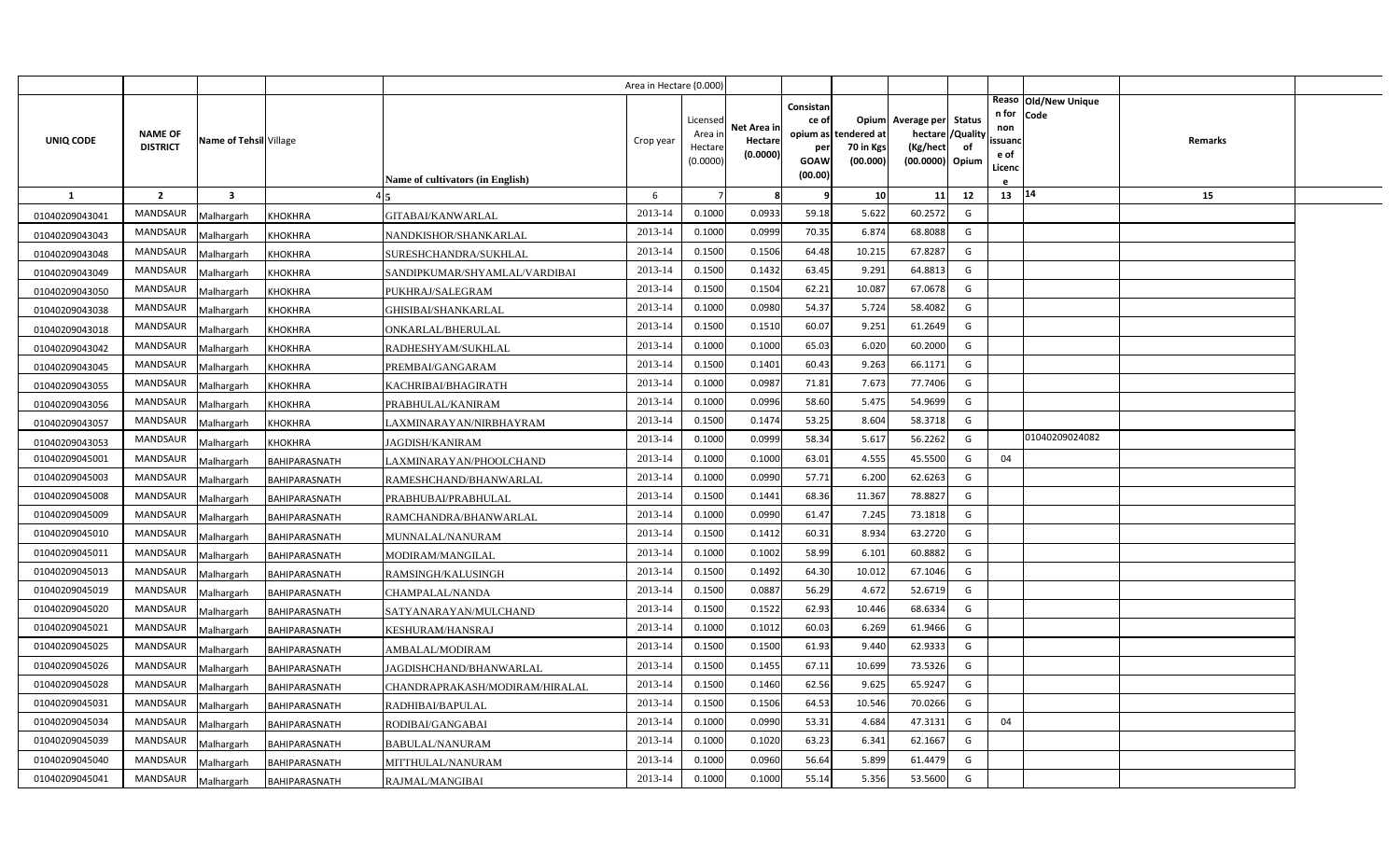| | | | | Area in Hectare (0.000) | | | | | | | | | | | |
|---|---|---|---|---|---|---|---|---|---|---|---|---|---|---|---|
| UNIQ CODE | NAME OF DISTRICT | Name of Tehsil | Village | Name of cultivators (in English) | Crop year | Licensed Area in Hectare (0.0000) | Net Area in Hectare (0.0000) | Consistance of opium as per GOAW (00.00) | Opium tendered at 70 in Kgs (00.000) | Average per hectare (Kg/hect (00.0000) | Status /Quality of Opium | Reason for non issuance of Licence | Old/New Unique Code | Remarks | |
| 1 | 2 | 3 | 4 | 5 | 6 | 7 | 8 | 9 | 10 | 11 | 12 | 13 | 14 | 15 | |
| 01040209043041 | MANDSAUR | Malhargarh | KHOKHRA | GITABAI/KANWARLAL | 2013-14 | 0.1000 | 0.0933 | 59.18 | 5.622 | 60.2572 | G | | | | |
| 01040209043043 | MANDSAUR | Malhargarh | KHOKHRA | NANDKISHOR/SHANKARLAL | 2013-14 | 0.1000 | 0.0999 | 70.35 | 6.874 | 68.8088 | G | | | | |
| 01040209043048 | MANDSAUR | Malhargarh | KHOKHRA | SURESHCHANDRA/SUKHLAL | 2013-14 | 0.1500 | 0.1506 | 64.48 | 10.215 | 67.8287 | G | | | | |
| 01040209043049 | MANDSAUR | Malhargarh | KHOKHRA | SANDIPKUMAR/SHYAMLAL/VARDIBAI | 2013-14 | 0.1500 | 0.1432 | 63.45 | 9.291 | 64.8813 | G | | | | |
| 01040209043050 | MANDSAUR | Malhargarh | KHOKHRA | PUKHRAJ/SALEGRAM | 2013-14 | 0.1500 | 0.1504 | 62.21 | 10.087 | 67.0678 | G | | | | |
| 01040209043038 | MANDSAUR | Malhargarh | KHOKHRA | GHISIBAI/SHANKARLAL | 2013-14 | 0.1000 | 0.0980 | 54.37 | 5.724 | 58.4082 | G | | | | |
| 01040209043018 | MANDSAUR | Malhargarh | KHOKHRA | ONKARLAL/BHERULAL | 2013-14 | 0.1500 | 0.1510 | 60.07 | 9.251 | 61.2649 | G | | | | |
| 01040209043042 | MANDSAUR | Malhargarh | KHOKHRA | RADHESHYAM/SUKHLAL | 2013-14 | 0.1000 | 0.1000 | 65.03 | 6.020 | 60.2000 | G | | | | |
| 01040209043045 | MANDSAUR | Malhargarh | KHOKHRA | PREMBAI/GANGARAM | 2013-14 | 0.1500 | 0.1401 | 60.43 | 9.263 | 66.1171 | G | | | | |
| 01040209043055 | MANDSAUR | Malhargarh | KHOKHRA | KACHRIBAI/BHAGIRATH | 2013-14 | 0.1000 | 0.0987 | 71.81 | 7.673 | 77.7406 | G | | | | |
| 01040209043056 | MANDSAUR | Malhargarh | KHOKHRA | PRABHULAL/KANIRAM | 2013-14 | 0.1000 | 0.0996 | 58.60 | 5.475 | 54.9699 | G | | | | |
| 01040209043057 | MANDSAUR | Malhargarh | KHOKHRA | LAXMINARAYAN/NIRBHAYRAM | 2013-14 | 0.1500 | 0.1474 | 53.25 | 8.604 | 58.3718 | G | | | | |
| 01040209043053 | MANDSAUR | Malhargarh | KHOKHRA | JAGDISH/KANIRAM | 2013-14 | 0.1000 | 0.0999 | 58.34 | 5.617 | 56.2262 | G | | 01040209024082 | | |
| 01040209045001 | MANDSAUR | Malhargarh | BAHIPARASNATH | LAXMINARAYAN/PHOOLCHAND | 2013-14 | 0.1000 | 0.1000 | 63.01 | 4.555 | 45.5500 | G | 04 | | | |
| 01040209045003 | MANDSAUR | Malhargarh | BAHIPARASNATH | RAMESHCHAND/BHANWARLAL | 2013-14 | 0.1000 | 0.0990 | 57.71 | 6.200 | 62.6263 | G | | | | |
| 01040209045008 | MANDSAUR | Malhargarh | BAHIPARASNATH | PRABHUBAI/PRABHULAL | 2013-14 | 0.1500 | 0.1441 | 68.36 | 11.367 | 78.8827 | G | | | | |
| 01040209045009 | MANDSAUR | Malhargarh | BAHIPARASNATH | RAMCHANDRA/BHANWARLAL | 2013-14 | 0.1000 | 0.0990 | 61.47 | 7.245 | 73.1818 | G | | | | |
| 01040209045010 | MANDSAUR | Malhargarh | BAHIPARASNATH | MUNNALAL/NANURAM | 2013-14 | 0.1500 | 0.1412 | 60.31 | 8.934 | 63.2720 | G | | | | |
| 01040209045011 | MANDSAUR | Malhargarh | BAHIPARASNATH | MODIRAM/MANGILAL | 2013-14 | 0.1000 | 0.1002 | 58.99 | 6.101 | 60.8882 | G | | | | |
| 01040209045013 | MANDSAUR | Malhargarh | BAHIPARASNATH | RAMSINGH/KALUSINGH | 2013-14 | 0.1500 | 0.1492 | 64.30 | 10.012 | 67.1046 | G | | | | |
| 01040209045019 | MANDSAUR | Malhargarh | BAHIPARASNATH | CHAMPALAL/NANDA | 2013-14 | 0.1500 | 0.0887 | 56.29 | 4.672 | 52.6719 | G | | | | |
| 01040209045020 | MANDSAUR | Malhargarh | BAHIPARASNATH | SATYANARAYAN/MULCHAND | 2013-14 | 0.1500 | 0.1522 | 62.93 | 10.446 | 68.6334 | G | | | | |
| 01040209045021 | MANDSAUR | Malhargarh | BAHIPARASNATH | KESHURAM/HANSRAJ | 2013-14 | 0.1000 | 0.1012 | 60.03 | 6.269 | 61.9466 | G | | | | |
| 01040209045025 | MANDSAUR | Malhargarh | BAHIPARASNATH | AMBALAL/MODIRAM | 2013-14 | 0.1500 | 0.1500 | 61.93 | 9.440 | 62.9333 | G | | | | |
| 01040209045026 | MANDSAUR | Malhargarh | BAHIPARASNATH | JAGDISHCHAND/BHANWARLAL | 2013-14 | 0.1500 | 0.1455 | 67.11 | 10.699 | 73.5326 | G | | | | |
| 01040209045028 | MANDSAUR | Malhargarh | BAHIPARASNATH | CHANDRAPRAKASH/MODIRAM/HIRALAL | 2013-14 | 0.1500 | 0.1460 | 62.56 | 9.625 | 65.9247 | G | | | | |
| 01040209045031 | MANDSAUR | Malhargarh | BAHIPARASNATH | RADHIBAI/BAPULAL | 2013-14 | 0.1500 | 0.1506 | 64.53 | 10.546 | 70.0266 | G | | | | |
| 01040209045034 | MANDSAUR | Malhargarh | BAHIPARASNATH | RODIBAI/GANGABAI | 2013-14 | 0.1000 | 0.0990 | 53.31 | 4.684 | 47.3131 | G | 04 | | | |
| 01040209045039 | MANDSAUR | Malhargarh | BAHIPARASNATH | BABULAL/NANURAM | 2013-14 | 0.1000 | 0.1020 | 63.23 | 6.341 | 62.1667 | G | | | | |
| 01040209045040 | MANDSAUR | Malhargarh | BAHIPARASNATH | MITTHULAL/NANURAM | 2013-14 | 0.1000 | 0.0960 | 56.64 | 5.899 | 61.4479 | G | | | | |
| 01040209045041 | MANDSAUR | Malhargarh | BAHIPARASNATH | RAJMAL/MANGIBAI | 2013-14 | 0.1000 | 0.1000 | 55.14 | 5.356 | 53.5600 | G | | | | |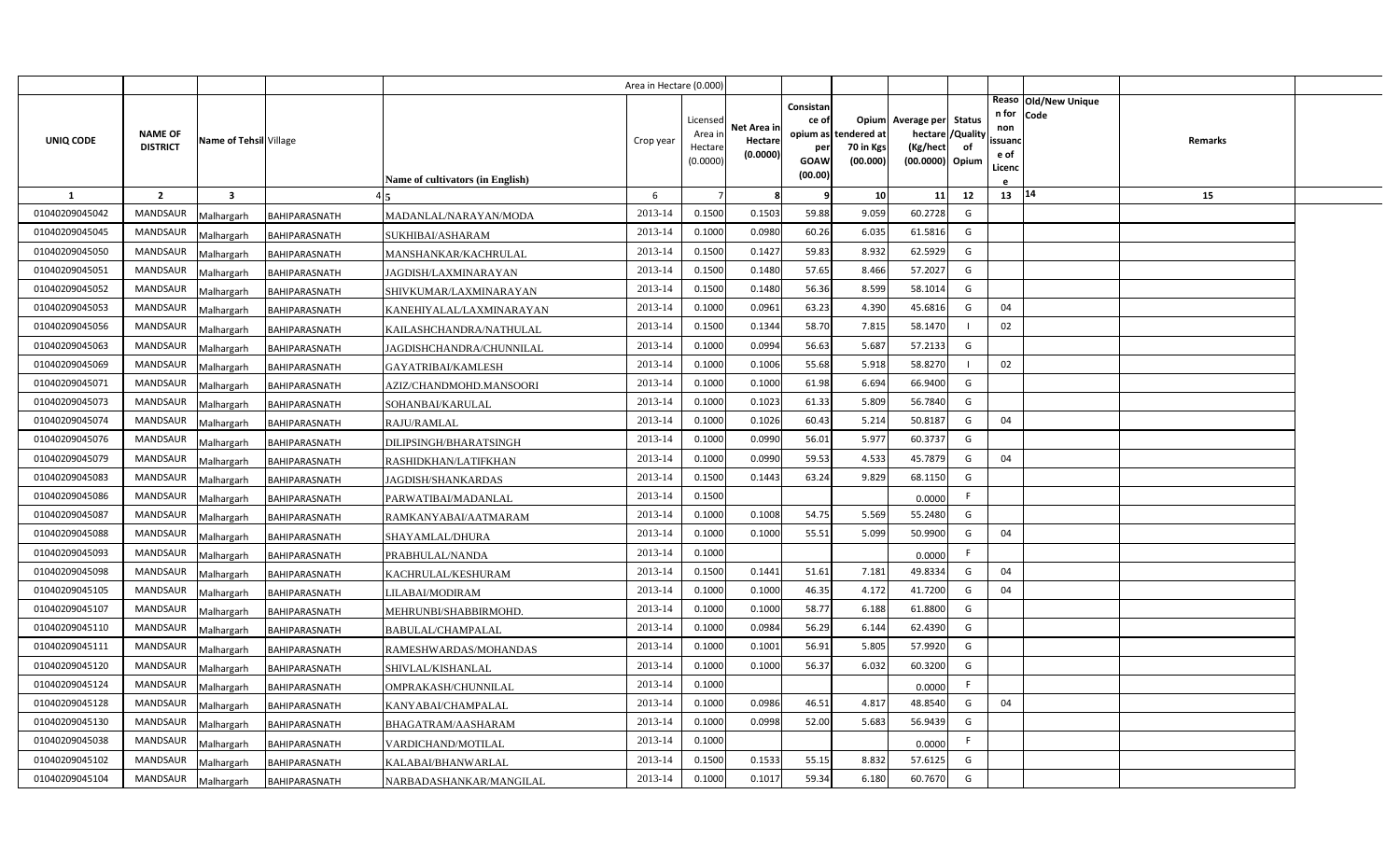| | | | | | Area in Hectare (0.000) | | | | | | | | | | | |
|---|---|---|---|---|---|---|---|---|---|---|---|---|---|---|---|---|
| UNIQ CODE | NAME OF DISTRICT | Name of Tehsil | Village | Name of cultivators (in English) | Crop year | Licensed Area in Hectare (0.0000) | Net Area in Hectare (0.0000) | Consistance of opium as per GOAW (00.00) | Opium tendered at 70 in Kgs (00.000) | Average per hectare (Kg/hect (00.0000) | Status /Quality of Opium | Reason for non issuance of Licence | Old/New Unique Code | Remarks | |
| 1 | 2 | 3 | 4 | 5 | 6 | 7 | 8 | 9 | 10 | 11 | 12 | 13 | 14 | 15 | |
| 01040209045042 | MANDSAUR | Malhargarh | BAHIPARASNATH | MADANLAL/NARAYAN/MODA | 2013-14 | 0.1500 | 0.1503 | 59.88 | 9.059 | 60.2728 | G | | | | |
| 01040209045045 | MANDSAUR | Malhargarh | BAHIPARASNATH | SUKHIBAI/ASHARAM | 2013-14 | 0.1000 | 0.0980 | 60.26 | 6.035 | 61.5816 | G | | | | |
| 01040209045050 | MANDSAUR | Malhargarh | BAHIPARASNATH | MANSHANKAR/KACHRULAL | 2013-14 | 0.1500 | 0.1427 | 59.83 | 8.932 | 62.5929 | G | | | | |
| 01040209045051 | MANDSAUR | Malhargarh | BAHIPARASNATH | JAGDISH/LAXMINARAYAN | 2013-14 | 0.1500 | 0.1480 | 57.65 | 8.466 | 57.2027 | G | | | | |
| 01040209045052 | MANDSAUR | Malhargarh | BAHIPARASNATH | SHIVKUMAR/LAXMINARAYAN | 2013-14 | 0.1500 | 0.1480 | 56.36 | 8.599 | 58.1014 | G | | | | |
| 01040209045053 | MANDSAUR | Malhargarh | BAHIPARASNATH | KANEHIYALAL/LAXMINARAYAN | 2013-14 | 0.1000 | 0.0961 | 63.23 | 4.390 | 45.6816 | G | 04 | | | |
| 01040209045056 | MANDSAUR | Malhargarh | BAHIPARASNATH | KAILASHCHANDRA/NATHULAL | 2013-14 | 0.1500 | 0.1344 | 58.70 | 7.815 | 58.1470 | I | 02 | | | |
| 01040209045063 | MANDSAUR | Malhargarh | BAHIPARASNATH | JAGDISHCHANDRA/CHUNNILAL | 2013-14 | 0.1000 | 0.0994 | 56.63 | 5.687 | 57.2133 | G | | | | |
| 01040209045069 | MANDSAUR | Malhargarh | BAHIPARASNATH | GAYATRIBAI/KAMLESH | 2013-14 | 0.1000 | 0.1006 | 55.68 | 5.918 | 58.8270 | I | 02 | | | |
| 01040209045071 | MANDSAUR | Malhargarh | BAHIPARASNATH | AZIZ/CHANDMOHD.MANSOORI | 2013-14 | 0.1000 | 0.1000 | 61.98 | 6.694 | 66.9400 | G | | | | |
| 01040209045073 | MANDSAUR | Malhargarh | BAHIPARASNATH | SOHANBAI/KARULAL | 2013-14 | 0.1000 | 0.1023 | 61.33 | 5.809 | 56.7840 | G | | | | |
| 01040209045074 | MANDSAUR | Malhargarh | BAHIPARASNATH | RAJU/RAMLAL | 2013-14 | 0.1000 | 0.1026 | 60.43 | 5.214 | 50.8187 | G | 04 | | | |
| 01040209045076 | MANDSAUR | Malhargarh | BAHIPARASNATH | DILIPSINGH/BHARATSINGH | 2013-14 | 0.1000 | 0.0990 | 56.01 | 5.977 | 60.3737 | G | | | | |
| 01040209045079 | MANDSAUR | Malhargarh | BAHIPARASNATH | RASHIDKHAN/LATIFKHAN | 2013-14 | 0.1000 | 0.0990 | 59.53 | 4.533 | 45.7879 | G | 04 | | | |
| 01040209045083 | MANDSAUR | Malhargarh | BAHIPARASNATH | JAGDISH/SHANKARDAS | 2013-14 | 0.1500 | 0.1443 | 63.24 | 9.829 | 68.1150 | G | | | | |
| 01040209045086 | MANDSAUR | Malhargarh | BAHIPARASNATH | PARWATIBAI/MADANLAL | 2013-14 | 0.1500 | | | | 0.0000 | F | | | | |
| 01040209045087 | MANDSAUR | Malhargarh | BAHIPARASNATH | RAMKANYABAI/AATMARAM | 2013-14 | 0.1000 | 0.1008 | 54.75 | 5.569 | 55.2480 | G | | | | |
| 01040209045088 | MANDSAUR | Malhargarh | BAHIPARASNATH | SHAYAMLAL/DHURA | 2013-14 | 0.1000 | 0.1000 | 55.51 | 5.099 | 50.9900 | G | 04 | | | |
| 01040209045093 | MANDSAUR | Malhargarh | BAHIPARASNATH | PRABHULAL/NANDA | 2013-14 | 0.1000 | | | | 0.0000 | F | | | | |
| 01040209045098 | MANDSAUR | Malhargarh | BAHIPARASNATH | KACHRULAL/KESHURAM | 2013-14 | 0.1500 | 0.1441 | 51.61 | 7.181 | 49.8334 | G | 04 | | | |
| 01040209045105 | MANDSAUR | Malhargarh | BAHIPARASNATH | LILABAI/MODIRAM | 2013-14 | 0.1000 | 0.1000 | 46.35 | 4.172 | 41.7200 | G | 04 | | | |
| 01040209045107 | MANDSAUR | Malhargarh | BAHIPARASNATH | MEHRUNBI/SHABBIRMOHD. | 2013-14 | 0.1000 | 0.1000 | 58.77 | 6.188 | 61.8800 | G | | | | |
| 01040209045110 | MANDSAUR | Malhargarh | BAHIPARASNATH | BABULAL/CHAMPALAL | 2013-14 | 0.1000 | 0.0984 | 56.29 | 6.144 | 62.4390 | G | | | | |
| 01040209045111 | MANDSAUR | Malhargarh | BAHIPARASNATH | RAMESHWARDAS/MOHANDAS | 2013-14 | 0.1000 | 0.1001 | 56.91 | 5.805 | 57.9920 | G | | | | |
| 01040209045120 | MANDSAUR | Malhargarh | BAHIPARASNATH | SHIVLAL/KISHANLAL | 2013-14 | 0.1000 | 0.1000 | 56.37 | 6.032 | 60.3200 | G | | | | |
| 01040209045124 | MANDSAUR | Malhargarh | BAHIPARASNATH | OMPRAKASH/CHUNNILAL | 2013-14 | 0.1000 | | | | 0.0000 | F | | | | |
| 01040209045128 | MANDSAUR | Malhargarh | BAHIPARASNATH | KANYABAI/CHAMPALAL | 2013-14 | 0.1000 | 0.0986 | 46.51 | 4.817 | 48.8540 | G | 04 | | | |
| 01040209045130 | MANDSAUR | Malhargarh | BAHIPARASNATH | BHAGATRAM/AASHARAM | 2013-14 | 0.1000 | 0.0998 | 52.00 | 5.683 | 56.9439 | G | | | | |
| 01040209045038 | MANDSAUR | Malhargarh | BAHIPARASNATH | VARDICHAND/MOTILAL | 2013-14 | 0.1000 | | | | 0.0000 | F | | | | |
| 01040209045102 | MANDSAUR | Malhargarh | BAHIPARASNATH | KALABAI/BHANWARLAL | 2013-14 | 0.1500 | 0.1533 | 55.15 | 8.832 | 57.6125 | G | | | | |
| 01040209045104 | MANDSAUR | Malhargarh | BAHIPARASNATH | NARBADASHANKAR/MANGILAL | 2013-14 | 0.1000 | 0.1017 | 59.34 | 6.180 | 60.7670 | G | | | | |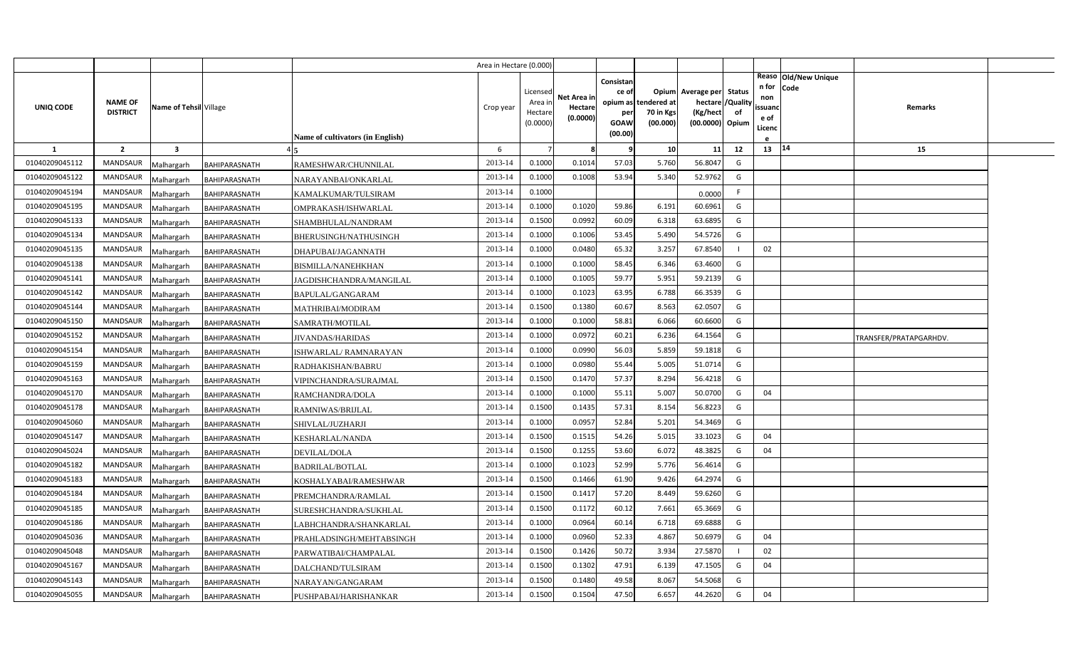| | | | | Area in Hectare (0.000) | | | | | | | | | | |
|---|---|---|---|---|---|---|---|---|---|---|---|---|---|---|
| UNIQ CODE | NAME OF DISTRICT | Name of Tehsil | Village | Name of cultivators (in English) | Crop year | Licensed Area in Hectare (0.0000) | Net Area in Hectare (0.0000) | Consistance of opium as per GOAW (00.00) | Opium tendered at 70 in Kgs (00.000) | Average per hectare (Kg/hect (00.0000) | Status /Quality of Opium | Reason for non issuance of Licence | Old/New Unique Code | Remarks |
| 1 | 2 | 3 | 4 | 5 | 6 | 7 | 8 | 9 | 10 | 11 | 12 | 13 | 14 | 15 |
| 01040209045112 | MANDSAUR | Malhargarh | BAHIPARASNATH | RAMESHWAR/CHUNNILAL | 2013-14 | 0.1000 | 0.1014 | 57.03 | 5.760 | 56.8047 | G | | | |
| 01040209045122 | MANDSAUR | Malhargarh | BAHIPARASNATH | NARAYANBAI/ONKARLAL | 2013-14 | 0.1000 | 0.1008 | 53.94 | 5.340 | 52.9762 | G | | | |
| 01040209045194 | MANDSAUR | Malhargarh | BAHIPARASNATH | KAMALKUMAR/TULSIRAM | 2013-14 | 0.1000 | | | | 0.0000 | F | | | |
| 01040209045195 | MANDSAUR | Malhargarh | BAHIPARASNATH | OMPRAKASH/ISHWARLAL | 2013-14 | 0.1000 | 0.1020 | 59.86 | 6.191 | 60.6961 | G | | | |
| 01040209045133 | MANDSAUR | Malhargarh | BAHIPARASNATH | SHAMBHULAL/NANDRAM | 2013-14 | 0.1500 | 0.0992 | 60.09 | 6.318 | 63.6895 | G | | | |
| 01040209045134 | MANDSAUR | Malhargarh | BAHIPARASNATH | BHERUSINGH/NATHUSINGH | 2013-14 | 0.1000 | 0.1006 | 53.45 | 5.490 | 54.5726 | G | | | |
| 01040209045135 | MANDSAUR | Malhargarh | BAHIPARASNATH | DHAPUBAI/JAGANNATH | 2013-14 | 0.1000 | 0.0480 | 65.32 | 3.257 | 67.8540 | I | 02 | | |
| 01040209045138 | MANDSAUR | Malhargarh | BAHIPARASNATH | BISMILLA/NANEHKHAN | 2013-14 | 0.1000 | 0.1000 | 58.45 | 6.346 | 63.4600 | G | | | |
| 01040209045141 | MANDSAUR | Malhargarh | BAHIPARASNATH | JAGDISHCHANDRA/MANGILAL | 2013-14 | 0.1000 | 0.1005 | 59.77 | 5.951 | 59.2139 | G | | | |
| 01040209045142 | MANDSAUR | Malhargarh | BAHIPARASNATH | BAPULAL/GANGARAM | 2013-14 | 0.1000 | 0.1023 | 63.95 | 6.788 | 66.3539 | G | | | |
| 01040209045144 | MANDSAUR | Malhargarh | BAHIPARASNATH | MATHRIBAI/MODIRAM | 2013-14 | 0.1500 | 0.1380 | 60.67 | 8.563 | 62.0507 | G | | | |
| 01040209045150 | MANDSAUR | Malhargarh | BAHIPARASNATH | SAMRATH/MOTILAL | 2013-14 | 0.1000 | 0.1000 | 58.81 | 6.066 | 60.6600 | G | | | |
| 01040209045152 | MANDSAUR | Malhargarh | BAHIPARASNATH | JIVANDAS/HARIDAS | 2013-14 | 0.1000 | 0.0972 | 60.21 | 6.236 | 64.1564 | G | | | TRANSFER/PRATAPGARHDV. |
| 01040209045154 | MANDSAUR | Malhargarh | BAHIPARASNATH | ISHWARLAL/ RAMNARAYAN | 2013-14 | 0.1000 | 0.0990 | 56.03 | 5.859 | 59.1818 | G | | | |
| 01040209045159 | MANDSAUR | Malhargarh | BAHIPARASNATH | RADHAKISHAN/BABRU | 2013-14 | 0.1000 | 0.0980 | 55.44 | 5.005 | 51.0714 | G | | | |
| 01040209045163 | MANDSAUR | Malhargarh | BAHIPARASNATH | VIPINCHANDRA/SURAJMAL | 2013-14 | 0.1500 | 0.1470 | 57.37 | 8.294 | 56.4218 | G | | | |
| 01040209045170 | MANDSAUR | Malhargarh | BAHIPARASNATH | RAMCHANDRA/DOLA | 2013-14 | 0.1000 | 0.1000 | 55.11 | 5.007 | 50.0700 | G | 04 | | |
| 01040209045178 | MANDSAUR | Malhargarh | BAHIPARASNATH | RAMNIWAS/BRIJLAL | 2013-14 | 0.1500 | 0.1435 | 57.31 | 8.154 | 56.8223 | G | | | |
| 01040209045060 | MANDSAUR | Malhargarh | BAHIPARASNATH | SHIVLAL/JUZHARJI | 2013-14 | 0.1000 | 0.0957 | 52.84 | 5.201 | 54.3469 | G | | | |
| 01040209045147 | MANDSAUR | Malhargarh | BAHIPARASNATH | KESHARLAL/NANDA | 2013-14 | 0.1500 | 0.1515 | 54.26 | 5.015 | 33.1023 | G | 04 | | |
| 01040209045024 | MANDSAUR | Malhargarh | BAHIPARASNATH | DEVILAL/DOLA | 2013-14 | 0.1500 | 0.1255 | 53.60 | 6.072 | 48.3825 | G | 04 | | |
| 01040209045182 | MANDSAUR | Malhargarh | BAHIPARASNATH | BADRILAL/BOTLAL | 2013-14 | 0.1000 | 0.1023 | 52.99 | 5.776 | 56.4614 | G | | | |
| 01040209045183 | MANDSAUR | Malhargarh | BAHIPARASNATH | KOSHALYABAI/RAMESHWAR | 2013-14 | 0.1500 | 0.1466 | 61.90 | 9.426 | 64.2974 | G | | | |
| 01040209045184 | MANDSAUR | Malhargarh | BAHIPARASNATH | PREMCHANDRA/RAMLAL | 2013-14 | 0.1500 | 0.1417 | 57.20 | 8.449 | 59.6260 | G | | | |
| 01040209045185 | MANDSAUR | Malhargarh | BAHIPARASNATH | SURESHCHANDRA/SUKHLAL | 2013-14 | 0.1500 | 0.1172 | 60.12 | 7.661 | 65.3669 | G | | | |
| 01040209045186 | MANDSAUR | Malhargarh | BAHIPARASNATH | LABHCHANDRA/SHANKARLAL | 2013-14 | 0.1000 | 0.0964 | 60.14 | 6.718 | 69.6888 | G | | | |
| 01040209045036 | MANDSAUR | Malhargarh | BAHIPARASNATH | PRAHLADSINGH/MEHTABSINGH | 2013-14 | 0.1000 | 0.0960 | 52.33 | 4.867 | 50.6979 | G | 04 | | |
| 01040209045048 | MANDSAUR | Malhargarh | BAHIPARASNATH | PARWATIBAI/CHAMPALAL | 2013-14 | 0.1500 | 0.1426 | 50.72 | 3.934 | 27.5870 | I | 02 | | |
| 01040209045167 | MANDSAUR | Malhargarh | BAHIPARASNATH | DALCHAND/TULSIRAM | 2013-14 | 0.1500 | 0.1302 | 47.91 | 6.139 | 47.1505 | G | 04 | | |
| 01040209045143 | MANDSAUR | Malhargarh | BAHIPARASNATH | NARAYAN/GANGARAM | 2013-14 | 0.1500 | 0.1480 | 49.58 | 8.067 | 54.5068 | G | | | |
| 01040209045055 | MANDSAUR | Malhargarh | BAHIPARASNATH | PUSHPABAI/HARISHANKAR | 2013-14 | 0.1500 | 0.1504 | 47.50 | 6.657 | 44.2620 | G | 04 | | |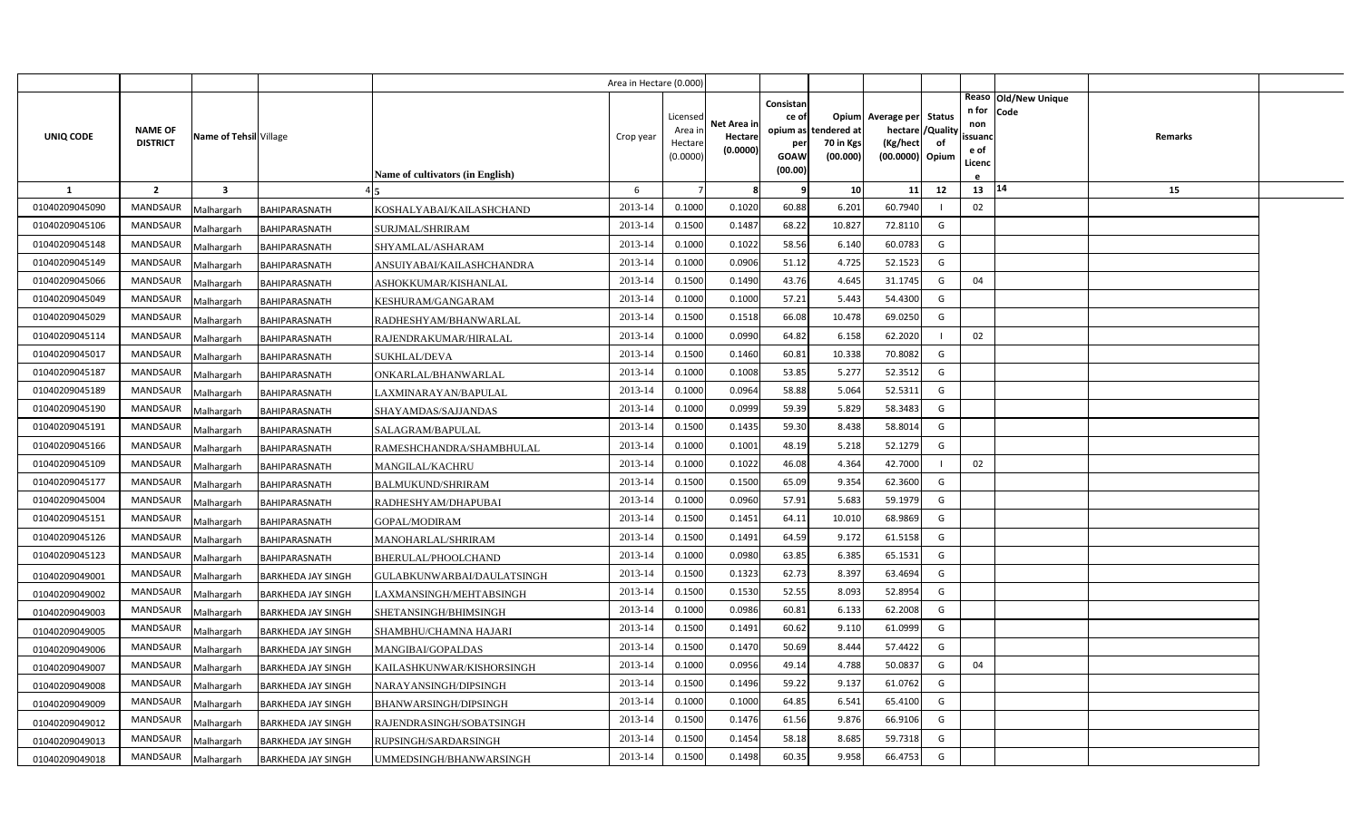| UNIQ CODE | NAME OF DISTRICT | Name of Tehsil | Village | Name of cultivators (in English) | Crop year | Licensed Area in Hectare (0.0000) | Net Area in Hectare (0.0000) | Consistance of opium as per GOAW (00.00) | Opium tendered at 70 in Kgs (00.000) | Average per hectare (Kg/hect (00.0000) | Status /Quality of Opium | Reason for non issuance of Licence | Old/New Unique Code | Remarks |
|---|---|---|---|---|---|---|---|---|---|---|---|---|---|---|
| | | | | | | Area in Hectare (0.000) | | | | | | | | |
| 1 | 2 | 3 | 4 | 5 | 6 | 7 | 8 | 9 | 10 | 11 | 12 | 13 | 14 | 15 |
| 01040209045090 | MANDSAUR | Malhargarh | BAHIPARASNATH | KOSHALYABAI/KAILASHCHAND | 2013-14 | 0.1000 | 0.1020 | 60.88 | 6.201 | 60.7940 | I | 02 | | |
| 01040209045106 | MANDSAUR | Malhargarh | BAHIPARASNATH | SURJMAL/SHRIRAM | 2013-14 | 0.1500 | 0.1487 | 68.22 | 10.827 | 72.8110 | G | | | |
| 01040209045148 | MANDSAUR | Malhargarh | BAHIPARASNATH | SHYAMLAL/ASHARAM | 2013-14 | 0.1000 | 0.1022 | 58.56 | 6.140 | 60.0783 | G | | | |
| 01040209045149 | MANDSAUR | Malhargarh | BAHIPARASNATH | ANSUIYABAI/KAILASHCHANDRA | 2013-14 | 0.1000 | 0.0906 | 51.12 | 4.725 | 52.1523 | G | | | |
| 01040209045066 | MANDSAUR | Malhargarh | BAHIPARASNATH | ASHOKKUMAR/KISHANLAL | 2013-14 | 0.1500 | 0.1490 | 43.76 | 4.645 | 31.1745 | G | 04 | | |
| 01040209045049 | MANDSAUR | Malhargarh | BAHIPARASNATH | KESHURAM/GANGARAM | 2013-14 | 0.1000 | 0.1000 | 57.21 | 5.443 | 54.4300 | G | | | |
| 01040209045029 | MANDSAUR | Malhargarh | BAHIPARASNATH | RADHESHYAM/BHANWARLAL | 2013-14 | 0.1500 | 0.1518 | 66.08 | 10.478 | 69.0250 | G | | | |
| 01040209045114 | MANDSAUR | Malhargarh | BAHIPARASNATH | RAJENDRAKUMAR/HIRALAL | 2013-14 | 0.1000 | 0.0990 | 64.82 | 6.158 | 62.2020 | I | 02 | | |
| 01040209045017 | MANDSAUR | Malhargarh | BAHIPARASNATH | SUKHLAL/DEVA | 2013-14 | 0.1500 | 0.1460 | 60.81 | 10.338 | 70.8082 | G | | | |
| 01040209045187 | MANDSAUR | Malhargarh | BAHIPARASNATH | ONKARLAL/BHANWARLAL | 2013-14 | 0.1000 | 0.1008 | 53.85 | 5.277 | 52.3512 | G | | | |
| 01040209045189 | MANDSAUR | Malhargarh | BAHIPARASNATH | LAXMINARAYAN/BAPULAL | 2013-14 | 0.1000 | 0.0964 | 58.88 | 5.064 | 52.5311 | G | | | |
| 01040209045190 | MANDSAUR | Malhargarh | BAHIPARASNATH | SHAYAMDAS/SAJJANDAS | 2013-14 | 0.1000 | 0.0999 | 59.39 | 5.829 | 58.3483 | G | | | |
| 01040209045191 | MANDSAUR | Malhargarh | BAHIPARASNATH | SALAGRAM/BAPULAL | 2013-14 | 0.1500 | 0.1435 | 59.30 | 8.438 | 58.8014 | G | | | |
| 01040209045166 | MANDSAUR | Malhargarh | BAHIPARASNATH | RAMESHCHANDRA/SHAMBHULAL | 2013-14 | 0.1000 | 0.1001 | 48.19 | 5.218 | 52.1279 | G | | | |
| 01040209045109 | MANDSAUR | Malhargarh | BAHIPARASNATH | MANGILAL/KACHRU | 2013-14 | 0.1000 | 0.1022 | 46.08 | 4.364 | 42.7000 | I | 02 | | |
| 01040209045177 | MANDSAUR | Malhargarh | BAHIPARASNATH | BALMUKUND/SHRIRAM | 2013-14 | 0.1500 | 0.1500 | 65.09 | 9.354 | 62.3600 | G | | | |
| 01040209045004 | MANDSAUR | Malhargarh | BAHIPARASNATH | RADHESHYAM/DHAPUBAI | 2013-14 | 0.1000 | 0.0960 | 57.91 | 5.683 | 59.1979 | G | | | |
| 01040209045151 | MANDSAUR | Malhargarh | BAHIPARASNATH | GOPAL/MODIRAM | 2013-14 | 0.1500 | 0.1451 | 64.11 | 10.010 | 68.9869 | G | | | |
| 01040209045126 | MANDSAUR | Malhargarh | BAHIPARASNATH | MANOHARLAL/SHRIRAM | 2013-14 | 0.1500 | 0.1491 | 64.59 | 9.172 | 61.5158 | G | | | |
| 01040209045123 | MANDSAUR | Malhargarh | BAHIPARASNATH | BHERULAL/PHOOLCHAND | 2013-14 | 0.1000 | 0.0980 | 63.85 | 6.385 | 65.1531 | G | | | |
| 01040209049001 | MANDSAUR | Malhargarh | BARKHEDA JAY SINGH | GULABKUNWARBAI/DAULATSINGH | 2013-14 | 0.1500 | 0.1323 | 62.73 | 8.397 | 63.4694 | G | | | |
| 01040209049002 | MANDSAUR | Malhargarh | BARKHEDA JAY SINGH | LAXMANSINGH/MEHTABSINGH | 2013-14 | 0.1500 | 0.1530 | 52.55 | 8.093 | 52.8954 | G | | | |
| 01040209049003 | MANDSAUR | Malhargarh | BARKHEDA JAY SINGH | SHETANSINGH/BHIMSINGH | 2013-14 | 0.1000 | 0.0986 | 60.81 | 6.133 | 62.2008 | G | | | |
| 01040209049005 | MANDSAUR | Malhargarh | BARKHEDA JAY SINGH | SHAMBHU/CHAMNA HAJARI | 2013-14 | 0.1500 | 0.1491 | 60.62 | 9.110 | 61.0999 | G | | | |
| 01040209049006 | MANDSAUR | Malhargarh | BARKHEDA JAY SINGH | MANGIBAI/GOPALDAS | 2013-14 | 0.1500 | 0.1470 | 50.69 | 8.444 | 57.4422 | G | | | |
| 01040209049007 | MANDSAUR | Malhargarh | BARKHEDA JAY SINGH | KAILASHKUNWAR/KISHORSINGH | 2013-14 | 0.1000 | 0.0956 | 49.14 | 4.788 | 50.0837 | G | 04 | | |
| 01040209049008 | MANDSAUR | Malhargarh | BARKHEDA JAY SINGH | NARAYANSINGH/DIPSINGH | 2013-14 | 0.1500 | 0.1496 | 59.22 | 9.137 | 61.0762 | G | | | |
| 01040209049009 | MANDSAUR | Malhargarh | BARKHEDA JAY SINGH | BHANWARSINGH/DIPSINGH | 2013-14 | 0.1000 | 0.1000 | 64.85 | 6.541 | 65.4100 | G | | | |
| 01040209049012 | MANDSAUR | Malhargarh | BARKHEDA JAY SINGH | RAJENDRASINGH/SOBATSINGH | 2013-14 | 0.1500 | 0.1476 | 61.56 | 9.876 | 66.9106 | G | | | |
| 01040209049013 | MANDSAUR | Malhargarh | BARKHEDA JAY SINGH | RUPSINGH/SARDARSINGH | 2013-14 | 0.1500 | 0.1454 | 58.18 | 8.685 | 59.7318 | G | | | |
| 01040209049018 | MANDSAUR | Malhargarh | BARKHEDA JAY SINGH | UMMEDSINGH/BHANWARSINGH | 2013-14 | 0.1500 | 0.1498 | 60.35 | 9.958 | 66.4753 | G | | | |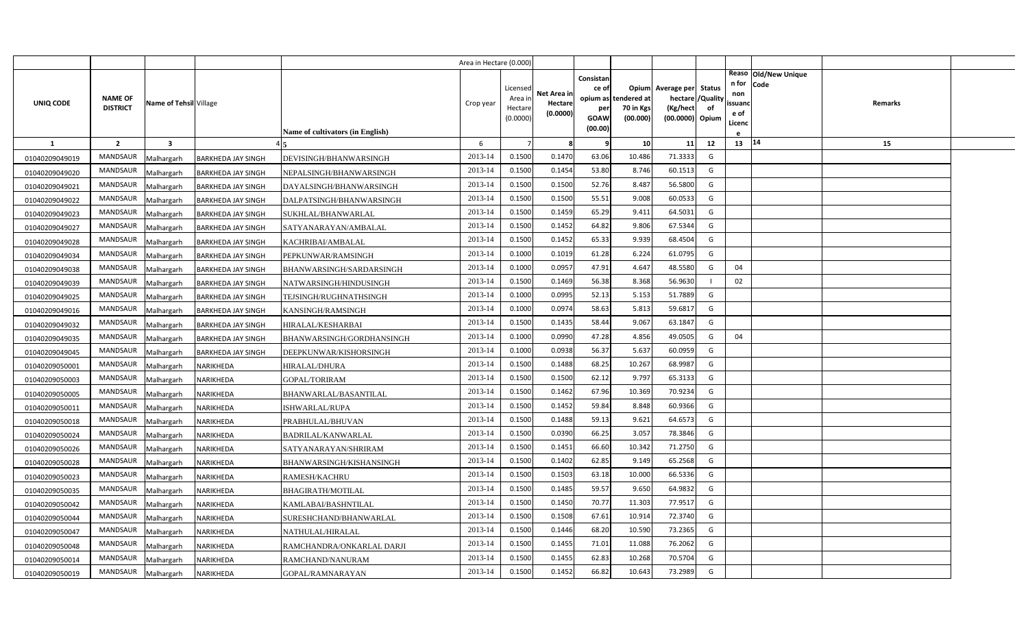| | | | | | Area in Hectare (0.000) | | | | | | | | | | |
|---|---|---|---|---|---|---|---|---|---|---|---|---|---|---|---|
| UNIQ CODE | NAME OF DISTRICT | Name of Tehsil | Village | Name of cultivators (in English) | Crop year | Licensed Area in Hectare (0.0000) | Net Area in Hectare (0.0000) | Consistance of opium as per GOAW (00.00) | Opium tendered at 70 in Kgs (00.000) | Average per hectare (Kg/hect (00.0000) | Status /Quality of Opium | Reason for non issuance of Licence | Old/New Unique Code | Remarks |
| 1 | 2 | 3 | 4 | 5 | 6 | 7 | 8 | 9 | 10 | 11 | 12 | 13 | 14 | 15 |
| 01040209049019 | MANDSAUR | Malhargarh | BARKHEDA JAY SINGH | DEVISINGH/BHANWARSINGH | 2013-14 | 0.1500 | 0.1470 | 63.06 | 10.486 | 71.3333 | G | | | |
| 01040209049020 | MANDSAUR | Malhargarh | BARKHEDA JAY SINGH | NEPALSINGH/BHANWARSINGH | 2013-14 | 0.1500 | 0.1454 | 53.80 | 8.746 | 60.1513 | G | | | |
| 01040209049021 | MANDSAUR | Malhargarh | BARKHEDA JAY SINGH | DAYALSINGH/BHANWARSINGH | 2013-14 | 0.1500 | 0.1500 | 52.76 | 8.487 | 56.5800 | G | | | |
| 01040209049022 | MANDSAUR | Malhargarh | BARKHEDA JAY SINGH | DALPATSINGH/BHANWARSINGH | 2013-14 | 0.1500 | 0.1500 | 55.51 | 9.008 | 60.0533 | G | | | |
| 01040209049023 | MANDSAUR | Malhargarh | BARKHEDA JAY SINGH | SUKHLAL/BHANWARLAL | 2013-14 | 0.1500 | 0.1459 | 65.29 | 9.411 | 64.5031 | G | | | |
| 01040209049027 | MANDSAUR | Malhargarh | BARKHEDA JAY SINGH | SATYANARAYAN/AMBALAL | 2013-14 | 0.1500 | 0.1452 | 64.82 | 9.806 | 67.5344 | G | | | |
| 01040209049028 | MANDSAUR | Malhargarh | BARKHEDA JAY SINGH | KACHRIBAI/AMBALAL | 2013-14 | 0.1500 | 0.1452 | 65.33 | 9.939 | 68.4504 | G | | | |
| 01040209049034 | MANDSAUR | Malhargarh | BARKHEDA JAY SINGH | PEPKUNWAR/RAMSINGH | 2013-14 | 0.1000 | 0.1019 | 61.28 | 6.224 | 61.0795 | G | | | |
| 01040209049038 | MANDSAUR | Malhargarh | BARKHEDA JAY SINGH | BHANWARSINGH/SARDARSINGH | 2013-14 | 0.1000 | 0.0957 | 47.91 | 4.647 | 48.5580 | G | 04 | | |
| 01040209049039 | MANDSAUR | Malhargarh | BARKHEDA JAY SINGH | NATWARSINGH/HINDUSINGH | 2013-14 | 0.1500 | 0.1469 | 56.38 | 8.368 | 56.9630 | I | 02 | | |
| 01040209049025 | MANDSAUR | Malhargarh | BARKHEDA JAY SINGH | TEJSINGH/RUGHNATHSINGH | 2013-14 | 0.1000 | 0.0995 | 52.13 | 5.153 | 51.7889 | G | | | |
| 01040209049016 | MANDSAUR | Malhargarh | BARKHEDA JAY SINGH | KANSINGH/RAMSINGH | 2013-14 | 0.1000 | 0.0974 | 58.63 | 5.813 | 59.6817 | G | | | |
| 01040209049032 | MANDSAUR | Malhargarh | BARKHEDA JAY SINGH | HIRALAL/KESHARBAI | 2013-14 | 0.1500 | 0.1435 | 58.44 | 9.067 | 63.1847 | G | | | |
| 01040209049035 | MANDSAUR | Malhargarh | BARKHEDA JAY SINGH | BHANWARSINGH/GORDHANSINGH | 2013-14 | 0.1000 | 0.0990 | 47.28 | 4.856 | 49.0505 | G | 04 | | |
| 01040209049045 | MANDSAUR | Malhargarh | BARKHEDA JAY SINGH | DEEPKUNWAR/KISHORSINGH | 2013-14 | 0.1000 | 0.0938 | 56.37 | 5.637 | 60.0959 | G | | | |
| 01040209050001 | MANDSAUR | Malhargarh | NARIKHEDA | HIRALAL/DHURA | 2013-14 | 0.1500 | 0.1488 | 68.25 | 10.267 | 68.9987 | G | | | |
| 01040209050003 | MANDSAUR | Malhargarh | NARIKHEDA | GOPAL/TORIRAM | 2013-14 | 0.1500 | 0.1500 | 62.12 | 9.797 | 65.3133 | G | | | |
| 01040209050005 | MANDSAUR | Malhargarh | NARIKHEDA | BHANWARLAL/BASANTILAL | 2013-14 | 0.1500 | 0.1462 | 67.96 | 10.369 | 70.9234 | G | | | |
| 01040209050011 | MANDSAUR | Malhargarh | NARIKHEDA | ISHWARLAL/RUPA | 2013-14 | 0.1500 | 0.1452 | 59.84 | 8.848 | 60.9366 | G | | | |
| 01040209050018 | MANDSAUR | Malhargarh | NARIKHEDA | PRABHULAL/BHUVAN | 2013-14 | 0.1500 | 0.1488 | 59.13 | 9.621 | 64.6573 | G | | | |
| 01040209050024 | MANDSAUR | Malhargarh | NARIKHEDA | BADRILAL/KANWARLAL | 2013-14 | 0.1500 | 0.0390 | 66.25 | 3.057 | 78.3846 | G | | | |
| 01040209050026 | MANDSAUR | Malhargarh | NARIKHEDA | SATYANARAYAN/SHRIRAM | 2013-14 | 0.1500 | 0.1451 | 66.60 | 10.342 | 71.2750 | G | | | |
| 01040209050028 | MANDSAUR | Malhargarh | NARIKHEDA | BHANWARSINGH/KISHANSINGH | 2013-14 | 0.1500 | 0.1402 | 62.85 | 9.149 | 65.2568 | G | | | |
| 01040209050023 | MANDSAUR | Malhargarh | NARIKHEDA | RAMESH/KACHRU | 2013-14 | 0.1500 | 0.1503 | 63.18 | 10.000 | 66.5336 | G | | | |
| 01040209050035 | MANDSAUR | Malhargarh | NARIKHEDA | BHAGIRATH/MOTILAL | 2013-14 | 0.1500 | 0.1485 | 59.57 | 9.650 | 64.9832 | G | | | |
| 01040209050042 | MANDSAUR | Malhargarh | NARIKHEDA | KAMLABAI/BASHNTILAL | 2013-14 | 0.1500 | 0.1450 | 70.77 | 11.303 | 77.9517 | G | | | |
| 01040209050044 | MANDSAUR | Malhargarh | NARIKHEDA | SURESHCHAND/BHANWARLAL | 2013-14 | 0.1500 | 0.1508 | 67.61 | 10.914 | 72.3740 | G | | | |
| 01040209050047 | MANDSAUR | Malhargarh | NARIKHEDA | NATHULAL/HIRALAL | 2013-14 | 0.1500 | 0.1446 | 68.20 | 10.590 | 73.2365 | G | | | |
| 01040209050048 | MANDSAUR | Malhargarh | NARIKHEDA | RAMCHANDRA/ONKARLAL DARJI | 2013-14 | 0.1500 | 0.1455 | 71.01 | 11.088 | 76.2062 | G | | | |
| 01040209050014 | MANDSAUR | Malhargarh | NARIKHEDA | RAMCHAND/NANURAM | 2013-14 | 0.1500 | 0.1455 | 62.83 | 10.268 | 70.5704 | G | | | |
| 01040209050019 | MANDSAUR | Malhargarh | NARIKHEDA | GOPAL/RAMNARAYAN | 2013-14 | 0.1500 | 0.1452 | 66.82 | 10.643 | 73.2989 | G | | | |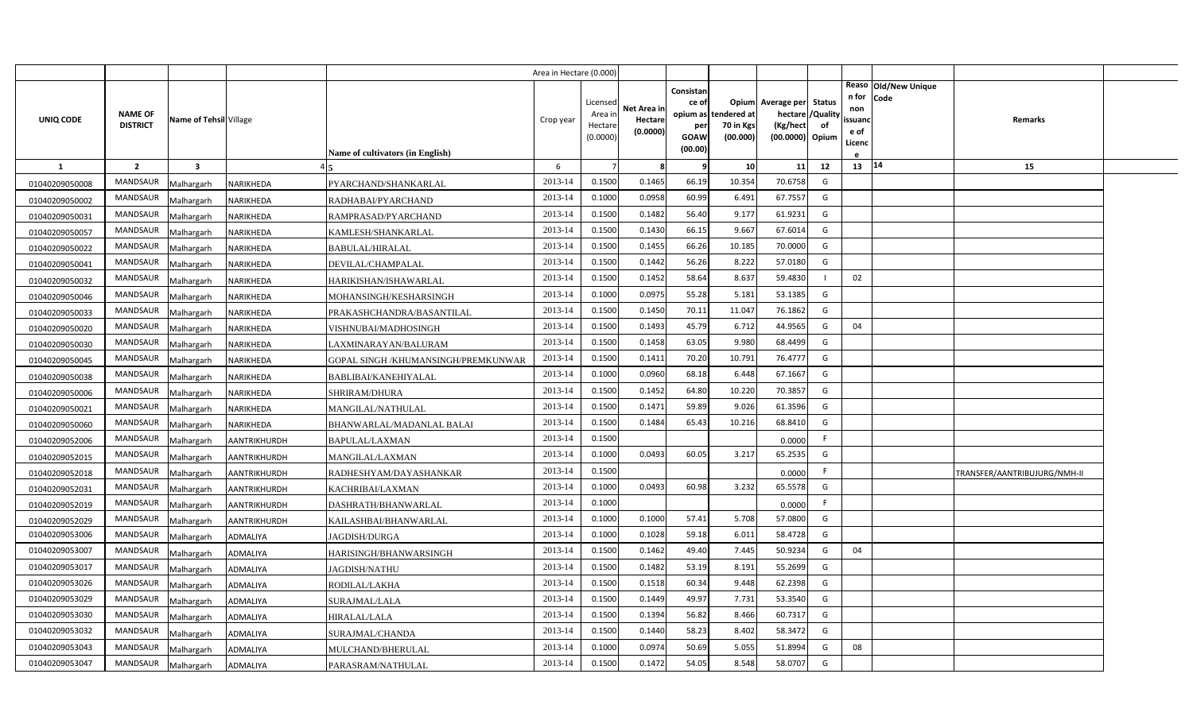| UNIQ CODE | NAME OF DISTRICT | Name of Tehsil | Village | Name of cultivators (in English) | Area in Hectare (0.000) Crop year | Licensed Area in Hectare (0.0000) | Net Area in Hectare (0.0000) | Consistance of opium as per GOAW (00.00) | Opium tendered at 70 in Kgs (00.000) | Average per hectare (Kg/hect (00.0000) | Status /Quality of Opium | Reason for non issuance of Licence | Old/New Unique Code | Remarks |
|---|---|---|---|---|---|---|---|---|---|---|---|---|---|---|
| 1 | 2 | 3 | 4 | 5 | 6 | 7 | 8 | 9 | 10 | 11 | 12 | 13 | 14 | 15 |
| 01040209050008 | MANDSAUR | Malhargarh | NARIKHEDA | PYARCHAND/SHANKARLAL | 2013-14 | 0.1500 | 0.1465 | 66.19 | 10.354 | 70.6758 | G | | | |
| 01040209050002 | MANDSAUR | Malhargarh | NARIKHEDA | RADHABAI/PYARCHAND | 2013-14 | 0.1000 | 0.0958 | 60.99 | 6.491 | 67.7557 | G | | | |
| 01040209050031 | MANDSAUR | Malhargarh | NARIKHEDA | RAMPRASAD/PYARCHAND | 2013-14 | 0.1500 | 0.1482 | 56.40 | 9.177 | 61.9231 | G | | | |
| 01040209050057 | MANDSAUR | Malhargarh | NARIKHEDA | KAMLESH/SHANKARLAL | 2013-14 | 0.1500 | 0.1430 | 66.15 | 9.667 | 67.6014 | G | | | |
| 01040209050022 | MANDSAUR | Malhargarh | NARIKHEDA | BABULAL/HIRALAL | 2013-14 | 0.1500 | 0.1455 | 66.26 | 10.185 | 70.0000 | G | | | |
| 01040209050041 | MANDSAUR | Malhargarh | NARIKHEDA | DEVILAL/CHAMPALAL | 2013-14 | 0.1500 | 0.1442 | 56.26 | 8.222 | 57.0180 | G | | | |
| 01040209050032 | MANDSAUR | Malhargarh | NARIKHEDA | HARIKISHAN/ISHAWARLAL | 2013-14 | 0.1500 | 0.1452 | 58.64 | 8.637 | 59.4830 | I | 02 | | |
| 01040209050046 | MANDSAUR | Malhargarh | NARIKHEDA | MOHANSINGH/KESHARSINGH | 2013-14 | 0.1000 | 0.0975 | 55.28 | 5.181 | 53.1385 | G | | | |
| 01040209050033 | MANDSAUR | Malhargarh | NARIKHEDA | PRAKASHCHANDRA/BASANTILAL | 2013-14 | 0.1500 | 0.1450 | 70.11 | 11.047 | 76.1862 | G | | | |
| 01040209050020 | MANDSAUR | Malhargarh | NARIKHEDA | VISHNUBAI/MADHOSINGH | 2013-14 | 0.1500 | 0.1493 | 45.79 | 6.712 | 44.9565 | G | 04 | | |
| 01040209050030 | MANDSAUR | Malhargarh | NARIKHEDA | LAXMINARAYAN/BALURAM | 2013-14 | 0.1500 | 0.1458 | 63.05 | 9.980 | 68.4499 | G | | | |
| 01040209050045 | MANDSAUR | Malhargarh | NARIKHEDA | GOPAL SINGH /KHUMANSINGH/PREMKUNWAR | 2013-14 | 0.1500 | 0.1411 | 70.20 | 10.791 | 76.4777 | G | | | |
| 01040209050038 | MANDSAUR | Malhargarh | NARIKHEDA | BABLIBAI/KANEHIYALAL | 2013-14 | 0.1000 | 0.0960 | 68.18 | 6.448 | 67.1667 | G | | | |
| 01040209050006 | MANDSAUR | Malhargarh | NARIKHEDA | SHRIRAM/DHURA | 2013-14 | 0.1500 | 0.1452 | 64.80 | 10.220 | 70.3857 | G | | | |
| 01040209050021 | MANDSAUR | Malhargarh | NARIKHEDA | MANGILAL/NATHULAL | 2013-14 | 0.1500 | 0.1471 | 59.89 | 9.026 | 61.3596 | G | | | |
| 01040209050060 | MANDSAUR | Malhargarh | NARIKHEDA | BHANWARLAL/MADANLAL BALAI | 2013-14 | 0.1500 | 0.1484 | 65.43 | 10.216 | 68.8410 | G | | | |
| 01040209052006 | MANDSAUR | Malhargarh | AANTRIKHURDH | BAPULAL/LAXMAN | 2013-14 | 0.1500 | | | | 0.0000 | F | | | |
| 01040209052015 | MANDSAUR | Malhargarh | AANTRIKHURDH | MANGILAL/LAXMAN | 2013-14 | 0.1000 | 0.0493 | 60.05 | 3.217 | 65.2535 | G | | | |
| 01040209052018 | MANDSAUR | Malhargarh | AANTRIKHURDH | RADHESHYAM/DAYASHANKAR | 2013-14 | 0.1500 | | | | 0.0000 | F | | | TRANSFER/AANTRIBUJURG/NMH-II |
| 01040209052031 | MANDSAUR | Malhargarh | AANTRIKHURDH | KACHRIBAI/LAXMAN | 2013-14 | 0.1000 | 0.0493 | 60.98 | 3.232 | 65.5578 | G | | | |
| 01040209052019 | MANDSAUR | Malhargarh | AANTRIKHURDH | DASHRATH/BHANWARLAL | 2013-14 | 0.1000 | | | | 0.0000 | F | | | |
| 01040209052029 | MANDSAUR | Malhargarh | AANTRIKHURDH | KAILASHBAI/BHANWARLAL | 2013-14 | 0.1000 | 0.1000 | 57.41 | 5.708 | 57.0800 | G | | | |
| 01040209053006 | MANDSAUR | Malhargarh | ADMALIYA | JAGDISH/DURGA | 2013-14 | 0.1000 | 0.1028 | 59.18 | 6.011 | 58.4728 | G | | | |
| 01040209053007 | MANDSAUR | Malhargarh | ADMALIYA | HARISINGH/BHANWARSINGH | 2013-14 | 0.1500 | 0.1462 | 49.40 | 7.445 | 50.9234 | G | 04 | | |
| 01040209053017 | MANDSAUR | Malhargarh | ADMALIYA | JAGDISH/NATHU | 2013-14 | 0.1500 | 0.1482 | 53.19 | 8.191 | 55.2699 | G | | | |
| 01040209053026 | MANDSAUR | Malhargarh | ADMALIYA | RODILAL/LAKHA | 2013-14 | 0.1500 | 0.1518 | 60.34 | 9.448 | 62.2398 | G | | | |
| 01040209053029 | MANDSAUR | Malhargarh | ADMALIYA | SURAJMAL/LALA | 2013-14 | 0.1500 | 0.1449 | 49.97 | 7.731 | 53.3540 | G | | | |
| 01040209053030 | MANDSAUR | Malhargarh | ADMALIYA | HIRALAL/LALA | 2013-14 | 0.1500 | 0.1394 | 56.82 | 8.466 | 60.7317 | G | | | |
| 01040209053032 | MANDSAUR | Malhargarh | ADMALIYA | SURAJMAL/CHANDA | 2013-14 | 0.1500 | 0.1440 | 58.23 | 8.402 | 58.3472 | G | | | |
| 01040209053043 | MANDSAUR | Malhargarh | ADMALIYA | MULCHAND/BHERULAL | 2013-14 | 0.1000 | 0.0974 | 50.69 | 5.055 | 51.8994 | G | 08 | | |
| 01040209053047 | MANDSAUR | Malhargarh | ADMALIYA | PARASRAM/NATHULAL | 2013-14 | 0.1500 | 0.1472 | 54.05 | 8.548 | 58.0707 | G | | | |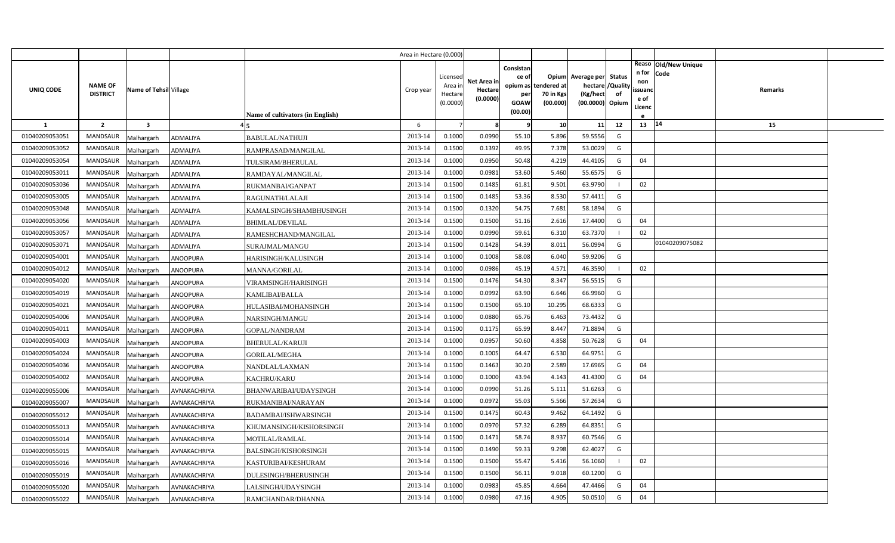| | | | | Area in Hectare (0.000) | | | | | | | | | | |
|---|---|---|---|---|---|---|---|---|---|---|---|---|---|---|
| UNIQ CODE | NAME OF DISTRICT | Name of Tehsil | Village | Name of cultivators (in English) | Crop year | Licensed Area in Hectare (0.0000) | Net Area in Hectare (0.0000) | Consistance of opium as per GOAW (00.00) | Opium tendered at 70 in Kgs (00.000) | Average per hectare (Kg/hect (00.0000) | Status /Quality of Opium | Reason for non issuance of Licence | Old/New Unique Code | Remarks |
| 1 | 2 | 3 | 4 | 5 | 6 | 7 | 8 | 9 | 10 | 11 | 12 | 13 | 14 | 15 |
| 01040209053051 | MANDSAUR | Malhargarh | ADMALIYA | BABULAL/NATHUJI | 2013-14 | 0.1000 | 0.0990 | 55.10 | 5.896 | 59.5556 | G | | | |
| 01040209053052 | MANDSAUR | Malhargarh | ADMALIYA | RAMPRASAD/MANGILAL | 2013-14 | 0.1500 | 0.1392 | 49.95 | 7.378 | 53.0029 | G | | | |
| 01040209053054 | MANDSAUR | Malhargarh | ADMALIYA | TULSIRAM/BHERULAL | 2013-14 | 0.1000 | 0.0950 | 50.48 | 4.219 | 44.4105 | G | 04 | | |
| 01040209053011 | MANDSAUR | Malhargarh | ADMALIYA | RAMDAYAL/MANGILAL | 2013-14 | 0.1000 | 0.0981 | 53.60 | 5.460 | 55.6575 | G | | | |
| 01040209053036 | MANDSAUR | Malhargarh | ADMALIYA | RUKMANBAI/GANPAT | 2013-14 | 0.1500 | 0.1485 | 61.81 | 9.501 | 63.9790 | I | 02 | | |
| 01040209053005 | MANDSAUR | Malhargarh | ADMALIYA | RAGUNATH/LALAJI | 2013-14 | 0.1500 | 0.1485 | 53.36 | 8.530 | 57.4411 | G | | | |
| 01040209053048 | MANDSAUR | Malhargarh | ADMALIYA | KAMALSINGH/SHAMBHUSINGH | 2013-14 | 0.1500 | 0.1320 | 54.75 | 7.681 | 58.1894 | G | | | |
| 01040209053056 | MANDSAUR | Malhargarh | ADMALIYA | BHIMLAL/DEVILAL | 2013-14 | 0.1500 | 0.1500 | 51.16 | 2.616 | 17.4400 | G | 04 | | |
| 01040209053057 | MANDSAUR | Malhargarh | ADMALIYA | RAMESHCHAND/MANGILAL | 2013-14 | 0.1000 | 0.0990 | 59.61 | 6.310 | 63.7370 | I | 02 | | |
| 01040209053071 | MANDSAUR | Malhargarh | ADMALIYA | SURAJMAL/MANGU | 2013-14 | 0.1500 | 0.1428 | 54.39 | 8.011 | 56.0994 | G | | 01040209075082 | |
| 01040209054001 | MANDSAUR | Malhargarh | ANOOPURA | HARISINGH/KALUSINGH | 2013-14 | 0.1000 | 0.1008 | 58.08 | 6.040 | 59.9206 | G | | | |
| 01040209054012 | MANDSAUR | Malhargarh | ANOOPURA | MANNA/GORILAL | 2013-14 | 0.1000 | 0.0986 | 45.19 | 4.571 | 46.3590 | I | 02 | | |
| 01040209054020 | MANDSAUR | Malhargarh | ANOOPURA | VIRAMSINGH/HARISINGH | 2013-14 | 0.1500 | 0.1476 | 54.30 | 8.347 | 56.5515 | G | | | |
| 01040209054019 | MANDSAUR | Malhargarh | ANOOPURA | KAMLIBAI/BALLA | 2013-14 | 0.1000 | 0.0992 | 63.90 | 6.646 | 66.9960 | G | | | |
| 01040209054021 | MANDSAUR | Malhargarh | ANOOPURA | HULASIBAI/MOHANSINGH | 2013-14 | 0.1500 | 0.1500 | 65.10 | 10.295 | 68.6333 | G | | | |
| 01040209054006 | MANDSAUR | Malhargarh | ANOOPURA | NARSINGH/MANGU | 2013-14 | 0.1000 | 0.0880 | 65.76 | 6.463 | 73.4432 | G | | | |
| 01040209054011 | MANDSAUR | Malhargarh | ANOOPURA | GOPAL/NANDRAM | 2013-14 | 0.1500 | 0.1175 | 65.99 | 8.447 | 71.8894 | G | | | |
| 01040209054003 | MANDSAUR | Malhargarh | ANOOPURA | BHERULAL/KARUJI | 2013-14 | 0.1000 | 0.0957 | 50.60 | 4.858 | 50.7628 | G | 04 | | |
| 01040209054024 | MANDSAUR | Malhargarh | ANOOPURA | GORILAL/MEGHA | 2013-14 | 0.1000 | 0.1005 | 64.47 | 6.530 | 64.9751 | G | | | |
| 01040209054036 | MANDSAUR | Malhargarh | ANOOPURA | NANDLAL/LAXMAN | 2013-14 | 0.1500 | 0.1463 | 30.20 | 2.589 | 17.6965 | G | 04 | | |
| 01040209054002 | MANDSAUR | Malhargarh | ANOOPURA | KACHRU/KARU | 2013-14 | 0.1000 | 0.1000 | 43.94 | 4.143 | 41.4300 | G | 04 | | |
| 01040209055006 | MANDSAUR | Malhargarh | AVNAKACHRIYA | BHANWARIBAI/UDAYSINGH | 2013-14 | 0.1000 | 0.0990 | 51.26 | 5.111 | 51.6263 | G | | | |
| 01040209055007 | MANDSAUR | Malhargarh | AVNAKACHRIYA | RUKMANIBAI/NARAYAN | 2013-14 | 0.1000 | 0.0972 | 55.03 | 5.566 | 57.2634 | G | | | |
| 01040209055012 | MANDSAUR | Malhargarh | AVNAKACHRIYA | BADAMBAI/ISHWARSINGH | 2013-14 | 0.1500 | 0.1475 | 60.43 | 9.462 | 64.1492 | G | | | |
| 01040209055013 | MANDSAUR | Malhargarh | AVNAKACHRIYA | KHUMANSINGH/KISHORSINGH | 2013-14 | 0.1000 | 0.0970 | 57.32 | 6.289 | 64.8351 | G | | | |
| 01040209055014 | MANDSAUR | Malhargarh | AVNAKACHRIYA | MOTILAL/RAMLAL | 2013-14 | 0.1500 | 0.1471 | 58.74 | 8.937 | 60.7546 | G | | | |
| 01040209055015 | MANDSAUR | Malhargarh | AVNAKACHRIYA | BALSINGH/KISHORSINGH | 2013-14 | 0.1500 | 0.1490 | 59.33 | 9.298 | 62.4027 | G | | | |
| 01040209055016 | MANDSAUR | Malhargarh | AVNAKACHRIYA | KASTURIBAI/KESHURAM | 2013-14 | 0.1500 | 0.1500 | 55.47 | 5.416 | 56.1060 | I | 02 | | |
| 01040209055019 | MANDSAUR | Malhargarh | AVNAKACHRIYA | DULESINGH/BHERUSINGH | 2013-14 | 0.1500 | 0.1500 | 56.11 | 9.018 | 60.1200 | G | | | |
| 01040209055020 | MANDSAUR | Malhargarh | AVNAKACHRIYA | LALSINGH/UDAYSINGH | 2013-14 | 0.1000 | 0.0983 | 45.85 | 4.664 | 47.4466 | G | 04 | | |
| 01040209055022 | MANDSAUR | Malhargarh | AVNAKACHRIYA | RAMCHANDAR/DHANNA | 2013-14 | 0.1000 | 0.0980 | 47.16 | 4.905 | 50.0510 | G | 04 | | |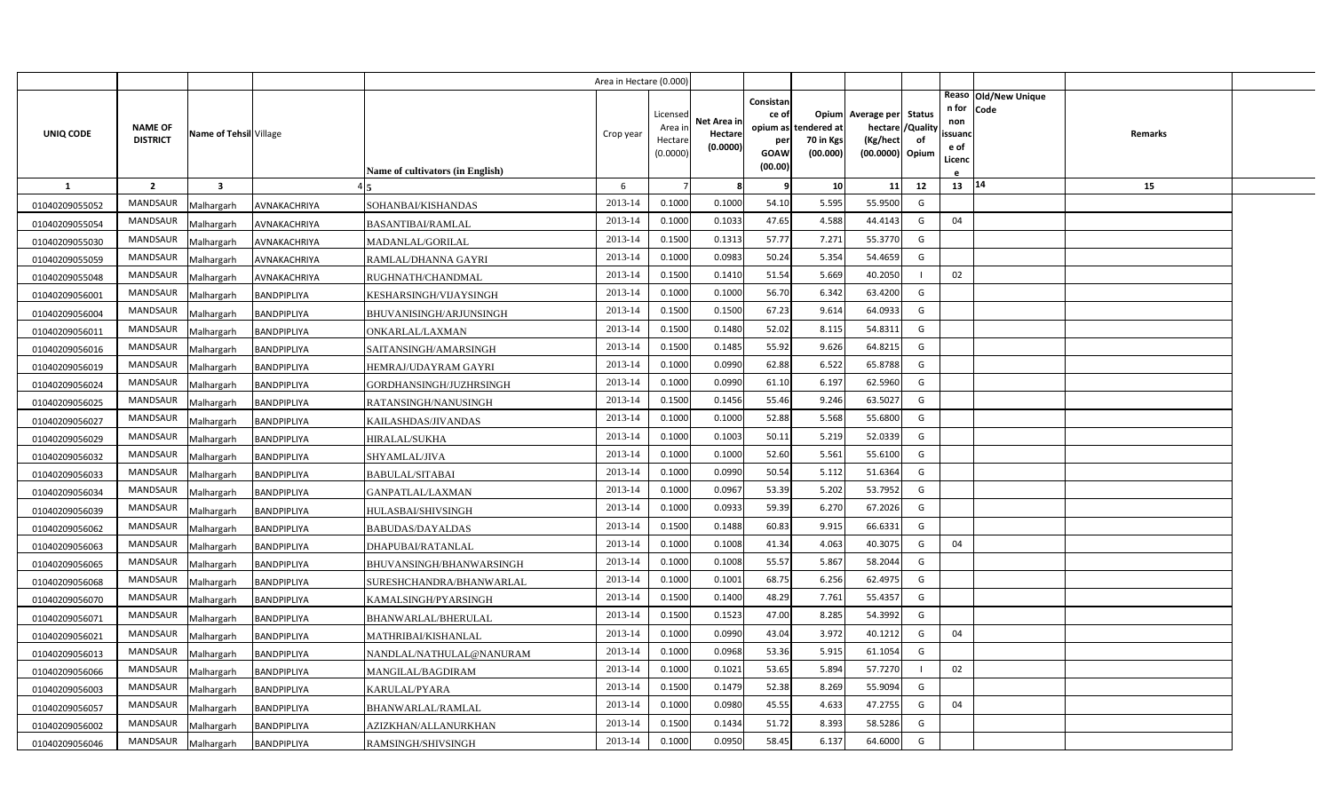| | | | | | Area in Hectare (0.000) | | | | | | | | | | |
|---|---|---|---|---|---|---|---|---|---|---|---|---|---|---|---|
| UNIQ CODE | NAME OF DISTRICT | Name of Tehsil | Village | Name of cultivators (in English) | Crop year | Licensed Area in Hectare (0.0000) | Net Area in Hectare (0.0000) | Consistance of opium as per GOAW (00.00) | Opium tendered at 70 in Kgs (00.000) | Average per hectare (Kg/hect (00.0000) | Status /Quality of Opium | Reason for non issuance of Licence | Old/New Unique Code | Remarks | |
| 1 | 2 | 3 | 4 | 5 | 6 | 7 | 8 | 9 | 10 | 11 | 12 | 13 | 14 | 15 | |
| 01040209055052 | MANDSAUR | Malhargarh | AVNAKACHRIYA | SOHANBAI/KISHANDAS | 2013-14 | 0.1000 | 0.1000 | 54.10 | 5.595 | 55.9500 | G | | | | |
| 01040209055054 | MANDSAUR | Malhargarh | AVNAKACHRIYA | BASANTIBAI/RAMLAL | 2013-14 | 0.1000 | 0.1033 | 47.65 | 4.588 | 44.4143 | G | 04 | | | |
| 01040209055030 | MANDSAUR | Malhargarh | AVNAKACHRIYA | MADANLAL/GORILAL | 2013-14 | 0.1500 | 0.1313 | 57.77 | 7.271 | 55.3770 | G | | | | |
| 01040209055059 | MANDSAUR | Malhargarh | AVNAKACHRIYA | RAMLAL/DHANNA GAYRI | 2013-14 | 0.1000 | 0.0983 | 50.24 | 5.354 | 54.4659 | G | | | | |
| 01040209055048 | MANDSAUR | Malhargarh | AVNAKACHRIYA | RUGHNATH/CHANDMAL | 2013-14 | 0.1500 | 0.1410 | 51.54 | 5.669 | 40.2050 | I | 02 | | | |
| 01040209056001 | MANDSAUR | Malhargarh | BANDPIPLIYA | KESHARSINGH/VIJAYSINGH | 2013-14 | 0.1000 | 0.1000 | 56.70 | 6.342 | 63.4200 | G | | | | |
| 01040209056004 | MANDSAUR | Malhargarh | BANDPIPLIYA | BHUVANISINGH/ARJUNSINGH | 2013-14 | 0.1500 | 0.1500 | 67.23 | 9.614 | 64.0933 | G | | | | |
| 01040209056011 | MANDSAUR | Malhargarh | BANDPIPLIYA | ONKARLAL/LAXMAN | 2013-14 | 0.1500 | 0.1480 | 52.02 | 8.115 | 54.8311 | G | | | | |
| 01040209056016 | MANDSAUR | Malhargarh | BANDPIPLIYA | SAITANSINGH/AMARSINGH | 2013-14 | 0.1500 | 0.1485 | 55.92 | 9.626 | 64.8215 | G | | | | |
| 01040209056019 | MANDSAUR | Malhargarh | BANDPIPLIYA | HEMRAJ/UDAYRAM GAYRI | 2013-14 | 0.1000 | 0.0990 | 62.88 | 6.522 | 65.8788 | G | | | | |
| 01040209056024 | MANDSAUR | Malhargarh | BANDPIPLIYA | GORDHANSINGH/JUZHRSINGH | 2013-14 | 0.1000 | 0.0990 | 61.10 | 6.197 | 62.5960 | G | | | | |
| 01040209056025 | MANDSAUR | Malhargarh | BANDPIPLIYA | RATANSINGH/NANUSINGH | 2013-14 | 0.1500 | 0.1456 | 55.46 | 9.246 | 63.5027 | G | | | | |
| 01040209056027 | MANDSAUR | Malhargarh | BANDPIPLIYA | KAILASHDAS/JIVANDAS | 2013-14 | 0.1000 | 0.1000 | 52.88 | 5.568 | 55.6800 | G | | | | |
| 01040209056029 | MANDSAUR | Malhargarh | BANDPIPLIYA | HIRALAL/SUKHA | 2013-14 | 0.1000 | 0.1003 | 50.11 | 5.219 | 52.0339 | G | | | | |
| 01040209056032 | MANDSAUR | Malhargarh | BANDPIPLIYA | SHYAMLAL/JIVA | 2013-14 | 0.1000 | 0.1000 | 52.60 | 5.561 | 55.6100 | G | | | | |
| 01040209056033 | MANDSAUR | Malhargarh | BANDPIPLIYA | BABULAL/SITABAI | 2013-14 | 0.1000 | 0.0990 | 50.54 | 5.112 | 51.6364 | G | | | | |
| 01040209056034 | MANDSAUR | Malhargarh | BANDPIPLIYA | GANPATLAL/LAXMAN | 2013-14 | 0.1000 | 0.0967 | 53.39 | 5.202 | 53.7952 | G | | | | |
| 01040209056039 | MANDSAUR | Malhargarh | BANDPIPLIYA | HULASBAI/SHIVSINGH | 2013-14 | 0.1000 | 0.0933 | 59.39 | 6.270 | 67.2026 | G | | | | |
| 01040209056062 | MANDSAUR | Malhargarh | BANDPIPLIYA | BABUDAS/DAYALDAS | 2013-14 | 0.1500 | 0.1488 | 60.83 | 9.915 | 66.6331 | G | | | | |
| 01040209056063 | MANDSAUR | Malhargarh | BANDPIPLIYA | DHAPUBAI/RATANLAL | 2013-14 | 0.1000 | 0.1008 | 41.34 | 4.063 | 40.3075 | G | 04 | | | |
| 01040209056065 | MANDSAUR | Malhargarh | BANDPIPLIYA | BHUVANSINGH/BHANWARSINGH | 2013-14 | 0.1000 | 0.1008 | 55.57 | 5.867 | 58.2044 | G | | | | |
| 01040209056068 | MANDSAUR | Malhargarh | BANDPIPLIYA | SURESHCHANDRA/BHANWARLAL | 2013-14 | 0.1000 | 0.1001 | 68.75 | 6.256 | 62.4975 | G | | | | |
| 01040209056070 | MANDSAUR | Malhargarh | BANDPIPLIYA | KAMALSINGH/PYARSINGH | 2013-14 | 0.1500 | 0.1400 | 48.29 | 7.761 | 55.4357 | G | | | | |
| 01040209056071 | MANDSAUR | Malhargarh | BANDPIPLIYA | BHANWARLAL/BHERULAL | 2013-14 | 0.1500 | 0.1523 | 47.00 | 8.285 | 54.3992 | G | | | | |
| 01040209056021 | MANDSAUR | Malhargarh | BANDPIPLIYA | MATHRIBAI/KISHANLAL | 2013-14 | 0.1000 | 0.0990 | 43.04 | 3.972 | 40.1212 | G | 04 | | | |
| 01040209056013 | MANDSAUR | Malhargarh | BANDPIPLIYA | NANDLAL/NATHULAL@NANURAM | 2013-14 | 0.1000 | 0.0968 | 53.36 | 5.915 | 61.1054 | G | | | | |
| 01040209056066 | MANDSAUR | Malhargarh | BANDPIPLIYA | MANGILAL/BAGDIRAM | 2013-14 | 0.1000 | 0.1021 | 53.65 | 5.894 | 57.7270 | I | 02 | | | |
| 01040209056003 | MANDSAUR | Malhargarh | BANDPIPLIYA | KARULAL/PYARA | 2013-14 | 0.1500 | 0.1479 | 52.38 | 8.269 | 55.9094 | G | | | | |
| 01040209056057 | MANDSAUR | Malhargarh | BANDPIPLIYA | BHANWARLAL/RAMLAL | 2013-14 | 0.1000 | 0.0980 | 45.55 | 4.633 | 47.2755 | G | 04 | | | |
| 01040209056002 | MANDSAUR | Malhargarh | BANDPIPLIYA | AZIZKHAN/ALLANURKHAN | 2013-14 | 0.1500 | 0.1434 | 51.72 | 8.393 | 58.5286 | G | | | | |
| 01040209056046 | MANDSAUR | Malhargarh | BANDPIPLIYA | RAMSINGH/SHIVSINGH | 2013-14 | 0.1000 | 0.0950 | 58.45 | 6.137 | 64.6000 | G | | | | |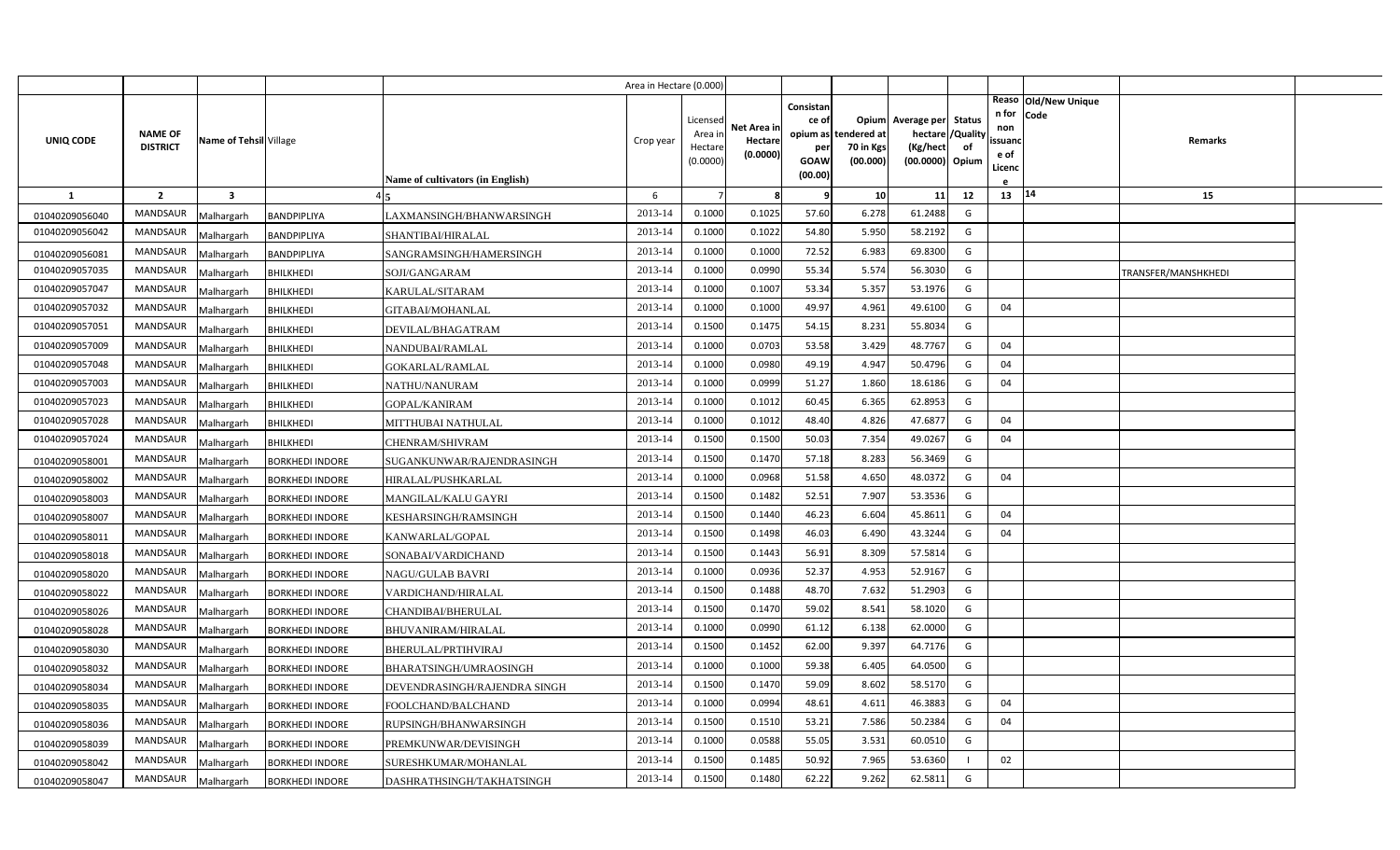| UNIQ CODE | NAME OF DISTRICT | Name of Tehsil | Village | Name of cultivators (in English) | Crop year | Licensed Area in Hectare (0.0000) | Net Area in Hectare (0.0000) | Consistance of opium as per GOAW (00.00) | Opium tendered at 70 in Kgs (00.000) | Average per hectare (Kg/hect (00.0000) | Status /Quality of Opium | Reason for non issuance of Licence | Old/New Unique Code | Remarks |
|---|---|---|---|---|---|---|---|---|---|---|---|---|---|---|
| 1 | 2 | 3 | 4 | 5 | 6 | 7 | 8 | 9 | 10 | 11 | 12 | 13 | 14 | 15 |
| 01040209056040 | MANDSAUR | Malhargarh | BANDPIPLIYA | LAXMANSINGH/BHANWARSINGH | 2013-14 | 0.1000 | 0.1025 | 57.60 | 6.278 | 61.2488 | G | | | |
| 01040209056042 | MANDSAUR | Malhargarh | BANDPIPLIYA | SHANTIBAI/HIRALAL | 2013-14 | 0.1000 | 0.1022 | 54.80 | 5.950 | 58.2192 | G | | | |
| 01040209056081 | MANDSAUR | Malhargarh | BANDPIPLIYA | SANGRAMSINGH/HAMERSINGH | 2013-14 | 0.1000 | 0.1000 | 72.52 | 6.983 | 69.8300 | G | | | |
| 01040209057035 | MANDSAUR | Malhargarh | BHILKHEDI | SOJI/GANGARAM | 2013-14 | 0.1000 | 0.0990 | 55.34 | 5.574 | 56.3030 | G | | | TRANSFER/MANSHKHEDI |
| 01040209057047 | MANDSAUR | Malhargarh | BHILKHEDI | KARULAL/SITARAM | 2013-14 | 0.1000 | 0.1007 | 53.34 | 5.357 | 53.1976 | G | | | |
| 01040209057032 | MANDSAUR | Malhargarh | BHILKHEDI | GITABAI/MOHANLAL | 2013-14 | 0.1000 | 0.1000 | 49.97 | 4.961 | 49.6100 | G | 04 | | |
| 01040209057051 | MANDSAUR | Malhargarh | BHILKHEDI | DEVILAL/BHAGATRAM | 2013-14 | 0.1500 | 0.1475 | 54.15 | 8.231 | 55.8034 | G | | | |
| 01040209057009 | MANDSAUR | Malhargarh | BHILKHEDI | NANDUBAI/RAMLAL | 2013-14 | 0.1000 | 0.0703 | 53.58 | 3.429 | 48.7767 | G | 04 | | |
| 01040209057048 | MANDSAUR | Malhargarh | BHILKHEDI | GOKARLAL/RAMLAL | 2013-14 | 0.1000 | 0.0980 | 49.19 | 4.947 | 50.4796 | G | 04 | | |
| 01040209057003 | MANDSAUR | Malhargarh | BHILKHEDI | NATHU/NANURAM | 2013-14 | 0.1000 | 0.0999 | 51.27 | 1.860 | 18.6186 | G | 04 | | |
| 01040209057023 | MANDSAUR | Malhargarh | BHILKHEDI | GOPAL/KANIRAM | 2013-14 | 0.1000 | 0.1012 | 60.45 | 6.365 | 62.8953 | G | | | |
| 01040209057028 | MANDSAUR | Malhargarh | BHILKHEDI | MITTHUBAI NATHULAL | 2013-14 | 0.1000 | 0.1012 | 48.40 | 4.826 | 47.6877 | G | 04 | | |
| 01040209057024 | MANDSAUR | Malhargarh | BHILKHEDI | CHENRAM/SHIVRAM | 2013-14 | 0.1500 | 0.1500 | 50.03 | 7.354 | 49.0267 | G | 04 | | |
| 01040209058001 | MANDSAUR | Malhargarh | BORKHEDI INDORE | SUGANKUNWAR/RAJENDRASINGH | 2013-14 | 0.1500 | 0.1470 | 57.18 | 8.283 | 56.3469 | G | | | |
| 01040209058002 | MANDSAUR | Malhargarh | BORKHEDI INDORE | HIRALAL/PUSHKARLAL | 2013-14 | 0.1000 | 0.0968 | 51.58 | 4.650 | 48.0372 | G | 04 | | |
| 01040209058003 | MANDSAUR | Malhargarh | BORKHEDI INDORE | MANGILAL/KALU GAYRI | 2013-14 | 0.1500 | 0.1482 | 52.51 | 7.907 | 53.3536 | G | | | |
| 01040209058007 | MANDSAUR | Malhargarh | BORKHEDI INDORE | KESHARSINGH/RAMSINGH | 2013-14 | 0.1500 | 0.1440 | 46.23 | 6.604 | 45.8611 | G | 04 | | |
| 01040209058011 | MANDSAUR | Malhargarh | BORKHEDI INDORE | KANWARLAL/GOPAL | 2013-14 | 0.1500 | 0.1498 | 46.03 | 6.490 | 43.3244 | G | 04 | | |
| 01040209058018 | MANDSAUR | Malhargarh | BORKHEDI INDORE | SONABAI/VARDICHAND | 2013-14 | 0.1500 | 0.1443 | 56.91 | 8.309 | 57.5814 | G | | | |
| 01040209058020 | MANDSAUR | Malhargarh | BORKHEDI INDORE | NAGU/GULAB BAVRI | 2013-14 | 0.1000 | 0.0936 | 52.37 | 4.953 | 52.9167 | G | | | |
| 01040209058022 | MANDSAUR | Malhargarh | BORKHEDI INDORE | VARDICHAND/HIRALAL | 2013-14 | 0.1500 | 0.1488 | 48.70 | 7.632 | 51.2903 | G | | | |
| 01040209058026 | MANDSAUR | Malhargarh | BORKHEDI INDORE | CHANDIBAI/BHERULAL | 2013-14 | 0.1500 | 0.1470 | 59.02 | 8.541 | 58.1020 | G | | | |
| 01040209058028 | MANDSAUR | Malhargarh | BORKHEDI INDORE | BHUVANIRAM/HIRALAL | 2013-14 | 0.1000 | 0.0990 | 61.12 | 6.138 | 62.0000 | G | | | |
| 01040209058030 | MANDSAUR | Malhargarh | BORKHEDI INDORE | BHERULAL/PRTIHVIRAJ | 2013-14 | 0.1500 | 0.1452 | 62.00 | 9.397 | 64.7176 | G | | | |
| 01040209058032 | MANDSAUR | Malhargarh | BORKHEDI INDORE | BHARATSINGH/UMRAOSINGH | 2013-14 | 0.1000 | 0.1000 | 59.38 | 6.405 | 64.0500 | G | | | |
| 01040209058034 | MANDSAUR | Malhargarh | BORKHEDI INDORE | DEVENDRASINGH/RAJENDRA SINGH | 2013-14 | 0.1500 | 0.1470 | 59.09 | 8.602 | 58.5170 | G | | | |
| 01040209058035 | MANDSAUR | Malhargarh | BORKHEDI INDORE | FOOLCHAND/BALCHAND | 2013-14 | 0.1000 | 0.0994 | 48.61 | 4.611 | 46.3883 | G | 04 | | |
| 01040209058036 | MANDSAUR | Malhargarh | BORKHEDI INDORE | RUPSINGH/BHANWARSINGH | 2013-14 | 0.1500 | 0.1510 | 53.21 | 7.586 | 50.2384 | G | 04 | | |
| 01040209058039 | MANDSAUR | Malhargarh | BORKHEDI INDORE | PREMKUNWAR/DEVISINGH | 2013-14 | 0.1000 | 0.0588 | 55.05 | 3.531 | 60.0510 | G | | | |
| 01040209058042 | MANDSAUR | Malhargarh | BORKHEDI INDORE | SURESHKUMAR/MOHANLAL | 2013-14 | 0.1500 | 0.1485 | 50.92 | 7.965 | 53.6360 | I | 02 | | |
| 01040209058047 | MANDSAUR | Malhargarh | BORKHEDI INDORE | DASHRATHSINGH/TAKHATSINGH | 2013-14 | 0.1500 | 0.1480 | 62.22 | 9.262 | 62.5811 | G | | | |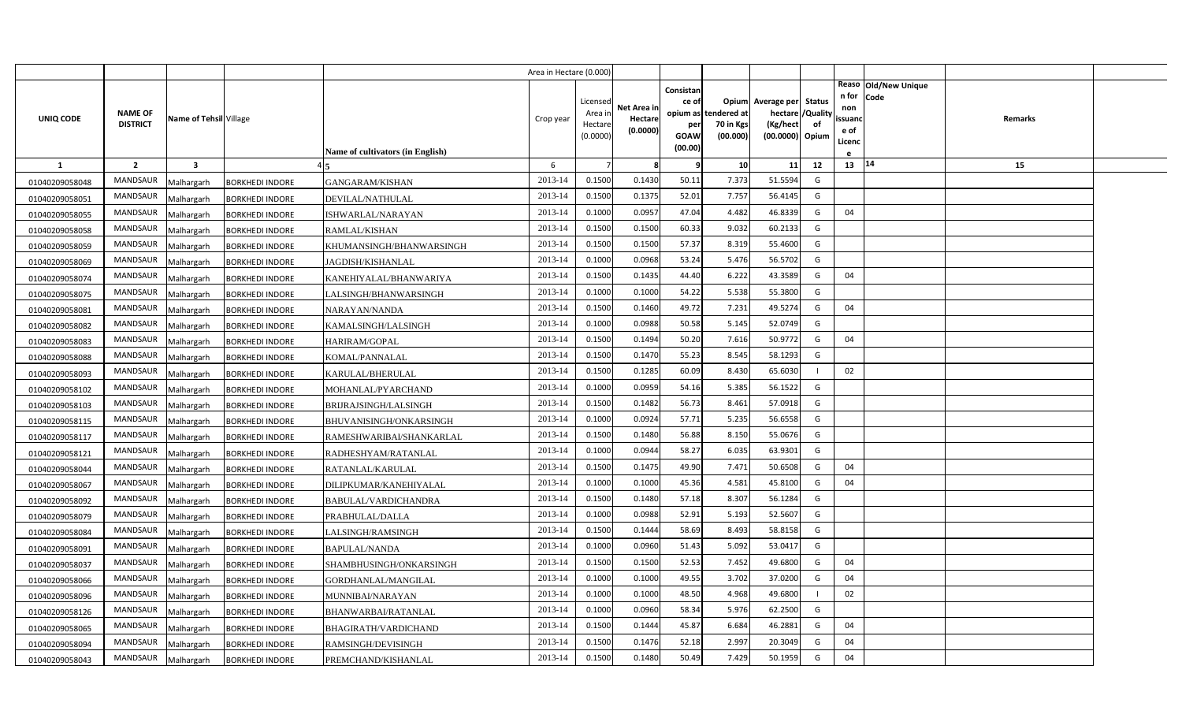| | | | | Area in Hectare (0.000) | | | | | | | | | | | |
|---|---|---|---|---|---|---|---|---|---|---|---|---|---|---|---|
| UNIQ CODE | NAME OF DISTRICT | Name of Tehsil | Village | Name of cultivators (in English) | Crop year | Licensed Area in Hectare (0.0000) | Net Area in Hectare (0.0000) | Consistan ce of opium as per GOAW (00.00) | Opium tendered at 70 in Kgs (00.000) | Average per hectare (Kg/hect (00.0000) | Status /Quality of Opium | Reason for non issuance of Licence | Old/New Unique Code | Remarks | |
| 1 | 2 | 3 | 4 | 5 | 6 | 7 | 8 | 9 | 10 | 11 | 12 | 13 | 14 | 15 | |
| 01040209058048 | MANDSAUR | Malhargarh | BORKHEDI INDORE | GANGARAM/KISHAN | 2013-14 | 0.1500 | 0.1430 | 50.11 | 7.373 | 51.5594 | G | | | | |
| 01040209058051 | MANDSAUR | Malhargarh | BORKHEDI INDORE | DEVILAL/NATHULAL | 2013-14 | 0.1500 | 0.1375 | 52.01 | 7.757 | 56.4145 | G | | | | |
| 01040209058055 | MANDSAUR | Malhargarh | BORKHEDI INDORE | ISHWARLAL/NARAYAN | 2013-14 | 0.1000 | 0.0957 | 47.04 | 4.482 | 46.8339 | G | 04 | | | |
| 01040209058058 | MANDSAUR | Malhargarh | BORKHEDI INDORE | RAMLAL/KISHAN | 2013-14 | 0.1500 | 0.1500 | 60.33 | 9.032 | 60.2133 | G | | | | |
| 01040209058059 | MANDSAUR | Malhargarh | BORKHEDI INDORE | KHUMANSINGH/BHANWARSINGH | 2013-14 | 0.1500 | 0.1500 | 57.37 | 8.319 | 55.4600 | G | | | | |
| 01040209058069 | MANDSAUR | Malhargarh | BORKHEDI INDORE | JAGDISH/KISHANLAL | 2013-14 | 0.1000 | 0.0968 | 53.24 | 5.476 | 56.5702 | G | | | | |
| 01040209058074 | MANDSAUR | Malhargarh | BORKHEDI INDORE | KANEHIYALAL/BHANWARIYA | 2013-14 | 0.1500 | 0.1435 | 44.40 | 6.222 | 43.3589 | G | 04 | | | |
| 01040209058075 | MANDSAUR | Malhargarh | BORKHEDI INDORE | LALSINGH/BHANWARSINGH | 2013-14 | 0.1000 | 0.1000 | 54.22 | 5.538 | 55.3800 | G | | | | |
| 01040209058081 | MANDSAUR | Malhargarh | BORKHEDI INDORE | NARAYAN/NANDA | 2013-14 | 0.1500 | 0.1460 | 49.72 | 7.231 | 49.5274 | G | 04 | | | |
| 01040209058082 | MANDSAUR | Malhargarh | BORKHEDI INDORE | KAMALSINGH/LALSINGH | 2013-14 | 0.1000 | 0.0988 | 50.58 | 5.145 | 52.0749 | G | | | | |
| 01040209058083 | MANDSAUR | Malhargarh | BORKHEDI INDORE | HARIRAM/GOPAL | 2013-14 | 0.1500 | 0.1494 | 50.20 | 7.616 | 50.9772 | G | 04 | | | |
| 01040209058088 | MANDSAUR | Malhargarh | BORKHEDI INDORE | KOMAL/PANNALAL | 2013-14 | 0.1500 | 0.1470 | 55.23 | 8.545 | 58.1293 | G | | | | |
| 01040209058093 | MANDSAUR | Malhargarh | BORKHEDI INDORE | KARULAL/BHERULAL | 2013-14 | 0.1500 | 0.1285 | 60.09 | 8.430 | 65.6030 | I | 02 | | | |
| 01040209058102 | MANDSAUR | Malhargarh | BORKHEDI INDORE | MOHANLAL/PYARCHAND | 2013-14 | 0.1000 | 0.0959 | 54.16 | 5.385 | 56.1522 | G | | | | |
| 01040209058103 | MANDSAUR | Malhargarh | BORKHEDI INDORE | BRIJRAJSINGH/LALSINGH | 2013-14 | 0.1500 | 0.1482 | 56.73 | 8.461 | 57.0918 | G | | | | |
| 01040209058115 | MANDSAUR | Malhargarh | BORKHEDI INDORE | BHUVANISINGH/ONKARSINGH | 2013-14 | 0.1000 | 0.0924 | 57.71 | 5.235 | 56.6558 | G | | | | |
| 01040209058117 | MANDSAUR | Malhargarh | BORKHEDI INDORE | RAMESHWARIBAI/SHANKARLAL | 2013-14 | 0.1500 | 0.1480 | 56.88 | 8.150 | 55.0676 | G | | | | |
| 01040209058121 | MANDSAUR | Malhargarh | BORKHEDI INDORE | RADHESHYAM/RATANLAL | 2013-14 | 0.1000 | 0.0944 | 58.27 | 6.035 | 63.9301 | G | | | | |
| 01040209058044 | MANDSAUR | Malhargarh | BORKHEDI INDORE | RATANLAL/KARULAL | 2013-14 | 0.1500 | 0.1475 | 49.90 | 7.471 | 50.6508 | G | 04 | | | |
| 01040209058067 | MANDSAUR | Malhargarh | BORKHEDI INDORE | DILIPKUMAR/KANEHIYALAL | 2013-14 | 0.1000 | 0.1000 | 45.36 | 4.581 | 45.8100 | G | 04 | | | |
| 01040209058092 | MANDSAUR | Malhargarh | BORKHEDI INDORE | BABULAL/VARDICHANDRA | 2013-14 | 0.1500 | 0.1480 | 57.18 | 8.307 | 56.1284 | G | | | | |
| 01040209058079 | MANDSAUR | Malhargarh | BORKHEDI INDORE | PRABHULAL/DALLA | 2013-14 | 0.1000 | 0.0988 | 52.91 | 5.193 | 52.5607 | G | | | | |
| 01040209058084 | MANDSAUR | Malhargarh | BORKHEDI INDORE | LALSINGH/RAMSINGH | 2013-14 | 0.1500 | 0.1444 | 58.69 | 8.493 | 58.8158 | G | | | | |
| 01040209058091 | MANDSAUR | Malhargarh | BORKHEDI INDORE | BAPULAL/NANDA | 2013-14 | 0.1000 | 0.0960 | 51.43 | 5.092 | 53.0417 | G | | | | |
| 01040209058037 | MANDSAUR | Malhargarh | BORKHEDI INDORE | SHAMBHUSINGH/ONKARSINGH | 2013-14 | 0.1500 | 0.1500 | 52.53 | 7.452 | 49.6800 | G | 04 | | | |
| 01040209058066 | MANDSAUR | Malhargarh | BORKHEDI INDORE | GORDHANLAL/MANGILAL | 2013-14 | 0.1000 | 0.1000 | 49.55 | 3.702 | 37.0200 | G | 04 | | | |
| 01040209058096 | MANDSAUR | Malhargarh | BORKHEDI INDORE | MUNNIBAI/NARAYAN | 2013-14 | 0.1000 | 0.1000 | 48.50 | 4.968 | 49.6800 | I | 02 | | | |
| 01040209058126 | MANDSAUR | Malhargarh | BORKHEDI INDORE | BHANWARBAI/RATANLAL | 2013-14 | 0.1000 | 0.0960 | 58.34 | 5.976 | 62.2500 | G | | | | |
| 01040209058065 | MANDSAUR | Malhargarh | BORKHEDI INDORE | BHAGIRATH/VARDICHAND | 2013-14 | 0.1500 | 0.1444 | 45.87 | 6.684 | 46.2881 | G | 04 | | | |
| 01040209058094 | MANDSAUR | Malhargarh | BORKHEDI INDORE | RAMSINGH/DEVISINGH | 2013-14 | 0.1500 | 0.1476 | 52.18 | 2.997 | 20.3049 | G | 04 | | | |
| 01040209058043 | MANDSAUR | Malhargarh | BORKHEDI INDORE | PREMCHAND/KISHANLAL | 2013-14 | 0.1500 | 0.1480 | 50.49 | 7.429 | 50.1959 | G | 04 | | | |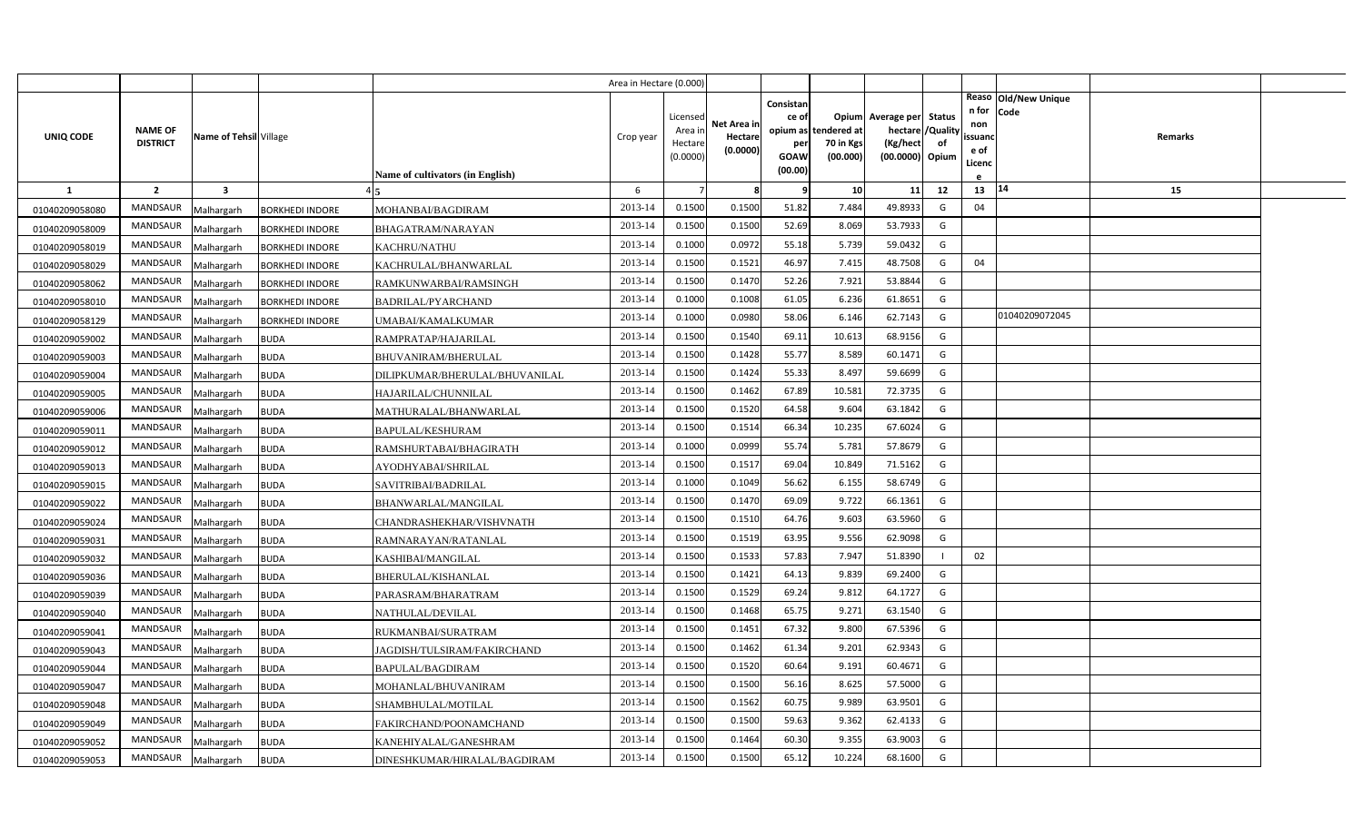| | | | | Area in Hectare (0.000) | | | | | | | | | | |
|---|---|---|---|---|---|---|---|---|---|---|---|---|---|---|
| UNIQ CODE | NAME OF DISTRICT | Name of Tehsil | Village | Name of cultivators (in English) | Crop year | Licensed Area in Hectare (0.0000) | Net Area in Hectare (0.0000) | Consistance of opium as per GOAW (00.00) | Opium tendered at 70 in Kgs (00.000) | Average per hectare (Kg/hect (00.0000) | Status /Quality of Opium | Reason for non issuance of Licence | Old/New Unique Code | Remarks |
| 1 | 2 | 3 | 4 | 5 | 6 | 7 | 8 | 9 | 10 | 11 | 12 | 13 | 14 | 15 |
| 01040209058080 | MANDSAUR | Malhargarh | BORKHEDI INDORE | MOHANBAI/BAGDIRAM | 2013-14 | 0.1500 | 0.1500 | 51.82 | 7.484 | 49.8933 | G | 04 | | |
| 01040209058009 | MANDSAUR | Malhargarh | BORKHEDI INDORE | BHAGATRAM/NARAYAN | 2013-14 | 0.1500 | 0.1500 | 52.69 | 8.069 | 53.7933 | G | | | |
| 01040209058019 | MANDSAUR | Malhargarh | BORKHEDI INDORE | KACHRU/NATHU | 2013-14 | 0.1000 | 0.0972 | 55.18 | 5.739 | 59.0432 | G | | | |
| 01040209058029 | MANDSAUR | Malhargarh | BORKHEDI INDORE | KACHRULAL/BHANWARLAL | 2013-14 | 0.1500 | 0.1521 | 46.97 | 7.415 | 48.7508 | G | 04 | | |
| 01040209058062 | MANDSAUR | Malhargarh | BORKHEDI INDORE | RAMKUNWARBAI/RAMSINGH | 2013-14 | 0.1500 | 0.1470 | 52.26 | 7.921 | 53.8844 | G | | | |
| 01040209058010 | MANDSAUR | Malhargarh | BORKHEDI INDORE | BADRILAL/PYARCHAND | 2013-14 | 0.1000 | 0.1008 | 61.05 | 6.236 | 61.8651 | G | | | |
| 01040209058129 | MANDSAUR | Malhargarh | BORKHEDI INDORE | UMABAI/KAMALKUMAR | 2013-14 | 0.1000 | 0.0980 | 58.06 | 6.146 | 62.7143 | G | | 01040209072045 | |
| 01040209059002 | MANDSAUR | Malhargarh | BUDA | RAMPRATAP/HAJARILAL | 2013-14 | 0.1500 | 0.1540 | 69.11 | 10.613 | 68.9156 | G | | | |
| 01040209059003 | MANDSAUR | Malhargarh | BUDA | BHUVANIRAM/BHERULAL | 2013-14 | 0.1500 | 0.1428 | 55.77 | 8.589 | 60.1471 | G | | | |
| 01040209059004 | MANDSAUR | Malhargarh | BUDA | DILIPKUMAR/BHERULAL/BHUVANILAL | 2013-14 | 0.1500 | 0.1424 | 55.33 | 8.497 | 59.6699 | G | | | |
| 01040209059005 | MANDSAUR | Malhargarh | BUDA | HAJARILAL/CHUNNILAL | 2013-14 | 0.1500 | 0.1462 | 67.89 | 10.581 | 72.3735 | G | | | |
| 01040209059006 | MANDSAUR | Malhargarh | BUDA | MATHURALAL/BHANWARLAL | 2013-14 | 0.1500 | 0.1520 | 64.58 | 9.604 | 63.1842 | G | | | |
| 01040209059011 | MANDSAUR | Malhargarh | BUDA | BAPULAL/KESHURAM | 2013-14 | 0.1500 | 0.1514 | 66.34 | 10.235 | 67.6024 | G | | | |
| 01040209059012 | MANDSAUR | Malhargarh | BUDA | RAMSHURTABAI/BHAGIRATH | 2013-14 | 0.1000 | 0.0999 | 55.74 | 5.781 | 57.8679 | G | | | |
| 01040209059013 | MANDSAUR | Malhargarh | BUDA | AYODHYABAI/SHRILAL | 2013-14 | 0.1500 | 0.1517 | 69.04 | 10.849 | 71.5162 | G | | | |
| 01040209059015 | MANDSAUR | Malhargarh | BUDA | SAVITRIBAI/BADRILAL | 2013-14 | 0.1000 | 0.1049 | 56.62 | 6.155 | 58.6749 | G | | | |
| 01040209059022 | MANDSAUR | Malhargarh | BUDA | BHANWARLAL/MANGILAL | 2013-14 | 0.1500 | 0.1470 | 69.09 | 9.722 | 66.1361 | G | | | |
| 01040209059024 | MANDSAUR | Malhargarh | BUDA | CHANDRASHEKHAR/VISHVNATH | 2013-14 | 0.1500 | 0.1510 | 64.76 | 9.603 | 63.5960 | G | | | |
| 01040209059031 | MANDSAUR | Malhargarh | BUDA | RAMNARAYAN/RATANLAL | 2013-14 | 0.1500 | 0.1519 | 63.95 | 9.556 | 62.9098 | G | | | |
| 01040209059032 | MANDSAUR | Malhargarh | BUDA | KASHIBAI/MANGILAL | 2013-14 | 0.1500 | 0.1533 | 57.83 | 7.947 | 51.8390 | I | 02 | | |
| 01040209059036 | MANDSAUR | Malhargarh | BUDA | BHERULAL/KISHANLAL | 2013-14 | 0.1500 | 0.1421 | 64.13 | 9.839 | 69.2400 | G | | | |
| 01040209059039 | MANDSAUR | Malhargarh | BUDA | PARASRAM/BHARATRAM | 2013-14 | 0.1500 | 0.1529 | 69.24 | 9.812 | 64.1727 | G | | | |
| 01040209059040 | MANDSAUR | Malhargarh | BUDA | NATHULAL/DEVILAL | 2013-14 | 0.1500 | 0.1468 | 65.75 | 9.271 | 63.1540 | G | | | |
| 01040209059041 | MANDSAUR | Malhargarh | BUDA | RUKMANBAI/SURATRAM | 2013-14 | 0.1500 | 0.1451 | 67.32 | 9.800 | 67.5396 | G | | | |
| 01040209059043 | MANDSAUR | Malhargarh | BUDA | JAGDISH/TULSIRAM/FAKIRCHAND | 2013-14 | 0.1500 | 0.1462 | 61.34 | 9.201 | 62.9343 | G | | | |
| 01040209059044 | MANDSAUR | Malhargarh | BUDA | BAPULAL/BAGDIRAM | 2013-14 | 0.1500 | 0.1520 | 60.64 | 9.191 | 60.4671 | G | | | |
| 01040209059047 | MANDSAUR | Malhargarh | BUDA | MOHANLAL/BHUVANIRAM | 2013-14 | 0.1500 | 0.1500 | 56.16 | 8.625 | 57.5000 | G | | | |
| 01040209059048 | MANDSAUR | Malhargarh | BUDA | SHAMBHULAL/MOTILAL | 2013-14 | 0.1500 | 0.1562 | 60.75 | 9.989 | 63.9501 | G | | | |
| 01040209059049 | MANDSAUR | Malhargarh | BUDA | FAKIRCHAND/POONAMCHAND | 2013-14 | 0.1500 | 0.1500 | 59.63 | 9.362 | 62.4133 | G | | | |
| 01040209059052 | MANDSAUR | Malhargarh | BUDA | KANEHIYALAL/GANESHRAM | 2013-14 | 0.1500 | 0.1464 | 60.30 | 9.355 | 63.9003 | G | | | |
| 01040209059053 | MANDSAUR | Malhargarh | BUDA | DINESHKUMAR/HIRALAL/BAGDIRAM | 2013-14 | 0.1500 | 0.1500 | 65.12 | 10.224 | 68.1600 | G | | | |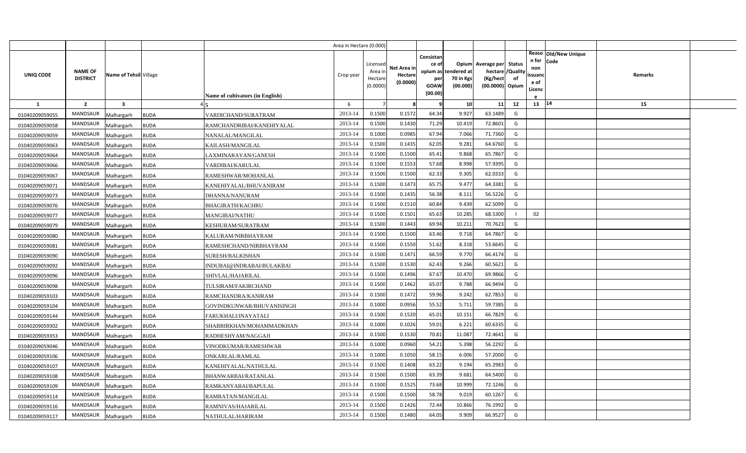| | | | | Area in Hectare (0.000) | | | | | | | | | | | |
|---|---|---|---|---|---|---|---|---|---|---|---|---|---|---|---|
| UNIQ CODE | NAME OF DISTRICT | Name of Tehsil | Village | Name of cultivators (in English) | Crop year | Licensed Area in Hectare (0.0000) | Net Area in Hectare (0.0000) | Consistance of opium as per GOAW (00.00) | Opium tendered at 70 in Kgs (00.000) | Average per hectare (Kg/hect (00.0000) | Status /Quality of Opium | Reason for non issuance of Licence | Old/New Unique Code | Remarks | |
| 1 | 2 | 3 | 4 | 5 | 6 | 7 | 8 | 9 | 10 | 11 | 12 | 13 | 14 | 15 | |
| 01040209059055 | MANDSAUR | Malhargarh | BUDA | VARDICHAND/SURATRAM | 2013-14 | 0.1500 | 0.1572 | 64.34 | 9.927 | 63.1489 | G | | | | |
| 01040209059058 | MANDSAUR | Malhargarh | BUDA | RAMCHANDRIBAI/KANEHIYALAL | 2013-14 | 0.1500 | 0.1430 | 71.29 | 10.419 | 72.8601 | G | | | | |
| 01040209059059 | MANDSAUR | Malhargarh | BUDA | NANALAL/MANGILAL | 2013-14 | 0.1000 | 0.0985 | 67.94 | 7.066 | 71.7360 | G | | | | |
| 01040209059063 | MANDSAUR | Malhargarh | BUDA | KAILASH/MANGILAL | 2013-14 | 0.1500 | 0.1435 | 62.05 | 9.281 | 64.6760 | G | | | | |
| 01040209059064 | MANDSAUR | Malhargarh | BUDA | LAXMINARAYAN/GANESH | 2013-14 | 0.1500 | 0.1500 | 65.41 | 9.868 | 65.7867 | G | | | | |
| 01040209059066 | MANDSAUR | Malhargarh | BUDA | VARDIBAI/KARULAL | 2013-14 | 0.1500 | 0.1553 | 57.68 | 8.998 | 57.9395 | G | | | | |
| 01040209059067 | MANDSAUR | Malhargarh | BUDA | RAMESHWAR/MOHANLAL | 2013-14 | 0.1500 | 0.1500 | 62.33 | 9.305 | 62.0333 | G | | | | |
| 01040209059071 | MANDSAUR | Malhargarh | BUDA | KANEHIYALAL/BHUVANIRAM | 2013-14 | 0.1500 | 0.1473 | 65.75 | 9.477 | 64.3381 | G | | | | |
| 01040209059073 | MANDSAUR | Malhargarh | BUDA | DHANNA/NANURAM | 2013-14 | 0.1500 | 0.1435 | 56.38 | 8.111 | 56.5226 | G | | | | |
| 01040209059076 | MANDSAUR | Malhargarh | BUDA | BHAGIRATH/KACHRU | 2013-14 | 0.1500 | 0.1510 | 60.84 | 9.439 | 62.5099 | G | | | | |
| 01040209059077 | MANDSAUR | Malhargarh | BUDA | MANGIBAI/NATHU | 2013-14 | 0.1500 | 0.1501 | 65.63 | 10.285 | 68.5300 | I | 02 | | | |
| 01040209059079 | MANDSAUR | Malhargarh | BUDA | KESHURAM/SURATRAM | 2013-14 | 0.1500 | 0.1443 | 69.94 | 10.211 | 70.7623 | G | | | | |
| 01040209059080 | MANDSAUR | Malhargarh | BUDA | KALURAM/NIRBHAYRAM | 2013-14 | 0.1500 | 0.1500 | 63.46 | 9.718 | 64.7867 | G | | | | |
| 01040209059081 | MANDSAUR | Malhargarh | BUDA | RAMESHCHAND/NIRBHAYRAM | 2013-14 | 0.1500 | 0.1550 | 51.62 | 8.318 | 53.6645 | G | | | | |
| 01040209059090 | MANDSAUR | Malhargarh | BUDA | SURESH/BALKISHAN | 2013-14 | 0.1500 | 0.1471 | 66.59 | 9.770 | 66.4174 | G | | | | |
| 01040209059092 | MANDSAUR | Malhargarh | BUDA | INDUBAI@INDRABAI/BULAKBAI | 2013-14 | 0.1500 | 0.1530 | 62.43 | 9.266 | 60.5621 | G | | | | |
| 01040209059096 | MANDSAUR | Malhargarh | BUDA | SHIVLAL/HAJARILAL | 2013-14 | 0.1500 | 0.1496 | 67.67 | 10.470 | 69.9866 | G | | | | |
| 01040209059098 | MANDSAUR | Malhargarh | BUDA | TULSIRAM/FAKIRCHAND | 2013-14 | 0.1500 | 0.1462 | 65.07 | 9.788 | 66.9494 | G | | | | |
| 01040209059103 | MANDSAUR | Malhargarh | BUDA | RAMCHANDRA/KANIRAM | 2013-14 | 0.1500 | 0.1472 | 59.96 | 9.242 | 62.7853 | G | | | | |
| 01040209059104 | MANDSAUR | Malhargarh | BUDA | GOVINDKUNWAR/BHUVANISINGH | 2013-14 | 0.1000 | 0.0956 | 55.52 | 5.711 | 59.7385 | G | | | | |
| 01040209059144 | MANDSAUR | Malhargarh | BUDA | FARUKHALI/INAYATALI | 2013-14 | 0.1500 | 0.1520 | 65.01 | 10.151 | 66.7829 | G | | | | |
| 01040209059302 | MANDSAUR | Malhargarh | BUDA | SHABBIRKHAN/MOHAMMADKHAN | 2013-14 | 0.1000 | 0.1026 | 59.01 | 6.221 | 60.6335 | G | | | | |
| 01040209059353 | MANDSAUR | Malhargarh | BUDA | RADHESHYAM/NAGGAJI | 2013-14 | 0.1500 | 0.1530 | 70.81 | 11.087 | 72.4641 | G | | | | |
| 01040209059046 | MANDSAUR | Malhargarh | BUDA | VINODKUMAR/RAMESHWAR | 2013-14 | 0.1000 | 0.0960 | 54.21 | 5.398 | 56.2292 | G | | | | |
| 01040209059106 | MANDSAUR | Malhargarh | BUDA | ONKARLAL/RAMLAL | 2013-14 | 0.1000 | 0.1050 | 58.15 | 6.006 | 57.2000 | G | | | | |
| 01040209059107 | MANDSAUR | Malhargarh | BUDA | KANEHIYALAL/NATHULAL | 2013-14 | 0.1500 | 0.1408 | 63.22 | 9.194 | 65.2983 | G | | | | |
| 01040209059108 | MANDSAUR | Malhargarh | BUDA | BHANWARBAI/RATANLAL | 2013-14 | 0.1500 | 0.1500 | 63.39 | 9.681 | 64.5400 | G | | | | |
| 01040209059109 | MANDSAUR | Malhargarh | BUDA | RAMKANYABAI/BAPULAL | 2013-14 | 0.1500 | 0.1525 | 73.68 | 10.999 | 72.1246 | G | | | | |
| 01040209059114 | MANDSAUR | Malhargarh | BUDA | RAMRATAN/MANGILAL | 2013-14 | 0.1500 | 0.1500 | 58.78 | 9.019 | 60.1267 | G | | | | |
| 01040209059116 | MANDSAUR | Malhargarh | BUDA | RAMNIVAS/HAJARILAL | 2013-14 | 0.1500 | 0.1426 | 72.44 | 10.866 | 76.1992 | G | | | | |
| 01040209059117 | MANDSAUR | Malhargarh | BUDA | NATHULAL/HARIRAM | 2013-14 | 0.1500 | 0.1480 | 64.05 | 9.909 | 66.9527 | G | | | | |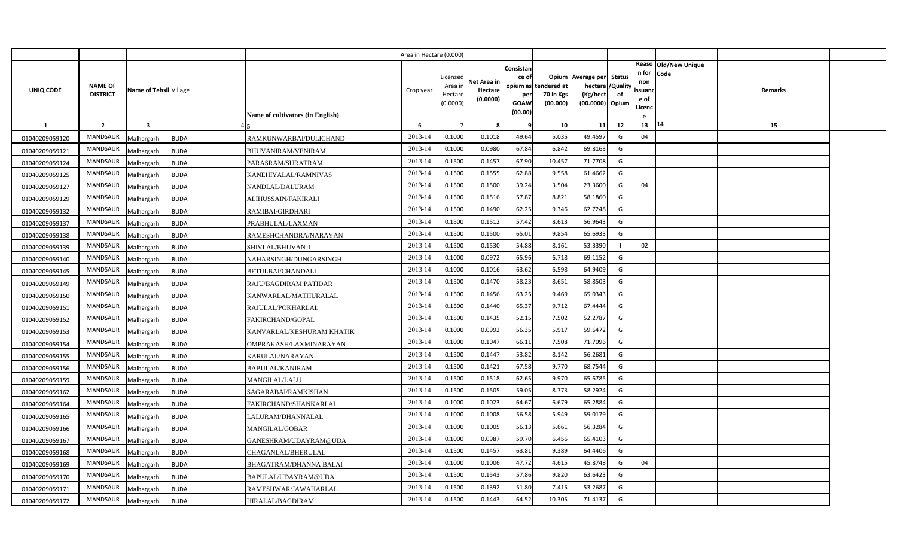|  |  |  |  |  | Area in Hectare (0.000) |  |  |  |  |  |  |  |  |  |
|---|---|---|---|---|---|---|---|---|---|---|---|---|---|---|
| UNIQ CODE | NAME OF DISTRICT | Name of Tehsil | Village | Name of cultivators (in English) | Crop year | Licensed Area in Hectare (0.0000) | Net Area in Hectare (0.0000) | Consistance of opium as per GOAW (00.00) | Opium tendered at 70 in Kgs (00.000) | Average per hectare (Kg/hect (00.0000) | Status /Quality of Opium | Reason for non issuance of Licence | Old/New Unique Code | Remarks |
| 1 | 2 | 3 | 4 | 5 | 6 | 7 | 8 | 9 | 10 | 11 | 12 | 13 | 14 | 15 |
| 01040209059120 | MANDSAUR | Malhargarh | BUDA | RAMKUNWARBAI/DULICHAND | 2013-14 | 0.1000 | 0.1018 | 49.64 | 5.035 | 49.4597 | G | 04 |  |  |
| 01040209059121 | MANDSAUR | Malhargarh | BUDA | BHUVANIRAM/VENIRAM | 2013-14 | 0.1000 | 0.0980 | 67.84 | 6.842 | 69.8163 | G |  |  |  |
| 01040209059124 | MANDSAUR | Malhargarh | BUDA | PARASRAM/SURATRAM | 2013-14 | 0.1500 | 0.1457 | 67.90 | 10.457 | 71.7708 | G |  |  |  |
| 01040209059125 | MANDSAUR | Malhargarh | BUDA | KANEHIYALAL/RAMNIVAS | 2013-14 | 0.1500 | 0.1555 | 62.88 | 9.558 | 61.4662 | G |  |  |  |
| 01040209059127 | MANDSAUR | Malhargarh | BUDA | NANDLAL/DALURAM | 2013-14 | 0.1500 | 0.1500 | 39.24 | 3.504 | 23.3600 | G | 04 |  |  |
| 01040209059129 | MANDSAUR | Malhargarh | BUDA | ALIHUSSAIN/FAKIRALI | 2013-14 | 0.1500 | 0.1516 | 57.87 | 8.821 | 58.1860 | G |  |  |  |
| 01040209059132 | MANDSAUR | Malhargarh | BUDA | RAMIBAI/GIRDHARI | 2013-14 | 0.1500 | 0.1490 | 62.25 | 9.346 | 62.7248 | G |  |  |  |
| 01040209059137 | MANDSAUR | Malhargarh | BUDA | PRABHULAL/LAXMAN | 2013-14 | 0.1500 | 0.1512 | 57.42 | 8.613 | 56.9643 | G |  |  |  |
| 01040209059138 | MANDSAUR | Malhargarh | BUDA | RAMESHCHANDRA/NARAYAN | 2013-14 | 0.1500 | 0.1500 | 65.01 | 9.854 | 65.6933 | G |  |  |  |
| 01040209059139 | MANDSAUR | Malhargarh | BUDA | SHIVLAL/BHUVANJI | 2013-14 | 0.1500 | 0.1530 | 54.88 | 8.161 | 53.3390 | I | 02 |  |  |
| 01040209059140 | MANDSAUR | Malhargarh | BUDA | NAHARSINGH/DUNGARSINGH | 2013-14 | 0.1000 | 0.0972 | 65.96 | 6.718 | 69.1152 | G |  |  |  |
| 01040209059145 | MANDSAUR | Malhargarh | BUDA | BETULBAI/CHANDALI | 2013-14 | 0.1000 | 0.1016 | 63.62 | 6.598 | 64.9409 | G |  |  |  |
| 01040209059149 | MANDSAUR | Malhargarh | BUDA | RAJU/BAGDIRAM PATIDAR | 2013-14 | 0.1500 | 0.1470 | 58.23 | 8.651 | 58.8503 | G |  |  |  |
| 01040209059150 | MANDSAUR | Malhargarh | BUDA | KANWARLAL/MATHURALAL | 2013-14 | 0.1500 | 0.1456 | 63.25 | 9.469 | 65.0343 | G |  |  |  |
| 01040209059151 | MANDSAUR | Malhargarh | BUDA | RAJULAL/POKHARLAL | 2013-14 | 0.1500 | 0.1440 | 65.37 | 9.712 | 67.4444 | G |  |  |  |
| 01040209059152 | MANDSAUR | Malhargarh | BUDA | FAKIRCHAND/GOPAL | 2013-14 | 0.1500 | 0.1435 | 52.15 | 7.502 | 52.2787 | G |  |  |  |
| 01040209059153 | MANDSAUR | Malhargarh | BUDA | KANVARLAL/KESHURAM KHATIK | 2013-14 | 0.1000 | 0.0992 | 56.35 | 5.917 | 59.6472 | G |  |  |  |
| 01040209059154 | MANDSAUR | Malhargarh | BUDA | OMPRAKASH/LAXMINARAYAN | 2013-14 | 0.1000 | 0.1047 | 66.11 | 7.508 | 71.7096 | G |  |  |  |
| 01040209059155 | MANDSAUR | Malhargarh | BUDA | KARULAL/NARAYAN | 2013-14 | 0.1500 | 0.1447 | 53.82 | 8.142 | 56.2681 | G |  |  |  |
| 01040209059156 | MANDSAUR | Malhargarh | BUDA | BABULAL/KANIRAM | 2013-14 | 0.1500 | 0.1421 | 67.58 | 9.770 | 68.7544 | G |  |  |  |
| 01040209059159 | MANDSAUR | Malhargarh | BUDA | MANGILAL/LALU | 2013-14 | 0.1500 | 0.1518 | 62.65 | 9.970 | 65.6785 | G |  |  |  |
| 01040209059162 | MANDSAUR | Malhargarh | BUDA | SAGARABAI/RAMKISHAN | 2013-14 | 0.1500 | 0.1505 | 59.05 | 8.773 | 58.2924 | G |  |  |  |
| 01040209059164 | MANDSAUR | Malhargarh | BUDA | FAKIRCHAND/SHANKARLAL | 2013-14 | 0.1000 | 0.1023 | 64.67 | 6.679 | 65.2884 | G |  |  |  |
| 01040209059165 | MANDSAUR | Malhargarh | BUDA | LALURAM/DHANNALAL | 2013-14 | 0.1000 | 0.1008 | 56.58 | 5.949 | 59.0179 | G |  |  |  |
| 01040209059166 | MANDSAUR | Malhargarh | BUDA | MANGILAL/GOBAR | 2013-14 | 0.1000 | 0.1005 | 56.13 | 5.661 | 56.3284 | G |  |  |  |
| 01040209059167 | MANDSAUR | Malhargarh | BUDA | GANESHRAM/UDAYRAM@UDA | 2013-14 | 0.1000 | 0.0987 | 59.70 | 6.456 | 65.4103 | G |  |  |  |
| 01040209059168 | MANDSAUR | Malhargarh | BUDA | CHAGANLAL/BHERULAL | 2013-14 | 0.1500 | 0.1457 | 63.81 | 9.389 | 64.4406 | G |  |  |  |
| 01040209059169 | MANDSAUR | Malhargarh | BUDA | BHAGATRAM/DHANNA BALAI | 2013-14 | 0.1000 | 0.1006 | 47.72 | 4.615 | 45.8748 | G | 04 |  |  |
| 01040209059170 | MANDSAUR | Malhargarh | BUDA | BAPULAL/UDAYRAM@UDA | 2013-14 | 0.1500 | 0.1543 | 57.86 | 9.820 | 63.6423 | G |  |  |  |
| 01040209059171 | MANDSAUR | Malhargarh | BUDA | RAMESHWAR/JAWAHARLAL | 2013-14 | 0.1500 | 0.1392 | 51.80 | 7.415 | 53.2687 | G |  |  |  |
| 01040209059172 | MANDSAUR | Malhargarh | BUDA | HIRALAL/BAGDIRAM | 2013-14 | 0.1500 | 0.1443 | 64.52 | 10.305 | 71.4137 | G |  |  |  |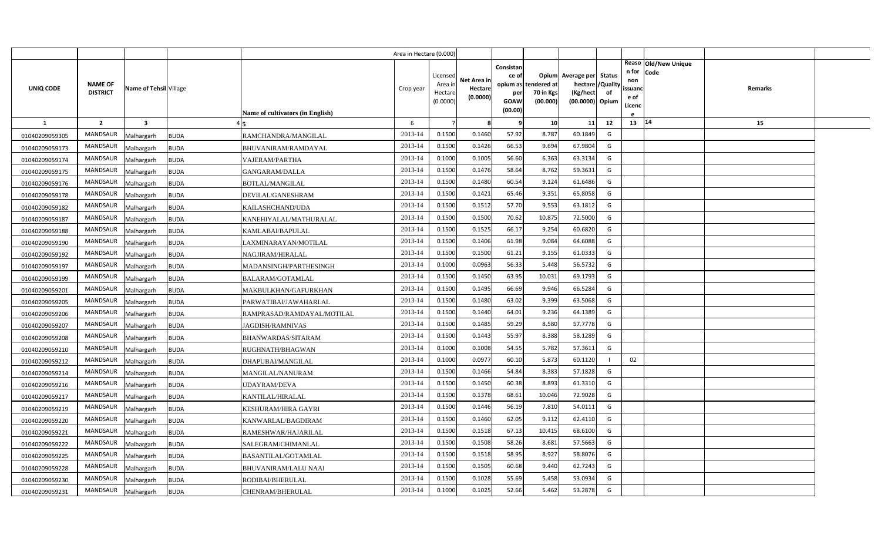| | | | | | Area in Hectare (0.000) | | | | | | | | | | |
|---|---|---|---|---|---|---|---|---|---|---|---|---|---|---|---|
| UNIQ CODE | NAME OF DISTRICT | Name of Tehsil | Village | Name of cultivators (in English) | Crop year | Licensed Area in Hectare (0.0000) | Net Area in Hectare (0.0000) | Consistance of opium as per GOAW (00.00) | Opium tendered at 70 in Kgs (00.000) | Average per hectare (Kg/hect (00.0000) | Status /Quality of Opium | Reason for non issuance of Licence | Old/New Unique Code | Remarks | |
| 1 | 2 | 3 | 4 | 5 | 6 | 7 | 8 | 9 | 10 | 11 | 12 | 13 | 14 | 15 | |
| 01040209059305 | MANDSAUR | Malhargarh | BUDA | RAMCHANDRA/MANGILAL | 2013-14 | 0.1500 | 0.1460 | 57.92 | 8.787 | 60.1849 | G | | | | |
| 01040209059173 | MANDSAUR | Malhargarh | BUDA | BHUVANIRAM/RAMDAYAL | 2013-14 | 0.1500 | 0.1426 | 66.53 | 9.694 | 67.9804 | G | | | | |
| 01040209059174 | MANDSAUR | Malhargarh | BUDA | VAJERAM/PARTHA | 2013-14 | 0.1000 | 0.1005 | 56.60 | 6.363 | 63.3134 | G | | | | |
| 01040209059175 | MANDSAUR | Malhargarh | BUDA | GANGARAM/DALLA | 2013-14 | 0.1500 | 0.1476 | 58.64 | 8.762 | 59.3631 | G | | | | |
| 01040209059176 | MANDSAUR | Malhargarh | BUDA | BOTLAL/MANGILAL | 2013-14 | 0.1500 | 0.1480 | 60.54 | 9.124 | 61.6486 | G | | | | |
| 01040209059178 | MANDSAUR | Malhargarh | BUDA | DEVILAL/GANESHRAM | 2013-14 | 0.1500 | 0.1421 | 65.46 | 9.351 | 65.8058 | G | | | | |
| 01040209059182 | MANDSAUR | Malhargarh | BUDA | KAILASHCHAND/UDA | 2013-14 | 0.1500 | 0.1512 | 57.70 | 9.553 | 63.1812 | G | | | | |
| 01040209059187 | MANDSAUR | Malhargarh | BUDA | KANEHIYALAL/MATHURALAL | 2013-14 | 0.1500 | 0.1500 | 70.62 | 10.875 | 72.5000 | G | | | | |
| 01040209059188 | MANDSAUR | Malhargarh | BUDA | KAMLABAI/BAPULAL | 2013-14 | 0.1500 | 0.1525 | 66.17 | 9.254 | 60.6820 | G | | | | |
| 01040209059190 | MANDSAUR | Malhargarh | BUDA | LAXMINARAYAN/MOTILAL | 2013-14 | 0.1500 | 0.1406 | 61.98 | 9.084 | 64.6088 | G | | | | |
| 01040209059192 | MANDSAUR | Malhargarh | BUDA | NAGJIRAM/HIRALAL | 2013-14 | 0.1500 | 0.1500 | 61.21 | 9.155 | 61.0333 | G | | | | |
| 01040209059197 | MANDSAUR | Malhargarh | BUDA | MADANSINGH/PARTHESINGH | 2013-14 | 0.1000 | 0.0963 | 56.33 | 5.448 | 56.5732 | G | | | | |
| 01040209059199 | MANDSAUR | Malhargarh | BUDA | BALARAM/GOTAMLAL | 2013-14 | 0.1500 | 0.1450 | 63.95 | 10.031 | 69.1793 | G | | | | |
| 01040209059201 | MANDSAUR | Malhargarh | BUDA | MAKBULKHAN/GAFURKHAN | 2013-14 | 0.1500 | 0.1495 | 66.69 | 9.946 | 66.5284 | G | | | | |
| 01040209059205 | MANDSAUR | Malhargarh | BUDA | PARWATIBAI/JAWAHARLAL | 2013-14 | 0.1500 | 0.1480 | 63.02 | 9.399 | 63.5068 | G | | | | |
| 01040209059206 | MANDSAUR | Malhargarh | BUDA | RAMPRASAD/RAMDAYAL/MOTILAL | 2013-14 | 0.1500 | 0.1440 | 64.01 | 9.236 | 64.1389 | G | | | | |
| 01040209059207 | MANDSAUR | Malhargarh | BUDA | JAGDISH/RAMNIVAS | 2013-14 | 0.1500 | 0.1485 | 59.29 | 8.580 | 57.7778 | G | | | | |
| 01040209059208 | MANDSAUR | Malhargarh | BUDA | BHANWARDAS/SITARAM | 2013-14 | 0.1500 | 0.1443 | 55.97 | 8.388 | 58.1289 | G | | | | |
| 01040209059210 | MANDSAUR | Malhargarh | BUDA | RUGHNATH/BHAGWAN | 2013-14 | 0.1000 | 0.1008 | 54.55 | 5.782 | 57.3611 | G | | | | |
| 01040209059212 | MANDSAUR | Malhargarh | BUDA | DHAPUBAI/MANGILAL | 2013-14 | 0.1000 | 0.0977 | 60.10 | 5.873 | 60.1120 | I | 02 | | | |
| 01040209059214 | MANDSAUR | Malhargarh | BUDA | MANGILAL/NANURAM | 2013-14 | 0.1500 | 0.1466 | 54.84 | 8.383 | 57.1828 | G | | | | |
| 01040209059216 | MANDSAUR | Malhargarh | BUDA | UDAYRAM/DEVA | 2013-14 | 0.1500 | 0.1450 | 60.38 | 8.893 | 61.3310 | G | | | | |
| 01040209059217 | MANDSAUR | Malhargarh | BUDA | KANTILAL/HIRALAL | 2013-14 | 0.1500 | 0.1378 | 68.61 | 10.046 | 72.9028 | G | | | | |
| 01040209059219 | MANDSAUR | Malhargarh | BUDA | KESHURAM/HIRA GAYRI | 2013-14 | 0.1500 | 0.1446 | 56.19 | 7.810 | 54.0111 | G | | | | |
| 01040209059220 | MANDSAUR | Malhargarh | BUDA | KANWARLAL/BAGDIRAM | 2013-14 | 0.1500 | 0.1460 | 62.05 | 9.112 | 62.4110 | G | | | | |
| 01040209059221 | MANDSAUR | Malhargarh | BUDA | RAMESHWAR/HAJARILAL | 2013-14 | 0.1500 | 0.1518 | 67.13 | 10.415 | 68.6100 | G | | | | |
| 01040209059222 | MANDSAUR | Malhargarh | BUDA | SALEGRAM/CHIMANLAL | 2013-14 | 0.1500 | 0.1508 | 58.26 | 8.681 | 57.5663 | G | | | | |
| 01040209059225 | MANDSAUR | Malhargarh | BUDA | BASANTILAL/GOTAMLAL | 2013-14 | 0.1500 | 0.1518 | 58.95 | 8.927 | 58.8076 | G | | | | |
| 01040209059228 | MANDSAUR | Malhargarh | BUDA | BHUVANIRAM/LALU NAAI | 2013-14 | 0.1500 | 0.1505 | 60.68 | 9.440 | 62.7243 | G | | | | |
| 01040209059230 | MANDSAUR | Malhargarh | BUDA | RODIBAI/BHERULAL | 2013-14 | 0.1500 | 0.1028 | 55.69 | 5.458 | 53.0934 | G | | | | |
| 01040209059231 | MANDSAUR | Malhargarh | BUDA | CHENRAM/BHERULAL | 2013-14 | 0.1000 | 0.1025 | 52.66 | 5.462 | 53.2878 | G | | | | |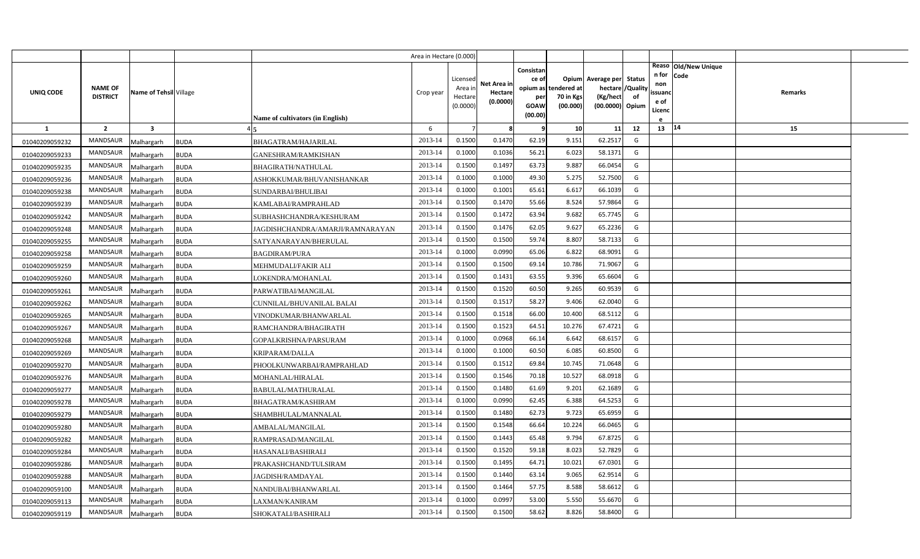| UNIQ CODE | NAME OF DISTRICT | Name of Tehsil | Village | Name of cultivators (in English) | Crop year | Licensed Area in Hectare (0.0000) | Net Area in Hectare (0.0000) | Consistance of opium as per GOAW (00.00) | Opium tendered at 70 in Kgs (00.000) | Average per hectare (Kg/hect (00.0000) | Status /Quality of Opium | Reason for non issuance of Licence | Old/New Unique Code | Remarks |
|---|---|---|---|---|---|---|---|---|---|---|---|---|---|---|
| 1 | 2 | 3 | 4 | 5 | 6 | 7 | 8 | 9 | 10 | 11 | 12 | 13 | 14 | 15 |
| 01040209059232 | MANDSAUR | Malhargarh | BUDA | BHAGATRAM/HAJARILAL | 2013-14 | 0.1500 | 0.1470 | 62.19 | 9.151 | 62.2517 | G | | | |
| 01040209059233 | MANDSAUR | Malhargarh | BUDA | GANESHRAM/RAMKISHAN | 2013-14 | 0.1000 | 0.1036 | 56.21 | 6.023 | 58.1371 | G | | | |
| 01040209059235 | MANDSAUR | Malhargarh | BUDA | BHAGIRATH/NATHULAL | 2013-14 | 0.1500 | 0.1497 | 63.73 | 9.887 | 66.0454 | G | | | |
| 01040209059236 | MANDSAUR | Malhargarh | BUDA | ASHOKKUMAR/BHUVANISHANKAR | 2013-14 | 0.1000 | 0.1000 | 49.30 | 5.275 | 52.7500 | G | | | |
| 01040209059238 | MANDSAUR | Malhargarh | BUDA | SUNDARBAI/BHULIBAI | 2013-14 | 0.1000 | 0.1001 | 65.61 | 6.617 | 66.1039 | G | | | |
| 01040209059239 | MANDSAUR | Malhargarh | BUDA | KAMLABAI/RAMPRAHLAD | 2013-14 | 0.1500 | 0.1470 | 55.66 | 8.524 | 57.9864 | G | | | |
| 01040209059242 | MANDSAUR | Malhargarh | BUDA | SUBHASHCHANDRA/KESHURAM | 2013-14 | 0.1500 | 0.1472 | 63.94 | 9.682 | 65.7745 | G | | | |
| 01040209059248 | MANDSAUR | Malhargarh | BUDA | JAGDISHCHANDRA/AMARJI/RAMNARAYAN | 2013-14 | 0.1500 | 0.1476 | 62.05 | 9.627 | 65.2236 | G | | | |
| 01040209059255 | MANDSAUR | Malhargarh | BUDA | SATYANARAYAN/BHERULAL | 2013-14 | 0.1500 | 0.1500 | 59.74 | 8.807 | 58.7133 | G | | | |
| 01040209059258 | MANDSAUR | Malhargarh | BUDA | BAGDIRAM/PURA | 2013-14 | 0.1000 | 0.0990 | 65.06 | 6.822 | 68.9091 | G | | | |
| 01040209059259 | MANDSAUR | Malhargarh | BUDA | MEHMUDALI/FAKIR ALI | 2013-14 | 0.1500 | 0.1500 | 69.14 | 10.786 | 71.9067 | G | | | |
| 01040209059260 | MANDSAUR | Malhargarh | BUDA | LOKENDRA/MOHANLAL | 2013-14 | 0.1500 | 0.1431 | 63.55 | 9.396 | 65.6604 | G | | | |
| 01040209059261 | MANDSAUR | Malhargarh | BUDA | PARWATIBAI/MANGILAL | 2013-14 | 0.1500 | 0.1520 | 60.50 | 9.265 | 60.9539 | G | | | |
| 01040209059262 | MANDSAUR | Malhargarh | BUDA | CUNNILAL/BHUVANILAL BALAI | 2013-14 | 0.1500 | 0.1517 | 58.27 | 9.406 | 62.0040 | G | | | |
| 01040209059265 | MANDSAUR | Malhargarh | BUDA | VINODKUMAR/BHANWARLAL | 2013-14 | 0.1500 | 0.1518 | 66.00 | 10.400 | 68.5112 | G | | | |
| 01040209059267 | MANDSAUR | Malhargarh | BUDA | RAMCHANDRA/BHAGIRATH | 2013-14 | 0.1500 | 0.1523 | 64.51 | 10.276 | 67.4721 | G | | | |
| 01040209059268 | MANDSAUR | Malhargarh | BUDA | GOPALKRISHNA/PARSURAM | 2013-14 | 0.1000 | 0.0968 | 66.14 | 6.642 | 68.6157 | G | | | |
| 01040209059269 | MANDSAUR | Malhargarh | BUDA | KRIPARAM/DALLA | 2013-14 | 0.1000 | 0.1000 | 60.50 | 6.085 | 60.8500 | G | | | |
| 01040209059270 | MANDSAUR | Malhargarh | BUDA | PHOOLKUNWARBAI/RAMPRAHLAD | 2013-14 | 0.1500 | 0.1512 | 69.84 | 10.745 | 71.0648 | G | | | |
| 01040209059276 | MANDSAUR | Malhargarh | BUDA | MOHANLAL/HIRALAL | 2013-14 | 0.1500 | 0.1546 | 70.18 | 10.527 | 68.0918 | G | | | |
| 01040209059277 | MANDSAUR | Malhargarh | BUDA | BABULAL/MATHURALAL | 2013-14 | 0.1500 | 0.1480 | 61.69 | 9.201 | 62.1689 | G | | | |
| 01040209059278 | MANDSAUR | Malhargarh | BUDA | BHAGATRAM/KASHIRAM | 2013-14 | 0.1000 | 0.0990 | 62.45 | 6.388 | 64.5253 | G | | | |
| 01040209059279 | MANDSAUR | Malhargarh | BUDA | SHAMBHULAL/MANNALAL | 2013-14 | 0.1500 | 0.1480 | 62.73 | 9.723 | 65.6959 | G | | | |
| 01040209059280 | MANDSAUR | Malhargarh | BUDA | AMBALAL/MANGILAL | 2013-14 | 0.1500 | 0.1548 | 66.64 | 10.224 | 66.0465 | G | | | |
| 01040209059282 | MANDSAUR | Malhargarh | BUDA | RAMPRASAD/MANGILAL | 2013-14 | 0.1500 | 0.1443 | 65.48 | 9.794 | 67.8725 | G | | | |
| 01040209059284 | MANDSAUR | Malhargarh | BUDA | HASANALI/BASHIRALI | 2013-14 | 0.1500 | 0.1520 | 59.18 | 8.023 | 52.7829 | G | | | |
| 01040209059286 | MANDSAUR | Malhargarh | BUDA | PRAKASHCHAND/TULSIRAM | 2013-14 | 0.1500 | 0.1495 | 64.71 | 10.021 | 67.0301 | G | | | |
| 01040209059288 | MANDSAUR | Malhargarh | BUDA | JAGDISH/RAMDAYAL | 2013-14 | 0.1500 | 0.1440 | 63.14 | 9.065 | 62.9514 | G | | | |
| 01040209059100 | MANDSAUR | Malhargarh | BUDA | NANDUBAI/BHANWARLAL | 2013-14 | 0.1500 | 0.1464 | 57.75 | 8.588 | 58.6612 | G | | | |
| 01040209059113 | MANDSAUR | Malhargarh | BUDA | LAXMAN/KANIRAM | 2013-14 | 0.1000 | 0.0997 | 53.00 | 5.550 | 55.6670 | G | | | |
| 01040209059119 | MANDSAUR | Malhargarh | BUDA | SHOKATALI/BASHIRALI | 2013-14 | 0.1500 | 0.1500 | 58.62 | 8.826 | 58.8400 | G | | | |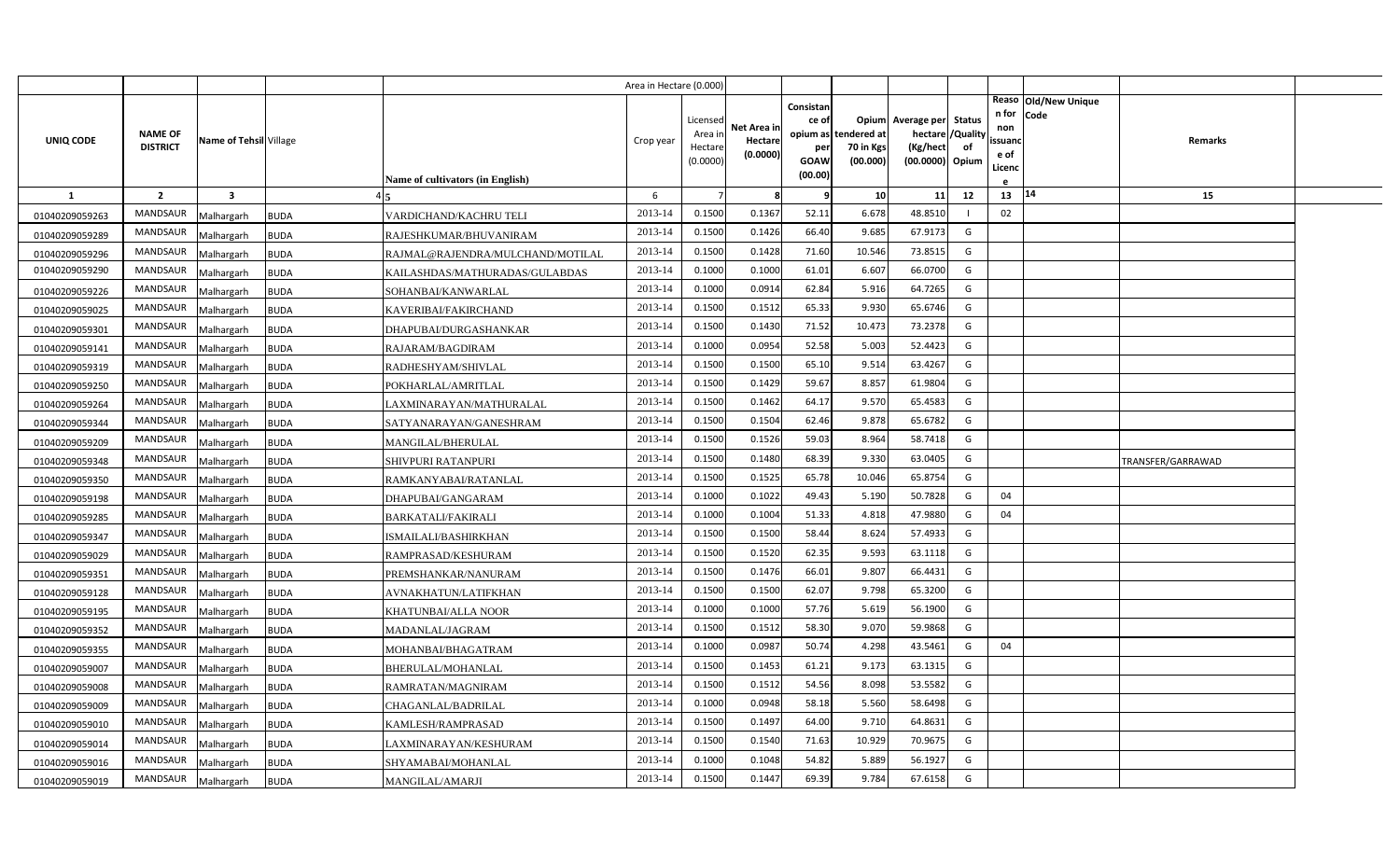| | | | | | Area in Hectare (0.000) | | | | | | | | | | |
|---|---|---|---|---|---|---|---|---|---|---|---|---|---|---|---|
| UNIQ CODE | NAME OF DISTRICT | Name of Tehsil | Village | Name of cultivators (in English) | Crop year | Licensed Area in Hectare (0.0000) | Net Area in Hectare (0.0000) | Consistance of opium as per GOAW (00.00) | Opium tendered at 70 in Kgs (00.000) | Average per hectare (Kg/hect (00.0000) | Status /Quality of Opium | Reason for non issuance of Licence | Old/New Unique Code | Remarks |
| 1 | 2 | 3 | 4 | 5 | 6 | 7 | 8 | 9 | 10 | 11 | 12 | 13 | 14 | 15 |
| 01040209059263 | MANDSAUR | Malhargarh | BUDA | VARDICHAND/KACHRU TELI | 2013-14 | 0.1500 | 0.1367 | 52.11 | 6.678 | 48.8510 | I | 02 | | |
| 01040209059289 | MANDSAUR | Malhargarh | BUDA | RAJESHKUMAR/BHUVANIRAM | 2013-14 | 0.1500 | 0.1426 | 66.40 | 9.685 | 67.9173 | G | | | |
| 01040209059296 | MANDSAUR | Malhargarh | BUDA | RAJMAL@RAJENDRA/MULCHAND/MOTILAL | 2013-14 | 0.1500 | 0.1428 | 71.60 | 10.546 | 73.8515 | G | | | |
| 01040209059290 | MANDSAUR | Malhargarh | BUDA | KAILASHDAS/MATHURADAS/GULABDAS | 2013-14 | 0.1000 | 0.1000 | 61.01 | 6.607 | 66.0700 | G | | | |
| 01040209059226 | MANDSAUR | Malhargarh | BUDA | SOHANBAI/KANWARLAL | 2013-14 | 0.1000 | 0.0914 | 62.84 | 5.916 | 64.7265 | G | | | |
| 01040209059025 | MANDSAUR | Malhargarh | BUDA | KAVERIBAI/FAKIRCHAND | 2013-14 | 0.1500 | 0.1512 | 65.33 | 9.930 | 65.6746 | G | | | |
| 01040209059301 | MANDSAUR | Malhargarh | BUDA | DHAPUBAI/DURGASHANKAR | 2013-14 | 0.1500 | 0.1430 | 71.52 | 10.473 | 73.2378 | G | | | |
| 01040209059141 | MANDSAUR | Malhargarh | BUDA | RAJARAM/BAGDIRAM | 2013-14 | 0.1000 | 0.0954 | 52.58 | 5.003 | 52.4423 | G | | | |
| 01040209059319 | MANDSAUR | Malhargarh | BUDA | RADHESHYAM/SHIVLAL | 2013-14 | 0.1500 | 0.1500 | 65.10 | 9.514 | 63.4267 | G | | | |
| 01040209059250 | MANDSAUR | Malhargarh | BUDA | POKHARLAL/AMRITLAL | 2013-14 | 0.1500 | 0.1429 | 59.67 | 8.857 | 61.9804 | G | | | |
| 01040209059264 | MANDSAUR | Malhargarh | BUDA | LAXMINARAYAN/MATHURALAL | 2013-14 | 0.1500 | 0.1462 | 64.17 | 9.570 | 65.4583 | G | | | |
| 01040209059344 | MANDSAUR | Malhargarh | BUDA | SATYANARAYAN/GANESHRAM | 2013-14 | 0.1500 | 0.1504 | 62.46 | 9.878 | 65.6782 | G | | | |
| 01040209059209 | MANDSAUR | Malhargarh | BUDA | MANGILAL/BHERULAL | 2013-14 | 0.1500 | 0.1526 | 59.03 | 8.964 | 58.7418 | G | | | |
| 01040209059348 | MANDSAUR | Malhargarh | BUDA | SHIVPURI RATANPURI | 2013-14 | 0.1500 | 0.1480 | 68.39 | 9.330 | 63.0405 | G | | | TRANSFER/GARRAWAD |
| 01040209059350 | MANDSAUR | Malhargarh | BUDA | RAMKANYABAI/RATANLAL | 2013-14 | 0.1500 | 0.1525 | 65.78 | 10.046 | 65.8754 | G | | | |
| 01040209059198 | MANDSAUR | Malhargarh | BUDA | DHAPUBAI/GANGARAM | 2013-14 | 0.1000 | 0.1022 | 49.43 | 5.190 | 50.7828 | G | 04 | | |
| 01040209059285 | MANDSAUR | Malhargarh | BUDA | BARKATALI/FAKIRALI | 2013-14 | 0.1000 | 0.1004 | 51.33 | 4.818 | 47.9880 | G | 04 | | |
| 01040209059347 | MANDSAUR | Malhargarh | BUDA | ISMAILALI/BASHIRKHAN | 2013-14 | 0.1500 | 0.1500 | 58.44 | 8.624 | 57.4933 | G | | | |
| 01040209059029 | MANDSAUR | Malhargarh | BUDA | RAMPRASAD/KESHURAM | 2013-14 | 0.1500 | 0.1520 | 62.35 | 9.593 | 63.1118 | G | | | |
| 01040209059351 | MANDSAUR | Malhargarh | BUDA | PREMSHANKAR/NANURAM | 2013-14 | 0.1500 | 0.1476 | 66.01 | 9.807 | 66.4431 | G | | | |
| 01040209059128 | MANDSAUR | Malhargarh | BUDA | AVNAKHATUN/LATIFKHAN | 2013-14 | 0.1500 | 0.1500 | 62.07 | 9.798 | 65.3200 | G | | | |
| 01040209059195 | MANDSAUR | Malhargarh | BUDA | KHATUNBAI/ALLA NOOR | 2013-14 | 0.1000 | 0.1000 | 57.76 | 5.619 | 56.1900 | G | | | |
| 01040209059352 | MANDSAUR | Malhargarh | BUDA | MADANLAL/JAGRAM | 2013-14 | 0.1500 | 0.1512 | 58.30 | 9.070 | 59.9868 | G | | | |
| 01040209059355 | MANDSAUR | Malhargarh | BUDA | MOHANBAI/BHAGATRAM | 2013-14 | 0.1000 | 0.0987 | 50.74 | 4.298 | 43.5461 | G | 04 | | |
| 01040209059007 | MANDSAUR | Malhargarh | BUDA | BHERULAL/MOHANLAL | 2013-14 | 0.1500 | 0.1453 | 61.21 | 9.173 | 63.1315 | G | | | |
| 01040209059008 | MANDSAUR | Malhargarh | BUDA | RAMRATAN/MAGNIRAM | 2013-14 | 0.1500 | 0.1512 | 54.56 | 8.098 | 53.5582 | G | | | |
| 01040209059009 | MANDSAUR | Malhargarh | BUDA | CHAGANLAL/BADRILAL | 2013-14 | 0.1000 | 0.0948 | 58.18 | 5.560 | 58.6498 | G | | | |
| 01040209059010 | MANDSAUR | Malhargarh | BUDA | KAMLESH/RAMPRASAD | 2013-14 | 0.1500 | 0.1497 | 64.00 | 9.710 | 64.8631 | G | | | |
| 01040209059014 | MANDSAUR | Malhargarh | BUDA | LAXMINARAYAN/KESHURAM | 2013-14 | 0.1500 | 0.1540 | 71.63 | 10.929 | 70.9675 | G | | | |
| 01040209059016 | MANDSAUR | Malhargarh | BUDA | SHYAMABAI/MOHANLAL | 2013-14 | 0.1000 | 0.1048 | 54.82 | 5.889 | 56.1927 | G | | | |
| 01040209059019 | MANDSAUR | Malhargarh | BUDA | MANGILAL/AMARJI | 2013-14 | 0.1500 | 0.1447 | 69.39 | 9.784 | 67.6158 | G | | | |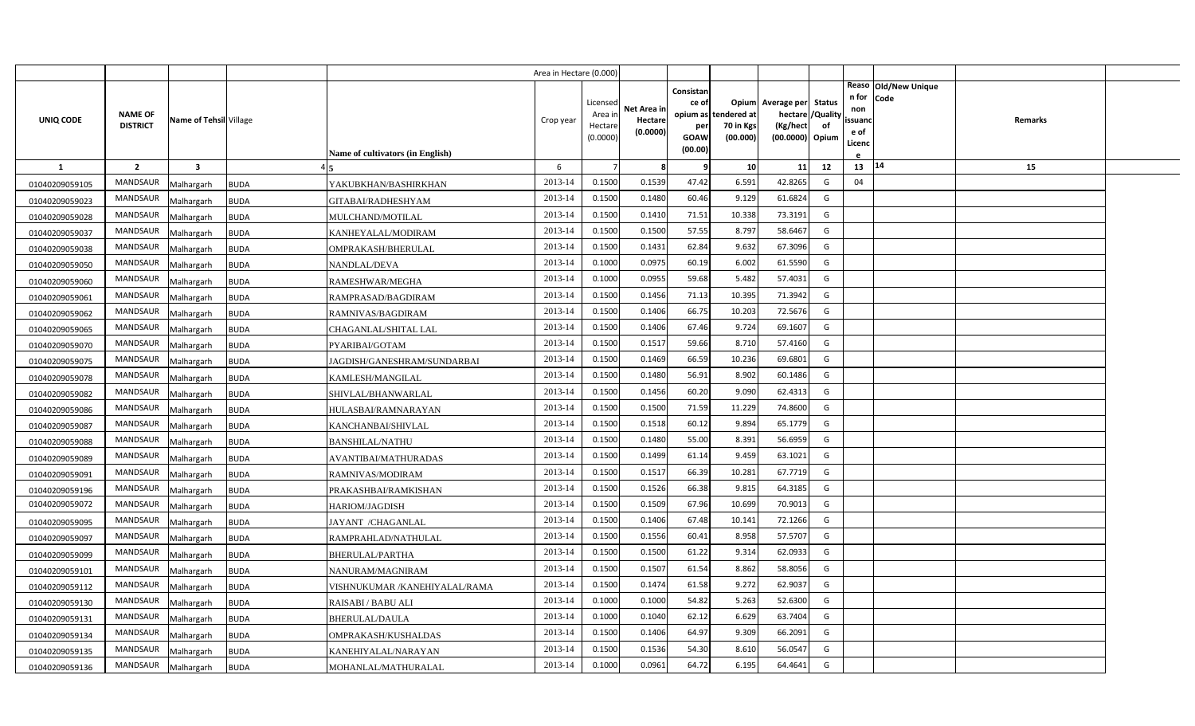| | | | | | Area in Hectare (0.000) | | | | | | | | | | |
|---|---|---|---|---|---|---|---|---|---|---|---|---|---|---|---|
| UNIQ CODE | NAME OF DISTRICT | Name of Tehsil | Village | Name of cultivators (in English) | Crop year | Licensed Area in Hectare (0.0000) | Net Area in Hectare (0.0000) | Consistance of opium as per GOAW (00.00) | Opium tendered at 70 in Kgs (00.000) | Average per hectare (Kg/hect (00.0000) | Status /Quality of Opium | Reason for non issuance of Licence | Old/New Unique Code | Remarks | |
| 1 | 2 | 3 | 4 | 5 | 6 | 7 | 8 | 9 | 10 | 11 | 12 | 13 | 14 | 15 | |
| 01040209059105 | MANDSAUR | Malhargarh | BUDA | YAKUBKHAN/BASHIRKHAN | 2013-14 | 0.1500 | 0.1539 | 47.42 | 6.591 | 42.8265 | G | 04 | | | |
| 01040209059023 | MANDSAUR | Malhargarh | BUDA | GITABAI/RADHESHYAM | 2013-14 | 0.1500 | 0.1480 | 60.46 | 9.129 | 61.6824 | G | | | | |
| 01040209059028 | MANDSAUR | Malhargarh | BUDA | MULCHAND/MOTILAL | 2013-14 | 0.1500 | 0.1410 | 71.51 | 10.338 | 73.3191 | G | | | | |
| 01040209059037 | MANDSAUR | Malhargarh | BUDA | KANHEYALAL/MODIRAM | 2013-14 | 0.1500 | 0.1500 | 57.55 | 8.797 | 58.6467 | G | | | | |
| 01040209059038 | MANDSAUR | Malhargarh | BUDA | OMPRAKASH/BHERULAL | 2013-14 | 0.1500 | 0.1431 | 62.84 | 9.632 | 67.3096 | G | | | | |
| 01040209059050 | MANDSAUR | Malhargarh | BUDA | NANDLAL/DEVA | 2013-14 | 0.1000 | 0.0975 | 60.19 | 6.002 | 61.5590 | G | | | | |
| 01040209059060 | MANDSAUR | Malhargarh | BUDA | RAMESHWAR/MEGHA | 2013-14 | 0.1000 | 0.0955 | 59.68 | 5.482 | 57.4031 | G | | | | |
| 01040209059061 | MANDSAUR | Malhargarh | BUDA | RAMPRASAD/BAGDIRAM | 2013-14 | 0.1500 | 0.1456 | 71.13 | 10.395 | 71.3942 | G | | | | |
| 01040209059062 | MANDSAUR | Malhargarh | BUDA | RAMNIVAS/BAGDIRAM | 2013-14 | 0.1500 | 0.1406 | 66.75 | 10.203 | 72.5676 | G | | | | |
| 01040209059065 | MANDSAUR | Malhargarh | BUDA | CHAGANLAL/SHITAL LAL | 2013-14 | 0.1500 | 0.1406 | 67.46 | 9.724 | 69.1607 | G | | | | |
| 01040209059070 | MANDSAUR | Malhargarh | BUDA | PYARIBAI/GOTAM | 2013-14 | 0.1500 | 0.1517 | 59.66 | 8.710 | 57.4160 | G | | | | |
| 01040209059075 | MANDSAUR | Malhargarh | BUDA | JAGDISH/GANESHRAM/SUNDARBAI | 2013-14 | 0.1500 | 0.1469 | 66.59 | 10.236 | 69.6801 | G | | | | |
| 01040209059078 | MANDSAUR | Malhargarh | BUDA | KAMLESH/MANGILAL | 2013-14 | 0.1500 | 0.1480 | 56.91 | 8.902 | 60.1486 | G | | | | |
| 01040209059082 | MANDSAUR | Malhargarh | BUDA | SHIVLAL/BHANWARLAL | 2013-14 | 0.1500 | 0.1456 | 60.20 | 9.090 | 62.4313 | G | | | | |
| 01040209059086 | MANDSAUR | Malhargarh | BUDA | HULASBAI/RAMNARAYAN | 2013-14 | 0.1500 | 0.1500 | 71.59 | 11.229 | 74.8600 | G | | | | |
| 01040209059087 | MANDSAUR | Malhargarh | BUDA | KANCHANBAI/SHIVLAL | 2013-14 | 0.1500 | 0.1518 | 60.12 | 9.894 | 65.1779 | G | | | | |
| 01040209059088 | MANDSAUR | Malhargarh | BUDA | BANSHILAL/NATHU | 2013-14 | 0.1500 | 0.1480 | 55.00 | 8.391 | 56.6959 | G | | | | |
| 01040209059089 | MANDSAUR | Malhargarh | BUDA | AVANTIBAI/MATHURADAS | 2013-14 | 0.1500 | 0.1499 | 61.14 | 9.459 | 63.1021 | G | | | | |
| 01040209059091 | MANDSAUR | Malhargarh | BUDA | RAMNIVAS/MODIRAM | 2013-14 | 0.1500 | 0.1517 | 66.39 | 10.281 | 67.7719 | G | | | | |
| 01040209059196 | MANDSAUR | Malhargarh | BUDA | PRAKASHBAI/RAMKISHAN | 2013-14 | 0.1500 | 0.1526 | 66.38 | 9.815 | 64.3185 | G | | | | |
| 01040209059072 | MANDSAUR | Malhargarh | BUDA | HARIOM/JAGDISH | 2013-14 | 0.1500 | 0.1509 | 67.96 | 10.699 | 70.9013 | G | | | | |
| 01040209059095 | MANDSAUR | Malhargarh | BUDA | JAYANT /CHAGANLAL | 2013-14 | 0.1500 | 0.1406 | 67.48 | 10.141 | 72.1266 | G | | | | |
| 01040209059097 | MANDSAUR | Malhargarh | BUDA | RAMPRAHLAD/NATHULAL | 2013-14 | 0.1500 | 0.1556 | 60.41 | 8.958 | 57.5707 | G | | | | |
| 01040209059099 | MANDSAUR | Malhargarh | BUDA | BHERULAL/PARTHA | 2013-14 | 0.1500 | 0.1500 | 61.22 | 9.314 | 62.0933 | G | | | | |
| 01040209059101 | MANDSAUR | Malhargarh | BUDA | NANURAM/MAGNIRAM | 2013-14 | 0.1500 | 0.1507 | 61.54 | 8.862 | 58.8056 | G | | | | |
| 01040209059112 | MANDSAUR | Malhargarh | BUDA | VISHNUKUMAR /KANEHIYALAL/RAMA | 2013-14 | 0.1500 | 0.1474 | 61.58 | 9.272 | 62.9037 | G | | | | |
| 01040209059130 | MANDSAUR | Malhargarh | BUDA | RAISABI / BABU ALI | 2013-14 | 0.1000 | 0.1000 | 54.82 | 5.263 | 52.6300 | G | | | | |
| 01040209059131 | MANDSAUR | Malhargarh | BUDA | BHERULAL/DAULA | 2013-14 | 0.1000 | 0.1040 | 62.12 | 6.629 | 63.7404 | G | | | | |
| 01040209059134 | MANDSAUR | Malhargarh | BUDA | OMPRAKASH/KUSHALDAS | 2013-14 | 0.1500 | 0.1406 | 64.97 | 9.309 | 66.2091 | G | | | | |
| 01040209059135 | MANDSAUR | Malhargarh | BUDA | KANEHIYALAL/NARAYAN | 2013-14 | 0.1500 | 0.1536 | 54.30 | 8.610 | 56.0547 | G | | | | |
| 01040209059136 | MANDSAUR | Malhargarh | BUDA | MOHANLAL/MATHURALAL | 2013-14 | 0.1000 | 0.0961 | 64.72 | 6.195 | 64.4641 | G | | | | |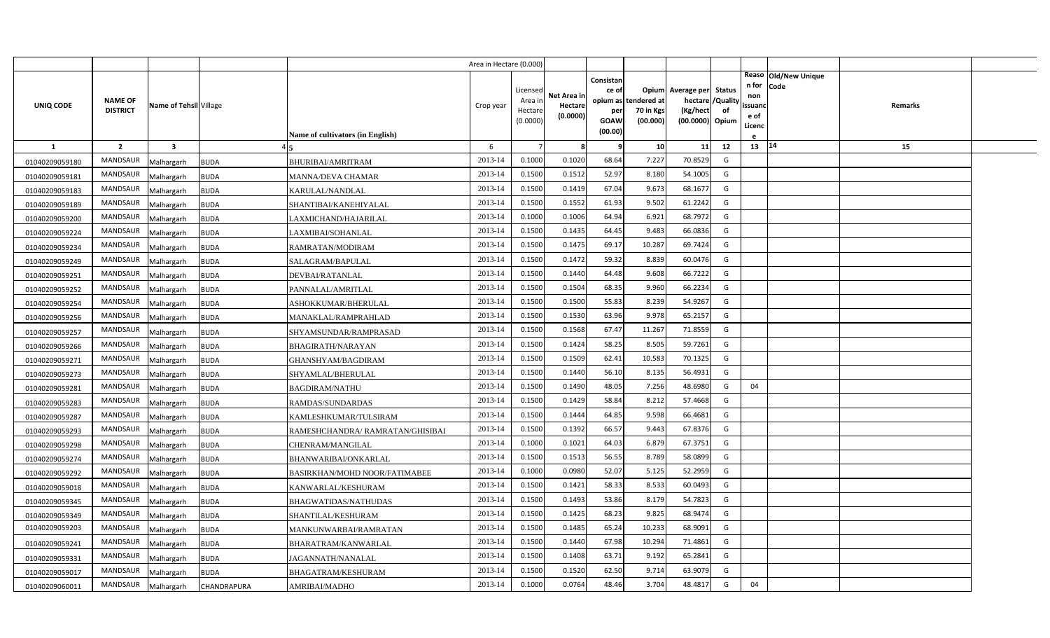| UNIQ CODE | NAME OF DISTRICT | Name of Tehsil | Village | Name of cultivators (in English) | Crop year | Licensed Area in Hectare (0.0000) | Net Area in Hectare (0.0000) | Consistance of opium as per GOAW (00.00) | Opium tendered at 70 in Kgs (00.000) | Average per hectare (Kg/hect (00.0000) | Status /Quality of Opium | Reason for non issuance of Licence | Old/New Unique Code | Remarks |
|---|---|---|---|---|---|---|---|---|---|---|---|---|---|---|
| 1 | 2 | 3 | 4 | 5 | 6 | 7 | 8 | 9 | 10 | 11 | 12 | 13 | 14 | 15 |
| 01040209059180 | MANDSAUR | Malhargarh | BUDA | BHURIBAI/AMRITRAM | 2013-14 | 0.1000 | 0.1020 | 68.64 | 7.227 | 70.8529 | G | | | |
| 01040209059181 | MANDSAUR | Malhargarh | BUDA | MANNA/DEVA CHAMAR | 2013-14 | 0.1500 | 0.1512 | 52.97 | 8.180 | 54.1005 | G | | | |
| 01040209059183 | MANDSAUR | Malhargarh | BUDA | KARULAL/NANDLAL | 2013-14 | 0.1500 | 0.1419 | 67.04 | 9.673 | 68.1677 | G | | | |
| 01040209059189 | MANDSAUR | Malhargarh | BUDA | SHANTIBAI/KANEHIYALAL | 2013-14 | 0.1500 | 0.1552 | 61.93 | 9.502 | 61.2242 | G | | | |
| 01040209059200 | MANDSAUR | Malhargarh | BUDA | LAXMICHAND/HAJARILAL | 2013-14 | 0.1000 | 0.1006 | 64.94 | 6.921 | 68.7972 | G | | | |
| 01040209059224 | MANDSAUR | Malhargarh | BUDA | LAXMIBAI/SOHANLAL | 2013-14 | 0.1500 | 0.1435 | 64.45 | 9.483 | 66.0836 | G | | | |
| 01040209059234 | MANDSAUR | Malhargarh | BUDA | RAMRATAN/MODIRAM | 2013-14 | 0.1500 | 0.1475 | 69.17 | 10.287 | 69.7424 | G | | | |
| 01040209059249 | MANDSAUR | Malhargarh | BUDA | SALAGRAM/BAPULAL | 2013-14 | 0.1500 | 0.1472 | 59.32 | 8.839 | 60.0476 | G | | | |
| 01040209059251 | MANDSAUR | Malhargarh | BUDA | DEVBAI/RATANLAL | 2013-14 | 0.1500 | 0.1440 | 64.48 | 9.608 | 66.7222 | G | | | |
| 01040209059252 | MANDSAUR | Malhargarh | BUDA | PANNALAL/AMRITLAL | 2013-14 | 0.1500 | 0.1504 | 68.35 | 9.960 | 66.2234 | G | | | |
| 01040209059254 | MANDSAUR | Malhargarh | BUDA | ASHOKKUMAR/BHERULAL | 2013-14 | 0.1500 | 0.1500 | 55.83 | 8.239 | 54.9267 | G | | | |
| 01040209059256 | MANDSAUR | Malhargarh | BUDA | MANAKLAL/RAMPRAHLAD | 2013-14 | 0.1500 | 0.1530 | 63.96 | 9.978 | 65.2157 | G | | | |
| 01040209059257 | MANDSAUR | Malhargarh | BUDA | SHYAMSUNDAR/RAMPRASAD | 2013-14 | 0.1500 | 0.1568 | 67.47 | 11.267 | 71.8559 | G | | | |
| 01040209059266 | MANDSAUR | Malhargarh | BUDA | BHAGIRATH/NARAYAN | 2013-14 | 0.1500 | 0.1424 | 58.25 | 8.505 | 59.7261 | G | | | |
| 01040209059271 | MANDSAUR | Malhargarh | BUDA | GHANSHYAM/BAGDIRAM | 2013-14 | 0.1500 | 0.1509 | 62.41 | 10.583 | 70.1325 | G | | | |
| 01040209059273 | MANDSAUR | Malhargarh | BUDA | SHYAMLAL/BHERULAL | 2013-14 | 0.1500 | 0.1440 | 56.10 | 8.135 | 56.4931 | G | | | |
| 01040209059281 | MANDSAUR | Malhargarh | BUDA | BAGDIRAM/NATHU | 2013-14 | 0.1500 | 0.1490 | 48.05 | 7.256 | 48.6980 | G | 04 | | |
| 01040209059283 | MANDSAUR | Malhargarh | BUDA | RAMDAS/SUNDARDAS | 2013-14 | 0.1500 | 0.1429 | 58.84 | 8.212 | 57.4668 | G | | | |
| 01040209059287 | MANDSAUR | Malhargarh | BUDA | KAMLESHKUMAR/TULSIRAM | 2013-14 | 0.1500 | 0.1444 | 64.85 | 9.598 | 66.4681 | G | | | |
| 01040209059293 | MANDSAUR | Malhargarh | BUDA | RAMESHCHANDRA/ RAMRATAN/GHISIBAI | 2013-14 | 0.1500 | 0.1392 | 66.57 | 9.443 | 67.8376 | G | | | |
| 01040209059298 | MANDSAUR | Malhargarh | BUDA | CHENRAM/MANGILAL | 2013-14 | 0.1000 | 0.1021 | 64.03 | 6.879 | 67.3751 | G | | | |
| 01040209059274 | MANDSAUR | Malhargarh | BUDA | BHANWARIBAI/ONKARLAL | 2013-14 | 0.1500 | 0.1513 | 56.55 | 8.789 | 58.0899 | G | | | |
| 01040209059292 | MANDSAUR | Malhargarh | BUDA | BASIRKHAN/MOHD NOOR/FATIMABEE | 2013-14 | 0.1000 | 0.0980 | 52.07 | 5.125 | 52.2959 | G | | | |
| 01040209059018 | MANDSAUR | Malhargarh | BUDA | KANWARLAL/KESHURAM | 2013-14 | 0.1500 | 0.1421 | 58.33 | 8.533 | 60.0493 | G | | | |
| 01040209059345 | MANDSAUR | Malhargarh | BUDA | BHAGWATIDAS/NATHUDAS | 2013-14 | 0.1500 | 0.1493 | 53.86 | 8.179 | 54.7823 | G | | | |
| 01040209059349 | MANDSAUR | Malhargarh | BUDA | SHANTILAL/KESHURAM | 2013-14 | 0.1500 | 0.1425 | 68.23 | 9.825 | 68.9474 | G | | | |
| 01040209059203 | MANDSAUR | Malhargarh | BUDA | MANKUNWARBAI/RAMRATAN | 2013-14 | 0.1500 | 0.1485 | 65.24 | 10.233 | 68.9091 | G | | | |
| 01040209059241 | MANDSAUR | Malhargarh | BUDA | BHARATRAM/KANWARLAL | 2013-14 | 0.1500 | 0.1440 | 67.98 | 10.294 | 71.4861 | G | | | |
| 01040209059331 | MANDSAUR | Malhargarh | BUDA | JAGANNATH/NANALAL | 2013-14 | 0.1500 | 0.1408 | 63.71 | 9.192 | 65.2841 | G | | | |
| 01040209059017 | MANDSAUR | Malhargarh | BUDA | BHAGATRAM/KESHURAM | 2013-14 | 0.1500 | 0.1520 | 62.50 | 9.714 | 63.9079 | G | | | |
| 01040209060011 | MANDSAUR | Malhargarh | CHANDRAPURA | AMRIBAI/MADHO | 2013-14 | 0.1000 | 0.0764 | 48.46 | 3.704 | 48.4817 | G | 04 | | |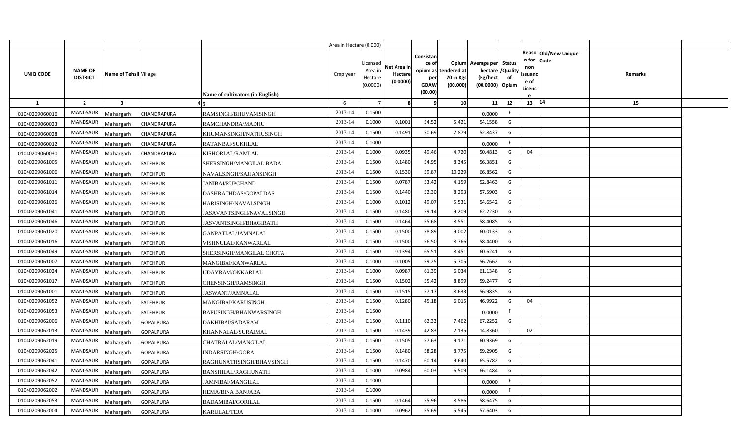| UNIQ CODE | NAME OF DISTRICT | Name of Tehsil | Village | Name of cultivators (in English) | Area in Hectare (0.000) Crop year | Licensed Area in Hectare (0.0000) | Net Area in Hectare (0.0000) | Consistance of opium as per GOAW (00.00) | Opium tendered at 70 in Kgs (00.000) | Average per hectare (Kg/hect (00.0000) | Status /Quality of Opium | Reason for non issuance of Licence | Old/New Unique Code | Remarks |
|---|---|---|---|---|---|---|---|---|---|---|---|---|---|---|
| 1 | 2 | 3 | 4 | 5 | 6 | 7 | 8 | 9 | 10 | 11 | 12 | 13 | 14 | 15 |
| 01040209060016 | MANDSAUR | Malhargarh | CHANDRAPURA | RAMSINGH/BHUVANISINGH | 2013-14 | 0.1500 | | | | 0.0000 | F | | | |
| 01040209060023 | MANDSAUR | Malhargarh | CHANDRAPURA | RAMCHANDRA/MADHU | 2013-14 | 0.1000 | 0.1001 | 54.52 | 5.421 | 54.1558 | G | | | |
| 01040209060028 | MANDSAUR | Malhargarh | CHANDRAPURA | KHUMANSINGH/NATHUSINGH | 2013-14 | 0.1500 | 0.1491 | 50.69 | 7.879 | 52.8437 | G | | | |
| 01040209060012 | MANDSAUR | Malhargarh | CHANDRAPURA | RATANBAI/SUKHLAL | 2013-14 | 0.1000 | | | | 0.0000 | F | | | |
| 01040209060030 | MANDSAUR | Malhargarh | CHANDRAPURA | KISHORLAL/RAMLAL | 2013-14 | 0.1000 | 0.0935 | 49.46 | 4.720 | 50.4813 | G | 04 | | |
| 01040209061005 | MANDSAUR | Malhargarh | FATEHPUR | SHERSINGH/MANGILAL BADA | 2013-14 | 0.1500 | 0.1480 | 54.95 | 8.345 | 56.3851 | G | | | |
| 01040209061006 | MANDSAUR | Malhargarh | FATEHPUR | NAVALSINGH/SAJJANSINGH | 2013-14 | 0.1500 | 0.1530 | 59.87 | 10.229 | 66.8562 | G | | | |
| 01040209061011 | MANDSAUR | Malhargarh | FATEHPUR | JANIBAI/RUPCHAND | 2013-14 | 0.1500 | 0.0787 | 53.42 | 4.159 | 52.8463 | G | | | |
| 01040209061014 | MANDSAUR | Malhargarh | FATEHPUR | DASHRATHDAS/GOPALDAS | 2013-14 | 0.1500 | 0.1440 | 52.30 | 8.293 | 57.5903 | G | | | |
| 01040209061036 | MANDSAUR | Malhargarh | FATEHPUR | HARISINGH/NAVALSINGH | 2013-14 | 0.1000 | 0.1012 | 49.07 | 5.531 | 54.6542 | G | | | |
| 01040209061041 | MANDSAUR | Malhargarh | FATEHPUR | JASAVANTSINGH/NAVALSINGH | 2013-14 | 0.1500 | 0.1480 | 59.14 | 9.209 | 62.2230 | G | | | |
| 01040209061046 | MANDSAUR | Malhargarh | FATEHPUR | JASVANTSINGH/BHAGIRATH | 2013-14 | 0.1500 | 0.1464 | 55.68 | 8.551 | 58.4085 | G | | | |
| 01040209061020 | MANDSAUR | Malhargarh | FATEHPUR | GANPATLAL/JAMNALAL | 2013-14 | 0.1500 | 0.1500 | 58.89 | 9.002 | 60.0133 | G | | | |
| 01040209061016 | MANDSAUR | Malhargarh | FATEHPUR | VISHNULAL/KANWARLAL | 2013-14 | 0.1500 | 0.1500 | 56.50 | 8.766 | 58.4400 | G | | | |
| 01040209061049 | MANDSAUR | Malhargarh | FATEHPUR | SHERSINGH/MANGILAL CHOTA | 2013-14 | 0.1500 | 0.1394 | 65.51 | 8.451 | 60.6241 | G | | | |
| 01040209061007 | MANDSAUR | Malhargarh | FATEHPUR | MANGIBAI/KANWARLAL | 2013-14 | 0.1000 | 0.1005 | 59.25 | 5.705 | 56.7662 | G | | | |
| 01040209061024 | MANDSAUR | Malhargarh | FATEHPUR | UDAYRAM/ONKARLAL | 2013-14 | 0.1000 | 0.0987 | 61.39 | 6.034 | 61.1348 | G | | | |
| 01040209061017 | MANDSAUR | Malhargarh | FATEHPUR | CHENSINGH/RAMSINGH | 2013-14 | 0.1500 | 0.1502 | 55.42 | 8.899 | 59.2477 | G | | | |
| 01040209061001 | MANDSAUR | Malhargarh | FATEHPUR | JASWANT/JAMNALAL | 2013-14 | 0.1500 | 0.1515 | 57.17 | 8.633 | 56.9835 | G | | | |
| 01040209061052 | MANDSAUR | Malhargarh | FATEHPUR | MANGIBAI/KARUSINGH | 2013-14 | 0.1500 | 0.1280 | 45.18 | 6.015 | 46.9922 | G | 04 | | |
| 01040209061053 | MANDSAUR | Malhargarh | FATEHPUR | BAPUSINGH/BHANWARSINGH | 2013-14 | 0.1500 | | | | 0.0000 | F | | | |
| 01040209062006 | MANDSAUR | Malhargarh | GOPALPURA | DAKHIBAI/SADARAM | 2013-14 | 0.1500 | 0.1110 | 62.33 | 7.462 | 67.2252 | G | | | |
| 01040209062013 | MANDSAUR | Malhargarh | GOPALPURA | KHANNALAL/SURAJMAL | 2013-14 | 0.1500 | 0.1439 | 42.83 | 2.135 | 14.8360 | I | 02 | | |
| 01040209062019 | MANDSAUR | Malhargarh | GOPALPURA | CHATRALAL/MANGILAL | 2013-14 | 0.1500 | 0.1505 | 57.63 | 9.171 | 60.9369 | G | | | |
| 01040209062025 | MANDSAUR | Malhargarh | GOPALPURA | INDARSINGH/GORA | 2013-14 | 0.1500 | 0.1480 | 58.28 | 8.775 | 59.2905 | G | | | |
| 01040209062041 | MANDSAUR | Malhargarh | GOPALPURA | RAGHUNATHSINGH/BHAVSINGH | 2013-14 | 0.1500 | 0.1470 | 60.14 | 9.640 | 65.5782 | G | | | |
| 01040209062042 | MANDSAUR | Malhargarh | GOPALPURA | BANSHILAL/RAGHUNATH | 2013-14 | 0.1000 | 0.0984 | 60.03 | 6.509 | 66.1484 | G | | | |
| 01040209062052 | MANDSAUR | Malhargarh | GOPALPURA | JAMNIBAI/MANGILAL | 2013-14 | 0.1000 | | | | 0.0000 | F | | | |
| 01040209062002 | MANDSAUR | Malhargarh | GOPALPURA | HEMA/BINA BANJARA | 2013-14 | 0.1000 | | | | 0.0000 | F | | | |
| 01040209062053 | MANDSAUR | Malhargarh | GOPALPURA | BADAMIBAI/GORILAL | 2013-14 | 0.1500 | 0.1464 | 55.96 | 8.586 | 58.6475 | G | | | |
| 01040209062004 | MANDSAUR | Malhargarh | GOPALPURA | KARULAL/TEJA | 2013-14 | 0.1000 | 0.0962 | 55.69 | 5.545 | 57.6403 | G | | | |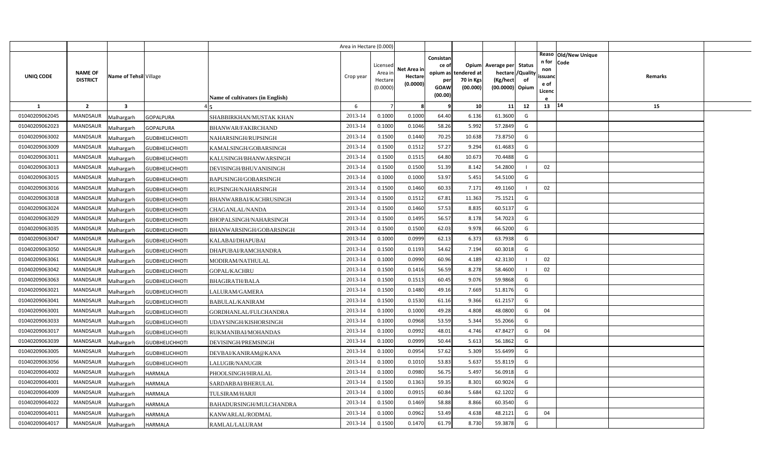| UNIQ CODE | NAME OF DISTRICT | Name of Tehsil | Village | Name of cultivators (in English) | Area in Hectare (0.000) Crop year | Licensed Area in Hectare (0.0000) | Net Area in Hectare (0.0000) | Consistance of opium as per GOAW (00.00) | Opium tendered at 70 in Kgs (00.000) | Average per hectare (Kg/hect (00.0000) | Status /Quality of Opium | Reason for non issuance of Licence | Old/New Unique Code | Remarks |
|---|---|---|---|---|---|---|---|---|---|---|---|---|---|---|
| 1 | 2 | 3 | 4 | 5 | 6 | 7 | 8 | 9 | 10 | 11 | 12 | 13 | 14 | 15 |
| 01040209062045 | MANDSAUR | Malhargarh | GOPALPURA | SHABBIRKHAN/MUSTAK KHAN | 2013-14 | 0.1000 | 0.1000 | 64.40 | 6.136 | 61.3600 | G | | | |
| 01040209062023 | MANDSAUR | Malhargarh | GOPALPURA | BHANWAR/FAKIRCHAND | 2013-14 | 0.1000 | 0.1046 | 58.26 | 5.992 | 57.2849 | G | | | |
| 01040209063002 | MANDSAUR | Malhargarh | GUDBHELICHHOTI | NAHARSINGH/RUPSINGH | 2013-14 | 0.1500 | 0.1440 | 70.25 | 10.638 | 73.8750 | G | | | |
| 01040209063009 | MANDSAUR | Malhargarh | GUDBHELICHHOTI | KAMALSINGH/GOBARSINGH | 2013-14 | 0.1500 | 0.1512 | 57.27 | 9.294 | 61.4683 | G | | | |
| 01040209063011 | MANDSAUR | Malhargarh | GUDBHELICHHOTI | KALUSINGH/BHANWARSINGH | 2013-14 | 0.1500 | 0.1515 | 64.80 | 10.673 | 70.4488 | G | | | |
| 01040209063013 | MANDSAUR | Malhargarh | GUDBHELICHHOTI | DEVISINGH/BHUVANISINGH | 2013-14 | 0.1500 | 0.1500 | 51.39 | 8.142 | 54.2800 | I | 02 | | |
| 01040209063015 | MANDSAUR | Malhargarh | GUDBHELICHHOTI | BAPUSINGH/GOBARSINGH | 2013-14 | 0.1000 | 0.1000 | 53.97 | 5.451 | 54.5100 | G | | | |
| 01040209063016 | MANDSAUR | Malhargarh | GUDBHELICHHOTI | RUPSINGH/NAHARSINGH | 2013-14 | 0.1500 | 0.1460 | 60.33 | 7.171 | 49.1160 | I | 02 | | |
| 01040209063018 | MANDSAUR | Malhargarh | GUDBHELICHHOTI | BHANWARBAI/KACHRUSINGH | 2013-14 | 0.1500 | 0.1512 | 67.81 | 11.363 | 75.1521 | G | | | |
| 01040209063024 | MANDSAUR | Malhargarh | GUDBHELICHHOTI | CHAGANLAL/NANDA | 2013-14 | 0.1500 | 0.1460 | 57.53 | 8.835 | 60.5137 | G | | | |
| 01040209063029 | MANDSAUR | Malhargarh | GUDBHELICHHOTI | BHOPALSINGH/NAHARSINGH | 2013-14 | 0.1500 | 0.1495 | 56.57 | 8.178 | 54.7023 | G | | | |
| 01040209063035 | MANDSAUR | Malhargarh | GUDBHELICHHOTI | BHANWARSINGH/GOBARSINGH | 2013-14 | 0.1500 | 0.1500 | 62.03 | 9.978 | 66.5200 | G | | | |
| 01040209063047 | MANDSAUR | Malhargarh | GUDBHELICHHOTI | KALABAI/DHAPUBAI | 2013-14 | 0.1000 | 0.0999 | 62.13 | 6.373 | 63.7938 | G | | | |
| 01040209063050 | MANDSAUR | Malhargarh | GUDBHELICHHOTI | DHAPUBAI/RAMCHANDRA | 2013-14 | 0.1500 | 0.1193 | 54.62 | 7.194 | 60.3018 | G | | | |
| 01040209063061 | MANDSAUR | Malhargarh | GUDBHELICHHOTI | MODIRAM/NATHULAL | 2013-14 | 0.1000 | 0.0990 | 60.96 | 4.189 | 42.3130 | I | 02 | | |
| 01040209063042 | MANDSAUR | Malhargarh | GUDBHELICHHOTI | GOPAL/KACHRU | 2013-14 | 0.1500 | 0.1416 | 56.59 | 8.278 | 58.4600 | I | 02 | | |
| 01040209063063 | MANDSAUR | Malhargarh | GUDBHELICHHOTI | BHAGIRATH/BALA | 2013-14 | 0.1500 | 0.1513 | 60.45 | 9.076 | 59.9868 | G | | | |
| 01040209063021 | MANDSAUR | Malhargarh | GUDBHELICHHOTI | LALURAM/GAMERA | 2013-14 | 0.1500 | 0.1480 | 49.16 | 7.669 | 51.8176 | G | | | |
| 01040209063041 | MANDSAUR | Malhargarh | GUDBHELICHHOTI | BABULAL/KANIRAM | 2013-14 | 0.1500 | 0.1530 | 61.16 | 9.366 | 61.2157 | G | | | |
| 01040209063001 | MANDSAUR | Malhargarh | GUDBHELICHHOTI | GORDHANLAL/FULCHANDRA | 2013-14 | 0.1000 | 0.1000 | 49.28 | 4.808 | 48.0800 | G | 04 | | |
| 01040209063033 | MANDSAUR | Malhargarh | GUDBHELICHHOTI | UDAYSINGH/KISHORSINGH | 2013-14 | 0.1000 | 0.0968 | 53.59 | 5.344 | 55.2066 | G | | | |
| 01040209063017 | MANDSAUR | Malhargarh | GUDBHELICHHOTI | RUKMANIBAI/MOHANDAS | 2013-14 | 0.1000 | 0.0992 | 48.01 | 4.746 | 47.8427 | G | 04 | | |
| 01040209063039 | MANDSAUR | Malhargarh | GUDBHELICHHOTI | DEVISINGH/PREMSINGH | 2013-14 | 0.1000 | 0.0999 | 50.44 | 5.613 | 56.1862 | G | | | |
| 01040209063005 | MANDSAUR | Malhargarh | GUDBHELICHHOTI | DEVBAI/KANIRAM@KANA | 2013-14 | 0.1000 | 0.0954 | 57.62 | 5.309 | 55.6499 | G | | | |
| 01040209063056 | MANDSAUR | Malhargarh | GUDBHELICHHOTI | LALUGIR/NANUGIR | 2013-14 | 0.1000 | 0.1010 | 53.83 | 5.637 | 55.8119 | G | | | |
| 01040209064002 | MANDSAUR | Malhargarh | HARMALA | PHOOLSINGH/HIRALAL | 2013-14 | 0.1000 | 0.0980 | 56.75 | 5.497 | 56.0918 | G | | | |
| 01040209064001 | MANDSAUR | Malhargarh | HARMALA | SARDARBAI/BHERULAL | 2013-14 | 0.1500 | 0.1363 | 59.35 | 8.301 | 60.9024 | G | | | |
| 01040209064009 | MANDSAUR | Malhargarh | HARMALA | TULSIRAM/HARJI | 2013-14 | 0.1000 | 0.0915 | 60.84 | 5.684 | 62.1202 | G | | | |
| 01040209064022 | MANDSAUR | Malhargarh | HARMALA | BAHADURSINGH/MULCHANDRA | 2013-14 | 0.1500 | 0.1469 | 58.88 | 8.866 | 60.3540 | G | | | |
| 01040209064011 | MANDSAUR | Malhargarh | HARMALA | KANWARLAL/RODMAL | 2013-14 | 0.1000 | 0.0962 | 53.49 | 4.638 | 48.2121 | G | 04 | | |
| 01040209064017 | MANDSAUR | Malhargarh | HARMALA | RAMLAL/LALURAM | 2013-14 | 0.1500 | 0.1470 | 61.79 | 8.730 | 59.3878 | G | | | |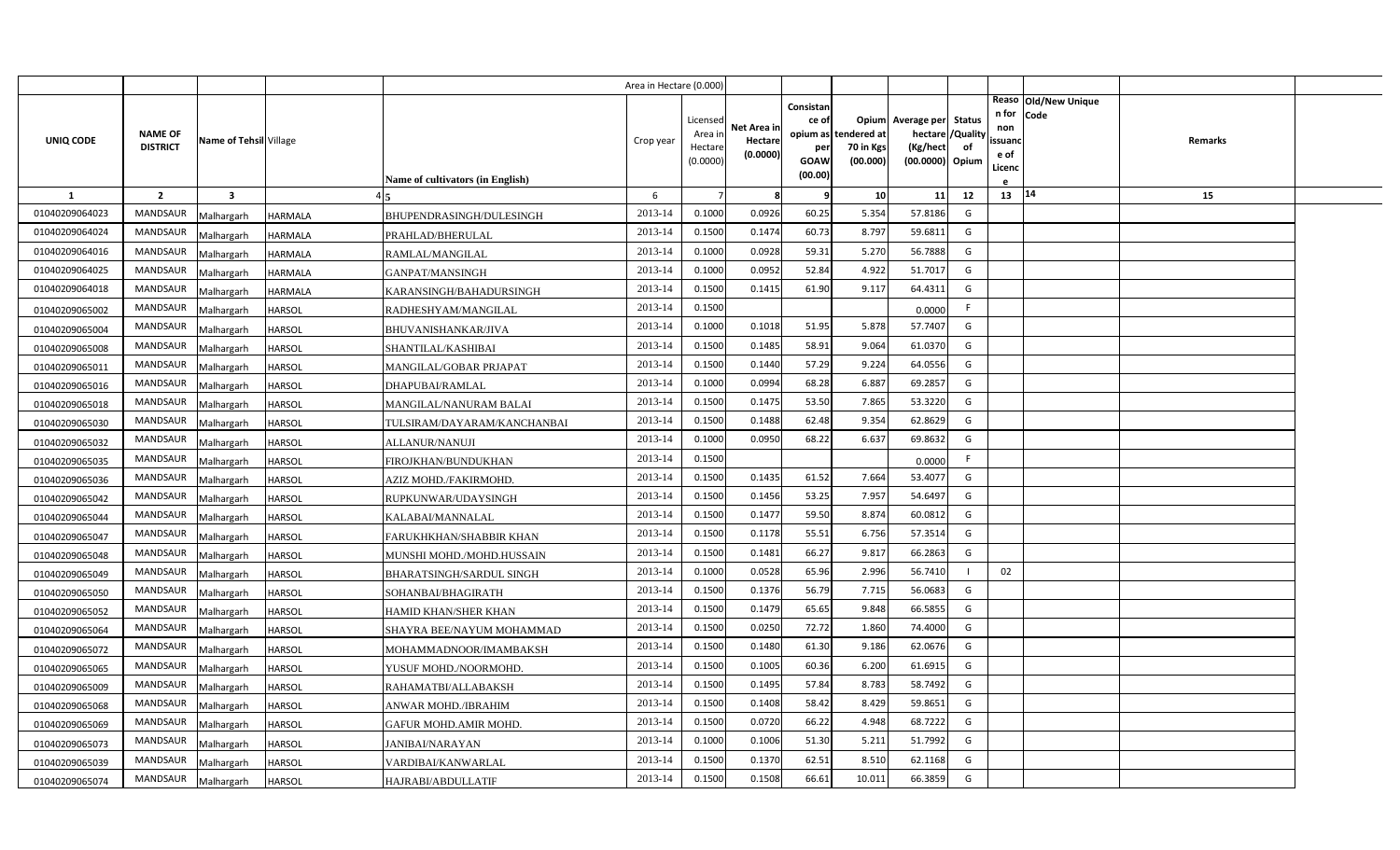| UNIQ CODE | NAME OF DISTRICT | Name of Tehsil | Village | Name of cultivators (in English) | Crop year | Licensed Area in Hectare (0.0000) | Net Area in Hectare (0.0000) | Consistance of opium as per GOAW (00.00) | Opium tendered at 70 in Kgs (00.000) | Average per hectare (Kg/hect (00.0000) | Status /Quality of Opium | Reason for non issuance of Licence | Old/New Unique Code | Remarks | |
|---|---|---|---|---|---|---|---|---|---|---|---|---|---|---|---|
| 1 | 2 | 3 | 4 | 5 | 6 | 7 | 8 | 9 | 10 | 11 | 12 | 13 | 14 | 15 | |
| 01040209064023 | MANDSAUR | Malhargarh | HARMALA | BHUPENDRASINGH/DULESINGH | 2013-14 | 0.1000 | 0.0926 | 60.25 | 5.354 | 57.8186 | G | | | | |
| 01040209064024 | MANDSAUR | Malhargarh | HARMALA | PRAHLAD/BHERULAL | 2013-14 | 0.1500 | 0.1474 | 60.73 | 8.797 | 59.6811 | G | | | | |
| 01040209064016 | MANDSAUR | Malhargarh | HARMALA | RAMLAL/MANGILAL | 2013-14 | 0.1000 | 0.0928 | 59.31 | 5.270 | 56.7888 | G | | | | |
| 01040209064025 | MANDSAUR | Malhargarh | HARMALA | GANPAT/MANSINGH | 2013-14 | 0.1000 | 0.0952 | 52.84 | 4.922 | 51.7017 | G | | | | |
| 01040209064018 | MANDSAUR | Malhargarh | HARMALA | KARANSINGH/BAHADURSINGH | 2013-14 | 0.1500 | 0.1415 | 61.90 | 9.117 | 64.4311 | G | | | | |
| 01040209065002 | MANDSAUR | Malhargarh | HARSOL | RADHESHYAM/MANGILAL | 2013-14 | 0.1500 | | | | 0.0000 | F | | | | |
| 01040209065004 | MANDSAUR | Malhargarh | HARSOL | BHUVANISHANKAR/JIVA | 2013-14 | 0.1000 | 0.1018 | 51.95 | 5.878 | 57.7407 | G | | | | |
| 01040209065008 | MANDSAUR | Malhargarh | HARSOL | SHANTILAL/KASHIBAI | 2013-14 | 0.1500 | 0.1485 | 58.91 | 9.064 | 61.0370 | G | | | | |
| 01040209065011 | MANDSAUR | Malhargarh | HARSOL | MANGILAL/GOBAR PRJAPAT | 2013-14 | 0.1500 | 0.1440 | 57.29 | 9.224 | 64.0556 | G | | | | |
| 01040209065016 | MANDSAUR | Malhargarh | HARSOL | DHAPUBAI/RAMLAL | 2013-14 | 0.1000 | 0.0994 | 68.28 | 6.887 | 69.2857 | G | | | | |
| 01040209065018 | MANDSAUR | Malhargarh | HARSOL | MANGILAL/NANURAM BALAI | 2013-14 | 0.1500 | 0.1475 | 53.50 | 7.865 | 53.3220 | G | | | | |
| 01040209065030 | MANDSAUR | Malhargarh | HARSOL | TULSIRAM/DAYARAM/KANCHANBAI | 2013-14 | 0.1500 | 0.1488 | 62.48 | 9.354 | 62.8629 | G | | | | |
| 01040209065032 | MANDSAUR | Malhargarh | HARSOL | ALLANUR/NANUJI | 2013-14 | 0.1000 | 0.0950 | 68.22 | 6.637 | 69.8632 | G | | | | |
| 01040209065035 | MANDSAUR | Malhargarh | HARSOL | FIROJKHAN/BUNDUKHAN | 2013-14 | 0.1500 | | | | 0.0000 | F | | | | |
| 01040209065036 | MANDSAUR | Malhargarh | HARSOL | AZIZ MOHD./FAKIRMOHD. | 2013-14 | 0.1500 | 0.1435 | 61.52 | 7.664 | 53.4077 | G | | | | |
| 01040209065042 | MANDSAUR | Malhargarh | HARSOL | RUPKUNWAR/UDAYSINGH | 2013-14 | 0.1500 | 0.1456 | 53.25 | 7.957 | 54.6497 | G | | | | |
| 01040209065044 | MANDSAUR | Malhargarh | HARSOL | KALABAI/MANNALAL | 2013-14 | 0.1500 | 0.1477 | 59.50 | 8.874 | 60.0812 | G | | | | |
| 01040209065047 | MANDSAUR | Malhargarh | HARSOL | FARUKHKHAN/SHABBIR KHAN | 2013-14 | 0.1500 | 0.1178 | 55.51 | 6.756 | 57.3514 | G | | | | |
| 01040209065048 | MANDSAUR | Malhargarh | HARSOL | MUNSHI MOHD./MOHD.HUSSAIN | 2013-14 | 0.1500 | 0.1481 | 66.27 | 9.817 | 66.2863 | G | | | | |
| 01040209065049 | MANDSAUR | Malhargarh | HARSOL | BHARATSINGH/SARDUL SINGH | 2013-14 | 0.1000 | 0.0528 | 65.96 | 2.996 | 56.7410 | I | 02 | | | |
| 01040209065050 | MANDSAUR | Malhargarh | HARSOL | SOHANBAI/BHAGIRATH | 2013-14 | 0.1500 | 0.1376 | 56.79 | 7.715 | 56.0683 | G | | | | |
| 01040209065052 | MANDSAUR | Malhargarh | HARSOL | HAMID KHAN/SHER KHAN | 2013-14 | 0.1500 | 0.1479 | 65.65 | 9.848 | 66.5855 | G | | | | |
| 01040209065064 | MANDSAUR | Malhargarh | HARSOL | SHAYRA BEE/NAYUM MOHAMMAD | 2013-14 | 0.1500 | 0.0250 | 72.72 | 1.860 | 74.4000 | G | | | | |
| 01040209065072 | MANDSAUR | Malhargarh | HARSOL | MOHAMMADNOOR/IMAMBAKSH | 2013-14 | 0.1500 | 0.1480 | 61.30 | 9.186 | 62.0676 | G | | | | |
| 01040209065065 | MANDSAUR | Malhargarh | HARSOL | YUSUF MOHD./NOORMOHD. | 2013-14 | 0.1500 | 0.1005 | 60.36 | 6.200 | 61.6915 | G | | | | |
| 01040209065009 | MANDSAUR | Malhargarh | HARSOL | RAHAMATBI/ALLABAKSH | 2013-14 | 0.1500 | 0.1495 | 57.84 | 8.783 | 58.7492 | G | | | | |
| 01040209065068 | MANDSAUR | Malhargarh | HARSOL | ANWAR MOHD./IBRAHIM | 2013-14 | 0.1500 | 0.1408 | 58.42 | 8.429 | 59.8651 | G | | | | |
| 01040209065069 | MANDSAUR | Malhargarh | HARSOL | GAFUR MOHD.AMIR MOHD. | 2013-14 | 0.1500 | 0.0720 | 66.22 | 4.948 | 68.7222 | G | | | | |
| 01040209065073 | MANDSAUR | Malhargarh | HARSOL | JANIBAI/NARAYAN | 2013-14 | 0.1000 | 0.1006 | 51.30 | 5.211 | 51.7992 | G | | | | |
| 01040209065039 | MANDSAUR | Malhargarh | HARSOL | VARDIBAI/KANWARLAL | 2013-14 | 0.1500 | 0.1370 | 62.51 | 8.510 | 62.1168 | G | | | | |
| 01040209065074 | MANDSAUR | Malhargarh | HARSOL | HAJRABI/ABDULLATIF | 2013-14 | 0.1500 | 0.1508 | 66.61 | 10.011 | 66.3859 | G | | | | |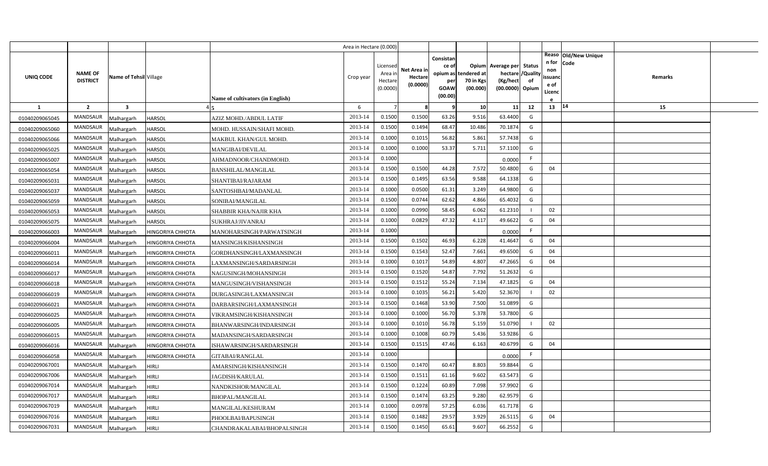| UNIQ CODE | NAME OF DISTRICT | Name of Tehsil | Village | Name of cultivators (in English) | Crop year | Licensed Area in Hectare (0.0000) | Net Area in Hectare (0.0000) | Consistance of opium as per GOAW (00.00) | Opium tendered at 70 in Kgs (00.000) | Average per hectare (Kg/hect (00.0000) | Status /Quality of Opium | Reason for non issuance of Licence | Old/New Unique Code | Remarks |
|---|---|---|---|---|---|---|---|---|---|---|---|---|---|---|
| 1 | 2 | 3 | 4 | 5 | 6 | 7 | 8 | 9 | 10 | 11 | 12 | 13 | 14 | 15 |
| 01040209065045 | MANDSAUR | Malhargarh | HARSOL | AZIZ MOHD./ABDUL LATIF | 2013-14 | 0.1500 | 0.1500 | 63.26 | 9.516 | 63.4400 | G | | | |
| 01040209065060 | MANDSAUR | Malhargarh | HARSOL | MOHD. HUSSAIN/SHAFI MOHD. | 2013-14 | 0.1500 | 0.1494 | 68.47 | 10.486 | 70.1874 | G | | | |
| 01040209065066 | MANDSAUR | Malhargarh | HARSOL | MAKBUL KHAN/GUL MOHD. | 2013-14 | 0.1000 | 0.1015 | 56.82 | 5.861 | 57.7438 | G | | | |
| 01040209065025 | MANDSAUR | Malhargarh | HARSOL | MANGIBAI/DEVILAL | 2013-14 | 0.1000 | 0.1000 | 53.37 | 5.711 | 57.1100 | G | | | |
| 01040209065007 | MANDSAUR | Malhargarh | HARSOL | AHMADNOOR/CHANDMOHD. | 2013-14 | 0.1000 | | | | 0.0000 | F | | | |
| 01040209065054 | MANDSAUR | Malhargarh | HARSOL | BANSHILAL/MANGILAL | 2013-14 | 0.1500 | 0.1500 | 44.28 | 7.572 | 50.4800 | G | 04 | | |
| 01040209065031 | MANDSAUR | Malhargarh | HARSOL | SHANTIBAI/RAJARAM | 2013-14 | 0.1500 | 0.1495 | 63.56 | 9.588 | 64.1338 | G | | | |
| 01040209065037 | MANDSAUR | Malhargarh | HARSOL | SANTOSHBAI/MADANLAL | 2013-14 | 0.1000 | 0.0500 | 61.31 | 3.249 | 64.9800 | G | | | |
| 01040209065059 | MANDSAUR | Malhargarh | HARSOL | SONIBAI/MANGILAL | 2013-14 | 0.1500 | 0.0744 | 62.62 | 4.866 | 65.4032 | G | | | |
| 01040209065053 | MANDSAUR | Malhargarh | HARSOL | SHABBIR KHA/NAJIR KHA | 2013-14 | 0.1000 | 0.0990 | 58.45 | 6.062 | 61.2310 | I | 02 | | |
| 01040209065075 | MANDSAUR | Malhargarh | HARSOL | SUKHRAJ/JIVANRAJ | 2013-14 | 0.1000 | 0.0829 | 47.32 | 4.117 | 49.6622 | G | 04 | | |
| 01040209066003 | MANDSAUR | Malhargarh | HINGORIYA CHHOTA | MANOHARSINGH/PARWATSINGH | 2013-14 | 0.1000 | | | | 0.0000 | F | | | |
| 01040209066004 | MANDSAUR | Malhargarh | HINGORIYA CHHOTA | MANSINGH/KISHANSINGH | 2013-14 | 0.1500 | 0.1502 | 46.93 | 6.228 | 41.4647 | G | 04 | | |
| 01040209066011 | MANDSAUR | Malhargarh | HINGORIYA CHHOTA | GORDHANSINGH/LAXMANSINGH | 2013-14 | 0.1500 | 0.1543 | 52.47 | 7.661 | 49.6500 | G | 04 | | |
| 01040209066014 | MANDSAUR | Malhargarh | HINGORIYA CHHOTA | LAXMANSINGH/SARDARSINGH | 2013-14 | 0.1000 | 0.1017 | 54.89 | 4.807 | 47.2665 | G | 04 | | |
| 01040209066017 | MANDSAUR | Malhargarh | HINGORIYA CHHOTA | NAGUSINGH/MOHANSINGH | 2013-14 | 0.1500 | 0.1520 | 54.87 | 7.792 | 51.2632 | G | | | |
| 01040209066018 | MANDSAUR | Malhargarh | HINGORIYA CHHOTA | MANGUSINGH/VISHANSINGH | 2013-14 | 0.1500 | 0.1512 | 55.24 | 7.134 | 47.1825 | G | 04 | | |
| 01040209066019 | MANDSAUR | Malhargarh | HINGORIYA CHHOTA | DURGASINGH/LAXMANSINGH | 2013-14 | 0.1000 | 0.1035 | 56.21 | 5.420 | 52.3670 | I | 02 | | |
| 01040209066021 | MANDSAUR | Malhargarh | HINGORIYA CHHOTA | DARBARSINGH/LAXMANSINGH | 2013-14 | 0.1500 | 0.1468 | 53.90 | 7.500 | 51.0899 | G | | | |
| 01040209066025 | MANDSAUR | Malhargarh | HINGORIYA CHHOTA | VIKRAMSINGH/KISHANSINGH | 2013-14 | 0.1000 | 0.1000 | 56.70 | 5.378 | 53.7800 | G | | | |
| 01040209066005 | MANDSAUR | Malhargarh | HINGORIYA CHHOTA | BHANWARSINGH/INDARSINGH | 2013-14 | 0.1000 | 0.1010 | 56.78 | 5.159 | 51.0790 | I | 02 | | |
| 01040209066015 | MANDSAUR | Malhargarh | HINGORIYA CHHOTA | MADANSINGH/SARDARSINGH | 2013-14 | 0.1000 | 0.1008 | 60.79 | 5.436 | 53.9286 | G | | | |
| 01040209066016 | MANDSAUR | Malhargarh | HINGORIYA CHHOTA | ISHAWARSINGH/SARDARSINGH | 2013-14 | 0.1500 | 0.1515 | 47.46 | 6.163 | 40.6799 | G | 04 | | |
| 01040209066058 | MANDSAUR | Malhargarh | HINGORIYA CHHOTA | GITABAI/RANGLAL | 2013-14 | 0.1000 | | | | 0.0000 | F | | | |
| 01040209067001 | MANDSAUR | Malhargarh | HIRLI | AMARSINGH/KISHANSINGH | 2013-14 | 0.1500 | 0.1470 | 60.47 | 8.803 | 59.8844 | G | | | |
| 01040209067006 | MANDSAUR | Malhargarh | HIRLI | JAGDISH/KARULAL | 2013-14 | 0.1500 | 0.1511 | 61.16 | 9.602 | 63.5473 | G | | | |
| 01040209067014 | MANDSAUR | Malhargarh | HIRLI | NANDKISHOR/MANGILAL | 2013-14 | 0.1500 | 0.1224 | 60.89 | 7.098 | 57.9902 | G | | | |
| 01040209067017 | MANDSAUR | Malhargarh | HIRLI | BHOPAL/MANGILAL | 2013-14 | 0.1500 | 0.1474 | 63.25 | 9.280 | 62.9579 | G | | | |
| 01040209067019 | MANDSAUR | Malhargarh | HIRLI | MANGILAL/KESHURAM | 2013-14 | 0.1000 | 0.0978 | 57.25 | 6.036 | 61.7178 | G | | | |
| 01040209067016 | MANDSAUR | Malhargarh | HIRLI | PHOOLBAI/BAPUSINGH | 2013-14 | 0.1500 | 0.1482 | 29.57 | 3.929 | 26.5115 | G | 04 | | |
| 01040209067031 | MANDSAUR | Malhargarh | HIRLI | CHANDRAKALABAI/BHOPALSINGH | 2013-14 | 0.1500 | 0.1450 | 65.61 | 9.607 | 66.2552 | G | | | |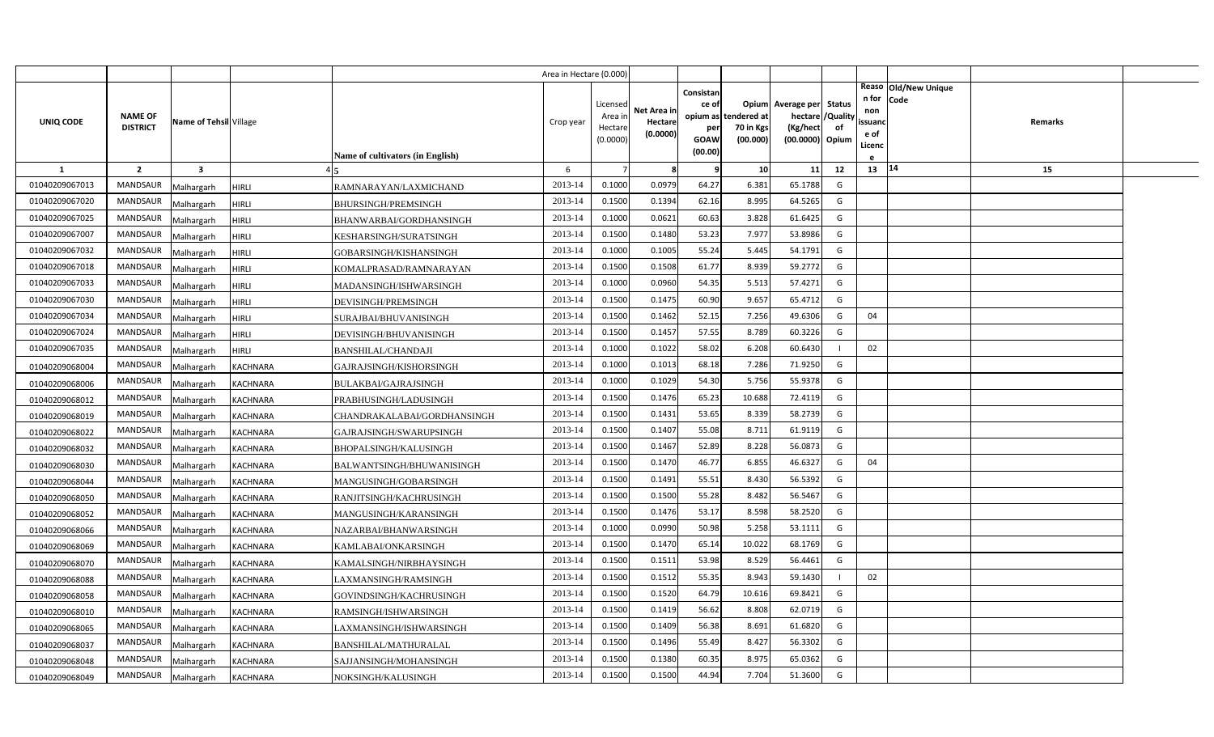| | | | | | Area in Hectare (0.000) | | | | | | | | | | |
|---|---|---|---|---|---|---|---|---|---|---|---|---|---|---|---|
| UNIQ CODE | NAME OF DISTRICT | Name of Tehsil | Village | Name of cultivators (in English) | Crop year | Licensed Area in Hectare (0.0000) | Net Area in Hectare (0.0000) | Consistance of opium as per GOAW (00.00) | Opium tendered at 70 in Kgs (00.000) | Average per hectare (Kg/hect (00.0000) | Status /Quality of Opium | Reason for non issuance of Licence | Old/New Unique Code | Remarks | |
| 1 | 2 | 3 | 4 | 5 | 6 | 7 | 8 | 9 | 10 | 11 | 12 | 13 | 14 | 15 | |
| 01040209067013 | MANDSAUR | Malhargarh | HIRLI | RAMNARAYAN/LAXMICHAND | 2013-14 | 0.1000 | 0.0979 | 64.27 | 6.381 | 65.1788 | G | | | | |
| 01040209067020 | MANDSAUR | Malhargarh | HIRLI | BHURSINGH/PREMSINGH | 2013-14 | 0.1500 | 0.1394 | 62.16 | 8.995 | 64.5265 | G | | | | |
| 01040209067025 | MANDSAUR | Malhargarh | HIRLI | BHANWARBAI/GORDHANSINGH | 2013-14 | 0.1000 | 0.0621 | 60.63 | 3.828 | 61.6425 | G | | | | |
| 01040209067007 | MANDSAUR | Malhargarh | HIRLI | KESHARSINGH/SURATSINGH | 2013-14 | 0.1500 | 0.1480 | 53.23 | 7.977 | 53.8986 | G | | | | |
| 01040209067032 | MANDSAUR | Malhargarh | HIRLI | GOBARSINGH/KISHANSINGH | 2013-14 | 0.1000 | 0.1005 | 55.24 | 5.445 | 54.1791 | G | | | | |
| 01040209067018 | MANDSAUR | Malhargarh | HIRLI | KOMALPRASAD/RAMNARAYAN | 2013-14 | 0.1500 | 0.1508 | 61.77 | 8.939 | 59.2772 | G | | | | |
| 01040209067033 | MANDSAUR | Malhargarh | HIRLI | MADANSINGH/ISHWARSINGH | 2013-14 | 0.1000 | 0.0960 | 54.35 | 5.513 | 57.4271 | G | | | | |
| 01040209067030 | MANDSAUR | Malhargarh | HIRLI | DEVISINGH/PREMSINGH | 2013-14 | 0.1500 | 0.1475 | 60.90 | 9.657 | 65.4712 | G | | | | |
| 01040209067034 | MANDSAUR | Malhargarh | HIRLI | SURAJBAI/BHUVANISINGH | 2013-14 | 0.1500 | 0.1462 | 52.15 | 7.256 | 49.6306 | G | 04 | | | |
| 01040209067024 | MANDSAUR | Malhargarh | HIRLI | DEVISINGH/BHUVANISINGH | 2013-14 | 0.1500 | 0.1457 | 57.55 | 8.789 | 60.3226 | G | | | | |
| 01040209067035 | MANDSAUR | Malhargarh | HIRLI | BANSHILAL/CHANDAJI | 2013-14 | 0.1000 | 0.1022 | 58.02 | 6.208 | 60.6430 | I | 02 | | | |
| 01040209068004 | MANDSAUR | Malhargarh | KACHNARA | GAJRAJSINGH/KISHORSINGH | 2013-14 | 0.1000 | 0.1013 | 68.18 | 7.286 | 71.9250 | G | | | | |
| 01040209068006 | MANDSAUR | Malhargarh | KACHNARA | BULAKBAI/GAJRAJSINGH | 2013-14 | 0.1000 | 0.1029 | 54.30 | 5.756 | 55.9378 | G | | | | |
| 01040209068012 | MANDSAUR | Malhargarh | KACHNARA | PRABHUSINGH/LADUSINGH | 2013-14 | 0.1500 | 0.1476 | 65.23 | 10.688 | 72.4119 | G | | | | |
| 01040209068019 | MANDSAUR | Malhargarh | KACHNARA | CHANDRAKALABAI/GORDHANSINGH | 2013-14 | 0.1500 | 0.1431 | 53.65 | 8.339 | 58.2739 | G | | | | |
| 01040209068022 | MANDSAUR | Malhargarh | KACHNARA | GAJRAJSINGH/SWARUPSINGH | 2013-14 | 0.1500 | 0.1407 | 55.08 | 8.711 | 61.9119 | G | | | | |
| 01040209068032 | MANDSAUR | Malhargarh | KACHNARA | BHOPALSINGH/KALUSINGH | 2013-14 | 0.1500 | 0.1467 | 52.89 | 8.228 | 56.0873 | G | | | | |
| 01040209068030 | MANDSAUR | Malhargarh | KACHNARA | BALWANTSINGH/BHUWANISINGH | 2013-14 | 0.1500 | 0.1470 | 46.77 | 6.855 | 46.6327 | G | 04 | | | |
| 01040209068044 | MANDSAUR | Malhargarh | KACHNARA | MANGUSINGH/GOBARSINGH | 2013-14 | 0.1500 | 0.1491 | 55.51 | 8.430 | 56.5392 | G | | | | |
| 01040209068050 | MANDSAUR | Malhargarh | KACHNARA | RANJITSINGH/KACHRUSINGH | 2013-14 | 0.1500 | 0.1500 | 55.28 | 8.482 | 56.5467 | G | | | | |
| 01040209068052 | MANDSAUR | Malhargarh | KACHNARA | MANGUSINGH/KARANSINGH | 2013-14 | 0.1500 | 0.1476 | 53.17 | 8.598 | 58.2520 | G | | | | |
| 01040209068066 | MANDSAUR | Malhargarh | KACHNARA | NAZARBAI/BHANWARSINGH | 2013-14 | 0.1000 | 0.0990 | 50.98 | 5.258 | 53.1111 | G | | | | |
| 01040209068069 | MANDSAUR | Malhargarh | KACHNARA | KAMLABAI/ONKARSINGH | 2013-14 | 0.1500 | 0.1470 | 65.14 | 10.022 | 68.1769 | G | | | | |
| 01040209068070 | MANDSAUR | Malhargarh | KACHNARA | KAMALSINGH/NIRBHAYSINGH | 2013-14 | 0.1500 | 0.1511 | 53.98 | 8.529 | 56.4461 | G | | | | |
| 01040209068088 | MANDSAUR | Malhargarh | KACHNARA | LAXMANSINGH/RAMSINGH | 2013-14 | 0.1500 | 0.1512 | 55.35 | 8.943 | 59.1430 | I | 02 | | | |
| 01040209068058 | MANDSAUR | Malhargarh | KACHNARA | GOVINDSINGH/KACHRUSINGH | 2013-14 | 0.1500 | 0.1520 | 64.79 | 10.616 | 69.8421 | G | | | | |
| 01040209068010 | MANDSAUR | Malhargarh | KACHNARA | RAMSINGH/ISHWARSINGH | 2013-14 | 0.1500 | 0.1419 | 56.62 | 8.808 | 62.0719 | G | | | | |
| 01040209068065 | MANDSAUR | Malhargarh | KACHNARA | LAXMANSINGH/ISHWARSINGH | 2013-14 | 0.1500 | 0.1409 | 56.38 | 8.691 | 61.6820 | G | | | | |
| 01040209068037 | MANDSAUR | Malhargarh | KACHNARA | BANSHILAL/MATHURALAL | 2013-14 | 0.1500 | 0.1496 | 55.49 | 8.427 | 56.3302 | G | | | | |
| 01040209068048 | MANDSAUR | Malhargarh | KACHNARA | SAJJANSINGH/MOHANSINGH | 2013-14 | 0.1500 | 0.1380 | 60.35 | 8.975 | 65.0362 | G | | | | |
| 01040209068049 | MANDSAUR | Malhargarh | KACHNARA | NOKSINGH/KALUSINGH | 2013-14 | 0.1500 | 0.1500 | 44.94 | 7.704 | 51.3600 | G | | | | |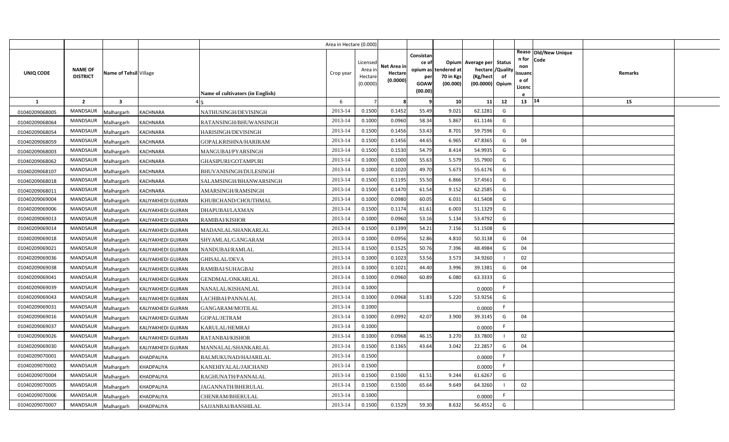| UNIQ CODE | NAME OF DISTRICT | Name of Tehsil | Village | Name of cultivators (in English) | Area in Hectare (0.000) Crop year | Licensed Area in Hectare (0.0000) | Net Area in Hectare (0.0000) | Consistance of opium as per GOAW (00.00) | Opium tendered at 70 in Kgs (00.000) | Average per hectare (Kg/hect) (00.0000) | Status /Quality of Opium | Reason for non issuance of Licence | Old/New Unique Code | Remarks |
|---|---|---|---|---|---|---|---|---|---|---|---|---|---|---|
| 1 | 2 | 3 | 4 | 5 | 6 | 7 | 8 | 9 | 10 | 11 | 12 | 13 | 14 | 15 |
| 01040209068005 | MANDSAUR | Malhargarh | KACHNARA | NATHUSINGH/DEVISINGH | 2013-14 | 0.1500 | 0.1452 | 55.49 | 9.021 | 62.1281 | G | | | |
| 01040209068064 | MANDSAUR | Malhargarh | KACHNARA | RATANSINGH/BHUWANSINGH | 2013-14 | 0.1000 | 0.0960 | 58.34 | 5.867 | 61.1146 | G | | | |
| 01040209068054 | MANDSAUR | Malhargarh | KACHNARA | HARISINGH/DEVISINGH | 2013-14 | 0.1500 | 0.1456 | 53.43 | 8.701 | 59.7596 | G | | | |
| 01040209068059 | MANDSAUR | Malhargarh | KACHNARA | GOPALKRISHNA/HARIRAM | 2013-14 | 0.1500 | 0.1456 | 44.65 | 6.965 | 47.8365 | G | 04 | | |
| 01040209068003 | MANDSAUR | Malhargarh | KACHNARA | MANGUBAI/PYARSINGH | 2013-14 | 0.1500 | 0.1530 | 54.79 | 8.414 | 54.9935 | G | | | |
| 01040209068062 | MANDSAUR | Malhargarh | KACHNARA | GHASIPURI/GOTAMPURI | 2013-14 | 0.1000 | 0.1000 | 55.63 | 5.579 | 55.7900 | G | | | |
| 01040209068107 | MANDSAUR | Malhargarh | KACHNARA | BHUVANISINGH/DULESINGH | 2013-14 | 0.1000 | 0.1020 | 49.70 | 5.673 | 55.6176 | G | | | |
| 01040209068018 | MANDSAUR | Malhargarh | KACHNARA | SALAMSINGH/BHANWARSINGH | 2013-14 | 0.1500 | 0.1195 | 55.50 | 6.866 | 57.4561 | G | | | |
| 01040209068011 | MANDSAUR | Malhargarh | KACHNARA | AMARSINGH/RAMSINGH | 2013-14 | 0.1500 | 0.1470 | 61.54 | 9.152 | 62.2585 | G | | | |
| 01040209069004 | MANDSAUR | Malhargarh | KALIYAKHEDI GUJRAN | KHUBCHAND/CHOUTHMAL | 2013-14 | 0.1000 | 0.0980 | 60.05 | 6.031 | 61.5408 | G | | | |
| 01040209069006 | MANDSAUR | Malhargarh | KALIYAKHEDI GUJRAN | DHAPUBAI/LAXMAN | 2013-14 | 0.1500 | 0.1174 | 61.61 | 6.003 | 51.1329 | G | | | |
| 01040209069013 | MANDSAUR | Malhargarh | KALIYAKHEDI GUJRAN | RAMIBAI/KISHOR | 2013-14 | 0.1000 | 0.0960 | 53.16 | 5.134 | 53.4792 | G | | | |
| 01040209069014 | MANDSAUR | Malhargarh | KALIYAKHEDI GUJRAN | MADANLAL/SHANKARLAL | 2013-14 | 0.1500 | 0.1399 | 54.21 | 7.156 | 51.1508 | G | | | |
| 01040209069018 | MANDSAUR | Malhargarh | KALIYAKHEDI GUJRAN | SHYAMLAL/GANGARAM | 2013-14 | 0.1000 | 0.0956 | 52.86 | 4.810 | 50.3138 | G | 04 | | |
| 01040209069021 | MANDSAUR | Malhargarh | KALIYAKHEDI GUJRAN | NANDUBAI/RAMLAL | 2013-14 | 0.1500 | 0.1525 | 50.76 | 7.396 | 48.4984 | G | 04 | | |
| 01040209069036 | MANDSAUR | Malhargarh | KALIYAKHEDI GUJRAN | GHISALAL/DEVA | 2013-14 | 0.1000 | 0.1023 | 53.56 | 3.573 | 34.9260 | I | 02 | | |
| 01040209069038 | MANDSAUR | Malhargarh | KALIYAKHEDI GUJRAN | RAMIBAI/SUHAGBAI | 2013-14 | 0.1000 | 0.1021 | 44.40 | 3.996 | 39.1381 | G | 04 | | |
| 01040209069041 | MANDSAUR | Malhargarh | KALIYAKHEDI GUJRAN | GENDMAL/ONKARLAL | 2013-14 | 0.1000 | 0.0960 | 60.89 | 6.080 | 63.3333 | G | | | |
| 01040209069039 | MANDSAUR | Malhargarh | KALIYAKHEDI GUJRAN | NANALAL/KISHANLAL | 2013-14 | 0.1000 | | | | 0.0000 | F | | | |
| 01040209069043 | MANDSAUR | Malhargarh | KALIYAKHEDI GUJRAN | LACHIBAI/PANNALAL | 2013-14 | 0.1000 | 0.0968 | 51.83 | 5.220 | 53.9256 | G | | | |
| 01040209069031 | MANDSAUR | Malhargarh | KALIYAKHEDI GUJRAN | GANGARAM/MOTILAL | 2013-14 | 0.1000 | | | | 0.0000 | F | | | |
| 01040209069016 | MANDSAUR | Malhargarh | KALIYAKHEDI GUJRAN | GOPAL/JETRAM | 2013-14 | 0.1000 | 0.0992 | 42.07 | 3.900 | 39.3145 | G | 04 | | |
| 01040209069037 | MANDSAUR | Malhargarh | KALIYAKHEDI GUJRAN | KARULAL/HEMRAJ | 2013-14 | 0.1000 | | | | 0.0000 | F | | | |
| 01040209069026 | MANDSAUR | Malhargarh | KALIYAKHEDI GUJRAN | RATANBAI/KISHOR | 2013-14 | 0.1000 | 0.0968 | 46.15 | 3.270 | 33.7800 | I | 02 | | |
| 01040209069030 | MANDSAUR | Malhargarh | KALIYAKHEDI GUJRAN | MANNALAL/SHANKARLAL | 2013-14 | 0.1500 | 0.1365 | 43.64 | 3.042 | 22.2857 | G | 04 | | |
| 01040209070001 | MANDSAUR | Malhargarh | KHADPALIYA | BALMUKUNAD/HAJARILAL | 2013-14 | 0.1500 | | | | 0.0000 | F | | | |
| 01040209070002 | MANDSAUR | Malhargarh | KHADPALIYA | KANEHIYALAL/JAICHAND | 2013-14 | 0.1500 | | | | 0.0000 | F | | | |
| 01040209070004 | MANDSAUR | Malhargarh | KHADPALIYA | RAGHUNATH/PANNALAL | 2013-14 | 0.1500 | 0.1500 | 61.51 | 9.244 | 61.6267 | G | | | |
| 01040209070005 | MANDSAUR | Malhargarh | KHADPALIYA | JAGANNATH/BHERULAL | 2013-14 | 0.1500 | 0.1500 | 65.64 | 9.649 | 64.3260 | I | 02 | | |
| 01040209070006 | MANDSAUR | Malhargarh | KHADPALIYA | CHENRAM/BHERULAL | 2013-14 | 0.1000 | | | | 0.0000 | F | | | |
| 01040209070007 | MANDSAUR | Malhargarh | KHADPALIYA | SAJJANBAI/BANSHILAL | 2013-14 | 0.1500 | 0.1529 | 59.30 | 8.632 | 56.4552 | G | | | |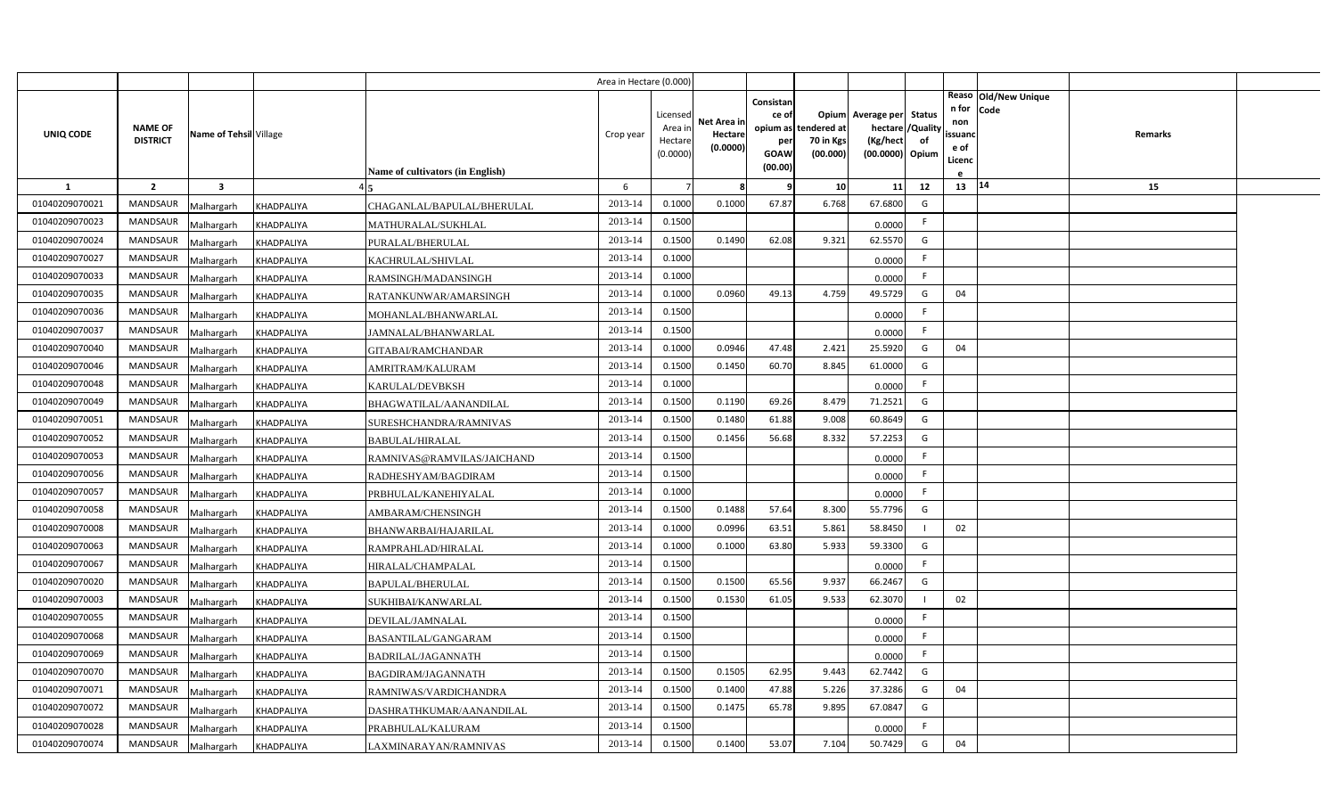| | | | | Area in Hectare (0.000) | | | | | | | | | | | |
|---|---|---|---|---|---|---|---|---|---|---|---|---|---|---|---|
| UNIQ CODE | NAME OF DISTRICT | Name of Tehsil | Village | Name of cultivators (in English) | Crop year | Licensed Area in Hectare (0.0000) | Net Area in Hectare (0.0000) | Consistance of opium as per GOAW (00.00) | Opium tendered at 70 in Kgs (00.000) | Average per hectare (Kg/hect (00.0000) | Status /Quality of Opium | Reason for non issuance of Licence | Old/New Unique Code | Remarks | |
| 1 | 2 | 3 | 4 | 5 | 6 | 7 | 8 | 9 | 10 | 11 | 12 | 13 | 14 | 15 | |
| 01040209070021 | MANDSAUR | Malhargarh | KHADPALIYA | CHAGANLAL/BAPULAL/BHERULAL | 2013-14 | 0.1000 | 0.1000 | 67.87 | 6.768 | 67.6800 | G | | | | |
| 01040209070023 | MANDSAUR | Malhargarh | KHADPALIYA | MATHURALAL/SUKHLAL | 2013-14 | 0.1500 | | | | 0.0000 | F | | | | |
| 01040209070024 | MANDSAUR | Malhargarh | KHADPALIYA | PURALAL/BHERULAL | 2013-14 | 0.1500 | 0.1490 | 62.08 | 9.321 | 62.5570 | G | | | | |
| 01040209070027 | MANDSAUR | Malhargarh | KHADPALIYA | KACHRULAL/SHIVLAL | 2013-14 | 0.1000 | | | | 0.0000 | F | | | | |
| 01040209070033 | MANDSAUR | Malhargarh | KHADPALIYA | RAMSINGH/MADANSINGH | 2013-14 | 0.1000 | | | | 0.0000 | F | | | | |
| 01040209070035 | MANDSAUR | Malhargarh | KHADPALIYA | RATANKUNWAR/AMARSINGH | 2013-14 | 0.1000 | 0.0960 | 49.13 | 4.759 | 49.5729 | G | 04 | | | |
| 01040209070036 | MANDSAUR | Malhargarh | KHADPALIYA | MOHANLAL/BHANWARLAL | 2013-14 | 0.1500 | | | | 0.0000 | F | | | | |
| 01040209070037 | MANDSAUR | Malhargarh | KHADPALIYA | JAMNALAL/BHANWARLAL | 2013-14 | 0.1500 | | | | 0.0000 | F | | | | |
| 01040209070040 | MANDSAUR | Malhargarh | KHADPALIYA | GITABAI/RAMCHANDAR | 2013-14 | 0.1000 | 0.0946 | 47.48 | 2.421 | 25.5920 | G | 04 | | | |
| 01040209070046 | MANDSAUR | Malhargarh | KHADPALIYA | AMRITRAM/KALURAM | 2013-14 | 0.1500 | 0.1450 | 60.70 | 8.845 | 61.0000 | G | | | | |
| 01040209070048 | MANDSAUR | Malhargarh | KHADPALIYA | KARULAL/DEVBKSH | 2013-14 | 0.1000 | | | | 0.0000 | F | | | | |
| 01040209070049 | MANDSAUR | Malhargarh | KHADPALIYA | BHAGWATILAL/AANANDILAL | 2013-14 | 0.1500 | 0.1190 | 69.26 | 8.479 | 71.2521 | G | | | | |
| 01040209070051 | MANDSAUR | Malhargarh | KHADPALIYA | SURESHCHANDRA/RAMNIVAS | 2013-14 | 0.1500 | 0.1480 | 61.88 | 9.008 | 60.8649 | G | | | | |
| 01040209070052 | MANDSAUR | Malhargarh | KHADPALIYA | BABULAL/HIRALAL | 2013-14 | 0.1500 | 0.1456 | 56.68 | 8.332 | 57.2253 | G | | | | |
| 01040209070053 | MANDSAUR | Malhargarh | KHADPALIYA | RAMNIVAS@RAMVILAS/JAICHAND | 2013-14 | 0.1500 | | | | 0.0000 | F | | | | |
| 01040209070056 | MANDSAUR | Malhargarh | KHADPALIYA | RADHESHYAM/BAGDIRAM | 2013-14 | 0.1500 | | | | 0.0000 | F | | | | |
| 01040209070057 | MANDSAUR | Malhargarh | KHADPALIYA | PRBHULAL/KANEHIYALAL | 2013-14 | 0.1000 | | | | 0.0000 | F | | | | |
| 01040209070058 | MANDSAUR | Malhargarh | KHADPALIYA | AMBARAM/CHENSINGH | 2013-14 | 0.1500 | 0.1488 | 57.64 | 8.300 | 55.7796 | G | | | | |
| 01040209070008 | MANDSAUR | Malhargarh | KHADPALIYA | BHANWARBAI/HAJARILAL | 2013-14 | 0.1000 | 0.0996 | 63.51 | 5.861 | 58.8450 | I | 02 | | | |
| 01040209070063 | MANDSAUR | Malhargarh | KHADPALIYA | RAMPRAHLAD/HIRALAL | 2013-14 | 0.1000 | 0.1000 | 63.80 | 5.933 | 59.3300 | G | | | | |
| 01040209070067 | MANDSAUR | Malhargarh | KHADPALIYA | HIRALAL/CHAMPALAL | 2013-14 | 0.1500 | | | | 0.0000 | F | | | | |
| 01040209070020 | MANDSAUR | Malhargarh | KHADPALIYA | BAPULAL/BHERULAL | 2013-14 | 0.1500 | 0.1500 | 65.56 | 9.937 | 66.2467 | G | | | | |
| 01040209070003 | MANDSAUR | Malhargarh | KHADPALIYA | SUKHIBAI/KANWARLAL | 2013-14 | 0.1500 | 0.1530 | 61.05 | 9.533 | 62.3070 | I | 02 | | | |
| 01040209070055 | MANDSAUR | Malhargarh | KHADPALIYA | DEVILAL/JAMNALAL | 2013-14 | 0.1500 | | | | 0.0000 | F | | | | |
| 01040209070068 | MANDSAUR | Malhargarh | KHADPALIYA | BASANTILAL/GANGARAM | 2013-14 | 0.1500 | | | | 0.0000 | F | | | | |
| 01040209070069 | MANDSAUR | Malhargarh | KHADPALIYA | BADRILAL/JAGANNATH | 2013-14 | 0.1500 | | | | 0.0000 | F | | | | |
| 01040209070070 | MANDSAUR | Malhargarh | KHADPALIYA | BAGDIRAM/JAGANNATH | 2013-14 | 0.1500 | 0.1505 | 62.95 | 9.443 | 62.7442 | G | | | | |
| 01040209070071 | MANDSAUR | Malhargarh | KHADPALIYA | RAMNIWAS/VARDICHANDRA | 2013-14 | 0.1500 | 0.1400 | 47.88 | 5.226 | 37.3286 | G | 04 | | | |
| 01040209070072 | MANDSAUR | Malhargarh | KHADPALIYA | DASHRATHKUMAR/AANANDILAL | 2013-14 | 0.1500 | 0.1475 | 65.78 | 9.895 | 67.0847 | G | | | | |
| 01040209070028 | MANDSAUR | Malhargarh | KHADPALIYA | PRABHULAL/KALURAM | 2013-14 | 0.1500 | | | | 0.0000 | F | | | | |
| 01040209070074 | MANDSAUR | Malhargarh | KHADPALIYA | LAXMINARAYAN/RAMNIVAS | 2013-14 | 0.1500 | 0.1400 | 53.07 | 7.104 | 50.7429 | G | 04 | | | |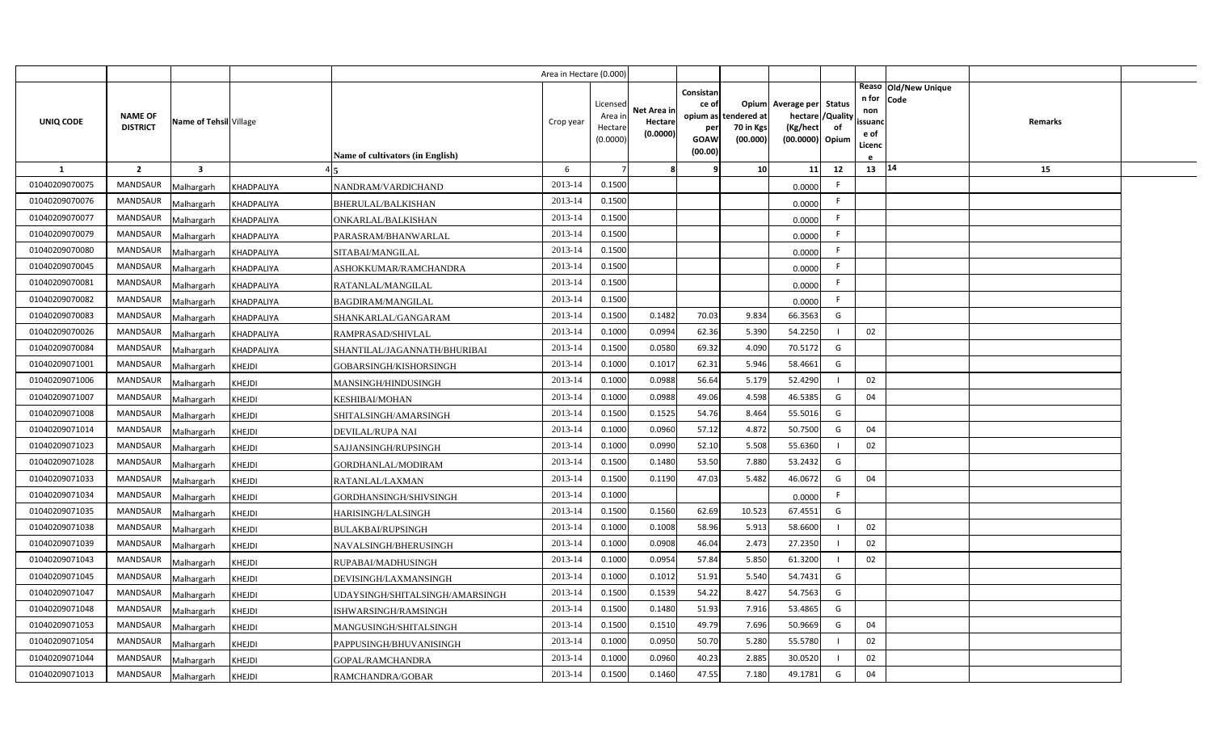| UNIQ CODE | NAME OF DISTRICT | Name of Tehsil | Village | Name of cultivators (in English) | Area in Hectare (0.000) Crop year | Licensed Area in Hectare (0.0000) | Net Area in Hectare (0.0000) | Consistance of opium as per GOAW (00.00) | Opium tendered at 70 in Kgs (00.000) | Average per hectare (Kg/hect (00.0000) | Status /Quality of Opium | Reason for non issuance of Licence | Old/New Unique Code | Remarks |
|---|---|---|---|---|---|---|---|---|---|---|---|---|---|---|
| 1 | 2 | 3 | 4 | 5 | 6 | 7 | 8 | 9 | 10 | 11 | 12 | 13 | 14 | 15 |
| 01040209070075 | MANDSAUR | Malhargarh | KHADPALIYA | NANDRAM/VARDICHAND | 2013-14 | 0.1500 | | | | 0.0000 | F | | | |
| 01040209070076 | MANDSAUR | Malhargarh | KHADPALIYA | BHERULAL/BALKISHAN | 2013-14 | 0.1500 | | | | 0.0000 | F | | | |
| 01040209070077 | MANDSAUR | Malhargarh | KHADPALIYA | ONKARLAL/BALKISHAN | 2013-14 | 0.1500 | | | | 0.0000 | F | | | |
| 01040209070079 | MANDSAUR | Malhargarh | KHADPALIYA | PARASRAM/BHANWARLAL | 2013-14 | 0.1500 | | | | 0.0000 | F | | | |
| 01040209070080 | MANDSAUR | Malhargarh | KHADPALIYA | SITABAI/MANGILAL | 2013-14 | 0.1500 | | | | 0.0000 | F | | | |
| 01040209070045 | MANDSAUR | Malhargarh | KHADPALIYA | ASHOKKUMAR/RAMCHANDRA | 2013-14 | 0.1500 | | | | 0.0000 | F | | | |
| 01040209070081 | MANDSAUR | Malhargarh | KHADPALIYA | RATANLAL/MANGILAL | 2013-14 | 0.1500 | | | | 0.0000 | F | | | |
| 01040209070082 | MANDSAUR | Malhargarh | KHADPALIYA | BAGDIRAM/MANGILAL | 2013-14 | 0.1500 | | | | 0.0000 | F | | | |
| 01040209070083 | MANDSAUR | Malhargarh | KHADPALIYA | SHANKARLAL/GANGARAM | 2013-14 | 0.1500 | 0.1482 | 70.03 | 9.834 | 66.3563 | G | | | |
| 01040209070026 | MANDSAUR | Malhargarh | KHADPALIYA | RAMPRASAD/SHIVLAL | 2013-14 | 0.1000 | 0.0994 | 62.36 | 5.390 | 54.2250 | I | 02 | | |
| 01040209070084 | MANDSAUR | Malhargarh | KHADPALIYA | SHANTILAL/JAGANNATH/BHURIBAI | 2013-14 | 0.1500 | 0.0580 | 69.32 | 4.090 | 70.5172 | G | | | |
| 01040209071001 | MANDSAUR | Malhargarh | KHEJDI | GOBARSINGH/KISHORSINGH | 2013-14 | 0.1000 | 0.1017 | 62.31 | 5.946 | 58.4661 | G | | | |
| 01040209071006 | MANDSAUR | Malhargarh | KHEJDI | MANSINGH/HINDUSINGH | 2013-14 | 0.1000 | 0.0988 | 56.64 | 5.179 | 52.4290 | I | 02 | | |
| 01040209071007 | MANDSAUR | Malhargarh | KHEJDI | KESHIBAI/MOHAN | 2013-14 | 0.1000 | 0.0988 | 49.06 | 4.598 | 46.5385 | G | 04 | | |
| 01040209071008 | MANDSAUR | Malhargarh | KHEJDI | SHITALSINGH/AMARSINGH | 2013-14 | 0.1500 | 0.1525 | 54.76 | 8.464 | 55.5016 | G | | | |
| 01040209071014 | MANDSAUR | Malhargarh | KHEJDI | DEVILAL/RUPA NAI | 2013-14 | 0.1000 | 0.0960 | 57.12 | 4.872 | 50.7500 | G | 04 | | |
| 01040209071023 | MANDSAUR | Malhargarh | KHEJDI | SAJJANSINGH/RUPSINGH | 2013-14 | 0.1000 | 0.0990 | 52.10 | 5.508 | 55.6360 | I | 02 | | |
| 01040209071028 | MANDSAUR | Malhargarh | KHEJDI | GORDHANLAL/MODIRAM | 2013-14 | 0.1500 | 0.1480 | 53.50 | 7.880 | 53.2432 | G | | | |
| 01040209071033 | MANDSAUR | Malhargarh | KHEJDI | RATANLAL/LAXMAN | 2013-14 | 0.1500 | 0.1190 | 47.03 | 5.482 | 46.0672 | G | 04 | | |
| 01040209071034 | MANDSAUR | Malhargarh | KHEJDI | GORDHANSINGH/SHIVSINGH | 2013-14 | 0.1000 | | | | 0.0000 | F | | | |
| 01040209071035 | MANDSAUR | Malhargarh | KHEJDI | HARISINGH/LALSINGH | 2013-14 | 0.1500 | 0.1560 | 62.69 | 10.523 | 67.4551 | G | | | |
| 01040209071038 | MANDSAUR | Malhargarh | KHEJDI | BULAKBAI/RUPSINGH | 2013-14 | 0.1000 | 0.1008 | 58.96 | 5.913 | 58.6600 | I | 02 | | |
| 01040209071039 | MANDSAUR | Malhargarh | KHEJDI | NAVALSINGH/BHERUSINGH | 2013-14 | 0.1000 | 0.0908 | 46.04 | 2.473 | 27.2350 | I | 02 | | |
| 01040209071043 | MANDSAUR | Malhargarh | KHEJDI | RUPABAI/MADHUSINGH | 2013-14 | 0.1000 | 0.0954 | 57.84 | 5.850 | 61.3200 | I | 02 | | |
| 01040209071045 | MANDSAUR | Malhargarh | KHEJDI | DEVISINGH/LAXMANSINGH | 2013-14 | 0.1000 | 0.1012 | 51.91 | 5.540 | 54.7431 | G | | | |
| 01040209071047 | MANDSAUR | Malhargarh | KHEJDI | UDAYSINGH/SHITALSINGH/AMARSINGH | 2013-14 | 0.1500 | 0.1539 | 54.22 | 8.427 | 54.7563 | G | | | |
| 01040209071048 | MANDSAUR | Malhargarh | KHEJDI | ISHWARSINGH/RAMSINGH | 2013-14 | 0.1500 | 0.1480 | 51.93 | 7.916 | 53.4865 | G | | | |
| 01040209071053 | MANDSAUR | Malhargarh | KHEJDI | MANGUSINGH/SHITALSINGH | 2013-14 | 0.1500 | 0.1510 | 49.79 | 7.696 | 50.9669 | G | 04 | | |
| 01040209071054 | MANDSAUR | Malhargarh | KHEJDI | PAPPUSINGH/BHUVANISINGH | 2013-14 | 0.1000 | 0.0950 | 50.70 | 5.280 | 55.5780 | I | 02 | | |
| 01040209071044 | MANDSAUR | Malhargarh | KHEJDI | GOPAL/RAMCHANDRA | 2013-14 | 0.1000 | 0.0960 | 40.23 | 2.885 | 30.0520 | I | 02 | | |
| 01040209071013 | MANDSAUR | Malhargarh | KHEJDI | RAMCHANDRA/GOBAR | 2013-14 | 0.1500 | 0.1460 | 47.55 | 7.180 | 49.1781 | G | 04 | | |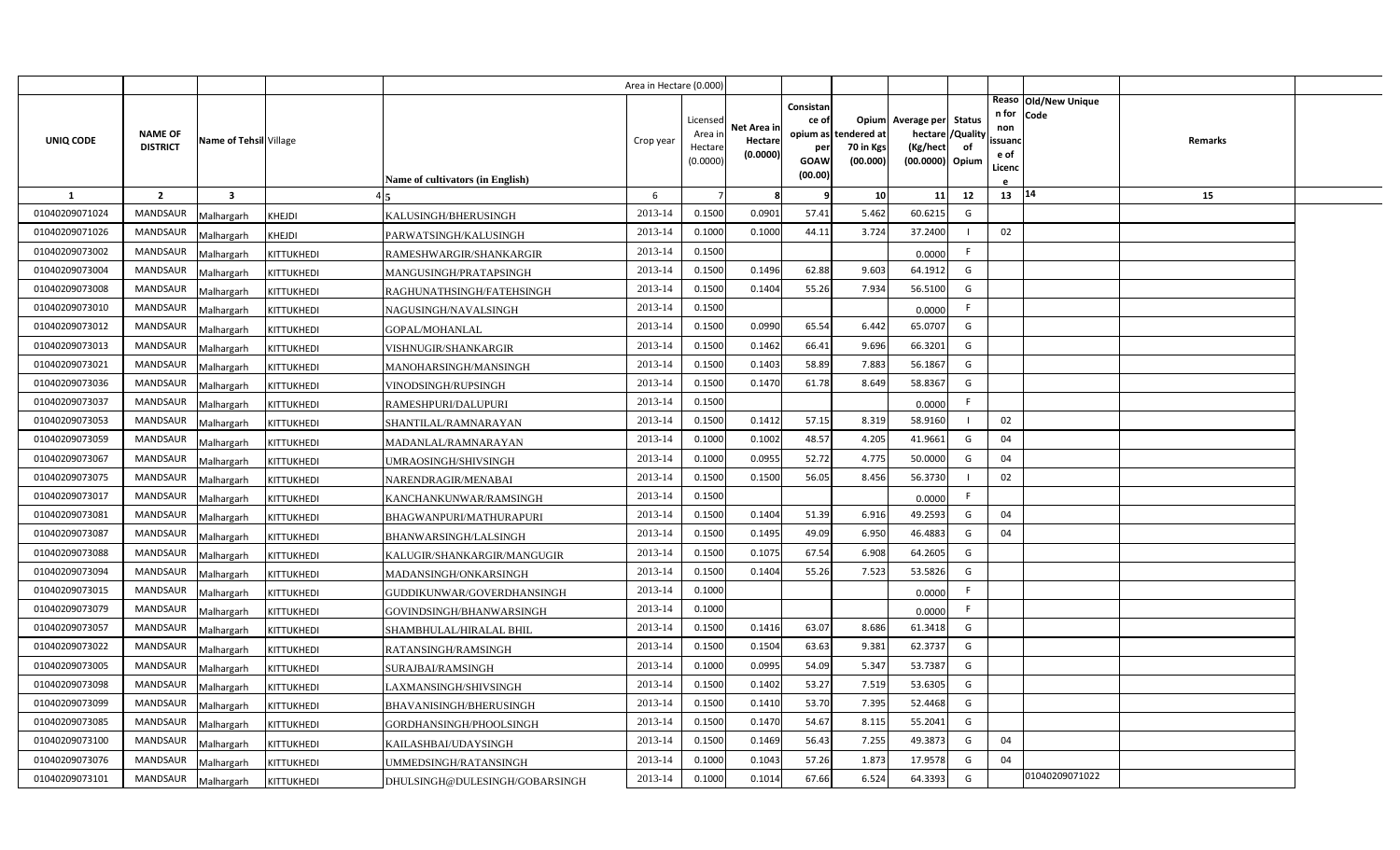| | | | | Area in Hectare (0.000) | | | | | | | | | | |
|---|---|---|---|---|---|---|---|---|---|---|---|---|---|---|
| UNIQ CODE | NAME OF DISTRICT | Name of Tehsil | Village | Name of cultivators (in English) | Crop year | Licensed Area in Hectare (0.0000) | Net Area in Hectare (0.0000) | Consistance of opium as per GOAW (00.00) | Opium tendered at 70 in Kgs (00.000) | Average per hectare (Kg/hect (00.0000) | Status /Quality of Opium | Reason for non issuance of Licence | Old/New Unique Code | Remarks |
| 1 | 2 | 3 | 4 | 5 | 6 | 7 | 8 | 9 | 10 | 11 | 12 | 13 | 14 | 15 |
| 01040209071024 | MANDSAUR | Malhargarh | KHEJDI | KALUSINGH/BHERUSINGH | 2013-14 | 0.1500 | 0.0901 | 57.41 | 5.462 | 60.6215 | G | | | |
| 01040209071026 | MANDSAUR | Malhargarh | KHEJDI | PARWATSINGH/KALUSINGH | 2013-14 | 0.1000 | 0.1000 | 44.11 | 3.724 | 37.2400 | I | 02 | | |
| 01040209073002 | MANDSAUR | Malhargarh | KITTUKHEDI | RAMESHWARGIR/SHANKARGIR | 2013-14 | 0.1500 | | | | 0.0000 | F | | | |
| 01040209073004 | MANDSAUR | Malhargarh | KITTUKHEDI | MANGUSINGH/PRATAPSINGH | 2013-14 | 0.1500 | 0.1496 | 62.88 | 9.603 | 64.1912 | G | | | |
| 01040209073008 | MANDSAUR | Malhargarh | KITTUKHEDI | RAGHUNATHSINGH/FATEHSINGH | 2013-14 | 0.1500 | 0.1404 | 55.26 | 7.934 | 56.5100 | G | | | |
| 01040209073010 | MANDSAUR | Malhargarh | KITTUKHEDI | NAGUSINGH/NAVALSINGH | 2013-14 | 0.1500 | | | | 0.0000 | F | | | |
| 01040209073012 | MANDSAUR | Malhargarh | KITTUKHEDI | GOPAL/MOHANLAL | 2013-14 | 0.1500 | 0.0990 | 65.54 | 6.442 | 65.0707 | G | | | |
| 01040209073013 | MANDSAUR | Malhargarh | KITTUKHEDI | VISHNUGIR/SHANKARGIR | 2013-14 | 0.1500 | 0.1462 | 66.41 | 9.696 | 66.3201 | G | | | |
| 01040209073021 | MANDSAUR | Malhargarh | KITTUKHEDI | MANOHARSINGH/MANSINGH | 2013-14 | 0.1500 | 0.1403 | 58.89 | 7.883 | 56.1867 | G | | | |
| 01040209073036 | MANDSAUR | Malhargarh | KITTUKHEDI | VINODSINGH/RUPSINGH | 2013-14 | 0.1500 | 0.1470 | 61.78 | 8.649 | 58.8367 | G | | | |
| 01040209073037 | MANDSAUR | Malhargarh | KITTUKHEDI | RAMESHPURI/DALUPURI | 2013-14 | 0.1500 | | | | 0.0000 | F | | | |
| 01040209073053 | MANDSAUR | Malhargarh | KITTUKHEDI | SHANTILAL/RAMNARAYAN | 2013-14 | 0.1500 | 0.1412 | 57.15 | 8.319 | 58.9160 | I | 02 | | |
| 01040209073059 | MANDSAUR | Malhargarh | KITTUKHEDI | MADANLAL/RAMNARAYAN | 2013-14 | 0.1000 | 0.1002 | 48.57 | 4.205 | 41.9661 | G | 04 | | |
| 01040209073067 | MANDSAUR | Malhargarh | KITTUKHEDI | UMRAOSINGH/SHIVSINGH | 2013-14 | 0.1000 | 0.0955 | 52.72 | 4.775 | 50.0000 | G | 04 | | |
| 01040209073075 | MANDSAUR | Malhargarh | KITTUKHEDI | NARENDRAGIR/MENABAI | 2013-14 | 0.1500 | 0.1500 | 56.05 | 8.456 | 56.3730 | I | 02 | | |
| 01040209073017 | MANDSAUR | Malhargarh | KITTUKHEDI | KANCHANKUNWAR/RAMSINGH | 2013-14 | 0.1500 | | | | 0.0000 | F | | | |
| 01040209073081 | MANDSAUR | Malhargarh | KITTUKHEDI | BHAGWANPURI/MATHURAPURI | 2013-14 | 0.1500 | 0.1404 | 51.39 | 6.916 | 49.2593 | G | 04 | | |
| 01040209073087 | MANDSAUR | Malhargarh | KITTUKHEDI | BHANWARSINGH/LALSINGH | 2013-14 | 0.1500 | 0.1495 | 49.09 | 6.950 | 46.4883 | G | 04 | | |
| 01040209073088 | MANDSAUR | Malhargarh | KITTUKHEDI | KALUGIR/SHANKARGIR/MANGUGIR | 2013-14 | 0.1500 | 0.1075 | 67.54 | 6.908 | 64.2605 | G | | | |
| 01040209073094 | MANDSAUR | Malhargarh | KITTUKHEDI | MADANSINGH/ONKARSINGH | 2013-14 | 0.1500 | 0.1404 | 55.26 | 7.523 | 53.5826 | G | | | |
| 01040209073015 | MANDSAUR | Malhargarh | KITTUKHEDI | GUDDIKUNWAR/GOVERDHANSINGH | 2013-14 | 0.1000 | | | | 0.0000 | F | | | |
| 01040209073079 | MANDSAUR | Malhargarh | KITTUKHEDI | GOVINDSINGH/BHANWARSINGH | 2013-14 | 0.1000 | | | | 0.0000 | F | | | |
| 01040209073057 | MANDSAUR | Malhargarh | KITTUKHEDI | SHAMBHULAL/HIRALAL BHIL | 2013-14 | 0.1500 | 0.1416 | 63.07 | 8.686 | 61.3418 | G | | | |
| 01040209073022 | MANDSAUR | Malhargarh | KITTUKHEDI | RATANSINGH/RAMSINGH | 2013-14 | 0.1500 | 0.1504 | 63.63 | 9.381 | 62.3737 | G | | | |
| 01040209073005 | MANDSAUR | Malhargarh | KITTUKHEDI | SURAJBAI/RAMSINGH | 2013-14 | 0.1000 | 0.0995 | 54.09 | 5.347 | 53.7387 | G | | | |
| 01040209073098 | MANDSAUR | Malhargarh | KITTUKHEDI | LAXMANSINGH/SHIVSINGH | 2013-14 | 0.1500 | 0.1402 | 53.27 | 7.519 | 53.6305 | G | | | |
| 01040209073099 | MANDSAUR | Malhargarh | KITTUKHEDI | BHAVANISINGH/BHERUSINGH | 2013-14 | 0.1500 | 0.1410 | 53.70 | 7.395 | 52.4468 | G | | | |
| 01040209073085 | MANDSAUR | Malhargarh | KITTUKHEDI | GORDHANSINGH/PHOOLSINGH | 2013-14 | 0.1500 | 0.1470 | 54.67 | 8.115 | 55.2041 | G | | | |
| 01040209073100 | MANDSAUR | Malhargarh | KITTUKHEDI | KAILASHBAI/UDAYSINGH | 2013-14 | 0.1500 | 0.1469 | 56.43 | 7.255 | 49.3873 | G | 04 | | |
| 01040209073076 | MANDSAUR | Malhargarh | KITTUKHEDI | UMMEDSINGH/RATANSINGH | 2013-14 | 0.1000 | 0.1043 | 57.26 | 1.873 | 17.9578 | G | 04 | | |
| 01040209073101 | MANDSAUR | Malhargarh | KITTUKHEDI | DHULSINGH@DULESINGH/GOBARSINGH | 2013-14 | 0.1000 | 0.1014 | 67.66 | 6.524 | 64.3393 | G | | 01040209071022 | |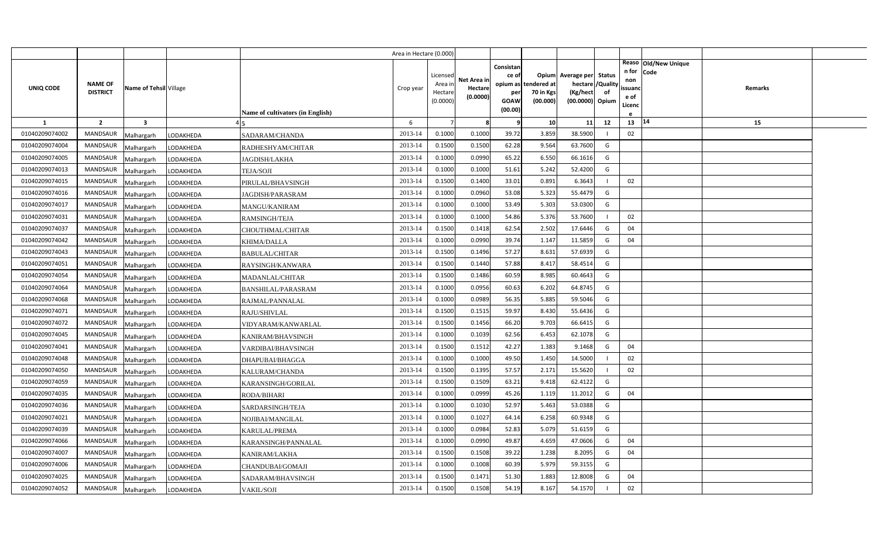| | | | | | Area in Hectare (0.000) | | | | | | | | | | | |
|---|---|---|---|---|---|---|---|---|---|---|---|---|---|---|---|---|
| UNIQ CODE | NAME OF DISTRICT | Name of Tehsil | Village | Name of cultivators (in English) | Crop year | Licensed Area in Hectare (0.0000) | Net Area in Hectare (0.0000) | Consistance of opium as per GOAW (00.00) | Opium tendered at 70 in Kgs (00.000) | Average per hectare (Kg/hect (00.0000) | Status /Quality of Opium | Reason for non issuance of Licence | Old/New Unique Code | Remarks | |
| 1 | 2 | 3 | 4 | 5 | 6 | 7 | 8 | 9 | 10 | 11 | 12 | 13 | 14 | 15 | |
| 01040209074002 | MANDSAUR | Malhargarh | LODAKHEDA | SADARAM/CHANDA | 2013-14 | 0.1000 | 0.1000 | 39.72 | 3.859 | 38.5900 | I | 02 | | | |
| 01040209074004 | MANDSAUR | Malhargarh | LODAKHEDA | RADHESHYAM/CHITAR | 2013-14 | 0.1500 | 0.1500 | 62.28 | 9.564 | 63.7600 | G | | | | |
| 01040209074005 | MANDSAUR | Malhargarh | LODAKHEDA | JAGDISH/LAKHA | 2013-14 | 0.1000 | 0.0990 | 65.22 | 6.550 | 66.1616 | G | | | | |
| 01040209074013 | MANDSAUR | Malhargarh | LODAKHEDA | TEJA/SOJI | 2013-14 | 0.1000 | 0.1000 | 51.61 | 5.242 | 52.4200 | G | | | | |
| 01040209074015 | MANDSAUR | Malhargarh | LODAKHEDA | PIRULAL/BHAVSINGH | 2013-14 | 0.1500 | 0.1400 | 33.01 | 0.891 | 6.3643 | I | 02 | | | |
| 01040209074016 | MANDSAUR | Malhargarh | LODAKHEDA | JAGDISH/PARASRAM | 2013-14 | 0.1000 | 0.0960 | 53.08 | 5.323 | 55.4479 | G | | | | |
| 01040209074017 | MANDSAUR | Malhargarh | LODAKHEDA | MANGU/KANIRAM | 2013-14 | 0.1000 | 0.1000 | 53.49 | 5.303 | 53.0300 | G | | | | |
| 01040209074031 | MANDSAUR | Malhargarh | LODAKHEDA | RAMSINGH/TEJA | 2013-14 | 0.1000 | 0.1000 | 54.86 | 5.376 | 53.7600 | I | 02 | | | |
| 01040209074037 | MANDSAUR | Malhargarh | LODAKHEDA | CHOUTHMAL/CHITAR | 2013-14 | 0.1500 | 0.1418 | 62.54 | 2.502 | 17.6446 | G | 04 | | | |
| 01040209074042 | MANDSAUR | Malhargarh | LODAKHEDA | KHIMA/DALLA | 2013-14 | 0.1000 | 0.0990 | 39.74 | 1.147 | 11.5859 | G | 04 | | | |
| 01040209074043 | MANDSAUR | Malhargarh | LODAKHEDA | BABULAL/CHITAR | 2013-14 | 0.1500 | 0.1496 | 57.27 | 8.631 | 57.6939 | G | | | | |
| 01040209074051 | MANDSAUR | Malhargarh | LODAKHEDA | RAYSINGH/KANWARA | 2013-14 | 0.1500 | 0.1440 | 57.88 | 8.417 | 58.4514 | G | | | | |
| 01040209074054 | MANDSAUR | Malhargarh | LODAKHEDA | MADANLAL/CHITAR | 2013-14 | 0.1500 | 0.1486 | 60.59 | 8.985 | 60.4643 | G | | | | |
| 01040209074064 | MANDSAUR | Malhargarh | LODAKHEDA | BANSHILAL/PARASRAM | 2013-14 | 0.1000 | 0.0956 | 60.63 | 6.202 | 64.8745 | G | | | | |
| 01040209074068 | MANDSAUR | Malhargarh | LODAKHEDA | RAJMAL/PANNALAL | 2013-14 | 0.1000 | 0.0989 | 56.35 | 5.885 | 59.5046 | G | | | | |
| 01040209074071 | MANDSAUR | Malhargarh | LODAKHEDA | RAJU/SHIVLAL | 2013-14 | 0.1500 | 0.1515 | 59.97 | 8.430 | 55.6436 | G | | | | |
| 01040209074072 | MANDSAUR | Malhargarh | LODAKHEDA | VIDYARAM/KANWARLAL | 2013-14 | 0.1500 | 0.1456 | 66.20 | 9.703 | 66.6415 | G | | | | |
| 01040209074045 | MANDSAUR | Malhargarh | LODAKHEDA | KANIRAM/BHAVSINGH | 2013-14 | 0.1000 | 0.1039 | 62.56 | 6.453 | 62.1078 | G | | | | |
| 01040209074041 | MANDSAUR | Malhargarh | LODAKHEDA | VARDIBAI/BHAVSINGH | 2013-14 | 0.1500 | 0.1512 | 42.27 | 1.383 | 9.1468 | G | 04 | | | |
| 01040209074048 | MANDSAUR | Malhargarh | LODAKHEDA | DHAPUBAI/BHAGGA | 2013-14 | 0.1000 | 0.1000 | 49.50 | 1.450 | 14.5000 | I | 02 | | | |
| 01040209074050 | MANDSAUR | Malhargarh | LODAKHEDA | KALURAM/CHANDA | 2013-14 | 0.1500 | 0.1395 | 57.57 | 2.171 | 15.5620 | I | 02 | | | |
| 01040209074059 | MANDSAUR | Malhargarh | LODAKHEDA | KARANSINGH/GORILAL | 2013-14 | 0.1500 | 0.1509 | 63.21 | 9.418 | 62.4122 | G | | | | |
| 01040209074035 | MANDSAUR | Malhargarh | LODAKHEDA | RODA/BIHARI | 2013-14 | 0.1000 | 0.0999 | 45.26 | 1.119 | 11.2012 | G | 04 | | | |
| 01040209074036 | MANDSAUR | Malhargarh | LODAKHEDA | SARDARSINGH/TEJA | 2013-14 | 0.1000 | 0.1030 | 52.97 | 5.463 | 53.0388 | G | | | | |
| 01040209074021 | MANDSAUR | Malhargarh | LODAKHEDA | NOJIBAI/MANGILAL | 2013-14 | 0.1000 | 0.1027 | 64.14 | 6.258 | 60.9348 | G | | | | |
| 01040209074039 | MANDSAUR | Malhargarh | LODAKHEDA | KARULAL/PREMA | 2013-14 | 0.1000 | 0.0984 | 52.83 | 5.079 | 51.6159 | G | | | | |
| 01040209074066 | MANDSAUR | Malhargarh | LODAKHEDA | KARANSINGH/PANNALAL | 2013-14 | 0.1000 | 0.0990 | 49.87 | 4.659 | 47.0606 | G | 04 | | | |
| 01040209074007 | MANDSAUR | Malhargarh | LODAKHEDA | KANIRAM/LAKHA | 2013-14 | 0.1500 | 0.1508 | 39.22 | 1.238 | 8.2095 | G | 04 | | | |
| 01040209074006 | MANDSAUR | Malhargarh | LODAKHEDA | CHANDUBAI/GOMAJI | 2013-14 | 0.1000 | 0.1008 | 60.39 | 5.979 | 59.3155 | G | | | | |
| 01040209074025 | MANDSAUR | Malhargarh | LODAKHEDA | SADARAM/BHAVSINGH | 2013-14 | 0.1500 | 0.1471 | 51.30 | 1.883 | 12.8008 | G | 04 | | | |
| 01040209074052 | MANDSAUR | Malhargarh | LODAKHEDA | VAKIL/SOJI | 2013-14 | 0.1500 | 0.1508 | 54.19 | 8.167 | 54.1570 | I | 02 | | | |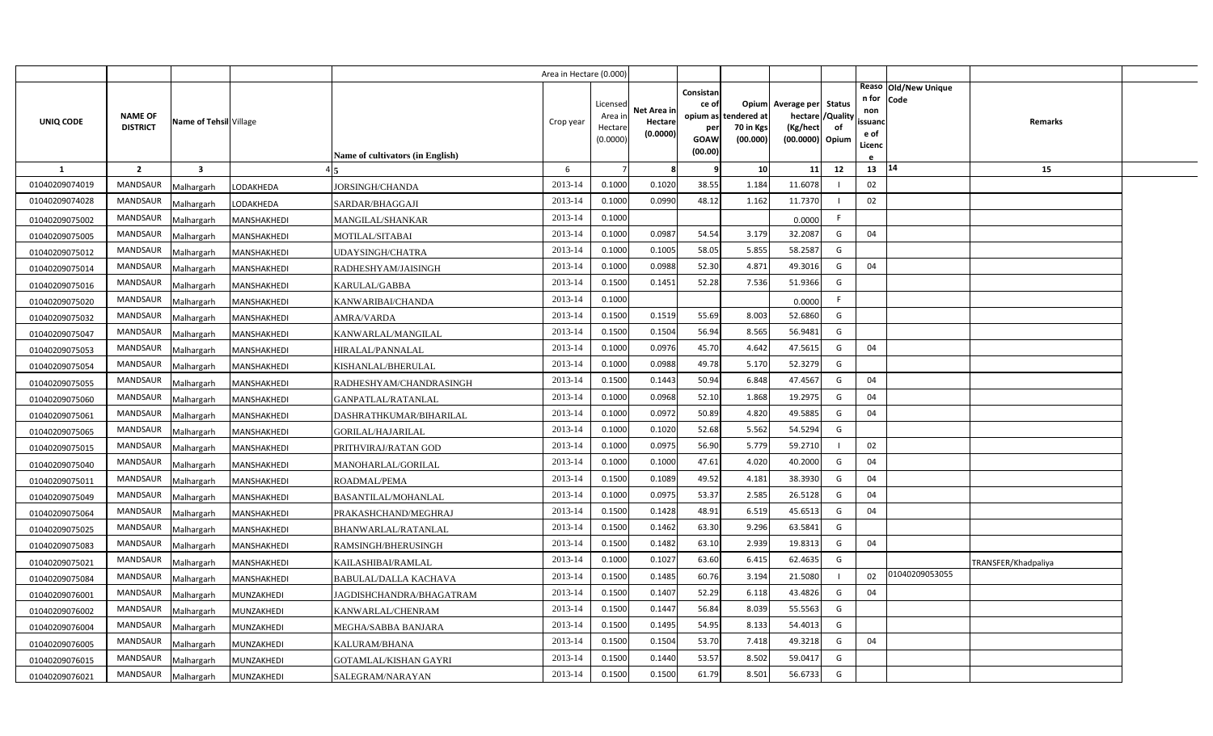| UNIQ CODE | NAME OF DISTRICT | Name of Tehsil | Village | Name of cultivators (in English) | Crop year | Licensed Area in Hectare (0.0000) | Net Area in Hectare (0.0000) | Consistance of opium as per GOAW (00.00) | Opium tendered at 70 in Kgs (00.000) | Average per hectare (Kg/hect (00.0000) | Status /Quality of Opium | Reason for non issuance of Licence | Old/New Unique Code | Remarks |
|---|---|---|---|---|---|---|---|---|---|---|---|---|---|---|
| 1 | 2 | 3 | 4 | 5 | 6 | 7 | 8 | 9 | 10 | 11 | 12 | 13 | 14 | 15 |
| 01040209074019 | MANDSAUR | Malhargarh | LODAKHEDA | JORSINGH/CHANDA | 2013-14 | 0.1000 | 0.1020 | 38.55 | 1.184 | 11.6078 | I | 02 | | |
| 01040209074028 | MANDSAUR | Malhargarh | LODAKHEDA | SARDAR/BHAGGAJI | 2013-14 | 0.1000 | 0.0990 | 48.12 | 1.162 | 11.7370 | I | 02 | | |
| 01040209075002 | MANDSAUR | Malhargarh | MANSHAKHEDI | MANGILAL/SHANKAR | 2013-14 | 0.1000 | | | | 0.0000 | F | | | |
| 01040209075005 | MANDSAUR | Malhargarh | MANSHAKHEDI | MOTILAL/SITABAI | 2013-14 | 0.1000 | 0.0987 | 54.54 | 3.179 | 32.2087 | G | 04 | | |
| 01040209075012 | MANDSAUR | Malhargarh | MANSHAKHEDI | UDAYSINGH/CHATRA | 2013-14 | 0.1000 | 0.1005 | 58.05 | 5.855 | 58.2587 | G | | | |
| 01040209075014 | MANDSAUR | Malhargarh | MANSHAKHEDI | RADHESHYAM/JAISINGH | 2013-14 | 0.1000 | 0.0988 | 52.30 | 4.871 | 49.3016 | G | 04 | | |
| 01040209075016 | MANDSAUR | Malhargarh | MANSHAKHEDI | KARULAL/GABBA | 2013-14 | 0.1500 | 0.1451 | 52.28 | 7.536 | 51.9366 | G | | | |
| 01040209075020 | MANDSAUR | Malhargarh | MANSHAKHEDI | KANWARIBAI/CHANDA | 2013-14 | 0.1000 | | | | 0.0000 | F | | | |
| 01040209075032 | MANDSAUR | Malhargarh | MANSHAKHEDI | AMRA/VARDA | 2013-14 | 0.1500 | 0.1519 | 55.69 | 8.003 | 52.6860 | G | | | |
| 01040209075047 | MANDSAUR | Malhargarh | MANSHAKHEDI | KANWARLAL/MANGILAL | 2013-14 | 0.1500 | 0.1504 | 56.94 | 8.565 | 56.9481 | G | | | |
| 01040209075053 | MANDSAUR | Malhargarh | MANSHAKHEDI | HIRALAL/PANNALAL | 2013-14 | 0.1000 | 0.0976 | 45.70 | 4.642 | 47.5615 | G | 04 | | |
| 01040209075054 | MANDSAUR | Malhargarh | MANSHAKHEDI | KISHANLAL/BHERULAL | 2013-14 | 0.1000 | 0.0988 | 49.78 | 5.170 | 52.3279 | G | | | |
| 01040209075055 | MANDSAUR | Malhargarh | MANSHAKHEDI | RADHESHYAM/CHANDRASINGH | 2013-14 | 0.1500 | 0.1443 | 50.94 | 6.848 | 47.4567 | G | 04 | | |
| 01040209075060 | MANDSAUR | Malhargarh | MANSHAKHEDI | GANPATLAL/RATANLAL | 2013-14 | 0.1000 | 0.0968 | 52.10 | 1.868 | 19.2975 | G | 04 | | |
| 01040209075061 | MANDSAUR | Malhargarh | MANSHAKHEDI | DASHRATHKUMAR/BIHARILAL | 2013-14 | 0.1000 | 0.0972 | 50.89 | 4.820 | 49.5885 | G | 04 | | |
| 01040209075065 | MANDSAUR | Malhargarh | MANSHAKHEDI | GORILAL/HAJARILAL | 2013-14 | 0.1000 | 0.1020 | 52.68 | 5.562 | 54.5294 | G | | | |
| 01040209075015 | MANDSAUR | Malhargarh | MANSHAKHEDI | PRITHVIRAJ/RATAN GOD | 2013-14 | 0.1000 | 0.0975 | 56.90 | 5.779 | 59.2710 | I | 02 | | |
| 01040209075040 | MANDSAUR | Malhargarh | MANSHAKHEDI | MANOHARLAL/GORILAL | 2013-14 | 0.1000 | 0.1000 | 47.61 | 4.020 | 40.2000 | G | 04 | | |
| 01040209075011 | MANDSAUR | Malhargarh | MANSHAKHEDI | ROADMAL/PEMA | 2013-14 | 0.1500 | 0.1089 | 49.52 | 4.181 | 38.3930 | G | 04 | | |
| 01040209075049 | MANDSAUR | Malhargarh | MANSHAKHEDI | BASANTILAL/MOHANLAL | 2013-14 | 0.1000 | 0.0975 | 53.37 | 2.585 | 26.5128 | G | 04 | | |
| 01040209075064 | MANDSAUR | Malhargarh | MANSHAKHEDI | PRAKASHCHAND/MEGHRAJ | 2013-14 | 0.1500 | 0.1428 | 48.91 | 6.519 | 45.6513 | G | 04 | | |
| 01040209075025 | MANDSAUR | Malhargarh | MANSHAKHEDI | BHANWARLAL/RATANLAL | 2013-14 | 0.1500 | 0.1462 | 63.30 | 9.296 | 63.5841 | G | | | |
| 01040209075083 | MANDSAUR | Malhargarh | MANSHAKHEDI | RAMSINGH/BHERUSINGH | 2013-14 | 0.1500 | 0.1482 | 63.10 | 2.939 | 19.8313 | G | 04 | | |
| 01040209075021 | MANDSAUR | Malhargarh | MANSHAKHEDI | KAILASHIBAI/RAMLAL | 2013-14 | 0.1000 | 0.1027 | 63.60 | 6.415 | 62.4635 | G | | | TRANSFER/Khadpaliya |
| 01040209075084 | MANDSAUR | Malhargarh | MANSHAKHEDI | BABULAL/DALLA KACHAVA | 2013-14 | 0.1500 | 0.1485 | 60.76 | 3.194 | 21.5080 | I | 02 | 01040209053055 | |
| 01040209076001 | MANDSAUR | Malhargarh | MUNZAKHEDI | JAGDISHCHANDRA/BHAGATRAM | 2013-14 | 0.1500 | 0.1407 | 52.29 | 6.118 | 43.4826 | G | 04 | | |
| 01040209076002 | MANDSAUR | Malhargarh | MUNZAKHEDI | KANWARLAL/CHENRAM | 2013-14 | 0.1500 | 0.1447 | 56.84 | 8.039 | 55.5563 | G | | | |
| 01040209076004 | MANDSAUR | Malhargarh | MUNZAKHEDI | MEGHA/SABBA BANJARA | 2013-14 | 0.1500 | 0.1495 | 54.95 | 8.133 | 54.4013 | G | | | |
| 01040209076005 | MANDSAUR | Malhargarh | MUNZAKHEDI | KALURAM/BHANA | 2013-14 | 0.1500 | 0.1504 | 53.70 | 7.418 | 49.3218 | G | 04 | | |
| 01040209076015 | MANDSAUR | Malhargarh | MUNZAKHEDI | GOTAMLAL/KISHAN GAYRI | 2013-14 | 0.1500 | 0.1440 | 53.57 | 8.502 | 59.0417 | G | | | |
| 01040209076021 | MANDSAUR | Malhargarh | MUNZAKHEDI | SALEGRAM/NARAYAN | 2013-14 | 0.1500 | 0.1500 | 61.79 | 8.501 | 56.6733 | G | | | |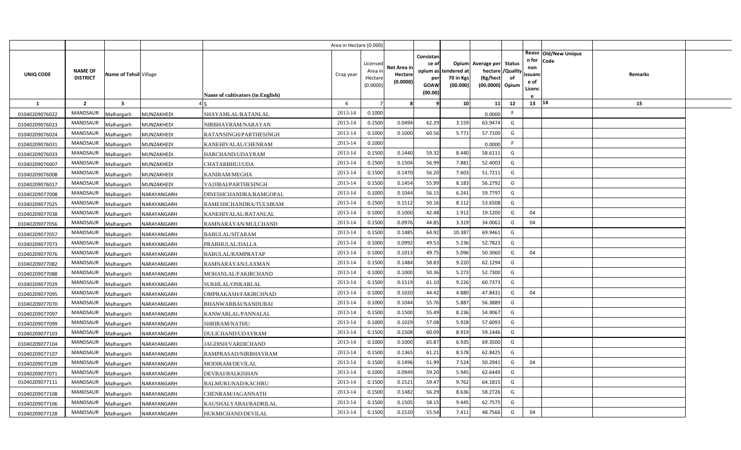|  |  |  |  |  | Area in Hectare (0.000) |  |  |  |  |  |  |  |  |  |
|---|---|---|---|---|---|---|---|---|---|---|---|---|---|---|
| UNIQ CODE | NAME OF DISTRICT | Name of Tehsil | Village | Name of cultivators (in English) | Crop year | Licensed Area in Hectare (0.0000) | Net Area in Hectare (0.0000) | Consistance of opium as per GOAW (00.00) | Opium tendered at 70 in Kgs (00.000) | Average per hectare (Kg/hect (00.0000) | Status /Quality of Opium | Reason for non issuance of Licence | Old/New Unique Code | Remarks |
| 1 | 2 | 3 | 4 | 5 | 6 | 7 | 8 | 9 | 10 | 11 | 12 | 13 | 14 | 15 |
| 01040209076022 | MANDSAUR | Malhargarh | MUNZAKHEDI | SHAYAMLAL/RATANLAL | 2013-14 | 0.1000 |  |  |  | 0.0000 | F |  |  |  |
| 01040209076023 | MANDSAUR | Malhargarh | MUNZAKHEDI | NIRBHAYRAM/NARAYAN | 2013-14 | 0.1500 | 0.0494 | 62.29 | 3.159 | 63.9474 | G |  |  |  |
| 01040209076024 | MANDSAUR | Malhargarh | MUNZAKHEDI | RATANSINGH/PARTHESINGH | 2013-14 | 0.1000 | 0.1000 | 60.56 | 5.771 | 57.7100 | G |  |  |  |
| 01040209076031 | MANDSAUR | Malhargarh | MUNZAKHEDI | KANEHIYALAL/CHENRAM | 2013-14 | 0.1000 |  |  |  | 0.0000 | F |  |  |  |
| 01040209076033 | MANDSAUR | Malhargarh | MUNZAKHEDI | HARCHAND/UDAYRAM | 2013-14 | 0.1500 | 0.1440 | 59.32 | 8.440 | 58.6111 | G |  |  |  |
| 01040209076007 | MANDSAUR | Malhargarh | MUNZAKHEDI | CHATARBHUJ/UDA | 2013-14 | 0.1500 | 0.1504 | 56.99 | 7.881 | 52.4003 | G |  |  |  |
| 01040209076008 | MANDSAUR | Malhargarh | MUNZAKHEDI | KANIRAM/MEGHA | 2013-14 | 0.1500 | 0.1470 | 56.20 | 7.603 | 51.7211 | G |  |  |  |
| 01040209076017 | MANDSAUR | Malhargarh | MUNZAKHEDI | VAJJIBAI/PARTHESINGH | 2013-14 | 0.1500 | 0.1454 | 55.99 | 8.183 | 56.2792 | G |  |  |  |
| 01040209077008 | MANDSAUR | Malhargarh | NARAYANGARH | DINESHCHANDRA/RAMGOPAL | 2013-14 | 0.1000 | 0.1044 | 56.15 | 6.241 | 59.7797 | G |  |  |  |
| 01040209077025 | MANDSAUR | Malhargarh | NARAYANGARH | RAMESHCHANDRA/TULSIRAM | 2013-14 | 0.1500 | 0.1512 | 50.16 | 8.112 | 53.6508 | G |  |  |  |
| 01040209077038 | MANDSAUR | Malhargarh | NARAYANGARH | KANEHIYALAL/RATANLAL | 2013-14 | 0.1000 | 0.1000 | 42.48 | 1.912 | 19.1200 | G | 04 |  |  |
| 01040209077056 | MANDSAUR | Malhargarh | NARAYANGARH | RAMNARAYAN/MULCHAND | 2013-14 | 0.1500 | 0.0976 | 44.85 | 3.319 | 34.0061 | G | 04 |  |  |
| 01040209077057 | MANDSAUR | Malhargarh | NARAYANGARH | BABULAL/SITARAM | 2013-14 | 0.1500 | 0.1485 | 64.92 | 10.387 | 69.9461 | G |  |  |  |
| 01040209077073 | MANDSAUR | Malhargarh | NARAYANGARH | PRABHULAL/DALLA | 2013-14 | 0.1000 | 0.0992 | 49.53 | 5.236 | 52.7823 | G |  |  |  |
| 01040209077076 | MANDSAUR | Malhargarh | NARAYANGARH | BABULAL/RAMPRATAP | 2013-14 | 0.1000 | 0.1013 | 49.75 | 5.096 | 50.3060 | G | 04 |  |  |
| 01040209077082 | MANDSAUR | Malhargarh | NARAYANGARH | RAMNARAYAN/LAXMAN | 2013-14 | 0.1500 | 0.1484 | 58.83 | 9.220 | 62.1294 | G |  |  |  |
| 01040209077088 | MANDSAUR | Malhargarh | NARAYANGARH | MOHANLAL/FAKIRCHAND | 2013-14 | 0.1000 | 0.1000 | 50.36 | 5.273 | 52.7300 | G |  |  |  |
| 01040209077029 | MANDSAUR | Malhargarh | NARAYANGARH | SUKHLAL/ONKARLAL | 2013-14 | 0.1500 | 0.1519 | 61.10 | 9.226 | 60.7373 | G |  |  |  |
| 01040209077095 | MANDSAUR | Malhargarh | NARAYANGARH | OMPRAKASH/FAKIRCHNAD | 2013-14 | 0.1000 | 0.1020 | 44.42 | 4.880 | 47.8431 | G | 04 |  |  |
| 01040209077070 | MANDSAUR | Malhargarh | NARAYANGARH | BHANWARBAI/NANDUBAI | 2013-14 | 0.1000 | 0.1044 | 55.76 | 5.887 | 56.3889 | G |  |  |  |
| 01040209077097 | MANDSAUR | Malhargarh | NARAYANGARH | KANWARLAL/PANNALAL | 2013-14 | 0.1500 | 0.1500 | 55.49 | 8.236 | 54.9067 | G |  |  |  |
| 01040209077099 | MANDSAUR | Malhargarh | NARAYANGARH | SHRIRAM/NATHU | 2013-14 | 0.1000 | 0.1029 | 57.08 | 5.928 | 57.6093 | G |  |  |  |
| 01040209077103 | MANDSAUR | Malhargarh | NARAYANGARH | DULICHAND/UDAYRAM | 2013-14 | 0.1500 | 0.1508 | 60.09 | 8.919 | 59.1446 | G |  |  |  |
| 01040209077104 | MANDSAUR | Malhargarh | NARAYANGARH | JAGDISH/VARDICHAND | 2013-14 | 0.1000 | 0.1000 | 65.87 | 6.935 | 69.3500 | G |  |  |  |
| 01040209077107 | MANDSAUR | Malhargarh | NARAYANGARH | RAMPRASAD/NIRBHAYRAM | 2013-14 | 0.1500 | 0.1365 | 61.21 | 8.578 | 62.8425 | G |  |  |  |
| 01040209077109 | MANDSAUR | Malhargarh | NARAYANGARH | MODIRAM/DEVILAL | 2013-14 | 0.1500 | 0.1496 | 51.99 | 7.524 | 50.2941 | G | 04 |  |  |
| 01040209077071 | MANDSAUR | Malhargarh | NARAYANGARH | DEVBAI/BALKISHAN | 2013-14 | 0.1000 | 0.0949 | 59.20 | 5.945 | 62.6449 | G |  |  |  |
| 01040209077111 | MANDSAUR | Malhargarh | NARAYANGARH | BALMUKUNAD/KACHRU | 2013-14 | 0.1500 | 0.1521 | 59.47 | 9.762 | 64.1815 | G |  |  |  |
| 01040209077108 | MANDSAUR | Malhargarh | NARAYANGARH | CHENRAM/JAGANNATH | 2013-14 | 0.1500 | 0.1482 | 56.29 | 8.636 | 58.2726 | G |  |  |  |
| 01040209077106 | MANDSAUR | Malhargarh | NARAYANGARH | KAUSHALYABAI/BADRILAL | 2013-14 | 0.1500 | 0.1505 | 58.15 | 9.445 | 62.7575 | G |  |  |  |
| 01040209077128 | MANDSAUR | Malhargarh | NARAYANGARH | HUKMICHAND/DEVILAL | 2013-14 | 0.1500 | 0.1520 | 55.54 | 7.411 | 48.7566 | G | 04 |  |  |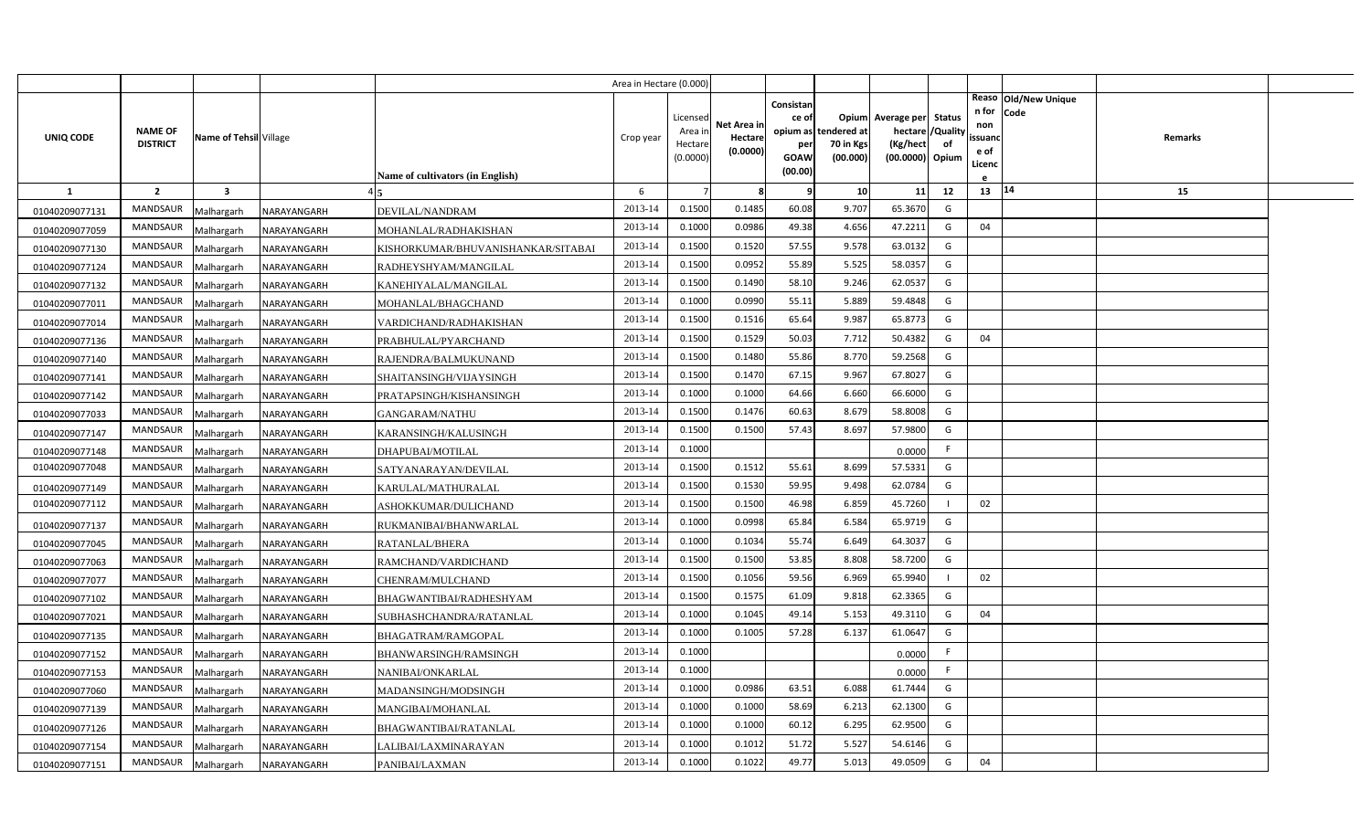| UNIQ CODE | NAME OF DISTRICT | Name of Tehsil | Village | Name of cultivators (in English) | Crop year | Licensed Area in Hectare (0.0000) | Net Area in Hectare (0.0000) | Consistance of opium as per GOAW (00.00) | Opium tendered at 70 in Kgs (00.000) | Average per hectare (Kg/hect (00.0000) | Status /Quality of Opium | Reason for non issuance of Licence | Old/New Unique Code | Remarks |
|---|---|---|---|---|---|---|---|---|---|---|---|---|---|---|
| | | | | Area in Hectare (0.000) | | | | | | | | | | |
| 1 | 2 | 3 | 4 | 5 | 6 | 7 | 8 | 9 | 10 | 11 | 12 | 13 | 14 | 15 |
| 01040209077131 | MANDSAUR | Malhargarh | NARAYANGARH | DEVILAL/NANDRAM | 2013-14 | 0.1500 | 0.1485 | 60.08 | 9.707 | 65.3670 | G | | | |
| 01040209077059 | MANDSAUR | Malhargarh | NARAYANGARH | MOHANLAL/RADHAKISHAN | 2013-14 | 0.1000 | 0.0986 | 49.38 | 4.656 | 47.2211 | G | 04 | | |
| 01040209077130 | MANDSAUR | Malhargarh | NARAYANGARH | KISHORKUMAR/BHUVANISHANKAR/SITABAI | 2013-14 | 0.1500 | 0.1520 | 57.55 | 9.578 | 63.0132 | G | | | |
| 01040209077124 | MANDSAUR | Malhargarh | NARAYANGARH | RADHEYSHYAM/MANGILAL | 2013-14 | 0.1500 | 0.0952 | 55.89 | 5.525 | 58.0357 | G | | | |
| 01040209077132 | MANDSAUR | Malhargarh | NARAYANGARH | KANEHIYALAL/MANGILAL | 2013-14 | 0.1500 | 0.1490 | 58.10 | 9.246 | 62.0537 | G | | | |
| 01040209077011 | MANDSAUR | Malhargarh | NARAYANGARH | MOHANLAL/BHAGCHAND | 2013-14 | 0.1000 | 0.0990 | 55.11 | 5.889 | 59.4848 | G | | | |
| 01040209077014 | MANDSAUR | Malhargarh | NARAYANGARH | VARDICHAND/RADHAKISHAN | 2013-14 | 0.1500 | 0.1516 | 65.64 | 9.987 | 65.8773 | G | | | |
| 01040209077136 | MANDSAUR | Malhargarh | NARAYANGARH | PRABHULAL/PYARCHAND | 2013-14 | 0.1500 | 0.1529 | 50.03 | 7.712 | 50.4382 | G | 04 | | |
| 01040209077140 | MANDSAUR | Malhargarh | NARAYANGARH | RAJENDRA/BALMUKUNAND | 2013-14 | 0.1500 | 0.1480 | 55.86 | 8.770 | 59.2568 | G | | | |
| 01040209077141 | MANDSAUR | Malhargarh | NARAYANGARH | SHAITANSINGH/VIJAYSINGH | 2013-14 | 0.1500 | 0.1470 | 67.15 | 9.967 | 67.8027 | G | | | |
| 01040209077142 | MANDSAUR | Malhargarh | NARAYANGARH | PRATAPSINGH/KISHANSINGH | 2013-14 | 0.1000 | 0.1000 | 64.66 | 6.660 | 66.6000 | G | | | |
| 01040209077033 | MANDSAUR | Malhargarh | NARAYANGARH | GANGARAM/NATHU | 2013-14 | 0.1500 | 0.1476 | 60.63 | 8.679 | 58.8008 | G | | | |
| 01040209077147 | MANDSAUR | Malhargarh | NARAYANGARH | KARANSINGH/KALUSINGH | 2013-14 | 0.1500 | 0.1500 | 57.43 | 8.697 | 57.9800 | G | | | |
| 01040209077148 | MANDSAUR | Malhargarh | NARAYANGARH | DHAPUBAI/MOTILAL | 2013-14 | 0.1000 | | | | 0.0000 | F | | | |
| 01040209077048 | MANDSAUR | Malhargarh | NARAYANGARH | SATYANARAYAN/DEVILAL | 2013-14 | 0.1500 | 0.1512 | 55.61 | 8.699 | 57.5331 | G | | | |
| 01040209077149 | MANDSAUR | Malhargarh | NARAYANGARH | KARULAL/MATHURALAL | 2013-14 | 0.1500 | 0.1530 | 59.95 | 9.498 | 62.0784 | G | | | |
| 01040209077112 | MANDSAUR | Malhargarh | NARAYANGARH | ASHOKKUMAR/DULICHAND | 2013-14 | 0.1500 | 0.1500 | 46.98 | 6.859 | 45.7260 | I | 02 | | |
| 01040209077137 | MANDSAUR | Malhargarh | NARAYANGARH | RUKMANIBAI/BHANWARLAL | 2013-14 | 0.1000 | 0.0998 | 65.84 | 6.584 | 65.9719 | G | | | |
| 01040209077045 | MANDSAUR | Malhargarh | NARAYANGARH | RATANLAL/BHERA | 2013-14 | 0.1000 | 0.1034 | 55.74 | 6.649 | 64.3037 | G | | | |
| 01040209077063 | MANDSAUR | Malhargarh | NARAYANGARH | RAMCHAND/VARDICHAND | 2013-14 | 0.1500 | 0.1500 | 53.85 | 8.808 | 58.7200 | G | | | |
| 01040209077077 | MANDSAUR | Malhargarh | NARAYANGARH | CHENRAM/MULCHAND | 2013-14 | 0.1500 | 0.1056 | 59.56 | 6.969 | 65.9940 | I | 02 | | |
| 01040209077102 | MANDSAUR | Malhargarh | NARAYANGARH | BHAGWANTIBAI/RADHESHYAM | 2013-14 | 0.1500 | 0.1575 | 61.09 | 9.818 | 62.3365 | G | | | |
| 01040209077021 | MANDSAUR | Malhargarh | NARAYANGARH | SUBHASHCHANDRA/RATANLAL | 2013-14 | 0.1000 | 0.1045 | 49.14 | 5.153 | 49.3110 | G | 04 | | |
| 01040209077135 | MANDSAUR | Malhargarh | NARAYANGARH | BHAGATRAM/RAMGOPAL | 2013-14 | 0.1000 | 0.1005 | 57.28 | 6.137 | 61.0647 | G | | | |
| 01040209077152 | MANDSAUR | Malhargarh | NARAYANGARH | BHANWARSINGH/RAMSINGH | 2013-14 | 0.1000 | | | | 0.0000 | F | | | |
| 01040209077153 | MANDSAUR | Malhargarh | NARAYANGARH | NANIBAI/ONKARLAL | 2013-14 | 0.1000 | | | | 0.0000 | F | | | |
| 01040209077060 | MANDSAUR | Malhargarh | NARAYANGARH | MADANSINGH/MODSINGH | 2013-14 | 0.1000 | 0.0986 | 63.51 | 6.088 | 61.7444 | G | | | |
| 01040209077139 | MANDSAUR | Malhargarh | NARAYANGARH | MANGIBAI/MOHANLAL | 2013-14 | 0.1000 | 0.1000 | 58.69 | 6.213 | 62.1300 | G | | | |
| 01040209077126 | MANDSAUR | Malhargarh | NARAYANGARH | BHAGWANTIBAI/RATANLAL | 2013-14 | 0.1000 | 0.1000 | 60.12 | 6.295 | 62.9500 | G | | | |
| 01040209077154 | MANDSAUR | Malhargarh | NARAYANGARH | LALIBAI/LAXMINARAYAN | 2013-14 | 0.1000 | 0.1012 | 51.72 | 5.527 | 54.6146 | G | | | |
| 01040209077151 | MANDSAUR | Malhargarh | NARAYANGARH | PANIBAI/LAXMAN | 2013-14 | 0.1000 | 0.1022 | 49.77 | 5.013 | 49.0509 | G | 04 | | |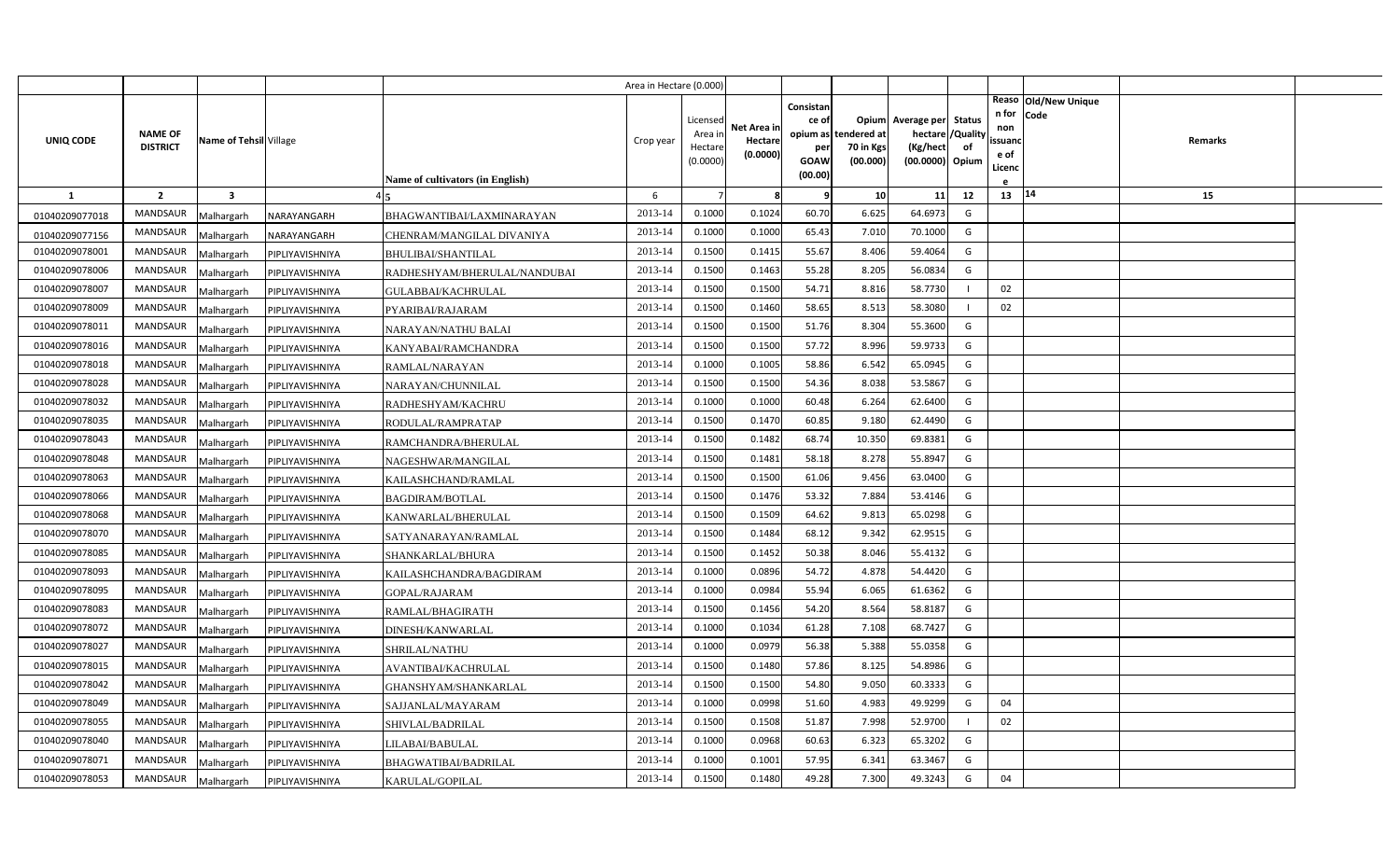| | | | | | Area in Hectare (0.000) | | | | | | | | | | |
|---|---|---|---|---|---|---|---|---|---|---|---|---|---|---|---|
| UNIQ CODE | NAME OF DISTRICT | Name of Tehsil | Village | Name of cultivators (in English) | Crop year | Licensed Area in Hectare (0.0000) | Net Area in Hectare (0.0000) | Consistan ce of opium as per GOAW (00.00) | Opium tendered at 70 in Kgs (00.000) | Average per hectare (Kg/hect (00.0000) | Status /Quality of Opium | Reason for non issuance of Licence | Old/New Unique Code | Remarks |
| 1 | 2 | 3 | 4 | 5 | 6 | 7 | 8 | 9 | 10 | 11 | 12 | 13 | 14 | 15 |
| 01040209077018 | MANDSAUR | Malhargarh | NARAYANGARH | BHAGWANTIBAI/LAXMINARAYAN | 2013-14 | 0.1000 | 0.1024 | 60.70 | 6.625 | 64.6973 | G | | | |
| 01040209077156 | MANDSAUR | Malhargarh | NARAYANGARH | CHENRAM/MANGILAL DIVANIYA | 2013-14 | 0.1000 | 0.1000 | 65.43 | 7.010 | 70.1000 | G | | | |
| 01040209078001 | MANDSAUR | Malhargarh | PIPLIYAVISHNIYA | BHULIBAI/SHANTILAL | 2013-14 | 0.1500 | 0.1415 | 55.67 | 8.406 | 59.4064 | G | | | |
| 01040209078006 | MANDSAUR | Malhargarh | PIPLIYAVISHNIYA | RADHESHYAM/BHERULAL/NANDUBAI | 2013-14 | 0.1500 | 0.1463 | 55.28 | 8.205 | 56.0834 | G | | | |
| 01040209078007 | MANDSAUR | Malhargarh | PIPLIYAVISHNIYA | GULABBAI/KACHRULAL | 2013-14 | 0.1500 | 0.1500 | 54.71 | 8.816 | 58.7730 | I | 02 | | |
| 01040209078009 | MANDSAUR | Malhargarh | PIPLIYAVISHNIYA | PYARIBAI/RAJARAM | 2013-14 | 0.1500 | 0.1460 | 58.65 | 8.513 | 58.3080 | I | 02 | | |
| 01040209078011 | MANDSAUR | Malhargarh | PIPLIYAVISHNIYA | NARAYAN/NATHU BALAI | 2013-14 | 0.1500 | 0.1500 | 51.76 | 8.304 | 55.3600 | G | | | |
| 01040209078016 | MANDSAUR | Malhargarh | PIPLIYAVISHNIYA | KANYABAI/RAMCHANDRA | 2013-14 | 0.1500 | 0.1500 | 57.72 | 8.996 | 59.9733 | G | | | |
| 01040209078018 | MANDSAUR | Malhargarh | PIPLIYAVISHNIYA | RAMLAL/NARAYAN | 2013-14 | 0.1000 | 0.1005 | 58.86 | 6.542 | 65.0945 | G | | | |
| 01040209078028 | MANDSAUR | Malhargarh | PIPLIYAVISHNIYA | NARAYAN/CHUNNILAL | 2013-14 | 0.1500 | 0.1500 | 54.36 | 8.038 | 53.5867 | G | | | |
| 01040209078032 | MANDSAUR | Malhargarh | PIPLIYAVISHNIYA | RADHESHYAM/KACHRU | 2013-14 | 0.1000 | 0.1000 | 60.48 | 6.264 | 62.6400 | G | | | |
| 01040209078035 | MANDSAUR | Malhargarh | PIPLIYAVISHNIYA | RODULAL/RAMPRATAP | 2013-14 | 0.1500 | 0.1470 | 60.85 | 9.180 | 62.4490 | G | | | |
| 01040209078043 | MANDSAUR | Malhargarh | PIPLIYAVISHNIYA | RAMCHANDRA/BHERULAL | 2013-14 | 0.1500 | 0.1482 | 68.74 | 10.350 | 69.8381 | G | | | |
| 01040209078048 | MANDSAUR | Malhargarh | PIPLIYAVISHNIYA | NAGESHWAR/MANGILAL | 2013-14 | 0.1500 | 0.1481 | 58.18 | 8.278 | 55.8947 | G | | | |
| 01040209078063 | MANDSAUR | Malhargarh | PIPLIYAVISHNIYA | KAILASHCHAND/RAMLAL | 2013-14 | 0.1500 | 0.1500 | 61.06 | 9.456 | 63.0400 | G | | | |
| 01040209078066 | MANDSAUR | Malhargarh | PIPLIYAVISHNIYA | BAGDIRAM/BOTLAL | 2013-14 | 0.1500 | 0.1476 | 53.32 | 7.884 | 53.4146 | G | | | |
| 01040209078068 | MANDSAUR | Malhargarh | PIPLIYAVISHNIYA | KANWARLAL/BHERULAL | 2013-14 | 0.1500 | 0.1509 | 64.62 | 9.813 | 65.0298 | G | | | |
| 01040209078070 | MANDSAUR | Malhargarh | PIPLIYAVISHNIYA | SATYANARAYAN/RAMLAL | 2013-14 | 0.1500 | 0.1484 | 68.12 | 9.342 | 62.9515 | G | | | |
| 01040209078085 | MANDSAUR | Malhargarh | PIPLIYAVISHNIYA | SHANKARLAL/BHURA | 2013-14 | 0.1500 | 0.1452 | 50.38 | 8.046 | 55.4132 | G | | | |
| 01040209078093 | MANDSAUR | Malhargarh | PIPLIYAVISHNIYA | KAILASHCHANDRA/BAGDIRAM | 2013-14 | 0.1000 | 0.0896 | 54.72 | 4.878 | 54.4420 | G | | | |
| 01040209078095 | MANDSAUR | Malhargarh | PIPLIYAVISHNIYA | GOPAL/RAJARAM | 2013-14 | 0.1000 | 0.0984 | 55.94 | 6.065 | 61.6362 | G | | | |
| 01040209078083 | MANDSAUR | Malhargarh | PIPLIYAVISHNIYA | RAMLAL/BHAGIRATH | 2013-14 | 0.1500 | 0.1456 | 54.20 | 8.564 | 58.8187 | G | | | |
| 01040209078072 | MANDSAUR | Malhargarh | PIPLIYAVISHNIYA | DINESH/KANWARLAL | 2013-14 | 0.1000 | 0.1034 | 61.28 | 7.108 | 68.7427 | G | | | |
| 01040209078027 | MANDSAUR | Malhargarh | PIPLIYAVISHNIYA | SHRILAL/NATHU | 2013-14 | 0.1000 | 0.0979 | 56.38 | 5.388 | 55.0358 | G | | | |
| 01040209078015 | MANDSAUR | Malhargarh | PIPLIYAVISHNIYA | AVANTIBAI/KACHRULAL | 2013-14 | 0.1500 | 0.1480 | 57.86 | 8.125 | 54.8986 | G | | | |
| 01040209078042 | MANDSAUR | Malhargarh | PIPLIYAVISHNIYA | GHANSHYAM/SHANKARLAL | 2013-14 | 0.1500 | 0.1500 | 54.80 | 9.050 | 60.3333 | G | | | |
| 01040209078049 | MANDSAUR | Malhargarh | PIPLIYAVISHNIYA | SAJJANLAL/MAYARAM | 2013-14 | 0.1000 | 0.0998 | 51.60 | 4.983 | 49.9299 | G | 04 | | |
| 01040209078055 | MANDSAUR | Malhargarh | PIPLIYAVISHNIYA | SHIVLAL/BADRILAL | 2013-14 | 0.1500 | 0.1508 | 51.87 | 7.998 | 52.9700 | I | 02 | | |
| 01040209078040 | MANDSAUR | Malhargarh | PIPLIYAVISHNIYA | LILABAI/BABULAL | 2013-14 | 0.1000 | 0.0968 | 60.63 | 6.323 | 65.3202 | G | | | |
| 01040209078071 | MANDSAUR | Malhargarh | PIPLIYAVISHNIYA | BHAGWATIBAI/BADRILAL | 2013-14 | 0.1000 | 0.1001 | 57.95 | 6.341 | 63.3467 | G | | | |
| 01040209078053 | MANDSAUR | Malhargarh | PIPLIYAVISHNIYA | KARULAL/GOPILAL | 2013-14 | 0.1500 | 0.1480 | 49.28 | 7.300 | 49.3243 | G | 04 | | |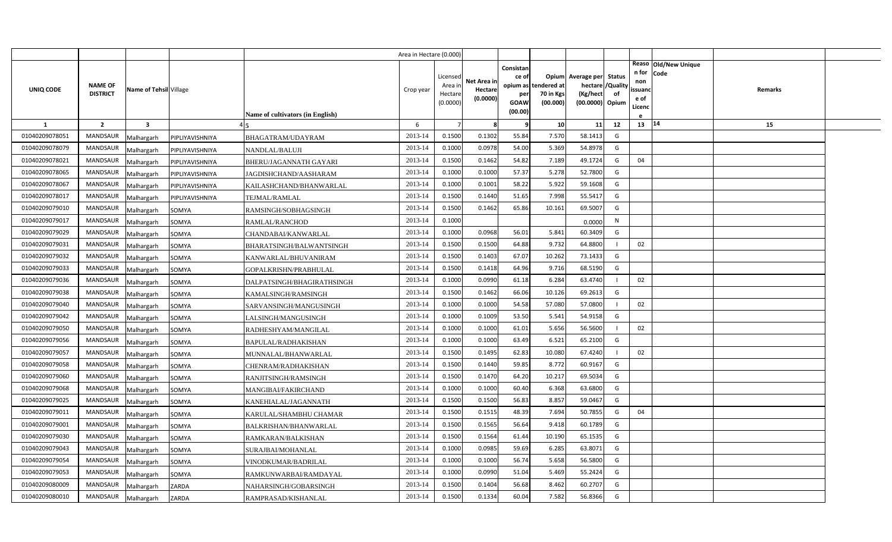| | | | | | Area in Hectare (0.000) | | | | | | | | | | |
|---|---|---|---|---|---|---|---|---|---|---|---|---|---|---|---|
| UNIQ CODE | NAME OF DISTRICT | Name of Tehsil | Village | Name of cultivators (in English) | Crop year | Licensed Area in Hectare (0.0000) | Net Area in Hectare (0.0000) | Consistance of opium as per GOAW (00.00) | Opium tendered at 70 in Kgs (00.000) | Average per hectare (Kg/hect (00.0000) | Status /Quality of Opium | Reason for non issuance of Licence | Old/New Unique Code | Remarks |
| 1 | 2 | 3 | 4 | 5 | 6 | 7 | 8 | 9 | 10 | 11 | 12 | 13 | 14 | 15 |
| 01040209078051 | MANDSAUR | Malhargarh | PIPLIYAVISHNIYA | BHAGATRAM/UDAYRAM | 2013-14 | 0.1500 | 0.1302 | 55.84 | 7.570 | 58.1413 | G | | | |
| 01040209078079 | MANDSAUR | Malhargarh | PIPLIYAVISHNIYA | NANDLAL/BALUJI | 2013-14 | 0.1000 | 0.0978 | 54.00 | 5.369 | 54.8978 | G | | | |
| 01040209078021 | MANDSAUR | Malhargarh | PIPLIYAVISHNIYA | BHERU/JAGANNATH GAYARI | 2013-14 | 0.1500 | 0.1462 | 54.82 | 7.189 | 49.1724 | G | 04 | | |
| 01040209078065 | MANDSAUR | Malhargarh | PIPLIYAVISHNIYA | JAGDISHCHAND/AASHARAM | 2013-14 | 0.1000 | 0.1000 | 57.37 | 5.278 | 52.7800 | G | | | |
| 01040209078067 | MANDSAUR | Malhargarh | PIPLIYAVISHNIYA | KAILASHCHAND/BHANWARLAL | 2013-14 | 0.1000 | 0.1001 | 58.22 | 5.922 | 59.1608 | G | | | |
| 01040209078017 | MANDSAUR | Malhargarh | PIPLIYAVISHNIYA | TEJMAL/RAMLAL | 2013-14 | 0.1500 | 0.1440 | 51.65 | 7.998 | 55.5417 | G | | | |
| 01040209079010 | MANDSAUR | Malhargarh | SOMYA | RAMSINGH/SOBHAGSINGH | 2013-14 | 0.1500 | 0.1462 | 65.86 | 10.161 | 69.5007 | G | | | |
| 01040209079017 | MANDSAUR | Malhargarh | SOMYA | RAMLAL/RANCHOD | 2013-14 | 0.1000 | | | | 0.0000 | N | | | |
| 01040209079029 | MANDSAUR | Malhargarh | SOMYA | CHANDABAI/KANWARLAL | 2013-14 | 0.1000 | 0.0968 | 56.01 | 5.841 | 60.3409 | G | | | |
| 01040209079031 | MANDSAUR | Malhargarh | SOMYA | BHARATSINGH/BALWANTSINGH | 2013-14 | 0.1500 | 0.1500 | 64.88 | 9.732 | 64.8800 | I | 02 | | |
| 01040209079032 | MANDSAUR | Malhargarh | SOMYA | KANWARLAL/BHUVANIRAM | 2013-14 | 0.1500 | 0.1403 | 67.07 | 10.262 | 73.1433 | G | | | |
| 01040209079033 | MANDSAUR | Malhargarh | SOMYA | GOPALKRISHN/PRABHULAL | 2013-14 | 0.1500 | 0.1418 | 64.96 | 9.716 | 68.5190 | G | | | |
| 01040209079036 | MANDSAUR | Malhargarh | SOMYA | DALPATSINGH/BHAGIRATHSINGH | 2013-14 | 0.1000 | 0.0990 | 61.18 | 6.284 | 63.4740 | I | 02 | | |
| 01040209079038 | MANDSAUR | Malhargarh | SOMYA | KAMALSINGH/RAMSINGH | 2013-14 | 0.1500 | 0.1462 | 66.06 | 10.126 | 69.2613 | G | | | |
| 01040209079040 | MANDSAUR | Malhargarh | SOMYA | SARVANSINGH/MANGUSINGH | 2013-14 | 0.1000 | 0.1000 | 54.58 | 57.080 | 57.0800 | I | 02 | | |
| 01040209079042 | MANDSAUR | Malhargarh | SOMYA | LALSINGH/MANGUSINGH | 2013-14 | 0.1000 | 0.1009 | 53.50 | 5.541 | 54.9158 | G | | | |
| 01040209079050 | MANDSAUR | Malhargarh | SOMYA | RADHESHYAM/MANGILAL | 2013-14 | 0.1000 | 0.1000 | 61.01 | 5.656 | 56.5600 | I | 02 | | |
| 01040209079056 | MANDSAUR | Malhargarh | SOMYA | BAPULAL/RADHAKISHAN | 2013-14 | 0.1000 | 0.1000 | 63.49 | 6.521 | 65.2100 | G | | | |
| 01040209079057 | MANDSAUR | Malhargarh | SOMYA | MUNNALAL/BHANWARLAL | 2013-14 | 0.1500 | 0.1495 | 62.83 | 10.080 | 67.4240 | I | 02 | | |
| 01040209079058 | MANDSAUR | Malhargarh | SOMYA | CHENRAM/RADHAKISHAN | 2013-14 | 0.1500 | 0.1440 | 59.85 | 8.772 | 60.9167 | G | | | |
| 01040209079060 | MANDSAUR | Malhargarh | SOMYA | RANJITSINGH/RAMSINGH | 2013-14 | 0.1500 | 0.1470 | 64.20 | 10.217 | 69.5034 | G | | | |
| 01040209079068 | MANDSAUR | Malhargarh | SOMYA | MANGIBAI/FAKIRCHAND | 2013-14 | 0.1000 | 0.1000 | 60.40 | 6.368 | 63.6800 | G | | | |
| 01040209079025 | MANDSAUR | Malhargarh | SOMYA | KANEHIALAL/JAGANNATH | 2013-14 | 0.1500 | 0.1500 | 56.83 | 8.857 | 59.0467 | G | | | |
| 01040209079011 | MANDSAUR | Malhargarh | SOMYA | KARULAL/SHAMBHU CHAMAR | 2013-14 | 0.1500 | 0.1515 | 48.39 | 7.694 | 50.7855 | G | 04 | | |
| 01040209079001 | MANDSAUR | Malhargarh | SOMYA | BALKRISHAN/BHANWARLAL | 2013-14 | 0.1500 | 0.1565 | 56.64 | 9.418 | 60.1789 | G | | | |
| 01040209079030 | MANDSAUR | Malhargarh | SOMYA | RAMKARAN/BALKISHAN | 2013-14 | 0.1500 | 0.1564 | 61.44 | 10.190 | 65.1535 | G | | | |
| 01040209079043 | MANDSAUR | Malhargarh | SOMYA | SURAJBAI/MOHANLAL | 2013-14 | 0.1000 | 0.0985 | 59.69 | 6.285 | 63.8071 | G | | | |
| 01040209079054 | MANDSAUR | Malhargarh | SOMYA | VINODKUMAR/BADRILAL | 2013-14 | 0.1000 | 0.1000 | 56.74 | 5.658 | 56.5800 | G | | | |
| 01040209079053 | MANDSAUR | Malhargarh | SOMYA | RAMKUNWARBAI/RAMDAYAL | 2013-14 | 0.1000 | 0.0990 | 51.04 | 5.469 | 55.2424 | G | | | |
| 01040209080009 | MANDSAUR | Malhargarh | ZARDA | NAHARSINGH/GOBARSINGH | 2013-14 | 0.1500 | 0.1404 | 56.68 | 8.462 | 60.2707 | G | | | |
| 01040209080010 | MANDSAUR | Malhargarh | ZARDA | RAMPRASAD/KISHANLAL | 2013-14 | 0.1500 | 0.1334 | 60.04 | 7.582 | 56.8366 | G | | | |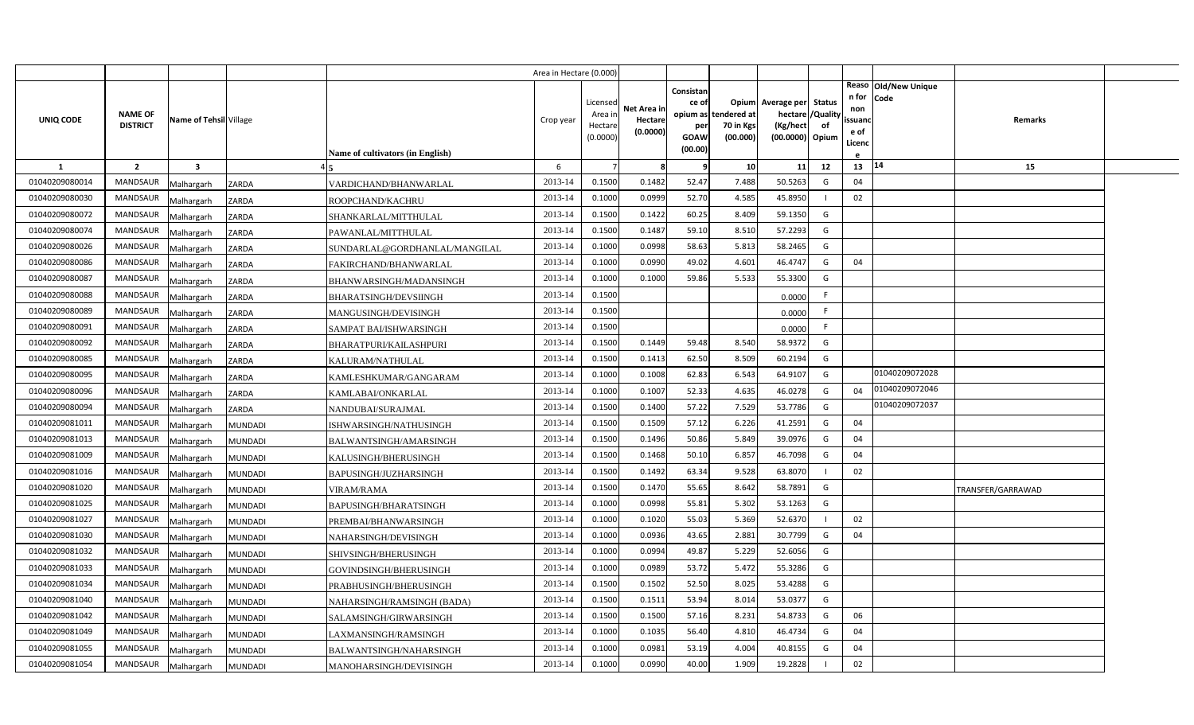|  |  |  |  |  | Area in Hectare (0.000) |  |  |  |  |  |  |  |  |  |
|---|---|---|---|---|---|---|---|---|---|---|---|---|---|---|
| UNIQ CODE | NAME OF DISTRICT | Name of Tehsil | Village | Name of cultivators (in English) | Crop year | Licensed Area in Hectare (0.0000) | Net Area in Hectare (0.0000) | Consistance of opium as per GOAW (00.00) | Opium tendered at 70 in Kgs (00.000) | Average per hectare (Kg/hect (00.0000) | Status /Quality of Opium | Reason for non issuance of Licence | Old/New Unique Code | Remarks |
| 1 | 2 | 3 | 4 | 5 | 6 | 7 | 8 | 9 | 10 | 11 | 12 | 13 | 14 | 15 |
| 01040209080014 | MANDSAUR | Malhargarh | ZARDA | VARDICHAND/BHANWARLAL | 2013-14 | 0.1500 | 0.1482 | 52.47 | 7.488 | 50.5263 | G | 04 |  |  |
| 01040209080030 | MANDSAUR | Malhargarh | ZARDA | ROOPCHAND/KACHRU | 2013-14 | 0.1000 | 0.0999 | 52.70 | 4.585 | 45.8950 | I | 02 |  |  |
| 01040209080072 | MANDSAUR | Malhargarh | ZARDA | SHANKARLAL/MITTHULAL | 2013-14 | 0.1500 | 0.1422 | 60.25 | 8.409 | 59.1350 | G |  |  |  |
| 01040209080074 | MANDSAUR | Malhargarh | ZARDA | PAWANLAL/MITTHULAL | 2013-14 | 0.1500 | 0.1487 | 59.10 | 8.510 | 57.2293 | G |  |  |  |
| 01040209080026 | MANDSAUR | Malhargarh | ZARDA | SUNDARLAL@GORDHANLAL/MANGILAL | 2013-14 | 0.1000 | 0.0998 | 58.63 | 5.813 | 58.2465 | G |  |  |  |
| 01040209080086 | MANDSAUR | Malhargarh | ZARDA | FAKIRCHAND/BHANWARLAL | 2013-14 | 0.1000 | 0.0990 | 49.02 | 4.601 | 46.4747 | G | 04 |  |  |
| 01040209080087 | MANDSAUR | Malhargarh | ZARDA | BHANWARSINGH/MADANSINGH | 2013-14 | 0.1000 | 0.1000 | 59.86 | 5.533 | 55.3300 | G |  |  |  |
| 01040209080088 | MANDSAUR | Malhargarh | ZARDA | BHARATSINGH/DEVSIINGH | 2013-14 | 0.1500 |  |  |  | 0.0000 | F |  |  |  |
| 01040209080089 | MANDSAUR | Malhargarh | ZARDA | MANGUSINGH/DEVISINGH | 2013-14 | 0.1500 |  |  |  | 0.0000 | F |  |  |  |
| 01040209080091 | MANDSAUR | Malhargarh | ZARDA | SAMPAT BAI/ISHWARSINGH | 2013-14 | 0.1500 |  |  |  | 0.0000 | F |  |  |  |
| 01040209080092 | MANDSAUR | Malhargarh | ZARDA | BHARATPURI/KAILASHPURI | 2013-14 | 0.1500 | 0.1449 | 59.48 | 8.540 | 58.9372 | G |  |  |  |
| 01040209080085 | MANDSAUR | Malhargarh | ZARDA | KALURAM/NATHULAL | 2013-14 | 0.1500 | 0.1413 | 62.50 | 8.509 | 60.2194 | G |  |  |  |
| 01040209080095 | MANDSAUR | Malhargarh | ZARDA | KAMLESHKUMAR/GANGARAM | 2013-14 | 0.1000 | 0.1008 | 62.83 | 6.543 | 64.9107 | G |  | 01040209072028 |  |
| 01040209080096 | MANDSAUR | Malhargarh | ZARDA | KAMLABAI/ONKARLAL | 2013-14 | 0.1000 | 0.1007 | 52.33 | 4.635 | 46.0278 | G | 04 | 01040209072046 |  |
| 01040209080094 | MANDSAUR | Malhargarh | ZARDA | NANDUBAI/SURAJMAL | 2013-14 | 0.1500 | 0.1400 | 57.22 | 7.529 | 53.7786 | G |  | 01040209072037 |  |
| 01040209081011 | MANDSAUR | Malhargarh | MUNDADI | ISHWARSINGH/NATHUSINGH | 2013-14 | 0.1500 | 0.1509 | 57.12 | 6.226 | 41.2591 | G | 04 |  |  |
| 01040209081013 | MANDSAUR | Malhargarh | MUNDADI | BALWANTSINGH/AMARSINGH | 2013-14 | 0.1500 | 0.1496 | 50.86 | 5.849 | 39.0976 | G | 04 |  |  |
| 01040209081009 | MANDSAUR | Malhargarh | MUNDADI | KALUSINGH/BHERUSINGH | 2013-14 | 0.1500 | 0.1468 | 50.10 | 6.857 | 46.7098 | G | 04 |  |  |
| 01040209081016 | MANDSAUR | Malhargarh | MUNDADI | BAPUSINGH/JUZHARSINGH | 2013-14 | 0.1500 | 0.1492 | 63.34 | 9.528 | 63.8070 | I | 02 |  |  |
| 01040209081020 | MANDSAUR | Malhargarh | MUNDADI | VIRAM/RAMA | 2013-14 | 0.1500 | 0.1470 | 55.65 | 8.642 | 58.7891 | G |  |  | TRANSFER/GARRAWAD |
| 01040209081025 | MANDSAUR | Malhargarh | MUNDADI | BAPUSINGH/BHARATSINGH | 2013-14 | 0.1000 | 0.0998 | 55.81 | 5.302 | 53.1263 | G |  |  |  |
| 01040209081027 | MANDSAUR | Malhargarh | MUNDADI | PREMBAI/BHANWARSINGH | 2013-14 | 0.1000 | 0.1020 | 55.03 | 5.369 | 52.6370 | I | 02 |  |  |
| 01040209081030 | MANDSAUR | Malhargarh | MUNDADI | NAHARSINGH/DEVISINGH | 2013-14 | 0.1000 | 0.0936 | 43.65 | 2.881 | 30.7799 | G | 04 |  |  |
| 01040209081032 | MANDSAUR | Malhargarh | MUNDADI | SHIVSINGH/BHERUSINGH | 2013-14 | 0.1000 | 0.0994 | 49.87 | 5.229 | 52.6056 | G |  |  |  |
| 01040209081033 | MANDSAUR | Malhargarh | MUNDADI | GOVINDSINGH/BHERUSINGH | 2013-14 | 0.1000 | 0.0989 | 53.72 | 5.472 | 55.3286 | G |  |  |  |
| 01040209081034 | MANDSAUR | Malhargarh | MUNDADI | PRABHUSINGH/BHERUSINGH | 2013-14 | 0.1500 | 0.1502 | 52.50 | 8.025 | 53.4288 | G |  |  |  |
| 01040209081040 | MANDSAUR | Malhargarh | MUNDADI | NAHARSINGH/RAMSINGH (BADA) | 2013-14 | 0.1500 | 0.1511 | 53.94 | 8.014 | 53.0377 | G |  |  |  |
| 01040209081042 | MANDSAUR | Malhargarh | MUNDADI | SALAMSINGH/GIRWARSINGH | 2013-14 | 0.1500 | 0.1500 | 57.16 | 8.231 | 54.8733 | G | 06 |  |  |
| 01040209081049 | MANDSAUR | Malhargarh | MUNDADI | LAXMANSINGH/RAMSINGH | 2013-14 | 0.1000 | 0.1035 | 56.40 | 4.810 | 46.4734 | G | 04 |  |  |
| 01040209081055 | MANDSAUR | Malhargarh | MUNDADI | BALWANTSINGH/NAHARSINGH | 2013-14 | 0.1000 | 0.0981 | 53.19 | 4.004 | 40.8155 | G | 04 |  |  |
| 01040209081054 | MANDSAUR | Malhargarh | MUNDADI | MANOHARSINGH/DEVISINGH | 2013-14 | 0.1000 | 0.0990 | 40.00 | 1.909 | 19.2828 | I | 02 |  |  |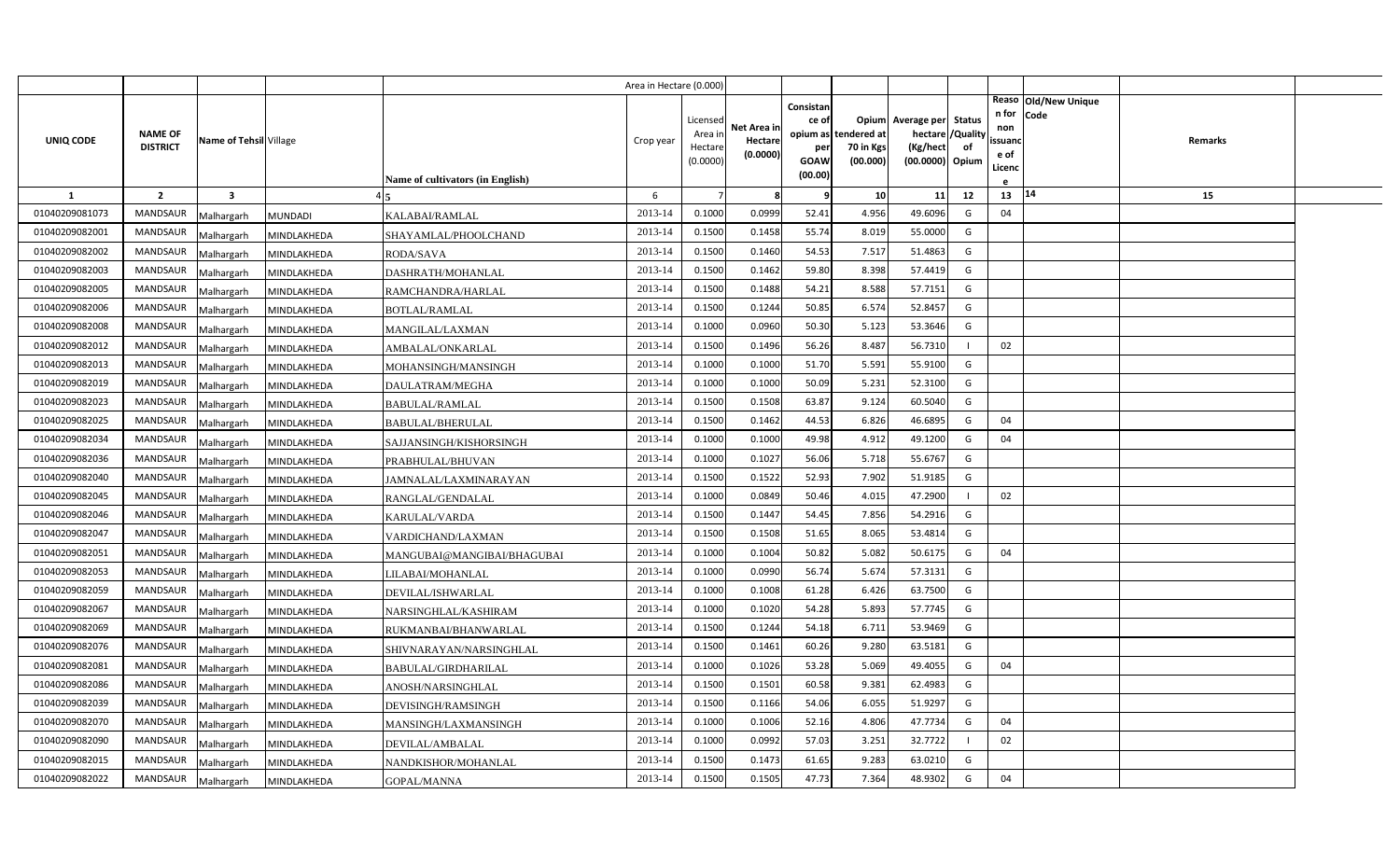| | | | | | Area in Hectare (0.000) | | | | | | | | | | |
|---|---|---|---|---|---|---|---|---|---|---|---|---|---|---|---|
| UNIQ CODE | NAME OF DISTRICT | Name of Tehsil | Village | Name of cultivators (in English) | Crop year | Licensed Area in Hectare (0.0000) | Net Area in Hectare (0.0000) | Consistance of opium as per GOAW (00.00) | Opium tendered at 70 in Kgs (00.000) | Average per hectare (Kg/hect (00.0000) | Status /Quality of Opium | Reason for non issuance of Licence | Old/New Unique Code | Remarks |
| 1 | 2 | 3 | 4 | 5 | 6 | 7 | 8 | 9 | 10 | 11 | 12 | 13 | 14 | 15 |
| 01040209081073 | MANDSAUR | Malhargarh | MUNDADI | KALABAI/RAMLAL | 2013-14 | 0.1000 | 0.0999 | 52.41 | 4.956 | 49.6096 | G | 04 | | |
| 01040209082001 | MANDSAUR | Malhargarh | MINDLAKHEDA | SHAYAMLAL/PHOOLCHAND | 2013-14 | 0.1500 | 0.1458 | 55.74 | 8.019 | 55.0000 | G | | | |
| 01040209082002 | MANDSAUR | Malhargarh | MINDLAKHEDA | RODA/SAVA | 2013-14 | 0.1500 | 0.1460 | 54.53 | 7.517 | 51.4863 | G | | | |
| 01040209082003 | MANDSAUR | Malhargarh | MINDLAKHEDA | DASHRATH/MOHANLAL | 2013-14 | 0.1500 | 0.1462 | 59.80 | 8.398 | 57.4419 | G | | | |
| 01040209082005 | MANDSAUR | Malhargarh | MINDLAKHEDA | RAMCHANDRA/HARLAL | 2013-14 | 0.1500 | 0.1488 | 54.21 | 8.588 | 57.7151 | G | | | |
| 01040209082006 | MANDSAUR | Malhargarh | MINDLAKHEDA | BOTLAL/RAMLAL | 2013-14 | 0.1500 | 0.1244 | 50.85 | 6.574 | 52.8457 | G | | | |
| 01040209082008 | MANDSAUR | Malhargarh | MINDLAKHEDA | MANGILAL/LAXMAN | 2013-14 | 0.1000 | 0.0960 | 50.30 | 5.123 | 53.3646 | G | | | |
| 01040209082012 | MANDSAUR | Malhargarh | MINDLAKHEDA | AMBALAL/ONKARLAL | 2013-14 | 0.1500 | 0.1496 | 56.26 | 8.487 | 56.7310 | I | 02 | | |
| 01040209082013 | MANDSAUR | Malhargarh | MINDLAKHEDA | MOHANSINGH/MANSINGH | 2013-14 | 0.1000 | 0.1000 | 51.70 | 5.591 | 55.9100 | G | | | |
| 01040209082019 | MANDSAUR | Malhargarh | MINDLAKHEDA | DAULATRAM/MEGHA | 2013-14 | 0.1000 | 0.1000 | 50.09 | 5.231 | 52.3100 | G | | | |
| 01040209082023 | MANDSAUR | Malhargarh | MINDLAKHEDA | BABULAL/RAMLAL | 2013-14 | 0.1500 | 0.1508 | 63.87 | 9.124 | 60.5040 | G | | | |
| 01040209082025 | MANDSAUR | Malhargarh | MINDLAKHEDA | BABULAL/BHERULAL | 2013-14 | 0.1500 | 0.1462 | 44.53 | 6.826 | 46.6895 | G | 04 | | |
| 01040209082034 | MANDSAUR | Malhargarh | MINDLAKHEDA | SAJJANSINGH/KISHORSINGH | 2013-14 | 0.1000 | 0.1000 | 49.98 | 4.912 | 49.1200 | G | 04 | | |
| 01040209082036 | MANDSAUR | Malhargarh | MINDLAKHEDA | PRABHULAL/BHUVAN | 2013-14 | 0.1000 | 0.1027 | 56.06 | 5.718 | 55.6767 | G | | | |
| 01040209082040 | MANDSAUR | Malhargarh | MINDLAKHEDA | JAMNALAL/LAXMINARAYAN | 2013-14 | 0.1500 | 0.1522 | 52.93 | 7.902 | 51.9185 | G | | | |
| 01040209082045 | MANDSAUR | Malhargarh | MINDLAKHEDA | RANGLAL/GENDALAL | 2013-14 | 0.1000 | 0.0849 | 50.46 | 4.015 | 47.2900 | I | 02 | | |
| 01040209082046 | MANDSAUR | Malhargarh | MINDLAKHEDA | KARULAL/VARDA | 2013-14 | 0.1500 | 0.1447 | 54.45 | 7.856 | 54.2916 | G | | | |
| 01040209082047 | MANDSAUR | Malhargarh | MINDLAKHEDA | VARDICHAND/LAXMAN | 2013-14 | 0.1500 | 0.1508 | 51.65 | 8.065 | 53.4814 | G | | | |
| 01040209082051 | MANDSAUR | Malhargarh | MINDLAKHEDA | MANGUBAI@MANGIBAI/BHAGUBAI | 2013-14 | 0.1000 | 0.1004 | 50.82 | 5.082 | 50.6175 | G | 04 | | |
| 01040209082053 | MANDSAUR | Malhargarh | MINDLAKHEDA | LILABAI/MOHANLAL | 2013-14 | 0.1000 | 0.0990 | 56.74 | 5.674 | 57.3131 | G | | | |
| 01040209082059 | MANDSAUR | Malhargarh | MINDLAKHEDA | DEVILAL/ISHWARLAL | 2013-14 | 0.1000 | 0.1008 | 61.28 | 6.426 | 63.7500 | G | | | |
| 01040209082067 | MANDSAUR | Malhargarh | MINDLAKHEDA | NARSINGHLAL/KASHIRAM | 2013-14 | 0.1000 | 0.1020 | 54.28 | 5.893 | 57.7745 | G | | | |
| 01040209082069 | MANDSAUR | Malhargarh | MINDLAKHEDA | RUKMANBAI/BHANWARLAL | 2013-14 | 0.1500 | 0.1244 | 54.18 | 6.711 | 53.9469 | G | | | |
| 01040209082076 | MANDSAUR | Malhargarh | MINDLAKHEDA | SHIVNARAYAN/NARSINGHLAL | 2013-14 | 0.1500 | 0.1461 | 60.26 | 9.280 | 63.5181 | G | | | |
| 01040209082081 | MANDSAUR | Malhargarh | MINDLAKHEDA | BABULAL/GIRDHARILAL | 2013-14 | 0.1000 | 0.1026 | 53.28 | 5.069 | 49.4055 | G | 04 | | |
| 01040209082086 | MANDSAUR | Malhargarh | MINDLAKHEDA | ANOSH/NARSINGHLAL | 2013-14 | 0.1500 | 0.1501 | 60.58 | 9.381 | 62.4983 | G | | | |
| 01040209082039 | MANDSAUR | Malhargarh | MINDLAKHEDA | DEVISINGH/RAMSINGH | 2013-14 | 0.1500 | 0.1166 | 54.06 | 6.055 | 51.9297 | G | | | |
| 01040209082070 | MANDSAUR | Malhargarh | MINDLAKHEDA | MANSINGH/LAXMANSINGH | 2013-14 | 0.1000 | 0.1006 | 52.16 | 4.806 | 47.7734 | G | 04 | | |
| 01040209082090 | MANDSAUR | Malhargarh | MINDLAKHEDA | DEVILAL/AMBALAL | 2013-14 | 0.1000 | 0.0992 | 57.03 | 3.251 | 32.7722 | I | 02 | | |
| 01040209082015 | MANDSAUR | Malhargarh | MINDLAKHEDA | NANDKISHOR/MOHANLAL | 2013-14 | 0.1500 | 0.1473 | 61.65 | 9.283 | 63.0210 | G | | | |
| 01040209082022 | MANDSAUR | Malhargarh | MINDLAKHEDA | GOPAL/MANNA | 2013-14 | 0.1500 | 0.1505 | 47.73 | 7.364 | 48.9302 | G | 04 | | |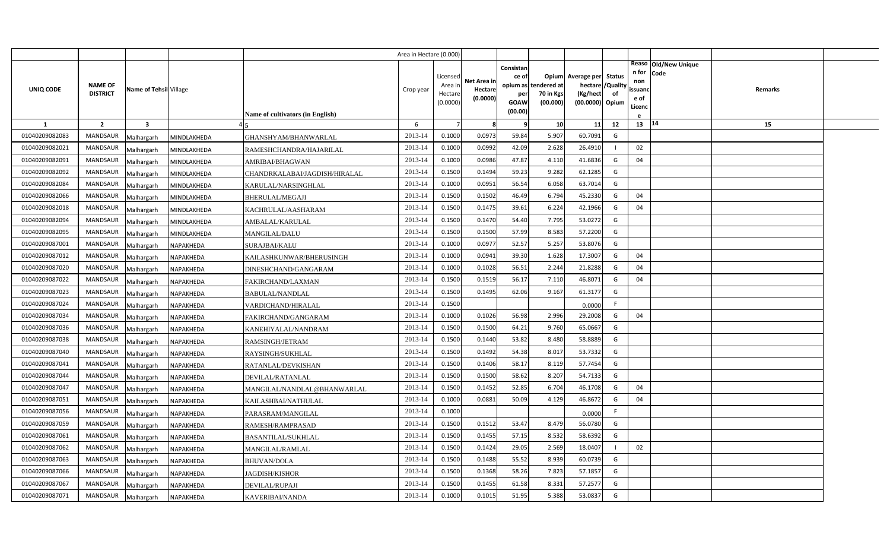| | | | | Area in Hectare (0.000) | | | | | | | | | | |
|---|---|---|---|---|---|---|---|---|---|---|---|---|---|---|
| UNIQ CODE | NAME OF DISTRICT | Name of Tehsil | Village | Name of cultivators (in English) | Crop year | Licensed Area in Hectare (0.0000) | Net Area in Hectare (0.0000) | Consistance of opium as per GOAW (00.00) | Opium tendered at 70 in Kgs (00.000) | Average per hectare (Kg/hect (00.0000) | Status /Quality of Opium | Reason for non issuance of Licence | Old/New Unique Code | Remarks |
| 1 | 2 | 3 | 4 | 5 | 6 | 7 | 8 | 9 | 10 | 11 | 12 | 13 | 14 | 15 |
| 01040209082083 | MANDSAUR | Malhargarh | MINDLAKHEDA | GHANSHYAM/BHANWARLAL | 2013-14 | 0.1000 | 0.0973 | 59.84 | 5.907 | 60.7091 | G | | | |
| 01040209082021 | MANDSAUR | Malhargarh | MINDLAKHEDA | RAMESHCHANDRA/HAJARILAL | 2013-14 | 0.1000 | 0.0992 | 42.09 | 2.628 | 26.4910 | I | 02 | | |
| 01040209082091 | MANDSAUR | Malhargarh | MINDLAKHEDA | AMRIBAI/BHAGWAN | 2013-14 | 0.1000 | 0.0986 | 47.87 | 4.110 | 41.6836 | G | 04 | | |
| 01040209082092 | MANDSAUR | Malhargarh | MINDLAKHEDA | CHANDRKALABAI/JAGDISH/HIRALAL | 2013-14 | 0.1500 | 0.1494 | 59.23 | 9.282 | 62.1285 | G | | | |
| 01040209082084 | MANDSAUR | Malhargarh | MINDLAKHEDA | KARULAL/NARSINGHLAL | 2013-14 | 0.1000 | 0.0951 | 56.54 | 6.058 | 63.7014 | G | | | |
| 01040209082066 | MANDSAUR | Malhargarh | MINDLAKHEDA | BHERULAL/MEGAJI | 2013-14 | 0.1500 | 0.1502 | 46.49 | 6.794 | 45.2330 | G | 04 | | |
| 01040209082018 | MANDSAUR | Malhargarh | MINDLAKHEDA | KACHRULAL/AASHARAM | 2013-14 | 0.1500 | 0.1475 | 39.61 | 6.224 | 42.1966 | G | 04 | | |
| 01040209082094 | MANDSAUR | Malhargarh | MINDLAKHEDA | AMBALAL/KARULAL | 2013-14 | 0.1500 | 0.1470 | 54.40 | 7.795 | 53.0272 | G | | | |
| 01040209082095 | MANDSAUR | Malhargarh | MINDLAKHEDA | MANGILAL/DALU | 2013-14 | 0.1500 | 0.1500 | 57.99 | 8.583 | 57.2200 | G | | | |
| 01040209087001 | MANDSAUR | Malhargarh | NAPAKHEDA | SURAJBAI/KALU | 2013-14 | 0.1000 | 0.0977 | 52.57 | 5.257 | 53.8076 | G | | | |
| 01040209087012 | MANDSAUR | Malhargarh | NAPAKHEDA | KAILASHKUNWAR/BHERUSINGH | 2013-14 | 0.1000 | 0.0941 | 39.30 | 1.628 | 17.3007 | G | 04 | | |
| 01040209087020 | MANDSAUR | Malhargarh | NAPAKHEDA | DINESHCHAND/GANGARAM | 2013-14 | 0.1000 | 0.1028 | 56.51 | 2.244 | 21.8288 | G | 04 | | |
| 01040209087022 | MANDSAUR | Malhargarh | NAPAKHEDA | FAKIRCHAND/LAXMAN | 2013-14 | 0.1500 | 0.1519 | 56.17 | 7.110 | 46.8071 | G | 04 | | |
| 01040209087023 | MANDSAUR | Malhargarh | NAPAKHEDA | BABULAL/NANDLAL | 2013-14 | 0.1500 | 0.1495 | 62.06 | 9.167 | 61.3177 | G | | | |
| 01040209087024 | MANDSAUR | Malhargarh | NAPAKHEDA | VARDICHAND/HIRALAL | 2013-14 | 0.1500 | | | | 0.0000 | F | | | |
| 01040209087034 | MANDSAUR | Malhargarh | NAPAKHEDA | FAKIRCHAND/GANGARAM | 2013-14 | 0.1000 | 0.1026 | 56.98 | 2.996 | 29.2008 | G | 04 | | |
| 01040209087036 | MANDSAUR | Malhargarh | NAPAKHEDA | KANEHIYALAL/NANDRAM | 2013-14 | 0.1500 | 0.1500 | 64.21 | 9.760 | 65.0667 | G | | | |
| 01040209087038 | MANDSAUR | Malhargarh | NAPAKHEDA | RAMSINGH/JETRAM | 2013-14 | 0.1500 | 0.1440 | 53.82 | 8.480 | 58.8889 | G | | | |
| 01040209087040 | MANDSAUR | Malhargarh | NAPAKHEDA | RAYSINGH/SUKHLAL | 2013-14 | 0.1500 | 0.1492 | 54.38 | 8.017 | 53.7332 | G | | | |
| 01040209087041 | MANDSAUR | Malhargarh | NAPAKHEDA | RATANLAL/DEVKISHAN | 2013-14 | 0.1500 | 0.1406 | 58.17 | 8.119 | 57.7454 | G | | | |
| 01040209087044 | MANDSAUR | Malhargarh | NAPAKHEDA | DEVILAL/RATANLAL | 2013-14 | 0.1500 | 0.1500 | 58.62 | 8.207 | 54.7133 | G | | | |
| 01040209087047 | MANDSAUR | Malhargarh | NAPAKHEDA | MANGILAL/NANDLAL@BHANWARLAL | 2013-14 | 0.1500 | 0.1452 | 52.85 | 6.704 | 46.1708 | G | 04 | | |
| 01040209087051 | MANDSAUR | Malhargarh | NAPAKHEDA | KAILASHBAI/NATHULAL | 2013-14 | 0.1000 | 0.0881 | 50.09 | 4.129 | 46.8672 | G | 04 | | |
| 01040209087056 | MANDSAUR | Malhargarh | NAPAKHEDA | PARASRAM/MANGILAL | 2013-14 | 0.1000 | | | | 0.0000 | F | | | |
| 01040209087059 | MANDSAUR | Malhargarh | NAPAKHEDA | RAMESH/RAMPRASAD | 2013-14 | 0.1500 | 0.1512 | 53.47 | 8.479 | 56.0780 | G | | | |
| 01040209087061 | MANDSAUR | Malhargarh | NAPAKHEDA | BASANTILAL/SUKHLAL | 2013-14 | 0.1500 | 0.1455 | 57.15 | 8.532 | 58.6392 | G | | | |
| 01040209087062 | MANDSAUR | Malhargarh | NAPAKHEDA | MANGILAL/RAMLAL | 2013-14 | 0.1500 | 0.1424 | 29.05 | 2.569 | 18.0407 | I | 02 | | |
| 01040209087063 | MANDSAUR | Malhargarh | NAPAKHEDA | BHUVAN/DOLA | 2013-14 | 0.1500 | 0.1488 | 55.52 | 8.939 | 60.0739 | G | | | |
| 01040209087066 | MANDSAUR | Malhargarh | NAPAKHEDA | JAGDISH/KISHOR | 2013-14 | 0.1500 | 0.1368 | 58.26 | 7.823 | 57.1857 | G | | | |
| 01040209087067 | MANDSAUR | Malhargarh | NAPAKHEDA | DEVILAL/RUPAJI | 2013-14 | 0.1500 | 0.1455 | 61.58 | 8.331 | 57.2577 | G | | | |
| 01040209087071 | MANDSAUR | Malhargarh | NAPAKHEDA | KAVERIBAI/NANDA | 2013-14 | 0.1000 | 0.1015 | 51.95 | 5.388 | 53.0837 | G | | | |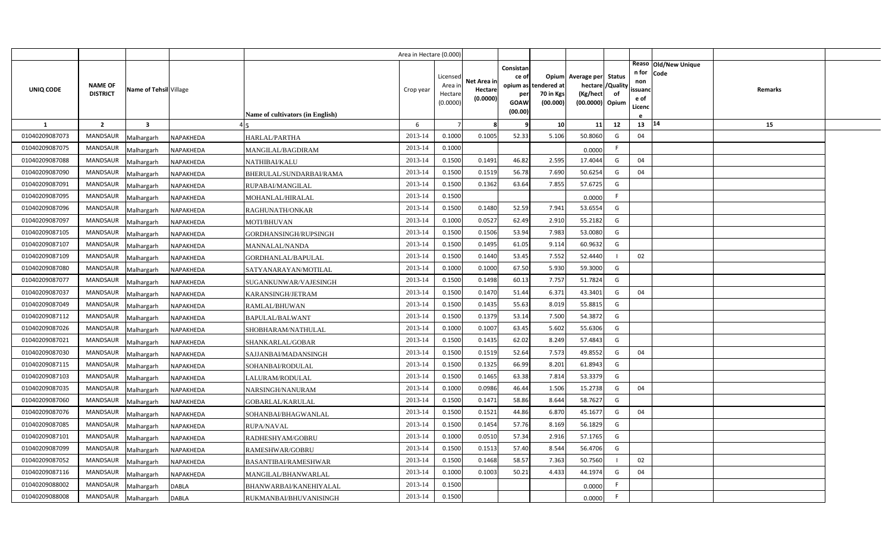| UNIQ CODE | NAME OF DISTRICT | Name of Tehsil | Village | Name of cultivators (in English) | Crop year | Licensed Area in Hectare (0.0000) | Net Area in Hectare (0.0000) | Consistance of opium as per GOAW (00.00) | Opium tendered at 70 in Kgs (00.000) | Average per hectare (Kg/hect (00.0000) | Status /Quality of Opium | Reason for non issuance of Licence | Old/New Unique Code | Remarks |
|---|---|---|---|---|---|---|---|---|---|---|---|---|---|---|
| 1 | 2 | 3 | 4 | 5 | 6 | 7 | 8 | 9 | 10 | 11 | 12 | 13 | 14 | 15 |
| 01040209087073 | MANDSAUR | Malhargarh | NAPAKHEDA | HARLAL/PARTHA | 2013-14 | 0.1000 | 0.1005 | 52.33 | 5.106 | 50.8060 | G | 04 | | |
| 01040209087075 | MANDSAUR | Malhargarh | NAPAKHEDA | MANGILAL/BAGDIRAM | 2013-14 | 0.1000 | | | | 0.0000 | F | | | |
| 01040209087088 | MANDSAUR | Malhargarh | NAPAKHEDA | NATHIBAI/KALU | 2013-14 | 0.1500 | 0.1491 | 46.82 | 2.595 | 17.4044 | G | 04 | | |
| 01040209087090 | MANDSAUR | Malhargarh | NAPAKHEDA | BHERULAL/SUNDARBAI/RAMA | 2013-14 | 0.1500 | 0.1519 | 56.78 | 7.690 | 50.6254 | G | 04 | | |
| 01040209087091 | MANDSAUR | Malhargarh | NAPAKHEDA | RUPABAI/MANGILAL | 2013-14 | 0.1500 | 0.1362 | 63.64 | 7.855 | 57.6725 | G | | | |
| 01040209087095 | MANDSAUR | Malhargarh | NAPAKHEDA | MOHANLAL/HIRALAL | 2013-14 | 0.1500 | | | | 0.0000 | F | | | |
| 01040209087096 | MANDSAUR | Malhargarh | NAPAKHEDA | RAGHUNATH/ONKAR | 2013-14 | 0.1500 | 0.1480 | 52.59 | 7.941 | 53.6554 | G | | | |
| 01040209087097 | MANDSAUR | Malhargarh | NAPAKHEDA | MOTI/BHUVAN | 2013-14 | 0.1000 | 0.0527 | 62.49 | 2.910 | 55.2182 | G | | | |
| 01040209087105 | MANDSAUR | Malhargarh | NAPAKHEDA | GORDHANSINGH/RUPSINGH | 2013-14 | 0.1500 | 0.1506 | 53.94 | 7.983 | 53.0080 | G | | | |
| 01040209087107 | MANDSAUR | Malhargarh | NAPAKHEDA | MANNALAL/NANDA | 2013-14 | 0.1500 | 0.1495 | 61.05 | 9.114 | 60.9632 | G | | | |
| 01040209087109 | MANDSAUR | Malhargarh | NAPAKHEDA | GORDHANLAL/BAPULAL | 2013-14 | 0.1500 | 0.1440 | 53.45 | 7.552 | 52.4440 | I | 02 | | |
| 01040209087080 | MANDSAUR | Malhargarh | NAPAKHEDA | SATYANARAYAN/MOTILAL | 2013-14 | 0.1000 | 0.1000 | 67.50 | 5.930 | 59.3000 | G | | | |
| 01040209087077 | MANDSAUR | Malhargarh | NAPAKHEDA | SUGANKUNWAR/VAJESINGH | 2013-14 | 0.1500 | 0.1498 | 60.13 | 7.757 | 51.7824 | G | | | |
| 01040209087037 | MANDSAUR | Malhargarh | NAPAKHEDA | KARANSINGH/JETRAM | 2013-14 | 0.1500 | 0.1470 | 51.44 | 6.371 | 43.3401 | G | 04 | | |
| 01040209087049 | MANDSAUR | Malhargarh | NAPAKHEDA | RAMLAL/BHUWAN | 2013-14 | 0.1500 | 0.1435 | 55.63 | 8.019 | 55.8815 | G | | | |
| 01040209087112 | MANDSAUR | Malhargarh | NAPAKHEDA | BAPULAL/BALWANT | 2013-14 | 0.1500 | 0.1379 | 53.14 | 7.500 | 54.3872 | G | | | |
| 01040209087026 | MANDSAUR | Malhargarh | NAPAKHEDA | SHOBHARAM/NATHULAL | 2013-14 | 0.1000 | 0.1007 | 63.45 | 5.602 | 55.6306 | G | | | |
| 01040209087021 | MANDSAUR | Malhargarh | NAPAKHEDA | SHANKARLAL/GOBAR | 2013-14 | 0.1500 | 0.1435 | 62.02 | 8.249 | 57.4843 | G | | | |
| 01040209087030 | MANDSAUR | Malhargarh | NAPAKHEDA | SAJJANBAI/MADANSINGH | 2013-14 | 0.1500 | 0.1519 | 52.64 | 7.573 | 49.8552 | G | 04 | | |
| 01040209087115 | MANDSAUR | Malhargarh | NAPAKHEDA | SOHANBAI/RODULAL | 2013-14 | 0.1500 | 0.1325 | 66.99 | 8.201 | 61.8943 | G | | | |
| 01040209087103 | MANDSAUR | Malhargarh | NAPAKHEDA | LALURAM/RODULAL | 2013-14 | 0.1500 | 0.1465 | 63.38 | 7.814 | 53.3379 | G | | | |
| 01040209087035 | MANDSAUR | Malhargarh | NAPAKHEDA | NARSINGH/NANURAM | 2013-14 | 0.1000 | 0.0986 | 46.44 | 1.506 | 15.2738 | G | 04 | | |
| 01040209087060 | MANDSAUR | Malhargarh | NAPAKHEDA | GOBARLAL/KARULAL | 2013-14 | 0.1500 | 0.1471 | 58.86 | 8.644 | 58.7627 | G | | | |
| 01040209087076 | MANDSAUR | Malhargarh | NAPAKHEDA | SOHANBAI/BHAGWANLAL | 2013-14 | 0.1500 | 0.1521 | 44.86 | 6.870 | 45.1677 | G | 04 | | |
| 01040209087085 | MANDSAUR | Malhargarh | NAPAKHEDA | RUPA/NAVAL | 2013-14 | 0.1500 | 0.1454 | 57.76 | 8.169 | 56.1829 | G | | | |
| 01040209087101 | MANDSAUR | Malhargarh | NAPAKHEDA | RADHESHYAM/GOBRU | 2013-14 | 0.1000 | 0.0510 | 57.34 | 2.916 | 57.1765 | G | | | |
| 01040209087099 | MANDSAUR | Malhargarh | NAPAKHEDA | RAMESHWAR/GOBRU | 2013-14 | 0.1500 | 0.1513 | 57.40 | 8.544 | 56.4706 | G | | | |
| 01040209087052 | MANDSAUR | Malhargarh | NAPAKHEDA | BASANTIBAI/RAMESHWAR | 2013-14 | 0.1500 | 0.1468 | 58.57 | 7.363 | 50.7560 | I | 02 | | |
| 01040209087116 | MANDSAUR | Malhargarh | NAPAKHEDA | MANGILAL/BHANWARLAL | 2013-14 | 0.1000 | 0.1003 | 50.21 | 4.433 | 44.1974 | G | 04 | | |
| 01040209088002 | MANDSAUR | Malhargarh | DABLA | BHANWARBAI/KANEHIYALAL | 2013-14 | 0.1500 | | | | 0.0000 | F | | | |
| 01040209088008 | MANDSAUR | Malhargarh | DABLA | RUKMANBAI/BHUVANISINGH | 2013-14 | 0.1500 | | | | 0.0000 | F | | | |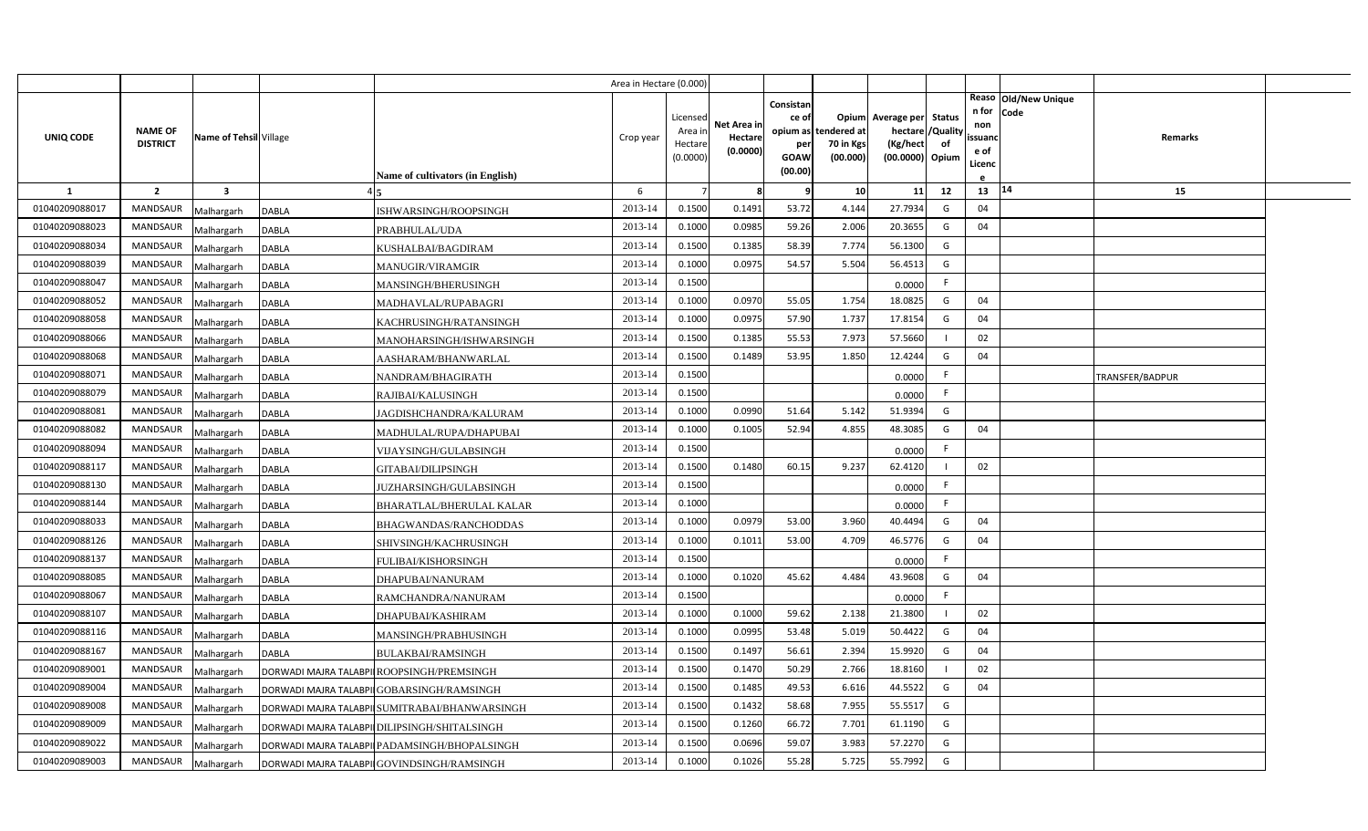| | | | | | Area in Hectare (0.000) | | | | | | | | | | | |
|---|---|---|---|---|---|---|---|---|---|---|---|---|---|---|---|---|
| UNIQ CODE | NAME OF DISTRICT | Name of Tehsil | Village | Name of cultivators (in English) | Crop year | Licensed Area in Hectare (0.0000) | Net Area in Hectare (0.0000) | Consistance of opium as per GOAW (00.00) | Opium tendered at 70 in Kgs (00.000) | Average per hectare (Kg/hect (00.0000) | Status /Quality of Opium | Reason for non issuance of Licence | Old/New Unique Code | Remarks | |
| 1 | 2 | 3 | 4 | 5 | 6 | 7 | 8 | 9 | 10 | 11 | 12 | 13 | 14 | 15 | |
| 01040209088017 | MANDSAUR | Malhargarh | DABLA | ISHWARSINGH/ROOPSINGH | 2013-14 | 0.1500 | 0.1491 | 53.72 | 4.144 | 27.7934 | G | 04 | | | |
| 01040209088023 | MANDSAUR | Malhargarh | DABLA | PRABHULAL/UDA | 2013-14 | 0.1000 | 0.0985 | 59.26 | 2.006 | 20.3655 | G | 04 | | | |
| 01040209088034 | MANDSAUR | Malhargarh | DABLA | KUSHALBAI/BAGDIRAM | 2013-14 | 0.1500 | 0.1385 | 58.39 | 7.774 | 56.1300 | G | | | | |
| 01040209088039 | MANDSAUR | Malhargarh | DABLA | MANUGIR/VIRAMGIR | 2013-14 | 0.1000 | 0.0975 | 54.57 | 5.504 | 56.4513 | G | | | | |
| 01040209088047 | MANDSAUR | Malhargarh | DABLA | MANSINGH/BHERUSINGH | 2013-14 | 0.1500 | | | | 0.0000 | F | | | | |
| 01040209088052 | MANDSAUR | Malhargarh | DABLA | MADHAVLAL/RUPABAGRI | 2013-14 | 0.1000 | 0.0970 | 55.05 | 1.754 | 18.0825 | G | 04 | | | |
| 01040209088058 | MANDSAUR | Malhargarh | DABLA | KACHRUSINGH/RATANSINGH | 2013-14 | 0.1000 | 0.0975 | 57.90 | 1.737 | 17.8154 | G | 04 | | | |
| 01040209088066 | MANDSAUR | Malhargarh | DABLA | MANOHARSINGH/ISHWARSINGH | 2013-14 | 0.1500 | 0.1385 | 55.53 | 7.973 | 57.5660 | I | 02 | | | |
| 01040209088068 | MANDSAUR | Malhargarh | DABLA | AASHARAM/BHANWARLAL | 2013-14 | 0.1500 | 0.1489 | 53.95 | 1.850 | 12.4244 | G | 04 | | | |
| 01040209088071 | MANDSAUR | Malhargarh | DABLA | NANDRAM/BHAGIRATH | 2013-14 | 0.1500 | | | | 0.0000 | F | | | TRANSFER/BADPUR | |
| 01040209088079 | MANDSAUR | Malhargarh | DABLA | RAJIBAI/KALUSINGH | 2013-14 | 0.1500 | | | | 0.0000 | F | | | | |
| 01040209088081 | MANDSAUR | Malhargarh | DABLA | JAGDISHCHANDRA/KALURAM | 2013-14 | 0.1000 | 0.0990 | 51.64 | 5.142 | 51.9394 | G | | | | |
| 01040209088082 | MANDSAUR | Malhargarh | DABLA | MADHULAL/RUPA/DHAPUBAI | 2013-14 | 0.1000 | 0.1005 | 52.94 | 4.855 | 48.3085 | G | 04 | | | |
| 01040209088094 | MANDSAUR | Malhargarh | DABLA | VIJAYSINGH/GULABSINGH | 2013-14 | 0.1500 | | | | 0.0000 | F | | | | |
| 01040209088117 | MANDSAUR | Malhargarh | DABLA | GITABAI/DILIPSINGH | 2013-14 | 0.1500 | 0.1480 | 60.15 | 9.237 | 62.4120 | I | 02 | | | |
| 01040209088130 | MANDSAUR | Malhargarh | DABLA | JUZHARSINGH/GULABSINGH | 2013-14 | 0.1500 | | | | 0.0000 | F | | | | |
| 01040209088144 | MANDSAUR | Malhargarh | DABLA | BHARATLAL/BHERULAL KALAR | 2013-14 | 0.1000 | | | | 0.0000 | F | | | | |
| 01040209088033 | MANDSAUR | Malhargarh | DABLA | BHAGWANDAS/RANCHODDAS | 2013-14 | 0.1000 | 0.0979 | 53.00 | 3.960 | 40.4494 | G | 04 | | | |
| 01040209088126 | MANDSAUR | Malhargarh | DABLA | SHIVSINGH/KACHRUSINGH | 2013-14 | 0.1000 | 0.1011 | 53.00 | 4.709 | 46.5776 | G | 04 | | | |
| 01040209088137 | MANDSAUR | Malhargarh | DABLA | FULIBAI/KISHORSINGH | 2013-14 | 0.1500 | | | | 0.0000 | F | | | | |
| 01040209088085 | MANDSAUR | Malhargarh | DABLA | DHAPUBAI/NANURAM | 2013-14 | 0.1000 | 0.1020 | 45.62 | 4.484 | 43.9608 | G | 04 | | | |
| 01040209088067 | MANDSAUR | Malhargarh | DABLA | RAMCHANDRA/NANURAM | 2013-14 | 0.1500 | | | | 0.0000 | F | | | | |
| 01040209088107 | MANDSAUR | Malhargarh | DABLA | DHAPUBAI/KASHIRAM | 2013-14 | 0.1000 | 0.1000 | 59.62 | 2.138 | 21.3800 | I | 02 | | | |
| 01040209088116 | MANDSAUR | Malhargarh | DABLA | MANSINGH/PRABHUSINGH | 2013-14 | 0.1000 | 0.0995 | 53.48 | 5.019 | 50.4422 | G | 04 | | | |
| 01040209088167 | MANDSAUR | Malhargarh | DABLA | BULAKBAI/RAMSINGH | 2013-14 | 0.1500 | 0.1497 | 56.61 | 2.394 | 15.9920 | G | 04 | | | |
| 01040209089001 | MANDSAUR | Malhargarh | DORWADI MAJRA TALABPI | ROOPSINGH/PREMSINGH | 2013-14 | 0.1500 | 0.1470 | 50.29 | 2.766 | 18.8160 | I | 02 | | | |
| 01040209089004 | MANDSAUR | Malhargarh | DORWADI MAJRA TALABPI | GOBARSINGH/RAMSINGH | 2013-14 | 0.1500 | 0.1485 | 49.53 | 6.616 | 44.5522 | G | 04 | | | |
| 01040209089008 | MANDSAUR | Malhargarh | DORWADI MAJRA TALABPI | SUMITRABAI/BHANWARSINGH | 2013-14 | 0.1500 | 0.1432 | 58.68 | 7.955 | 55.5517 | G | | | | |
| 01040209089009 | MANDSAUR | Malhargarh | DORWADI MAJRA TALABPI | DILIPSINGH/SHITALSINGH | 2013-14 | 0.1500 | 0.1260 | 66.72 | 7.701 | 61.1190 | G | | | | |
| 01040209089022 | MANDSAUR | Malhargarh | DORWADI MAJRA TALABPI | PADAMSINGH/BHOPALSINGH | 2013-14 | 0.1500 | 0.0696 | 59.07 | 3.983 | 57.2270 | G | | | | |
| 01040209089003 | MANDSAUR | Malhargarh | DORWADI MAJRA TALABPI | GOVINDSINGH/RAMSINGH | 2013-14 | 0.1000 | 0.1026 | 55.28 | 5.725 | 55.7992 | G | | | | |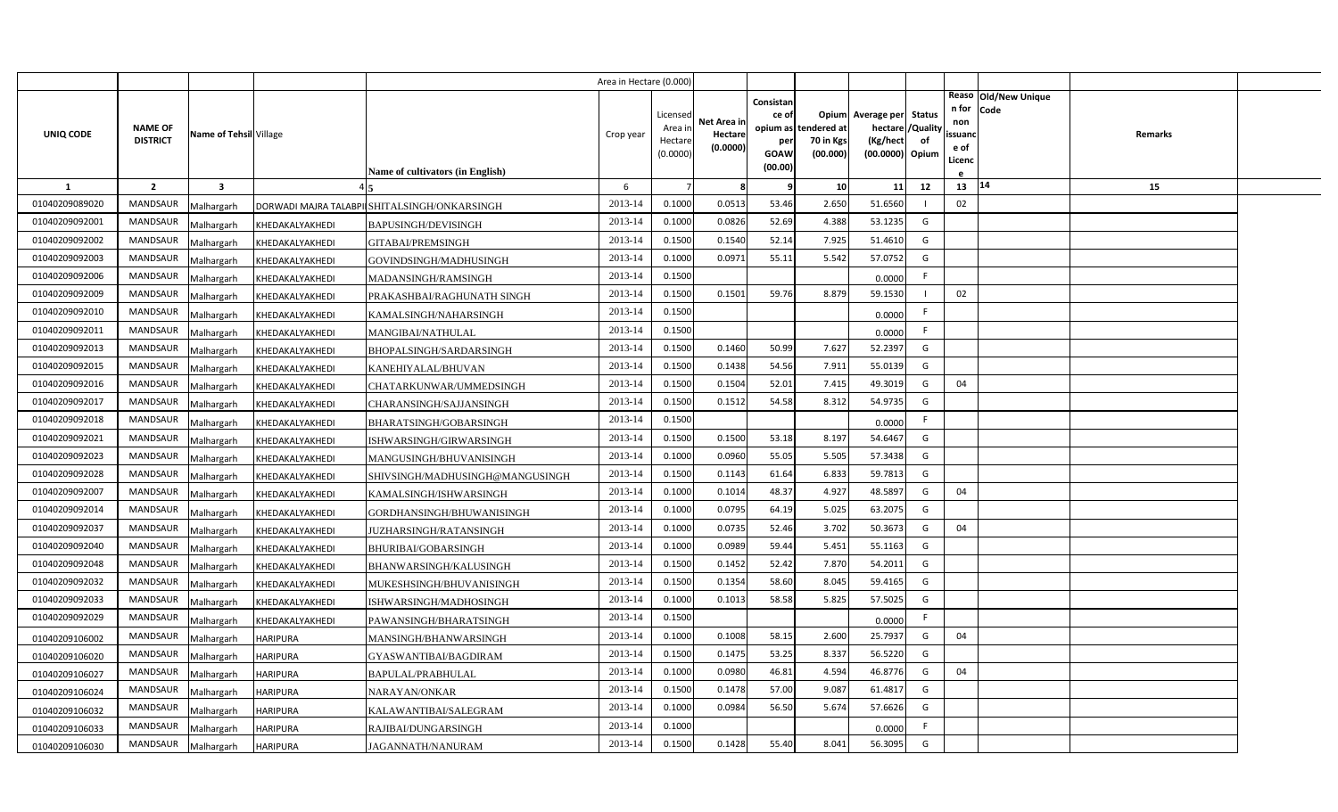| | | | | Area in Hectare (0.000) | | | | | | | | | | |
|---|---|---|---|---|---|---|---|---|---|---|---|---|---|---|
| UNIQ CODE | NAME OF DISTRICT | Name of Tehsil | Village | Name of cultivators (in English) | Crop year | Licensed Area in Hectare (0.0000) | Net Area in Hectare (0.0000) | Consistance of opium as per GOAW (00.00) | Opium tendered at 70 in Kgs (00.000) | Average per hectare (Kg/hect (00.0000) | Status /Quality of Opium | Reason for non issuance of Licence | Old/New Unique Code | Remarks |
| 1 | 2 | 3 | 4 | 5 | 6 | 7 | 8 | 9 | 10 | 11 | 12 | 13 | 14 | 15 |
| 01040209089020 | MANDSAUR | Malhargarh | DORWADI MAJRA TALABPI | SHITALSINGH/ONKARSINGH | 2013-14 | 0.1000 | 0.0513 | 53.46 | 2.650 | 51.6560 | I | 02 | | |
| 01040209092001 | MANDSAUR | Malhargarh | KHEDAKALYAKHEDI | BAPUSINGH/DEVISINGH | 2013-14 | 0.1000 | 0.0826 | 52.69 | 4.388 | 53.1235 | G | | | |
| 01040209092002 | MANDSAUR | Malhargarh | KHEDAKALYAKHEDI | GITABAI/PREMSINGH | 2013-14 | 0.1500 | 0.1540 | 52.14 | 7.925 | 51.4610 | G | | | |
| 01040209092003 | MANDSAUR | Malhargarh | KHEDAKALYAKHEDI | GOVINDSINGH/MADHUSINGH | 2013-14 | 0.1000 | 0.0971 | 55.11 | 5.542 | 57.0752 | G | | | |
| 01040209092006 | MANDSAUR | Malhargarh | KHEDAKALYAKHEDI | MADANSINGH/RAMSINGH | 2013-14 | 0.1500 | | | | 0.0000 | F | | | |
| 01040209092009 | MANDSAUR | Malhargarh | KHEDAKALYAKHEDI | PRAKASHBAI/RAGHUNATH SINGH | 2013-14 | 0.1500 | 0.1501 | 59.76 | 8.879 | 59.1530 | I | 02 | | |
| 01040209092010 | MANDSAUR | Malhargarh | KHEDAKALYAKHEDI | KAMALSINGH/NAHARSINGH | 2013-14 | 0.1500 | | | | 0.0000 | F | | | |
| 01040209092011 | MANDSAUR | Malhargarh | KHEDAKALYAKHEDI | MANGIBAI/NATHULAL | 2013-14 | 0.1500 | | | | 0.0000 | F | | | |
| 01040209092013 | MANDSAUR | Malhargarh | KHEDAKALYAKHEDI | BHOPALSINGH/SARDARSINGH | 2013-14 | 0.1500 | 0.1460 | 50.99 | 7.627 | 52.2397 | G | | | |
| 01040209092015 | MANDSAUR | Malhargarh | KHEDAKALYAKHEDI | KANEHIYALAL/BHUVAN | 2013-14 | 0.1500 | 0.1438 | 54.56 | 7.911 | 55.0139 | G | | | |
| 01040209092016 | MANDSAUR | Malhargarh | KHEDAKALYAKHEDI | CHATARKUNWAR/UMMEDSINGH | 2013-14 | 0.1500 | 0.1504 | 52.01 | 7.415 | 49.3019 | G | 04 | | |
| 01040209092017 | MANDSAUR | Malhargarh | KHEDAKALYAKHEDI | CHARANSINGH/SAJJANSINGH | 2013-14 | 0.1500 | 0.1512 | 54.58 | 8.312 | 54.9735 | G | | | |
| 01040209092018 | MANDSAUR | Malhargarh | KHEDAKALYAKHEDI | BHARATSINGH/GOBARSINGH | 2013-14 | 0.1500 | | | | 0.0000 | F | | | |
| 01040209092021 | MANDSAUR | Malhargarh | KHEDAKALYAKHEDI | ISHWARSINGH/GIRWARSINGH | 2013-14 | 0.1500 | 0.1500 | 53.18 | 8.197 | 54.6467 | G | | | |
| 01040209092023 | MANDSAUR | Malhargarh | KHEDAKALYAKHEDI | MANGUSINGH/BHUVANISINGH | 2013-14 | 0.1000 | 0.0960 | 55.05 | 5.505 | 57.3438 | G | | | |
| 01040209092028 | MANDSAUR | Malhargarh | KHEDAKALYAKHEDI | SHIVSINGH/MADHUSINGH@MANGUSINGH | 2013-14 | 0.1500 | 0.1143 | 61.64 | 6.833 | 59.7813 | G | | | |
| 01040209092007 | MANDSAUR | Malhargarh | KHEDAKALYAKHEDI | KAMALSINGH/ISHWARSINGH | 2013-14 | 0.1000 | 0.1014 | 48.37 | 4.927 | 48.5897 | G | 04 | | |
| 01040209092014 | MANDSAUR | Malhargarh | KHEDAKALYAKHEDI | GORDHANSINGH/BHUWANISINGH | 2013-14 | 0.1000 | 0.0795 | 64.19 | 5.025 | 63.2075 | G | | | |
| 01040209092037 | MANDSAUR | Malhargarh | KHEDAKALYAKHEDI | JUZHARSINGH/RATANSINGH | 2013-14 | 0.1000 | 0.0735 | 52.46 | 3.702 | 50.3673 | G | 04 | | |
| 01040209092040 | MANDSAUR | Malhargarh | KHEDAKALYAKHEDI | BHURIBAI/GOBARSINGH | 2013-14 | 0.1000 | 0.0989 | 59.44 | 5.451 | 55.1163 | G | | | |
| 01040209092048 | MANDSAUR | Malhargarh | KHEDAKALYAKHEDI | BHANWARSINGH/KALUSINGH | 2013-14 | 0.1500 | 0.1452 | 52.42 | 7.870 | 54.2011 | G | | | |
| 01040209092032 | MANDSAUR | Malhargarh | KHEDAKALYAKHEDI | MUKESHSINGH/BHUVANISINGH | 2013-14 | 0.1500 | 0.1354 | 58.60 | 8.045 | 59.4165 | G | | | |
| 01040209092033 | MANDSAUR | Malhargarh | KHEDAKALYAKHEDI | ISHWARSINGH/MADHOSINGH | 2013-14 | 0.1000 | 0.1013 | 58.58 | 5.825 | 57.5025 | G | | | |
| 01040209092029 | MANDSAUR | Malhargarh | KHEDAKALYAKHEDI | PAWANSINGH/BHARATSINGH | 2013-14 | 0.1500 | | | | 0.0000 | F | | | |
| 01040209106002 | MANDSAUR | Malhargarh | HARIPURA | MANSINGH/BHANWARSINGH | 2013-14 | 0.1000 | 0.1008 | 58.15 | 2.600 | 25.7937 | G | 04 | | |
| 01040209106020 | MANDSAUR | Malhargarh | HARIPURA | GYASWANTIBAI/BAGDIRAM | 2013-14 | 0.1500 | 0.1475 | 53.25 | 8.337 | 56.5220 | G | | | |
| 01040209106027 | MANDSAUR | Malhargarh | HARIPURA | BAPULAL/PRABHULAL | 2013-14 | 0.1000 | 0.0980 | 46.81 | 4.594 | 46.8776 | G | 04 | | |
| 01040209106024 | MANDSAUR | Malhargarh | HARIPURA | NARAYAN/ONKAR | 2013-14 | 0.1500 | 0.1478 | 57.00 | 9.087 | 61.4817 | G | | | |
| 01040209106032 | MANDSAUR | Malhargarh | HARIPURA | KALAWANTIBAI/SALEGRAM | 2013-14 | 0.1000 | 0.0984 | 56.50 | 5.674 | 57.6626 | G | | | |
| 01040209106033 | MANDSAUR | Malhargarh | HARIPURA | RAJIBAI/DUNGARSINGH | 2013-14 | 0.1000 | | | | 0.0000 | F | | | |
| 01040209106030 | MANDSAUR | Malhargarh | HARIPURA | JAGANNATH/NANURAM | 2013-14 | 0.1500 | 0.1428 | 55.40 | 8.041 | 56.3095 | G | | | |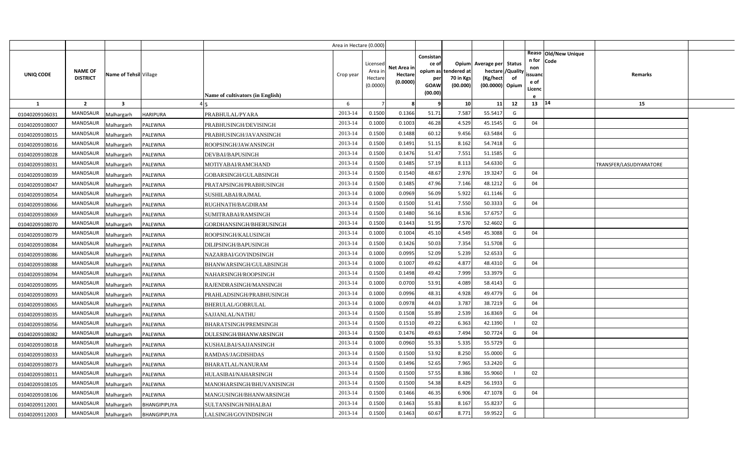| | | | | | Area in Hectare (0.000) | | | | | | | | | | |
|---|---|---|---|---|---|---|---|---|---|---|---|---|---|---|---|
| UNIQ CODE | NAME OF DISTRICT | Name of Tehsil | Village | Name of cultivators (in English) | Crop year | Licensed Area in Hectare (0.0000) | Net Area in Hectare (0.0000) | Consistance of opium as per GOAW (00.00) | Opium tendered at 70 in Kgs (00.000) | Average per hectare (Kg/hect (00.0000) | Status /Quality of Opium | Reason for non issuance of Licence | Old/New Unique Code | Remarks |
| 1 | 2 | 3 | 4 | 5 | 6 | 7 | 8 | 9 | 10 | 11 | 12 | 13 | 14 | 15 |
| 01040209106031 | MANDSAUR | Malhargarh | HARIPURA | PRABHULAL/PYARA | 2013-14 | 0.1500 | 0.1366 | 51.71 | 7.587 | 55.5417 | G | | | |
| 01040209108007 | MANDSAUR | Malhargarh | PALEWNA | PRABHUSINGH/DEVISINGH | 2013-14 | 0.1000 | 0.1003 | 46.28 | 4.529 | 45.1545 | G | 04 | | |
| 01040209108015 | MANDSAUR | Malhargarh | PALEWNA | PRABHUSINGH/JAVANSINGH | 2013-14 | 0.1500 | 0.1488 | 60.12 | 9.456 | 63.5484 | G | | | |
| 01040209108016 | MANDSAUR | Malhargarh | PALEWNA | ROOPSINGH/JAWANSINGH | 2013-14 | 0.1500 | 0.1491 | 51.15 | 8.162 | 54.7418 | G | | | |
| 01040209108028 | MANDSAUR | Malhargarh | PALEWNA | DEVBAI/BAPUSINGH | 2013-14 | 0.1500 | 0.1476 | 51.47 | 7.551 | 51.1585 | G | | | |
| 01040209108031 | MANDSAUR | Malhargarh | PALEWNA | MOTIYABAI/RAMCHAND | 2013-14 | 0.1500 | 0.1485 | 57.19 | 8.113 | 54.6330 | G | | | TRANSFER/LASUDIYARATORE |
| 01040209108039 | MANDSAUR | Malhargarh | PALEWNA | GOBARSINGH/GULABSINGH | 2013-14 | 0.1500 | 0.1540 | 48.67 | 2.976 | 19.3247 | G | 04 | | |
| 01040209108047 | MANDSAUR | Malhargarh | PALEWNA | PRATAPSINGH/PRABHUSINGH | 2013-14 | 0.1500 | 0.1485 | 47.96 | 7.146 | 48.1212 | G | 04 | | |
| 01040209108054 | MANDSAUR | Malhargarh | PALEWNA | SUSHILABAI/RAJMAL | 2013-14 | 0.1000 | 0.0969 | 56.09 | 5.922 | 61.1146 | G | | | |
| 01040209108066 | MANDSAUR | Malhargarh | PALEWNA | RUGHNATH/BAGDIRAM | 2013-14 | 0.1500 | 0.1500 | 51.41 | 7.550 | 50.3333 | G | 04 | | |
| 01040209108069 | MANDSAUR | Malhargarh | PALEWNA | SUMITRABAI/RAMSINGH | 2013-14 | 0.1500 | 0.1480 | 56.16 | 8.536 | 57.6757 | G | | | |
| 01040209108070 | MANDSAUR | Malhargarh | PALEWNA | GORDHANSINGH/BHERUSINGH | 2013-14 | 0.1500 | 0.1443 | 51.95 | 7.570 | 52.4602 | G | | | |
| 01040209108079 | MANDSAUR | Malhargarh | PALEWNA | ROOPSINGH/KALUSINGH | 2013-14 | 0.1000 | 0.1004 | 45.10 | 4.549 | 45.3088 | G | 04 | | |
| 01040209108084 | MANDSAUR | Malhargarh | PALEWNA | DILIPSINGH/BAPUSINGH | 2013-14 | 0.1500 | 0.1426 | 50.03 | 7.354 | 51.5708 | G | | | |
| 01040209108086 | MANDSAUR | Malhargarh | PALEWNA | NAZARBAI/GOVINDSINGH | 2013-14 | 0.1000 | 0.0995 | 52.09 | 5.239 | 52.6533 | G | | | |
| 01040209108088 | MANDSAUR | Malhargarh | PALEWNA | BHANWARSINGH/GULABSINGH | 2013-14 | 0.1000 | 0.1007 | 49.62 | 4.877 | 48.4310 | G | 04 | | |
| 01040209108094 | MANDSAUR | Malhargarh | PALEWNA | NAHARSINGH/ROOPSINGH | 2013-14 | 0.1500 | 0.1498 | 49.42 | 7.999 | 53.3979 | G | | | |
| 01040209108095 | MANDSAUR | Malhargarh | PALEWNA | RAJENDRASINGH/MANSINGH | 2013-14 | 0.1000 | 0.0700 | 53.91 | 4.089 | 58.4143 | G | | | |
| 01040209108093 | MANDSAUR | Malhargarh | PALEWNA | PRAHLADSINGH/PRABHUSINGH | 2013-14 | 0.1000 | 0.0996 | 48.31 | 4.928 | 49.4779 | G | 04 | | |
| 01040209108065 | MANDSAUR | Malhargarh | PALEWNA | BHERULAL/GOBRULAL | 2013-14 | 0.1000 | 0.0978 | 44.03 | 3.787 | 38.7219 | G | 04 | | |
| 01040209108035 | MANDSAUR | Malhargarh | PALEWNA | SAJJANLAL/NATHU | 2013-14 | 0.1500 | 0.1508 | 55.89 | 2.539 | 16.8369 | G | 04 | | |
| 01040209108056 | MANDSAUR | Malhargarh | PALEWNA | BHARATSINGH/PREMSINGH | 2013-14 | 0.1500 | 0.1510 | 49.22 | 6.363 | 42.1390 | I | 02 | | |
| 01040209108082 | MANDSAUR | Malhargarh | PALEWNA | DULESINGH/BHANWARSINGH | 2013-14 | 0.1500 | 0.1476 | 49.63 | 7.494 | 50.7724 | G | 04 | | |
| 01040209108018 | MANDSAUR | Malhargarh | PALEWNA | KUSHALBAI/SAJJANSINGH | 2013-14 | 0.1000 | 0.0960 | 55.33 | 5.335 | 55.5729 | G | | | |
| 01040209108033 | MANDSAUR | Malhargarh | PALEWNA | RAMDAS/JAGDISHDAS | 2013-14 | 0.1500 | 0.1500 | 53.92 | 8.250 | 55.0000 | G | | | |
| 01040209108073 | MANDSAUR | Malhargarh | PALEWNA | BHARATLAL/NANURAM | 2013-14 | 0.1500 | 0.1496 | 52.65 | 7.965 | 53.2420 | G | | | |
| 01040209108011 | MANDSAUR | Malhargarh | PALEWNA | HULASIBAI/NAHARSINGH | 2013-14 | 0.1500 | 0.1500 | 57.55 | 8.386 | 55.9060 | I | 02 | | |
| 01040209108105 | MANDSAUR | Malhargarh | PALEWNA | MANOHARSINGH/BHUVANISINGH | 2013-14 | 0.1500 | 0.1500 | 54.38 | 8.429 | 56.1933 | G | | | |
| 01040209108106 | MANDSAUR | Malhargarh | PALEWNA | MANGUSINGH/BHANWARSINGH | 2013-14 | 0.1500 | 0.1466 | 46.35 | 6.906 | 47.1078 | G | 04 | | |
| 01040209112001 | MANDSAUR | Malhargarh | BHANGIPIPLIYA | SULTANSINGH/NIHALBAI | 2013-14 | 0.1500 | 0.1463 | 55.83 | 8.167 | 55.8237 | G | | | |
| 01040209112003 | MANDSAUR | Malhargarh | BHANGIPIPLIYA | LALSINGH/GOVINDSINGH | 2013-14 | 0.1500 | 0.1463 | 60.67 | 8.771 | 59.9522 | G | | | |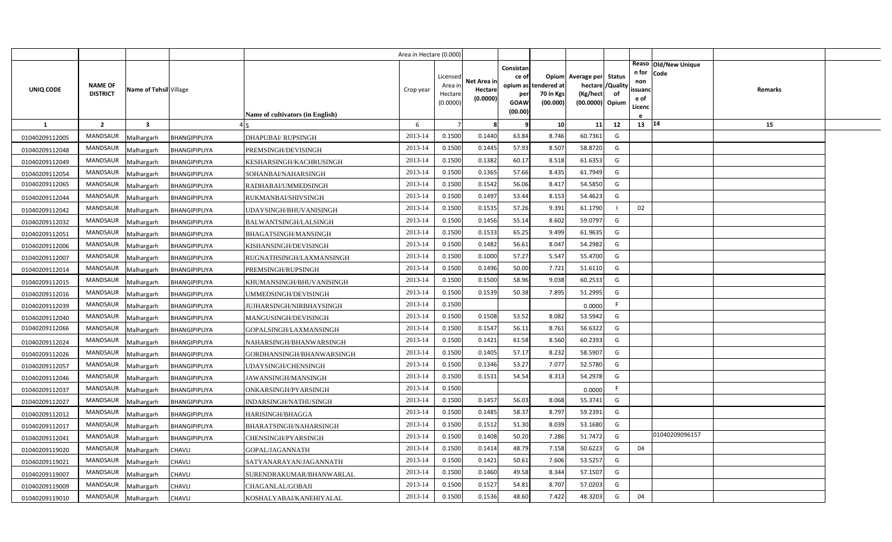| UNIQ CODE | NAME OF DISTRICT | Name of Tehsil | Village | Name of cultivators (in English) | Area in Hectare (0.000) Crop year | Licensed Area in Hectare (0.0000) | Net Area in Hectare (0.0000) | Consistan ce of opium as per GOAW (00.00) | Opium tendered at 70 in Kgs (00.000) | Average per hectare (Kg/hect (00.0000) | Status /Quality of Opium | Reason for non issuance of Licence | Old/New Unique Code | Remarks |
|---|---|---|---|---|---|---|---|---|---|---|---|---|---|---|
| 1 | 2 | 3 | 4 | 5 | 6 | 7 | 8 | 9 | 10 | 11 | 12 | 13 | 14 | 15 |
| 01040209112005 | MANDSAUR | Malhargarh | BHANGIPIPLIYA | DHAPUBAI/ RUPSINGH | 2013-14 | 0.1500 | 0.1440 | 63.84 | 8.746 | 60.7361 | G | | | |
| 01040209112048 | MANDSAUR | Malhargarh | BHANGIPIPLIYA | PREMSINGH/DEVISINGH | 2013-14 | 0.1500 | 0.1445 | 57.93 | 8.507 | 58.8720 | G | | | |
| 01040209112049 | MANDSAUR | Malhargarh | BHANGIPIPLIYA | KESHARSINGH/KACHRUSINGH | 2013-14 | 0.1500 | 0.1382 | 60.17 | 8.518 | 61.6353 | G | | | |
| 01040209112054 | MANDSAUR | Malhargarh | BHANGIPIPLIYA | SOHANBAI/NAHARSINGH | 2013-14 | 0.1500 | 0.1365 | 57.66 | 8.435 | 61.7949 | G | | | |
| 01040209112065 | MANDSAUR | Malhargarh | BHANGIPIPLIYA | RADHABAI/UMMEDSINGH | 2013-14 | 0.1500 | 0.1542 | 56.06 | 8.417 | 54.5850 | G | | | |
| 01040209112044 | MANDSAUR | Malhargarh | BHANGIPIPLIYA | RUKMANBAI/SHIVSINGH | 2013-14 | 0.1500 | 0.1497 | 53.44 | 8.153 | 54.4623 | G | | | |
| 01040209112042 | MANDSAUR | Malhargarh | BHANGIPIPLIYA | UDAYSINGH/BHUVANISINGH | 2013-14 | 0.1500 | 0.1535 | 57.26 | 9.391 | 61.1790 | I | 02 | | |
| 01040209112032 | MANDSAUR | Malhargarh | BHANGIPIPLIYA | BALWANTSINGH/LALSINGH | 2013-14 | 0.1500 | 0.1456 | 55.14 | 8.602 | 59.0797 | G | | | |
| 01040209112051 | MANDSAUR | Malhargarh | BHANGIPIPLIYA | BHAGATSINGH/MANSINGH | 2013-14 | 0.1500 | 0.1533 | 65.25 | 9.499 | 61.9635 | G | | | |
| 01040209112006 | MANDSAUR | Malhargarh | BHANGIPIPLIYA | KISHANSINGH/DEVISINGH | 2013-14 | 0.1500 | 0.1482 | 56.61 | 8.047 | 54.2982 | G | | | |
| 01040209112007 | MANDSAUR | Malhargarh | BHANGIPIPLIYA | RUGNATHSINGH/LAXMANSINGH | 2013-14 | 0.1500 | 0.1000 | 57.27 | 5.547 | 55.4700 | G | | | |
| 01040209112014 | MANDSAUR | Malhargarh | BHANGIPIPLIYA | PREMSINGH/RUPSINGH | 2013-14 | 0.1500 | 0.1496 | 50.00 | 7.721 | 51.6110 | G | | | |
| 01040209112015 | MANDSAUR | Malhargarh | BHANGIPIPLIYA | KHUMANSINGH/BHUVANISINGH | 2013-14 | 0.1500 | 0.1500 | 58.96 | 9.038 | 60.2533 | G | | | |
| 01040209112016 | MANDSAUR | Malhargarh | BHANGIPIPLIYA | UMMEDSINGH/DEVISINGH | 2013-14 | 0.1500 | 0.1539 | 50.38 | 7.895 | 51.2995 | G | | | |
| 01040209112039 | MANDSAUR | Malhargarh | BHANGIPIPLIYA | JUJHARSINGH/NIRBHAYSINGH | 2013-14 | 0.1500 | | | | 0.0000 | F | | | |
| 01040209112040 | MANDSAUR | Malhargarh | BHANGIPIPLIYA | MANGUSINGH/DEVISINGH | 2013-14 | 0.1500 | 0.1508 | 53.52 | 8.082 | 53.5942 | G | | | |
| 01040209112066 | MANDSAUR | Malhargarh | BHANGIPIPLIYA | GOPALSINGH/LAXMANSINGH | 2013-14 | 0.1500 | 0.1547 | 56.11 | 8.761 | 56.6322 | G | | | |
| 01040209112024 | MANDSAUR | Malhargarh | BHANGIPIPLIYA | NAHARSINGH/BHANWARSINGH | 2013-14 | 0.1500 | 0.1421 | 61.58 | 8.560 | 60.2393 | G | | | |
| 01040209112026 | MANDSAUR | Malhargarh | BHANGIPIPLIYA | GORDHANSINGH/BHANWARSINGH | 2013-14 | 0.1500 | 0.1405 | 57.17 | 8.232 | 58.5907 | G | | | |
| 01040209112057 | MANDSAUR | Malhargarh | BHANGIPIPLIYA | UDAYSINGH/CHENSINGH | 2013-14 | 0.1500 | 0.1346 | 53.27 | 7.077 | 52.5780 | G | | | |
| 01040209112046 | MANDSAUR | Malhargarh | BHANGIPIPLIYA | JAWANSINGH/MANSINGH | 2013-14 | 0.1500 | 0.1531 | 54.54 | 8.313 | 54.2978 | G | | | |
| 01040209112037 | MANDSAUR | Malhargarh | BHANGIPIPLIYA | ONKARSINGH/PYARSINGH | 2013-14 | 0.1500 | | | | 0.0000 | F | | | |
| 01040209112027 | MANDSAUR | Malhargarh | BHANGIPIPLIYA | INDARSINGH/NATHUSINGH | 2013-14 | 0.1500 | 0.1457 | 56.03 | 8.068 | 55.3741 | G | | | |
| 01040209112012 | MANDSAUR | Malhargarh | BHANGIPIPLIYA | HARISINGH/BHAGGA | 2013-14 | 0.1500 | 0.1485 | 58.37 | 8.797 | 59.2391 | G | | | |
| 01040209112017 | MANDSAUR | Malhargarh | BHANGIPIPLIYA | BHARATSINGH/NAHARSINGH | 2013-14 | 0.1500 | 0.1512 | 51.30 | 8.039 | 53.1680 | G | | | |
| 01040209112041 | MANDSAUR | Malhargarh | BHANGIPIPLIYA | CHENSINGH/PYARSINGH | 2013-14 | 0.1500 | 0.1408 | 50.20 | 7.286 | 51.7472 | G | | 01040209096157 | |
| 01040209119020 | MANDSAUR | Malhargarh | CHAVLI | GOPAL/JAGANNATH | 2013-14 | 0.1500 | 0.1414 | 48.79 | 7.158 | 50.6223 | G | 04 | | |
| 01040209119021 | MANDSAUR | Malhargarh | CHAVLI | SATYANARAYAN/JAGANNATH | 2013-14 | 0.1500 | 0.1421 | 50.61 | 7.606 | 53.5257 | G | | | |
| 01040209119007 | MANDSAUR | Malhargarh | CHAVLI | SURENDRAKUMAR/BHANWARLAL | 2013-14 | 0.1500 | 0.1460 | 49.58 | 8.344 | 57.1507 | G | | | |
| 01040209119009 | MANDSAUR | Malhargarh | CHAVLI | CHAGANLAL/GOBAJI | 2013-14 | 0.1500 | 0.1527 | 54.81 | 8.707 | 57.0203 | G | | | |
| 01040209119010 | MANDSAUR | Malhargarh | CHAVLI | KOSHALYABAI/KANEHIYALAL | 2013-14 | 0.1500 | 0.1536 | 48.60 | 7.422 | 48.3203 | G | 04 | | |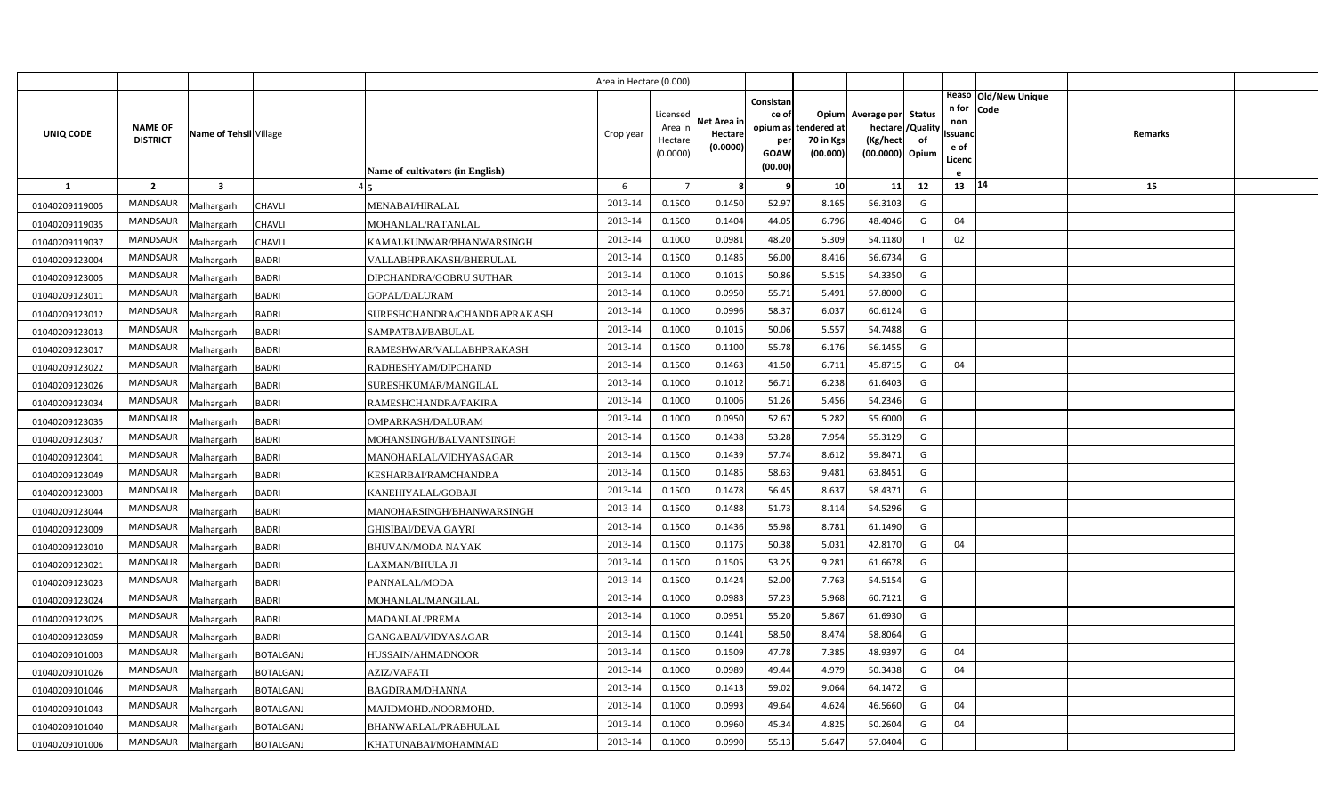| UNIQ CODE | NAME OF DISTRICT | Name of Tehsil | Village | Name of cultivators (in English) | Crop year | Licensed Area in Hectare (0.0000) | Net Area in Hectare (0.0000) | Consistance of opium as per GOAW (00.00) | Opium tendered at 70 in Kgs (00.000) | Average per hectare (Kg/hect (00.0000) | Status /Quality of Opium | Reason for non issuance of Licence | Old/New Unique Code | Remarks |
|---|---|---|---|---|---|---|---|---|---|---|---|---|---|---|
| 1 | 2 | 3 | 4 | 5 | 6 | 7 | 8 | 9 | 10 | 11 | 12 | 13 | 14 | 15 |
| 01040209119005 | MANDSAUR | Malhargarh | CHAVLI | MENABAI/HIRALAL | 2013-14 | 0.1500 | 0.1450 | 52.97 | 8.165 | 56.3103 | G | | | |
| 01040209119035 | MANDSAUR | Malhargarh | CHAVLI | MOHANLAL/RATANLAL | 2013-14 | 0.1500 | 0.1404 | 44.05 | 6.796 | 48.4046 | G | 04 | | |
| 01040209119037 | MANDSAUR | Malhargarh | CHAVLI | KAMALKUNWAR/BHANWARSINGH | 2013-14 | 0.1000 | 0.0981 | 48.20 | 5.309 | 54.1180 | I | 02 | | |
| 01040209123004 | MANDSAUR | Malhargarh | BADRI | VALLABHPRAKASH/BHERULAL | 2013-14 | 0.1500 | 0.1485 | 56.00 | 8.416 | 56.6734 | G | | | |
| 01040209123005 | MANDSAUR | Malhargarh | BADRI | DIPCHANDRA/GOBRU SUTHAR | 2013-14 | 0.1000 | 0.1015 | 50.86 | 5.515 | 54.3350 | G | | | |
| 01040209123011 | MANDSAUR | Malhargarh | BADRI | GOPAL/DALURAM | 2013-14 | 0.1000 | 0.0950 | 55.71 | 5.491 | 57.8000 | G | | | |
| 01040209123012 | MANDSAUR | Malhargarh | BADRI | SURESHCHANDRA/CHANDRAPRAKASH | 2013-14 | 0.1000 | 0.0996 | 58.37 | 6.037 | 60.6124 | G | | | |
| 01040209123013 | MANDSAUR | Malhargarh | BADRI | SAMPATBAI/BABULAL | 2013-14 | 0.1000 | 0.1015 | 50.06 | 5.557 | 54.7488 | G | | | |
| 01040209123017 | MANDSAUR | Malhargarh | BADRI | RAMESHWAR/VALLABHPRAKASH | 2013-14 | 0.1500 | 0.1100 | 55.78 | 6.176 | 56.1455 | G | | | |
| 01040209123022 | MANDSAUR | Malhargarh | BADRI | RADHESHYAM/DIPCHAND | 2013-14 | 0.1500 | 0.1463 | 41.50 | 6.711 | 45.8715 | G | 04 | | |
| 01040209123026 | MANDSAUR | Malhargarh | BADRI | SURESHKUMAR/MANGILAL | 2013-14 | 0.1000 | 0.1012 | 56.71 | 6.238 | 61.6403 | G | | | |
| 01040209123034 | MANDSAUR | Malhargarh | BADRI | RAMESHCHANDRA/FAKIRA | 2013-14 | 0.1000 | 0.1006 | 51.26 | 5.456 | 54.2346 | G | | | |
| 01040209123035 | MANDSAUR | Malhargarh | BADRI | OMPARKASH/DALURAM | 2013-14 | 0.1000 | 0.0950 | 52.67 | 5.282 | 55.6000 | G | | | |
| 01040209123037 | MANDSAUR | Malhargarh | BADRI | MOHANSINGH/BALVANTSINGH | 2013-14 | 0.1500 | 0.1438 | 53.28 | 7.954 | 55.3129 | G | | | |
| 01040209123041 | MANDSAUR | Malhargarh | BADRI | MANOHARLAL/VIDHYASAGAR | 2013-14 | 0.1500 | 0.1439 | 57.74 | 8.612 | 59.8471 | G | | | |
| 01040209123049 | MANDSAUR | Malhargarh | BADRI | KESHARBAI/RAMCHANDRA | 2013-14 | 0.1500 | 0.1485 | 58.63 | 9.481 | 63.8451 | G | | | |
| 01040209123003 | MANDSAUR | Malhargarh | BADRI | KANEHIYALAL/GOBAJI | 2013-14 | 0.1500 | 0.1478 | 56.45 | 8.637 | 58.4371 | G | | | |
| 01040209123044 | MANDSAUR | Malhargarh | BADRI | MANOHARSINGH/BHANWARSINGH | 2013-14 | 0.1500 | 0.1488 | 51.73 | 8.114 | 54.5296 | G | | | |
| 01040209123009 | MANDSAUR | Malhargarh | BADRI | GHISIBAI/DEVA GAYRI | 2013-14 | 0.1500 | 0.1436 | 55.98 | 8.781 | 61.1490 | G | | | |
| 01040209123010 | MANDSAUR | Malhargarh | BADRI | BHUVAN/MODA NAYAK | 2013-14 | 0.1500 | 0.1175 | 50.38 | 5.031 | 42.8170 | G | 04 | | |
| 01040209123021 | MANDSAUR | Malhargarh | BADRI | LAXMAN/BHULA JI | 2013-14 | 0.1500 | 0.1505 | 53.25 | 9.281 | 61.6678 | G | | | |
| 01040209123023 | MANDSAUR | Malhargarh | BADRI | PANNALAL/MODA | 2013-14 | 0.1500 | 0.1424 | 52.00 | 7.763 | 54.5154 | G | | | |
| 01040209123024 | MANDSAUR | Malhargarh | BADRI | MOHANLAL/MANGILAL | 2013-14 | 0.1000 | 0.0983 | 57.23 | 5.968 | 60.7121 | G | | | |
| 01040209123025 | MANDSAUR | Malhargarh | BADRI | MADANLAL/PREMA | 2013-14 | 0.1000 | 0.0951 | 55.20 | 5.867 | 61.6930 | G | | | |
| 01040209123059 | MANDSAUR | Malhargarh | BADRI | GANGABAI/VIDYASAGAR | 2013-14 | 0.1500 | 0.1441 | 58.50 | 8.474 | 58.8064 | G | | | |
| 01040209101003 | MANDSAUR | Malhargarh | BOTALGANJ | HUSSAIN/AHMADNOOR | 2013-14 | 0.1500 | 0.1509 | 47.78 | 7.385 | 48.9397 | G | 04 | | |
| 01040209101026 | MANDSAUR | Malhargarh | BOTALGANJ | AZIZ/VAFATI | 2013-14 | 0.1000 | 0.0989 | 49.44 | 4.979 | 50.3438 | G | 04 | | |
| 01040209101046 | MANDSAUR | Malhargarh | BOTALGANJ | BAGDIRAM/DHANNA | 2013-14 | 0.1500 | 0.1413 | 59.02 | 9.064 | 64.1472 | G | | | |
| 01040209101043 | MANDSAUR | Malhargarh | BOTALGANJ | MAJIDMOHD./NOORMOHD. | 2013-14 | 0.1000 | 0.0993 | 49.64 | 4.624 | 46.5660 | G | 04 | | |
| 01040209101040 | MANDSAUR | Malhargarh | BOTALGANJ | BHANWARLAL/PRABHULAL | 2013-14 | 0.1000 | 0.0960 | 45.34 | 4.825 | 50.2604 | G | 04 | | |
| 01040209101006 | MANDSAUR | Malhargarh | BOTALGANJ | KHATUNABAI/MOHAMMAD | 2013-14 | 0.1000 | 0.0990 | 55.13 | 5.647 | 57.0404 | G | | | |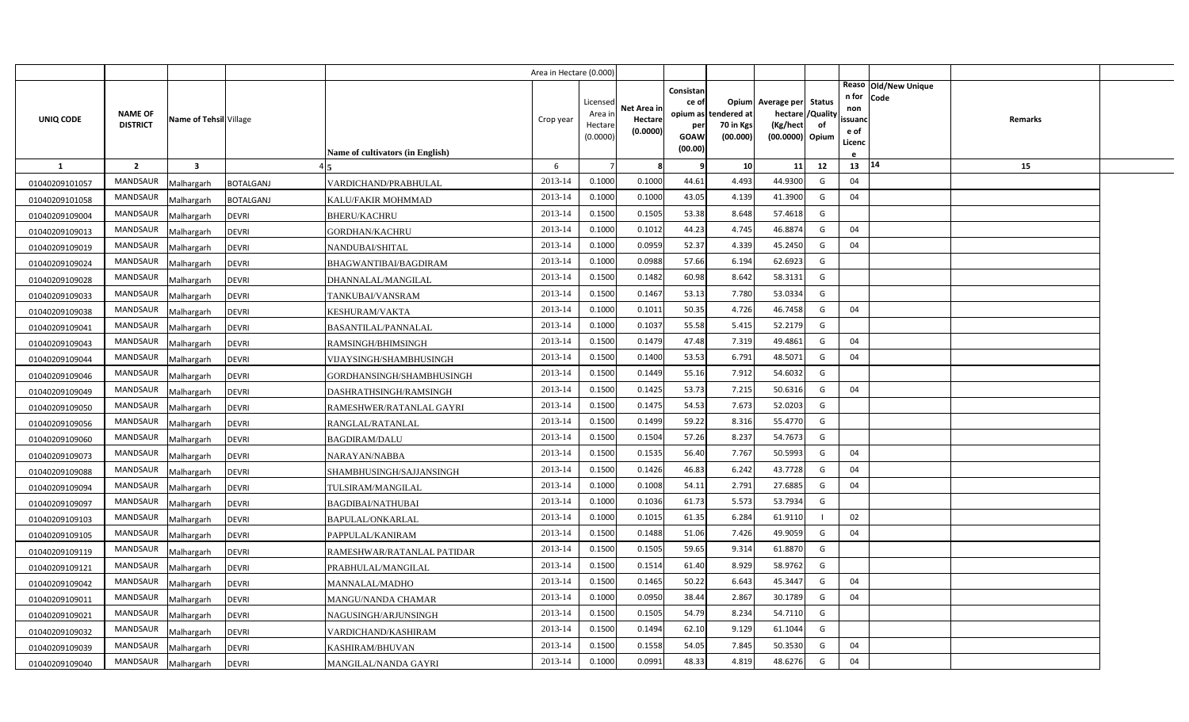| | | | | | Area in Hectare (0.000) | | | | | | | | | | | |
|---|---|---|---|---|---|---|---|---|---|---|---|---|---|---|---|---|
| UNIQ CODE | NAME OF DISTRICT | Name of Tehsil | Village | Name of cultivators (in English) | Crop year | Licensed Area in Hectare (0.0000) | Net Area in Hectare (0.0000) | Consistance of opium as per GOAW (00.00) | Opium tendered at 70 in Kgs (00.000) | Average per hectare (Kg/hect (00.0000) | Status /Quality of Opium | Reason for non issuance of Licence | Old/New Unique Code | Remarks | |
| 1 | 2 | 3 | 4 | 5 | 6 | 7 | 8 | 9 | 10 | 11 | 12 | 13 | 14 | 15 | |
| 01040209101057 | MANDSAUR | Malhargarh | BOTALGANJ | VARDICHAND/PRABHULAL | 2013-14 | 0.1000 | 0.1000 | 44.61 | 4.493 | 44.9300 | G | 04 | | | |
| 01040209101058 | MANDSAUR | Malhargarh | BOTALGANJ | KALU/FAKIR MOHMMAD | 2013-14 | 0.1000 | 0.1000 | 43.05 | 4.139 | 41.3900 | G | 04 | | | |
| 01040209109004 | MANDSAUR | Malhargarh | DEVRI | BHERU/KACHRU | 2013-14 | 0.1500 | 0.1505 | 53.38 | 8.648 | 57.4618 | G | | | | |
| 01040209109013 | MANDSAUR | Malhargarh | DEVRI | GORDHAN/KACHRU | 2013-14 | 0.1000 | 0.1012 | 44.23 | 4.745 | 46.8874 | G | 04 | | | |
| 01040209109019 | MANDSAUR | Malhargarh | DEVRI | NANDUBAI/SHITAL | 2013-14 | 0.1000 | 0.0959 | 52.37 | 4.339 | 45.2450 | G | 04 | | | |
| 01040209109024 | MANDSAUR | Malhargarh | DEVRI | BHAGWANTIBAI/BAGDIRAM | 2013-14 | 0.1000 | 0.0988 | 57.66 | 6.194 | 62.6923 | G | | | | |
| 01040209109028 | MANDSAUR | Malhargarh | DEVRI | DHANNALAL/MANGILAL | 2013-14 | 0.1500 | 0.1482 | 60.98 | 8.642 | 58.3131 | G | | | | |
| 01040209109033 | MANDSAUR | Malhargarh | DEVRI | TANKUBAI/VANSRAM | 2013-14 | 0.1500 | 0.1467 | 53.13 | 7.780 | 53.0334 | G | | | | |
| 01040209109038 | MANDSAUR | Malhargarh | DEVRI | KESHURAM/VAKTA | 2013-14 | 0.1000 | 0.1011 | 50.35 | 4.726 | 46.7458 | G | 04 | | | |
| 01040209109041 | MANDSAUR | Malhargarh | DEVRI | BASANTILAL/PANNALAL | 2013-14 | 0.1000 | 0.1037 | 55.58 | 5.415 | 52.2179 | G | | | | |
| 01040209109043 | MANDSAUR | Malhargarh | DEVRI | RAMSINGH/BHIMSINGH | 2013-14 | 0.1500 | 0.1479 | 47.48 | 7.319 | 49.4861 | G | 04 | | | |
| 01040209109044 | MANDSAUR | Malhargarh | DEVRI | VIJAYSINGH/SHAMBHUSINGH | 2013-14 | 0.1500 | 0.1400 | 53.53 | 6.791 | 48.5071 | G | 04 | | | |
| 01040209109046 | MANDSAUR | Malhargarh | DEVRI | GORDHANSINGH/SHAMBHUSINGH | 2013-14 | 0.1500 | 0.1449 | 55.16 | 7.912 | 54.6032 | G | | | | |
| 01040209109049 | MANDSAUR | Malhargarh | DEVRI | DASHRATHSINGH/RAMSINGH | 2013-14 | 0.1500 | 0.1425 | 53.73 | 7.215 | 50.6316 | G | 04 | | | |
| 01040209109050 | MANDSAUR | Malhargarh | DEVRI | RAMESHWER/RATANLAL GAYRI | 2013-14 | 0.1500 | 0.1475 | 54.53 | 7.673 | 52.0203 | G | | | | |
| 01040209109056 | MANDSAUR | Malhargarh | DEVRI | RANGLAL/RATANLAL | 2013-14 | 0.1500 | 0.1499 | 59.22 | 8.316 | 55.4770 | G | | | | |
| 01040209109060 | MANDSAUR | Malhargarh | DEVRI | BAGDIRAM/DALU | 2013-14 | 0.1500 | 0.1504 | 57.26 | 8.237 | 54.7673 | G | | | | |
| 01040209109073 | MANDSAUR | Malhargarh | DEVRI | NARAYAN/NABBA | 2013-14 | 0.1500 | 0.1535 | 56.40 | 7.767 | 50.5993 | G | 04 | | | |
| 01040209109088 | MANDSAUR | Malhargarh | DEVRI | SHAMBHUSINGH/SAJJANSINGH | 2013-14 | 0.1500 | 0.1426 | 46.83 | 6.242 | 43.7728 | G | 04 | | | |
| 01040209109094 | MANDSAUR | Malhargarh | DEVRI | TULSIRAM/MANGILAL | 2013-14 | 0.1000 | 0.1008 | 54.11 | 2.791 | 27.6885 | G | 04 | | | |
| 01040209109097 | MANDSAUR | Malhargarh | DEVRI | BAGDIBAI/NATHUBAI | 2013-14 | 0.1000 | 0.1036 | 61.73 | 5.573 | 53.7934 | G | | | | |
| 01040209109103 | MANDSAUR | Malhargarh | DEVRI | BAPULAL/ONKARLAL | 2013-14 | 0.1000 | 0.1015 | 61.35 | 6.284 | 61.9110 | I | 02 | | | |
| 01040209109105 | MANDSAUR | Malhargarh | DEVRI | PAPPULAL/KANIRAM | 2013-14 | 0.1500 | 0.1488 | 51.06 | 7.426 | 49.9059 | G | 04 | | | |
| 01040209109119 | MANDSAUR | Malhargarh | DEVRI | RAMESHWAR/RATANLAL PATIDAR | 2013-14 | 0.1500 | 0.1505 | 59.65 | 9.314 | 61.8870 | G | | | | |
| 01040209109121 | MANDSAUR | Malhargarh | DEVRI | PRABHULAL/MANGILAL | 2013-14 | 0.1500 | 0.1514 | 61.40 | 8.929 | 58.9762 | G | | | | |
| 01040209109042 | MANDSAUR | Malhargarh | DEVRI | MANNALAL/MADHO | 2013-14 | 0.1500 | 0.1465 | 50.22 | 6.643 | 45.3447 | G | 04 | | | |
| 01040209109011 | MANDSAUR | Malhargarh | DEVRI | MANGU/NANDA CHAMAR | 2013-14 | 0.1000 | 0.0950 | 38.44 | 2.867 | 30.1789 | G | 04 | | | |
| 01040209109021 | MANDSAUR | Malhargarh | DEVRI | NAGUSINGH/ARJUNSINGH | 2013-14 | 0.1500 | 0.1505 | 54.79 | 8.234 | 54.7110 | G | | | | |
| 01040209109032 | MANDSAUR | Malhargarh | DEVRI | VARDICHAND/KASHIRAM | 2013-14 | 0.1500 | 0.1494 | 62.10 | 9.129 | 61.1044 | G | | | | |
| 01040209109039 | MANDSAUR | Malhargarh | DEVRI | KASHIRAM/BHUVAN | 2013-14 | 0.1500 | 0.1558 | 54.05 | 7.845 | 50.3530 | G | 04 | | | |
| 01040209109040 | MANDSAUR | Malhargarh | DEVRI | MANGILAL/NANDA GAYRI | 2013-14 | 0.1000 | 0.0991 | 48.33 | 4.819 | 48.6276 | G | 04 | | | |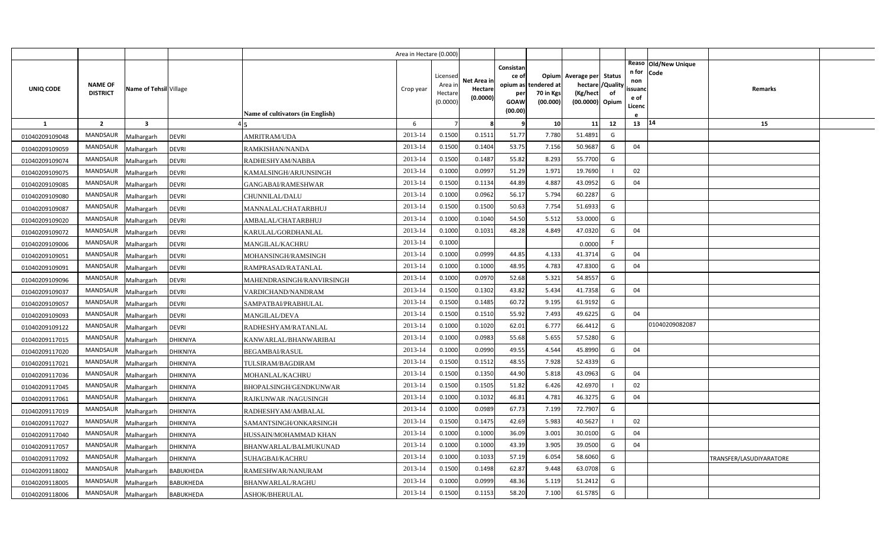| UNIQ CODE | NAME OF DISTRICT | Name of Tehsil | Village | Name of cultivators (in English) | Crop year | Licensed Area in Hectare (0.0000) | Net Area in Hectare (0.0000) | Consistance of opium as per GOAW (00.00) | Opium tendered at 70 in Kgs (00.000) | Average per hectare (Kg/hect (00.0000) | Status /Quality of Opium | Reason for non issuance of Licence | Old/New Unique Code | Remarks |
|---|---|---|---|---|---|---|---|---|---|---|---|---|---|---|
| 1 | 2 | 3 | 4 | 5 | 6 | 7 | 8 | 9 | 10 | 11 | 12 | 13 | 14 | 15 |
| 01040209109048 | MANDSAUR | Malhargarh | DEVRI | AMRITRAM/UDA | 2013-14 | 0.1500 | 0.1511 | 51.77 | 7.780 | 51.4891 | G | | | |
| 01040209109059 | MANDSAUR | Malhargarh | DEVRI | RAMKISHAN/NANDA | 2013-14 | 0.1500 | 0.1404 | 53.75 | 7.156 | 50.9687 | G | 04 | | |
| 01040209109074 | MANDSAUR | Malhargarh | DEVRI | RADHESHYAM/NABBA | 2013-14 | 0.1500 | 0.1487 | 55.82 | 8.293 | 55.7700 | G | | | |
| 01040209109075 | MANDSAUR | Malhargarh | DEVRI | KAMALSINGH/ARJUNSINGH | 2013-14 | 0.1000 | 0.0997 | 51.29 | 1.971 | 19.7690 | I | 02 | | |
| 01040209109085 | MANDSAUR | Malhargarh | DEVRI | GANGABAI/RAMESHWAR | 2013-14 | 0.1500 | 0.1134 | 44.89 | 4.887 | 43.0952 | G | 04 | | |
| 01040209109080 | MANDSAUR | Malhargarh | DEVRI | CHUNNILAL/DALU | 2013-14 | 0.1000 | 0.0962 | 56.17 | 5.794 | 60.2287 | G | | | |
| 01040209109087 | MANDSAUR | Malhargarh | DEVRI | MANNALAL/CHATARBHUJ | 2013-14 | 0.1500 | 0.1500 | 50.63 | 7.754 | 51.6933 | G | | | |
| 01040209109020 | MANDSAUR | Malhargarh | DEVRI | AMBALAL/CHATARBHUJ | 2013-14 | 0.1000 | 0.1040 | 54.50 | 5.512 | 53.0000 | G | | | |
| 01040209109072 | MANDSAUR | Malhargarh | DEVRI | KARULAL/GORDHANLAL | 2013-14 | 0.1000 | 0.1031 | 48.28 | 4.849 | 47.0320 | G | 04 | | |
| 01040209109006 | MANDSAUR | Malhargarh | DEVRI | MANGILAL/KACHRU | 2013-14 | 0.1000 | | | | 0.0000 | F | | | |
| 01040209109051 | MANDSAUR | Malhargarh | DEVRI | MOHANSINGH/RAMSINGH | 2013-14 | 0.1000 | 0.0999 | 44.85 | 4.133 | 41.3714 | G | 04 | | |
| 01040209109091 | MANDSAUR | Malhargarh | DEVRI | RAMPRASAD/RATANLAL | 2013-14 | 0.1000 | 0.1000 | 48.95 | 4.783 | 47.8300 | G | 04 | | |
| 01040209109096 | MANDSAUR | Malhargarh | DEVRI | MAHENDRASINGH/RANVIRSINGH | 2013-14 | 0.1000 | 0.0970 | 52.68 | 5.321 | 54.8557 | G | | | |
| 01040209109037 | MANDSAUR | Malhargarh | DEVRI | VARDICHAND/NANDRAM | 2013-14 | 0.1500 | 0.1302 | 43.82 | 5.434 | 41.7358 | G | 04 | | |
| 01040209109057 | MANDSAUR | Malhargarh | DEVRI | SAMPATBAI/PRABHULAL | 2013-14 | 0.1500 | 0.1485 | 60.72 | 9.195 | 61.9192 | G | | | |
| 01040209109093 | MANDSAUR | Malhargarh | DEVRI | MANGILAL/DEVA | 2013-14 | 0.1500 | 0.1510 | 55.92 | 7.493 | 49.6225 | G | 04 | | |
| 01040209109122 | MANDSAUR | Malhargarh | DEVRI | RADHESHYAM/RATANLAL | 2013-14 | 0.1000 | 0.1020 | 62.01 | 6.777 | 66.4412 | G | | 01040209082087 | |
| 01040209117015 | MANDSAUR | Malhargarh | DHIKNIYA | KANWARLAL/BHANWARIBAI | 2013-14 | 0.1000 | 0.0983 | 55.68 | 5.655 | 57.5280 | G | | | |
| 01040209117020 | MANDSAUR | Malhargarh | DHIKNIYA | BEGAMBAI/RASUL | 2013-14 | 0.1000 | 0.0990 | 49.55 | 4.544 | 45.8990 | G | 04 | | |
| 01040209117021 | MANDSAUR | Malhargarh | DHIKNIYA | TULSIRAM/BAGDIRAM | 2013-14 | 0.1500 | 0.1512 | 48.55 | 7.928 | 52.4339 | G | | | |
| 01040209117036 | MANDSAUR | Malhargarh | DHIKNIYA | MOHANLAL/KACHRU | 2013-14 | 0.1500 | 0.1350 | 44.90 | 5.818 | 43.0963 | G | 04 | | |
| 01040209117045 | MANDSAUR | Malhargarh | DHIKNIYA | BHOPALSINGH/GENDKUNWAR | 2013-14 | 0.1500 | 0.1505 | 51.82 | 6.426 | 42.6970 | I | 02 | | |
| 01040209117061 | MANDSAUR | Malhargarh | DHIKNIYA | RAJKUNWAR /NAGUSINGH | 2013-14 | 0.1000 | 0.1032 | 46.81 | 4.781 | 46.3275 | G | 04 | | |
| 01040209117019 | MANDSAUR | Malhargarh | DHIKNIYA | RADHESHYAM/AMBALAL | 2013-14 | 0.1000 | 0.0989 | 67.73 | 7.199 | 72.7907 | G | | | |
| 01040209117027 | MANDSAUR | Malhargarh | DHIKNIYA | SAMANTSINGH/ONKARSINGH | 2013-14 | 0.1500 | 0.1475 | 42.69 | 5.983 | 40.5627 | I | 02 | | |
| 01040209117040 | MANDSAUR | Malhargarh | DHIKNIYA | HUSSAIN/MOHAMMAD KHAN | 2013-14 | 0.1000 | 0.1000 | 36.09 | 3.001 | 30.0100 | G | 04 | | |
| 01040209117057 | MANDSAUR | Malhargarh | DHIKNIYA | BHANWARLAL/BALMUKUNAD | 2013-14 | 0.1000 | 0.1000 | 43.39 | 3.905 | 39.0500 | G | 04 | | |
| 01040209117092 | MANDSAUR | Malhargarh | DHIKNIYA | SUHAGBAI/KACHRU | 2013-14 | 0.1000 | 0.1033 | 57.19 | 6.054 | 58.6060 | G | | | TRANSFER/LASUDIYARATORE |
| 01040209118002 | MANDSAUR | Malhargarh | BABUKHEDA | RAMESHWAR/NANURAM | 2013-14 | 0.1500 | 0.1498 | 62.87 | 9.448 | 63.0708 | G | | | |
| 01040209118005 | MANDSAUR | Malhargarh | BABUKHEDA | BHANWARLAL/RAGHU | 2013-14 | 0.1000 | 0.0999 | 48.36 | 5.119 | 51.2412 | G | | | |
| 01040209118006 | MANDSAUR | Malhargarh | BABUKHEDA | ASHOK/BHERULAL | 2013-14 | 0.1500 | 0.1153 | 58.20 | 7.100 | 61.5785 | G | | | |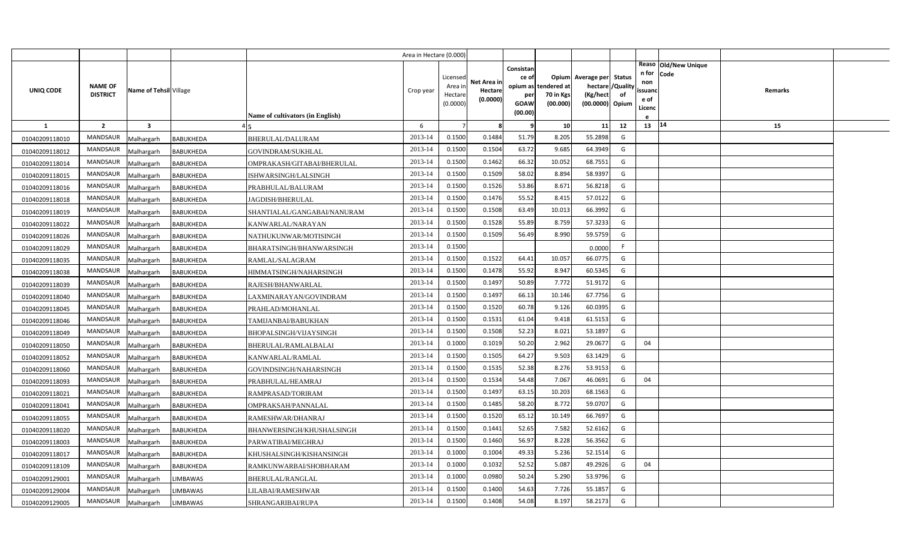| | | | | Area in Hectare (0.000) | | | | | | | | | | |
|---|---|---|---|---|---|---|---|---|---|---|---|---|---|---|
| UNIQ CODE | NAME OF DISTRICT | Name of Tehsil | Village | Name of cultivators (in English) | Crop year | Licensed Area in Hectare (0.0000) | Net Area in Hectare (0.0000) | Consistan ce of opium as per GOAW (00.00) | Opium tendered at 70 in Kgs (00.000) | Average per hectare (Kg/hect (00.0000) | Status /Quality of Opium | Reason for non issuance of Licence | Old/New Unique Code | Remarks |
| 1 | 2 | 3 | 4 | 5 | 6 | 7 | 8 | 9 | 10 | 11 | 12 | 13 | 14 | 15 |
| 01040209118010 | MANDSAUR | Malhargarh | BABUKHEDA | BHERULAL/DALURAM | 2013-14 | 0.1500 | 0.1484 | 51.79 | 8.205 | 55.2898 | G | | | |
| 01040209118012 | MANDSAUR | Malhargarh | BABUKHEDA | GOVINDRAM/SUKHLAL | 2013-14 | 0.1500 | 0.1504 | 63.72 | 9.685 | 64.3949 | G | | | |
| 01040209118014 | MANDSAUR | Malhargarh | BABUKHEDA | OMPRAKASH/GITABAI/BHERULAL | 2013-14 | 0.1500 | 0.1462 | 66.32 | 10.052 | 68.7551 | G | | | |
| 01040209118015 | MANDSAUR | Malhargarh | BABUKHEDA | ISHWARSINGH/LALSINGH | 2013-14 | 0.1500 | 0.1509 | 58.02 | 8.894 | 58.9397 | G | | | |
| 01040209118016 | MANDSAUR | Malhargarh | BABUKHEDA | PRABHULAL/BALURAM | 2013-14 | 0.1500 | 0.1526 | 53.86 | 8.671 | 56.8218 | G | | | |
| 01040209118018 | MANDSAUR | Malhargarh | BABUKHEDA | JAGDISH/BHERULAL | 2013-14 | 0.1500 | 0.1476 | 55.52 | 8.415 | 57.0122 | G | | | |
| 01040209118019 | MANDSAUR | Malhargarh | BABUKHEDA | SHANTIALAL/GANGABAI/NANURAM | 2013-14 | 0.1500 | 0.1508 | 63.49 | 10.013 | 66.3992 | G | | | |
| 01040209118022 | MANDSAUR | Malhargarh | BABUKHEDA | KANWARLAL/NARAYAN | 2013-14 | 0.1500 | 0.1528 | 55.89 | 8.759 | 57.3233 | G | | | |
| 01040209118026 | MANDSAUR | Malhargarh | BABUKHEDA | NATHUKUNWAR/MOTISINGH | 2013-14 | 0.1500 | 0.1509 | 56.49 | 8.990 | 59.5759 | G | | | |
| 01040209118029 | MANDSAUR | Malhargarh | BABUKHEDA | BHARATSINGH/BHANWARSINGH | 2013-14 | 0.1500 | | | | 0.0000 | F | | | |
| 01040209118035 | MANDSAUR | Malhargarh | BABUKHEDA | RAMLAL/SALAGRAM | 2013-14 | 0.1500 | 0.1522 | 64.41 | 10.057 | 66.0775 | G | | | |
| 01040209118038 | MANDSAUR | Malhargarh | BABUKHEDA | HIMMATSINGH/NAHARSINGH | 2013-14 | 0.1500 | 0.1478 | 55.92 | 8.947 | 60.5345 | G | | | |
| 01040209118039 | MANDSAUR | Malhargarh | BABUKHEDA | RAJESH/BHANWARLAL | 2013-14 | 0.1500 | 0.1497 | 50.89 | 7.772 | 51.9172 | G | | | |
| 01040209118040 | MANDSAUR | Malhargarh | BABUKHEDA | LAXMINARAYAN/GOVINDRAM | 2013-14 | 0.1500 | 0.1497 | 66.13 | 10.146 | 67.7756 | G | | | |
| 01040209118045 | MANDSAUR | Malhargarh | BABUKHEDA | PRAHLAD/MOHANLAL | 2013-14 | 0.1500 | 0.1520 | 60.78 | 9.126 | 60.0395 | G | | | |
| 01040209118046 | MANDSAUR | Malhargarh | BABUKHEDA | TAMIJANBAI/BABUKHAN | 2013-14 | 0.1500 | 0.1531 | 61.04 | 9.418 | 61.5153 | G | | | |
| 01040209118049 | MANDSAUR | Malhargarh | BABUKHEDA | BHOPALSINGH/VIJAYSINGH | 2013-14 | 0.1500 | 0.1508 | 52.23 | 8.021 | 53.1897 | G | | | |
| 01040209118050 | MANDSAUR | Malhargarh | BABUKHEDA | BHERULAL/RAMLALBALAI | 2013-14 | 0.1000 | 0.1019 | 50.20 | 2.962 | 29.0677 | G | 04 | | |
| 01040209118052 | MANDSAUR | Malhargarh | BABUKHEDA | KANWARLAL/RAMLAL | 2013-14 | 0.1500 | 0.1505 | 64.27 | 9.503 | 63.1429 | G | | | |
| 01040209118060 | MANDSAUR | Malhargarh | BABUKHEDA | GOVINDSINGH/NAHARSINGH | 2013-14 | 0.1500 | 0.1535 | 52.38 | 8.276 | 53.9153 | G | | | |
| 01040209118093 | MANDSAUR | Malhargarh | BABUKHEDA | PRABHULAL/HEAMRAJ | 2013-14 | 0.1500 | 0.1534 | 54.48 | 7.067 | 46.0691 | G | 04 | | |
| 01040209118021 | MANDSAUR | Malhargarh | BABUKHEDA | RAMPRASAD/TORIRAM | 2013-14 | 0.1500 | 0.1497 | 63.15 | 10.203 | 68.1563 | G | | | |
| 01040209118041 | MANDSAUR | Malhargarh | BABUKHEDA | OMPRAKSAH/PANNALAL | 2013-14 | 0.1500 | 0.1485 | 58.20 | 8.772 | 59.0707 | G | | | |
| 01040209118055 | MANDSAUR | Malhargarh | BABUKHEDA | RAMESHWAR/DHANRAJ | 2013-14 | 0.1500 | 0.1520 | 65.12 | 10.149 | 66.7697 | G | | | |
| 01040209118020 | MANDSAUR | Malhargarh | BABUKHEDA | BHANWERSINGH/KHUSHALSINGH | 2013-14 | 0.1500 | 0.1441 | 52.65 | 7.582 | 52.6162 | G | | | |
| 01040209118003 | MANDSAUR | Malhargarh | BABUKHEDA | PARWATIBAI/MEGHRAJ | 2013-14 | 0.1500 | 0.1460 | 56.97 | 8.228 | 56.3562 | G | | | |
| 01040209118017 | MANDSAUR | Malhargarh | BABUKHEDA | KHUSHALSINGH/KISHANSINGH | 2013-14 | 0.1000 | 0.1004 | 49.33 | 5.236 | 52.1514 | G | | | |
| 01040209118109 | MANDSAUR | Malhargarh | BABUKHEDA | RAMKUNWARBAI/SHOBHARAM | 2013-14 | 0.1000 | 0.1032 | 52.52 | 5.087 | 49.2926 | G | 04 | | |
| 01040209129001 | MANDSAUR | Malhargarh | LIMBAWAS | BHERULAL/RANGLAL | 2013-14 | 0.1000 | 0.0980 | 50.24 | 5.290 | 53.9796 | G | | | |
| 01040209129004 | MANDSAUR | Malhargarh | LIMBAWAS | LILABAI/RAMESHWAR | 2013-14 | 0.1500 | 0.1400 | 54.63 | 7.726 | 55.1857 | G | | | |
| 01040209129005 | MANDSAUR | Malhargarh | LIMBAWAS | SHRANGARIBAI/RUPA | 2013-14 | 0.1500 | 0.1408 | 54.08 | 8.197 | 58.2173 | G | | | |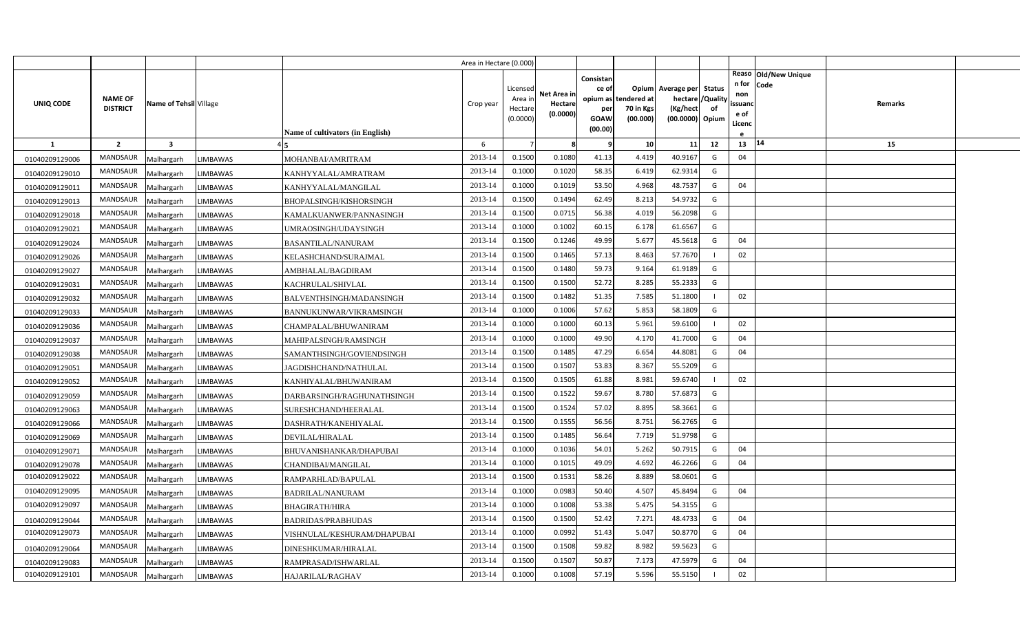| | | | | | Area in Hectare (0.000) | | | | | | | | | | |
|---|---|---|---|---|---|---|---|---|---|---|---|---|---|---|---|
| UNIQ CODE | NAME OF DISTRICT | Name of Tehsil | Village | Name of cultivators (in English) | Crop year | Licensed Area in Hectare (0.0000) | Net Area in Hectare (0.0000) | Consistance of opium as per GOAW (00.00) | Opium tendered at 70 in Kgs (00.000) | Average per hectare (Kg/hect (00.0000) | Status /Quality of Opium | Reason for non issuance of Licence | Old/New Unique Code | Remarks | |
| 1 | 2 | 3 | 4 | 5 | 6 | 7 | 8 | 9 | 10 | 11 | 12 | 13 | 14 | 15 | |
| 01040209129006 | MANDSAUR | Malhargarh | LIMBAWAS | MOHANBAI/AMRITRAM | 2013-14 | 0.1500 | 0.1080 | 41.13 | 4.419 | 40.9167 | G | 04 | | | |
| 01040209129010 | MANDSAUR | Malhargarh | LIMBAWAS | KANHYYALAL/AMRATRAM | 2013-14 | 0.1000 | 0.1020 | 58.35 | 6.419 | 62.9314 | G | | | | |
| 01040209129011 | MANDSAUR | Malhargarh | LIMBAWAS | KANHYYALAL/MANGILAL | 2013-14 | 0.1000 | 0.1019 | 53.50 | 4.968 | 48.7537 | G | 04 | | | |
| 01040209129013 | MANDSAUR | Malhargarh | LIMBAWAS | BHOPALSINGH/KISHORSINGH | 2013-14 | 0.1500 | 0.1494 | 62.49 | 8.213 | 54.9732 | G | | | | |
| 01040209129018 | MANDSAUR | Malhargarh | LIMBAWAS | KAMALKUANWER/PANNASINGH | 2013-14 | 0.1500 | 0.0715 | 56.38 | 4.019 | 56.2098 | G | | | | |
| 01040209129021 | MANDSAUR | Malhargarh | LIMBAWAS | UMRAOSINGH/UDAYSINGH | 2013-14 | 0.1000 | 0.1002 | 60.15 | 6.178 | 61.6567 | G | | | | |
| 01040209129024 | MANDSAUR | Malhargarh | LIMBAWAS | BASANTILAL/NANURAM | 2013-14 | 0.1500 | 0.1246 | 49.99 | 5.677 | 45.5618 | G | 04 | | | |
| 01040209129026 | MANDSAUR | Malhargarh | LIMBAWAS | KELASHCHAND/SURAJMAL | 2013-14 | 0.1500 | 0.1465 | 57.13 | 8.463 | 57.7670 | I | 02 | | | |
| 01040209129027 | MANDSAUR | Malhargarh | LIMBAWAS | AMBHALAL/BAGDIRAM | 2013-14 | 0.1500 | 0.1480 | 59.73 | 9.164 | 61.9189 | G | | | | |
| 01040209129031 | MANDSAUR | Malhargarh | LIMBAWAS | KACHRULAL/SHIVLAL | 2013-14 | 0.1500 | 0.1500 | 52.72 | 8.285 | 55.2333 | G | | | | |
| 01040209129032 | MANDSAUR | Malhargarh | LIMBAWAS | BALVENTHSINGH/MADANSINGH | 2013-14 | 0.1500 | 0.1482 | 51.35 | 7.585 | 51.1800 | I | 02 | | | |
| 01040209129033 | MANDSAUR | Malhargarh | LIMBAWAS | BANNUKUNWAR/VIKRAMSINGH | 2013-14 | 0.1000 | 0.1006 | 57.62 | 5.853 | 58.1809 | G | | | | |
| 01040209129036 | MANDSAUR | Malhargarh | LIMBAWAS | CHAMPALAL/BHUWANIRAM | 2013-14 | 0.1000 | 0.1000 | 60.13 | 5.961 | 59.6100 | I | 02 | | | |
| 01040209129037 | MANDSAUR | Malhargarh | LIMBAWAS | MAHIPALSINGH/RAMSINGH | 2013-14 | 0.1000 | 0.1000 | 49.90 | 4.170 | 41.7000 | G | 04 | | | |
| 01040209129038 | MANDSAUR | Malhargarh | LIMBAWAS | SAMANTHSINGH/GOVIENDSINGH | 2013-14 | 0.1500 | 0.1485 | 47.29 | 6.654 | 44.8081 | G | 04 | | | |
| 01040209129051 | MANDSAUR | Malhargarh | LIMBAWAS | JAGDISHCHAND/NATHULAL | 2013-14 | 0.1500 | 0.1507 | 53.83 | 8.367 | 55.5209 | G | | | | |
| 01040209129052 | MANDSAUR | Malhargarh | LIMBAWAS | KANHIYALAL/BHUWANIRAM | 2013-14 | 0.1500 | 0.1505 | 61.88 | 8.981 | 59.6740 | I | 02 | | | |
| 01040209129059 | MANDSAUR | Malhargarh | LIMBAWAS | DARBARSINGH/RAGHUNATHSINGH | 2013-14 | 0.1500 | 0.1522 | 59.67 | 8.780 | 57.6873 | G | | | | |
| 01040209129063 | MANDSAUR | Malhargarh | LIMBAWAS | SURESHCHAND/HEERALAL | 2013-14 | 0.1500 | 0.1524 | 57.02 | 8.895 | 58.3661 | G | | | | |
| 01040209129066 | MANDSAUR | Malhargarh | LIMBAWAS | DASHRATH/KANEHIYALAL | 2013-14 | 0.1500 | 0.1555 | 56.56 | 8.751 | 56.2765 | G | | | | |
| 01040209129069 | MANDSAUR | Malhargarh | LIMBAWAS | DEVILAL/HIRALAL | 2013-14 | 0.1500 | 0.1485 | 56.64 | 7.719 | 51.9798 | G | | | | |
| 01040209129071 | MANDSAUR | Malhargarh | LIMBAWAS | BHUVANISHANKAR/DHAPUBAI | 2013-14 | 0.1000 | 0.1036 | 54.01 | 5.262 | 50.7915 | G | 04 | | | |
| 01040209129078 | MANDSAUR | Malhargarh | LIMBAWAS | CHANDIBAI/MANGILAL | 2013-14 | 0.1000 | 0.1015 | 49.09 | 4.692 | 46.2266 | G | 04 | | | |
| 01040209129022 | MANDSAUR | Malhargarh | LIMBAWAS | RAMPARHLAD/BAPULAL | 2013-14 | 0.1500 | 0.1531 | 58.26 | 8.889 | 58.0601 | G | | | | |
| 01040209129095 | MANDSAUR | Malhargarh | LIMBAWAS | BADRILAL/NANURAM | 2013-14 | 0.1000 | 0.0983 | 50.40 | 4.507 | 45.8494 | G | 04 | | | |
| 01040209129097 | MANDSAUR | Malhargarh | LIMBAWAS | BHAGIRATH/HIRA | 2013-14 | 0.1000 | 0.1008 | 53.38 | 5.475 | 54.3155 | G | | | | |
| 01040209129044 | MANDSAUR | Malhargarh | LIMBAWAS | BADRIDAS/PRABHUDAS | 2013-14 | 0.1500 | 0.1500 | 52.42 | 7.271 | 48.4733 | G | 04 | | | |
| 01040209129073 | MANDSAUR | Malhargarh | LIMBAWAS | VISHNULAL/KESHURAM/DHAPUBAI | 2013-14 | 0.1000 | 0.0992 | 51.43 | 5.047 | 50.8770 | G | 04 | | | |
| 01040209129064 | MANDSAUR | Malhargarh | LIMBAWAS | DINESHKUMAR/HIRALAL | 2013-14 | 0.1500 | 0.1508 | 59.82 | 8.982 | 59.5623 | G | | | | |
| 01040209129083 | MANDSAUR | Malhargarh | LIMBAWAS | RAMPRASAD/ISHWARLAL | 2013-14 | 0.1500 | 0.1507 | 50.87 | 7.173 | 47.5979 | G | 04 | | | |
| 01040209129101 | MANDSAUR | Malhargarh | LIMBAWAS | HAJARILAL/RAGHAV | 2013-14 | 0.1000 | 0.1008 | 57.19 | 5.596 | 55.5150 | I | 02 | | | |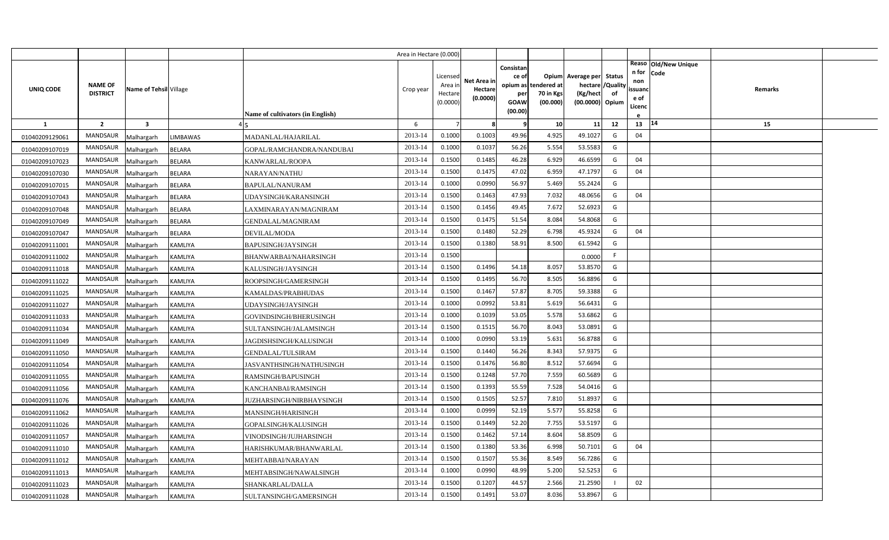| UNIQ CODE | NAME OF DISTRICT | Name of Tehsil | Village | Name of cultivators (in English) | Crop year | Licensed Area in Hectare (0.0000) | Net Area in Hectare (0.0000) | Consistance of opium as per GOAW (00.00) | Opium tendered at 70 in Kgs (00.000) | Average per hectare (Kg/hect (00.0000) | Status /Quality of Opium | Reason for non issuance of Licence | Old/New Unique Code | Remarks |
|---|---|---|---|---|---|---|---|---|---|---|---|---|---|---|
| 1 | 2 | 3 | 4 | 5 | 6 | 7 | 8 | 9 | 10 | 11 | 12 | 13 | 14 | 15 |
| 01040209129061 | MANDSAUR | Malhargarh | LIMBAWAS | MADANLAL/HAJARILAL | 2013-14 | 0.1000 | 0.1003 | 49.96 | 4.925 | 49.1027 | G | 04 | | |
| 01040209107019 | MANDSAUR | Malhargarh | BELARA | GOPAL/RAMCHANDRA/NANDUBAI | 2013-14 | 0.1000 | 0.1037 | 56.26 | 5.554 | 53.5583 | G | | | |
| 01040209107023 | MANDSAUR | Malhargarh | BELARA | KANWARLAL/ROOPA | 2013-14 | 0.1500 | 0.1485 | 46.28 | 6.929 | 46.6599 | G | 04 | | |
| 01040209107030 | MANDSAUR | Malhargarh | BELARA | NARAYAN/NATHU | 2013-14 | 0.1500 | 0.1475 | 47.02 | 6.959 | 47.1797 | G | 04 | | |
| 01040209107015 | MANDSAUR | Malhargarh | BELARA | BAPULAL/NANURAM | 2013-14 | 0.1000 | 0.0990 | 56.97 | 5.469 | 55.2424 | G | | | |
| 01040209107043 | MANDSAUR | Malhargarh | BELARA | UDAYSINGH/KARANSINGH | 2013-14 | 0.1500 | 0.1463 | 47.93 | 7.032 | 48.0656 | G | 04 | | |
| 01040209107048 | MANDSAUR | Malhargarh | BELARA | LAXMINARAYAN/MAGNIRAM | 2013-14 | 0.1500 | 0.1456 | 49.45 | 7.672 | 52.6923 | G | | | |
| 01040209107049 | MANDSAUR | Malhargarh | BELARA | GENDALAL/MAGNIRAM | 2013-14 | 0.1500 | 0.1475 | 51.54 | 8.084 | 54.8068 | G | | | |
| 01040209107047 | MANDSAUR | Malhargarh | BELARA | DEVILAL/MODA | 2013-14 | 0.1500 | 0.1480 | 52.29 | 6.798 | 45.9324 | G | 04 | | |
| 01040209111001 | MANDSAUR | Malhargarh | KAMLIYA | BAPUSINGH/JAYSINGH | 2013-14 | 0.1500 | 0.1380 | 58.91 | 8.500 | 61.5942 | G | | | |
| 01040209111002 | MANDSAUR | Malhargarh | KAMLIYA | BHANWARBAI/NAHARSINGH | 2013-14 | 0.1500 | | | | 0.0000 | F | | | |
| 01040209111018 | MANDSAUR | Malhargarh | KAMLIYA | KALUSINGH/JAYSINGH | 2013-14 | 0.1500 | 0.1496 | 54.18 | 8.057 | 53.8570 | G | | | |
| 01040209111022 | MANDSAUR | Malhargarh | KAMLIYA | ROOPSINGH/GAMERSINGH | 2013-14 | 0.1500 | 0.1495 | 56.70 | 8.505 | 56.8896 | G | | | |
| 01040209111025 | MANDSAUR | Malhargarh | KAMLIYA | KAMALDAS/PRABHUDAS | 2013-14 | 0.1500 | 0.1467 | 57.87 | 8.705 | 59.3388 | G | | | |
| 01040209111027 | MANDSAUR | Malhargarh | KAMLIYA | UDAYSINGH/JAYSINGH | 2013-14 | 0.1000 | 0.0992 | 53.81 | 5.619 | 56.6431 | G | | | |
| 01040209111033 | MANDSAUR | Malhargarh | KAMLIYA | GOVINDSINGH/BHERUSINGH | 2013-14 | 0.1000 | 0.1039 | 53.05 | 5.578 | 53.6862 | G | | | |
| 01040209111034 | MANDSAUR | Malhargarh | KAMLIYA | SULTANSINGH/JALAMSINGH | 2013-14 | 0.1500 | 0.1515 | 56.70 | 8.043 | 53.0891 | G | | | |
| 01040209111049 | MANDSAUR | Malhargarh | KAMLIYA | JAGDISHSINGH/KALUSINGH | 2013-14 | 0.1000 | 0.0990 | 53.19 | 5.631 | 56.8788 | G | | | |
| 01040209111050 | MANDSAUR | Malhargarh | KAMLIYA | GENDALAL/TULSIRAM | 2013-14 | 0.1500 | 0.1440 | 56.26 | 8.343 | 57.9375 | G | | | |
| 01040209111054 | MANDSAUR | Malhargarh | KAMLIYA | JASVANTHSINGH/NATHUSINGH | 2013-14 | 0.1500 | 0.1476 | 56.80 | 8.512 | 57.6694 | G | | | |
| 01040209111055 | MANDSAUR | Malhargarh | KAMLIYA | RAMSINGH/BAPUSINGH | 2013-14 | 0.1500 | 0.1248 | 57.70 | 7.559 | 60.5689 | G | | | |
| 01040209111056 | MANDSAUR | Malhargarh | KAMLIYA | KANCHANBAI/RAMSINGH | 2013-14 | 0.1500 | 0.1393 | 55.59 | 7.528 | 54.0416 | G | | | |
| 01040209111076 | MANDSAUR | Malhargarh | KAMLIYA | JUZHARSINGH/NIRBHAYSINGH | 2013-14 | 0.1500 | 0.1505 | 52.57 | 7.810 | 51.8937 | G | | | |
| 01040209111062 | MANDSAUR | Malhargarh | KAMLIYA | MANSINGH/HARISINGH | 2013-14 | 0.1000 | 0.0999 | 52.19 | 5.577 | 55.8258 | G | | | |
| 01040209111026 | MANDSAUR | Malhargarh | KAMLIYA | GOPALSINGH/KALUSINGH | 2013-14 | 0.1500 | 0.1449 | 52.20 | 7.755 | 53.5197 | G | | | |
| 01040209111057 | MANDSAUR | Malhargarh | KAMLIYA | VINODSINGH/JUJHARSINGH | 2013-14 | 0.1500 | 0.1462 | 57.14 | 8.604 | 58.8509 | G | | | |
| 01040209111010 | MANDSAUR | Malhargarh | KAMLIYA | HARISHKUMAR/BHANWARLAL | 2013-14 | 0.1500 | 0.1380 | 53.36 | 6.998 | 50.7101 | G | 04 | | |
| 01040209111012 | MANDSAUR | Malhargarh | KAMLIYA | MEHTABBAI/NARAYAN | 2013-14 | 0.1500 | 0.1507 | 55.36 | 8.549 | 56.7286 | G | | | |
| 01040209111013 | MANDSAUR | Malhargarh | KAMLIYA | MEHTABSINGH/NAWALSINGH | 2013-14 | 0.1000 | 0.0990 | 48.99 | 5.200 | 52.5253 | G | | | |
| 01040209111023 | MANDSAUR | Malhargarh | KAMLIYA | SHANKARLAL/DALLA | 2013-14 | 0.1500 | 0.1207 | 44.57 | 2.566 | 21.2590 | I | 02 | | |
| 01040209111028 | MANDSAUR | Malhargarh | KAMLIYA | SULTANSINGH/GAMERSINGH | 2013-14 | 0.1500 | 0.1491 | 53.07 | 8.036 | 53.8967 | G | | | |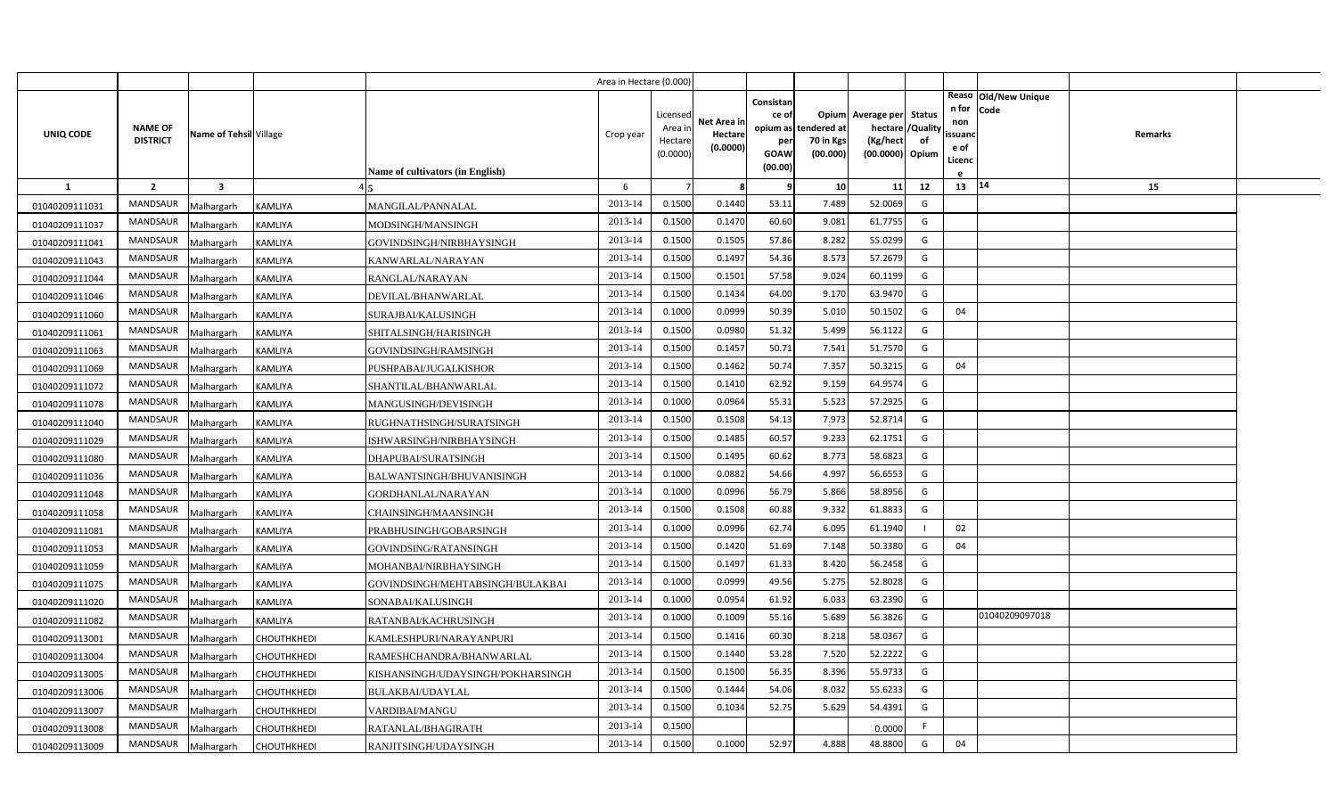| UNIQ CODE | NAME OF DISTRICT | Name of Tehsil | Village | Name of cultivators (in English) | Crop year | Licensed Area in Hectare (0.0000) | Net Area in Hectare (0.0000) | Consistance of opium as per GOAW (00.00) | Opium tendered at 70 in Kgs (00.000) | Average per hectare (Kg/hect (00.0000) | Status /Quality of Opium | Reason for non issuance of Licence | Old/New Unique Code | Remarks |
|---|---|---|---|---|---|---|---|---|---|---|---|---|---|---|
| 1 | 2 | 3 | 4 | 5 | 6 | 7 | 8 | 9 | 10 | 11 | 12 | 13 | 14 | 15 |
| 01040209111031 | MANDSAUR | Malhargarh | KAMLIYA | MANGILAL/PANNALAL | 2013-14 | 0.1500 | 0.1440 | 53.11 | 7.489 | 52.0069 | G | | | |
| 01040209111037 | MANDSAUR | Malhargarh | KAMLIYA | MODSINGH/MANSINGH | 2013-14 | 0.1500 | 0.1470 | 60.60 | 9.081 | 61.7755 | G | | | |
| 01040209111041 | MANDSAUR | Malhargarh | KAMLIYA | GOVINDSINGH/NIRBHAYSINGH | 2013-14 | 0.1500 | 0.1505 | 57.86 | 8.282 | 55.0299 | G | | | |
| 01040209111043 | MANDSAUR | Malhargarh | KAMLIYA | KANWARLAL/NARAYAN | 2013-14 | 0.1500 | 0.1497 | 54.36 | 8.573 | 57.2679 | G | | | |
| 01040209111044 | MANDSAUR | Malhargarh | KAMLIYA | RANGLAL/NARAYAN | 2013-14 | 0.1500 | 0.1501 | 57.58 | 9.024 | 60.1199 | G | | | |
| 01040209111046 | MANDSAUR | Malhargarh | KAMLIYA | DEVILAL/BHANWARLAL | 2013-14 | 0.1500 | 0.1434 | 64.00 | 9.170 | 63.9470 | G | | | |
| 01040209111060 | MANDSAUR | Malhargarh | KAMLIYA | SURAJBAI/KALUSINGH | 2013-14 | 0.1000 | 0.0999 | 50.39 | 5.010 | 50.1502 | G | 04 | | |
| 01040209111061 | MANDSAUR | Malhargarh | KAMLIYA | SHITALSINGH/HARISINGH | 2013-14 | 0.1500 | 0.0980 | 51.32 | 5.499 | 56.1122 | G | | | |
| 01040209111063 | MANDSAUR | Malhargarh | KAMLIYA | GOVINDSINGH/RAMSINGH | 2013-14 | 0.1500 | 0.1457 | 50.71 | 7.541 | 51.7570 | G | | | |
| 01040209111069 | MANDSAUR | Malhargarh | KAMLIYA | PUSHPABAI/JUGALKISHOR | 2013-14 | 0.1500 | 0.1462 | 50.74 | 7.357 | 50.3215 | G | 04 | | |
| 01040209111072 | MANDSAUR | Malhargarh | KAMLIYA | SHANTILAL/BHANWARLAL | 2013-14 | 0.1500 | 0.1410 | 62.92 | 9.159 | 64.9574 | G | | | |
| 01040209111078 | MANDSAUR | Malhargarh | KAMLIYA | MANGUSINGH/DEVISINGH | 2013-14 | 0.1000 | 0.0964 | 55.31 | 5.523 | 57.2925 | G | | | |
| 01040209111040 | MANDSAUR | Malhargarh | KAMLIYA | RUGHNATHSINGH/SURATSINGH | 2013-14 | 0.1500 | 0.1508 | 54.13 | 7.973 | 52.8714 | G | | | |
| 01040209111029 | MANDSAUR | Malhargarh | KAMLIYA | ISHWARSINGH/NIRBHAYSINGH | 2013-14 | 0.1500 | 0.1485 | 60.57 | 9.233 | 62.1751 | G | | | |
| 01040209111080 | MANDSAUR | Malhargarh | KAMLIYA | DHAPUBAI/SURATSINGH | 2013-14 | 0.1500 | 0.1495 | 60.62 | 8.773 | 58.6823 | G | | | |
| 01040209111036 | MANDSAUR | Malhargarh | KAMLIYA | BALWANTSINGH/BHUVANISINGH | 2013-14 | 0.1000 | 0.0882 | 54.66 | 4.997 | 56.6553 | G | | | |
| 01040209111048 | MANDSAUR | Malhargarh | KAMLIYA | GORDHANLAL/NARAYAN | 2013-14 | 0.1000 | 0.0996 | 56.79 | 5.866 | 58.8956 | G | | | |
| 01040209111058 | MANDSAUR | Malhargarh | KAMLIYA | CHAINSINGH/MAANSINGH | 2013-14 | 0.1500 | 0.1508 | 60.88 | 9.332 | 61.8833 | G | | | |
| 01040209111081 | MANDSAUR | Malhargarh | KAMLIYA | PRABHUSINGH/GOBARSINGH | 2013-14 | 0.1000 | 0.0996 | 62.74 | 6.095 | 61.1940 | I | 02 | | |
| 01040209111053 | MANDSAUR | Malhargarh | KAMLIYA | GOVINDSING/RATANSINGH | 2013-14 | 0.1500 | 0.1420 | 51.69 | 7.148 | 50.3380 | G | 04 | | |
| 01040209111059 | MANDSAUR | Malhargarh | KAMLIYA | MOHANBAI/NIRBHAYSINGH | 2013-14 | 0.1500 | 0.1497 | 61.33 | 8.420 | 56.2458 | G | | | |
| 01040209111075 | MANDSAUR | Malhargarh | KAMLIYA | GOVINDSINGH/MEHTABSINGH/BULAKBAI | 2013-14 | 0.1000 | 0.0999 | 49.56 | 5.275 | 52.8028 | G | | | |
| 01040209111020 | MANDSAUR | Malhargarh | KAMLIYA | SONABAI/KALUSINGH | 2013-14 | 0.1000 | 0.0954 | 61.92 | 6.033 | 63.2390 | G | | | |
| 01040209111082 | MANDSAUR | Malhargarh | KAMLIYA | RATANBAI/KACHRUSINGH | 2013-14 | 0.1000 | 0.1009 | 55.16 | 5.689 | 56.3826 | G | | 01040209097018 | |
| 01040209113001 | MANDSAUR | Malhargarh | CHOUTHKHEDI | KAMLESHPURI/NARAYANPURI | 2013-14 | 0.1500 | 0.1416 | 60.30 | 8.218 | 58.0367 | G | | | |
| 01040209113004 | MANDSAUR | Malhargarh | CHOUTHKHEDI | RAMESHCHANDRA/BHANWARLAL | 2013-14 | 0.1500 | 0.1440 | 53.28 | 7.520 | 52.2222 | G | | | |
| 01040209113005 | MANDSAUR | Malhargarh | CHOUTHKHEDI | KISHANSINGH/UDAYSINGH/POKHARSINGH | 2013-14 | 0.1500 | 0.1500 | 56.35 | 8.396 | 55.9733 | G | | | |
| 01040209113006 | MANDSAUR | Malhargarh | CHOUTHKHEDI | BULAKBAI/UDAYLAL | 2013-14 | 0.1500 | 0.1444 | 54.06 | 8.032 | 55.6233 | G | | | |
| 01040209113007 | MANDSAUR | Malhargarh | CHOUTHKHEDI | VARDIBAI/MANGU | 2013-14 | 0.1500 | 0.1034 | 52.75 | 5.629 | 54.4391 | G | | | |
| 01040209113008 | MANDSAUR | Malhargarh | CHOUTHKHEDI | RATANLAL/BHAGIRATH | 2013-14 | 0.1500 | | | | 0.0000 | F | | | |
| 01040209113009 | MANDSAUR | Malhargarh | CHOUTHKHEDI | RANJITSINGH/UDAYSINGH | 2013-14 | 0.1500 | 0.1000 | 52.97 | 4.888 | 48.8800 | G | 04 | | |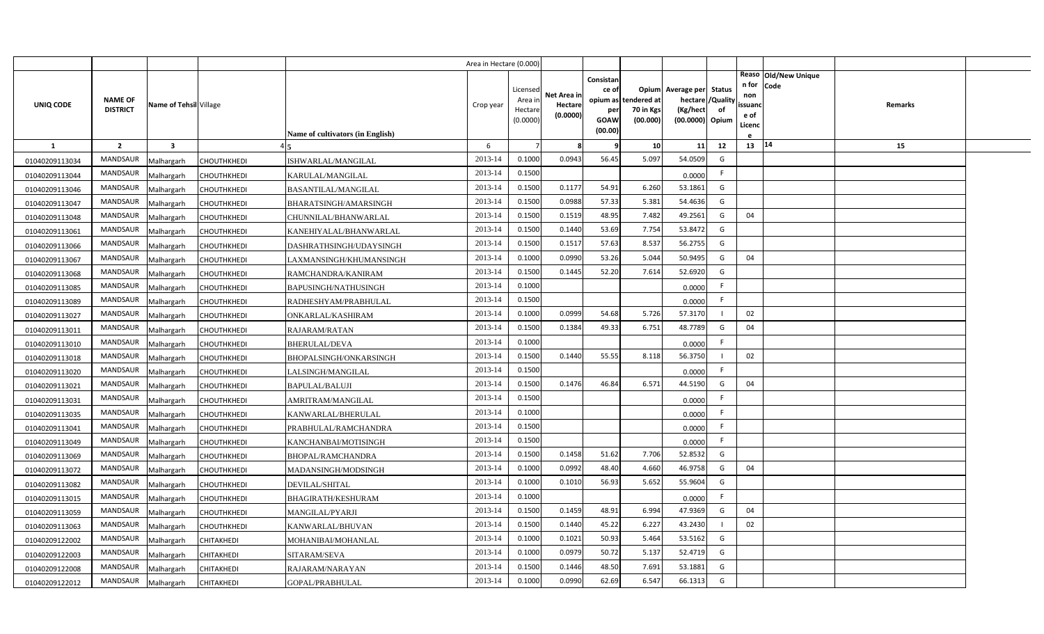| UNIQ CODE | NAME OF DISTRICT | Name of Tehsil | Village | Name of cultivators (in English) | Crop year | Licensed Area in Hectare (0.0000) | Net Area in Hectare (0.0000) | Consistance of opium as per GOAW (00.00) | Opium tendered at 70 in Kgs (00.000) | Average per hectare (Kg/hect (00.0000) | Status /Quality of Opium | Reason for non issuance of Licence | Old/New Unique Code | Remarks |
|---|---|---|---|---|---|---|---|---|---|---|---|---|---|---|
| 1 | 2 | 3 | 4 | 5 | 6 | 7 | 8 | 9 | 10 | 11 | 12 | 13 | 14 | 15 |
| 01040209113034 | MANDSAUR | Malhargarh | CHOUTHKHEDI | ISHWARLAL/MANGILAL | 2013-14 | 0.1000 | 0.0943 | 56.45 | 5.097 | 54.0509 | G | | | |
| 01040209113044 | MANDSAUR | Malhargarh | CHOUTHKHEDI | KARULAL/MANGILAL | 2013-14 | 0.1500 | | | | 0.0000 | F | | | |
| 01040209113046 | MANDSAUR | Malhargarh | CHOUTHKHEDI | BASANTILAL/MANGILAL | 2013-14 | 0.1500 | 0.1177 | 54.91 | 6.260 | 53.1861 | G | | | |
| 01040209113047 | MANDSAUR | Malhargarh | CHOUTHKHEDI | BHARATSINGH/AMARSINGH | 2013-14 | 0.1500 | 0.0988 | 57.33 | 5.381 | 54.4636 | G | | | |
| 01040209113048 | MANDSAUR | Malhargarh | CHOUTHKHEDI | CHUNNILAL/BHANWARLAL | 2013-14 | 0.1500 | 0.1519 | 48.95 | 7.482 | 49.2561 | G | 04 | | |
| 01040209113061 | MANDSAUR | Malhargarh | CHOUTHKHEDI | KANEHIYALAL/BHANWARLAL | 2013-14 | 0.1500 | 0.1440 | 53.69 | 7.754 | 53.8472 | G | | | |
| 01040209113066 | MANDSAUR | Malhargarh | CHOUTHKHEDI | DASHRATHSINGH/UDAYSINGH | 2013-14 | 0.1500 | 0.1517 | 57.63 | 8.537 | 56.2755 | G | | | |
| 01040209113067 | MANDSAUR | Malhargarh | CHOUTHKHEDI | LAXMANSINGH/KHUMANSINGH | 2013-14 | 0.1000 | 0.0990 | 53.26 | 5.044 | 50.9495 | G | 04 | | |
| 01040209113068 | MANDSAUR | Malhargarh | CHOUTHKHEDI | RAMCHANDRA/KANIRAM | 2013-14 | 0.1500 | 0.1445 | 52.20 | 7.614 | 52.6920 | G | | | |
| 01040209113085 | MANDSAUR | Malhargarh | CHOUTHKHEDI | BAPUSINGH/NATHUSINGH | 2013-14 | 0.1000 | | | | 0.0000 | F | | | |
| 01040209113089 | MANDSAUR | Malhargarh | CHOUTHKHEDI | RADHESHYAM/PRABHULAL | 2013-14 | 0.1500 | | | | 0.0000 | F | | | |
| 01040209113027 | MANDSAUR | Malhargarh | CHOUTHKHEDI | ONKARLAL/KASHIRAM | 2013-14 | 0.1000 | 0.0999 | 54.68 | 5.726 | 57.3170 | I | 02 | | |
| 01040209113011 | MANDSAUR | Malhargarh | CHOUTHKHEDI | RAJARAM/RATAN | 2013-14 | 0.1500 | 0.1384 | 49.33 | 6.751 | 48.7789 | G | 04 | | |
| 01040209113010 | MANDSAUR | Malhargarh | CHOUTHKHEDI | BHERULAL/DEVA | 2013-14 | 0.1000 | | | | 0.0000 | F | | | |
| 01040209113018 | MANDSAUR | Malhargarh | CHOUTHKHEDI | BHOPALSINGH/ONKARSINGH | 2013-14 | 0.1500 | 0.1440 | 55.55 | 8.118 | 56.3750 | I | 02 | | |
| 01040209113020 | MANDSAUR | Malhargarh | CHOUTHKHEDI | LALSINGH/MANGILAL | 2013-14 | 0.1500 | | | | 0.0000 | F | | | |
| 01040209113021 | MANDSAUR | Malhargarh | CHOUTHKHEDI | BAPULAL/BALUJI | 2013-14 | 0.1500 | 0.1476 | 46.84 | 6.571 | 44.5190 | G | 04 | | |
| 01040209113031 | MANDSAUR | Malhargarh | CHOUTHKHEDI | AMRITRAM/MANGILAL | 2013-14 | 0.1500 | | | | 0.0000 | F | | | |
| 01040209113035 | MANDSAUR | Malhargarh | CHOUTHKHEDI | KANWARLAL/BHERULAL | 2013-14 | 0.1000 | | | | 0.0000 | F | | | |
| 01040209113041 | MANDSAUR | Malhargarh | CHOUTHKHEDI | PRABHULAL/RAMCHANDRA | 2013-14 | 0.1500 | | | | 0.0000 | F | | | |
| 01040209113049 | MANDSAUR | Malhargarh | CHOUTHKHEDI | KANCHANBAI/MOTISINGH | 2013-14 | 0.1500 | | | | 0.0000 | F | | | |
| 01040209113069 | MANDSAUR | Malhargarh | CHOUTHKHEDI | BHOPAL/RAMCHANDRA | 2013-14 | 0.1500 | 0.1458 | 51.62 | 7.706 | 52.8532 | G | | | |
| 01040209113072 | MANDSAUR | Malhargarh | CHOUTHKHEDI | MADANSINGH/MODSINGH | 2013-14 | 0.1000 | 0.0992 | 48.40 | 4.660 | 46.9758 | G | 04 | | |
| 01040209113082 | MANDSAUR | Malhargarh | CHOUTHKHEDI | DEVILAL/SHITAL | 2013-14 | 0.1000 | 0.1010 | 56.93 | 5.652 | 55.9604 | G | | | |
| 01040209113015 | MANDSAUR | Malhargarh | CHOUTHKHEDI | BHAGIRATH/KESHURAM | 2013-14 | 0.1000 | | | | 0.0000 | F | | | |
| 01040209113059 | MANDSAUR | Malhargarh | CHOUTHKHEDI | MANGILAL/PYARJI | 2013-14 | 0.1500 | 0.1459 | 48.91 | 6.994 | 47.9369 | G | 04 | | |
| 01040209113063 | MANDSAUR | Malhargarh | CHOUTHKHEDI | KANWARLAL/BHUVAN | 2013-14 | 0.1500 | 0.1440 | 45.22 | 6.227 | 43.2430 | I | 02 | | |
| 01040209122002 | MANDSAUR | Malhargarh | CHITAKHEDI | MOHANIBAI/MOHANLAL | 2013-14 | 0.1000 | 0.1021 | 50.93 | 5.464 | 53.5162 | G | | | |
| 01040209122003 | MANDSAUR | Malhargarh | CHITAKHEDI | SITARAM/SEVA | 2013-14 | 0.1000 | 0.0979 | 50.72 | 5.137 | 52.4719 | G | | | |
| 01040209122008 | MANDSAUR | Malhargarh | CHITAKHEDI | RAJARAM/NARAYAN | 2013-14 | 0.1500 | 0.1446 | 48.50 | 7.691 | 53.1881 | G | | | |
| 01040209122012 | MANDSAUR | Malhargarh | CHITAKHEDI | GOPAL/PRABHULAL | 2013-14 | 0.1000 | 0.0990 | 62.69 | 6.547 | 66.1313 | G | | | |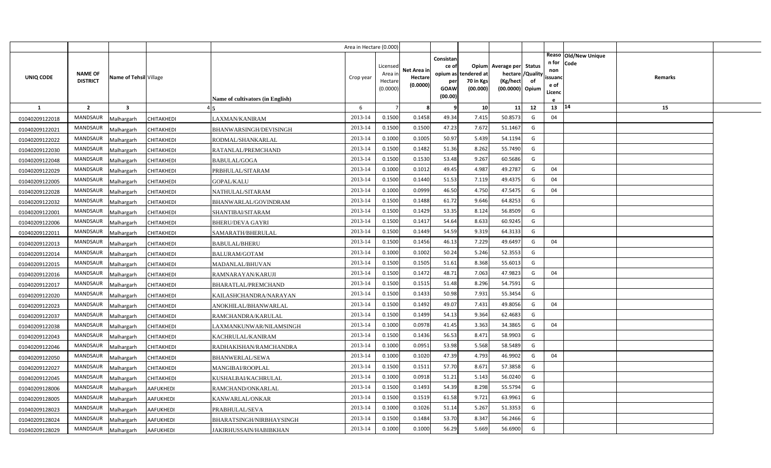| | | | | Area in Hectare (0.000) | | | | | | | | | | |
|---|---|---|---|---|---|---|---|---|---|---|---|---|---|---|
| UNIQ CODE | NAME OF DISTRICT | Name of Tehsil | Village | Name of cultivators (in English) | Crop year | Licensed Area in Hectare (0.0000) | Net Area in Hectare (0.0000) | Consistance of opium as per GOAW (00.00) | Opium tendered at 70 in Kgs (00.000) | Average per hectare (Kg/hect (00.0000) | Status /Quality of Opium | Reason for non issuance of Licence | Old/New Unique Code | Remarks |
| 1 | 2 | 3 | 4 | 5 | 6 | 7 | 8 | 9 | 10 | 11 | 12 | 13 | 14 | 15 |
| 01040209122018 | MANDSAUR | Malhargarh | CHITAKHEDI | LAXMAN/KANIRAM | 2013-14 | 0.1500 | 0.1458 | 49.34 | 7.415 | 50.8573 | G | 04 | | |
| 01040209122021 | MANDSAUR | Malhargarh | CHITAKHEDI | BHANWARSINGH/DEVISINGH | 2013-14 | 0.1500 | 0.1500 | 47.23 | 7.672 | 51.1467 | G | | | |
| 01040209122022 | MANDSAUR | Malhargarh | CHITAKHEDI | RODMAL/SHANKARLAL | 2013-14 | 0.1000 | 0.1005 | 50.97 | 5.439 | 54.1194 | G | | | |
| 01040209122030 | MANDSAUR | Malhargarh | CHITAKHEDI | RATANLAL/PREMCHAND | 2013-14 | 0.1500 | 0.1482 | 51.36 | 8.262 | 55.7490 | G | | | |
| 01040209122048 | MANDSAUR | Malhargarh | CHITAKHEDI | BABULAL/GOGA | 2013-14 | 0.1500 | 0.1530 | 53.48 | 9.267 | 60.5686 | G | | | |
| 01040209122029 | MANDSAUR | Malhargarh | CHITAKHEDI | PRBHULAL/SITARAM | 2013-14 | 0.1000 | 0.1012 | 49.45 | 4.987 | 49.2787 | G | 04 | | |
| 01040209122005 | MANDSAUR | Malhargarh | CHITAKHEDI | GOPAL/KALU | 2013-14 | 0.1500 | 0.1440 | 51.53 | 7.119 | 49.4375 | G | 04 | | |
| 01040209122028 | MANDSAUR | Malhargarh | CHITAKHEDI | NATHULAL/SITARAM | 2013-14 | 0.1000 | 0.0999 | 46.50 | 4.750 | 47.5475 | G | 04 | | |
| 01040209122032 | MANDSAUR | Malhargarh | CHITAKHEDI | BHANWARLAL/GOVINDRAM | 2013-14 | 0.1500 | 0.1488 | 61.72 | 9.646 | 64.8253 | G | | | |
| 01040209122001 | MANDSAUR | Malhargarh | CHITAKHEDI | SHANTIBAI/SITARAM | 2013-14 | 0.1500 | 0.1429 | 53.35 | 8.124 | 56.8509 | G | | | |
| 01040209122006 | MANDSAUR | Malhargarh | CHITAKHEDI | BHERU/DEVA GAYRI | 2013-14 | 0.1500 | 0.1417 | 54.64 | 8.633 | 60.9245 | G | | | |
| 01040209122011 | MANDSAUR | Malhargarh | CHITAKHEDI | SAMARATH/BHERULAL | 2013-14 | 0.1500 | 0.1449 | 54.59 | 9.319 | 64.3133 | G | | | |
| 01040209122013 | MANDSAUR | Malhargarh | CHITAKHEDI | BABULAL/BHERU | 2013-14 | 0.1500 | 0.1456 | 46.13 | 7.229 | 49.6497 | G | 04 | | |
| 01040209122014 | MANDSAUR | Malhargarh | CHITAKHEDI | BALURAM/GOTAM | 2013-14 | 0.1000 | 0.1002 | 50.24 | 5.246 | 52.3553 | G | | | |
| 01040209122015 | MANDSAUR | Malhargarh | CHITAKHEDI | MADANLAL/BHUVAN | 2013-14 | 0.1500 | 0.1505 | 51.61 | 8.368 | 55.6013 | G | | | |
| 01040209122016 | MANDSAUR | Malhargarh | CHITAKHEDI | RAMNARAYAN/KARUJI | 2013-14 | 0.1500 | 0.1472 | 48.71 | 7.063 | 47.9823 | G | 04 | | |
| 01040209122017 | MANDSAUR | Malhargarh | CHITAKHEDI | BHARATLAL/PREMCHAND | 2013-14 | 0.1500 | 0.1515 | 51.48 | 8.296 | 54.7591 | G | | | |
| 01040209122020 | MANDSAUR | Malhargarh | CHITAKHEDI | KAILASHCHANDRA/NARAYAN | 2013-14 | 0.1500 | 0.1433 | 50.98 | 7.931 | 55.3454 | G | | | |
| 01040209122023 | MANDSAUR | Malhargarh | CHITAKHEDI | ANOKHILAL/BHANWARLAL | 2013-14 | 0.1500 | 0.1492 | 49.07 | 7.431 | 49.8056 | G | 04 | | |
| 01040209122037 | MANDSAUR | Malhargarh | CHITAKHEDI | RAMCHANDRA/KARULAL | 2013-14 | 0.1500 | 0.1499 | 54.13 | 9.364 | 62.4683 | G | | | |
| 01040209122038 | MANDSAUR | Malhargarh | CHITAKHEDI | LAXMANKUNWAR/NILAMSINGH | 2013-14 | 0.1000 | 0.0978 | 41.45 | 3.363 | 34.3865 | G | 04 | | |
| 01040209122043 | MANDSAUR | Malhargarh | CHITAKHEDI | KACHRULAL/KANIRAM | 2013-14 | 0.1500 | 0.1436 | 56.53 | 8.471 | 58.9903 | G | | | |
| 01040209122046 | MANDSAUR | Malhargarh | CHITAKHEDI | RADHAKISHAN/RAMCHANDRA | 2013-14 | 0.1000 | 0.0951 | 53.98 | 5.568 | 58.5489 | G | | | |
| 01040209122050 | MANDSAUR | Malhargarh | CHITAKHEDI | BHANWERLAL/SEWA | 2013-14 | 0.1000 | 0.1020 | 47.39 | 4.793 | 46.9902 | G | 04 | | |
| 01040209122027 | MANDSAUR | Malhargarh | CHITAKHEDI | MANGIBAI/ROOPLAL | 2013-14 | 0.1500 | 0.1511 | 57.70 | 8.671 | 57.3858 | G | | | |
| 01040209122045 | MANDSAUR | Malhargarh | CHITAKHEDI | KUSHALBAI/KACHRULAL | 2013-14 | 0.1000 | 0.0918 | 51.21 | 5.143 | 56.0240 | G | | | |
| 01040209128006 | MANDSAUR | Malhargarh | AAFUKHEDI | RAMCHAND/ONKARLAL | 2013-14 | 0.1500 | 0.1493 | 54.39 | 8.298 | 55.5794 | G | | | |
| 01040209128005 | MANDSAUR | Malhargarh | AAFUKHEDI | KANWARLAL/ONKAR | 2013-14 | 0.1500 | 0.1519 | 61.58 | 9.721 | 63.9961 | G | | | |
| 01040209128023 | MANDSAUR | Malhargarh | AAFUKHEDI | PRABHULAL/SEVA | 2013-14 | 0.1000 | 0.1026 | 51.14 | 5.267 | 51.3353 | G | | | |
| 01040209128024 | MANDSAUR | Malhargarh | AAFUKHEDI | BHARATSINGH/NIRBHAYSINGH | 2013-14 | 0.1500 | 0.1484 | 53.70 | 8.347 | 56.2466 | G | | | |
| 01040209128029 | MANDSAUR | Malhargarh | AAFUKHEDI | JAKIRHUSSAIN/HABIBKHAN | 2013-14 | 0.1000 | 0.1000 | 56.29 | 5.669 | 56.6900 | G | | | |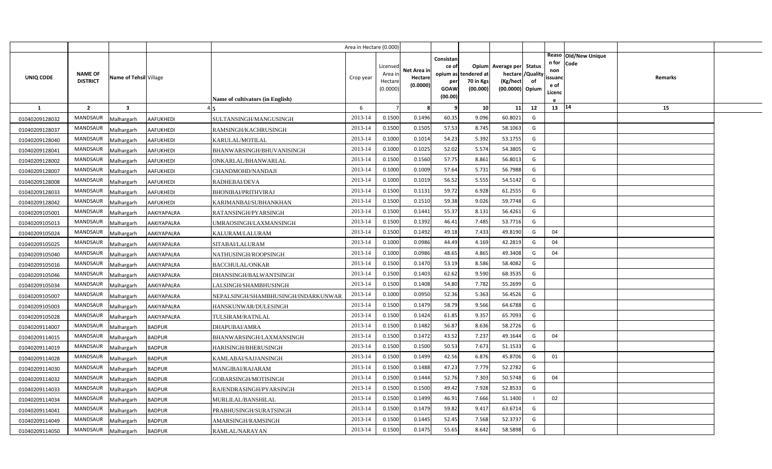| | | | | | Area in Hectare (0.000) | | | | | | | | | | |
|---|---|---|---|---|---|---|---|---|---|---|---|---|---|---|---|
| UNIQ CODE | NAME OF DISTRICT | Name of Tehsil | Village | Name of cultivators (in English) | Crop year | Licensed Area in Hectare (0.0000) | Net Area in Hectare (0.0000) | Consistance of opium as per GOAW (00.00) | Opium tendered at 70 in Kgs (00.000) | Average per hectare (Kg/hect (00.0000) | Status /Quality of Opium | Reason for non issuance of Licence | Old/New Unique Code | Remarks |
| 1 | 2 | 3 | 4 | 5 | 6 | 7 | 8 | 9 | 10 | 11 | 12 | 13 | 14 | 15 |
| 01040209128032 | MANDSAUR | Malhargarh | AAFUKHEDI | SULTANSINGH/MANGUSINGH | 2013-14 | 0.1500 | 0.1496 | 60.35 | 9.096 | 60.8021 | G | | | |
| 01040209128037 | MANDSAUR | Malhargarh | AAFUKHEDI | RAMSINGH/KACHRUSINGH | 2013-14 | 0.1500 | 0.1505 | 57.53 | 8.745 | 58.1063 | G | | | |
| 01040209128040 | MANDSAUR | Malhargarh | AAFUKHEDI | KARULAL/MOTILAL | 2013-14 | 0.1000 | 0.1014 | 54.23 | 5.392 | 53.1755 | G | | | |
| 01040209128041 | MANDSAUR | Malhargarh | AAFUKHEDI | BHANWARSINGH/BHUVANISINGH | 2013-14 | 0.1000 | 0.1025 | 52.02 | 5.574 | 54.3805 | G | | | |
| 01040209128002 | MANDSAUR | Malhargarh | AAFUKHEDI | ONKARLAL/BHANWARLAL | 2013-14 | 0.1500 | 0.1560 | 57.75 | 8.861 | 56.8013 | G | | | |
| 01040209128007 | MANDSAUR | Malhargarh | AAFUKHEDI | CHANDMOHD/NANDAJI | 2013-14 | 0.1000 | 0.1009 | 57.64 | 5.731 | 56.7988 | G | | | |
| 01040209128008 | MANDSAUR | Malhargarh | AAFUKHEDI | RADHEBAI/DEVA | 2013-14 | 0.1000 | 0.1019 | 56.52 | 5.555 | 54.5142 | G | | | |
| 01040209128033 | MANDSAUR | Malhargarh | AAFUKHEDI | BHONIBAI/PRITHVIRAJ | 2013-14 | 0.1500 | 0.1131 | 59.72 | 6.928 | 61.2555 | G | | | |
| 01040209128042 | MANDSAUR | Malhargarh | AAFUKHEDI | KARIMANBAI/SUBHANKHAN | 2013-14 | 0.1500 | 0.1510 | 59.38 | 9.026 | 59.7748 | G | | | |
| 01040209105001 | MANDSAUR | Malhargarh | AAKIYAPALRA | RATANSINGH/PYARSINGH | 2013-14 | 0.1500 | 0.1441 | 55.37 | 8.131 | 56.4261 | G | | | |
| 01040209105013 | MANDSAUR | Malhargarh | AAKIYAPALRA | UMRAOSINGH/LAXMANSINGH | 2013-14 | 0.1500 | 0.1392 | 46.41 | 7.485 | 53.7716 | G | | | |
| 01040209105024 | MANDSAUR | Malhargarh | AAKIYAPALRA | KALURAM/LALURAM | 2013-14 | 0.1500 | 0.1492 | 49.18 | 7.433 | 49.8190 | G | 04 | | |
| 01040209105025 | MANDSAUR | Malhargarh | AAKIYAPALRA | SITABAI/LALURAM | 2013-14 | 0.1000 | 0.0986 | 44.49 | 4.169 | 42.2819 | G | 04 | | |
| 01040209105040 | MANDSAUR | Malhargarh | AAKIYAPALRA | NATHUSINGH/ROOPSINGH | 2013-14 | 0.1000 | 0.0986 | 48.65 | 4.865 | 49.3408 | G | 04 | | |
| 01040209105016 | MANDSAUR | Malhargarh | AAKIYAPALRA | BACCHULAL/ONKAR | 2013-14 | 0.1500 | 0.1470 | 53.19 | 8.586 | 58.4082 | G | | | |
| 01040209105046 | MANDSAUR | Malhargarh | AAKIYAPALRA | DHANSINGH/BALWANTSINGH | 2013-14 | 0.1500 | 0.1403 | 62.62 | 9.590 | 68.3535 | G | | | |
| 01040209105034 | MANDSAUR | Malhargarh | AAKIYAPALRA | LALSINGH/SHAMBHUSINGH | 2013-14 | 0.1500 | 0.1408 | 54.80 | 7.782 | 55.2699 | G | | | |
| 01040209105007 | MANDSAUR | Malhargarh | AAKIYAPALRA | NEPALSINGH/SHAMBHUSINGH/INDARKUNWAR | 2013-14 | 0.1000 | 0.0950 | 52.36 | 5.363 | 56.4526 | G | | | |
| 01040209105003 | MANDSAUR | Malhargarh | AAKIYAPALRA | HANSKUNWAR/DULESINGH | 2013-14 | 0.1500 | 0.1479 | 58.79 | 9.566 | 64.6788 | G | | | |
| 01040209105028 | MANDSAUR | Malhargarh | AAKIYAPALRA | TULSIRAM/RATNLAL | 2013-14 | 0.1500 | 0.1424 | 61.85 | 9.357 | 65.7093 | G | | | |
| 01040209114007 | MANDSAUR | Malhargarh | BADPUR | DHAPUBAI/AMRA | 2013-14 | 0.1500 | 0.1482 | 56.87 | 8.636 | 58.2726 | G | | | |
| 01040209114015 | MANDSAUR | Malhargarh | BADPUR | BHANWARSINGH/LAXMANSINGH | 2013-14 | 0.1500 | 0.1472 | 43.52 | 7.237 | 49.1644 | G | 04 | | |
| 01040209114019 | MANDSAUR | Malhargarh | BADPUR | HARISINGH/BHERUSINGH | 2013-14 | 0.1500 | 0.1500 | 50.53 | 7.673 | 51.1533 | G | | | |
| 01040209114028 | MANDSAUR | Malhargarh | BADPUR | KAMLABAI/SAJJANSINGH | 2013-14 | 0.1500 | 0.1499 | 42.56 | 6.876 | 45.8706 | G | 01 | | |
| 01040209114030 | MANDSAUR | Malhargarh | BADPUR | MANGIBAI/RAJARAM | 2013-14 | 0.1500 | 0.1488 | 47.23 | 7.779 | 52.2782 | G | | | |
| 01040209114032 | MANDSAUR | Malhargarh | BADPUR | GOBARSINGH/MOTISINGH | 2013-14 | 0.1500 | 0.1444 | 52.76 | 7.303 | 50.5748 | G | 04 | | |
| 01040209114033 | MANDSAUR | Malhargarh | BADPUR | RAJENDRASINGH/PYARSINGH | 2013-14 | 0.1500 | 0.1500 | 49.42 | 7.928 | 52.8533 | G | | | |
| 01040209114034 | MANDSAUR | Malhargarh | BADPUR | MURLILAL/BANSHILAL | 2013-14 | 0.1500 | 0.1499 | 46.91 | 7.666 | 51.1400 | I | 02 | | |
| 01040209114041 | MANDSAUR | Malhargarh | BADPUR | PRABHUSINGH/SURATSINGH | 2013-14 | 0.1500 | 0.1479 | 59.82 | 9.417 | 63.6714 | G | | | |
| 01040209114049 | MANDSAUR | Malhargarh | BADPUR | AMARSINGH/RAMSINGH | 2013-14 | 0.1500 | 0.1445 | 52.45 | 7.568 | 52.3737 | G | | | |
| 01040209114050 | MANDSAUR | Malhargarh | BADPUR | RAMLAL/NARAYAN | 2013-14 | 0.1500 | 0.1475 | 55.65 | 8.642 | 58.5898 | G | | | |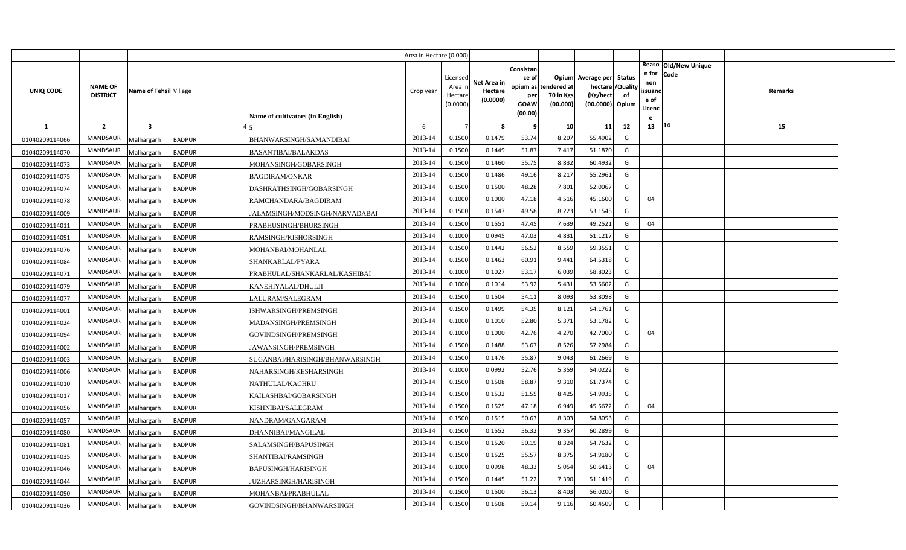| | | | | | Area in Hectare (0.000) | | | | | | | | | | |
|---|---|---|---|---|---|---|---|---|---|---|---|---|---|---|---|
| UNIQ CODE | NAME OF DISTRICT | Name of Tehsil | Village | Name of cultivators (in English) | Crop year | Licensed Area in Hectare (0.0000) | Net Area in Hectare (0.0000) | Consistance of opium as per GOAW (00.00) | Opium tendered at 70 in Kgs (00.000) | Average per hectare (Kg/hect (00.0000) | Status /Quality of Opium | Reason for non issuance of Licence | Old/New Unique Code | Remarks |
| 1 | 2 | 3 | 4 | 5 | 6 | 7 | 8 | 9 | 10 | 11 | 12 | 13 | 14 | 15 |
| 01040209114066 | MANDSAUR | Malhargarh | BADPUR | BHANWARSINGH/SAMANDIBAI | 2013-14 | 0.1500 | 0.1479 | 53.74 | 8.207 | 55.4902 | G | | | |
| 01040209114070 | MANDSAUR | Malhargarh | BADPUR | BASANTIBAI/BALAKDAS | 2013-14 | 0.1500 | 0.1449 | 51.87 | 7.417 | 51.1870 | G | | | |
| 01040209114073 | MANDSAUR | Malhargarh | BADPUR | MOHANSINGH/GOBARSINGH | 2013-14 | 0.1500 | 0.1460 | 55.75 | 8.832 | 60.4932 | G | | | |
| 01040209114075 | MANDSAUR | Malhargarh | BADPUR | BAGDIRAM/ONKAR | 2013-14 | 0.1500 | 0.1486 | 49.16 | 8.217 | 55.2961 | G | | | |
| 01040209114074 | MANDSAUR | Malhargarh | BADPUR | DASHRATHSINGH/GOBARSINGH | 2013-14 | 0.1500 | 0.1500 | 48.28 | 7.801 | 52.0067 | G | | | |
| 01040209114078 | MANDSAUR | Malhargarh | BADPUR | RAMCHANDARA/BAGDIRAM | 2013-14 | 0.1000 | 0.1000 | 47.18 | 4.516 | 45.1600 | G | 04 | | |
| 01040209114009 | MANDSAUR | Malhargarh | BADPUR | JALAMSINGH/MODSINGH/NARVADABAI | 2013-14 | 0.1500 | 0.1547 | 49.58 | 8.223 | 53.1545 | G | | | |
| 01040209114011 | MANDSAUR | Malhargarh | BADPUR | PRABHUSINGH/BHURSINGH | 2013-14 | 0.1500 | 0.1551 | 47.45 | 7.639 | 49.2521 | G | 04 | | |
| 01040209114091 | MANDSAUR | Malhargarh | BADPUR | RAMSINGH/KISHORSINGH | 2013-14 | 0.1000 | 0.0945 | 47.03 | 4.831 | 51.1217 | G | | | |
| 01040209114076 | MANDSAUR | Malhargarh | BADPUR | MOHANBAI/MOHANLAL | 2013-14 | 0.1500 | 0.1442 | 56.52 | 8.559 | 59.3551 | G | | | |
| 01040209114084 | MANDSAUR | Malhargarh | BADPUR | SHANKARLAL/PYARA | 2013-14 | 0.1500 | 0.1463 | 60.91 | 9.441 | 64.5318 | G | | | |
| 01040209114071 | MANDSAUR | Malhargarh | BADPUR | PRABHULAL/SHANKARLAL/KASHIBAI | 2013-14 | 0.1000 | 0.1027 | 53.17 | 6.039 | 58.8023 | G | | | |
| 01040209114079 | MANDSAUR | Malhargarh | BADPUR | KANEHIYALAL/DHULJI | 2013-14 | 0.1000 | 0.1014 | 53.92 | 5.431 | 53.5602 | G | | | |
| 01040209114077 | MANDSAUR | Malhargarh | BADPUR | LALURAM/SALEGRAM | 2013-14 | 0.1500 | 0.1504 | 54.11 | 8.093 | 53.8098 | G | | | |
| 01040209114001 | MANDSAUR | Malhargarh | BADPUR | ISHWARSINGH/PREMSINGH | 2013-14 | 0.1500 | 0.1499 | 54.35 | 8.121 | 54.1761 | G | | | |
| 01040209114024 | MANDSAUR | Malhargarh | BADPUR | MADANSINGH/PREMSINGH | 2013-14 | 0.1000 | 0.1010 | 52.80 | 5.371 | 53.1782 | G | | | |
| 01040209114094 | MANDSAUR | Malhargarh | BADPUR | GOVINDSINGH/PREMSINGH | 2013-14 | 0.1000 | 0.1000 | 42.76 | 4.270 | 42.7000 | G | 04 | | |
| 01040209114002 | MANDSAUR | Malhargarh | BADPUR | JAWANSINGH/PREMSINGH | 2013-14 | 0.1500 | 0.1488 | 53.67 | 8.526 | 57.2984 | G | | | |
| 01040209114003 | MANDSAUR | Malhargarh | BADPUR | SUGANBAI/HARISINGH/BHANWARSINGH | 2013-14 | 0.1500 | 0.1476 | 55.87 | 9.043 | 61.2669 | G | | | |
| 01040209114006 | MANDSAUR | Malhargarh | BADPUR | NAHARSINGH/KESHARSINGH | 2013-14 | 0.1000 | 0.0992 | 52.76 | 5.359 | 54.0222 | G | | | |
| 01040209114010 | MANDSAUR | Malhargarh | BADPUR | NATHULAL/KACHRU | 2013-14 | 0.1500 | 0.1508 | 58.87 | 9.310 | 61.7374 | G | | | |
| 01040209114017 | MANDSAUR | Malhargarh | BADPUR | KAILASHBAI/GOBARSINGH | 2013-14 | 0.1500 | 0.1532 | 51.55 | 8.425 | 54.9935 | G | | | |
| 01040209114056 | MANDSAUR | Malhargarh | BADPUR | KISHNIBAI/SALEGRAM | 2013-14 | 0.1500 | 0.1525 | 47.18 | 6.949 | 45.5672 | G | 04 | | |
| 01040209114057 | MANDSAUR | Malhargarh | BADPUR | NANDRAM/GANGARAM | 2013-14 | 0.1500 | 0.1515 | 50.63 | 8.303 | 54.8053 | G | | | |
| 01040209114080 | MANDSAUR | Malhargarh | BADPUR | DHANNIBAI/MANGILAL | 2013-14 | 0.1500 | 0.1552 | 56.32 | 9.357 | 60.2899 | G | | | |
| 01040209114081 | MANDSAUR | Malhargarh | BADPUR | SALAMSINGH/BAPUSINGH | 2013-14 | 0.1500 | 0.1520 | 50.19 | 8.324 | 54.7632 | G | | | |
| 01040209114035 | MANDSAUR | Malhargarh | BADPUR | SHANTIBAI/RAMSINGH | 2013-14 | 0.1500 | 0.1525 | 55.57 | 8.375 | 54.9180 | G | | | |
| 01040209114046 | MANDSAUR | Malhargarh | BADPUR | BAPUSINGH/HARISINGH | 2013-14 | 0.1000 | 0.0998 | 48.33 | 5.054 | 50.6413 | G | 04 | | |
| 01040209114044 | MANDSAUR | Malhargarh | BADPUR | JUZHARSINGH/HARISINGH | 2013-14 | 0.1500 | 0.1445 | 51.22 | 7.390 | 51.1419 | G | | | |
| 01040209114090 | MANDSAUR | Malhargarh | BADPUR | MOHANBAI/PRABHULAL | 2013-14 | 0.1500 | 0.1500 | 56.13 | 8.403 | 56.0200 | G | | | |
| 01040209114036 | MANDSAUR | Malhargarh | BADPUR | GOVINDSINGH/BHANWARSINGH | 2013-14 | 0.1500 | 0.1508 | 59.14 | 9.116 | 60.4509 | G | | | |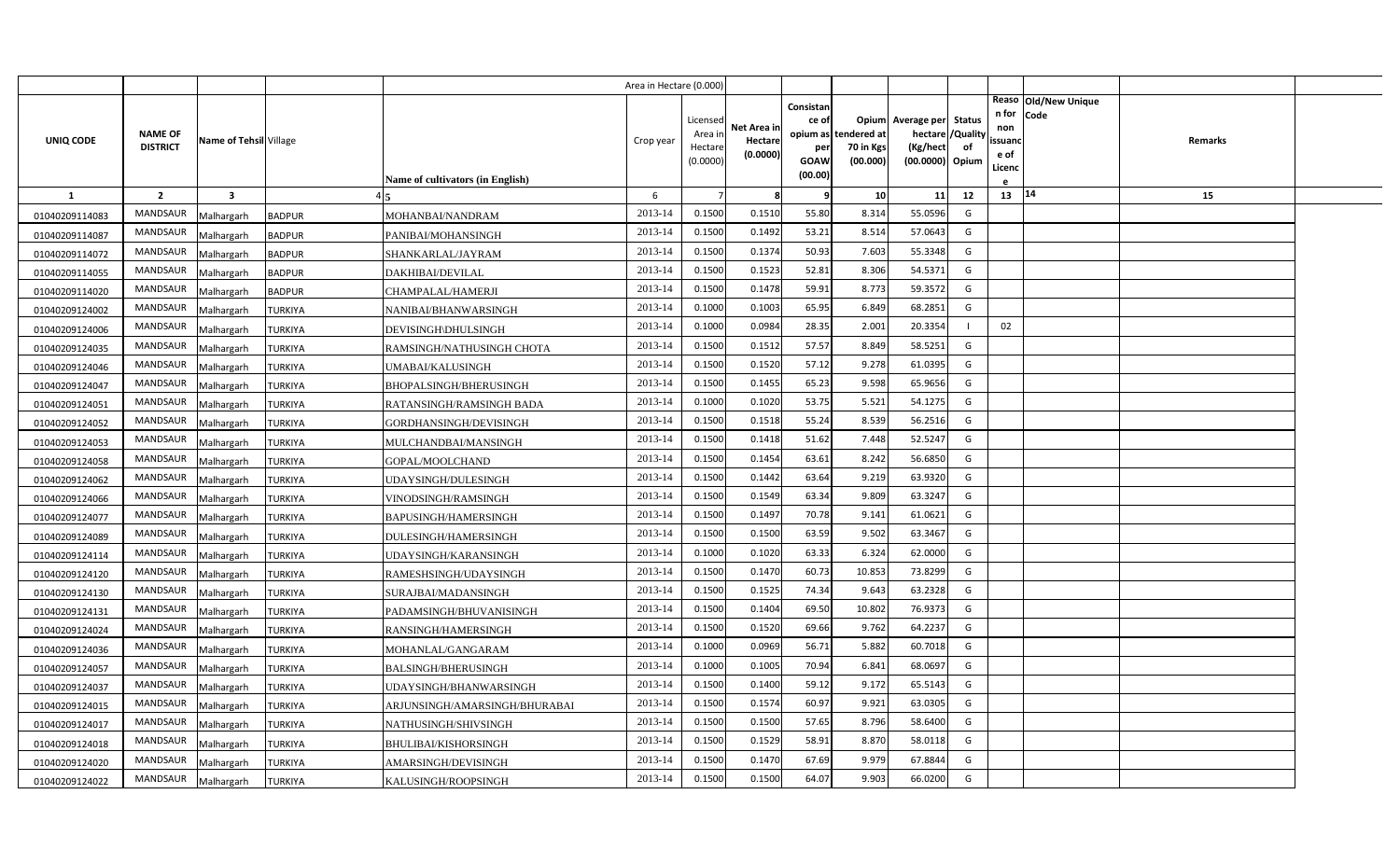| UNIQ CODE | NAME OF DISTRICT | Name of Tehsil | Village | Name of cultivators (in English) | Crop year | Licensed Area in Hectare (0.0000) | Net Area in Hectare (0.0000) | Consistance of opium as per GOAW (00.00) | Opium tendered at 70 in Kgs (00.000) | Average per hectare (Kg/hect (00.0000) | Status /Quality of Opium | Reason for non issuance of Licence | Old/New Unique Code | Remarks |
|---|---|---|---|---|---|---|---|---|---|---|---|---|---|---|
| 1 | 2 | 3 | 4 | 5 | 6 | 7 | 8 | 9 | 10 | 11 | 12 | 13 | 14 | 15 |
| 01040209114083 | MANDSAUR | Malhargarh | BADPUR | MOHANBAI/NANDRAM | 2013-14 | 0.1500 | 0.1510 | 55.80 | 8.314 | 55.0596 | G | | | |
| 01040209114087 | MANDSAUR | Malhargarh | BADPUR | PANIBAI/MOHANSINGH | 2013-14 | 0.1500 | 0.1492 | 53.21 | 8.514 | 57.0643 | G | | | |
| 01040209114072 | MANDSAUR | Malhargarh | BADPUR | SHANKARLAL/JAYRAM | 2013-14 | 0.1500 | 0.1374 | 50.93 | 7.603 | 55.3348 | G | | | |
| 01040209114055 | MANDSAUR | Malhargarh | BADPUR | DAKHIBAI/DEVILAL | 2013-14 | 0.1500 | 0.1523 | 52.81 | 8.306 | 54.5371 | G | | | |
| 01040209114020 | MANDSAUR | Malhargarh | BADPUR | CHAMPALAL/HAMERJI | 2013-14 | 0.1500 | 0.1478 | 59.91 | 8.773 | 59.3572 | G | | | |
| 01040209124002 | MANDSAUR | Malhargarh | TURKIYA | NANIBAI/BHANWARSINGH | 2013-14 | 0.1000 | 0.1003 | 65.95 | 6.849 | 68.2851 | G | | | |
| 01040209124006 | MANDSAUR | Malhargarh | TURKIYA | DEVISINGH\DHULSINGH | 2013-14 | 0.1000 | 0.0984 | 28.35 | 2.001 | 20.3354 | I | 02 | | |
| 01040209124035 | MANDSAUR | Malhargarh | TURKIYA | RAMSINGH/NATHUSINGH CHOTA | 2013-14 | 0.1500 | 0.1512 | 57.57 | 8.849 | 58.5251 | G | | | |
| 01040209124046 | MANDSAUR | Malhargarh | TURKIYA | UMABAI/KALUSINGH | 2013-14 | 0.1500 | 0.1520 | 57.12 | 9.278 | 61.0395 | G | | | |
| 01040209124047 | MANDSAUR | Malhargarh | TURKIYA | BHOPALSINGH/BHERUSINGH | 2013-14 | 0.1500 | 0.1455 | 65.23 | 9.598 | 65.9656 | G | | | |
| 01040209124051 | MANDSAUR | Malhargarh | TURKIYA | RATANSINGH/RAMSINGH BADA | 2013-14 | 0.1000 | 0.1020 | 53.75 | 5.521 | 54.1275 | G | | | |
| 01040209124052 | MANDSAUR | Malhargarh | TURKIYA | GORDHANSINGH/DEVISINGH | 2013-14 | 0.1500 | 0.1518 | 55.24 | 8.539 | 56.2516 | G | | | |
| 01040209124053 | MANDSAUR | Malhargarh | TURKIYA | MULCHANDBAI/MANSINGH | 2013-14 | 0.1500 | 0.1418 | 51.62 | 7.448 | 52.5247 | G | | | |
| 01040209124058 | MANDSAUR | Malhargarh | TURKIYA | GOPAL/MOOLCHAND | 2013-14 | 0.1500 | 0.1454 | 63.61 | 8.242 | 56.6850 | G | | | |
| 01040209124062 | MANDSAUR | Malhargarh | TURKIYA | UDAYSINGH/DULESINGH | 2013-14 | 0.1500 | 0.1442 | 63.64 | 9.219 | 63.9320 | G | | | |
| 01040209124066 | MANDSAUR | Malhargarh | TURKIYA | VINODSINGH/RAMSINGH | 2013-14 | 0.1500 | 0.1549 | 63.34 | 9.809 | 63.3247 | G | | | |
| 01040209124077 | MANDSAUR | Malhargarh | TURKIYA | BAPUSINGH/HAMERSINGH | 2013-14 | 0.1500 | 0.1497 | 70.78 | 9.141 | 61.0621 | G | | | |
| 01040209124089 | MANDSAUR | Malhargarh | TURKIYA | DULESINGH/HAMERSINGH | 2013-14 | 0.1500 | 0.1500 | 63.59 | 9.502 | 63.3467 | G | | | |
| 01040209124114 | MANDSAUR | Malhargarh | TURKIYA | UDAYSINGH/KARANSINGH | 2013-14 | 0.1000 | 0.1020 | 63.33 | 6.324 | 62.0000 | G | | | |
| 01040209124120 | MANDSAUR | Malhargarh | TURKIYA | RAMESHSINGH/UDAYSINGH | 2013-14 | 0.1500 | 0.1470 | 60.73 | 10.853 | 73.8299 | G | | | |
| 01040209124130 | MANDSAUR | Malhargarh | TURKIYA | SURAJBAI/MADANSINGH | 2013-14 | 0.1500 | 0.1525 | 74.34 | 9.643 | 63.2328 | G | | | |
| 01040209124131 | MANDSAUR | Malhargarh | TURKIYA | PADAMSINGH/BHUVANISINGH | 2013-14 | 0.1500 | 0.1404 | 69.50 | 10.802 | 76.9373 | G | | | |
| 01040209124024 | MANDSAUR | Malhargarh | TURKIYA | RANSINGH/HAMERSINGH | 2013-14 | 0.1500 | 0.1520 | 69.66 | 9.762 | 64.2237 | G | | | |
| 01040209124036 | MANDSAUR | Malhargarh | TURKIYA | MOHANLAL/GANGARAM | 2013-14 | 0.1000 | 0.0969 | 56.71 | 5.882 | 60.7018 | G | | | |
| 01040209124057 | MANDSAUR | Malhargarh | TURKIYA | BALSINGH/BHERUSINGH | 2013-14 | 0.1000 | 0.1005 | 70.94 | 6.841 | 68.0697 | G | | | |
| 01040209124037 | MANDSAUR | Malhargarh | TURKIYA | UDAYSINGH/BHANWARSINGH | 2013-14 | 0.1500 | 0.1400 | 59.12 | 9.172 | 65.5143 | G | | | |
| 01040209124015 | MANDSAUR | Malhargarh | TURKIYA | ARJUNSINGH/AMARSINGH/BHURABAI | 2013-14 | 0.1500 | 0.1574 | 60.97 | 9.921 | 63.0305 | G | | | |
| 01040209124017 | MANDSAUR | Malhargarh | TURKIYA | NATHUSINGH/SHIVSINGH | 2013-14 | 0.1500 | 0.1500 | 57.65 | 8.796 | 58.6400 | G | | | |
| 01040209124018 | MANDSAUR | Malhargarh | TURKIYA | BHULIBAI/KISHORSINGH | 2013-14 | 0.1500 | 0.1529 | 58.91 | 8.870 | 58.0118 | G | | | |
| 01040209124020 | MANDSAUR | Malhargarh | TURKIYA | AMARSINGH/DEVISINGH | 2013-14 | 0.1500 | 0.1470 | 67.69 | 9.979 | 67.8844 | G | | | |
| 01040209124022 | MANDSAUR | Malhargarh | TURKIYA | KALUSINGH/ROOPSINGH | 2013-14 | 0.1500 | 0.1500 | 64.07 | 9.903 | 66.0200 | G | | | |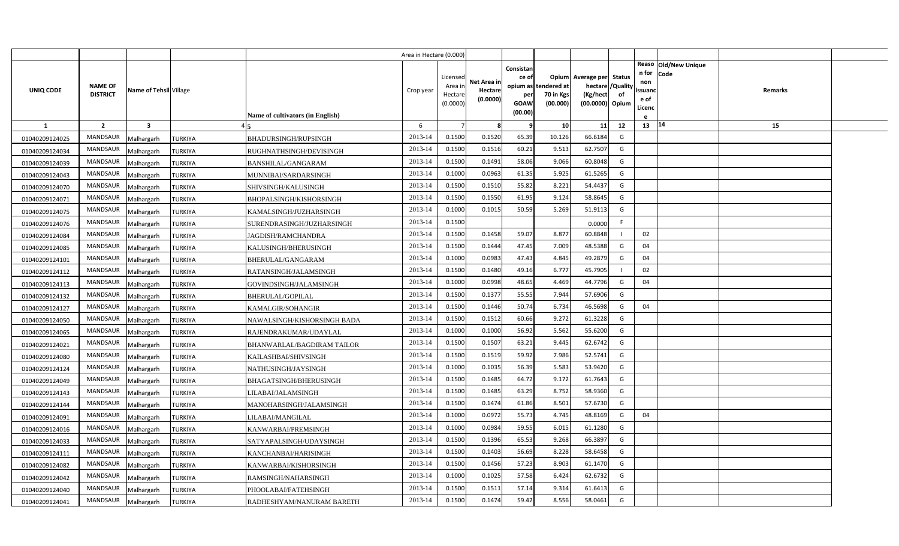| | | | | | Area in Hectare (0.000) | | | | | | | | | | |
|---|---|---|---|---|---|---|---|---|---|---|---|---|---|---|---|
| UNIQ CODE | NAME OF DISTRICT | Name of Tehsil | Village | Name of cultivators (in English) | Crop year | Licensed Area in Hectare (0.0000) | Net Area in Hectare (0.0000) | Consistance of opium as per GOAW (00.00) | Opium tendered at 70 in Kgs (00.000) | Average per hectare (Kg/hect (00.0000) | Status /Quality of Opium | Reason for non issuance of Licence | Old/New Unique Code | Remarks | |
| 1 | 2 | 3 | 4 | 5 | 6 | 7 | 8 | 9 | 10 | 11 | 12 | 13 | 14 | 15 | |
| 01040209124025 | MANDSAUR | Malhargarh | TURKIYA | BHADURSINGH/RUPSINGH | 2013-14 | 0.1500 | 0.1520 | 65.39 | 10.126 | 66.6184 | G | | | | |
| 01040209124034 | MANDSAUR | Malhargarh | TURKIYA | RUGHNATHSINGH/DEVISINGH | 2013-14 | 0.1500 | 0.1516 | 60.21 | 9.513 | 62.7507 | G | | | | |
| 01040209124039 | MANDSAUR | Malhargarh | TURKIYA | BANSHILAL/GANGARAM | 2013-14 | 0.1500 | 0.1491 | 58.06 | 9.066 | 60.8048 | G | | | | |
| 01040209124043 | MANDSAUR | Malhargarh | TURKIYA | MUNNIBAI/SARDARSINGH | 2013-14 | 0.1000 | 0.0963 | 61.35 | 5.925 | 61.5265 | G | | | | |
| 01040209124070 | MANDSAUR | Malhargarh | TURKIYA | SHIVSINGH/KALUSINGH | 2013-14 | 0.1500 | 0.1510 | 55.82 | 8.221 | 54.4437 | G | | | | |
| 01040209124071 | MANDSAUR | Malhargarh | TURKIYA | BHOPALSINGH/KISHORSINGH | 2013-14 | 0.1500 | 0.1550 | 61.95 | 9.124 | 58.8645 | G | | | | |
| 01040209124075 | MANDSAUR | Malhargarh | TURKIYA | KAMALSINGH/JUZHARSINGH | 2013-14 | 0.1000 | 0.1015 | 50.59 | 5.269 | 51.9113 | G | | | | |
| 01040209124076 | MANDSAUR | Malhargarh | TURKIYA | SURENDRASINGH/JUZHARSINGH | 2013-14 | 0.1500 | | | | 0.0000 | F | | | | |
| 01040209124084 | MANDSAUR | Malhargarh | TURKIYA | JAGDISH/RAMCHANDRA | 2013-14 | 0.1500 | 0.1458 | 59.07 | 8.877 | 60.8848 | I | 02 | | | |
| 01040209124085 | MANDSAUR | Malhargarh | TURKIYA | KALUSINGH/BHERUSINGH | 2013-14 | 0.1500 | 0.1444 | 47.45 | 7.009 | 48.5388 | G | 04 | | | |
| 01040209124101 | MANDSAUR | Malhargarh | TURKIYA | BHERULAL/GANGARAM | 2013-14 | 0.1000 | 0.0983 | 47.43 | 4.845 | 49.2879 | G | 04 | | | |
| 01040209124112 | MANDSAUR | Malhargarh | TURKIYA | RATANSINGH/JALAMSINGH | 2013-14 | 0.1500 | 0.1480 | 49.16 | 6.777 | 45.7905 | I | 02 | | | |
| 01040209124113 | MANDSAUR | Malhargarh | TURKIYA | GOVINDSINGH/JALAMSINGH | 2013-14 | 0.1000 | 0.0998 | 48.65 | 4.469 | 44.7796 | G | 04 | | | |
| 01040209124132 | MANDSAUR | Malhargarh | TURKIYA | BHERULAL/GOPILAL | 2013-14 | 0.1500 | 0.1377 | 55.55 | 7.944 | 57.6906 | G | | | | |
| 01040209124127 | MANDSAUR | Malhargarh | TURKIYA | KAMALGIR/SOHANGIR | 2013-14 | 0.1500 | 0.1446 | 50.74 | 6.734 | 46.5698 | G | 04 | | | |
| 01040209124050 | MANDSAUR | Malhargarh | TURKIYA | NAWALSINGH/KISHORSINGH BADA | 2013-14 | 0.1500 | 0.1512 | 60.66 | 9.272 | 61.3228 | G | | | | |
| 01040209124065 | MANDSAUR | Malhargarh | TURKIYA | RAJENDRAKUMAR/UDAYLAL | 2013-14 | 0.1000 | 0.1000 | 56.92 | 5.562 | 55.6200 | G | | | | |
| 01040209124021 | MANDSAUR | Malhargarh | TURKIYA | BHANWARLAL/BAGDIRAM TAILOR | 2013-14 | 0.1500 | 0.1507 | 63.21 | 9.445 | 62.6742 | G | | | | |
| 01040209124080 | MANDSAUR | Malhargarh | TURKIYA | KAILASHBAI/SHIVSINGH | 2013-14 | 0.1500 | 0.1519 | 59.92 | 7.986 | 52.5741 | G | | | | |
| 01040209124124 | MANDSAUR | Malhargarh | TURKIYA | NATHUSINGH/JAYSINGH | 2013-14 | 0.1000 | 0.1035 | 56.39 | 5.583 | 53.9420 | G | | | | |
| 01040209124049 | MANDSAUR | Malhargarh | TURKIYA | BHAGATSINGH/BHERUSINGH | 2013-14 | 0.1500 | 0.1485 | 64.72 | 9.172 | 61.7643 | G | | | | |
| 01040209124143 | MANDSAUR | Malhargarh | TURKIYA | LILABAI/JALAMSINGH | 2013-14 | 0.1500 | 0.1485 | 63.29 | 8.752 | 58.9360 | G | | | | |
| 01040209124144 | MANDSAUR | Malhargarh | TURKIYA | MANOHARSINGH/JALAMSINGH | 2013-14 | 0.1500 | 0.1474 | 61.86 | 8.501 | 57.6730 | G | | | | |
| 01040209124091 | MANDSAUR | Malhargarh | TURKIYA | LILABAI/MANGILAL | 2013-14 | 0.1000 | 0.0972 | 55.73 | 4.745 | 48.8169 | G | 04 | | | |
| 01040209124016 | MANDSAUR | Malhargarh | TURKIYA | KANWARBAI/PREMSINGH | 2013-14 | 0.1000 | 0.0984 | 59.55 | 6.015 | 61.1280 | G | | | | |
| 01040209124033 | MANDSAUR | Malhargarh | TURKIYA | SATYAPALSINGH/UDAYSINGH | 2013-14 | 0.1500 | 0.1396 | 65.53 | 9.268 | 66.3897 | G | | | | |
| 01040209124111 | MANDSAUR | Malhargarh | TURKIYA | KANCHANBAI/HARISINGH | 2013-14 | 0.1500 | 0.1403 | 56.69 | 8.228 | 58.6458 | G | | | | |
| 01040209124082 | MANDSAUR | Malhargarh | TURKIYA | KANWARBAI/KISHORSINGH | 2013-14 | 0.1500 | 0.1456 | 57.23 | 8.903 | 61.1470 | G | | | | |
| 01040209124042 | MANDSAUR | Malhargarh | TURKIYA | RAMSINGH/NAHARSINGH | 2013-14 | 0.1000 | 0.1025 | 57.58 | 6.424 | 62.6732 | G | | | | |
| 01040209124040 | MANDSAUR | Malhargarh | TURKIYA | PHOOLABAI/FATEHSINGH | 2013-14 | 0.1500 | 0.1511 | 57.14 | 9.314 | 61.6413 | G | | | | |
| 01040209124041 | MANDSAUR | Malhargarh | TURKIYA | RADHESHYAM/NANURAM BARETH | 2013-14 | 0.1500 | 0.1474 | 59.42 | 8.556 | 58.0461 | G | | | | |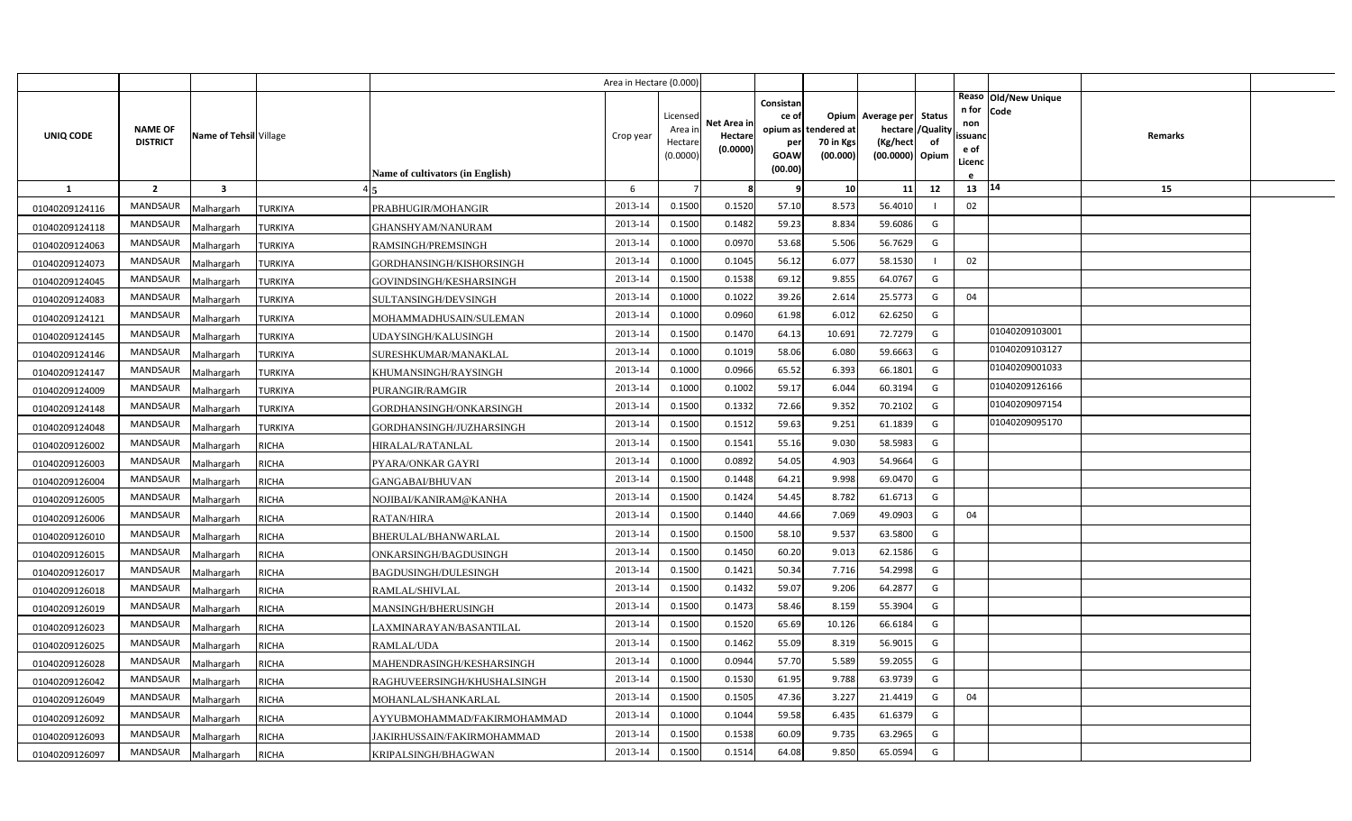| UNIQ CODE | NAME OF DISTRICT | Name of Tehsil | Village | Name of cultivators (in English) | Crop year | Licensed Area in Hectare (0.0000) | Net Area in Hectare (0.0000) | Consistance of opium as per GOAW (00.00) | Opium tendered at 70 in Kgs (00.000) | Average per hectare (Kg/hect (00.0000) | Status /Quality of Opium | Reason for non issuance of Licence | Old/New Unique Code | Remarks |
|---|---|---|---|---|---|---|---|---|---|---|---|---|---|---|
| 1 | 2 | 3 | 4 | 5 | 6 | 7 | 8 | 9 | 10 | 11 | 12 | 13 | 14 | 15 |
| 01040209124116 | MANDSAUR | Malhargarh | TURKIYA | PRABHUGIR/MOHANGIR | 2013-14 | 0.1500 | 0.1520 | 57.10 | 8.573 | 56.4010 | I | 02 | | |
| 01040209124118 | MANDSAUR | Malhargarh | TURKIYA | GHANSHYAM/NANURAM | 2013-14 | 0.1500 | 0.1482 | 59.23 | 8.834 | 59.6086 | G | | | |
| 01040209124063 | MANDSAUR | Malhargarh | TURKIYA | RAMSINGH/PREMSINGH | 2013-14 | 0.1000 | 0.0970 | 53.68 | 5.506 | 56.7629 | G | | | |
| 01040209124073 | MANDSAUR | Malhargarh | TURKIYA | GORDHANSINGH/KISHORSINGH | 2013-14 | 0.1000 | 0.1045 | 56.12 | 6.077 | 58.1530 | I | 02 | | |
| 01040209124045 | MANDSAUR | Malhargarh | TURKIYA | GOVINDSINGH/KESHARSINGH | 2013-14 | 0.1500 | 0.1538 | 69.12 | 9.855 | 64.0767 | G | | | |
| 01040209124083 | MANDSAUR | Malhargarh | TURKIYA | SULTANSINGH/DEVSINGH | 2013-14 | 0.1000 | 0.1022 | 39.26 | 2.614 | 25.5773 | G | 04 | | |
| 01040209124121 | MANDSAUR | Malhargarh | TURKIYA | MOHAMMADHUSAIN/SULEMAN | 2013-14 | 0.1000 | 0.0960 | 61.98 | 6.012 | 62.6250 | G | | | |
| 01040209124145 | MANDSAUR | Malhargarh | TURKIYA | UDAYSINGH/KALUSINGH | 2013-14 | 0.1500 | 0.1470 | 64.13 | 10.691 | 72.7279 | G | | 01040209103001 | |
| 01040209124146 | MANDSAUR | Malhargarh | TURKIYA | SURESHKUMAR/MANAKLAL | 2013-14 | 0.1000 | 0.1019 | 58.06 | 6.080 | 59.6663 | G | | 01040209103127 | |
| 01040209124147 | MANDSAUR | Malhargarh | TURKIYA | KHUMANSINGH/RAYSINGH | 2013-14 | 0.1000 | 0.0966 | 65.52 | 6.393 | 66.1801 | G | | 01040209001033 | |
| 01040209124009 | MANDSAUR | Malhargarh | TURKIYA | PURANGIR/RAMGIR | 2013-14 | 0.1000 | 0.1002 | 59.17 | 6.044 | 60.3194 | G | | 01040209126166 | |
| 01040209124148 | MANDSAUR | Malhargarh | TURKIYA | GORDHANSINGH/ONKARSINGH | 2013-14 | 0.1500 | 0.1332 | 72.66 | 9.352 | 70.2102 | G | | 01040209097154 | |
| 01040209124048 | MANDSAUR | Malhargarh | TURKIYA | GORDHANSINGH/JUZHARSINGH | 2013-14 | 0.1500 | 0.1512 | 59.63 | 9.251 | 61.1839 | G | | 01040209095170 | |
| 01040209126002 | MANDSAUR | Malhargarh | RICHA | HIRALAL/RATANLAL | 2013-14 | 0.1500 | 0.1541 | 55.16 | 9.030 | 58.5983 | G | | | |
| 01040209126003 | MANDSAUR | Malhargarh | RICHA | PYARA/ONKAR GAYRI | 2013-14 | 0.1000 | 0.0892 | 54.05 | 4.903 | 54.9664 | G | | | |
| 01040209126004 | MANDSAUR | Malhargarh | RICHA | GANGABAI/BHUVAN | 2013-14 | 0.1500 | 0.1448 | 64.21 | 9.998 | 69.0470 | G | | | |
| 01040209126005 | MANDSAUR | Malhargarh | RICHA | NOJIBAI/KANIRAM@KANHA | 2013-14 | 0.1500 | 0.1424 | 54.45 | 8.782 | 61.6713 | G | | | |
| 01040209126006 | MANDSAUR | Malhargarh | RICHA | RATAN/HIRA | 2013-14 | 0.1500 | 0.1440 | 44.66 | 7.069 | 49.0903 | G | 04 | | |
| 01040209126010 | MANDSAUR | Malhargarh | RICHA | BHERULAL/BHANWARLAL | 2013-14 | 0.1500 | 0.1500 | 58.10 | 9.537 | 63.5800 | G | | | |
| 01040209126015 | MANDSAUR | Malhargarh | RICHA | ONKARSINGH/BAGDUSINGH | 2013-14 | 0.1500 | 0.1450 | 60.20 | 9.013 | 62.1586 | G | | | |
| 01040209126017 | MANDSAUR | Malhargarh | RICHA | BAGDUSINGH/DULESINGH | 2013-14 | 0.1500 | 0.1421 | 50.34 | 7.716 | 54.2998 | G | | | |
| 01040209126018 | MANDSAUR | Malhargarh | RICHA | RAMLAL/SHIVLAL | 2013-14 | 0.1500 | 0.1432 | 59.07 | 9.206 | 64.2877 | G | | | |
| 01040209126019 | MANDSAUR | Malhargarh | RICHA | MANSINGH/BHERUSINGH | 2013-14 | 0.1500 | 0.1473 | 58.46 | 8.159 | 55.3904 | G | | | |
| 01040209126023 | MANDSAUR | Malhargarh | RICHA | LAXMINARAYAN/BASANTILAL | 2013-14 | 0.1500 | 0.1520 | 65.69 | 10.126 | 66.6184 | G | | | |
| 01040209126025 | MANDSAUR | Malhargarh | RICHA | RAMLAL/UDA | 2013-14 | 0.1500 | 0.1462 | 55.09 | 8.319 | 56.9015 | G | | | |
| 01040209126028 | MANDSAUR | Malhargarh | RICHA | MAHENDRASINGH/KESHARSINGH | 2013-14 | 0.1000 | 0.0944 | 57.70 | 5.589 | 59.2055 | G | | | |
| 01040209126042 | MANDSAUR | Malhargarh | RICHA | RAGHUVEERSINGH/KHUSHALSINGH | 2013-14 | 0.1500 | 0.1530 | 61.95 | 9.788 | 63.9739 | G | | | |
| 01040209126049 | MANDSAUR | Malhargarh | RICHA | MOHANLAL/SHANKARLAL | 2013-14 | 0.1500 | 0.1505 | 47.36 | 3.227 | 21.4419 | G | 04 | | |
| 01040209126092 | MANDSAUR | Malhargarh | RICHA | AYYUBMOHAMMAD/FAKIRMOHAMMAD | 2013-14 | 0.1000 | 0.1044 | 59.58 | 6.435 | 61.6379 | G | | | |
| 01040209126093 | MANDSAUR | Malhargarh | RICHA | JAKIRHUSSAIN/FAKIRMOHAMMAD | 2013-14 | 0.1500 | 0.1538 | 60.09 | 9.735 | 63.2965 | G | | | |
| 01040209126097 | MANDSAUR | Malhargarh | RICHA | KRIPALSINGH/BHAGWAN | 2013-14 | 0.1500 | 0.1514 | 64.08 | 9.850 | 65.0594 | G | | | |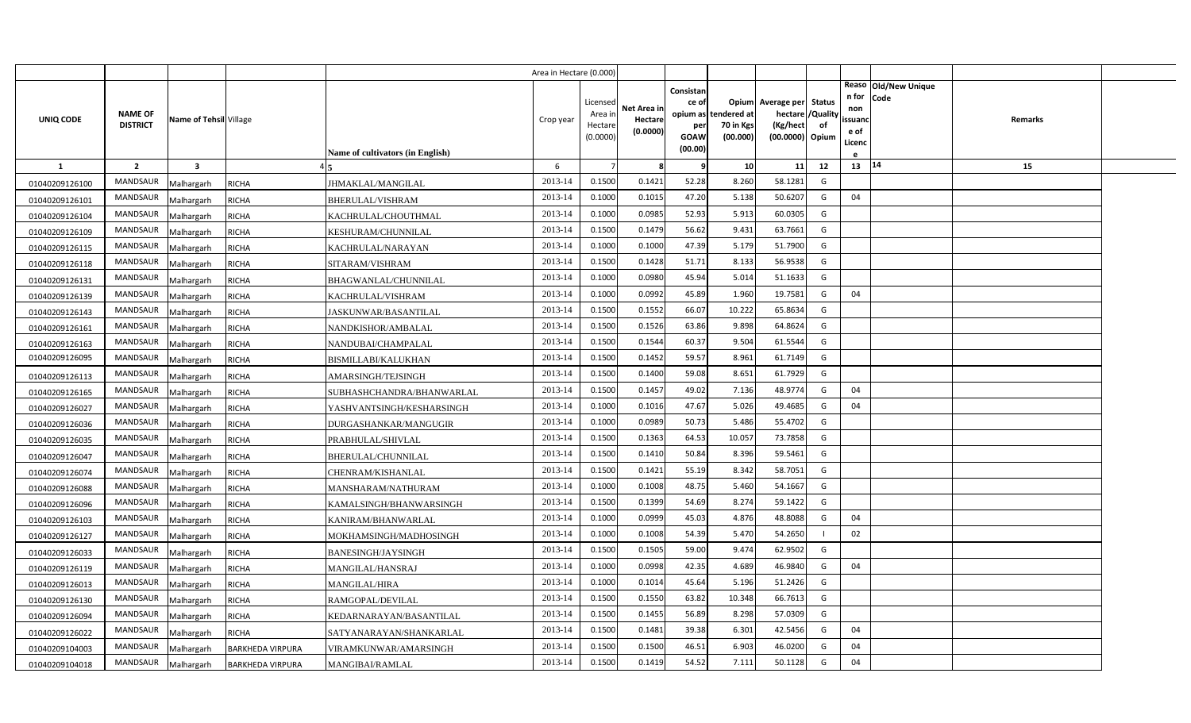| | | | | | Area in Hectare (0.000) | | | | | | | | | | |
|---|---|---|---|---|---|---|---|---|---|---|---|---|---|---|---|
| UNIQ CODE | NAME OF DISTRICT | Name of Tehsil | Village | Name of cultivators (in English) | Crop year | Licensed Area in Hectare (0.0000) | Net Area in Hectare (0.0000) | Consistance of opium as per GOAW (00.00) | Opium tendered at 70 in Kgs (00.000) | Average per hectare (Kg/hect (00.0000) | Status /Quality of Opium | Reason for non issuance of Licence | Old/New Unique Code | Remarks | |
| 1 | 2 | 3 | 4 | 5 | 6 | 7 | 8 | 9 | 10 | 11 | 12 | 13 | 14 | 15 | |
| 01040209126100 | MANDSAUR | Malhargarh | RICHA | JHMAKLAL/MANGILAL | 2013-14 | 0.1500 | 0.1421 | 52.28 | 8.260 | 58.1281 | G | | | | |
| 01040209126101 | MANDSAUR | Malhargarh | RICHA | BHERULAL/VISHRAM | 2013-14 | 0.1000 | 0.1015 | 47.20 | 5.138 | 50.6207 | G | 04 | | | |
| 01040209126104 | MANDSAUR | Malhargarh | RICHA | KACHRULAL/CHOUTHMAL | 2013-14 | 0.1000 | 0.0985 | 52.93 | 5.913 | 60.0305 | G | | | | |
| 01040209126109 | MANDSAUR | Malhargarh | RICHA | KESHURAM/CHUNNILAL | 2013-14 | 0.1500 | 0.1479 | 56.62 | 9.431 | 63.7661 | G | | | | |
| 01040209126115 | MANDSAUR | Malhargarh | RICHA | KACHRULAL/NARAYAN | 2013-14 | 0.1000 | 0.1000 | 47.39 | 5.179 | 51.7900 | G | | | | |
| 01040209126118 | MANDSAUR | Malhargarh | RICHA | SITARAM/VISHRAM | 2013-14 | 0.1500 | 0.1428 | 51.71 | 8.133 | 56.9538 | G | | | | |
| 01040209126131 | MANDSAUR | Malhargarh | RICHA | BHAGWANLAL/CHUNNILAL | 2013-14 | 0.1000 | 0.0980 | 45.94 | 5.014 | 51.1633 | G | | | | |
| 01040209126139 | MANDSAUR | Malhargarh | RICHA | KACHRULAL/VISHRAM | 2013-14 | 0.1000 | 0.0992 | 45.89 | 1.960 | 19.7581 | G | 04 | | | |
| 01040209126143 | MANDSAUR | Malhargarh | RICHA | JASKUNWAR/BASANTILAL | 2013-14 | 0.1500 | 0.1552 | 66.07 | 10.222 | 65.8634 | G | | | | |
| 01040209126161 | MANDSAUR | Malhargarh | RICHA | NANDKISHOR/AMBALAL | 2013-14 | 0.1500 | 0.1526 | 63.86 | 9.898 | 64.8624 | G | | | | |
| 01040209126163 | MANDSAUR | Malhargarh | RICHA | NANDUBAI/CHAMPALAL | 2013-14 | 0.1500 | 0.1544 | 60.37 | 9.504 | 61.5544 | G | | | | |
| 01040209126095 | MANDSAUR | Malhargarh | RICHA | BISMILLABI/KALUKHAN | 2013-14 | 0.1500 | 0.1452 | 59.57 | 8.961 | 61.7149 | G | | | | |
| 01040209126113 | MANDSAUR | Malhargarh | RICHA | AMARSINGH/TEJSINGH | 2013-14 | 0.1500 | 0.1400 | 59.08 | 8.651 | 61.7929 | G | | | | |
| 01040209126165 | MANDSAUR | Malhargarh | RICHA | SUBHASHCHANDRA/BHANWARLAL | 2013-14 | 0.1500 | 0.1457 | 49.02 | 7.136 | 48.9774 | G | 04 | | | |
| 01040209126027 | MANDSAUR | Malhargarh | RICHA | YASHVANTSINGH/KESHARSINGH | 2013-14 | 0.1000 | 0.1016 | 47.67 | 5.026 | 49.4685 | G | 04 | | | |
| 01040209126036 | MANDSAUR | Malhargarh | RICHA | DURGASHANKAR/MANGUGIR | 2013-14 | 0.1000 | 0.0989 | 50.73 | 5.486 | 55.4702 | G | | | | |
| 01040209126035 | MANDSAUR | Malhargarh | RICHA | PRABHULAL/SHIVLAL | 2013-14 | 0.1500 | 0.1363 | 64.53 | 10.057 | 73.7858 | G | | | | |
| 01040209126047 | MANDSAUR | Malhargarh | RICHA | BHERULAL/CHUNNILAL | 2013-14 | 0.1500 | 0.1410 | 50.84 | 8.396 | 59.5461 | G | | | | |
| 01040209126074 | MANDSAUR | Malhargarh | RICHA | CHENRAM/KISHANLAL | 2013-14 | 0.1500 | 0.1421 | 55.19 | 8.342 | 58.7051 | G | | | | |
| 01040209126088 | MANDSAUR | Malhargarh | RICHA | MANSHARAM/NATHURAM | 2013-14 | 0.1000 | 0.1008 | 48.75 | 5.460 | 54.1667 | G | | | | |
| 01040209126096 | MANDSAUR | Malhargarh | RICHA | KAMALSINGH/BHANWARSINGH | 2013-14 | 0.1500 | 0.1399 | 54.69 | 8.274 | 59.1422 | G | | | | |
| 01040209126103 | MANDSAUR | Malhargarh | RICHA | KANIRAM/BHANWARLAL | 2013-14 | 0.1000 | 0.0999 | 45.03 | 4.876 | 48.8088 | G | 04 | | | |
| 01040209126127 | MANDSAUR | Malhargarh | RICHA | MOKHAMSINGH/MADHOSINGH | 2013-14 | 0.1000 | 0.1008 | 54.39 | 5.470 | 54.2650 | I | 02 | | | |
| 01040209126033 | MANDSAUR | Malhargarh | RICHA | BANESINGH/JAYSINGH | 2013-14 | 0.1500 | 0.1505 | 59.00 | 9.474 | 62.9502 | G | | | | |
| 01040209126119 | MANDSAUR | Malhargarh | RICHA | MANGILAL/HANSRAJ | 2013-14 | 0.1000 | 0.0998 | 42.35 | 4.689 | 46.9840 | G | 04 | | | |
| 01040209126013 | MANDSAUR | Malhargarh | RICHA | MANGILAL/HIRA | 2013-14 | 0.1000 | 0.1014 | 45.64 | 5.196 | 51.2426 | G | | | | |
| 01040209126130 | MANDSAUR | Malhargarh | RICHA | RAMGOPAL/DEVILAL | 2013-14 | 0.1500 | 0.1550 | 63.82 | 10.348 | 66.7613 | G | | | | |
| 01040209126094 | MANDSAUR | Malhargarh | RICHA | KEDARNARAYAN/BASANTILAL | 2013-14 | 0.1500 | 0.1455 | 56.89 | 8.298 | 57.0309 | G | | | | |
| 01040209126022 | MANDSAUR | Malhargarh | RICHA | SATYANARAYAN/SHANKARLAL | 2013-14 | 0.1500 | 0.1481 | 39.38 | 6.301 | 42.5456 | G | 04 | | | |
| 01040209104003 | MANDSAUR | Malhargarh | BARKHEDA VIRPURA | VIRAMKUNWAR/AMARSINGH | 2013-14 | 0.1500 | 0.1500 | 46.51 | 6.903 | 46.0200 | G | 04 | | | |
| 01040209104018 | MANDSAUR | Malhargarh | BARKHEDA VIRPURA | MANGIBAI/RAMLAL | 2013-14 | 0.1500 | 0.1419 | 54.52 | 7.111 | 50.1128 | G | 04 | | | |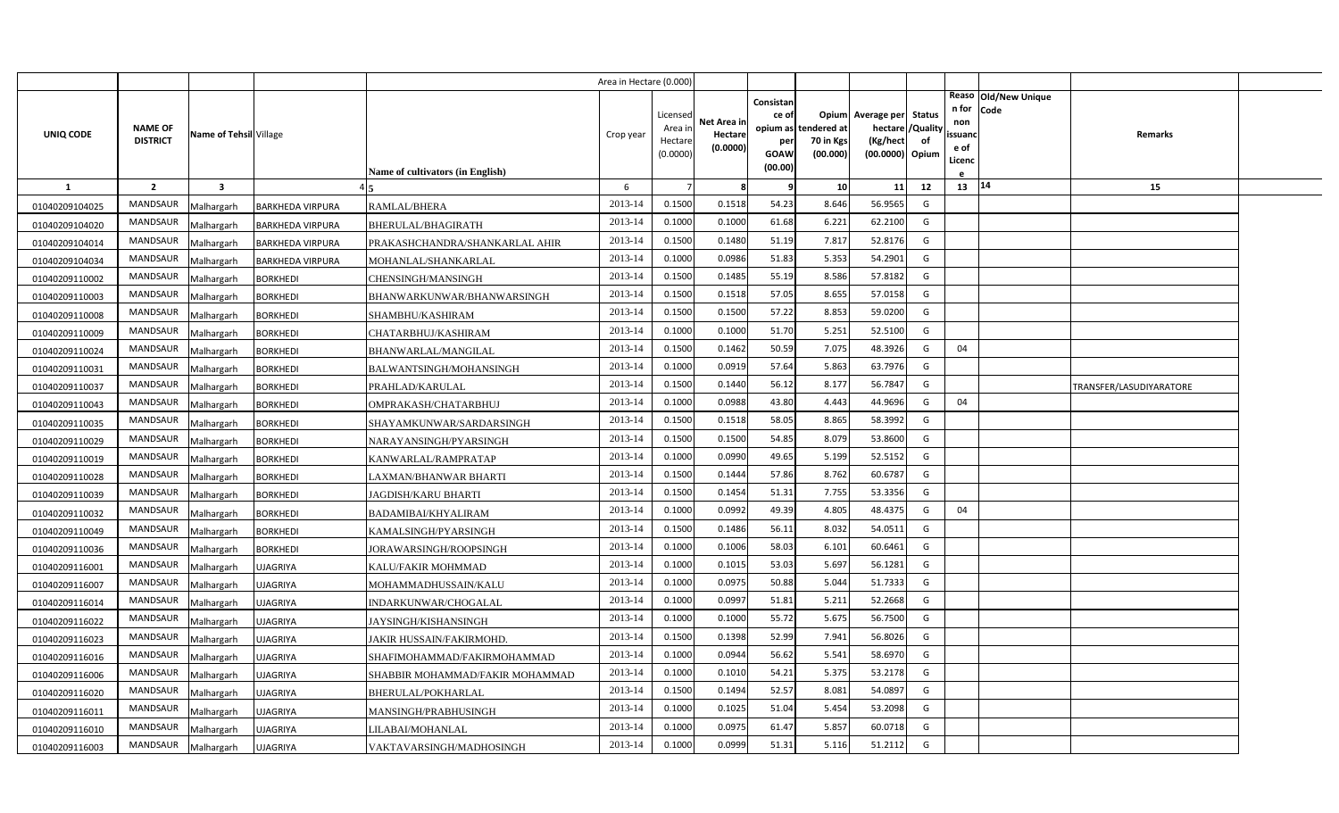| UNIQ CODE | NAME OF DISTRICT | Name of Tehsil | Village | Name of cultivators (in English) | Crop year | Licensed Area in Hectare (0.0000) | Net Area in Hectare (0.0000) | Consistance of opium as per GOAW (00.00) | Opium tendered at 70 in Kgs (00.000) | Average per hectare (Kg/hect (00.0000) | Status /Quality of Opium | Reason for non issuance of Licence | Old/New Unique Code | Remarks |
|---|---|---|---|---|---|---|---|---|---|---|---|---|---|---|
| 1 | 2 | 3 | 4 | 5 | 6 | 7 | 8 | 9 | 10 | 11 | 12 | 13 | 14 | 15 |
| 01040209104025 | MANDSAUR | Malhargarh | BARKHEDA VIRPURA | RAMLAL/BHERA | 2013-14 | 0.1500 | 0.1518 | 54.23 | 8.646 | 56.9565 | G | | | |
| 01040209104020 | MANDSAUR | Malhargarh | BARKHEDA VIRPURA | BHERULAL/BHAGIRATH | 2013-14 | 0.1000 | 0.1000 | 61.68 | 6.221 | 62.2100 | G | | | |
| 01040209104014 | MANDSAUR | Malhargarh | BARKHEDA VIRPURA | PRAKASHCHANDRA/SHANKARLAL AHIR | 2013-14 | 0.1500 | 0.1480 | 51.19 | 7.817 | 52.8176 | G | | | |
| 01040209104034 | MANDSAUR | Malhargarh | BARKHEDA VIRPURA | MOHANLAL/SHANKARLAL | 2013-14 | 0.1000 | 0.0986 | 51.83 | 5.353 | 54.2901 | G | | | |
| 01040209110002 | MANDSAUR | Malhargarh | BORKHEDI | CHENSINGH/MANSINGH | 2013-14 | 0.1500 | 0.1485 | 55.19 | 8.586 | 57.8182 | G | | | |
| 01040209110003 | MANDSAUR | Malhargarh | BORKHEDI | BHANWARKUNWAR/BHANWARSINGH | 2013-14 | 0.1500 | 0.1518 | 57.05 | 8.655 | 57.0158 | G | | | |
| 01040209110008 | MANDSAUR | Malhargarh | BORKHEDI | SHAMBHU/KASHIRAM | 2013-14 | 0.1500 | 0.1500 | 57.22 | 8.853 | 59.0200 | G | | | |
| 01040209110009 | MANDSAUR | Malhargarh | BORKHEDI | CHATARBHUJ/KASHIRAM | 2013-14 | 0.1000 | 0.1000 | 51.70 | 5.251 | 52.5100 | G | | | |
| 01040209110024 | MANDSAUR | Malhargarh | BORKHEDI | BHANWARLAL/MANGILAL | 2013-14 | 0.1500 | 0.1462 | 50.59 | 7.075 | 48.3926 | G | 04 | | |
| 01040209110031 | MANDSAUR | Malhargarh | BORKHEDI | BALWANTSINGH/MOHANSINGH | 2013-14 | 0.1000 | 0.0919 | 57.64 | 5.863 | 63.7976 | G | | | |
| 01040209110037 | MANDSAUR | Malhargarh | BORKHEDI | PRAHLAD/KARULAL | 2013-14 | 0.1500 | 0.1440 | 56.12 | 8.177 | 56.7847 | G | | | TRANSFER/LASUDIYARATORE |
| 01040209110043 | MANDSAUR | Malhargarh | BORKHEDI | OMPRAKASH/CHATARBHUJ | 2013-14 | 0.1000 | 0.0988 | 43.80 | 4.443 | 44.9696 | G | 04 | | |
| 01040209110035 | MANDSAUR | Malhargarh | BORKHEDI | SHAYAMKUNWAR/SARDARSINGH | 2013-14 | 0.1500 | 0.1518 | 58.05 | 8.865 | 58.3992 | G | | | |
| 01040209110029 | MANDSAUR | Malhargarh | BORKHEDI | NARAYANSINGH/PYARSINGH | 2013-14 | 0.1500 | 0.1500 | 54.85 | 8.079 | 53.8600 | G | | | |
| 01040209110019 | MANDSAUR | Malhargarh | BORKHEDI | KANWARLAL/RAMPRATAP | 2013-14 | 0.1000 | 0.0990 | 49.65 | 5.199 | 52.5152 | G | | | |
| 01040209110028 | MANDSAUR | Malhargarh | BORKHEDI | LAXMAN/BHANWAR BHARTI | 2013-14 | 0.1500 | 0.1444 | 57.86 | 8.762 | 60.6787 | G | | | |
| 01040209110039 | MANDSAUR | Malhargarh | BORKHEDI | JAGDISH/KARU BHARTI | 2013-14 | 0.1500 | 0.1454 | 51.31 | 7.755 | 53.3356 | G | | | |
| 01040209110032 | MANDSAUR | Malhargarh | BORKHEDI | BADAMIBAI/KHYALIRAM | 2013-14 | 0.1000 | 0.0992 | 49.39 | 4.805 | 48.4375 | G | 04 | | |
| 01040209110049 | MANDSAUR | Malhargarh | BORKHEDI | KAMALSINGH/PYARSINGH | 2013-14 | 0.1500 | 0.1486 | 56.11 | 8.032 | 54.0511 | G | | | |
| 01040209110036 | MANDSAUR | Malhargarh | BORKHEDI | JORAWARSINGH/ROOPSINGH | 2013-14 | 0.1000 | 0.1006 | 58.03 | 6.101 | 60.6461 | G | | | |
| 01040209116001 | MANDSAUR | Malhargarh | UJAGRIYA | KALU/FAKIR MOHMMAD | 2013-14 | 0.1000 | 0.1015 | 53.03 | 5.697 | 56.1281 | G | | | |
| 01040209116007 | MANDSAUR | Malhargarh | UJAGRIYA | MOHAMMADHUSSAIN/KALU | 2013-14 | 0.1000 | 0.0975 | 50.88 | 5.044 | 51.7333 | G | | | |
| 01040209116014 | MANDSAUR | Malhargarh | UJAGRIYA | INDARKUNWAR/CHOGALAL | 2013-14 | 0.1000 | 0.0997 | 51.81 | 5.211 | 52.2668 | G | | | |
| 01040209116022 | MANDSAUR | Malhargarh | UJAGRIYA | JAYSINGH/KISHANSINGH | 2013-14 | 0.1000 | 0.1000 | 55.72 | 5.675 | 56.7500 | G | | | |
| 01040209116023 | MANDSAUR | Malhargarh | UJAGRIYA | JAKIR HUSSAIN/FAKIRMOHD. | 2013-14 | 0.1500 | 0.1398 | 52.99 | 7.941 | 56.8026 | G | | | |
| 01040209116016 | MANDSAUR | Malhargarh | UJAGRIYA | SHAFIMOHAMMAD/FAKIRMOHAMMAD | 2013-14 | 0.1000 | 0.0944 | 56.62 | 5.541 | 58.6970 | G | | | |
| 01040209116006 | MANDSAUR | Malhargarh | UJAGRIYA | SHABBIR MOHAMMAD/FAKIR MOHAMMAD | 2013-14 | 0.1000 | 0.1010 | 54.21 | 5.375 | 53.2178 | G | | | |
| 01040209116020 | MANDSAUR | Malhargarh | UJAGRIYA | BHERULAL/POKHARLAL | 2013-14 | 0.1500 | 0.1494 | 52.57 | 8.081 | 54.0897 | G | | | |
| 01040209116011 | MANDSAUR | Malhargarh | UJAGRIYA | MANSINGH/PRABHUSINGH | 2013-14 | 0.1000 | 0.1025 | 51.04 | 5.454 | 53.2098 | G | | | |
| 01040209116010 | MANDSAUR | Malhargarh | UJAGRIYA | LILABAI/MOHANLAL | 2013-14 | 0.1000 | 0.0975 | 61.47 | 5.857 | 60.0718 | G | | | |
| 01040209116003 | MANDSAUR | Malhargarh | UJAGRIYA | VAKTAVARSINGH/MADHOSINGH | 2013-14 | 0.1000 | 0.0999 | 51.31 | 5.116 | 51.2112 | G | | | |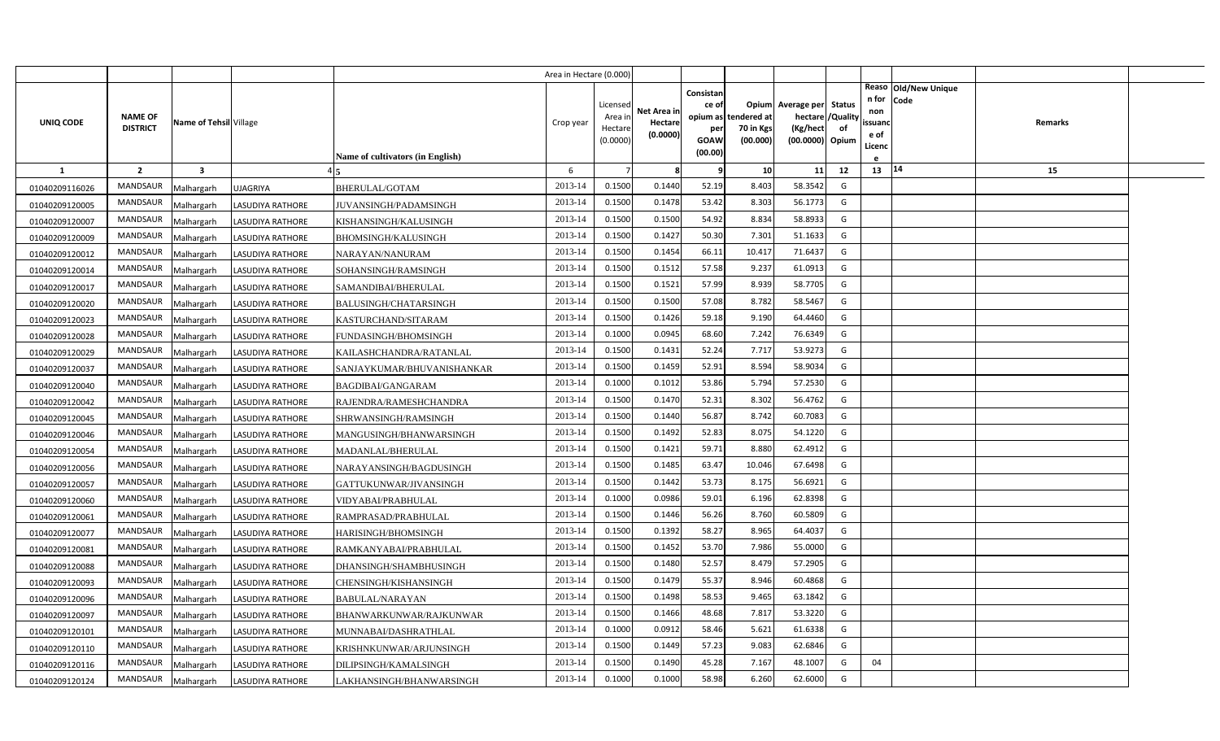| UNIQ CODE | NAME OF DISTRICT | Name of Tehsil | Village | Name of cultivators (in English) | Crop year | Licensed Area in Hectare (0.0000) | Net Area in Hectare (0.0000) | Consistance of opium as per GOAW (00.00) | Opium tendered at 70 in Kgs (00.000) | Average per hectare (Kg/hect (00.0000) | Status /Quality of Opium | Reason for non issuance of Licence | Old/New Unique Code | Remarks |
|---|---|---|---|---|---|---|---|---|---|---|---|---|---|---|
| 1 | 2 | 3 | 4 | 5 | 6 | 7 | 8 | 9 | 10 | 11 | 12 | 13 | 14 | 15 |
| 01040209116026 | MANDSAUR | Malhargarh | UJAGRIYA | BHERULAL/GOTAM | 2013-14 | 0.1500 | 0.1440 | 52.19 | 8.403 | 58.3542 | G | | | |
| 01040209120005 | MANDSAUR | Malhargarh | LASUDIYA RATHORE | JUVANSINGH/PADAMSINGH | 2013-14 | 0.1500 | 0.1478 | 53.42 | 8.303 | 56.1773 | G | | | |
| 01040209120007 | MANDSAUR | Malhargarh | LASUDIYA RATHORE | KISHANSINGH/KALUSINGH | 2013-14 | 0.1500 | 0.1500 | 54.92 | 8.834 | 58.8933 | G | | | |
| 01040209120009 | MANDSAUR | Malhargarh | LASUDIYA RATHORE | BHOMSINGH/KALUSINGH | 2013-14 | 0.1500 | 0.1427 | 50.30 | 7.301 | 51.1633 | G | | | |
| 01040209120012 | MANDSAUR | Malhargarh | LASUDIYA RATHORE | NARAYAN/NANURAM | 2013-14 | 0.1500 | 0.1454 | 66.11 | 10.417 | 71.6437 | G | | | |
| 01040209120014 | MANDSAUR | Malhargarh | LASUDIYA RATHORE | SOHANSINGH/RAMSINGH | 2013-14 | 0.1500 | 0.1512 | 57.58 | 9.237 | 61.0913 | G | | | |
| 01040209120017 | MANDSAUR | Malhargarh | LASUDIYA RATHORE | SAMANDIBAI/BHERULAL | 2013-14 | 0.1500 | 0.1521 | 57.99 | 8.939 | 58.7705 | G | | | |
| 01040209120020 | MANDSAUR | Malhargarh | LASUDIYA RATHORE | BALUSINGH/CHATARSINGH | 2013-14 | 0.1500 | 0.1500 | 57.08 | 8.782 | 58.5467 | G | | | |
| 01040209120023 | MANDSAUR | Malhargarh | LASUDIYA RATHORE | KASTURCHAND/SITARAM | 2013-14 | 0.1500 | 0.1426 | 59.18 | 9.190 | 64.4460 | G | | | |
| 01040209120028 | MANDSAUR | Malhargarh | LASUDIYA RATHORE | FUNDASINGH/BHOMSINGH | 2013-14 | 0.1000 | 0.0945 | 68.60 | 7.242 | 76.6349 | G | | | |
| 01040209120029 | MANDSAUR | Malhargarh | LASUDIYA RATHORE | KAILASHCHANDRA/RATANLAL | 2013-14 | 0.1500 | 0.1431 | 52.24 | 7.717 | 53.9273 | G | | | |
| 01040209120037 | MANDSAUR | Malhargarh | LASUDIYA RATHORE | SANJAYKUMAR/BHUVANISHANKAR | 2013-14 | 0.1500 | 0.1459 | 52.91 | 8.594 | 58.9034 | G | | | |
| 01040209120040 | MANDSAUR | Malhargarh | LASUDIYA RATHORE | BAGDIBAI/GANGARAM | 2013-14 | 0.1000 | 0.1012 | 53.86 | 5.794 | 57.2530 | G | | | |
| 01040209120042 | MANDSAUR | Malhargarh | LASUDIYA RATHORE | RAJENDRA/RAMESHCHANDRA | 2013-14 | 0.1500 | 0.1470 | 52.31 | 8.302 | 56.4762 | G | | | |
| 01040209120045 | MANDSAUR | Malhargarh | LASUDIYA RATHORE | SHRWANSINGH/RAMSINGH | 2013-14 | 0.1500 | 0.1440 | 56.87 | 8.742 | 60.7083 | G | | | |
| 01040209120046 | MANDSAUR | Malhargarh | LASUDIYA RATHORE | MANGUSINGH/BHANWARSINGH | 2013-14 | 0.1500 | 0.1492 | 52.83 | 8.075 | 54.1220 | G | | | |
| 01040209120054 | MANDSAUR | Malhargarh | LASUDIYA RATHORE | MADANLAL/BHERULAL | 2013-14 | 0.1500 | 0.1421 | 59.71 | 8.880 | 62.4912 | G | | | |
| 01040209120056 | MANDSAUR | Malhargarh | LASUDIYA RATHORE | NARAYANSINGH/BAGDUSINGH | 2013-14 | 0.1500 | 0.1485 | 63.47 | 10.046 | 67.6498 | G | | | |
| 01040209120057 | MANDSAUR | Malhargarh | LASUDIYA RATHORE | GATTUKUNWAR/JIVANSINGH | 2013-14 | 0.1500 | 0.1442 | 53.73 | 8.175 | 56.6921 | G | | | |
| 01040209120060 | MANDSAUR | Malhargarh | LASUDIYA RATHORE | VIDYABAI/PRABHULAL | 2013-14 | 0.1000 | 0.0986 | 59.01 | 6.196 | 62.8398 | G | | | |
| 01040209120061 | MANDSAUR | Malhargarh | LASUDIYA RATHORE | RAMPRASAD/PRABHULAL | 2013-14 | 0.1500 | 0.1446 | 56.26 | 8.760 | 60.5809 | G | | | |
| 01040209120077 | MANDSAUR | Malhargarh | LASUDIYA RATHORE | HARISINGH/BHOMSINGH | 2013-14 | 0.1500 | 0.1392 | 58.27 | 8.965 | 64.4037 | G | | | |
| 01040209120081 | MANDSAUR | Malhargarh | LASUDIYA RATHORE | RAMKANYABAI/PRABHULAL | 2013-14 | 0.1500 | 0.1452 | 53.70 | 7.986 | 55.0000 | G | | | |
| 01040209120088 | MANDSAUR | Malhargarh | LASUDIYA RATHORE | DHANSINGH/SHAMBHUSINGH | 2013-14 | 0.1500 | 0.1480 | 52.57 | 8.479 | 57.2905 | G | | | |
| 01040209120093 | MANDSAUR | Malhargarh | LASUDIYA RATHORE | CHENSINGH/KISHANSINGH | 2013-14 | 0.1500 | 0.1479 | 55.37 | 8.946 | 60.4868 | G | | | |
| 01040209120096 | MANDSAUR | Malhargarh | LASUDIYA RATHORE | BABULAL/NARAYAN | 2013-14 | 0.1500 | 0.1498 | 58.53 | 9.465 | 63.1842 | G | | | |
| 01040209120097 | MANDSAUR | Malhargarh | LASUDIYA RATHORE | BHANWARKUNWAR/RAJKUNWAR | 2013-14 | 0.1500 | 0.1466 | 48.68 | 7.817 | 53.3220 | G | | | |
| 01040209120101 | MANDSAUR | Malhargarh | LASUDIYA RATHORE | MUNNABAI/DASHRATHLAL | 2013-14 | 0.1000 | 0.0912 | 58.46 | 5.621 | 61.6338 | G | | | |
| 01040209120110 | MANDSAUR | Malhargarh | LASUDIYA RATHORE | KRISHNKUNWAR/ARJUNSINGH | 2013-14 | 0.1500 | 0.1449 | 57.23 | 9.083 | 62.6846 | G | | | |
| 01040209120116 | MANDSAUR | Malhargarh | LASUDIYA RATHORE | DILIPSINGH/KAMALSINGH | 2013-14 | 0.1500 | 0.1490 | 45.28 | 7.167 | 48.1007 | G | 04 | | |
| 01040209120124 | MANDSAUR | Malhargarh | LASUDIYA RATHORE | LAKHANSINGH/BHANWARSINGH | 2013-14 | 0.1000 | 0.1000 | 58.98 | 6.260 | 62.6000 | G | | | |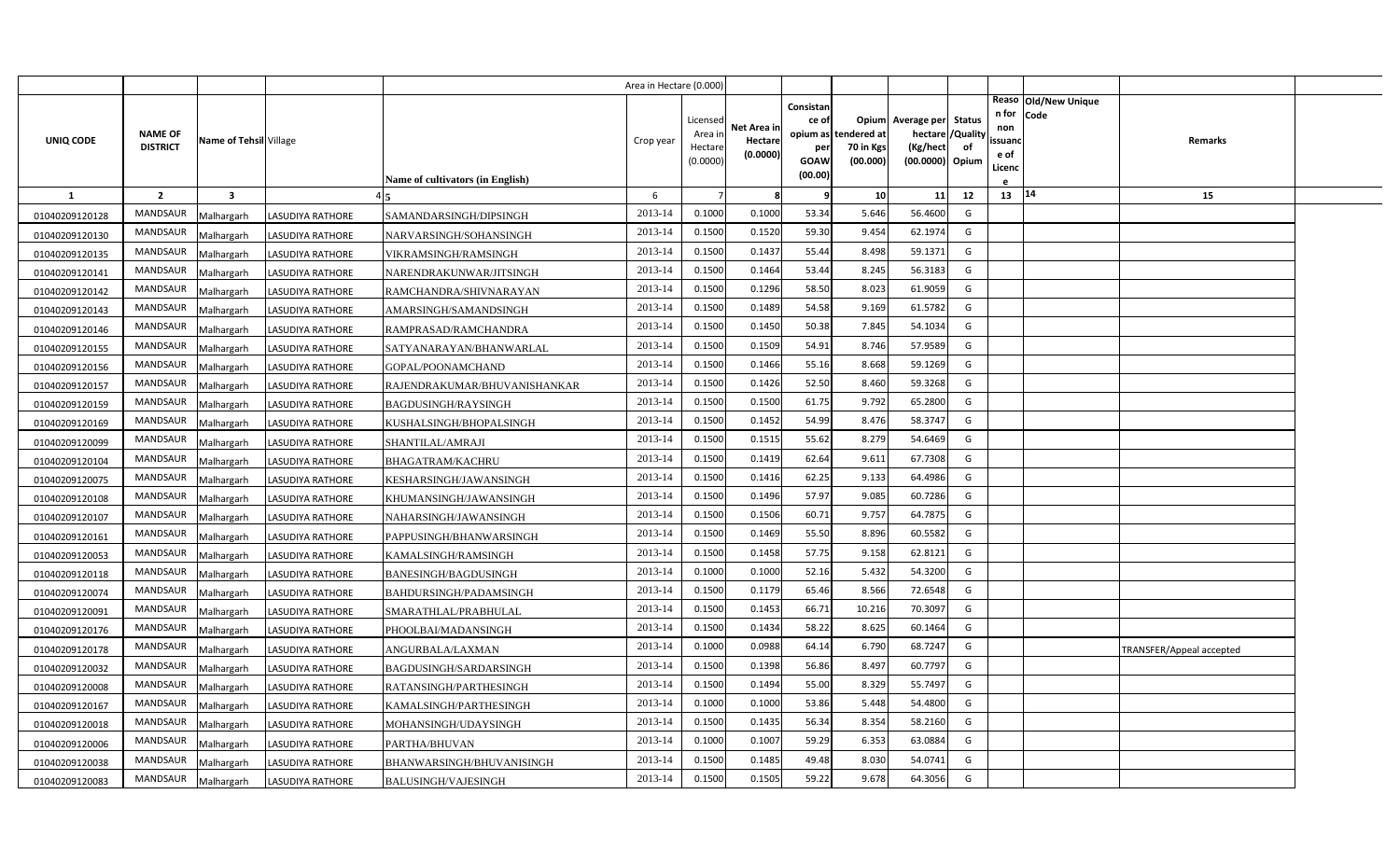| | | | | | Area in Hectare (0.000) | | | | | | | | | | |
|---|---|---|---|---|---|---|---|---|---|---|---|---|---|---|---|
| UNIQ CODE | NAME OF DISTRICT | Name of Tehsil | Village | Name of cultivators (in English) | Crop year | Licensed Area in Hectare (0.0000) | Net Area in Hectare (0.0000) | Consistance of opium as per GOAW (00.00) | Opium tendered at 70 in Kgs (00.000) | Average per hectare (Kg/hect (00.0000) | Status /Quality of Opium | Reason for non issuance of Licence | Old/New Unique Code | Remarks |
| 1 | 2 | 3 | 4 | 5 | 6 | 7 | 8 | 9 | 10 | 11 | 12 | 13 | 14 | 15 |
| 01040209120128 | MANDSAUR | Malhargarh | LASUDIYA RATHORE | SAMANDARSINGH/DIPSINGH | 2013-14 | 0.1000 | 0.1000 | 53.34 | 5.646 | 56.4600 | G | | | |
| 01040209120130 | MANDSAUR | Malhargarh | LASUDIYA RATHORE | NARVARSINGH/SOHANSINGH | 2013-14 | 0.1500 | 0.1520 | 59.30 | 9.454 | 62.1974 | G | | | |
| 01040209120135 | MANDSAUR | Malhargarh | LASUDIYA RATHORE | VIKRAMSINGH/RAMSINGH | 2013-14 | 0.1500 | 0.1437 | 55.44 | 8.498 | 59.1371 | G | | | |
| 01040209120141 | MANDSAUR | Malhargarh | LASUDIYA RATHORE | NARENDRAKUNWAR/JITSINGH | 2013-14 | 0.1500 | 0.1464 | 53.44 | 8.245 | 56.3183 | G | | | |
| 01040209120142 | MANDSAUR | Malhargarh | LASUDIYA RATHORE | RAMCHANDRA/SHIVNARAYAN | 2013-14 | 0.1500 | 0.1296 | 58.50 | 8.023 | 61.9059 | G | | | |
| 01040209120143 | MANDSAUR | Malhargarh | LASUDIYA RATHORE | AMARSINGH/SAMANDSINGH | 2013-14 | 0.1500 | 0.1489 | 54.58 | 9.169 | 61.5782 | G | | | |
| 01040209120146 | MANDSAUR | Malhargarh | LASUDIYA RATHORE | RAMPRASAD/RAMCHANDRA | 2013-14 | 0.1500 | 0.1450 | 50.38 | 7.845 | 54.1034 | G | | | |
| 01040209120155 | MANDSAUR | Malhargarh | LASUDIYA RATHORE | SATYANARAYAN/BHANWARLAL | 2013-14 | 0.1500 | 0.1509 | 54.91 | 8.746 | 57.9589 | G | | | |
| 01040209120156 | MANDSAUR | Malhargarh | LASUDIYA RATHORE | GOPAL/POONAMCHAND | 2013-14 | 0.1500 | 0.1466 | 55.16 | 8.668 | 59.1269 | G | | | |
| 01040209120157 | MANDSAUR | Malhargarh | LASUDIYA RATHORE | RAJENDRAKUMAR/BHUVANISHANKAR | 2013-14 | 0.1500 | 0.1426 | 52.50 | 8.460 | 59.3268 | G | | | |
| 01040209120159 | MANDSAUR | Malhargarh | LASUDIYA RATHORE | BAGDUSINGH/RAYSINGH | 2013-14 | 0.1500 | 0.1500 | 61.75 | 9.792 | 65.2800 | G | | | |
| 01040209120169 | MANDSAUR | Malhargarh | LASUDIYA RATHORE | KUSHALSINGH/BHOPALSINGH | 2013-14 | 0.1500 | 0.1452 | 54.99 | 8.476 | 58.3747 | G | | | |
| 01040209120099 | MANDSAUR | Malhargarh | LASUDIYA RATHORE | SHANTILAL/AMRAJI | 2013-14 | 0.1500 | 0.1515 | 55.62 | 8.279 | 54.6469 | G | | | |
| 01040209120104 | MANDSAUR | Malhargarh | LASUDIYA RATHORE | BHAGATRAM/KACHRU | 2013-14 | 0.1500 | 0.1419 | 62.64 | 9.611 | 67.7308 | G | | | |
| 01040209120075 | MANDSAUR | Malhargarh | LASUDIYA RATHORE | KESHARSINGH/JAWANSINGH | 2013-14 | 0.1500 | 0.1416 | 62.25 | 9.133 | 64.4986 | G | | | |
| 01040209120108 | MANDSAUR | Malhargarh | LASUDIYA RATHORE | KHUMANSINGH/JAWANSINGH | 2013-14 | 0.1500 | 0.1496 | 57.97 | 9.085 | 60.7286 | G | | | |
| 01040209120107 | MANDSAUR | Malhargarh | LASUDIYA RATHORE | NAHARSINGH/JAWANSINGH | 2013-14 | 0.1500 | 0.1506 | 60.71 | 9.757 | 64.7875 | G | | | |
| 01040209120161 | MANDSAUR | Malhargarh | LASUDIYA RATHORE | PAPPUSINGH/BHANWARSINGH | 2013-14 | 0.1500 | 0.1469 | 55.50 | 8.896 | 60.5582 | G | | | |
| 01040209120053 | MANDSAUR | Malhargarh | LASUDIYA RATHORE | KAMALSINGH/RAMSINGH | 2013-14 | 0.1500 | 0.1458 | 57.75 | 9.158 | 62.8121 | G | | | |
| 01040209120118 | MANDSAUR | Malhargarh | LASUDIYA RATHORE | BANESINGH/BAGDUSINGH | 2013-14 | 0.1000 | 0.1000 | 52.16 | 5.432 | 54.3200 | G | | | |
| 01040209120074 | MANDSAUR | Malhargarh | LASUDIYA RATHORE | BAHDURSINGH/PADAMSINGH | 2013-14 | 0.1500 | 0.1179 | 65.46 | 8.566 | 72.6548 | G | | | |
| 01040209120091 | MANDSAUR | Malhargarh | LASUDIYA RATHORE | SMARATHLAL/PRABHULAL | 2013-14 | 0.1500 | 0.1453 | 66.71 | 10.216 | 70.3097 | G | | | |
| 01040209120176 | MANDSAUR | Malhargarh | LASUDIYA RATHORE | PHOOLBAI/MADANSINGH | 2013-14 | 0.1500 | 0.1434 | 58.22 | 8.625 | 60.1464 | G | | | |
| 01040209120178 | MANDSAUR | Malhargarh | LASUDIYA RATHORE | ANGURBALA/LAXMAN | 2013-14 | 0.1000 | 0.0988 | 64.14 | 6.790 | 68.7247 | G | | | TRANSFER/Appeal accepted |
| 01040209120032 | MANDSAUR | Malhargarh | LASUDIYA RATHORE | BAGDUSINGH/SARDARSINGH | 2013-14 | 0.1500 | 0.1398 | 56.86 | 8.497 | 60.7797 | G | | | |
| 01040209120008 | MANDSAUR | Malhargarh | LASUDIYA RATHORE | RATANSINGH/PARTHESINGH | 2013-14 | 0.1500 | 0.1494 | 55.00 | 8.329 | 55.7497 | G | | | |
| 01040209120167 | MANDSAUR | Malhargarh | LASUDIYA RATHORE | KAMALSINGH/PARTHESINGH | 2013-14 | 0.1000 | 0.1000 | 53.86 | 5.448 | 54.4800 | G | | | |
| 01040209120018 | MANDSAUR | Malhargarh | LASUDIYA RATHORE | MOHANSINGH/UDAYSINGH | 2013-14 | 0.1500 | 0.1435 | 56.34 | 8.354 | 58.2160 | G | | | |
| 01040209120006 | MANDSAUR | Malhargarh | LASUDIYA RATHORE | PARTHA/BHUVAN | 2013-14 | 0.1000 | 0.1007 | 59.29 | 6.353 | 63.0884 | G | | | |
| 01040209120038 | MANDSAUR | Malhargarh | LASUDIYA RATHORE | BHANWARSINGH/BHUVANISINGH | 2013-14 | 0.1500 | 0.1485 | 49.48 | 8.030 | 54.0741 | G | | | |
| 01040209120083 | MANDSAUR | Malhargarh | LASUDIYA RATHORE | BALUSINGH/VAJESINGH | 2013-14 | 0.1500 | 0.1505 | 59.22 | 9.678 | 64.3056 | G | | | |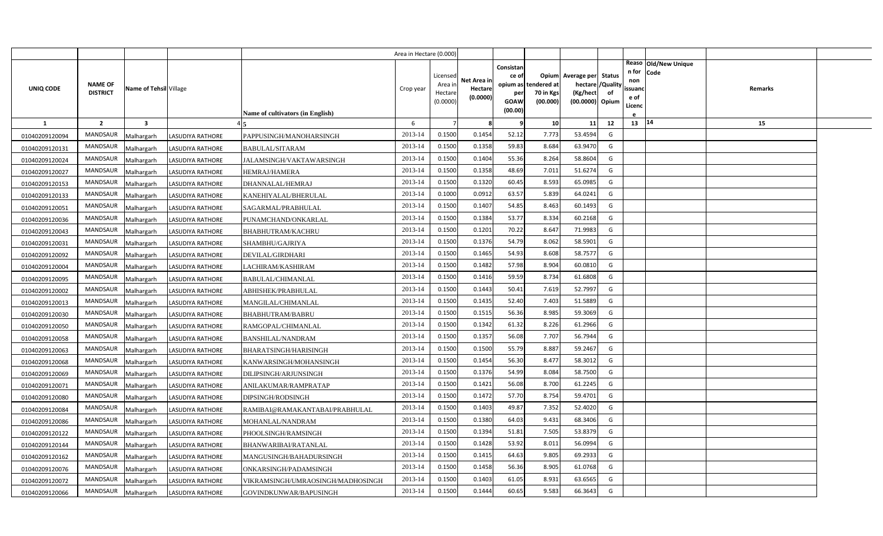| | | | | | Area in Hectare (0.000) | | | | | | | | | | |
|---|---|---|---|---|---|---|---|---|---|---|---|---|---|---|---|
| UNIQ CODE | NAME OF DISTRICT | Name of Tehsil | Village | Name of cultivators (in English) | Crop year | Licensed Area in Hectare (0.0000) | Net Area in Hectare (0.0000) | Consistance of opium as per GOAW (00.00) | Opium tendered at 70 in Kgs (00.000) | Average per hectare (Kg/hect (00.0000) | Status /Quality of Opium | Reason for non issuance of Licence | Old/New Unique Code | Remarks | |
| 1 | 2 | 3 | 4 | 5 | 6 | 7 | 8 | 9 | 10 | 11 | 12 | 13 | 14 | 15 | |
| 01040209120094 | MANDSAUR | Malhargarh | LASUDIYA RATHORE | PAPPUSINGH/MANOHARSINGH | 2013-14 | 0.1500 | 0.1454 | 52.12 | 7.773 | 53.4594 | G | | | | |
| 01040209120131 | MANDSAUR | Malhargarh | LASUDIYA RATHORE | BABULAL/SITARAM | 2013-14 | 0.1500 | 0.1358 | 59.83 | 8.684 | 63.9470 | G | | | | |
| 01040209120024 | MANDSAUR | Malhargarh | LASUDIYA RATHORE | JALAMSINGH/VAKTAWARSINGH | 2013-14 | 0.1500 | 0.1404 | 55.36 | 8.264 | 58.8604 | G | | | | |
| 01040209120027 | MANDSAUR | Malhargarh | LASUDIYA RATHORE | HEMRAJ/HAMERA | 2013-14 | 0.1500 | 0.1358 | 48.69 | 7.011 | 51.6274 | G | | | | |
| 01040209120153 | MANDSAUR | Malhargarh | LASUDIYA RATHORE | DHANNALAL/HEMRAJ | 2013-14 | 0.1500 | 0.1320 | 60.45 | 8.593 | 65.0985 | G | | | | |
| 01040209120133 | MANDSAUR | Malhargarh | LASUDIYA RATHORE | KANEHIYALAL/BHERULAL | 2013-14 | 0.1000 | 0.0912 | 63.57 | 5.839 | 64.0241 | G | | | | |
| 01040209120051 | MANDSAUR | Malhargarh | LASUDIYA RATHORE | SAGARMAL/PRABHULAL | 2013-14 | 0.1500 | 0.1407 | 54.85 | 8.463 | 60.1493 | G | | | | |
| 01040209120036 | MANDSAUR | Malhargarh | LASUDIYA RATHORE | PUNAMCHAND/ONKARLAL | 2013-14 | 0.1500 | 0.1384 | 53.77 | 8.334 | 60.2168 | G | | | | |
| 01040209120043 | MANDSAUR | Malhargarh | LASUDIYA RATHORE | BHABHUTRAM/KACHRU | 2013-14 | 0.1500 | 0.1201 | 70.22 | 8.647 | 71.9983 | G | | | | |
| 01040209120031 | MANDSAUR | Malhargarh | LASUDIYA RATHORE | SHAMBHU/GAJRIYA | 2013-14 | 0.1500 | 0.1376 | 54.79 | 8.062 | 58.5901 | G | | | | |
| 01040209120092 | MANDSAUR | Malhargarh | LASUDIYA RATHORE | DEVILAL/GIRDHARI | 2013-14 | 0.1500 | 0.1465 | 54.93 | 8.608 | 58.7577 | G | | | | |
| 01040209120004 | MANDSAUR | Malhargarh | LASUDIYA RATHORE | LACHIRAM/KASHIRAM | 2013-14 | 0.1500 | 0.1482 | 57.98 | 8.904 | 60.0810 | G | | | | |
| 01040209120095 | MANDSAUR | Malhargarh | LASUDIYA RATHORE | BABULAL/CHIMANLAL | 2013-14 | 0.1500 | 0.1416 | 59.59 | 8.734 | 61.6808 | G | | | | |
| 01040209120002 | MANDSAUR | Malhargarh | LASUDIYA RATHORE | ABHISHEK/PRABHULAL | 2013-14 | 0.1500 | 0.1443 | 50.41 | 7.619 | 52.7997 | G | | | | |
| 01040209120013 | MANDSAUR | Malhargarh | LASUDIYA RATHORE | MANGILAL/CHIMANLAL | 2013-14 | 0.1500 | 0.1435 | 52.40 | 7.403 | 51.5889 | G | | | | |
| 01040209120030 | MANDSAUR | Malhargarh | LASUDIYA RATHORE | BHABHUTRAM/BABRU | 2013-14 | 0.1500 | 0.1515 | 56.36 | 8.985 | 59.3069 | G | | | | |
| 01040209120050 | MANDSAUR | Malhargarh | LASUDIYA RATHORE | RAMGOPAL/CHIMANLAL | 2013-14 | 0.1500 | 0.1342 | 61.32 | 8.226 | 61.2966 | G | | | | |
| 01040209120058 | MANDSAUR | Malhargarh | LASUDIYA RATHORE | BANSHILAL/NANDRAM | 2013-14 | 0.1500 | 0.1357 | 56.08 | 7.707 | 56.7944 | G | | | | |
| 01040209120063 | MANDSAUR | Malhargarh | LASUDIYA RATHORE | BHARATSINGH/HARISINGH | 2013-14 | 0.1500 | 0.1500 | 55.79 | 8.887 | 59.2467 | G | | | | |
| 01040209120068 | MANDSAUR | Malhargarh | LASUDIYA RATHORE | KANWARSINGH/MOHANSINGH | 2013-14 | 0.1500 | 0.1454 | 56.30 | 8.477 | 58.3012 | G | | | | |
| 01040209120069 | MANDSAUR | Malhargarh | LASUDIYA RATHORE | DILIPSINGH/ARJUNSINGH | 2013-14 | 0.1500 | 0.1376 | 54.99 | 8.084 | 58.7500 | G | | | | |
| 01040209120071 | MANDSAUR | Malhargarh | LASUDIYA RATHORE | ANILAKUMAR/RAMPRATAP | 2013-14 | 0.1500 | 0.1421 | 56.08 | 8.700 | 61.2245 | G | | | | |
| 01040209120080 | MANDSAUR | Malhargarh | LASUDIYA RATHORE | DIPSINGH/RODSINGH | 2013-14 | 0.1500 | 0.1472 | 57.70 | 8.754 | 59.4701 | G | | | | |
| 01040209120084 | MANDSAUR | Malhargarh | LASUDIYA RATHORE | RAMIBAI@RAMAKANTABAI/PRABHULAL | 2013-14 | 0.1500 | 0.1403 | 49.87 | 7.352 | 52.4020 | G | | | | |
| 01040209120086 | MANDSAUR | Malhargarh | LASUDIYA RATHORE | MOHANLAL/NANDRAM | 2013-14 | 0.1500 | 0.1380 | 64.03 | 9.431 | 68.3406 | G | | | | |
| 01040209120122 | MANDSAUR | Malhargarh | LASUDIYA RATHORE | PHOOLSINGH/RAMSINGH | 2013-14 | 0.1500 | 0.1394 | 51.81 | 7.505 | 53.8379 | G | | | | |
| 01040209120144 | MANDSAUR | Malhargarh | LASUDIYA RATHORE | BHANWARIBAI/RATANLAL | 2013-14 | 0.1500 | 0.1428 | 53.92 | 8.011 | 56.0994 | G | | | | |
| 01040209120162 | MANDSAUR | Malhargarh | LASUDIYA RATHORE | MANGUSINGH/BAHADURSINGH | 2013-14 | 0.1500 | 0.1415 | 64.63 | 9.805 | 69.2933 | G | | | | |
| 01040209120076 | MANDSAUR | Malhargarh | LASUDIYA RATHORE | ONKARSINGH/PADAMSINGH | 2013-14 | 0.1500 | 0.1458 | 56.36 | 8.905 | 61.0768 | G | | | | |
| 01040209120072 | MANDSAUR | Malhargarh | LASUDIYA RATHORE | VIKRAMSINGH/UMRAOSINGH/MADHOSINGH | 2013-14 | 0.1500 | 0.1403 | 61.05 | 8.931 | 63.6565 | G | | | | |
| 01040209120066 | MANDSAUR | Malhargarh | LASUDIYA RATHORE | GOVINDKUNWAR/BAPUSINGH | 2013-14 | 0.1500 | 0.1444 | 60.65 | 9.583 | 66.3643 | G | | | | |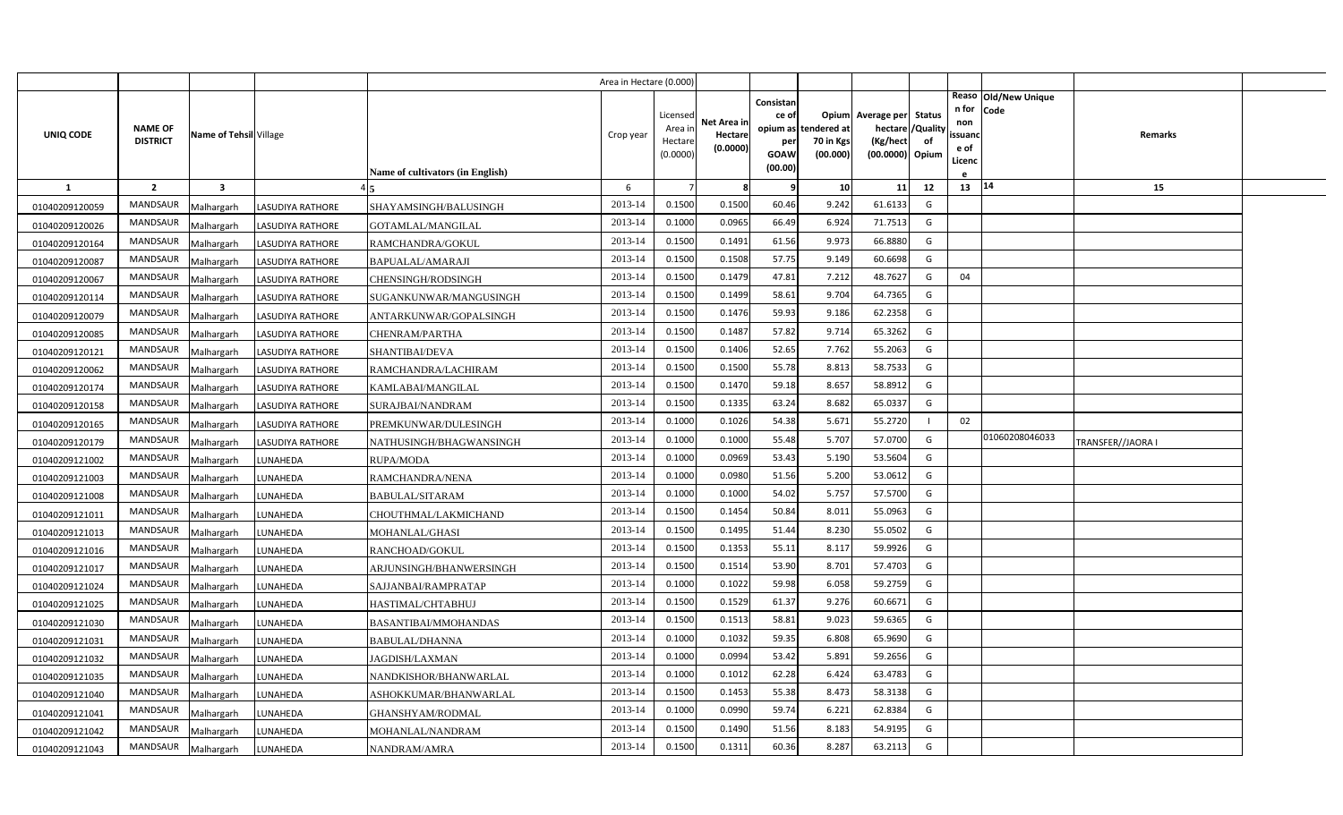| UNIQ CODE | NAME OF DISTRICT | Name of Tehsil | Village | Name of cultivators (in English) | Crop year | Licensed Area in Hectare (0.0000) | Net Area in Hectare (0.0000) | Consistance of opium as per GOAW (00.00) | Opium tendered at 70 in Kgs (00.000) | Average per hectare (Kg/hect (00.0000) | Status /Quality of Opium | Reason for non issuance of Licence | Old/New Unique Code | Remarks |
|---|---|---|---|---|---|---|---|---|---|---|---|---|---|---|
| | | | | | Area in Hectare (0.000) | | | | | | | | | |
| 1 | 2 | 3 | 4 | 5 | 6 | 7 | 8 | 9 | 10 | 11 | 12 | 13 | 14 | 15 |
| 01040209120059 | MANDSAUR | Malhargarh | LASUDIYA RATHORE | SHAYAMSINGH/BALUSINGH | 2013-14 | 0.1500 | 0.1500 | 60.46 | 9.242 | 61.6133 | G | | | |
| 01040209120026 | MANDSAUR | Malhargarh | LASUDIYA RATHORE | GOTAMLAL/MANGILAL | 2013-14 | 0.1000 | 0.0965 | 66.49 | 6.924 | 71.7513 | G | | | |
| 01040209120164 | MANDSAUR | Malhargarh | LASUDIYA RATHORE | RAMCHANDRA/GOKUL | 2013-14 | 0.1500 | 0.1491 | 61.56 | 9.973 | 66.8880 | G | | | |
| 01040209120087 | MANDSAUR | Malhargarh | LASUDIYA RATHORE | BAPUALAL/AMARAJI | 2013-14 | 0.1500 | 0.1508 | 57.75 | 9.149 | 60.6698 | G | | | |
| 01040209120067 | MANDSAUR | Malhargarh | LASUDIYA RATHORE | CHENSINGH/RODSINGH | 2013-14 | 0.1500 | 0.1479 | 47.81 | 7.212 | 48.7627 | G | 04 | | |
| 01040209120114 | MANDSAUR | Malhargarh | LASUDIYA RATHORE | SUGANKUNWAR/MANGUSINGH | 2013-14 | 0.1500 | 0.1499 | 58.61 | 9.704 | 64.7365 | G | | | |
| 01040209120079 | MANDSAUR | Malhargarh | LASUDIYA RATHORE | ANTARKUNWAR/GOPALSINGH | 2013-14 | 0.1500 | 0.1476 | 59.93 | 9.186 | 62.2358 | G | | | |
| 01040209120085 | MANDSAUR | Malhargarh | LASUDIYA RATHORE | CHENRAM/PARTHA | 2013-14 | 0.1500 | 0.1487 | 57.82 | 9.714 | 65.3262 | G | | | |
| 01040209120121 | MANDSAUR | Malhargarh | LASUDIYA RATHORE | SHANTIBAI/DEVA | 2013-14 | 0.1500 | 0.1406 | 52.65 | 7.762 | 55.2063 | G | | | |
| 01040209120062 | MANDSAUR | Malhargarh | LASUDIYA RATHORE | RAMCHANDRA/LACHIRAM | 2013-14 | 0.1500 | 0.1500 | 55.78 | 8.813 | 58.7533 | G | | | |
| 01040209120174 | MANDSAUR | Malhargarh | LASUDIYA RATHORE | KAMLABAI/MANGILAL | 2013-14 | 0.1500 | 0.1470 | 59.18 | 8.657 | 58.8912 | G | | | |
| 01040209120158 | MANDSAUR | Malhargarh | LASUDIYA RATHORE | SURAJBAI/NANDRAM | 2013-14 | 0.1500 | 0.1335 | 63.24 | 8.682 | 65.0337 | G | | | |
| 01040209120165 | MANDSAUR | Malhargarh | LASUDIYA RATHORE | PREMKUNWAR/DULESINGH | 2013-14 | 0.1000 | 0.1026 | 54.38 | 5.671 | 55.2720 | I | 02 | | |
| 01040209120179 | MANDSAUR | Malhargarh | LASUDIYA RATHORE | NATHUSINGH/BHAGWANSINGH | 2013-14 | 0.1000 | 0.1000 | 55.48 | 5.707 | 57.0700 | G | | 01060208046033 | TRANSFER//JAORA I |
| 01040209121002 | MANDSAUR | Malhargarh | LUNAHEDA | RUPA/MODA | 2013-14 | 0.1000 | 0.0969 | 53.43 | 5.190 | 53.5604 | G | | | |
| 01040209121003 | MANDSAUR | Malhargarh | LUNAHEDA | RAMCHANDRA/NENA | 2013-14 | 0.1000 | 0.0980 | 51.56 | 5.200 | 53.0612 | G | | | |
| 01040209121008 | MANDSAUR | Malhargarh | LUNAHEDA | BABULAL/SITARAM | 2013-14 | 0.1000 | 0.1000 | 54.02 | 5.757 | 57.5700 | G | | | |
| 01040209121011 | MANDSAUR | Malhargarh | LUNAHEDA | CHOUTHMAL/LAKMICHAND | 2013-14 | 0.1500 | 0.1454 | 50.84 | 8.011 | 55.0963 | G | | | |
| 01040209121013 | MANDSAUR | Malhargarh | LUNAHEDA | MOHANLAL/GHASI | 2013-14 | 0.1500 | 0.1495 | 51.44 | 8.230 | 55.0502 | G | | | |
| 01040209121016 | MANDSAUR | Malhargarh | LUNAHEDA | RANCHOAD/GOKUL | 2013-14 | 0.1500 | 0.1353 | 55.11 | 8.117 | 59.9926 | G | | | |
| 01040209121017 | MANDSAUR | Malhargarh | LUNAHEDA | ARJUNSINGH/BHANWERSINGH | 2013-14 | 0.1500 | 0.1514 | 53.90 | 8.701 | 57.4703 | G | | | |
| 01040209121024 | MANDSAUR | Malhargarh | LUNAHEDA | SAJJANBAI/RAMPRATAP | 2013-14 | 0.1000 | 0.1022 | 59.98 | 6.058 | 59.2759 | G | | | |
| 01040209121025 | MANDSAUR | Malhargarh | LUNAHEDA | HASTIMAL/CHTABHUJ | 2013-14 | 0.1500 | 0.1529 | 61.37 | 9.276 | 60.6671 | G | | | |
| 01040209121030 | MANDSAUR | Malhargarh | LUNAHEDA | BASANTIBAI/MMOHANDAS | 2013-14 | 0.1500 | 0.1513 | 58.81 | 9.023 | 59.6365 | G | | | |
| 01040209121031 | MANDSAUR | Malhargarh | LUNAHEDA | BABULAL/DHANNA | 2013-14 | 0.1000 | 0.1032 | 59.35 | 6.808 | 65.9690 | G | | | |
| 01040209121032 | MANDSAUR | Malhargarh | LUNAHEDA | JAGDISH/LAXMAN | 2013-14 | 0.1000 | 0.0994 | 53.42 | 5.891 | 59.2656 | G | | | |
| 01040209121035 | MANDSAUR | Malhargarh | LUNAHEDA | NANDKISHOR/BHANWARLAL | 2013-14 | 0.1000 | 0.1012 | 62.28 | 6.424 | 63.4783 | G | | | |
| 01040209121040 | MANDSAUR | Malhargarh | LUNAHEDA | ASHOKKUMAR/BHANWARLAL | 2013-14 | 0.1500 | 0.1453 | 55.38 | 8.473 | 58.3138 | G | | | |
| 01040209121041 | MANDSAUR | Malhargarh | LUNAHEDA | GHANSHYAM/RODMAL | 2013-14 | 0.1000 | 0.0990 | 59.74 | 6.221 | 62.8384 | G | | | |
| 01040209121042 | MANDSAUR | Malhargarh | LUNAHEDA | MOHANLAL/NANDRAM | 2013-14 | 0.1500 | 0.1490 | 51.56 | 8.183 | 54.9195 | G | | | |
| 01040209121043 | MANDSAUR | Malhargarh | LUNAHEDA | NANDRAM/AMRA | 2013-14 | 0.1500 | 0.1311 | 60.36 | 8.287 | 63.2113 | G | | | |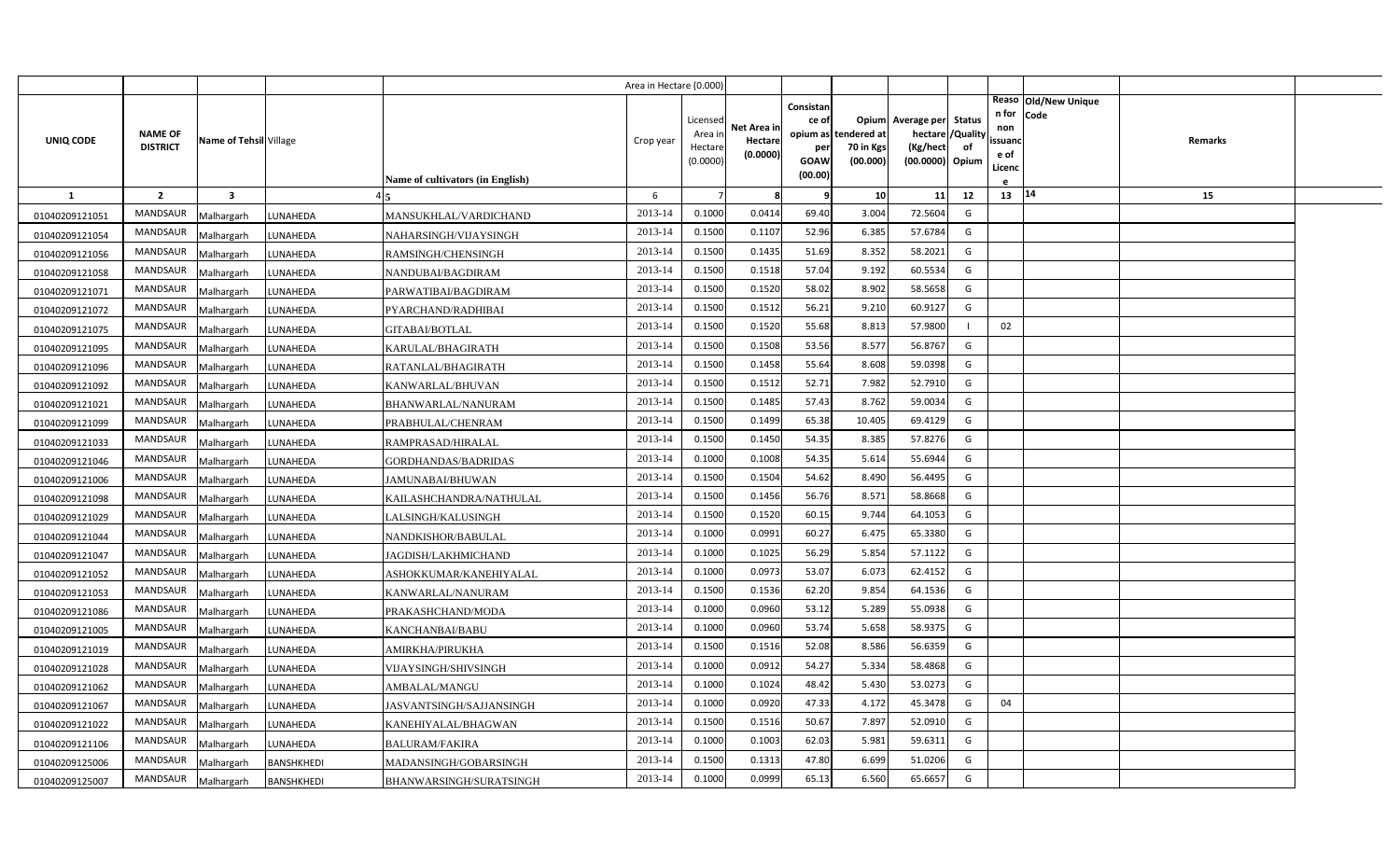| UNIQ CODE | NAME OF DISTRICT | Name of Tehsil | Village | Name of cultivators (in English) | Crop year | Licensed Area in Hectare (0.0000) | Net Area in Hectare (0.0000) | Consistance of opium as per GOAW (00.00) | Opium tendered at 70 in Kgs (00.000) | Average per hectare (Kg/hect) (00.0000) | Status /Quality of Opium | Reason for non issuance of Licence | Old/New Unique Code | Remarks |
|---|---|---|---|---|---|---|---|---|---|---|---|---|---|---|
| 1 | 2 | 3 | 4 | 5 | 6 | 7 | 8 | 9 | 10 | 11 | 12 | 13 | 14 | 15 |
| 01040209121051 | MANDSAUR | Malhargarh | LUNAHEDA | MANSUKHLAL/VARDICHAND | 2013-14 | 0.1000 | 0.0414 | 69.40 | 3.004 | 72.5604 | G | | | |
| 01040209121054 | MANDSAUR | Malhargarh | LUNAHEDA | NAHARSINGH/VIJAYSINGH | 2013-14 | 0.1500 | 0.1107 | 52.96 | 6.385 | 57.6784 | G | | | |
| 01040209121056 | MANDSAUR | Malhargarh | LUNAHEDA | RAMSINGH/CHENSINGH | 2013-14 | 0.1500 | 0.1435 | 51.69 | 8.352 | 58.2021 | G | | | |
| 01040209121058 | MANDSAUR | Malhargarh | LUNAHEDA | NANDUBAI/BAGDIRAM | 2013-14 | 0.1500 | 0.1518 | 57.04 | 9.192 | 60.5534 | G | | | |
| 01040209121071 | MANDSAUR | Malhargarh | LUNAHEDA | PARWATIBAI/BAGDIRAM | 2013-14 | 0.1500 | 0.1520 | 58.02 | 8.902 | 58.5658 | G | | | |
| 01040209121072 | MANDSAUR | Malhargarh | LUNAHEDA | PYARCHAND/RADHIBAI | 2013-14 | 0.1500 | 0.1512 | 56.21 | 9.210 | 60.9127 | G | | | |
| 01040209121075 | MANDSAUR | Malhargarh | LUNAHEDA | GITABAI/BOTLAL | 2013-14 | 0.1500 | 0.1520 | 55.68 | 8.813 | 57.9800 | I | 02 | | |
| 01040209121095 | MANDSAUR | Malhargarh | LUNAHEDA | KARULAL/BHAGIRATH | 2013-14 | 0.1500 | 0.1508 | 53.56 | 8.577 | 56.8767 | G | | | |
| 01040209121096 | MANDSAUR | Malhargarh | LUNAHEDA | RATANLAL/BHAGIRATH | 2013-14 | 0.1500 | 0.1458 | 55.64 | 8.608 | 59.0398 | G | | | |
| 01040209121092 | MANDSAUR | Malhargarh | LUNAHEDA | KANWARLAL/BHUVAN | 2013-14 | 0.1500 | 0.1512 | 52.71 | 7.982 | 52.7910 | G | | | |
| 01040209121021 | MANDSAUR | Malhargarh | LUNAHEDA | BHANWARLAL/NANURAM | 2013-14 | 0.1500 | 0.1485 | 57.43 | 8.762 | 59.0034 | G | | | |
| 01040209121099 | MANDSAUR | Malhargarh | LUNAHEDA | PRABHULAL/CHENRAM | 2013-14 | 0.1500 | 0.1499 | 65.38 | 10.405 | 69.4129 | G | | | |
| 01040209121033 | MANDSAUR | Malhargarh | LUNAHEDA | RAMPRASAD/HIRALAL | 2013-14 | 0.1500 | 0.1450 | 54.35 | 8.385 | 57.8276 | G | | | |
| 01040209121046 | MANDSAUR | Malhargarh | LUNAHEDA | GORDHANDAS/BADRIDAS | 2013-14 | 0.1000 | 0.1008 | 54.35 | 5.614 | 55.6944 | G | | | |
| 01040209121006 | MANDSAUR | Malhargarh | LUNAHEDA | JAMUNABAI/BHUWAN | 2013-14 | 0.1500 | 0.1504 | 54.62 | 8.490 | 56.4495 | G | | | |
| 01040209121098 | MANDSAUR | Malhargarh | LUNAHEDA | KAILASHCHANDRA/NATHULAL | 2013-14 | 0.1500 | 0.1456 | 56.76 | 8.571 | 58.8668 | G | | | |
| 01040209121029 | MANDSAUR | Malhargarh | LUNAHEDA | LALSINGH/KALUSINGH | 2013-14 | 0.1500 | 0.1520 | 60.15 | 9.744 | 64.1053 | G | | | |
| 01040209121044 | MANDSAUR | Malhargarh | LUNAHEDA | NANDKISHOR/BABULAL | 2013-14 | 0.1000 | 0.0991 | 60.27 | 6.475 | 65.3380 | G | | | |
| 01040209121047 | MANDSAUR | Malhargarh | LUNAHEDA | JAGDISH/LAKHMICHAND | 2013-14 | 0.1000 | 0.1025 | 56.29 | 5.854 | 57.1122 | G | | | |
| 01040209121052 | MANDSAUR | Malhargarh | LUNAHEDA | ASHOKKUMAR/KANEHIYALAL | 2013-14 | 0.1000 | 0.0973 | 53.07 | 6.073 | 62.4152 | G | | | |
| 01040209121053 | MANDSAUR | Malhargarh | LUNAHEDA | KANWARLAL/NANURAM | 2013-14 | 0.1500 | 0.1536 | 62.20 | 9.854 | 64.1536 | G | | | |
| 01040209121086 | MANDSAUR | Malhargarh | LUNAHEDA | PRAKASHCHAND/MODA | 2013-14 | 0.1000 | 0.0960 | 53.12 | 5.289 | 55.0938 | G | | | |
| 01040209121005 | MANDSAUR | Malhargarh | LUNAHEDA | KANCHANBAI/BABU | 2013-14 | 0.1000 | 0.0960 | 53.74 | 5.658 | 58.9375 | G | | | |
| 01040209121019 | MANDSAUR | Malhargarh | LUNAHEDA | AMIRKHA/PIRUKHA | 2013-14 | 0.1500 | 0.1516 | 52.08 | 8.586 | 56.6359 | G | | | |
| 01040209121028 | MANDSAUR | Malhargarh | LUNAHEDA | VIJAYSINGH/SHIVSINGH | 2013-14 | 0.1000 | 0.0912 | 54.27 | 5.334 | 58.4868 | G | | | |
| 01040209121062 | MANDSAUR | Malhargarh | LUNAHEDA | AMBALAL/MANGU | 2013-14 | 0.1000 | 0.1024 | 48.42 | 5.430 | 53.0273 | G | | | |
| 01040209121067 | MANDSAUR | Malhargarh | LUNAHEDA | JASVANTSINGH/SAJJANSINGH | 2013-14 | 0.1000 | 0.0920 | 47.33 | 4.172 | 45.3478 | G | 04 | | |
| 01040209121022 | MANDSAUR | Malhargarh | LUNAHEDA | KANEHIYALAL/BHAGWAN | 2013-14 | 0.1500 | 0.1516 | 50.67 | 7.897 | 52.0910 | G | | | |
| 01040209121106 | MANDSAUR | Malhargarh | LUNAHEDA | BALURAM/FAKIRA | 2013-14 | 0.1000 | 0.1003 | 62.03 | 5.981 | 59.6311 | G | | | |
| 01040209125006 | MANDSAUR | Malhargarh | BANSHKHEDI | MADANSINGH/GOBARSINGH | 2013-14 | 0.1500 | 0.1313 | 47.80 | 6.699 | 51.0206 | G | | | |
| 01040209125007 | MANDSAUR | Malhargarh | BANSHKHEDI | BHANWARSINGH/SURATSINGH | 2013-14 | 0.1000 | 0.0999 | 65.13 | 6.560 | 65.6657 | G | | | |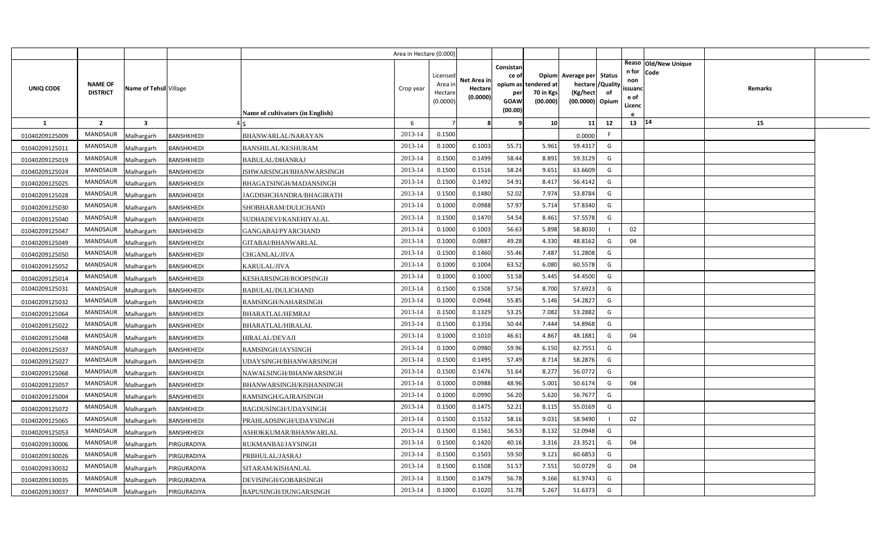| | | | | | Area in Hectare (0.000) | | | | | | | | | | |
|---|---|---|---|---|---|---|---|---|---|---|---|---|---|---|---|
| UNIQ CODE | NAME OF DISTRICT | Name of Tehsil | Village | Name of cultivators (in English) | Crop year | Licensed Area in Hectare (0.0000) | Net Area in Hectare (0.0000) | Consistance of opium as per GOAW (00.00) | Opium tendered at 70 in Kgs (00.000) | Average per hectare (Kg/hect (00.0000) | Status /Quality of Opium | Reason for non issuance of Licence | Old/New Unique Code | Remarks | |
| 1 | 2 | 3 | 4 | 5 | 6 | 7 | 8 | 9 | 10 | 11 | 12 | 13 | 14 | 15 | |
| 01040209125009 | MANDSAUR | Malhargarh | BANSHKHEDI | BHANWARLAL/NARAYAN | 2013-14 | 0.1500 | | | | 0.0000 | F | | | | |
| 01040209125011 | MANDSAUR | Malhargarh | BANSHKHEDI | BANSHILAL/KESHURAM | 2013-14 | 0.1000 | 0.1003 | 55.71 | 5.961 | 59.4317 | G | | | | |
| 01040209125019 | MANDSAUR | Malhargarh | BANSHKHEDI | BABULAL/DHANRAJ | 2013-14 | 0.1500 | 0.1499 | 58.44 | 8.891 | 59.3129 | G | | | | |
| 01040209125024 | MANDSAUR | Malhargarh | BANSHKHEDI | ISHWARSINGH/BHANWARSINGH | 2013-14 | 0.1500 | 0.1516 | 58.24 | 9.651 | 63.6609 | G | | | | |
| 01040209125025 | MANDSAUR | Malhargarh | BANSHKHEDI | BHAGATSINGH/MADANSINGH | 2013-14 | 0.1500 | 0.1492 | 54.91 | 8.417 | 56.4142 | G | | | | |
| 01040209125028 | MANDSAUR | Malhargarh | BANSHKHEDI | JAGDISHCHANDRA/BHAGIRATH | 2013-14 | 0.1500 | 0.1480 | 52.02 | 7.974 | 53.8784 | G | | | | |
| 01040209125030 | MANDSAUR | Malhargarh | BANSHKHEDI | SHOBHARAM/DULICHAND | 2013-14 | 0.1000 | 0.0988 | 57.97 | 5.714 | 57.8340 | G | | | | |
| 01040209125040 | MANDSAUR | Malhargarh | BANSHKHEDI | SUDHADEVI/KANEHIYALAL | 2013-14 | 0.1500 | 0.1470 | 54.54 | 8.461 | 57.5578 | G | | | | |
| 01040209125047 | MANDSAUR | Malhargarh | BANSHKHEDI | GANGABAI/PYARCHAND | 2013-14 | 0.1000 | 0.1003 | 56.63 | 5.898 | 58.8030 | I | 02 | | | |
| 01040209125049 | MANDSAUR | Malhargarh | BANSHKHEDI | GITABAI/BHANWARLAL | 2013-14 | 0.1000 | 0.0887 | 49.28 | 4.330 | 48.8162 | G | 04 | | | |
| 01040209125050 | MANDSAUR | Malhargarh | BANSHKHEDI | CHGANLAL/JIVA | 2013-14 | 0.1500 | 0.1460 | 55.46 | 7.487 | 51.2808 | G | | | | |
| 01040209125052 | MANDSAUR | Malhargarh | BANSHKHEDI | KARULAL/JIVA | 2013-14 | 0.1000 | 0.1004 | 63.52 | 6.080 | 60.5578 | G | | | | |
| 01040209125014 | MANDSAUR | Malhargarh | BANSHKHEDI | KESHARSINGH/ROOPSINGH | 2013-14 | 0.1000 | 0.1000 | 51.58 | 5.445 | 54.4500 | G | | | | |
| 01040209125031 | MANDSAUR | Malhargarh | BANSHKHEDI | BABULAL/DULICHAND | 2013-14 | 0.1500 | 0.1508 | 57.56 | 8.700 | 57.6923 | G | | | | |
| 01040209125032 | MANDSAUR | Malhargarh | BANSHKHEDI | RAMSINGH/NAHARSINGH | 2013-14 | 0.1000 | 0.0948 | 55.85 | 5.146 | 54.2827 | G | | | | |
| 01040209125064 | MANDSAUR | Malhargarh | BANSHKHEDI | BHARATLAL/HEMRAJ | 2013-14 | 0.1500 | 0.1329 | 53.25 | 7.082 | 53.2882 | G | | | | |
| 01040209125022 | MANDSAUR | Malhargarh | BANSHKHEDI | BHARATLAL/HIRALAL | 2013-14 | 0.1500 | 0.1356 | 50.44 | 7.444 | 54.8968 | G | | | | |
| 01040209125048 | MANDSAUR | Malhargarh | BANSHKHEDI | HIRALAL/DEVAJI | 2013-14 | 0.1000 | 0.1010 | 46.61 | 4.867 | 48.1881 | G | 04 | | | |
| 01040209125037 | MANDSAUR | Malhargarh | BANSHKHEDI | RAMSINGH/JAYSINGH | 2013-14 | 0.1000 | 0.0980 | 59.96 | 6.150 | 62.7551 | G | | | | |
| 01040209125027 | MANDSAUR | Malhargarh | BANSHKHEDI | UDAYSINGH/BHANWARSINGH | 2013-14 | 0.1500 | 0.1495 | 57.49 | 8.714 | 58.2876 | G | | | | |
| 01040209125068 | MANDSAUR | Malhargarh | BANSHKHEDI | NAWALSINGH/BHANWARSINGH | 2013-14 | 0.1500 | 0.1476 | 51.64 | 8.277 | 56.0772 | G | | | | |
| 01040209125057 | MANDSAUR | Malhargarh | BANSHKHEDI | BHANWARSINGH/KISHANSINGH | 2013-14 | 0.1000 | 0.0988 | 48.96 | 5.001 | 50.6174 | G | 04 | | | |
| 01040209125004 | MANDSAUR | Malhargarh | BANSHKHEDI | RAMSINGH/GAJRAJSINGH | 2013-14 | 0.1000 | 0.0990 | 56.20 | 5.620 | 56.7677 | G | | | | |
| 01040209125072 | MANDSAUR | Malhargarh | BANSHKHEDI | BAGDUSINGH/UDAYSINGH | 2013-14 | 0.1500 | 0.1475 | 52.21 | 8.115 | 55.0169 | G | | | | |
| 01040209125065 | MANDSAUR | Malhargarh | BANSHKHEDI | PRAHLADSINGH/UDAYSINGH | 2013-14 | 0.1500 | 0.1532 | 58.16 | 9.031 | 58.9490 | I | 02 | | | |
| 01040209125053 | MANDSAUR | Malhargarh | BANSHKHEDI | ASHOKKUMAR/BHANWARLAL | 2013-14 | 0.1500 | 0.1561 | 56.53 | 8.132 | 52.0948 | G | | | | |
| 01040209130006 | MANDSAUR | Malhargarh | PIRGURADIYA | RUKMANBAI/JAYSINGH | 2013-14 | 0.1500 | 0.1420 | 40.16 | 3.316 | 23.3521 | G | 04 | | | |
| 01040209130026 | MANDSAUR | Malhargarh | PIRGURADIYA | PRBHULAL/JASRAJ | 2013-14 | 0.1500 | 0.1503 | 59.50 | 9.121 | 60.6853 | G | | | | |
| 01040209130032 | MANDSAUR | Malhargarh | PIRGURADIYA | SITARAM/KISHANLAL | 2013-14 | 0.1500 | 0.1508 | 51.57 | 7.551 | 50.0729 | G | 04 | | | |
| 01040209130035 | MANDSAUR | Malhargarh | PIRGURADIYA | DEVISINGH/GOBARSINGH | 2013-14 | 0.1500 | 0.1479 | 56.78 | 9.166 | 61.9743 | G | | | | |
| 01040209130037 | MANDSAUR | Malhargarh | PIRGURADIYA | BAPUSINGH/DUNGARSINGH | 2013-14 | 0.1000 | 0.1020 | 51.78 | 5.267 | 51.6373 | G | | | | |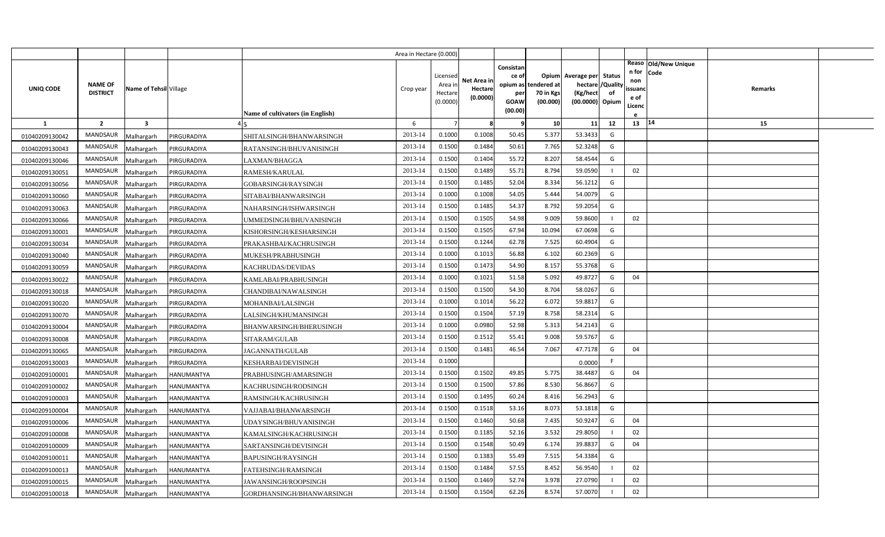| UNIQ CODE | NAME OF DISTRICT | Name of Tehsil | Village | Name of cultivators (in English) | Area in Hectare (0.000) Crop year | Licensed Area in Hectare (0.0000) | Net Area in Hectare (0.0000) | Consistance of opium as per GOAW (00.00) | Opium tendered at 70 in Kgs (00.000) | Average per hectare (Kg/hect (00.0000) | Status /Quality of Opium | Reason for non issuance of Licence | Old/New Unique Code | Remarks |
|---|---|---|---|---|---|---|---|---|---|---|---|---|---|---|
| 1 | 2 | 3 | 4 | 5 | 6 | 7 | 8 | 9 | 10 | 11 | 12 | 13 | 14 | 15 |
| 01040209130042 | MANDSAUR | Malhargarh | PIRGURADIYA | SHITALSINGH/BHANWARSINGH | 2013-14 | 0.1000 | 0.1008 | 50.45 | 5.377 | 53.3433 | G | | | |
| 01040209130043 | MANDSAUR | Malhargarh | PIRGURADIYA | RATANSINGH/BHUVANISINGH | 2013-14 | 0.1500 | 0.1484 | 50.61 | 7.765 | 52.3248 | G | | | |
| 01040209130046 | MANDSAUR | Malhargarh | PIRGURADIYA | LAXMAN/BHAGGA | 2013-14 | 0.1500 | 0.1404 | 55.72 | 8.207 | 58.4544 | G | | | |
| 01040209130051 | MANDSAUR | Malhargarh | PIRGURADIYA | RAMESH/KARULAL | 2013-14 | 0.1500 | 0.1489 | 55.71 | 8.794 | 59.0590 | I | 02 | | |
| 01040209130056 | MANDSAUR | Malhargarh | PIRGURADIYA | GOBARSINGH/RAYSINGH | 2013-14 | 0.1500 | 0.1485 | 52.04 | 8.334 | 56.1212 | G | | | |
| 01040209130060 | MANDSAUR | Malhargarh | PIRGURADIYA | SITABAI/BHANWARSINGH | 2013-14 | 0.1000 | 0.1008 | 54.05 | 5.444 | 54.0079 | G | | | |
| 01040209130063 | MANDSAUR | Malhargarh | PIRGURADIYA | NAHARSINGH/ISHWARSINGH | 2013-14 | 0.1500 | 0.1485 | 54.37 | 8.792 | 59.2054 | G | | | |
| 01040209130066 | MANDSAUR | Malhargarh | PIRGURADIYA | UMMEDSINGH/BHUVANISINGH | 2013-14 | 0.1500 | 0.1505 | 54.98 | 9.009 | 59.8600 | I | 02 | | |
| 01040209130001 | MANDSAUR | Malhargarh | PIRGURADIYA | KISHORSINGH/KESHARSINGH | 2013-14 | 0.1500 | 0.1505 | 67.94 | 10.094 | 67.0698 | G | | | |
| 01040209130034 | MANDSAUR | Malhargarh | PIRGURADIYA | PRAKASHBAI/KACHRUSINGH | 2013-14 | 0.1500 | 0.1244 | 62.78 | 7.525 | 60.4904 | G | | | |
| 01040209130040 | MANDSAUR | Malhargarh | PIRGURADIYA | MUKESH/PRABHUSINGH | 2013-14 | 0.1000 | 0.1013 | 56.88 | 6.102 | 60.2369 | G | | | |
| 01040209130059 | MANDSAUR | Malhargarh | PIRGURADIYA | KACHRUDAS/DEVIDAS | 2013-14 | 0.1500 | 0.1473 | 54.90 | 8.157 | 55.3768 | G | | | |
| 01040209130022 | MANDSAUR | Malhargarh | PIRGURADIYA | KAMLABAI/PRABHUSINGH | 2013-14 | 0.1000 | 0.1021 | 51.58 | 5.092 | 49.8727 | G | 04 | | |
| 01040209130018 | MANDSAUR | Malhargarh | PIRGURADIYA | CHANDIBAI/NAWALSINGH | 2013-14 | 0.1500 | 0.1500 | 54.30 | 8.704 | 58.0267 | G | | | |
| 01040209130020 | MANDSAUR | Malhargarh | PIRGURADIYA | MOHANBAI/LALSINGH | 2013-14 | 0.1000 | 0.1014 | 56.22 | 6.072 | 59.8817 | G | | | |
| 01040209130070 | MANDSAUR | Malhargarh | PIRGURADIYA | LALSINGH/KHUMANSINGH | 2013-14 | 0.1500 | 0.1504 | 57.19 | 8.758 | 58.2314 | G | | | |
| 01040209130004 | MANDSAUR | Malhargarh | PIRGURADIYA | BHANWARSINGH/BHERUSINGH | 2013-14 | 0.1000 | 0.0980 | 52.98 | 5.313 | 54.2143 | G | | | |
| 01040209130008 | MANDSAUR | Malhargarh | PIRGURADIYA | SITARAM/GULAB | 2013-14 | 0.1500 | 0.1512 | 55.41 | 9.008 | 59.5767 | G | | | |
| 01040209130065 | MANDSAUR | Malhargarh | PIRGURADIYA | JAGANNATH/GULAB | 2013-14 | 0.1500 | 0.1481 | 46.54 | 7.067 | 47.7178 | G | 04 | | |
| 01040209130003 | MANDSAUR | Malhargarh | PIRGURADIYA | KESHARBAI/DEVISINGH | 2013-14 | 0.1000 | | | | 0.0000 | F | | | |
| 01040209100001 | MANDSAUR | Malhargarh | HANUMANTYA | PRABHUSINGH/AMARSINGH | 2013-14 | 0.1500 | 0.1502 | 49.85 | 5.775 | 38.4487 | G | 04 | | |
| 01040209100002 | MANDSAUR | Malhargarh | HANUMANTYA | KACHRUSINGH/RODSINGH | 2013-14 | 0.1500 | 0.1500 | 57.86 | 8.530 | 56.8667 | G | | | |
| 01040209100003 | MANDSAUR | Malhargarh | HANUMANTYA | RAMSINGH/KACHRUSINGH | 2013-14 | 0.1500 | 0.1495 | 60.24 | 8.416 | 56.2943 | G | | | |
| 01040209100004 | MANDSAUR | Malhargarh | HANUMANTYA | VAJJABAI/BHANWARSINGH | 2013-14 | 0.1500 | 0.1518 | 53.16 | 8.073 | 53.1818 | G | | | |
| 01040209100006 | MANDSAUR | Malhargarh | HANUMANTYA | UDAYSINGH/BHUVANISINGH | 2013-14 | 0.1500 | 0.1460 | 50.68 | 7.435 | 50.9247 | G | 04 | | |
| 01040209100008 | MANDSAUR | Malhargarh | HANUMANTYA | KAMALSINGH/KACHRUSINGH | 2013-14 | 0.1500 | 0.1185 | 52.16 | 3.532 | 29.8050 | I | 02 | | |
| 01040209100009 | MANDSAUR | Malhargarh | HANUMANTYA | SARTANSINGH/DEVISINGH | 2013-14 | 0.1500 | 0.1548 | 50.49 | 6.174 | 39.8837 | G | 04 | | |
| 01040209100011 | MANDSAUR | Malhargarh | HANUMANTYA | BAPUSINGH/RAYSINGH | 2013-14 | 0.1500 | 0.1383 | 55.49 | 7.515 | 54.3384 | G | | | |
| 01040209100013 | MANDSAUR | Malhargarh | HANUMANTYA | FATEHSINGH/RAMSINGH | 2013-14 | 0.1500 | 0.1484 | 57.55 | 8.452 | 56.9540 | I | 02 | | |
| 01040209100015 | MANDSAUR | Malhargarh | HANUMANTYA | JAWANSINGH/ROOPSINGH | 2013-14 | 0.1500 | 0.1469 | 52.74 | 3.978 | 27.0790 | I | 02 | | |
| 01040209100018 | MANDSAUR | Malhargarh | HANUMANTYA | GORDHANSINGH/BHANWARSINGH | 2013-14 | 0.1500 | 0.1504 | 62.26 | 8.574 | 57.0070 | I | 02 | | |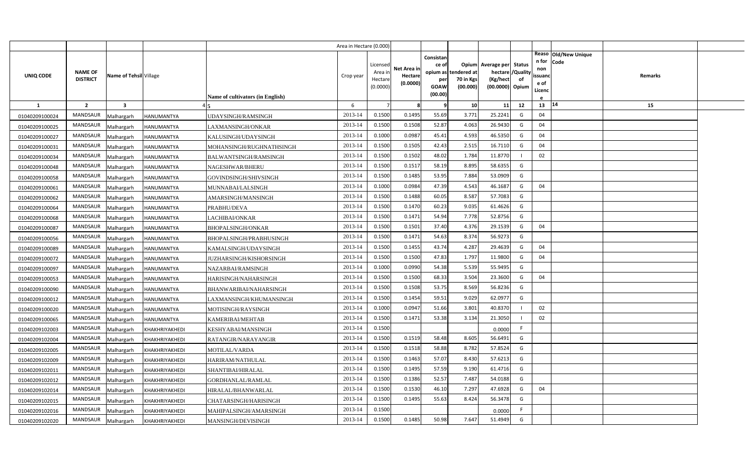| | | | | | Area in Hectare (0.000) | | | | | | | | | | |
|---|---|---|---|---|---|---|---|---|---|---|---|---|---|---|---|
| UNIQ CODE | NAME OF DISTRICT | Name of Tehsil | Village | Name of cultivators (in English) | Crop year | Licensed Area in Hectare (0.0000) | Net Area in Hectare (0.0000) | Consistance of opium as per GOAW (00.00) | Opium tendered at 70 in Kgs (00.000) | Average per hectare (Kg/hect (00.0000) | Status /Quality of Opium | Reason for non issuance of Licence | Old/New Unique Code | Remarks | |
| 1 | 2 | 3 | 4 | 5 | 6 | 7 | 8 | 9 | 10 | 11 | 12 | 13 | 14 | 15 | |
| 01040209100024 | MANDSAUR | Malhargarh | HANUMANTYA | UDAYSINGH/RAMSINGH | 2013-14 | 0.1500 | 0.1495 | 55.69 | 3.771 | 25.2241 | G | 04 | | | |
| 01040209100025 | MANDSAUR | Malhargarh | HANUMANTYA | LAXMANSINGH/ONKAR | 2013-14 | 0.1500 | 0.1508 | 52.87 | 4.063 | 26.9430 | G | 04 | | | |
| 01040209100027 | MANDSAUR | Malhargarh | HANUMANTYA | KALUSINGH/UDAYSINGH | 2013-14 | 0.1000 | 0.0987 | 45.41 | 4.593 | 46.5350 | G | 04 | | | |
| 01040209100031 | MANDSAUR | Malhargarh | HANUMANTYA | MOHANSINGH/RUGHNATHSINGH | 2013-14 | 0.1500 | 0.1505 | 42.43 | 2.515 | 16.7110 | G | 04 | | | |
| 01040209100034 | MANDSAUR | Malhargarh | HANUMANTYA | BALWANTSINGH/RAMSINGH | 2013-14 | 0.1500 | 0.1502 | 48.02 | 1.784 | 11.8770 | I | 02 | | | |
| 01040209100048 | MANDSAUR | Malhargarh | HANUMANTYA | NAGESHWAR/BHERU | 2013-14 | 0.1500 | 0.1517 | 58.19 | 8.895 | 58.6355 | G | | | | |
| 01040209100058 | MANDSAUR | Malhargarh | HANUMANTYA | GOVINDSINGH/SHIVSINGH | 2013-14 | 0.1500 | 0.1485 | 53.95 | 7.884 | 53.0909 | G | | | | |
| 01040209100061 | MANDSAUR | Malhargarh | HANUMANTYA | MUNNABAI/LALSINGH | 2013-14 | 0.1000 | 0.0984 | 47.39 | 4.543 | 46.1687 | G | 04 | | | |
| 01040209100062 | MANDSAUR | Malhargarh | HANUMANTYA | AMARSINGH/MANSINGH | 2013-14 | 0.1500 | 0.1488 | 60.05 | 8.587 | 57.7083 | G | | | | |
| 01040209100064 | MANDSAUR | Malhargarh | HANUMANTYA | PRABHU/DEVA | 2013-14 | 0.1500 | 0.1470 | 60.23 | 9.035 | 61.4626 | G | | | | |
| 01040209100068 | MANDSAUR | Malhargarh | HANUMANTYA | LACHIBAI/ONKAR | 2013-14 | 0.1500 | 0.1471 | 54.94 | 7.778 | 52.8756 | G | | | | |
| 01040209100087 | MANDSAUR | Malhargarh | HANUMANTYA | BHOPALSINGH/ONKAR | 2013-14 | 0.1500 | 0.1501 | 37.40 | 4.376 | 29.1539 | G | 04 | | | |
| 01040209100056 | MANDSAUR | Malhargarh | HANUMANTYA | BHOPALSINGH/PRABHUSINGH | 2013-14 | 0.1500 | 0.1471 | 54.63 | 8.374 | 56.9273 | G | | | | |
| 01040209100089 | MANDSAUR | Malhargarh | HANUMANTYA | KAMALSINGH/UDAYSINGH | 2013-14 | 0.1500 | 0.1455 | 43.74 | 4.287 | 29.4639 | G | 04 | | | |
| 01040209100072 | MANDSAUR | Malhargarh | HANUMANTYA | JUZHARSINGH/KISHORSINGH | 2013-14 | 0.1500 | 0.1500 | 47.83 | 1.797 | 11.9800 | G | 04 | | | |
| 01040209100097 | MANDSAUR | Malhargarh | HANUMANTYA | NAZARBAI/RAMSINGH | 2013-14 | 0.1000 | 0.0990 | 54.38 | 5.539 | 55.9495 | G | | | | |
| 01040209100053 | MANDSAUR | Malhargarh | HANUMANTYA | HARISINGH/NAHARSINGH | 2013-14 | 0.1500 | 0.1500 | 68.33 | 3.504 | 23.3600 | G | 04 | | | |
| 01040209100090 | MANDSAUR | Malhargarh | HANUMANTYA | BHANWARIBAI/NAHARSINGH | 2013-14 | 0.1500 | 0.1508 | 53.75 | 8.569 | 56.8236 | G | | | | |
| 01040209100012 | MANDSAUR | Malhargarh | HANUMANTYA | LAXMANSINGH/KHUMANSINGH | 2013-14 | 0.1500 | 0.1454 | 59.51 | 9.029 | 62.0977 | G | | | | |
| 01040209100020 | MANDSAUR | Malhargarh | HANUMANTYA | MOTISINGH/RAYSINGH | 2013-14 | 0.1000 | 0.0947 | 51.66 | 3.801 | 40.8370 | I | 02 | | | |
| 01040209100065 | MANDSAUR | Malhargarh | HANUMANTYA | KAMERIBAI/MEHTAB | 2013-14 | 0.1500 | 0.1471 | 53.38 | 3.134 | 21.3050 | I | 02 | | | |
| 01040209102003 | MANDSAUR | Malhargarh | KHAKHRIYAKHEDI | KESHYABAI/MANSINGH | 2013-14 | 0.1500 | | | | 0.0000 | F | | | | |
| 01040209102004 | MANDSAUR | Malhargarh | KHAKHRIYAKHEDI | RATANGIR/NARAYANGIR | 2013-14 | 0.1500 | 0.1519 | 58.48 | 8.605 | 56.6491 | G | | | | |
| 01040209102005 | MANDSAUR | Malhargarh | KHAKHRIYAKHEDI | MOTILAL/VARDA | 2013-14 | 0.1500 | 0.1518 | 58.88 | 8.782 | 57.8524 | G | | | | |
| 01040209102009 | MANDSAUR | Malhargarh | KHAKHRIYAKHEDI | HARIRAM/NATHULAL | 2013-14 | 0.1500 | 0.1463 | 57.07 | 8.430 | 57.6213 | G | | | | |
| 01040209102011 | MANDSAUR | Malhargarh | KHAKHRIYAKHEDI | SHANTIBAI/HIRALAL | 2013-14 | 0.1500 | 0.1495 | 57.59 | 9.190 | 61.4716 | G | | | | |
| 01040209102012 | MANDSAUR | Malhargarh | KHAKHRIYAKHEDI | GORDHANLAL/RAMLAL | 2013-14 | 0.1500 | 0.1386 | 52.57 | 7.487 | 54.0188 | G | | | | |
| 01040209102014 | MANDSAUR | Malhargarh | KHAKHRIYAKHEDI | HIRALAL/BHANWARLAL | 2013-14 | 0.1500 | 0.1530 | 46.10 | 7.297 | 47.6928 | G | 04 | | | |
| 01040209102015 | MANDSAUR | Malhargarh | KHAKHRIYAKHEDI | CHATARSINGH/HARISINGH | 2013-14 | 0.1500 | 0.1495 | 55.63 | 8.424 | 56.3478 | G | | | | |
| 01040209102016 | MANDSAUR | Malhargarh | KHAKHRIYAKHEDI | MAHIPALSINGH/AMARSINGH | 2013-14 | 0.1500 | | | | 0.0000 | F | | | | |
| 01040209102020 | MANDSAUR | Malhargarh | KHAKHRIYAKHEDI | MANSINGH/DEVISINGH | 2013-14 | 0.1500 | 0.1485 | 50.98 | 7.647 | 51.4949 | G | | | | |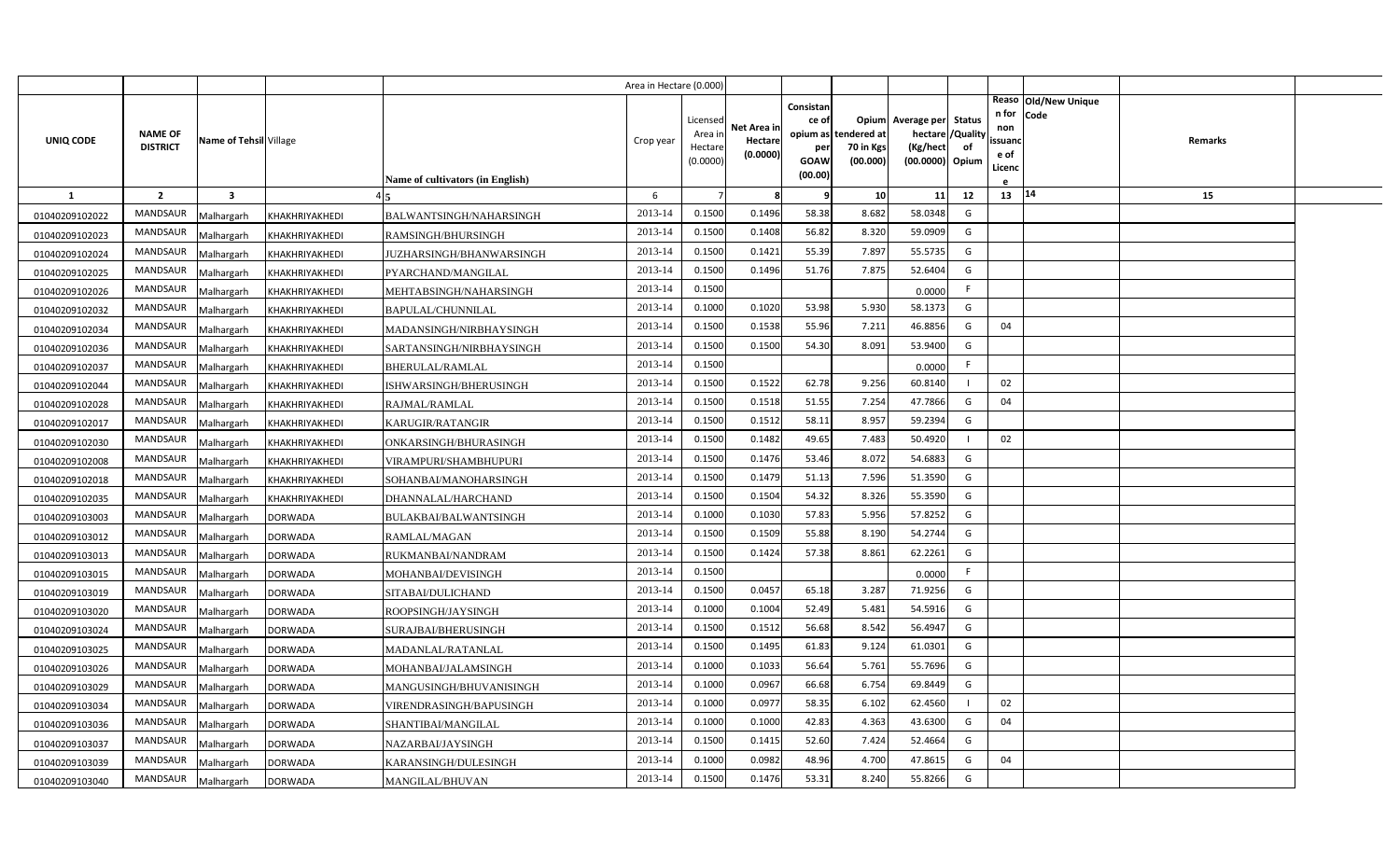|  |  |  |  |  | Area in Hectare (0.000) |  |  |  |  |  |  |  |  |  |
|---|---|---|---|---|---|---|---|---|---|---|---|---|---|---|
| UNIQ CODE | NAME OF DISTRICT | Name of Tehsil | Village | Name of cultivators (in English) | Crop year | Licensed Area in Hectare (0.0000) | Net Area in Hectare (0.0000) | Consistance of opium as per GOAW (00.00) | Opium tendered at 70 in Kgs (00.000) | Average per hectare (Kg/hect (00.0000) | Status /Quality of Opium | Reason for non issuance of Licence | Old/New Unique Code | Remarks |
| 1 | 2 | 3 | 4 | 5 | 6 | 7 | 8 | 9 | 10 | 11 | 12 | 13 | 14 | 15 |
| 01040209102022 | MANDSAUR | Malhargarh | KHAKHRIYAKHEDI | BALWANTSINGH/NAHARSINGH | 2013-14 | 0.1500 | 0.1496 | 58.38 | 8.682 | 58.0348 | G |  |  |  |
| 01040209102023 | MANDSAUR | Malhargarh | KHAKHRIYAKHEDI | RAMSINGH/BHURSINGH | 2013-14 | 0.1500 | 0.1408 | 56.82 | 8.320 | 59.0909 | G |  |  |  |
| 01040209102024 | MANDSAUR | Malhargarh | KHAKHRIYAKHEDI | JUZHARSINGH/BHANWARSINGH | 2013-14 | 0.1500 | 0.1421 | 55.39 | 7.897 | 55.5735 | G |  |  |  |
| 01040209102025 | MANDSAUR | Malhargarh | KHAKHRIYAKHEDI | PYARCHAND/MANGILAL | 2013-14 | 0.1500 | 0.1496 | 51.76 | 7.875 | 52.6404 | G |  |  |  |
| 01040209102026 | MANDSAUR | Malhargarh | KHAKHRIYAKHEDI | MEHTABSINGH/NAHARSINGH | 2013-14 | 0.1500 |  |  |  | 0.0000 | F |  |  |  |
| 01040209102032 | MANDSAUR | Malhargarh | KHAKHRIYAKHEDI | BAPULAL/CHUNNILAL | 2013-14 | 0.1000 | 0.1020 | 53.98 | 5.930 | 58.1373 | G |  |  |  |
| 01040209102034 | MANDSAUR | Malhargarh | KHAKHRIYAKHEDI | MADANSINGH/NIRBHAYSINGH | 2013-14 | 0.1500 | 0.1538 | 55.96 | 7.211 | 46.8856 | G | 04 |  |  |
| 01040209102036 | MANDSAUR | Malhargarh | KHAKHRIYAKHEDI | SARTANSINGH/NIRBHAYSINGH | 2013-14 | 0.1500 | 0.1500 | 54.30 | 8.091 | 53.9400 | G |  |  |  |
| 01040209102037 | MANDSAUR | Malhargarh | KHAKHRIYAKHEDI | BHERULAL/RAMLAL | 2013-14 | 0.1500 |  |  |  | 0.0000 | F |  |  |  |
| 01040209102044 | MANDSAUR | Malhargarh | KHAKHRIYAKHEDI | ISHWARSINGH/BHERUSINGH | 2013-14 | 0.1500 | 0.1522 | 62.78 | 9.256 | 60.8140 | I | 02 |  |  |
| 01040209102028 | MANDSAUR | Malhargarh | KHAKHRIYAKHEDI | RAJMAL/RAMLAL | 2013-14 | 0.1500 | 0.1518 | 51.55 | 7.254 | 47.7866 | G | 04 |  |  |
| 01040209102017 | MANDSAUR | Malhargarh | KHAKHRIYAKHEDI | KARUGIR/RATANGIR | 2013-14 | 0.1500 | 0.1512 | 58.11 | 8.957 | 59.2394 | G |  |  |  |
| 01040209102030 | MANDSAUR | Malhargarh | KHAKHRIYAKHEDI | ONKARSINGH/BHURASINGH | 2013-14 | 0.1500 | 0.1482 | 49.65 | 7.483 | 50.4920 | I | 02 |  |  |
| 01040209102008 | MANDSAUR | Malhargarh | KHAKHRIYAKHEDI | VIRAMPURI/SHAMBHUPURI | 2013-14 | 0.1500 | 0.1476 | 53.46 | 8.072 | 54.6883 | G |  |  |  |
| 01040209102018 | MANDSAUR | Malhargarh | KHAKHRIYAKHEDI | SOHANBAI/MANOHARSINGH | 2013-14 | 0.1500 | 0.1479 | 51.13 | 7.596 | 51.3590 | G |  |  |  |
| 01040209102035 | MANDSAUR | Malhargarh | KHAKHRIYAKHEDI | DHANNALAL/HARCHAND | 2013-14 | 0.1500 | 0.1504 | 54.32 | 8.326 | 55.3590 | G |  |  |  |
| 01040209103003 | MANDSAUR | Malhargarh | DORWADA | BULAKBAI/BALWANTSINGH | 2013-14 | 0.1000 | 0.1030 | 57.83 | 5.956 | 57.8252 | G |  |  |  |
| 01040209103012 | MANDSAUR | Malhargarh | DORWADA | RAMLAL/MAGAN | 2013-14 | 0.1500 | 0.1509 | 55.88 | 8.190 | 54.2744 | G |  |  |  |
| 01040209103013 | MANDSAUR | Malhargarh | DORWADA | RUKMANBAI/NANDRAM | 2013-14 | 0.1500 | 0.1424 | 57.38 | 8.861 | 62.2261 | G |  |  |  |
| 01040209103015 | MANDSAUR | Malhargarh | DORWADA | MOHANBAI/DEVISINGH | 2013-14 | 0.1500 |  |  |  | 0.0000 | F |  |  |  |
| 01040209103019 | MANDSAUR | Malhargarh | DORWADA | SITABAI/DULICHAND | 2013-14 | 0.1500 | 0.0457 | 65.18 | 3.287 | 71.9256 | G |  |  |  |
| 01040209103020 | MANDSAUR | Malhargarh | DORWADA | ROOPSINGH/JAYSINGH | 2013-14 | 0.1000 | 0.1004 | 52.49 | 5.481 | 54.5916 | G |  |  |  |
| 01040209103024 | MANDSAUR | Malhargarh | DORWADA | SURAJBAI/BHERUSINGH | 2013-14 | 0.1500 | 0.1512 | 56.68 | 8.542 | 56.4947 | G |  |  |  |
| 01040209103025 | MANDSAUR | Malhargarh | DORWADA | MADANLAL/RATANLAL | 2013-14 | 0.1500 | 0.1495 | 61.83 | 9.124 | 61.0301 | G |  |  |  |
| 01040209103026 | MANDSAUR | Malhargarh | DORWADA | MOHANBAI/JALAMSINGH | 2013-14 | 0.1000 | 0.1033 | 56.64 | 5.761 | 55.7696 | G |  |  |  |
| 01040209103029 | MANDSAUR | Malhargarh | DORWADA | MANGUSINGH/BHUVANISINGH | 2013-14 | 0.1000 | 0.0967 | 66.68 | 6.754 | 69.8449 | G |  |  |  |
| 01040209103034 | MANDSAUR | Malhargarh | DORWADA | VIRENDRASINGH/BAPUSINGH | 2013-14 | 0.1000 | 0.0977 | 58.35 | 6.102 | 62.4560 | I | 02 |  |  |
| 01040209103036 | MANDSAUR | Malhargarh | DORWADA | SHANTIBAI/MANGILAL | 2013-14 | 0.1000 | 0.1000 | 42.83 | 4.363 | 43.6300 | G | 04 |  |  |
| 01040209103037 | MANDSAUR | Malhargarh | DORWADA | NAZARBAI/JAYSINGH | 2013-14 | 0.1500 | 0.1415 | 52.60 | 7.424 | 52.4664 | G |  |  |  |
| 01040209103039 | MANDSAUR | Malhargarh | DORWADA | KARANSINGH/DULESINGH | 2013-14 | 0.1000 | 0.0982 | 48.96 | 4.700 | 47.8615 | G | 04 |  |  |
| 01040209103040 | MANDSAUR | Malhargarh | DORWADA | MANGILAL/BHUVAN | 2013-14 | 0.1500 | 0.1476 | 53.31 | 8.240 | 55.8266 | G |  |  |  |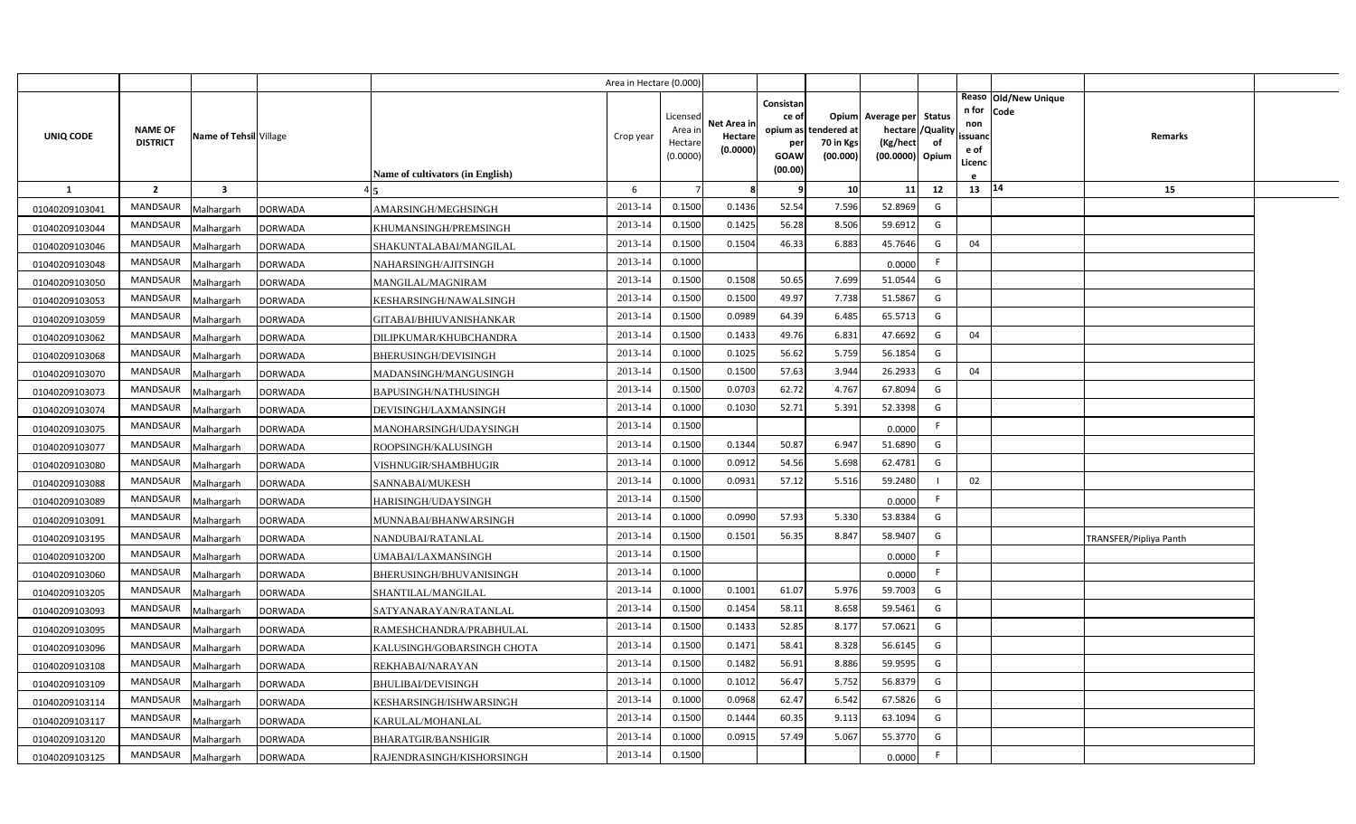| | | | | | Area in Hectare (0.000) | | | | | | | | | | | |
|---|---|---|---|---|---|---|---|---|---|---|---|---|---|---|---|---|
| UNIQ CODE | NAME OF DISTRICT | Name of Tehsil | Village | Name of cultivators (in English) | Crop year | Licensed Area in Hectare (0.0000) | Net Area in Hectare (0.0000) | Consistance of opium as per GOAW (00.00) | Opium tendered at 70 in Kgs (00.000) | Average per hectare (Kg/hect (00.0000) | Status /Quality of Opium | Reason for non issuance of Licence | Old/New Unique Code | Remarks | |
| 1 | 2 | 3 | 4 | 5 | 6 | 7 | 8 | 9 | 10 | 11 | 12 | 13 | 14 | 15 | |
| 01040209103041 | MANDSAUR | Malhargarh | DORWADA | AMARSINGH/MEGHSINGH | 2013-14 | 0.1500 | 0.1436 | 52.54 | 7.596 | 52.8969 | G | | | | |
| 01040209103044 | MANDSAUR | Malhargarh | DORWADA | KHUMANSINGH/PREMSINGH | 2013-14 | 0.1500 | 0.1425 | 56.28 | 8.506 | 59.6912 | G | | | | |
| 01040209103046 | MANDSAUR | Malhargarh | DORWADA | SHAKUNTALABAI/MANGILAL | 2013-14 | 0.1500 | 0.1504 | 46.33 | 6.883 | 45.7646 | G | 04 | | | |
| 01040209103048 | MANDSAUR | Malhargarh | DORWADA | NAHARSINGH/AJITSINGH | 2013-14 | 0.1000 | | | | 0.0000 | F | | | | |
| 01040209103050 | MANDSAUR | Malhargarh | DORWADA | MANGILAL/MAGNIRAM | 2013-14 | 0.1500 | 0.1508 | 50.65 | 7.699 | 51.0544 | G | | | | |
| 01040209103053 | MANDSAUR | Malhargarh | DORWADA | KESHARSINGH/NAWALSINGH | 2013-14 | 0.1500 | 0.1500 | 49.97 | 7.738 | 51.5867 | G | | | | |
| 01040209103059 | MANDSAUR | Malhargarh | DORWADA | GITABAI/BHIUVANISHANKAR | 2013-14 | 0.1500 | 0.0989 | 64.39 | 6.485 | 65.5713 | G | | | | |
| 01040209103062 | MANDSAUR | Malhargarh | DORWADA | DILIPKUMAR/KHUBCHANDRA | 2013-14 | 0.1500 | 0.1433 | 49.76 | 6.831 | 47.6692 | G | 04 | | | |
| 01040209103068 | MANDSAUR | Malhargarh | DORWADA | BHERUSINGH/DEVISINGH | 2013-14 | 0.1000 | 0.1025 | 56.62 | 5.759 | 56.1854 | G | | | | |
| 01040209103070 | MANDSAUR | Malhargarh | DORWADA | MADANSINGH/MANGUSINGH | 2013-14 | 0.1500 | 0.1500 | 57.63 | 3.944 | 26.2933 | G | 04 | | | |
| 01040209103073 | MANDSAUR | Malhargarh | DORWADA | BAPUSINGH/NATHUSINGH | 2013-14 | 0.1500 | 0.0703 | 62.72 | 4.767 | 67.8094 | G | | | | |
| 01040209103074 | MANDSAUR | Malhargarh | DORWADA | DEVISINGH/LAXMANSINGH | 2013-14 | 0.1000 | 0.1030 | 52.71 | 5.391 | 52.3398 | G | | | | |
| 01040209103075 | MANDSAUR | Malhargarh | DORWADA | MANOHARSINGH/UDAYSINGH | 2013-14 | 0.1500 | | | | 0.0000 | F | | | | |
| 01040209103077 | MANDSAUR | Malhargarh | DORWADA | ROOPSINGH/KALUSINGH | 2013-14 | 0.1500 | 0.1344 | 50.87 | 6.947 | 51.6890 | G | | | | |
| 01040209103080 | MANDSAUR | Malhargarh | DORWADA | VISHNUGIR/SHAMBHUGIR | 2013-14 | 0.1000 | 0.0912 | 54.56 | 5.698 | 62.4781 | G | | | | |
| 01040209103088 | MANDSAUR | Malhargarh | DORWADA | SANNABAI/MUKESH | 2013-14 | 0.1000 | 0.0931 | 57.12 | 5.516 | 59.2480 | I | 02 | | | |
| 01040209103089 | MANDSAUR | Malhargarh | DORWADA | HARISINGH/UDAYSINGH | 2013-14 | 0.1500 | | | | 0.0000 | F | | | | |
| 01040209103091 | MANDSAUR | Malhargarh | DORWADA | MUNNABAI/BHANWARSINGH | 2013-14 | 0.1000 | 0.0990 | 57.93 | 5.330 | 53.8384 | G | | | | |
| 01040209103195 | MANDSAUR | Malhargarh | DORWADA | NANDUBAI/RATANLAL | 2013-14 | 0.1500 | 0.1501 | 56.35 | 8.847 | 58.9407 | G | | | TRANSFER/Pipliya Panth | |
| 01040209103200 | MANDSAUR | Malhargarh | DORWADA | UMABAI/LAXMANSINGH | 2013-14 | 0.1500 | | | | 0.0000 | F | | | | |
| 01040209103060 | MANDSAUR | Malhargarh | DORWADA | BHERUSINGH/BHUVANISINGH | 2013-14 | 0.1000 | | | | 0.0000 | F | | | | |
| 01040209103205 | MANDSAUR | Malhargarh | DORWADA | SHANTILAL/MANGILAL | 2013-14 | 0.1000 | 0.1001 | 61.07 | 5.976 | 59.7003 | G | | | | |
| 01040209103093 | MANDSAUR | Malhargarh | DORWADA | SATYANARAYAN/RATANLAL | 2013-14 | 0.1500 | 0.1454 | 58.11 | 8.658 | 59.5461 | G | | | | |
| 01040209103095 | MANDSAUR | Malhargarh | DORWADA | RAMESHCHANDRA/PRABHULAL | 2013-14 | 0.1500 | 0.1433 | 52.85 | 8.177 | 57.0621 | G | | | | |
| 01040209103096 | MANDSAUR | Malhargarh | DORWADA | KALUSINGH/GOBARSINGH CHOTA | 2013-14 | 0.1500 | 0.1471 | 58.41 | 8.328 | 56.6145 | G | | | | |
| 01040209103108 | MANDSAUR | Malhargarh | DORWADA | REKHABAI/NARAYAN | 2013-14 | 0.1500 | 0.1482 | 56.91 | 8.886 | 59.9595 | G | | | | |
| 01040209103109 | MANDSAUR | Malhargarh | DORWADA | BHULIBAI/DEVISINGH | 2013-14 | 0.1000 | 0.1012 | 56.47 | 5.752 | 56.8379 | G | | | | |
| 01040209103114 | MANDSAUR | Malhargarh | DORWADA | KESHARSINGH/ISHWARSINGH | 2013-14 | 0.1000 | 0.0968 | 62.47 | 6.542 | 67.5826 | G | | | | |
| 01040209103117 | MANDSAUR | Malhargarh | DORWADA | KARULAL/MOHANLAL | 2013-14 | 0.1500 | 0.1444 | 60.35 | 9.113 | 63.1094 | G | | | | |
| 01040209103120 | MANDSAUR | Malhargarh | DORWADA | BHARATGIR/BANSHIGIR | 2013-14 | 0.1000 | 0.0915 | 57.49 | 5.067 | 55.3770 | G | | | | |
| 01040209103125 | MANDSAUR | Malhargarh | DORWADA | RAJENDRASINGH/KISHORSINGH | 2013-14 | 0.1500 | | | | 0.0000 | F | | | | |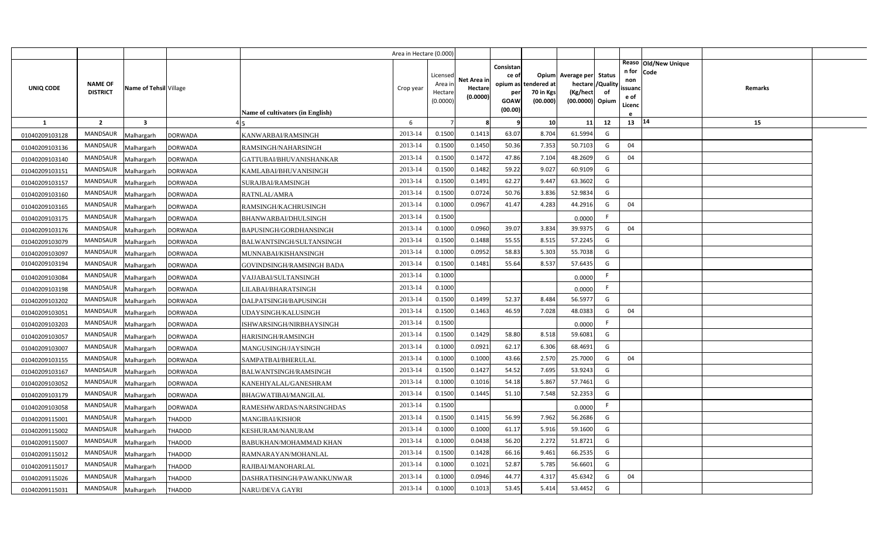| | | | | | Area in Hectare (0.000) | | | | | | | | | | |
|---|---|---|---|---|---|---|---|---|---|---|---|---|---|---|---|
| UNIQ CODE | NAME OF DISTRICT | Name of Tehsil | Village | Name of cultivators (in English) | Crop year | Licensed Area in Hectare (0.0000) | Net Area in Hectare (0.0000) | Consistance of opium as per GOAW (00.00) | Opium tendered at 70 in Kgs (00.000) | Average per hectare (Kg/hect (00.0000) | Status /Quality of Opium | Reason for non issuance of Licence | Old/New Unique Code | Remarks | |
| 1 | 2 | 3 | 4 | 5 | 6 | 7 | 8 | 9 | 10 | 11 | 12 | 13 | 14 | 15 | |
| 01040209103128 | MANDSAUR | Malhargarh | DORWADA | KANWARBAI/RAMSINGH | 2013-14 | 0.1500 | 0.1413 | 63.07 | 8.704 | 61.5994 | G | | | | |
| 01040209103136 | MANDSAUR | Malhargarh | DORWADA | RAMSINGH/NAHARSINGH | 2013-14 | 0.1500 | 0.1450 | 50.36 | 7.353 | 50.7103 | G | 04 | | | |
| 01040209103140 | MANDSAUR | Malhargarh | DORWADA | GATTUBAI/BHUVANISHANKAR | 2013-14 | 0.1500 | 0.1472 | 47.86 | 7.104 | 48.2609 | G | 04 | | | |
| 01040209103151 | MANDSAUR | Malhargarh | DORWADA | KAMLABAI/BHUVANISINGH | 2013-14 | 0.1500 | 0.1482 | 59.22 | 9.027 | 60.9109 | G | | | | |
| 01040209103157 | MANDSAUR | Malhargarh | DORWADA | SURAJBAI/RAMSINGH | 2013-14 | 0.1500 | 0.1491 | 62.27 | 9.447 | 63.3602 | G | | | | |
| 01040209103160 | MANDSAUR | Malhargarh | DORWADA | RATNLAL/AMRA | 2013-14 | 0.1500 | 0.0724 | 50.76 | 3.836 | 52.9834 | G | | | | |
| 01040209103165 | MANDSAUR | Malhargarh | DORWADA | RAMSINGH/KACHRUSINGH | 2013-14 | 0.1000 | 0.0967 | 41.47 | 4.283 | 44.2916 | G | 04 | | | |
| 01040209103175 | MANDSAUR | Malhargarh | DORWADA | BHANWARBAI/DHULSINGH | 2013-14 | 0.1500 | | | | 0.0000 | F | | | | |
| 01040209103176 | MANDSAUR | Malhargarh | DORWADA | BAPUSINGH/GORDHANSINGH | 2013-14 | 0.1000 | 0.0960 | 39.07 | 3.834 | 39.9375 | G | 04 | | | |
| 01040209103079 | MANDSAUR | Malhargarh | DORWADA | BALWANTSINGH/SULTANSINGH | 2013-14 | 0.1500 | 0.1488 | 55.55 | 8.515 | 57.2245 | G | | | | |
| 01040209103097 | MANDSAUR | Malhargarh | DORWADA | MUNNABAI/KISHANSINGH | 2013-14 | 0.1000 | 0.0952 | 58.83 | 5.303 | 55.7038 | G | | | | |
| 01040209103194 | MANDSAUR | Malhargarh | DORWADA | GOVINDSINGH/RAMSINGH BADA | 2013-14 | 0.1500 | 0.1481 | 55.64 | 8.537 | 57.6435 | G | | | | |
| 01040209103084 | MANDSAUR | Malhargarh | DORWADA | VAJJABAI/SULTANSINGH | 2013-14 | 0.1000 | | | | 0.0000 | F | | | | |
| 01040209103198 | MANDSAUR | Malhargarh | DORWADA | LILABAI/BHARATSINGH | 2013-14 | 0.1000 | | | | 0.0000 | F | | | | |
| 01040209103202 | MANDSAUR | Malhargarh | DORWADA | DALPATSINGH/BAPUSINGH | 2013-14 | 0.1500 | 0.1499 | 52.37 | 8.484 | 56.5977 | G | | | | |
| 01040209103051 | MANDSAUR | Malhargarh | DORWADA | UDAYSINGH/KALUSINGH | 2013-14 | 0.1500 | 0.1463 | 46.59 | 7.028 | 48.0383 | G | 04 | | | |
| 01040209103203 | MANDSAUR | Malhargarh | DORWADA | ISHWARSINGH/NIRBHAYSINGH | 2013-14 | 0.1500 | | | | 0.0000 | F | | | | |
| 01040209103057 | MANDSAUR | Malhargarh | DORWADA | HARISINGH/RAMSINGH | 2013-14 | 0.1500 | 0.1429 | 58.80 | 8.518 | 59.6081 | G | | | | |
| 01040209103007 | MANDSAUR | Malhargarh | DORWADA | MANGUSINGH/JAYSINGH | 2013-14 | 0.1000 | 0.0921 | 62.17 | 6.306 | 68.4691 | G | | | | |
| 01040209103155 | MANDSAUR | Malhargarh | DORWADA | SAMPATBAI/BHERULAL | 2013-14 | 0.1000 | 0.1000 | 43.66 | 2.570 | 25.7000 | G | 04 | | | |
| 01040209103167 | MANDSAUR | Malhargarh | DORWADA | BALWANTSINGH/RAMSINGH | 2013-14 | 0.1500 | 0.1427 | 54.52 | 7.695 | 53.9243 | G | | | | |
| 01040209103052 | MANDSAUR | Malhargarh | DORWADA | KANEHIYALAL/GANESHRAM | 2013-14 | 0.1000 | 0.1016 | 54.18 | 5.867 | 57.7461 | G | | | | |
| 01040209103179 | MANDSAUR | Malhargarh | DORWADA | BHAGWATIBAI/MANGILAL | 2013-14 | 0.1500 | 0.1445 | 51.10 | 7.548 | 52.2353 | G | | | | |
| 01040209103058 | MANDSAUR | Malhargarh | DORWADA | RAMESHWARDAS/NARSINGHDAS | 2013-14 | 0.1500 | | | | 0.0000 | F | | | | |
| 01040209115001 | MANDSAUR | Malhargarh | THADOD | MANGIBAI/KISHOR | 2013-14 | 0.1500 | 0.1415 | 56.99 | 7.962 | 56.2686 | G | | | | |
| 01040209115002 | MANDSAUR | Malhargarh | THADOD | KESHURAM/NANURAM | 2013-14 | 0.1000 | 0.1000 | 61.17 | 5.916 | 59.1600 | G | | | | |
| 01040209115007 | MANDSAUR | Malhargarh | THADOD | BABUKHAN/MOHAMMAD KHAN | 2013-14 | 0.1000 | 0.0438 | 56.20 | 2.272 | 51.8721 | G | | | | |
| 01040209115012 | MANDSAUR | Malhargarh | THADOD | RAMNARAYAN/MOHANLAL | 2013-14 | 0.1500 | 0.1428 | 66.16 | 9.461 | 66.2535 | G | | | | |
| 01040209115017 | MANDSAUR | Malhargarh | THADOD | RAJIBAI/MANOHARLAL | 2013-14 | 0.1000 | 0.1021 | 52.87 | 5.785 | 56.6601 | G | | | | |
| 01040209115026 | MANDSAUR | Malhargarh | THADOD | DASHRATHSINGH/PAWANKUNWAR | 2013-14 | 0.1000 | 0.0946 | 44.77 | 4.317 | 45.6342 | G | 04 | | | |
| 01040209115031 | MANDSAUR | Malhargarh | THADOD | NARU/DEVA GAYRI | 2013-14 | 0.1000 | 0.1013 | 53.45 | 5.414 | 53.4452 | G | | | | |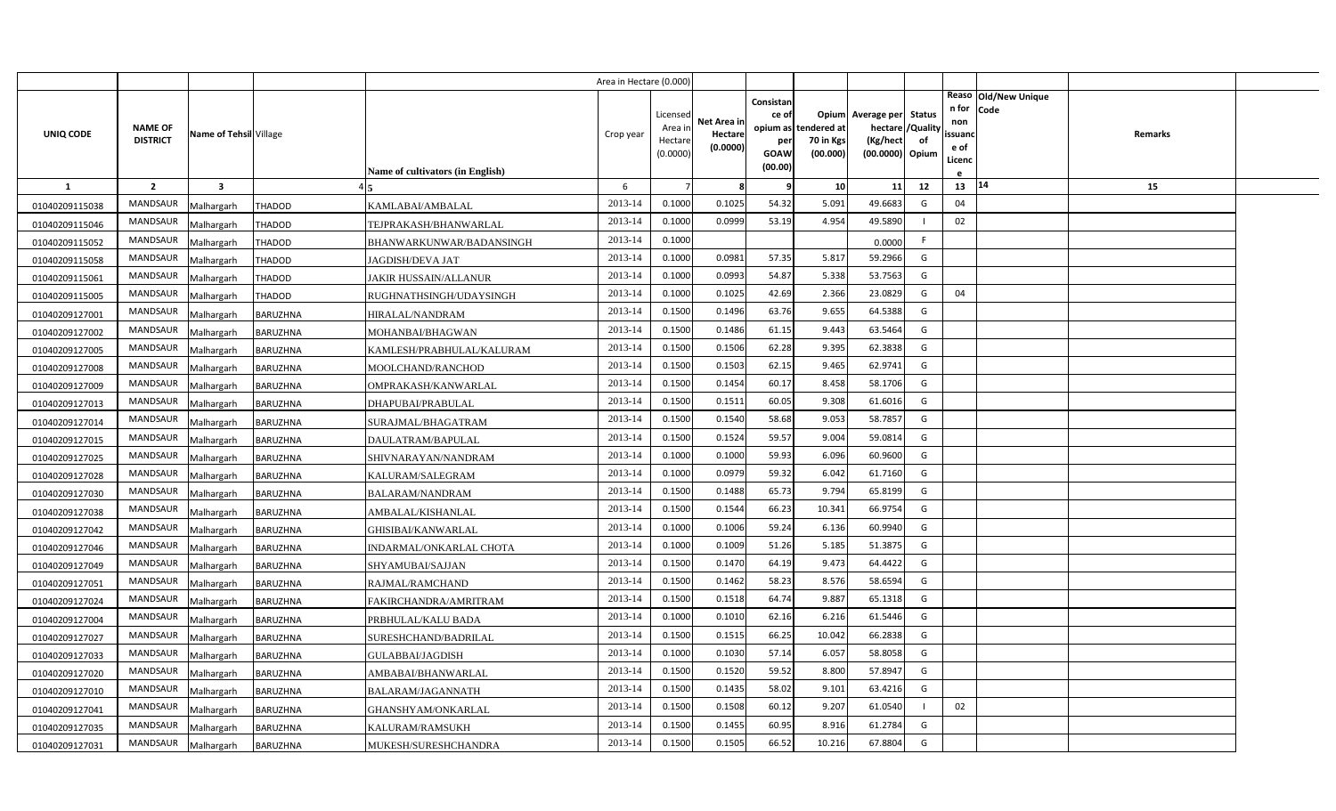| UNIQ CODE | NAME OF DISTRICT | Name of Tehsil | Village | Name of cultivators (in English) | Crop year | Licensed Area in Hectare (0.0000) | Net Area in Hectare (0.0000) | Consistance of opium as per GOAW (00.00) | Opium tendered at 70 in Kgs (00.000) | Average per hectare (Kg/hect (00.0000) | Status /Quality of Opium | Reason for non issuance of Licence | Old/New Unique Code | Remarks |
|---|---|---|---|---|---|---|---|---|---|---|---|---|---|---|
| 1 | 2 | 3 | 4 | 5 | 6 | 7 | 8 | 9 | 10 | 11 | 12 | 13 | 14 | 15 |
| 01040209115038 | MANDSAUR | Malhargarh | THADOD | KAMLABAI/AMBALAL | 2013-14 | 0.1000 | 0.1025 | 54.32 | 5.091 | 49.6683 | G | 04 | | |
| 01040209115046 | MANDSAUR | Malhargarh | THADOD | TEJPRAKASH/BHANWARLAL | 2013-14 | 0.1000 | 0.0999 | 53.19 | 4.954 | 49.5890 | I | 02 | | |
| 01040209115052 | MANDSAUR | Malhargarh | THADOD | BHANWARKUNWAR/BADANSINGH | 2013-14 | 0.1000 | | | | 0.0000 | F | | | |
| 01040209115058 | MANDSAUR | Malhargarh | THADOD | JAGDISH/DEVA JAT | 2013-14 | 0.1000 | 0.0981 | 57.35 | 5.817 | 59.2966 | G | | | |
| 01040209115061 | MANDSAUR | Malhargarh | THADOD | JAKIR HUSSAIN/ALLANUR | 2013-14 | 0.1000 | 0.0993 | 54.87 | 5.338 | 53.7563 | G | | | |
| 01040209115005 | MANDSAUR | Malhargarh | THADOD | RUGHNATHSINGH/UDAYSINGH | 2013-14 | 0.1000 | 0.1025 | 42.69 | 2.366 | 23.0829 | G | 04 | | |
| 01040209127001 | MANDSAUR | Malhargarh | BARUZHNA | HIRALAL/NANDRAM | 2013-14 | 0.1500 | 0.1496 | 63.76 | 9.655 | 64.5388 | G | | | |
| 01040209127002 | MANDSAUR | Malhargarh | BARUZHNA | MOHANBAI/BHAGWAN | 2013-14 | 0.1500 | 0.1486 | 61.15 | 9.443 | 63.5464 | G | | | |
| 01040209127005 | MANDSAUR | Malhargarh | BARUZHNA | KAMLESH/PRABHULAL/KALURAM | 2013-14 | 0.1500 | 0.1506 | 62.28 | 9.395 | 62.3838 | G | | | |
| 01040209127008 | MANDSAUR | Malhargarh | BARUZHNA | MOOLCHAND/RANCHOD | 2013-14 | 0.1500 | 0.1503 | 62.15 | 9.465 | 62.9741 | G | | | |
| 01040209127009 | MANDSAUR | Malhargarh | BARUZHNA | OMPRAKASH/KANWARLAL | 2013-14 | 0.1500 | 0.1454 | 60.17 | 8.458 | 58.1706 | G | | | |
| 01040209127013 | MANDSAUR | Malhargarh | BARUZHNA | DHAPUBAI/PRABULAL | 2013-14 | 0.1500 | 0.1511 | 60.05 | 9.308 | 61.6016 | G | | | |
| 01040209127014 | MANDSAUR | Malhargarh | BARUZHNA | SURAJMAL/BHAGATRAM | 2013-14 | 0.1500 | 0.1540 | 58.68 | 9.053 | 58.7857 | G | | | |
| 01040209127015 | MANDSAUR | Malhargarh | BARUZHNA | DAULATRAM/BAPULAL | 2013-14 | 0.1500 | 0.1524 | 59.57 | 9.004 | 59.0814 | G | | | |
| 01040209127025 | MANDSAUR | Malhargarh | BARUZHNA | SHIVNARAYAN/NANDRAM | 2013-14 | 0.1000 | 0.1000 | 59.93 | 6.096 | 60.9600 | G | | | |
| 01040209127028 | MANDSAUR | Malhargarh | BARUZHNA | KALURAM/SALEGRAM | 2013-14 | 0.1000 | 0.0979 | 59.32 | 6.042 | 61.7160 | G | | | |
| 01040209127030 | MANDSAUR | Malhargarh | BARUZHNA | BALARAM/NANDRAM | 2013-14 | 0.1500 | 0.1488 | 65.73 | 9.794 | 65.8199 | G | | | |
| 01040209127038 | MANDSAUR | Malhargarh | BARUZHNA | AMBALAL/KISHANLAL | 2013-14 | 0.1500 | 0.1544 | 66.23 | 10.341 | 66.9754 | G | | | |
| 01040209127042 | MANDSAUR | Malhargarh | BARUZHNA | GHISIBAI/KANWARLAL | 2013-14 | 0.1000 | 0.1006 | 59.24 | 6.136 | 60.9940 | G | | | |
| 01040209127046 | MANDSAUR | Malhargarh | BARUZHNA | INDARMAL/ONKARLAL CHOTA | 2013-14 | 0.1000 | 0.1009 | 51.26 | 5.185 | 51.3875 | G | | | |
| 01040209127049 | MANDSAUR | Malhargarh | BARUZHNA | SHYAMUBAI/SAJJAN | 2013-14 | 0.1500 | 0.1470 | 64.19 | 9.473 | 64.4422 | G | | | |
| 01040209127051 | MANDSAUR | Malhargarh | BARUZHNA | RAJMAL/RAMCHAND | 2013-14 | 0.1500 | 0.1462 | 58.23 | 8.576 | 58.6594 | G | | | |
| 01040209127024 | MANDSAUR | Malhargarh | BARUZHNA | FAKIRCHANDRA/AMRITRAM | 2013-14 | 0.1500 | 0.1518 | 64.74 | 9.887 | 65.1318 | G | | | |
| 01040209127004 | MANDSAUR | Malhargarh | BARUZHNA | PRBHULAL/KALU BADA | 2013-14 | 0.1000 | 0.1010 | 62.16 | 6.216 | 61.5446 | G | | | |
| 01040209127027 | MANDSAUR | Malhargarh | BARUZHNA | SURESHCHAND/BADRILAL | 2013-14 | 0.1500 | 0.1515 | 66.25 | 10.042 | 66.2838 | G | | | |
| 01040209127033 | MANDSAUR | Malhargarh | BARUZHNA | GULABBAI/JAGDISH | 2013-14 | 0.1000 | 0.1030 | 57.14 | 6.057 | 58.8058 | G | | | |
| 01040209127020 | MANDSAUR | Malhargarh | BARUZHNA | AMBABAI/BHANWARLAL | 2013-14 | 0.1500 | 0.1520 | 59.52 | 8.800 | 57.8947 | G | | | |
| 01040209127010 | MANDSAUR | Malhargarh | BARUZHNA | BALARAM/JAGANNATH | 2013-14 | 0.1500 | 0.1435 | 58.02 | 9.101 | 63.4216 | G | | | |
| 01040209127041 | MANDSAUR | Malhargarh | BARUZHNA | GHANSHYAM/ONKARLAL | 2013-14 | 0.1500 | 0.1508 | 60.12 | 9.207 | 61.0540 | I | 02 | | |
| 01040209127035 | MANDSAUR | Malhargarh | BARUZHNA | KALURAM/RAMSUKH | 2013-14 | 0.1500 | 0.1455 | 60.95 | 8.916 | 61.2784 | G | | | |
| 01040209127031 | MANDSAUR | Malhargarh | BARUZHNA | MUKESH/SURESHCHANDRA | 2013-14 | 0.1500 | 0.1505 | 66.52 | 10.216 | 67.8804 | G | | | |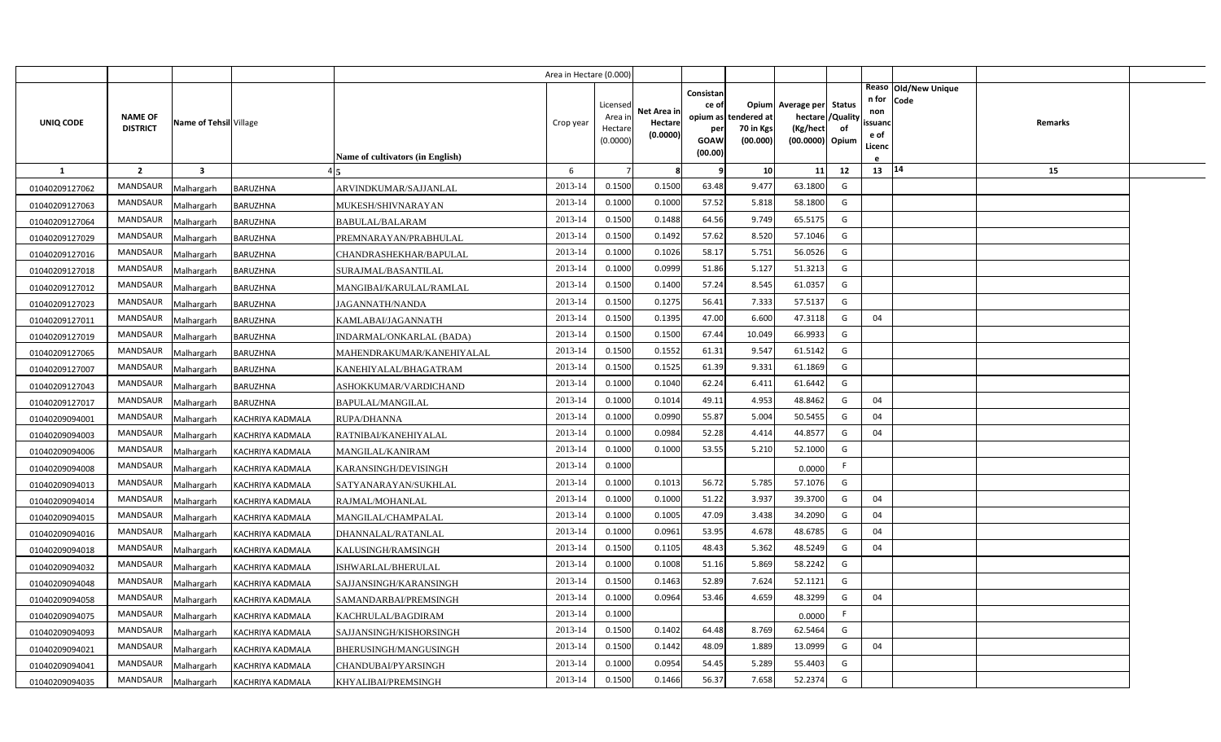| | | | | | Area in Hectare (0.000) | | | | | | | | | | |
|---|---|---|---|---|---|---|---|---|---|---|---|---|---|---|---|
| UNIQ CODE | NAME OF DISTRICT | Name of Tehsil | Village | Name of cultivators (in English) | Crop year | Licensed Area in Hectare (0.0000) | Net Area in Hectare (0.0000) | Consistance of opium as per GOAW (00.00) | Opium tendered at 70 in Kgs (00.000) | Average per hectare (Kg/hect (00.0000) | Status /Quality of Opium | Reason for non issuance of Licence | Old/New Unique Code | Remarks |
| 1 | 2 | 3 | 4 | 5 | 6 | 7 | 8 | 9 | 10 | 11 | 12 | 13 | 14 | 15 |
| 01040209127062 | MANDSAUR | Malhargarh | BARUZHNA | ARVINDKUMAR/SAJJANLAL | 2013-14 | 0.1500 | 0.1500 | 63.48 | 9.477 | 63.1800 | G | | | |
| 01040209127063 | MANDSAUR | Malhargarh | BARUZHNA | MUKESH/SHIVNARAYAN | 2013-14 | 0.1000 | 0.1000 | 57.52 | 5.818 | 58.1800 | G | | | |
| 01040209127064 | MANDSAUR | Malhargarh | BARUZHNA | BABULAL/BALARAM | 2013-14 | 0.1500 | 0.1488 | 64.56 | 9.749 | 65.5175 | G | | | |
| 01040209127029 | MANDSAUR | Malhargarh | BARUZHNA | PREMNARAYAN/PRABHULAL | 2013-14 | 0.1500 | 0.1492 | 57.62 | 8.520 | 57.1046 | G | | | |
| 01040209127016 | MANDSAUR | Malhargarh | BARUZHNA | CHANDRASHEKHAR/BAPULAL | 2013-14 | 0.1000 | 0.1026 | 58.17 | 5.751 | 56.0526 | G | | | |
| 01040209127018 | MANDSAUR | Malhargarh | BARUZHNA | SURAJMAL/BASANTILAL | 2013-14 | 0.1000 | 0.0999 | 51.86 | 5.127 | 51.3213 | G | | | |
| 01040209127012 | MANDSAUR | Malhargarh | BARUZHNA | MANGIBAI/KARULAL/RAMLAL | 2013-14 | 0.1500 | 0.1400 | 57.24 | 8.545 | 61.0357 | G | | | |
| 01040209127023 | MANDSAUR | Malhargarh | BARUZHNA | JAGANNATH/NANDA | 2013-14 | 0.1500 | 0.1275 | 56.41 | 7.333 | 57.5137 | G | | | |
| 01040209127011 | MANDSAUR | Malhargarh | BARUZHNA | KAMLABAI/JAGANNATH | 2013-14 | 0.1500 | 0.1395 | 47.00 | 6.600 | 47.3118 | G | 04 | | |
| 01040209127019 | MANDSAUR | Malhargarh | BARUZHNA | INDARMAL/ONKARLAL (BADA) | 2013-14 | 0.1500 | 0.1500 | 67.44 | 10.049 | 66.9933 | G | | | |
| 01040209127065 | MANDSAUR | Malhargarh | BARUZHNA | MAHENDRAKUMAR/KANEHIYALAL | 2013-14 | 0.1500 | 0.1552 | 61.31 | 9.547 | 61.5142 | G | | | |
| 01040209127007 | MANDSAUR | Malhargarh | BARUZHNA | KANEHIYALAL/BHAGATRAM | 2013-14 | 0.1500 | 0.1525 | 61.39 | 9.331 | 61.1869 | G | | | |
| 01040209127043 | MANDSAUR | Malhargarh | BARUZHNA | ASHOKKUMAR/VARDICHAND | 2013-14 | 0.1000 | 0.1040 | 62.24 | 6.411 | 61.6442 | G | | | |
| 01040209127017 | MANDSAUR | Malhargarh | BARUZHNA | BAPULAL/MANGILAL | 2013-14 | 0.1000 | 0.1014 | 49.11 | 4.953 | 48.8462 | G | 04 | | |
| 01040209094001 | MANDSAUR | Malhargarh | KACHRIYA KADMALA | RUPA/DHANNA | 2013-14 | 0.1000 | 0.0990 | 55.87 | 5.004 | 50.5455 | G | 04 | | |
| 01040209094003 | MANDSAUR | Malhargarh | KACHRIYA KADMALA | RATNIBAI/KANEHIYALAL | 2013-14 | 0.1000 | 0.0984 | 52.28 | 4.414 | 44.8577 | G | 04 | | |
| 01040209094006 | MANDSAUR | Malhargarh | KACHRIYA KADMALA | MANGILAL/KANIRAM | 2013-14 | 0.1000 | 0.1000 | 53.55 | 5.210 | 52.1000 | G | | | |
| 01040209094008 | MANDSAUR | Malhargarh | KACHRIYA KADMALA | KARANSINGH/DEVISINGH | 2013-14 | 0.1000 | | | | 0.0000 | F | | | |
| 01040209094013 | MANDSAUR | Malhargarh | KACHRIYA KADMALA | SATYANARAYAN/SUKHLAL | 2013-14 | 0.1000 | 0.1013 | 56.72 | 5.785 | 57.1076 | G | | | |
| 01040209094014 | MANDSAUR | Malhargarh | KACHRIYA KADMALA | RAJMAL/MOHANLAL | 2013-14 | 0.1000 | 0.1000 | 51.22 | 3.937 | 39.3700 | G | 04 | | |
| 01040209094015 | MANDSAUR | Malhargarh | KACHRIYA KADMALA | MANGILAL/CHAMPALAL | 2013-14 | 0.1000 | 0.1005 | 47.09 | 3.438 | 34.2090 | G | 04 | | |
| 01040209094016 | MANDSAUR | Malhargarh | KACHRIYA KADMALA | DHANNALAL/RATANLAL | 2013-14 | 0.1000 | 0.0961 | 53.95 | 4.678 | 48.6785 | G | 04 | | |
| 01040209094018 | MANDSAUR | Malhargarh | KACHRIYA KADMALA | KALUSINGH/RAMSINGH | 2013-14 | 0.1500 | 0.1105 | 48.43 | 5.362 | 48.5249 | G | 04 | | |
| 01040209094032 | MANDSAUR | Malhargarh | KACHRIYA KADMALA | ISHWARLAL/BHERULAL | 2013-14 | 0.1000 | 0.1008 | 51.16 | 5.869 | 58.2242 | G | | | |
| 01040209094048 | MANDSAUR | Malhargarh | KACHRIYA KADMALA | SAJJANSINGH/KARANSINGH | 2013-14 | 0.1500 | 0.1463 | 52.89 | 7.624 | 52.1121 | G | | | |
| 01040209094058 | MANDSAUR | Malhargarh | KACHRIYA KADMALA | SAMANDARBAI/PREMSINGH | 2013-14 | 0.1000 | 0.0964 | 53.46 | 4.659 | 48.3299 | G | 04 | | |
| 01040209094075 | MANDSAUR | Malhargarh | KACHRIYA KADMALA | KACHRULAL/BAGDIRAM | 2013-14 | 0.1000 | | | | 0.0000 | F | | | |
| 01040209094093 | MANDSAUR | Malhargarh | KACHRIYA KADMALA | SAJJANSINGH/KISHORSINGH | 2013-14 | 0.1500 | 0.1402 | 64.48 | 8.769 | 62.5464 | G | | | |
| 01040209094021 | MANDSAUR | Malhargarh | KACHRIYA KADMALA | BHERUSINGH/MANGUSINGH | 2013-14 | 0.1500 | 0.1442 | 48.09 | 1.889 | 13.0999 | G | 04 | | |
| 01040209094041 | MANDSAUR | Malhargarh | KACHRIYA KADMALA | CHANDUBAI/PYARSINGH | 2013-14 | 0.1000 | 0.0954 | 54.45 | 5.289 | 55.4403 | G | | | |
| 01040209094035 | MANDSAUR | Malhargarh | KACHRIYA KADMALA | KHYALIBAI/PREMSINGH | 2013-14 | 0.1500 | 0.1466 | 56.37 | 7.658 | 52.2374 | G | | | |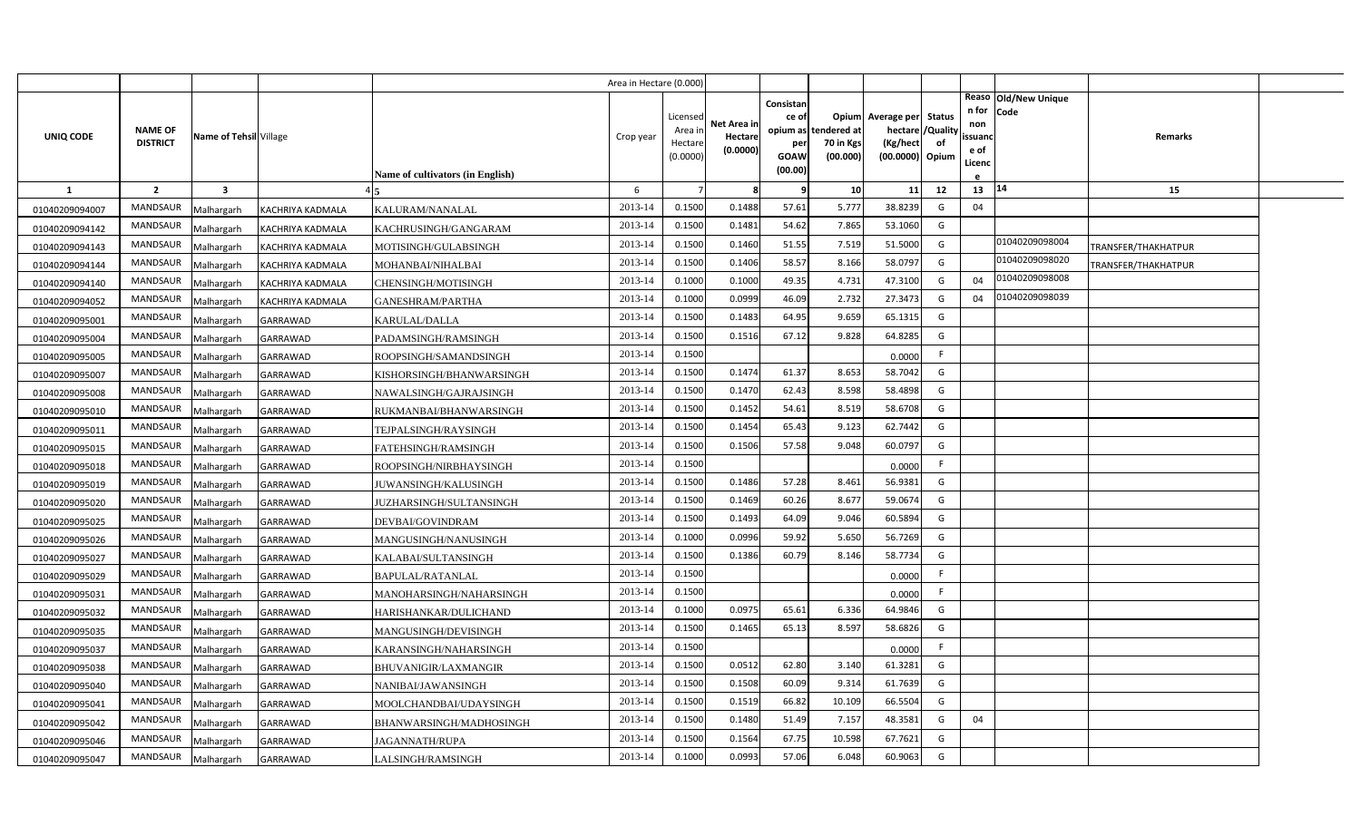|  |  |  |  |  | Area in Hectare (0.000) |  |  |  |  |  |  |  |  |  |
|---|---|---|---|---|---|---|---|---|---|---|---|---|---|---|
| UNIQ CODE | NAME OF DISTRICT | Name of Tehsil | Village | Name of cultivators (in English) | Crop year | Licensed Area in Hectare (0.0000) | Net Area in Hectare (0.0000) | Consistance of opium as per GOAW (00.00) | Opium tendered at 70 in Kgs (00.000) | Average per hectare (Kg/hect (00.0000) | Status /Quality of Opium | Reason for non issuance of Licence | Old/New Unique Code | Remarks |
| 1 | 2 | 3 | 4 | 5 | 6 | 7 | 8 | 9 | 10 | 11 | 12 | 13 | 14 | 15 |
| 01040209094007 | MANDSAUR | Malhargarh | KACHRIYA KADMALA | KALURAM/NANALAL | 2013-14 | 0.1500 | 0.1488 | 57.61 | 5.777 | 38.8239 | G | 04 |  |  |
| 01040209094142 | MANDSAUR | Malhargarh | KACHRIYA KADMALA | KACHRUSINGH/GANGARAM | 2013-14 | 0.1500 | 0.1481 | 54.62 | 7.865 | 53.1060 | G |  |  |  |
| 01040209094143 | MANDSAUR | Malhargarh | KACHRIYA KADMALA | MOTISINGH/GULABSINGH | 2013-14 | 0.1500 | 0.1460 | 51.55 | 7.519 | 51.5000 | G |  | 01040209098004 | TRANSFER/THAKHATPUR |
| 01040209094144 | MANDSAUR | Malhargarh | KACHRIYA KADMALA | MOHANBAI/NIHALBAI | 2013-14 | 0.1500 | 0.1406 | 58.57 | 8.166 | 58.0797 | G |  | 01040209098020 | TRANSFER/THAKHATPUR |
| 01040209094140 | MANDSAUR | Malhargarh | KACHRIYA KADMALA | CHENSINGH/MOTISINGH | 2013-14 | 0.1000 | 0.1000 | 49.35 | 4.731 | 47.3100 | G | 04 | 01040209098008 |  |
| 01040209094052 | MANDSAUR | Malhargarh | KACHRIYA KADMALA | GANESHRAM/PARTHA | 2013-14 | 0.1000 | 0.0999 | 46.09 | 2.732 | 27.3473 | G | 04 | 01040209098039 |  |
| 01040209095001 | MANDSAUR | Malhargarh | GARRAWAD | KARULAL/DALLA | 2013-14 | 0.1500 | 0.1483 | 64.95 | 9.659 | 65.1315 | G |  |  |  |
| 01040209095004 | MANDSAUR | Malhargarh | GARRAWAD | PADAMSINGH/RAMSINGH | 2013-14 | 0.1500 | 0.1516 | 67.12 | 9.828 | 64.8285 | G |  |  |  |
| 01040209095005 | MANDSAUR | Malhargarh | GARRAWAD | ROOPSINGH/SAMANDSINGH | 2013-14 | 0.1500 |  |  |  | 0.0000 | F |  |  |  |
| 01040209095007 | MANDSAUR | Malhargarh | GARRAWAD | KISHORSINGH/BHANWARSINGH | 2013-14 | 0.1500 | 0.1474 | 61.37 | 8.653 | 58.7042 | G |  |  |  |
| 01040209095008 | MANDSAUR | Malhargarh | GARRAWAD | NAWALSINGH/GAJRAJSINGH | 2013-14 | 0.1500 | 0.1470 | 62.43 | 8.598 | 58.4898 | G |  |  |  |
| 01040209095010 | MANDSAUR | Malhargarh | GARRAWAD | RUKMANBAI/BHANWARSINGH | 2013-14 | 0.1500 | 0.1452 | 54.61 | 8.519 | 58.6708 | G |  |  |  |
| 01040209095011 | MANDSAUR | Malhargarh | GARRAWAD | TEJPALSINGH/RAYSINGH | 2013-14 | 0.1500 | 0.1454 | 65.43 | 9.123 | 62.7442 | G |  |  |  |
| 01040209095015 | MANDSAUR | Malhargarh | GARRAWAD | FATEHSINGH/RAMSINGH | 2013-14 | 0.1500 | 0.1506 | 57.58 | 9.048 | 60.0797 | G |  |  |  |
| 01040209095018 | MANDSAUR | Malhargarh | GARRAWAD | ROOPSINGH/NIRBHAYSINGH | 2013-14 | 0.1500 |  |  |  | 0.0000 | F |  |  |  |
| 01040209095019 | MANDSAUR | Malhargarh | GARRAWAD | JUWANSINGH/KALUSINGH | 2013-14 | 0.1500 | 0.1486 | 57.28 | 8.461 | 56.9381 | G |  |  |  |
| 01040209095020 | MANDSAUR | Malhargarh | GARRAWAD | JUZHARSINGH/SULTANSINGH | 2013-14 | 0.1500 | 0.1469 | 60.26 | 8.677 | 59.0674 | G |  |  |  |
| 01040209095025 | MANDSAUR | Malhargarh | GARRAWAD | DEVBAI/GOVINDRAM | 2013-14 | 0.1500 | 0.1493 | 64.09 | 9.046 | 60.5894 | G |  |  |  |
| 01040209095026 | MANDSAUR | Malhargarh | GARRAWAD | MANGUSINGH/NANUSINGH | 2013-14 | 0.1000 | 0.0996 | 59.92 | 5.650 | 56.7269 | G |  |  |  |
| 01040209095027 | MANDSAUR | Malhargarh | GARRAWAD | KALABAI/SULTANSINGH | 2013-14 | 0.1500 | 0.1386 | 60.79 | 8.146 | 58.7734 | G |  |  |  |
| 01040209095029 | MANDSAUR | Malhargarh | GARRAWAD | BAPULAL/RATANLAL | 2013-14 | 0.1500 |  |  |  | 0.0000 | F |  |  |  |
| 01040209095031 | MANDSAUR | Malhargarh | GARRAWAD | MANOHARSINGH/NAHARSINGH | 2013-14 | 0.1500 |  |  |  | 0.0000 | F |  |  |  |
| 01040209095032 | MANDSAUR | Malhargarh | GARRAWAD | HARISHANKAR/DULICHAND | 2013-14 | 0.1000 | 0.0975 | 65.61 | 6.336 | 64.9846 | G |  |  |  |
| 01040209095035 | MANDSAUR | Malhargarh | GARRAWAD | MANGUSINGH/DEVISINGH | 2013-14 | 0.1500 | 0.1465 | 65.13 | 8.597 | 58.6826 | G |  |  |  |
| 01040209095037 | MANDSAUR | Malhargarh | GARRAWAD | KARANSINGH/NAHARSINGH | 2013-14 | 0.1500 |  |  |  | 0.0000 | F |  |  |  |
| 01040209095038 | MANDSAUR | Malhargarh | GARRAWAD | BHUVANIGIR/LAXMANGIR | 2013-14 | 0.1500 | 0.0512 | 62.80 | 3.140 | 61.3281 | G |  |  |  |
| 01040209095040 | MANDSAUR | Malhargarh | GARRAWAD | NANIBAI/JAWANSINGH | 2013-14 | 0.1500 | 0.1508 | 60.09 | 9.314 | 61.7639 | G |  |  |  |
| 01040209095041 | MANDSAUR | Malhargarh | GARRAWAD | MOOLCHANDBAI/UDAYSINGH | 2013-14 | 0.1500 | 0.1519 | 66.82 | 10.109 | 66.5504 | G |  |  |  |
| 01040209095042 | MANDSAUR | Malhargarh | GARRAWAD | BHANWARSINGH/MADHOSINGH | 2013-14 | 0.1500 | 0.1480 | 51.49 | 7.157 | 48.3581 | G | 04 |  |  |
| 01040209095046 | MANDSAUR | Malhargarh | GARRAWAD | JAGANNATH/RUPA | 2013-14 | 0.1500 | 0.1564 | 67.75 | 10.598 | 67.7621 | G |  |  |  |
| 01040209095047 | MANDSAUR | Malhargarh | GARRAWAD | LALSINGH/RAMSINGH | 2013-14 | 0.1000 | 0.0993 | 57.06 | 6.048 | 60.9063 | G |  |  |  |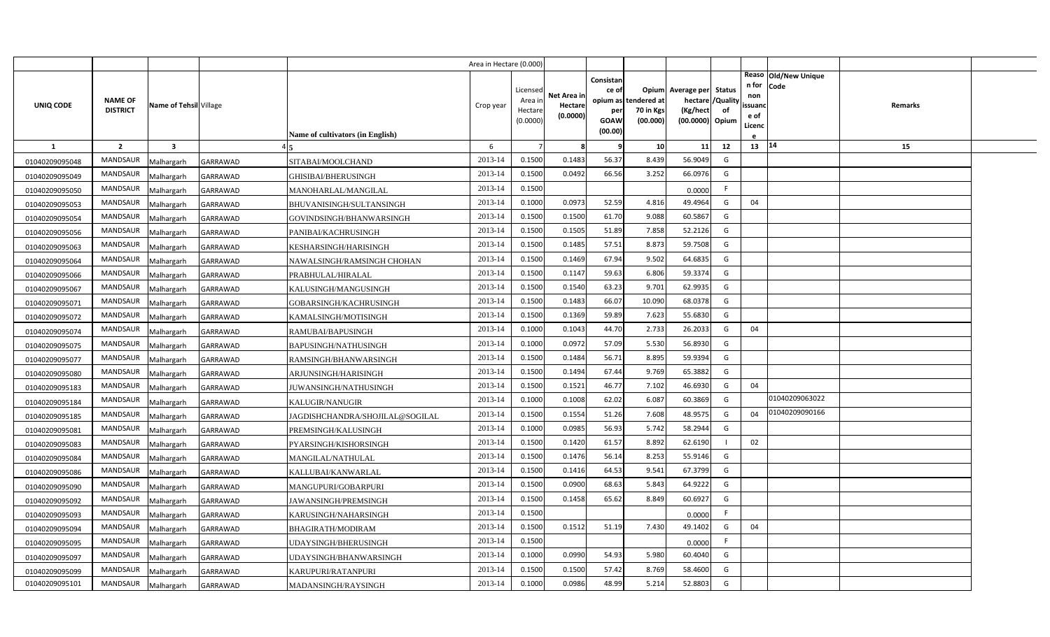| UNIQ CODE | NAME OF DISTRICT | Name of Tehsil | Village | Name of cultivators (in English) | Area in Hectare (0.000) Crop year | Licensed Area in Hectare (0.0000) | Net Area in Hectare (0.0000) | Consistance of opium as per GOAW (00.00) | Opium tendered at 70 in Kgs (00.000) | Average per hectare (Kg/hect) (00.0000) | Status /Quality of Opium | Reason for non issuance of Licence | Old/New Unique Code | Remarks |
|---|---|---|---|---|---|---|---|---|---|---|---|---|---|---|
| 1 | 2 | 3 | 4 | 5 | 6 | 7 | 8 | 9 | 10 | 11 | 12 | 13 | 14 | 15 |
| 01040209095048 | MANDSAUR | Malhargarh | GARRAWAD | SITABAI/MOOLCHAND | 2013-14 | 0.1500 | 0.1483 | 56.37 | 8.439 | 56.9049 | G | | | |
| 01040209095049 | MANDSAUR | Malhargarh | GARRAWAD | GHISIBAI/BHERUSINGH | 2013-14 | 0.1500 | 0.0492 | 66.56 | 3.252 | 66.0976 | G | | | |
| 01040209095050 | MANDSAUR | Malhargarh | GARRAWAD | MANOHARLAL/MANGILAL | 2013-14 | 0.1500 | | | | 0.0000 | F | | | |
| 01040209095053 | MANDSAUR | Malhargarh | GARRAWAD | BHUVANISINGH/SULTANSINGH | 2013-14 | 0.1000 | 0.0973 | 52.59 | 4.816 | 49.4964 | G | 04 | | |
| 01040209095054 | MANDSAUR | Malhargarh | GARRAWAD | GOVINDSINGH/BHANWARSINGH | 2013-14 | 0.1500 | 0.1500 | 61.70 | 9.088 | 60.5867 | G | | | |
| 01040209095056 | MANDSAUR | Malhargarh | GARRAWAD | PANIBAI/KACHRUSINGH | 2013-14 | 0.1500 | 0.1505 | 51.89 | 7.858 | 52.2126 | G | | | |
| 01040209095063 | MANDSAUR | Malhargarh | GARRAWAD | KESHARSINGH/HARISINGH | 2013-14 | 0.1500 | 0.1485 | 57.51 | 8.873 | 59.7508 | G | | | |
| 01040209095064 | MANDSAUR | Malhargarh | GARRAWAD | NAWALSINGH/RAMSINGH CHOHAN | 2013-14 | 0.1500 | 0.1469 | 67.94 | 9.502 | 64.6835 | G | | | |
| 01040209095066 | MANDSAUR | Malhargarh | GARRAWAD | PRABHULAL/HIRALAL | 2013-14 | 0.1500 | 0.1147 | 59.63 | 6.806 | 59.3374 | G | | | |
| 01040209095067 | MANDSAUR | Malhargarh | GARRAWAD | KALUSINGH/MANGUSINGH | 2013-14 | 0.1500 | 0.1540 | 63.23 | 9.701 | 62.9935 | G | | | |
| 01040209095071 | MANDSAUR | Malhargarh | GARRAWAD | GOBARSINGH/KACHRUSINGH | 2013-14 | 0.1500 | 0.1483 | 66.07 | 10.090 | 68.0378 | G | | | |
| 01040209095072 | MANDSAUR | Malhargarh | GARRAWAD | KAMALSINGH/MOTISINGH | 2013-14 | 0.1500 | 0.1369 | 59.89 | 7.623 | 55.6830 | G | | | |
| 01040209095074 | MANDSAUR | Malhargarh | GARRAWAD | RAMUBAI/BAPUSINGH | 2013-14 | 0.1000 | 0.1043 | 44.70 | 2.733 | 26.2033 | G | 04 | | |
| 01040209095075 | MANDSAUR | Malhargarh | GARRAWAD | BAPUSINGH/NATHUSINGH | 2013-14 | 0.1000 | 0.0972 | 57.09 | 5.530 | 56.8930 | G | | | |
| 01040209095077 | MANDSAUR | Malhargarh | GARRAWAD | RAMSINGH/BHANWARSINGH | 2013-14 | 0.1500 | 0.1484 | 56.71 | 8.895 | 59.9394 | G | | | |
| 01040209095080 | MANDSAUR | Malhargarh | GARRAWAD | ARJUNSINGH/HARISINGH | 2013-14 | 0.1500 | 0.1494 | 67.44 | 9.769 | 65.3882 | G | | | |
| 01040209095183 | MANDSAUR | Malhargarh | GARRAWAD | JUWANSINGH/NATHUSINGH | 2013-14 | 0.1500 | 0.1521 | 46.77 | 7.102 | 46.6930 | G | 04 | | |
| 01040209095184 | MANDSAUR | Malhargarh | GARRAWAD | KALUGIR/NANUGIR | 2013-14 | 0.1000 | 0.1008 | 62.02 | 6.087 | 60.3869 | G | | 01040209063022 | |
| 01040209095185 | MANDSAUR | Malhargarh | GARRAWAD | JAGDISHCHANDRA/SHOJILAL@SOGILAL | 2013-14 | 0.1500 | 0.1554 | 51.26 | 7.608 | 48.9575 | G | 04 | 01040209090166 | |
| 01040209095081 | MANDSAUR | Malhargarh | GARRAWAD | PREMSINGH/KALUSINGH | 2013-14 | 0.1000 | 0.0985 | 56.93 | 5.742 | 58.2944 | G | | | |
| 01040209095083 | MANDSAUR | Malhargarh | GARRAWAD | PYARSINGH/KISHORSINGH | 2013-14 | 0.1500 | 0.1420 | 61.57 | 8.892 | 62.6190 | I | 02 | | |
| 01040209095084 | MANDSAUR | Malhargarh | GARRAWAD | MANGILAL/NATHULAL | 2013-14 | 0.1500 | 0.1476 | 56.14 | 8.253 | 55.9146 | G | | | |
| 01040209095086 | MANDSAUR | Malhargarh | GARRAWAD | KALLUBAI/KANWARLAL | 2013-14 | 0.1500 | 0.1416 | 64.53 | 9.541 | 67.3799 | G | | | |
| 01040209095090 | MANDSAUR | Malhargarh | GARRAWAD | MANGUPURI/GOBARPURI | 2013-14 | 0.1500 | 0.0900 | 68.63 | 5.843 | 64.9222 | G | | | |
| 01040209095092 | MANDSAUR | Malhargarh | GARRAWAD | JAWANSINGH/PREMSINGH | 2013-14 | 0.1500 | 0.1458 | 65.62 | 8.849 | 60.6927 | G | | | |
| 01040209095093 | MANDSAUR | Malhargarh | GARRAWAD | KARUSINGH/NAHARSINGH | 2013-14 | 0.1500 | | | | 0.0000 | F | | | |
| 01040209095094 | MANDSAUR | Malhargarh | GARRAWAD | BHAGIRATH/MODIRAM | 2013-14 | 0.1500 | 0.1512 | 51.19 | 7.430 | 49.1402 | G | 04 | | |
| 01040209095095 | MANDSAUR | Malhargarh | GARRAWAD | UDAYSINGH/BHERUSINGH | 2013-14 | 0.1500 | | | | 0.0000 | F | | | |
| 01040209095097 | MANDSAUR | Malhargarh | GARRAWAD | UDAYSINGH/BHANWARSINGH | 2013-14 | 0.1000 | 0.0990 | 54.93 | 5.980 | 60.4040 | G | | | |
| 01040209095099 | MANDSAUR | Malhargarh | GARRAWAD | KARUPURI/RATANPURI | 2013-14 | 0.1500 | 0.1500 | 57.42 | 8.769 | 58.4600 | G | | | |
| 01040209095101 | MANDSAUR | Malhargarh | GARRAWAD | MADANSINGH/RAYSINGH | 2013-14 | 0.1000 | 0.0986 | 48.99 | 5.214 | 52.8803 | G | | | |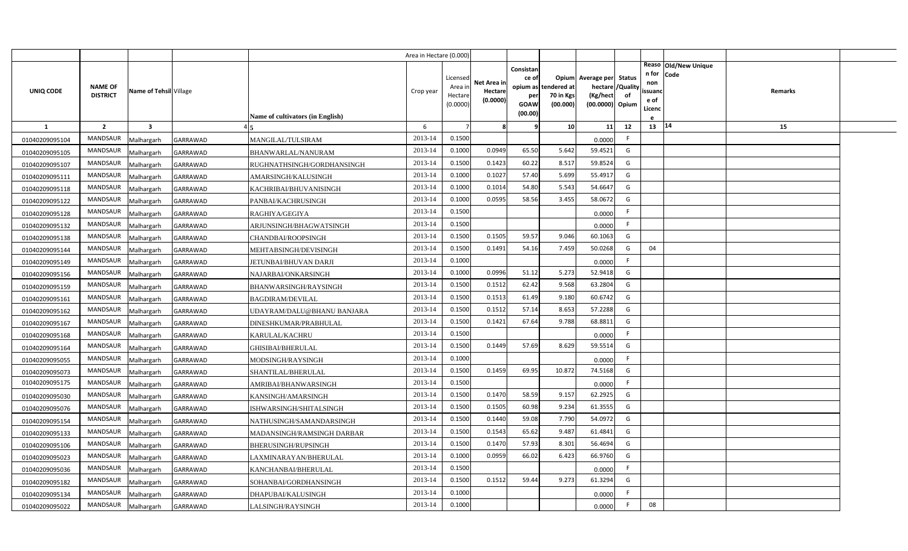| UNIQ CODE | NAME OF DISTRICT | Name of Tehsil | Village | Name of cultivators (in English) | Crop year | Licensed Area in Hectare (0.0000) | Net Area in Hectare (0.0000) | Consistance of opium as per GOAW (00.00) | Opium tendered at 70 in Kgs (00.000) | Average per hectare (Kg/hect (00.0000) | Status /Quality of Opium | Reason for non issuance of Licence | Old/New Unique Code | Remarks |
|---|---|---|---|---|---|---|---|---|---|---|---|---|---|---|
| 1 | 2 | 3 | 4 | 5 | 6 | 7 | 8 | 9 | 10 | 11 | 12 | 13 | 14 | 15 |
| 01040209095104 | MANDSAUR | Malhargarh | GARRAWAD | MANGILAL/TULSIRAM | 2013-14 | 0.1500 | | | | 0.0000 | F | | | |
| 01040209095105 | MANDSAUR | Malhargarh | GARRAWAD | BHANWARLAL/NANURAM | 2013-14 | 0.1000 | 0.0949 | 65.50 | 5.642 | 59.4521 | G | | | |
| 01040209095107 | MANDSAUR | Malhargarh | GARRAWAD | RUGHNATHSINGH/GORDHANSINGH | 2013-14 | 0.1500 | 0.1423 | 60.22 | 8.517 | 59.8524 | G | | | |
| 01040209095111 | MANDSAUR | Malhargarh | GARRAWAD | AMARSINGH/KALUSINGH | 2013-14 | 0.1000 | 0.1027 | 57.40 | 5.699 | 55.4917 | G | | | |
| 01040209095118 | MANDSAUR | Malhargarh | GARRAWAD | KACHRIBAI/BHUVANISINGH | 2013-14 | 0.1000 | 0.1014 | 54.80 | 5.543 | 54.6647 | G | | | |
| 01040209095122 | MANDSAUR | Malhargarh | GARRAWAD | PANBAI/KACHRUSINGH | 2013-14 | 0.1000 | 0.0595 | 58.56 | 3.455 | 58.0672 | G | | | |
| 01040209095128 | MANDSAUR | Malhargarh | GARRAWAD | RAGHIYA/GEGIYA | 2013-14 | 0.1500 | | | | 0.0000 | F | | | |
| 01040209095132 | MANDSAUR | Malhargarh | GARRAWAD | ARJUNSINGH/BHAGWATSINGH | 2013-14 | 0.1500 | | | | 0.0000 | F | | | |
| 01040209095138 | MANDSAUR | Malhargarh | GARRAWAD | CHANDBAI/ROOPSINGH | 2013-14 | 0.1500 | 0.1505 | 59.57 | 9.046 | 60.1063 | G | | | |
| 01040209095144 | MANDSAUR | Malhargarh | GARRAWAD | MEHTABSINGH/DEVISINGH | 2013-14 | 0.1500 | 0.1491 | 54.16 | 7.459 | 50.0268 | G | 04 | | |
| 01040209095149 | MANDSAUR | Malhargarh | GARRAWAD | JETUNBAI/BHUVAN DARJI | 2013-14 | 0.1000 | | | | 0.0000 | F | | | |
| 01040209095156 | MANDSAUR | Malhargarh | GARRAWAD | NAJARBAI/ONKARSINGH | 2013-14 | 0.1000 | 0.0996 | 51.12 | 5.273 | 52.9418 | G | | | |
| 01040209095159 | MANDSAUR | Malhargarh | GARRAWAD | BHANWARSINGH/RAYSINGH | 2013-14 | 0.1500 | 0.1512 | 62.42 | 9.568 | 63.2804 | G | | | |
| 01040209095161 | MANDSAUR | Malhargarh | GARRAWAD | BAGDIRAM/DEVILAL | 2013-14 | 0.1500 | 0.1513 | 61.49 | 9.180 | 60.6742 | G | | | |
| 01040209095162 | MANDSAUR | Malhargarh | GARRAWAD | UDAYRAM/DALU@BHANU BANJARA | 2013-14 | 0.1500 | 0.1512 | 57.14 | 8.653 | 57.2288 | G | | | |
| 01040209095167 | MANDSAUR | Malhargarh | GARRAWAD | DINESHKUMAR/PRABHULAL | 2013-14 | 0.1500 | 0.1421 | 67.64 | 9.788 | 68.8811 | G | | | |
| 01040209095168 | MANDSAUR | Malhargarh | GARRAWAD | KARULAL/KACHRU | 2013-14 | 0.1500 | | | | 0.0000 | F | | | |
| 01040209095164 | MANDSAUR | Malhargarh | GARRAWAD | GHISIBAI/BHERULAL | 2013-14 | 0.1500 | 0.1449 | 57.69 | 8.629 | 59.5514 | G | | | |
| 01040209095055 | MANDSAUR | Malhargarh | GARRAWAD | MODSINGH/RAYSINGH | 2013-14 | 0.1000 | | | | 0.0000 | F | | | |
| 01040209095073 | MANDSAUR | Malhargarh | GARRAWAD | SHANTILAL/BHERULAL | 2013-14 | 0.1500 | 0.1459 | 69.95 | 10.872 | 74.5168 | G | | | |
| 01040209095175 | MANDSAUR | Malhargarh | GARRAWAD | AMRIBAI/BHANWARSINGH | 2013-14 | 0.1500 | | | | 0.0000 | F | | | |
| 01040209095030 | MANDSAUR | Malhargarh | GARRAWAD | KANSINGH/AMARSINGH | 2013-14 | 0.1500 | 0.1470 | 58.59 | 9.157 | 62.2925 | G | | | |
| 01040209095076 | MANDSAUR | Malhargarh | GARRAWAD | ISHWARSINGH/SHITALSINGH | 2013-14 | 0.1500 | 0.1505 | 60.98 | 9.234 | 61.3555 | G | | | |
| 01040209095154 | MANDSAUR | Malhargarh | GARRAWAD | NATHUSINGH/SAMANDARSINGH | 2013-14 | 0.1500 | 0.1440 | 59.08 | 7.790 | 54.0972 | G | | | |
| 01040209095133 | MANDSAUR | Malhargarh | GARRAWAD | MADANSINGH/RAMSINGH DARBAR | 2013-14 | 0.1500 | 0.1543 | 65.62 | 9.487 | 61.4841 | G | | | |
| 01040209095106 | MANDSAUR | Malhargarh | GARRAWAD | BHERUSINGH/RUPSINGH | 2013-14 | 0.1500 | 0.1470 | 57.93 | 8.301 | 56.4694 | G | | | |
| 01040209095023 | MANDSAUR | Malhargarh | GARRAWAD | LAXMINARAYAN/BHERULAL | 2013-14 | 0.1000 | 0.0959 | 66.02 | 6.423 | 66.9760 | G | | | |
| 01040209095036 | MANDSAUR | Malhargarh | GARRAWAD | KANCHANBAI/BHERULAL | 2013-14 | 0.1500 | | | | 0.0000 | F | | | |
| 01040209095182 | MANDSAUR | Malhargarh | GARRAWAD | SOHANBAI/GORDHANSINGH | 2013-14 | 0.1500 | 0.1512 | 59.44 | 9.273 | 61.3294 | G | | | |
| 01040209095134 | MANDSAUR | Malhargarh | GARRAWAD | DHAPUBAI/KALUSINGH | 2013-14 | 0.1000 | | | | 0.0000 | F | | | |
| 01040209095022 | MANDSAUR | Malhargarh | GARRAWAD | LALSINGH/RAYSINGH | 2013-14 | 0.1000 | | | | 0.0000 | F | 08 | | |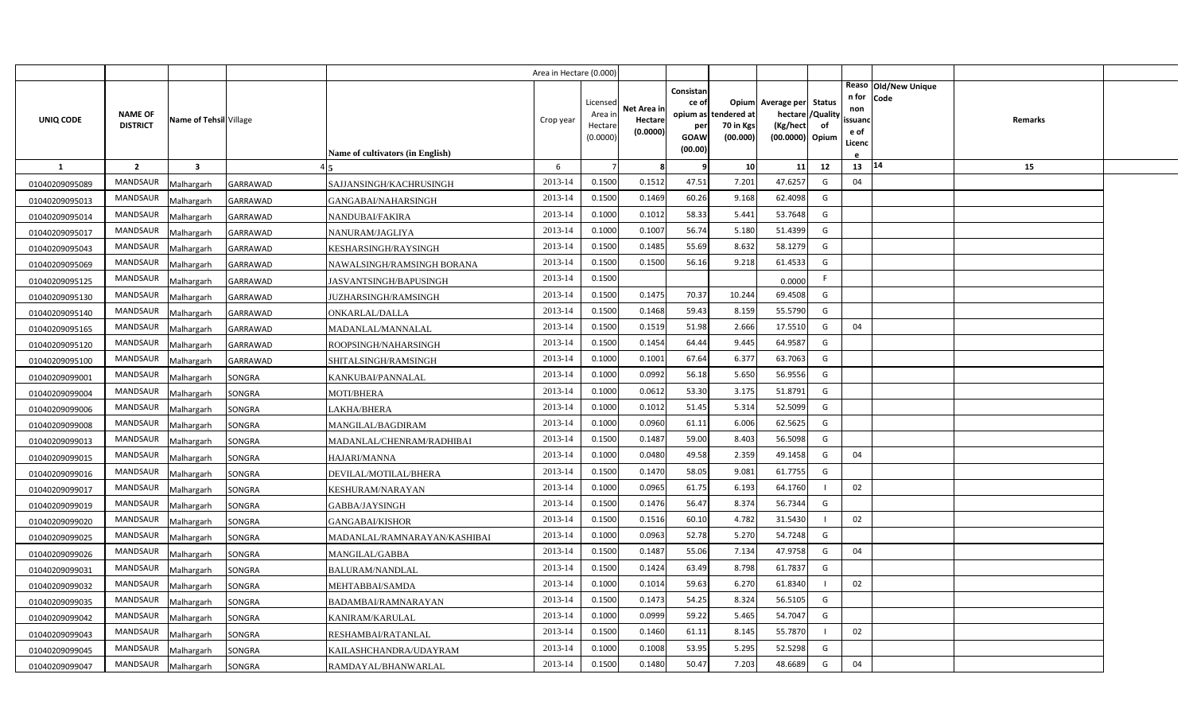| | | | | | Area in Hectare (0.000) | | | | | | | | | | |
|---|---|---|---|---|---|---|---|---|---|---|---|---|---|---|---|
| UNIQ CODE | NAME OF DISTRICT | Name of Tehsil | Village | Name of cultivators (in English) | Crop year | Licensed Area in Hectare (0.0000) | Net Area in Hectare (0.0000) | Consistance of opium as per GOAW (00.00) | Opium tendered at 70 in Kgs (00.000) | Average per hectare (Kg/hect (00.0000) | Status /Quality of Opium | Reason for non issuance of Licence | Old/New Unique Code | Remarks | |
| 1 | 2 | 3 | 4 | 5 | 6 | 7 | 8 | 9 | 10 | 11 | 12 | 13 | 14 | 15 | |
| 01040209095089 | MANDSAUR | Malhargarh | GARRAWAD | SAJJANSINGH/KACHRUSINGH | 2013-14 | 0.1500 | 0.1512 | 47.51 | 7.201 | 47.6257 | G | 04 | | | |
| 01040209095013 | MANDSAUR | Malhargarh | GARRAWAD | GANGABAI/NAHARSINGH | 2013-14 | 0.1500 | 0.1469 | 60.26 | 9.168 | 62.4098 | G | | | | |
| 01040209095014 | MANDSAUR | Malhargarh | GARRAWAD | NANDUBAI/FAKIRA | 2013-14 | 0.1000 | 0.1012 | 58.33 | 5.441 | 53.7648 | G | | | | |
| 01040209095017 | MANDSAUR | Malhargarh | GARRAWAD | NANURAM/JAGLIYA | 2013-14 | 0.1000 | 0.1007 | 56.74 | 5.180 | 51.4399 | G | | | | |
| 01040209095043 | MANDSAUR | Malhargarh | GARRAWAD | KESHARSINGH/RAYSINGH | 2013-14 | 0.1500 | 0.1485 | 55.69 | 8.632 | 58.1279 | G | | | | |
| 01040209095069 | MANDSAUR | Malhargarh | GARRAWAD | NAWALSINGH/RAMSINGH BORANA | 2013-14 | 0.1500 | 0.1500 | 56.16 | 9.218 | 61.4533 | G | | | | |
| 01040209095125 | MANDSAUR | Malhargarh | GARRAWAD | JASVANTSINGH/BAPUSINGH | 2013-14 | 0.1500 | | | | 0.0000 | F | | | | |
| 01040209095130 | MANDSAUR | Malhargarh | GARRAWAD | JUZHARSINGH/RAMSINGH | 2013-14 | 0.1500 | 0.1475 | 70.37 | 10.244 | 69.4508 | G | | | | |
| 01040209095140 | MANDSAUR | Malhargarh | GARRAWAD | ONKARLAL/DALLA | 2013-14 | 0.1500 | 0.1468 | 59.43 | 8.159 | 55.5790 | G | | | | |
| 01040209095165 | MANDSAUR | Malhargarh | GARRAWAD | MADANLAL/MANNALAL | 2013-14 | 0.1500 | 0.1519 | 51.98 | 2.666 | 17.5510 | G | 04 | | | |
| 01040209095120 | MANDSAUR | Malhargarh | GARRAWAD | ROOPSINGH/NAHARSINGH | 2013-14 | 0.1500 | 0.1454 | 64.44 | 9.445 | 64.9587 | G | | | | |
| 01040209095100 | MANDSAUR | Malhargarh | GARRAWAD | SHITALSINGH/RAMSINGH | 2013-14 | 0.1000 | 0.1001 | 67.64 | 6.377 | 63.7063 | G | | | | |
| 01040209099001 | MANDSAUR | Malhargarh | SONGRA | KANKUBAI/PANNALAL | 2013-14 | 0.1000 | 0.0992 | 56.18 | 5.650 | 56.9556 | G | | | | |
| 01040209099004 | MANDSAUR | Malhargarh | SONGRA | MOTI/BHERA | 2013-14 | 0.1000 | 0.0612 | 53.30 | 3.175 | 51.8791 | G | | | | |
| 01040209099006 | MANDSAUR | Malhargarh | SONGRA | LAKHA/BHERA | 2013-14 | 0.1000 | 0.1012 | 51.45 | 5.314 | 52.5099 | G | | | | |
| 01040209099008 | MANDSAUR | Malhargarh | SONGRA | MANGILAL/BAGDIRAM | 2013-14 | 0.1000 | 0.0960 | 61.11 | 6.006 | 62.5625 | G | | | | |
| 01040209099013 | MANDSAUR | Malhargarh | SONGRA | MADANLAL/CHENRAM/RADHIBAI | 2013-14 | 0.1500 | 0.1487 | 59.00 | 8.403 | 56.5098 | G | | | | |
| 01040209099015 | MANDSAUR | Malhargarh | SONGRA | HAJARI/MANNA | 2013-14 | 0.1000 | 0.0480 | 49.58 | 2.359 | 49.1458 | G | 04 | | | |
| 01040209099016 | MANDSAUR | Malhargarh | SONGRA | DEVILAL/MOTILAL/BHERA | 2013-14 | 0.1500 | 0.1470 | 58.05 | 9.081 | 61.7755 | G | | | | |
| 01040209099017 | MANDSAUR | Malhargarh | SONGRA | KESHURAM/NARAYAN | 2013-14 | 0.1000 | 0.0965 | 61.75 | 6.193 | 64.1760 | I | 02 | | | |
| 01040209099019 | MANDSAUR | Malhargarh | SONGRA | GABBA/JAYSINGH | 2013-14 | 0.1500 | 0.1476 | 56.47 | 8.374 | 56.7344 | G | | | | |
| 01040209099020 | MANDSAUR | Malhargarh | SONGRA | GANGABAI/KISHOR | 2013-14 | 0.1500 | 0.1516 | 60.10 | 4.782 | 31.5430 | I | 02 | | | |
| 01040209099025 | MANDSAUR | Malhargarh | SONGRA | MADANLAL/RAMNARAYAN/KASHIBAI | 2013-14 | 0.1000 | 0.0963 | 52.78 | 5.270 | 54.7248 | G | | | | |
| 01040209099026 | MANDSAUR | Malhargarh | SONGRA | MANGILAL/GABBA | 2013-14 | 0.1500 | 0.1487 | 55.06 | 7.134 | 47.9758 | G | 04 | | | |
| 01040209099031 | MANDSAUR | Malhargarh | SONGRA | BALURAM/NANDLAL | 2013-14 | 0.1500 | 0.1424 | 63.49 | 8.798 | 61.7837 | G | | | | |
| 01040209099032 | MANDSAUR | Malhargarh | SONGRA | MEHTABBAI/SAMDA | 2013-14 | 0.1000 | 0.1014 | 59.63 | 6.270 | 61.8340 | I | 02 | | | |
| 01040209099035 | MANDSAUR | Malhargarh | SONGRA | BADAMBAI/RAMNARAYAN | 2013-14 | 0.1500 | 0.1473 | 54.25 | 8.324 | 56.5105 | G | | | | |
| 01040209099042 | MANDSAUR | Malhargarh | SONGRA | KANIRAM/KARULAL | 2013-14 | 0.1000 | 0.0999 | 59.22 | 5.465 | 54.7047 | G | | | | |
| 01040209099043 | MANDSAUR | Malhargarh | SONGRA | RESHAMBAI/RATANLAL | 2013-14 | 0.1500 | 0.1460 | 61.11 | 8.145 | 55.7870 | I | 02 | | | |
| 01040209099045 | MANDSAUR | Malhargarh | SONGRA | KAILASHCHANDRA/UDAYRAM | 2013-14 | 0.1000 | 0.1008 | 53.95 | 5.295 | 52.5298 | G | | | | |
| 01040209099047 | MANDSAUR | Malhargarh | SONGRA | RAMDAYAL/BHANWARLAL | 2013-14 | 0.1500 | 0.1480 | 50.47 | 7.203 | 48.6689 | G | 04 | | | |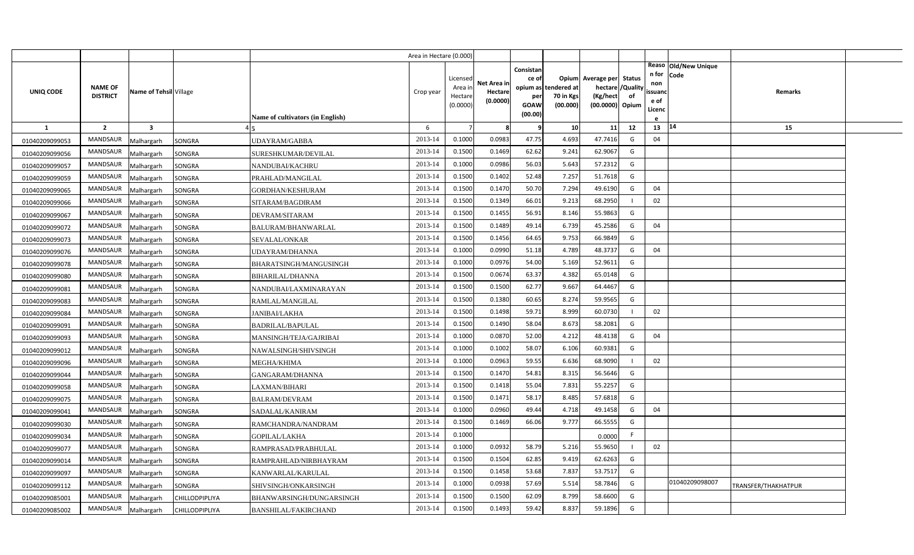| UNIQ CODE | NAME OF DISTRICT | Name of Tehsil | Village | Name of cultivators (in English) | Crop year | Licensed Area in Hectare (0.0000) | Net Area in Hectare (0.0000) | Consistance of opium as per GOAW (00.00) | Opium tendered at 70 in Kgs (00.000) | Average per hectare (Kg/hect (00.0000) | Status /Quality of Opium | Reason for non issuance of Licence | Old/New Unique Code | Remarks |
|---|---|---|---|---|---|---|---|---|---|---|---|---|---|---|
| 1 | 2 | 3 | 4 | 5 | 6 | 7 | 8 | 9 | 10 | 11 | 12 | 13 | 14 | 15 |
| 01040209099053 | MANDSAUR | Malhargarh | SONGRA | UDAYRAM/GABBA | 2013-14 | 0.1000 | 0.0983 | 47.75 | 4.693 | 47.7416 | G | 04 | | |
| 01040209099056 | MANDSAUR | Malhargarh | SONGRA | SURESHKUMAR/DEVILAL | 2013-14 | 0.1500 | 0.1469 | 62.62 | 9.241 | 62.9067 | G | | | |
| 01040209099057 | MANDSAUR | Malhargarh | SONGRA | NANDUBAI/KACHRU | 2013-14 | 0.1000 | 0.0986 | 56.03 | 5.643 | 57.2312 | G | | | |
| 01040209099059 | MANDSAUR | Malhargarh | SONGRA | PRAHLAD/MANGILAL | 2013-14 | 0.1500 | 0.1402 | 52.48 | 7.257 | 51.7618 | G | | | |
| 01040209099065 | MANDSAUR | Malhargarh | SONGRA | GORDHAN/KESHURAM | 2013-14 | 0.1500 | 0.1470 | 50.70 | 7.294 | 49.6190 | G | 04 | | |
| 01040209099066 | MANDSAUR | Malhargarh | SONGRA | SITARAM/BAGDIRAM | 2013-14 | 0.1500 | 0.1349 | 66.01 | 9.213 | 68.2950 | I | 02 | | |
| 01040209099067 | MANDSAUR | Malhargarh | SONGRA | DEVRAM/SITARAM | 2013-14 | 0.1500 | 0.1455 | 56.91 | 8.146 | 55.9863 | G | | | |
| 01040209099072 | MANDSAUR | Malhargarh | SONGRA | BALURAM/BHANWARLAL | 2013-14 | 0.1500 | 0.1489 | 49.14 | 6.739 | 45.2586 | G | 04 | | |
| 01040209099073 | MANDSAUR | Malhargarh | SONGRA | SEVALAL/ONKAR | 2013-14 | 0.1500 | 0.1456 | 64.65 | 9.753 | 66.9849 | G | | | |
| 01040209099076 | MANDSAUR | Malhargarh | SONGRA | UDAYRAM/DHANNA | 2013-14 | 0.1000 | 0.0990 | 51.18 | 4.789 | 48.3737 | G | 04 | | |
| 01040209099078 | MANDSAUR | Malhargarh | SONGRA | BHARATSINGH/MANGUSINGH | 2013-14 | 0.1000 | 0.0976 | 54.00 | 5.169 | 52.9611 | G | | | |
| 01040209099080 | MANDSAUR | Malhargarh | SONGRA | BIHARILAL/DHANNA | 2013-14 | 0.1500 | 0.0674 | 63.37 | 4.382 | 65.0148 | G | | | |
| 01040209099081 | MANDSAUR | Malhargarh | SONGRA | NANDUBAI/LAXMINARAYAN | 2013-14 | 0.1500 | 0.1500 | 62.77 | 9.667 | 64.4467 | G | | | |
| 01040209099083 | MANDSAUR | Malhargarh | SONGRA | RAMLAL/MANGILAL | 2013-14 | 0.1500 | 0.1380 | 60.65 | 8.274 | 59.9565 | G | | | |
| 01040209099084 | MANDSAUR | Malhargarh | SONGRA | JANIBAI/LAKHA | 2013-14 | 0.1500 | 0.1498 | 59.71 | 8.999 | 60.0730 | I | 02 | | |
| 01040209099091 | MANDSAUR | Malhargarh | SONGRA | BADRILAL/BAPULAL | 2013-14 | 0.1500 | 0.1490 | 58.04 | 8.673 | 58.2081 | G | | | |
| 01040209099093 | MANDSAUR | Malhargarh | SONGRA | MANSINGH/TEJA/GAJRIBAI | 2013-14 | 0.1000 | 0.0870 | 52.00 | 4.212 | 48.4138 | G | 04 | | |
| 01040209099012 | MANDSAUR | Malhargarh | SONGRA | NAWALSINGH/SHIVSINGH | 2013-14 | 0.1000 | 0.1002 | 58.07 | 6.106 | 60.9381 | G | | | |
| 01040209099096 | MANDSAUR | Malhargarh | SONGRA | MEGHA/KHIMA | 2013-14 | 0.1000 | 0.0963 | 59.55 | 6.636 | 68.9090 | I | 02 | | |
| 01040209099044 | MANDSAUR | Malhargarh | SONGRA | GANGARAM/DHANNA | 2013-14 | 0.1500 | 0.1470 | 54.81 | 8.315 | 56.5646 | G | | | |
| 01040209099058 | MANDSAUR | Malhargarh | SONGRA | LAXMAN/BIHARI | 2013-14 | 0.1500 | 0.1418 | 55.04 | 7.831 | 55.2257 | G | | | |
| 01040209099075 | MANDSAUR | Malhargarh | SONGRA | BALRAM/DEVRAM | 2013-14 | 0.1500 | 0.1471 | 58.17 | 8.485 | 57.6818 | G | | | |
| 01040209099041 | MANDSAUR | Malhargarh | SONGRA | SADALAL/KANIRAM | 2013-14 | 0.1000 | 0.0960 | 49.44 | 4.718 | 49.1458 | G | 04 | | |
| 01040209099030 | MANDSAUR | Malhargarh | SONGRA | RAMCHANDRA/NANDRAM | 2013-14 | 0.1500 | 0.1469 | 66.06 | 9.777 | 66.5555 | G | | | |
| 01040209099034 | MANDSAUR | Malhargarh | SONGRA | GOPILAL/LAKHA | 2013-14 | 0.1000 | | | | 0.0000 | F | | | |
| 01040209099077 | MANDSAUR | Malhargarh | SONGRA | RAMPRASAD/PRABHULAL | 2013-14 | 0.1000 | 0.0932 | 58.79 | 5.216 | 55.9650 | I | 02 | | |
| 01040209099014 | MANDSAUR | Malhargarh | SONGRA | RAMPRAHLAD/NIRBHAYRAM | 2013-14 | 0.1500 | 0.1504 | 62.85 | 9.419 | 62.6263 | G | | | |
| 01040209099097 | MANDSAUR | Malhargarh | SONGRA | KANWARLAL/KARULAL | 2013-14 | 0.1500 | 0.1458 | 53.68 | 7.837 | 53.7517 | G | | | |
| 01040209099112 | MANDSAUR | Malhargarh | SONGRA | SHIVSINGH/ONKARSINGH | 2013-14 | 0.1000 | 0.0938 | 57.69 | 5.514 | 58.7846 | G | | 01040209098007 | TRANSFER/THAKHATPUR |
| 01040209085001 | MANDSAUR | Malhargarh | CHILLODPIPLIYA | BHANWARSINGH/DUNGARSINGH | 2013-14 | 0.1500 | 0.1500 | 62.09 | 8.799 | 58.6600 | G | | | |
| 01040209085002 | MANDSAUR | Malhargarh | CHILLODPIPLIYA | BANSHILAL/FAKIRCHAND | 2013-14 | 0.1500 | 0.1493 | 59.42 | 8.837 | 59.1896 | G | | | |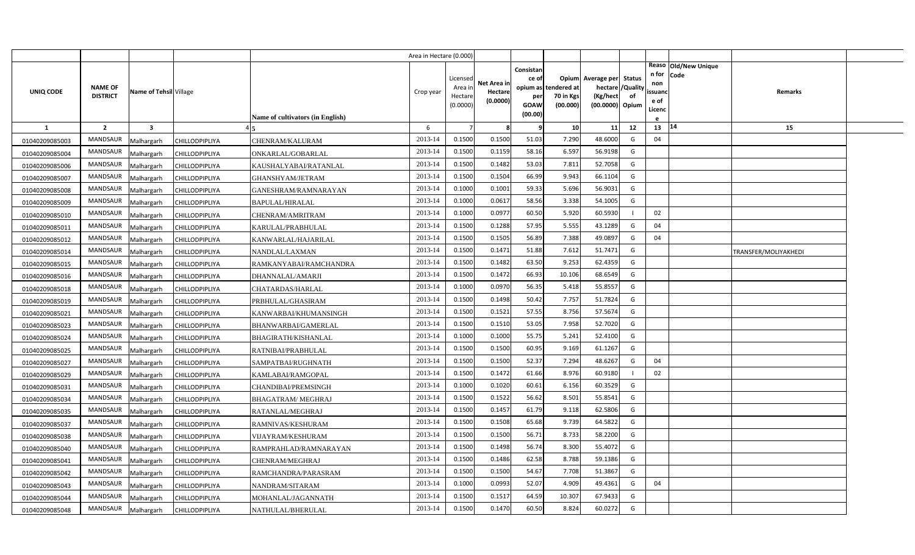| | | | | Area in Hectare (0.000) | | | | | | | | | | |
|---|---|---|---|---|---|---|---|---|---|---|---|---|---|---|
| UNIQ CODE | NAME OF DISTRICT | Name of Tehsil | Village | Name of cultivators (in English) | Crop year | Licensed Area in Hectare (0.0000) | Net Area in Hectare (0.0000) | Consistance of opium as per GOAW (00.00) | Opium tendered at 70 in Kgs (00.000) | Average per hectare (Kg/hect (00.0000) | Status /Quality of Opium | Reason for non issuance of Licence | Old/New Unique Code | Remarks |
| 1 | 2 | 3 | 4 | 5 | 6 | 7 | 8 | 9 | 10 | 11 | 12 | 13 | 14 | 15 |
| 01040209085003 | MANDSAUR | Malhargarh | CHILLODPIPLIYA | CHENRAM/KALURAM | 2013-14 | 0.1500 | 0.1500 | 51.03 | 7.290 | 48.6000 | G | 04 | | |
| 01040209085004 | MANDSAUR | Malhargarh | CHILLODPIPLIYA | ONKARLAL/GOBARLAL | 2013-14 | 0.1500 | 0.1159 | 58.16 | 6.597 | 56.9198 | G | | | |
| 01040209085006 | MANDSAUR | Malhargarh | CHILLODPIPLIYA | KAUSHALYABAI/RATANLAL | 2013-14 | 0.1500 | 0.1482 | 53.03 | 7.811 | 52.7058 | G | | | |
| 01040209085007 | MANDSAUR | Malhargarh | CHILLODPIPLIYA | GHANSHYAM/JETRAM | 2013-14 | 0.1500 | 0.1504 | 66.99 | 9.943 | 66.1104 | G | | | |
| 01040209085008 | MANDSAUR | Malhargarh | CHILLODPIPLIYA | GANESHRAM/RAMNARAYAN | 2013-14 | 0.1000 | 0.1001 | 59.33 | 5.696 | 56.9031 | G | | | |
| 01040209085009 | MANDSAUR | Malhargarh | CHILLODPIPLIYA | BAPULAL/HIRALAL | 2013-14 | 0.1000 | 0.0617 | 58.56 | 3.338 | 54.1005 | G | | | |
| 01040209085010 | MANDSAUR | Malhargarh | CHILLODPIPLIYA | CHENRAM/AMRITRAM | 2013-14 | 0.1000 | 0.0977 | 60.50 | 5.920 | 60.5930 | I | 02 | | |
| 01040209085011 | MANDSAUR | Malhargarh | CHILLODPIPLIYA | KARULAL/PRABHULAL | 2013-14 | 0.1500 | 0.1288 | 57.95 | 5.555 | 43.1289 | G | 04 | | |
| 01040209085012 | MANDSAUR | Malhargarh | CHILLODPIPLIYA | KANWARLAL/HAJARILAL | 2013-14 | 0.1500 | 0.1505 | 56.89 | 7.388 | 49.0897 | G | 04 | | |
| 01040209085014 | MANDSAUR | Malhargarh | CHILLODPIPLIYA | NANDLAL/LAXMAN | 2013-14 | 0.1500 | 0.1471 | 51.88 | 7.612 | 51.7471 | G | | | TRANSFER/MOLIYAKHEDI |
| 01040209085015 | MANDSAUR | Malhargarh | CHILLODPIPLIYA | RAMKANYABAI/RAMCHANDRA | 2013-14 | 0.1500 | 0.1482 | 63.50 | 9.253 | 62.4359 | G | | | |
| 01040209085016 | MANDSAUR | Malhargarh | CHILLODPIPLIYA | DHANNALAL/AMARJI | 2013-14 | 0.1500 | 0.1472 | 66.93 | 10.106 | 68.6549 | G | | | |
| 01040209085018 | MANDSAUR | Malhargarh | CHILLODPIPLIYA | CHATARDAS/HARLAL | 2013-14 | 0.1000 | 0.0970 | 56.35 | 5.418 | 55.8557 | G | | | |
| 01040209085019 | MANDSAUR | Malhargarh | CHILLODPIPLIYA | PRBHULAL/GHASIRAM | 2013-14 | 0.1500 | 0.1498 | 50.42 | 7.757 | 51.7824 | G | | | |
| 01040209085021 | MANDSAUR | Malhargarh | CHILLODPIPLIYA | KANWARBAI/KHUMANSINGH | 2013-14 | 0.1500 | 0.1521 | 57.55 | 8.756 | 57.5674 | G | | | |
| 01040209085023 | MANDSAUR | Malhargarh | CHILLODPIPLIYA | BHANWARBAI/GAMERLAL | 2013-14 | 0.1500 | 0.1510 | 53.05 | 7.958 | 52.7020 | G | | | |
| 01040209085024 | MANDSAUR | Malhargarh | CHILLODPIPLIYA | BHAGIRATH/KISHANLAL | 2013-14 | 0.1000 | 0.1000 | 55.75 | 5.241 | 52.4100 | G | | | |
| 01040209085025 | MANDSAUR | Malhargarh | CHILLODPIPLIYA | RATNIBAI/PRABHULAL | 2013-14 | 0.1500 | 0.1500 | 60.95 | 9.169 | 61.1267 | G | | | |
| 01040209085027 | MANDSAUR | Malhargarh | CHILLODPIPLIYA | SAMPATBAI/RUGHNATH | 2013-14 | 0.1500 | 0.1500 | 52.37 | 7.294 | 48.6267 | G | 04 | | |
| 01040209085029 | MANDSAUR | Malhargarh | CHILLODPIPLIYA | KAMLABAI/RAMGOPAL | 2013-14 | 0.1500 | 0.1472 | 61.66 | 8.976 | 60.9180 | I | 02 | | |
| 01040209085031 | MANDSAUR | Malhargarh | CHILLODPIPLIYA | CHANDIBAI/PREMSINGH | 2013-14 | 0.1000 | 0.1020 | 60.61 | 6.156 | 60.3529 | G | | | |
| 01040209085034 | MANDSAUR | Malhargarh | CHILLODPIPLIYA | BHAGATRAM/ MEGHRAJ | 2013-14 | 0.1500 | 0.1522 | 56.62 | 8.501 | 55.8541 | G | | | |
| 01040209085035 | MANDSAUR | Malhargarh | CHILLODPIPLIYA | RATANLAL/MEGHRAJ | 2013-14 | 0.1500 | 0.1457 | 61.79 | 9.118 | 62.5806 | G | | | |
| 01040209085037 | MANDSAUR | Malhargarh | CHILLODPIPLIYA | RAMNIVAS/KESHURAM | 2013-14 | 0.1500 | 0.1508 | 65.68 | 9.739 | 64.5822 | G | | | |
| 01040209085038 | MANDSAUR | Malhargarh | CHILLODPIPLIYA | VIJAYRAM/KESHURAM | 2013-14 | 0.1500 | 0.1500 | 56.71 | 8.733 | 58.2200 | G | | | |
| 01040209085040 | MANDSAUR | Malhargarh | CHILLODPIPLIYA | RAMPRAHLAD/RAMNARAYAN | 2013-14 | 0.1500 | 0.1498 | 56.74 | 8.300 | 55.4072 | G | | | |
| 01040209085041 | MANDSAUR | Malhargarh | CHILLODPIPLIYA | CHENRAM/MEGHRAJ | 2013-14 | 0.1500 | 0.1486 | 62.58 | 8.788 | 59.1386 | G | | | |
| 01040209085042 | MANDSAUR | Malhargarh | CHILLODPIPLIYA | RAMCHANDRA/PARASRAM | 2013-14 | 0.1500 | 0.1500 | 54.67 | 7.708 | 51.3867 | G | | | |
| 01040209085043 | MANDSAUR | Malhargarh | CHILLODPIPLIYA | NANDRAM/SITARAM | 2013-14 | 0.1000 | 0.0993 | 52.07 | 4.909 | 49.4361 | G | 04 | | |
| 01040209085044 | MANDSAUR | Malhargarh | CHILLODPIPLIYA | MOHANLAL/JAGANNATH | 2013-14 | 0.1500 | 0.1517 | 64.59 | 10.307 | 67.9433 | G | | | |
| 01040209085048 | MANDSAUR | Malhargarh | CHILLODPIPLIYA | NATHULAL/BHERULAL | 2013-14 | 0.1500 | 0.1470 | 60.50 | 8.824 | 60.0272 | G | | | |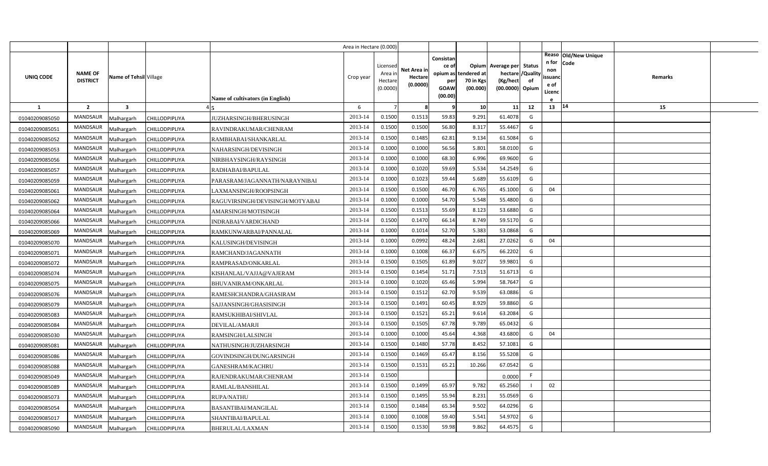| UNIQ CODE | NAME OF DISTRICT | Name of Tehsil | Village | Name of cultivators (in English) | Area in Hectare (0.000) Crop year | Licensed Area in Hectare (0.0000) | Net Area in Hectare (0.0000) | Consistance of opium as per GOAW (00.00) | Opium tendered at 70 in Kgs (00.000) | Average per hectare (Kg/hect) (00.0000) | Status /Quality of Opium | Reason for non issuance of Licence | Old/New Unique Code | Remarks |
|---|---|---|---|---|---|---|---|---|---|---|---|---|---|---|
| 1 | 2 | 3 | 4 | 5 | 6 | 7 | 8 | 9 | 10 | 11 | 12 | 13 | 14 | 15 |
| 01040209085050 | MANDSAUR | Malhargarh | CHILLODPIPLIYA | JUZHARSINGH/BHERUSINGH | 2013-14 | 0.1500 | 0.1513 | 59.83 | 9.291 | 61.4078 | G | | | |
| 01040209085051 | MANDSAUR | Malhargarh | CHILLODPIPLIYA | RAVINDRAKUMAR/CHENRAM | 2013-14 | 0.1500 | 0.1500 | 56.80 | 8.317 | 55.4467 | G | | | |
| 01040209085052 | MANDSAUR | Malhargarh | CHILLODPIPLIYA | RAMBHABAI/SHANKARLAL | 2013-14 | 0.1500 | 0.1485 | 62.81 | 9.134 | 61.5084 | G | | | |
| 01040209085053 | MANDSAUR | Malhargarh | CHILLODPIPLIYA | NAHARSINGH/DEVISINGH | 2013-14 | 0.1000 | 0.1000 | 56.56 | 5.801 | 58.0100 | G | | | |
| 01040209085056 | MANDSAUR | Malhargarh | CHILLODPIPLIYA | NIRBHAYSINGH/RAYSINGH | 2013-14 | 0.1000 | 0.1000 | 68.30 | 6.996 | 69.9600 | G | | | |
| 01040209085057 | MANDSAUR | Malhargarh | CHILLODPIPLIYA | RADHABAI/BAPULAL | 2013-14 | 0.1000 | 0.1020 | 59.69 | 5.534 | 54.2549 | G | | | |
| 01040209085059 | MANDSAUR | Malhargarh | CHILLODPIPLIYA | PARASRAM/JAGANNATH/NARAYNIBAI | 2013-14 | 0.1000 | 0.1023 | 59.44 | 5.689 | 55.6109 | G | | | |
| 01040209085061 | MANDSAUR | Malhargarh | CHILLODPIPLIYA | LAXMANSINGH/ROOPSINGH | 2013-14 | 0.1500 | 0.1500 | 46.70 | 6.765 | 45.1000 | G | 04 | | |
| 01040209085062 | MANDSAUR | Malhargarh | CHILLODPIPLIYA | RAGUVIRSINGH/DEVISINGH/MOTYABAI | 2013-14 | 0.1000 | 0.1000 | 54.70 | 5.548 | 55.4800 | G | | | |
| 01040209085064 | MANDSAUR | Malhargarh | CHILLODPIPLIYA | AMARSINGH/MOTISINGH | 2013-14 | 0.1500 | 0.1513 | 55.69 | 8.123 | 53.6880 | G | | | |
| 01040209085066 | MANDSAUR | Malhargarh | CHILLODPIPLIYA | INDRABAI/VARDICHAND | 2013-14 | 0.1500 | 0.1470 | 66.14 | 8.749 | 59.5170 | G | | | |
| 01040209085069 | MANDSAUR | Malhargarh | CHILLODPIPLIYA | RAMKUNWARBAI/PANNALAL | 2013-14 | 0.1000 | 0.1014 | 52.70 | 5.383 | 53.0868 | G | | | |
| 01040209085070 | MANDSAUR | Malhargarh | CHILLODPIPLIYA | KALUSINGH/DEVISINGH | 2013-14 | 0.1000 | 0.0992 | 48.24 | 2.681 | 27.0262 | G | 04 | | |
| 01040209085071 | MANDSAUR | Malhargarh | CHILLODPIPLIYA | RAMCHAND/JAGANNATH | 2013-14 | 0.1000 | 0.1008 | 66.37 | 6.675 | 66.2202 | G | | | |
| 01040209085072 | MANDSAUR | Malhargarh | CHILLODPIPLIYA | RAMPRASAD/ONKARLAL | 2013-14 | 0.1500 | 0.1505 | 61.89 | 9.027 | 59.9801 | G | | | |
| 01040209085074 | MANDSAUR | Malhargarh | CHILLODPIPLIYA | KISHANLAL/VAJJA@VAJERAM | 2013-14 | 0.1500 | 0.1454 | 51.71 | 7.513 | 51.6713 | G | | | |
| 01040209085075 | MANDSAUR | Malhargarh | CHILLODPIPLIYA | BHUVANIRAM/ONKARLAL | 2013-14 | 0.1000 | 0.1020 | 65.46 | 5.994 | 58.7647 | G | | | |
| 01040209085076 | MANDSAUR | Malhargarh | CHILLODPIPLIYA | RAMESHCHANDRA/GHASIRAM | 2013-14 | 0.1500 | 0.1512 | 62.70 | 9.539 | 63.0886 | G | | | |
| 01040209085079 | MANDSAUR | Malhargarh | CHILLODPIPLIYA | SAJJANSINGH/GHASISINGH | 2013-14 | 0.1500 | 0.1491 | 60.45 | 8.929 | 59.8860 | G | | | |
| 01040209085083 | MANDSAUR | Malhargarh | CHILLODPIPLIYA | RAMSUKHIBAI/SHIVLAL | 2013-14 | 0.1500 | 0.1521 | 65.21 | 9.614 | 63.2084 | G | | | |
| 01040209085084 | MANDSAUR | Malhargarh | CHILLODPIPLIYA | DEVILAL/AMARJI | 2013-14 | 0.1500 | 0.1505 | 67.78 | 9.789 | 65.0432 | G | | | |
| 01040209085030 | MANDSAUR | Malhargarh | CHILLODPIPLIYA | RAMSINGH/LALSINGH | 2013-14 | 0.1000 | 0.1000 | 45.64 | 4.368 | 43.6800 | G | 04 | | |
| 01040209085081 | MANDSAUR | Malhargarh | CHILLODPIPLIYA | NATHUSINGH/JUZHARSINGH | 2013-14 | 0.1500 | 0.1480 | 57.78 | 8.452 | 57.1081 | G | | | |
| 01040209085086 | MANDSAUR | Malhargarh | CHILLODPIPLIYA | GOVINDSINGH/DUNGARSINGH | 2013-14 | 0.1500 | 0.1469 | 65.47 | 8.156 | 55.5208 | G | | | |
| 01040209085088 | MANDSAUR | Malhargarh | CHILLODPIPLIYA | GANESHRAM/KACHRU | 2013-14 | 0.1500 | 0.1531 | 65.21 | 10.266 | 67.0542 | G | | | |
| 01040209085049 | MANDSAUR | Malhargarh | CHILLODPIPLIYA | RAJENDRAKUMAR/CHENRAM | 2013-14 | 0.1500 | | | | 0.0000 | F | | | |
| 01040209085089 | MANDSAUR | Malhargarh | CHILLODPIPLIYA | RAMLAL/BANSHILAL | 2013-14 | 0.1500 | 0.1499 | 65.97 | 9.782 | 65.2560 | I | 02 | | |
| 01040209085073 | MANDSAUR | Malhargarh | CHILLODPIPLIYA | RUPA/NATHU | 2013-14 | 0.1500 | 0.1495 | 55.94 | 8.231 | 55.0569 | G | | | |
| 01040209085054 | MANDSAUR | Malhargarh | CHILLODPIPLIYA | BASANTIBAI/MANGILAL | 2013-14 | 0.1500 | 0.1484 | 65.34 | 9.502 | 64.0296 | G | | | |
| 01040209085017 | MANDSAUR | Malhargarh | CHILLODPIPLIYA | SHANTIBAI/BAPULAL | 2013-14 | 0.1000 | 0.1008 | 59.40 | 5.541 | 54.9702 | G | | | |
| 01040209085090 | MANDSAUR | Malhargarh | CHILLODPIPLIYA | BHERULAL/LAXMAN | 2013-14 | 0.1500 | 0.1530 | 59.98 | 9.862 | 64.4575 | G | | | |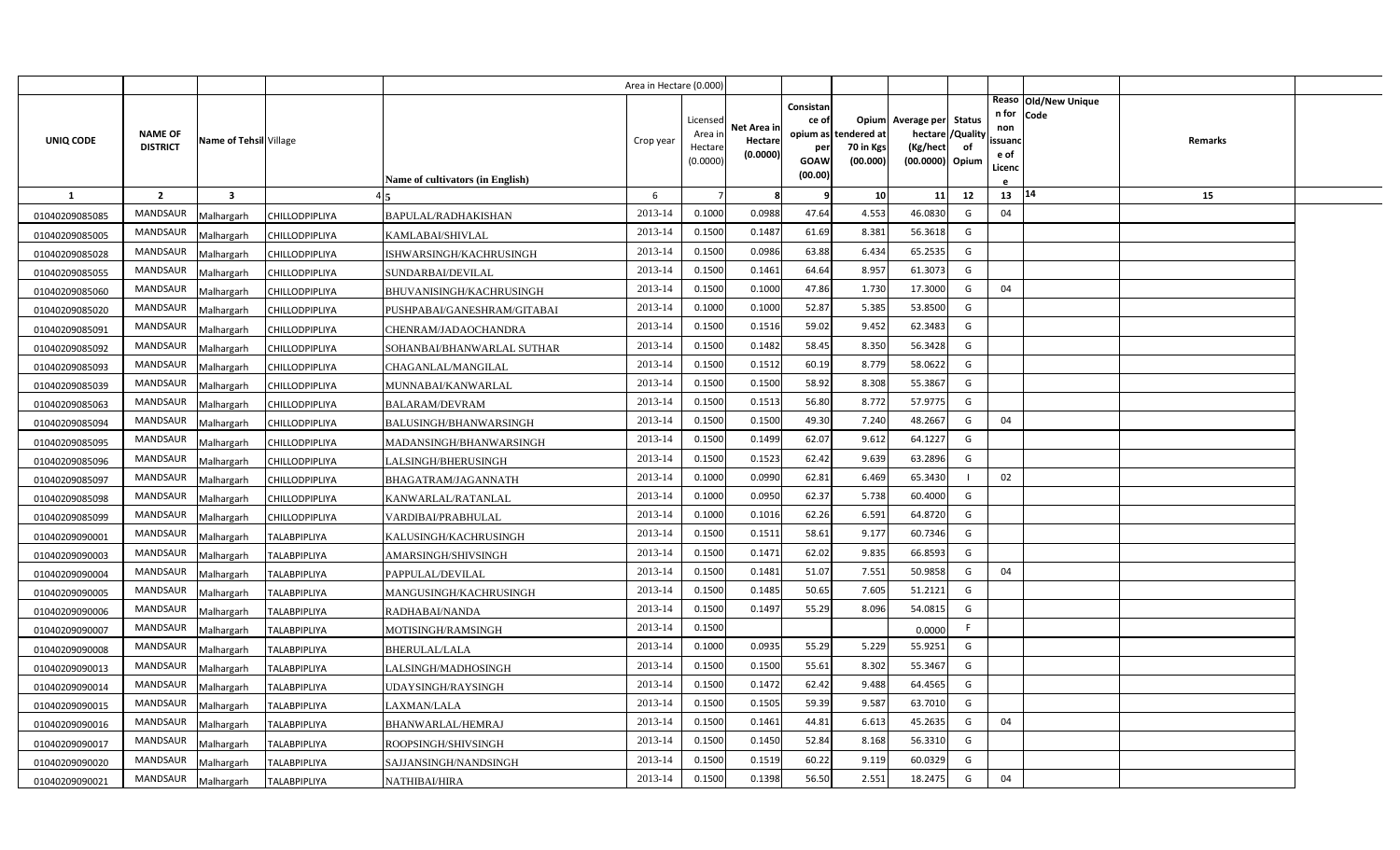| UNIQ CODE | NAME OF DISTRICT | Name of Tehsil | Village | Name of cultivators (in English) | Area in Hectare (0.000) Crop year | Licensed Area in Hectare (0.0000) | Net Area in Hectare (0.0000) | Consistance of opium as per GOAW (00.00) | Opium tendered at 70 in Kgs (00.000) | Average per hectare (Kg/hect (00.0000) | Status /Quality of Opium | Reason for non issuance of Licence | Old/New Unique Code | Remarks |
|---|---|---|---|---|---|---|---|---|---|---|---|---|---|---|
| 1 | 2 | 3 | 4 | 5 | 6 | 7 | 8 | 9 | 10 | 11 | 12 | 13 | 14 | 15 |
| 01040209085085 | MANDSAUR | Malhargarh | CHILLODPIPLIYA | BAPULAL/RADHAKISHAN | 2013-14 | 0.1000 | 0.0988 | 47.64 | 4.553 | 46.0830 | G | 04 | | |
| 01040209085005 | MANDSAUR | Malhargarh | CHILLODPIPLIYA | KAMLABAI/SHIVLAL | 2013-14 | 0.1500 | 0.1487 | 61.69 | 8.381 | 56.3618 | G | | | |
| 01040209085028 | MANDSAUR | Malhargarh | CHILLODPIPLIYA | ISHWARSINGH/KACHRUSINGH | 2013-14 | 0.1500 | 0.0986 | 63.88 | 6.434 | 65.2535 | G | | | |
| 01040209085055 | MANDSAUR | Malhargarh | CHILLODPIPLIYA | SUNDARBAI/DEVILAL | 2013-14 | 0.1500 | 0.1461 | 64.64 | 8.957 | 61.3073 | G | | | |
| 01040209085060 | MANDSAUR | Malhargarh | CHILLODPIPLIYA | BHUVANISINGH/KACHRUSINGH | 2013-14 | 0.1500 | 0.1000 | 47.86 | 1.730 | 17.3000 | G | 04 | | |
| 01040209085020 | MANDSAUR | Malhargarh | CHILLODPIPLIYA | PUSHPABAI/GANESHRAM/GITABAI | 2013-14 | 0.1000 | 0.1000 | 52.87 | 5.385 | 53.8500 | G | | | |
| 01040209085091 | MANDSAUR | Malhargarh | CHILLODPIPLIYA | CHENRAM/JADAOCHANDRA | 2013-14 | 0.1500 | 0.1516 | 59.02 | 9.452 | 62.3483 | G | | | |
| 01040209085092 | MANDSAUR | Malhargarh | CHILLODPIPLIYA | SOHANBAI/BHANWARLAL SUTHAR | 2013-14 | 0.1500 | 0.1482 | 58.45 | 8.350 | 56.3428 | G | | | |
| 01040209085093 | MANDSAUR | Malhargarh | CHILLODPIPLIYA | CHAGANLAL/MANGILAL | 2013-14 | 0.1500 | 0.1512 | 60.19 | 8.779 | 58.0622 | G | | | |
| 01040209085039 | MANDSAUR | Malhargarh | CHILLODPIPLIYA | MUNNABAI/KANWARLAL | 2013-14 | 0.1500 | 0.1500 | 58.92 | 8.308 | 55.3867 | G | | | |
| 01040209085063 | MANDSAUR | Malhargarh | CHILLODPIPLIYA | BALARAM/DEVRAM | 2013-14 | 0.1500 | 0.1513 | 56.80 | 8.772 | 57.9775 | G | | | |
| 01040209085094 | MANDSAUR | Malhargarh | CHILLODPIPLIYA | BALUSINGH/BHANWARSINGH | 2013-14 | 0.1500 | 0.1500 | 49.30 | 7.240 | 48.2667 | G | 04 | | |
| 01040209085095 | MANDSAUR | Malhargarh | CHILLODPIPLIYA | MADANSINGH/BHANWARSINGH | 2013-14 | 0.1500 | 0.1499 | 62.07 | 9.612 | 64.1227 | G | | | |
| 01040209085096 | MANDSAUR | Malhargarh | CHILLODPIPLIYA | LALSINGH/BHERUSINGH | 2013-14 | 0.1500 | 0.1523 | 62.42 | 9.639 | 63.2896 | G | | | |
| 01040209085097 | MANDSAUR | Malhargarh | CHILLODPIPLIYA | BHAGATRAM/JAGANNATH | 2013-14 | 0.1000 | 0.0990 | 62.81 | 6.469 | 65.3430 | I | 02 | | |
| 01040209085098 | MANDSAUR | Malhargarh | CHILLODPIPLIYA | KANWARLAL/RATANLAL | 2013-14 | 0.1000 | 0.0950 | 62.37 | 5.738 | 60.4000 | G | | | |
| 01040209085099 | MANDSAUR | Malhargarh | CHILLODPIPLIYA | VARDIBAI/PRABHULAL | 2013-14 | 0.1000 | 0.1016 | 62.26 | 6.591 | 64.8720 | G | | | |
| 01040209090001 | MANDSAUR | Malhargarh | TALABPIPLIYA | KALUSINGH/KACHRUSINGH | 2013-14 | 0.1500 | 0.1511 | 58.61 | 9.177 | 60.7346 | G | | | |
| 01040209090003 | MANDSAUR | Malhargarh | TALABPIPLIYA | AMARSINGH/SHIVSINGH | 2013-14 | 0.1500 | 0.1471 | 62.02 | 9.835 | 66.8593 | G | | | |
| 01040209090004 | MANDSAUR | Malhargarh | TALABPIPLIYA | PAPPULAL/DEVILAL | 2013-14 | 0.1500 | 0.1481 | 51.07 | 7.551 | 50.9858 | G | 04 | | |
| 01040209090005 | MANDSAUR | Malhargarh | TALABPIPLIYA | MANGUSINGH/KACHRUSINGH | 2013-14 | 0.1500 | 0.1485 | 50.65 | 7.605 | 51.2121 | G | | | |
| 01040209090006 | MANDSAUR | Malhargarh | TALABPIPLIYA | RADHABAI/NANDA | 2013-14 | 0.1500 | 0.1497 | 55.29 | 8.096 | 54.0815 | G | | | |
| 01040209090007 | MANDSAUR | Malhargarh | TALABPIPLIYA | MOTISINGH/RAMSINGH | 2013-14 | 0.1500 | | | | 0.0000 | F | | | |
| 01040209090008 | MANDSAUR | Malhargarh | TALABPIPLIYA | BHERULAL/LALA | 2013-14 | 0.1000 | 0.0935 | 55.29 | 5.229 | 55.9251 | G | | | |
| 01040209090013 | MANDSAUR | Malhargarh | TALABPIPLIYA | LALSINGH/MADHOSINGH | 2013-14 | 0.1500 | 0.1500 | 55.61 | 8.302 | 55.3467 | G | | | |
| 01040209090014 | MANDSAUR | Malhargarh | TALABPIPLIYA | UDAYSINGH/RAYSINGH | 2013-14 | 0.1500 | 0.1472 | 62.42 | 9.488 | 64.4565 | G | | | |
| 01040209090015 | MANDSAUR | Malhargarh | TALABPIPLIYA | LAXMAN/LALA | 2013-14 | 0.1500 | 0.1505 | 59.39 | 9.587 | 63.7010 | G | | | |
| 01040209090016 | MANDSAUR | Malhargarh | TALABPIPLIYA | BHANWARLAL/HEMRAJ | 2013-14 | 0.1500 | 0.1461 | 44.81 | 6.613 | 45.2635 | G | 04 | | |
| 01040209090017 | MANDSAUR | Malhargarh | TALABPIPLIYA | ROOPSINGH/SHIVSINGH | 2013-14 | 0.1500 | 0.1450 | 52.84 | 8.168 | 56.3310 | G | | | |
| 01040209090020 | MANDSAUR | Malhargarh | TALABPIPLIYA | SAJJANSINGH/NANDSINGH | 2013-14 | 0.1500 | 0.1519 | 60.22 | 9.119 | 60.0329 | G | | | |
| 01040209090021 | MANDSAUR | Malhargarh | TALABPIPLIYA | NATHIBAI/HIRA | 2013-14 | 0.1500 | 0.1398 | 56.50 | 2.551 | 18.2475 | G | 04 | | |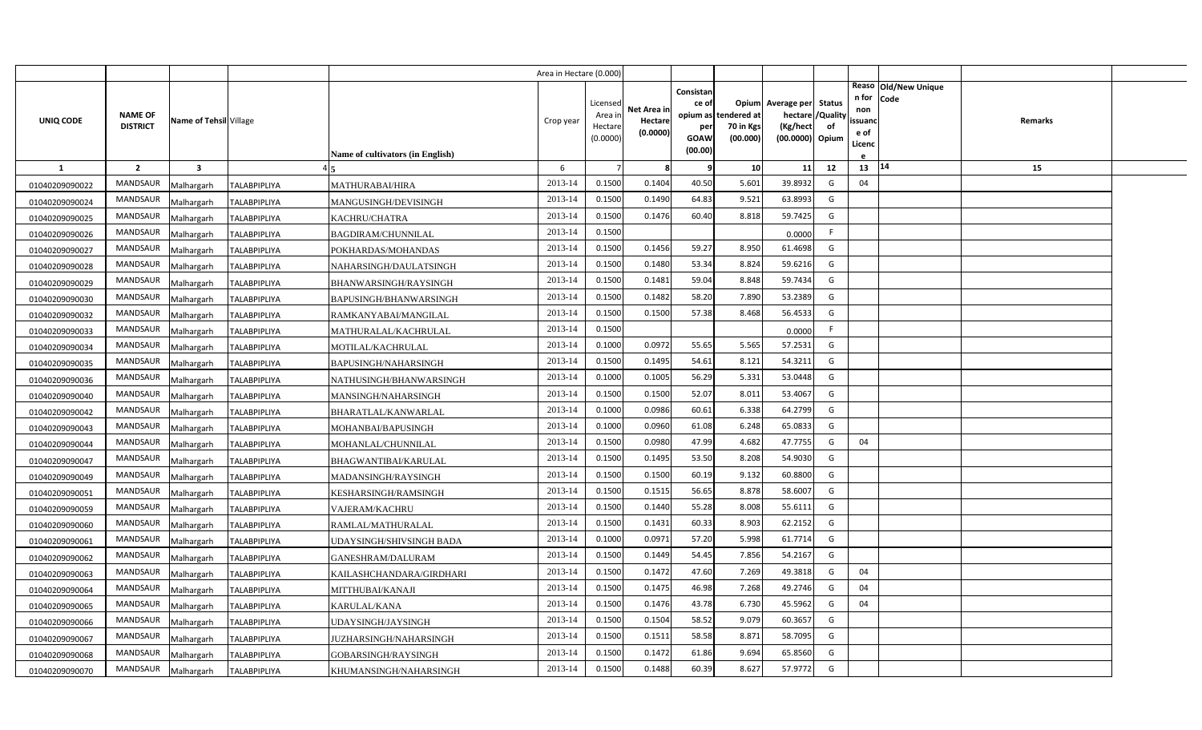| UNIQ CODE | NAME OF DISTRICT | Name of Tehsil | Village | Name of cultivators (in English) | Crop year | Licensed Area in Hectare (0.0000) | Net Area in Hectare (0.0000) | Consistance of opium as per GOAW (00.00) | Opium tendered at 70 in Kgs (00.000) | Average per hectare (Kg/hect (00.0000) | Status /Quality of Opium | Reason for non issuance of Licence | Old/New Unique Code | Remarks |
|---|---|---|---|---|---|---|---|---|---|---|---|---|---|---|
| 1 | 2 | 3 | 4 | 5 | 6 | 7 | 8 | 9 | 10 | 11 | 12 | 13 | 14 | 15 |
| 01040209090022 | MANDSAUR | Malhargarh | TALABPIPLIYA | MATHURABAI/HIRA | 2013-14 | 0.1500 | 0.1404 | 40.50 | 5.601 | 39.8932 | G | 04 | | |
| 01040209090024 | MANDSAUR | Malhargarh | TALABPIPLIYA | MANGUSINGH/DEVISINGH | 2013-14 | 0.1500 | 0.1490 | 64.83 | 9.521 | 63.8993 | G | | | |
| 01040209090025 | MANDSAUR | Malhargarh | TALABPIPLIYA | KACHRU/CHATRA | 2013-14 | 0.1500 | 0.1476 | 60.40 | 8.818 | 59.7425 | G | | | |
| 01040209090026 | MANDSAUR | Malhargarh | TALABPIPLIYA | BAGDIRAM/CHUNNILAL | 2013-14 | 0.1500 | | | | 0.0000 | F | | | |
| 01040209090027 | MANDSAUR | Malhargarh | TALABPIPLIYA | POKHARDAS/MOHANDAS | 2013-14 | 0.1500 | 0.1456 | 59.27 | 8.950 | 61.4698 | G | | | |
| 01040209090028 | MANDSAUR | Malhargarh | TALABPIPLIYA | NAHARSINGH/DAULATSINGH | 2013-14 | 0.1500 | 0.1480 | 53.34 | 8.824 | 59.6216 | G | | | |
| 01040209090029 | MANDSAUR | Malhargarh | TALABPIPLIYA | BHANWARSINGH/RAYSINGH | 2013-14 | 0.1500 | 0.1481 | 59.04 | 8.848 | 59.7434 | G | | | |
| 01040209090030 | MANDSAUR | Malhargarh | TALABPIPLIYA | BAPUSINGH/BHANWARSINGH | 2013-14 | 0.1500 | 0.1482 | 58.20 | 7.890 | 53.2389 | G | | | |
| 01040209090032 | MANDSAUR | Malhargarh | TALABPIPLIYA | RAMKANYABAI/MANGILAL | 2013-14 | 0.1500 | 0.1500 | 57.38 | 8.468 | 56.4533 | G | | | |
| 01040209090033 | MANDSAUR | Malhargarh | TALABPIPLIYA | MATHURALAL/KACHRULAL | 2013-14 | 0.1500 | | | | 0.0000 | F | | | |
| 01040209090034 | MANDSAUR | Malhargarh | TALABPIPLIYA | MOTILAL/KACHRULAL | 2013-14 | 0.1000 | 0.0972 | 55.65 | 5.565 | 57.2531 | G | | | |
| 01040209090035 | MANDSAUR | Malhargarh | TALABPIPLIYA | BAPUSINGH/NAHARSINGH | 2013-14 | 0.1500 | 0.1495 | 54.61 | 8.121 | 54.3211 | G | | | |
| 01040209090036 | MANDSAUR | Malhargarh | TALABPIPLIYA | NATHUSINGH/BHANWARSINGH | 2013-14 | 0.1000 | 0.1005 | 56.29 | 5.331 | 53.0448 | G | | | |
| 01040209090040 | MANDSAUR | Malhargarh | TALABPIPLIYA | MANSINGH/NAHARSINGH | 2013-14 | 0.1500 | 0.1500 | 52.07 | 8.011 | 53.4067 | G | | | |
| 01040209090042 | MANDSAUR | Malhargarh | TALABPIPLIYA | BHARATLAL/KANWARLAL | 2013-14 | 0.1000 | 0.0986 | 60.61 | 6.338 | 64.2799 | G | | | |
| 01040209090043 | MANDSAUR | Malhargarh | TALABPIPLIYA | MOHANBAI/BAPUSINGH | 2013-14 | 0.1000 | 0.0960 | 61.08 | 6.248 | 65.0833 | G | | | |
| 01040209090044 | MANDSAUR | Malhargarh | TALABPIPLIYA | MOHANLAL/CHUNNILAL | 2013-14 | 0.1500 | 0.0980 | 47.99 | 4.682 | 47.7755 | G | 04 | | |
| 01040209090047 | MANDSAUR | Malhargarh | TALABPIPLIYA | BHAGWANTIBAI/KARULAL | 2013-14 | 0.1500 | 0.1495 | 53.50 | 8.208 | 54.9030 | G | | | |
| 01040209090049 | MANDSAUR | Malhargarh | TALABPIPLIYA | MADANSINGH/RAYSINGH | 2013-14 | 0.1500 | 0.1500 | 60.19 | 9.132 | 60.8800 | G | | | |
| 01040209090051 | MANDSAUR | Malhargarh | TALABPIPLIYA | KESHARSINGH/RAMSINGH | 2013-14 | 0.1500 | 0.1515 | 56.65 | 8.878 | 58.6007 | G | | | |
| 01040209090059 | MANDSAUR | Malhargarh | TALABPIPLIYA | VAJERAM/KACHRU | 2013-14 | 0.1500 | 0.1440 | 55.28 | 8.008 | 55.6111 | G | | | |
| 01040209090060 | MANDSAUR | Malhargarh | TALABPIPLIYA | RAMLAL/MATHURALAL | 2013-14 | 0.1500 | 0.1431 | 60.33 | 8.903 | 62.2152 | G | | | |
| 01040209090061 | MANDSAUR | Malhargarh | TALABPIPLIYA | UDAYSINGH/SHIVSINGH BADA | 2013-14 | 0.1000 | 0.0971 | 57.20 | 5.998 | 61.7714 | G | | | |
| 01040209090062 | MANDSAUR | Malhargarh | TALABPIPLIYA | GANESHRAM/DALURAM | 2013-14 | 0.1500 | 0.1449 | 54.45 | 7.856 | 54.2167 | G | | | |
| 01040209090063 | MANDSAUR | Malhargarh | TALABPIPLIYA | KAILASHCHANDARA/GIRDHARI | 2013-14 | 0.1500 | 0.1472 | 47.60 | 7.269 | 49.3818 | G | 04 | | |
| 01040209090064 | MANDSAUR | Malhargarh | TALABPIPLIYA | MITTHUBAI/KANAJI | 2013-14 | 0.1500 | 0.1475 | 46.98 | 7.268 | 49.2746 | G | 04 | | |
| 01040209090065 | MANDSAUR | Malhargarh | TALABPIPLIYA | KARULAL/KANA | 2013-14 | 0.1500 | 0.1476 | 43.78 | 6.730 | 45.5962 | G | 04 | | |
| 01040209090066 | MANDSAUR | Malhargarh | TALABPIPLIYA | UDAYSINGH/JAYSINGH | 2013-14 | 0.1500 | 0.1504 | 58.52 | 9.079 | 60.3657 | G | | | |
| 01040209090067 | MANDSAUR | Malhargarh | TALABPIPLIYA | JUZHARSINGH/NAHARSINGH | 2013-14 | 0.1500 | 0.1511 | 58.58 | 8.871 | 58.7095 | G | | | |
| 01040209090068 | MANDSAUR | Malhargarh | TALABPIPLIYA | GOBARSINGH/RAYSINGH | 2013-14 | 0.1500 | 0.1472 | 61.86 | 9.694 | 65.8560 | G | | | |
| 01040209090070 | MANDSAUR | Malhargarh | TALABPIPLIYA | KHUMANSINGH/NAHARSINGH | 2013-14 | 0.1500 | 0.1488 | 60.39 | 8.627 | 57.9772 | G | | | |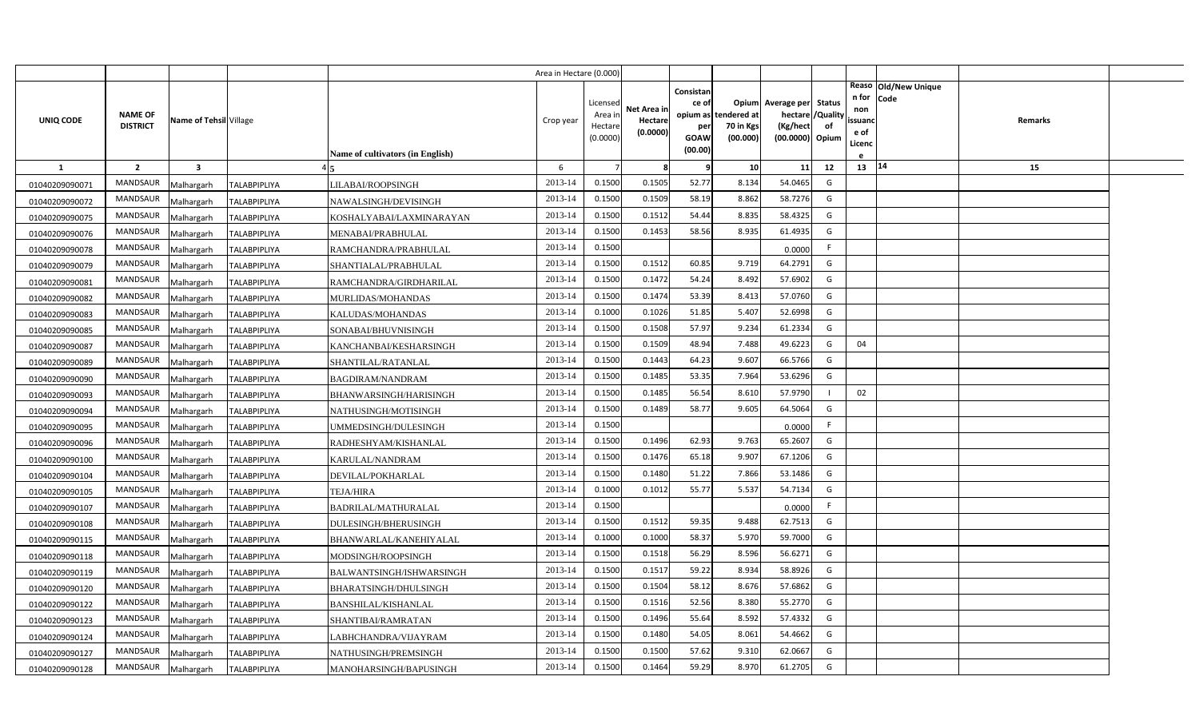| | | | | | Area in Hectare (0.000) | | | | | | | | | | |
|---|---|---|---|---|---|---|---|---|---|---|---|---|---|---|---|
| UNIQ CODE | NAME OF DISTRICT | Name of Tehsil | Village | Name of cultivators (in English) | Crop year | Licensed Area in Hectare (0.0000) | Net Area in Hectare (0.0000) | Consistance of opium as per GOAW (00.00) | Opium tendered at 70 in Kgs (00.000) | Average per hectare (Kg/hect (00.0000) | Status /Quality of Opium | Reason for non issuance of Licence | Old/New Unique Code | Remarks | |
| 1 | 2 | 3 | 4 | 5 | 6 | 7 | 8 | 9 | 10 | 11 | 12 | 13 | 14 | 15 | |
| 01040209090071 | MANDSAUR | Malhargarh | TALABPIPLIYA | LILABAI/ROOPSINGH | 2013-14 | 0.1500 | 0.1505 | 52.77 | 8.134 | 54.0465 | G | | | | |
| 01040209090072 | MANDSAUR | Malhargarh | TALABPIPLIYA | NAWALSINGH/DEVISINGH | 2013-14 | 0.1500 | 0.1509 | 58.19 | 8.862 | 58.7276 | G | | | | |
| 01040209090075 | MANDSAUR | Malhargarh | TALABPIPLIYA | KOSHALYABAI/LAXMINARAYAN | 2013-14 | 0.1500 | 0.1512 | 54.44 | 8.835 | 58.4325 | G | | | | |
| 01040209090076 | MANDSAUR | Malhargarh | TALABPIPLIYA | MENABAI/PRABHULAL | 2013-14 | 0.1500 | 0.1453 | 58.56 | 8.935 | 61.4935 | G | | | | |
| 01040209090078 | MANDSAUR | Malhargarh | TALABPIPLIYA | RAMCHANDRA/PRABHULAL | 2013-14 | 0.1500 | | | | 0.0000 | F | | | | |
| 01040209090079 | MANDSAUR | Malhargarh | TALABPIPLIYA | SHANTIALAL/PRABHULAL | 2013-14 | 0.1500 | 0.1512 | 60.85 | 9.719 | 64.2791 | G | | | | |
| 01040209090081 | MANDSAUR | Malhargarh | TALABPIPLIYA | RAMCHANDRA/GIRDHARILAL | 2013-14 | 0.1500 | 0.1472 | 54.24 | 8.492 | 57.6902 | G | | | | |
| 01040209090082 | MANDSAUR | Malhargarh | TALABPIPLIYA | MURLIDAS/MOHANDAS | 2013-14 | 0.1500 | 0.1474 | 53.39 | 8.413 | 57.0760 | G | | | | |
| 01040209090083 | MANDSAUR | Malhargarh | TALABPIPLIYA | KALUDAS/MOHANDAS | 2013-14 | 0.1000 | 0.1026 | 51.85 | 5.407 | 52.6998 | G | | | | |
| 01040209090085 | MANDSAUR | Malhargarh | TALABPIPLIYA | SONABAI/BHUVNISINGH | 2013-14 | 0.1500 | 0.1508 | 57.97 | 9.234 | 61.2334 | G | | | | |
| 01040209090087 | MANDSAUR | Malhargarh | TALABPIPLIYA | KANCHANBAI/KESHARSINGH | 2013-14 | 0.1500 | 0.1509 | 48.94 | 7.488 | 49.6223 | G | 04 | | | |
| 01040209090089 | MANDSAUR | Malhargarh | TALABPIPLIYA | SHANTILAL/RATANLAL | 2013-14 | 0.1500 | 0.1443 | 64.23 | 9.607 | 66.5766 | G | | | | |
| 01040209090090 | MANDSAUR | Malhargarh | TALABPIPLIYA | BAGDIRAM/NANDRAM | 2013-14 | 0.1500 | 0.1485 | 53.35 | 7.964 | 53.6296 | G | | | | |
| 01040209090093 | MANDSAUR | Malhargarh | TALABPIPLIYA | BHANWARSINGH/HARISINGH | 2013-14 | 0.1500 | 0.1485 | 56.54 | 8.610 | 57.9790 | I | 02 | | | |
| 01040209090094 | MANDSAUR | Malhargarh | TALABPIPLIYA | NATHUSINGH/MOTISINGH | 2013-14 | 0.1500 | 0.1489 | 58.77 | 9.605 | 64.5064 | G | | | | |
| 01040209090095 | MANDSAUR | Malhargarh | TALABPIPLIYA | UMMEDSINGH/DULESINGH | 2013-14 | 0.1500 | | | | 0.0000 | F | | | | |
| 01040209090096 | MANDSAUR | Malhargarh | TALABPIPLIYA | RADHESHYAM/KISHANLAL | 2013-14 | 0.1500 | 0.1496 | 62.93 | 9.763 | 65.2607 | G | | | | |
| 01040209090100 | MANDSAUR | Malhargarh | TALABPIPLIYA | KARULAL/NANDRAM | 2013-14 | 0.1500 | 0.1476 | 65.18 | 9.907 | 67.1206 | G | | | | |
| 01040209090104 | MANDSAUR | Malhargarh | TALABPIPLIYA | DEVILAL/POKHARLAL | 2013-14 | 0.1500 | 0.1480 | 51.22 | 7.866 | 53.1486 | G | | | | |
| 01040209090105 | MANDSAUR | Malhargarh | TALABPIPLIYA | TEJA/HIRA | 2013-14 | 0.1000 | 0.1012 | 55.77 | 5.537 | 54.7134 | G | | | | |
| 01040209090107 | MANDSAUR | Malhargarh | TALABPIPLIYA | BADRILAL/MATHURALAL | 2013-14 | 0.1500 | | | | 0.0000 | F | | | | |
| 01040209090108 | MANDSAUR | Malhargarh | TALABPIPLIYA | DULESINGH/BHERUSINGH | 2013-14 | 0.1500 | 0.1512 | 59.35 | 9.488 | 62.7513 | G | | | | |
| 01040209090115 | MANDSAUR | Malhargarh | TALABPIPLIYA | BHANWARLAL/KANEHIYALAL | 2013-14 | 0.1000 | 0.1000 | 58.37 | 5.970 | 59.7000 | G | | | | |
| 01040209090118 | MANDSAUR | Malhargarh | TALABPIPLIYA | MODSINGH/ROOPSINGH | 2013-14 | 0.1500 | 0.1518 | 56.29 | 8.596 | 56.6271 | G | | | | |
| 01040209090119 | MANDSAUR | Malhargarh | TALABPIPLIYA | BALWANTSINGH/ISHWARSINGH | 2013-14 | 0.1500 | 0.1517 | 59.22 | 8.934 | 58.8926 | G | | | | |
| 01040209090120 | MANDSAUR | Malhargarh | TALABPIPLIYA | BHARATSINGH/DHULSINGH | 2013-14 | 0.1500 | 0.1504 | 58.12 | 8.676 | 57.6862 | G | | | | |
| 01040209090122 | MANDSAUR | Malhargarh | TALABPIPLIYA | BANSHILAL/KISHANLAL | 2013-14 | 0.1500 | 0.1516 | 52.56 | 8.380 | 55.2770 | G | | | | |
| 01040209090123 | MANDSAUR | Malhargarh | TALABPIPLIYA | SHANTIBAI/RAMRATAN | 2013-14 | 0.1500 | 0.1496 | 55.64 | 8.592 | 57.4332 | G | | | | |
| 01040209090124 | MANDSAUR | Malhargarh | TALABPIPLIYA | LABHCHANDRA/VIJAYRAM | 2013-14 | 0.1500 | 0.1480 | 54.05 | 8.061 | 54.4662 | G | | | | |
| 01040209090127 | MANDSAUR | Malhargarh | TALABPIPLIYA | NATHUSINGH/PREMSINGH | 2013-14 | 0.1500 | 0.1500 | 57.62 | 9.310 | 62.0667 | G | | | | |
| 01040209090128 | MANDSAUR | Malhargarh | TALABPIPLIYA | MANOHARSINGH/BAPUSINGH | 2013-14 | 0.1500 | 0.1464 | 59.29 | 8.970 | 61.2705 | G | | | | |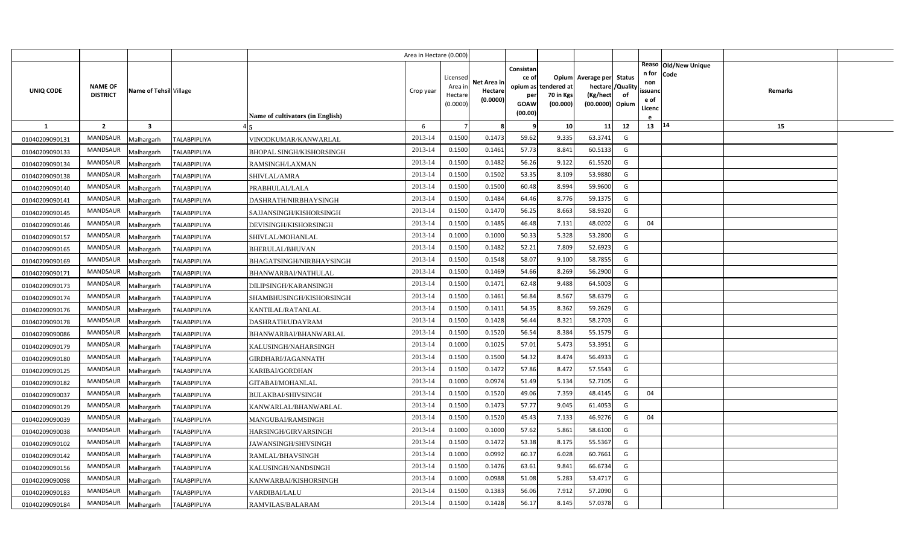|  |  |  |  |  | Area in Hectare (0.000) |  |  |  |  |  |  |  |  |  |
|---|---|---|---|---|---|---|---|---|---|---|---|---|---|---|
| UNIQ CODE | NAME OF DISTRICT | Name of Tehsil | Village | Name of cultivators (in English) | Crop year | Licensed Area in Hectare (0.0000) | Net Area in Hectare (0.0000) | Consistance of opium as per GOAW (00.00) | Opium tendered at 70 in Kgs (00.000) | Average per hectare (Kg/hect (00.0000) | Status /Quality of Opium | Reason for non issuance of Licence | Old/New Unique Code | Remarks |
| 1 | 2 | 3 | 4 | 5 | 6 | 7 | 8 | 9 | 10 | 11 | 12 | 13 | 14 | 15 |
| 01040209090131 | MANDSAUR | Malhargarh | TALABPIPLIYA | VINODKUMAR/KANWARLAL | 2013-14 | 0.1500 | 0.1473 | 59.62 | 9.335 | 63.3741 | G |  |  |  |
| 01040209090133 | MANDSAUR | Malhargarh | TALABPIPLIYA | BHOPAL SINGH/KISHORSINGH | 2013-14 | 0.1500 | 0.1461 | 57.73 | 8.841 | 60.5133 | G |  |  |  |
| 01040209090134 | MANDSAUR | Malhargarh | TALABPIPLIYA | RAMSINGH/LAXMAN | 2013-14 | 0.1500 | 0.1482 | 56.26 | 9.122 | 61.5520 | G |  |  |  |
| 01040209090138 | MANDSAUR | Malhargarh | TALABPIPLIYA | SHIVLAL/AMRA | 2013-14 | 0.1500 | 0.1502 | 53.35 | 8.109 | 53.9880 | G |  |  |  |
| 01040209090140 | MANDSAUR | Malhargarh | TALABPIPLIYA | PRABHULAL/LALA | 2013-14 | 0.1500 | 0.1500 | 60.48 | 8.994 | 59.9600 | G |  |  |  |
| 01040209090141 | MANDSAUR | Malhargarh | TALABPIPLIYA | DASHRATH/NIRBHAYSINGH | 2013-14 | 0.1500 | 0.1484 | 64.46 | 8.776 | 59.1375 | G |  |  |  |
| 01040209090145 | MANDSAUR | Malhargarh | TALABPIPLIYA | SAJJANSINGH/KISHORSINGH | 2013-14 | 0.1500 | 0.1470 | 56.25 | 8.663 | 58.9320 | G |  |  |  |
| 01040209090146 | MANDSAUR | Malhargarh | TALABPIPLIYA | DEVISINGH/KISHORSINGH | 2013-14 | 0.1500 | 0.1485 | 46.48 | 7.131 | 48.0202 | G | 04 |  |  |
| 01040209090157 | MANDSAUR | Malhargarh | TALABPIPLIYA | SHIVLAL/MOHANLAL | 2013-14 | 0.1000 | 0.1000 | 50.33 | 5.328 | 53.2800 | G |  |  |  |
| 01040209090165 | MANDSAUR | Malhargarh | TALABPIPLIYA | BHERULAL/BHUVAN | 2013-14 | 0.1500 | 0.1482 | 52.21 | 7.809 | 52.6923 | G |  |  |  |
| 01040209090169 | MANDSAUR | Malhargarh | TALABPIPLIYA | BHAGATSINGH/NIRBHAYSINGH | 2013-14 | 0.1500 | 0.1548 | 58.07 | 9.100 | 58.7855 | G |  |  |  |
| 01040209090171 | MANDSAUR | Malhargarh | TALABPIPLIYA | BHANWARBAI/NATHULAL | 2013-14 | 0.1500 | 0.1469 | 54.66 | 8.269 | 56.2900 | G |  |  |  |
| 01040209090173 | MANDSAUR | Malhargarh | TALABPIPLIYA | DILIPSINGH/KARANSINGH | 2013-14 | 0.1500 | 0.1471 | 62.48 | 9.488 | 64.5003 | G |  |  |  |
| 01040209090174 | MANDSAUR | Malhargarh | TALABPIPLIYA | SHAMBHUSINGH/KISHORSINGH | 2013-14 | 0.1500 | 0.1461 | 56.84 | 8.567 | 58.6379 | G |  |  |  |
| 01040209090176 | MANDSAUR | Malhargarh | TALABPIPLIYA | KANTILAL/RATANLAL | 2013-14 | 0.1500 | 0.1411 | 54.35 | 8.362 | 59.2629 | G |  |  |  |
| 01040209090178 | MANDSAUR | Malhargarh | TALABPIPLIYA | DASHRATH/UDAYRAM | 2013-14 | 0.1500 | 0.1428 | 56.44 | 8.321 | 58.2703 | G |  |  |  |
| 01040209090086 | MANDSAUR | Malhargarh | TALABPIPLIYA | BHANWARBAI/BHANWARLAL | 2013-14 | 0.1500 | 0.1520 | 56.54 | 8.384 | 55.1579 | G |  |  |  |
| 01040209090179 | MANDSAUR | Malhargarh | TALABPIPLIYA | KALUSINGH/NAHARSINGH | 2013-14 | 0.1000 | 0.1025 | 57.01 | 5.473 | 53.3951 | G |  |  |  |
| 01040209090180 | MANDSAUR | Malhargarh | TALABPIPLIYA | GIRDHARI/JAGANNATH | 2013-14 | 0.1500 | 0.1500 | 54.32 | 8.474 | 56.4933 | G |  |  |  |
| 01040209090125 | MANDSAUR | Malhargarh | TALABPIPLIYA | KARIBAI/GORDHAN | 2013-14 | 0.1500 | 0.1472 | 57.86 | 8.472 | 57.5543 | G |  |  |  |
| 01040209090182 | MANDSAUR | Malhargarh | TALABPIPLIYA | GITABAI/MOHANLAL | 2013-14 | 0.1000 | 0.0974 | 51.49 | 5.134 | 52.7105 | G |  |  |  |
| 01040209090037 | MANDSAUR | Malhargarh | TALABPIPLIYA | BULAKBAI/SHIVSINGH | 2013-14 | 0.1500 | 0.1520 | 49.06 | 7.359 | 48.4145 | G | 04 |  |  |
| 01040209090129 | MANDSAUR | Malhargarh | TALABPIPLIYA | KANWARLAL/BHANWARLAL | 2013-14 | 0.1500 | 0.1473 | 57.77 | 9.045 | 61.4053 | G |  |  |  |
| 01040209090039 | MANDSAUR | Malhargarh | TALABPIPLIYA | MANGUBAI/RAMSINGH | 2013-14 | 0.1500 | 0.1520 | 45.43 | 7.133 | 46.9276 | G | 04 |  |  |
| 01040209090038 | MANDSAUR | Malhargarh | TALABPIPLIYA | HARSINGH/GIRVARSINGH | 2013-14 | 0.1000 | 0.1000 | 57.62 | 5.861 | 58.6100 | G |  |  |  |
| 01040209090102 | MANDSAUR | Malhargarh | TALABPIPLIYA | JAWANSINGH/SHIVSINGH | 2013-14 | 0.1500 | 0.1472 | 53.38 | 8.175 | 55.5367 | G |  |  |  |
| 01040209090142 | MANDSAUR | Malhargarh | TALABPIPLIYA | RAMLAL/BHAVSINGH | 2013-14 | 0.1000 | 0.0992 | 60.37 | 6.028 | 60.7661 | G |  |  |  |
| 01040209090156 | MANDSAUR | Malhargarh | TALABPIPLIYA | KALUSINGH/NANDSINGH | 2013-14 | 0.1500 | 0.1476 | 63.61 | 9.841 | 66.6734 | G |  |  |  |
| 01040209090098 | MANDSAUR | Malhargarh | TALABPIPLIYA | KANWARBAI/KISHORSINGH | 2013-14 | 0.1000 | 0.0988 | 51.08 | 5.283 | 53.4717 | G |  |  |  |
| 01040209090183 | MANDSAUR | Malhargarh | TALABPIPLIYA | VARDIBAI/LALU | 2013-14 | 0.1500 | 0.1383 | 56.06 | 7.912 | 57.2090 | G |  |  |  |
| 01040209090184 | MANDSAUR | Malhargarh | TALABPIPLIYA | RAMVILAS/BALARAM | 2013-14 | 0.1500 | 0.1428 | 56.17 | 8.145 | 57.0378 | G |  |  |  |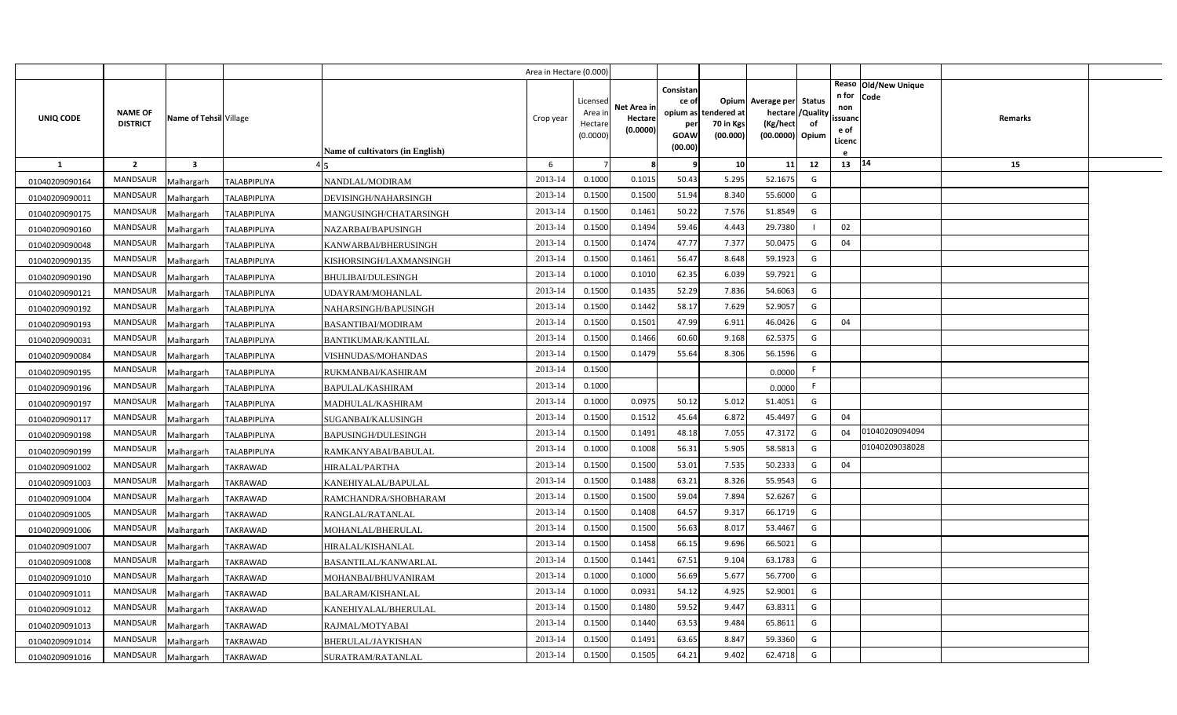| | | | | | Area in Hectare (0.000) | | | | | | | | | | |
|---|---|---|---|---|---|---|---|---|---|---|---|---|---|---|---|
| UNIQ CODE | NAME OF DISTRICT | Name of Tehsil | Village | Name of cultivators (in English) | Crop year | Licensed Area in Hectare (0.0000) | Net Area in Hectare (0.0000) | Consistance of opium as per GOAW (00.00) | Opium tendered at 70 in Kgs (00.000) | Average per hectare (Kg/hect (00.0000) | Status /Quality of Opium | Reason for non issuance of Licence | Old/New Unique Code | Remarks | |
| 1 | 2 | 3 | 4 | 5 | 6 | 7 | 8 | 9 | 10 | 11 | 12 | 13 | 14 | 15 | |
| 01040209090164 | MANDSAUR | Malhargarh | TALABPIPLIYA | NANDLAL/MODIRAM | 2013-14 | 0.1000 | 0.1015 | 50.43 | 5.295 | 52.1675 | G | | | | |
| 01040209090011 | MANDSAUR | Malhargarh | TALABPIPLIYA | DEVISINGH/NAHARSINGH | 2013-14 | 0.1500 | 0.1500 | 51.94 | 8.340 | 55.6000 | G | | | | |
| 01040209090175 | MANDSAUR | Malhargarh | TALABPIPLIYA | MANGUSINGH/CHATARSINGH | 2013-14 | 0.1500 | 0.1461 | 50.22 | 7.576 | 51.8549 | G | | | | |
| 01040209090160 | MANDSAUR | Malhargarh | TALABPIPLIYA | NAZARBAI/BAPUSINGH | 2013-14 | 0.1500 | 0.1494 | 59.46 | 4.443 | 29.7380 | I | 02 | | | |
| 01040209090048 | MANDSAUR | Malhargarh | TALABPIPLIYA | KANWARBAI/BHERUSINGH | 2013-14 | 0.1500 | 0.1474 | 47.77 | 7.377 | 50.0475 | G | 04 | | | |
| 01040209090135 | MANDSAUR | Malhargarh | TALABPIPLIYA | KISHORSINGH/LAXMANSINGH | 2013-14 | 0.1500 | 0.1461 | 56.47 | 8.648 | 59.1923 | G | | | | |
| 01040209090190 | MANDSAUR | Malhargarh | TALABPIPLIYA | BHULIBAI/DULESINGH | 2013-14 | 0.1000 | 0.1010 | 62.35 | 6.039 | 59.7921 | G | | | | |
| 01040209090121 | MANDSAUR | Malhargarh | TALABPIPLIYA | UDAYRAM/MOHANLAL | 2013-14 | 0.1500 | 0.1435 | 52.29 | 7.836 | 54.6063 | G | | | | |
| 01040209090192 | MANDSAUR | Malhargarh | TALABPIPLIYA | NAHARSINGH/BAPUSINGH | 2013-14 | 0.1500 | 0.1442 | 58.17 | 7.629 | 52.9057 | G | | | | |
| 01040209090193 | MANDSAUR | Malhargarh | TALABPIPLIYA | BASANTIBAI/MODIRAM | 2013-14 | 0.1500 | 0.1501 | 47.99 | 6.911 | 46.0426 | G | 04 | | | |
| 01040209090031 | MANDSAUR | Malhargarh | TALABPIPLIYA | BANTIKUMAR/KANTILAL | 2013-14 | 0.1500 | 0.1466 | 60.60 | 9.168 | 62.5375 | G | | | | |
| 01040209090084 | MANDSAUR | Malhargarh | TALABPIPLIYA | VISHNUDAS/MOHANDAS | 2013-14 | 0.1500 | 0.1479 | 55.64 | 8.306 | 56.1596 | G | | | | |
| 01040209090195 | MANDSAUR | Malhargarh | TALABPIPLIYA | RUKMANBAI/KASHIRAM | 2013-14 | 0.1500 | | | | 0.0000 | F | | | | |
| 01040209090196 | MANDSAUR | Malhargarh | TALABPIPLIYA | BAPULAL/KASHIRAM | 2013-14 | 0.1000 | | | | 0.0000 | F | | | | |
| 01040209090197 | MANDSAUR | Malhargarh | TALABPIPLIYA | MADHULAL/KASHIRAM | 2013-14 | 0.1000 | 0.0975 | 50.12 | 5.012 | 51.4051 | G | | | | |
| 01040209090117 | MANDSAUR | Malhargarh | TALABPIPLIYA | SUGANBAI/KALUSINGH | 2013-14 | 0.1500 | 0.1512 | 45.64 | 6.872 | 45.4497 | G | 04 | | | |
| 01040209090198 | MANDSAUR | Malhargarh | TALABPIPLIYA | BAPUSINGH/DULESINGH | 2013-14 | 0.1500 | 0.1491 | 48.18 | 7.055 | 47.3172 | G | 04 | 01040209094094 | | |
| 01040209090199 | MANDSAUR | Malhargarh | TALABPIPLIYA | RAMKANYABAI/BABULAL | 2013-14 | 0.1000 | 0.1008 | 56.31 | 5.905 | 58.5813 | G | | 01040209038028 | | |
| 01040209091002 | MANDSAUR | Malhargarh | TAKRAWAD | HIRALAL/PARTHA | 2013-14 | 0.1500 | 0.1500 | 53.01 | 7.535 | 50.2333 | G | 04 | | | |
| 01040209091003 | MANDSAUR | Malhargarh | TAKRAWAD | KANEHIYALAL/BAPULAL | 2013-14 | 0.1500 | 0.1488 | 63.21 | 8.326 | 55.9543 | G | | | | |
| 01040209091004 | MANDSAUR | Malhargarh | TAKRAWAD | RAMCHANDRA/SHOBHARAM | 2013-14 | 0.1500 | 0.1500 | 59.04 | 7.894 | 52.6267 | G | | | | |
| 01040209091005 | MANDSAUR | Malhargarh | TAKRAWAD | RANGLAL/RATANLAL | 2013-14 | 0.1500 | 0.1408 | 64.57 | 9.317 | 66.1719 | G | | | | |
| 01040209091006 | MANDSAUR | Malhargarh | TAKRAWAD | MOHANLAL/BHERULAL | 2013-14 | 0.1500 | 0.1500 | 56.63 | 8.017 | 53.4467 | G | | | | |
| 01040209091007 | MANDSAUR | Malhargarh | TAKRAWAD | HIRALAL/KISHANLAL | 2013-14 | 0.1500 | 0.1458 | 66.15 | 9.696 | 66.5021 | G | | | | |
| 01040209091008 | MANDSAUR | Malhargarh | TAKRAWAD | BASANTILAL/KANWARLAL | 2013-14 | 0.1500 | 0.1441 | 67.51 | 9.104 | 63.1783 | G | | | | |
| 01040209091010 | MANDSAUR | Malhargarh | TAKRAWAD | MOHANBAI/BHUVANIRAM | 2013-14 | 0.1000 | 0.1000 | 56.69 | 5.677 | 56.7700 | G | | | | |
| 01040209091011 | MANDSAUR | Malhargarh | TAKRAWAD | BALARAM/KISHANLAL | 2013-14 | 0.1000 | 0.0931 | 54.12 | 4.925 | 52.9001 | G | | | | |
| 01040209091012 | MANDSAUR | Malhargarh | TAKRAWAD | KANEHIYALAL/BHERULAL | 2013-14 | 0.1500 | 0.1480 | 59.52 | 9.447 | 63.8311 | G | | | | |
| 01040209091013 | MANDSAUR | Malhargarh | TAKRAWAD | RAJMAL/MOTYABAI | 2013-14 | 0.1500 | 0.1440 | 63.53 | 9.484 | 65.8611 | G | | | | |
| 01040209091014 | MANDSAUR | Malhargarh | TAKRAWAD | BHERULAL/JAYKISHAN | 2013-14 | 0.1500 | 0.1491 | 63.65 | 8.847 | 59.3360 | G | | | | |
| 01040209091016 | MANDSAUR | Malhargarh | TAKRAWAD | SURATRAM/RATANLAL | 2013-14 | 0.1500 | 0.1505 | 64.21 | 9.402 | 62.4718 | G | | | | |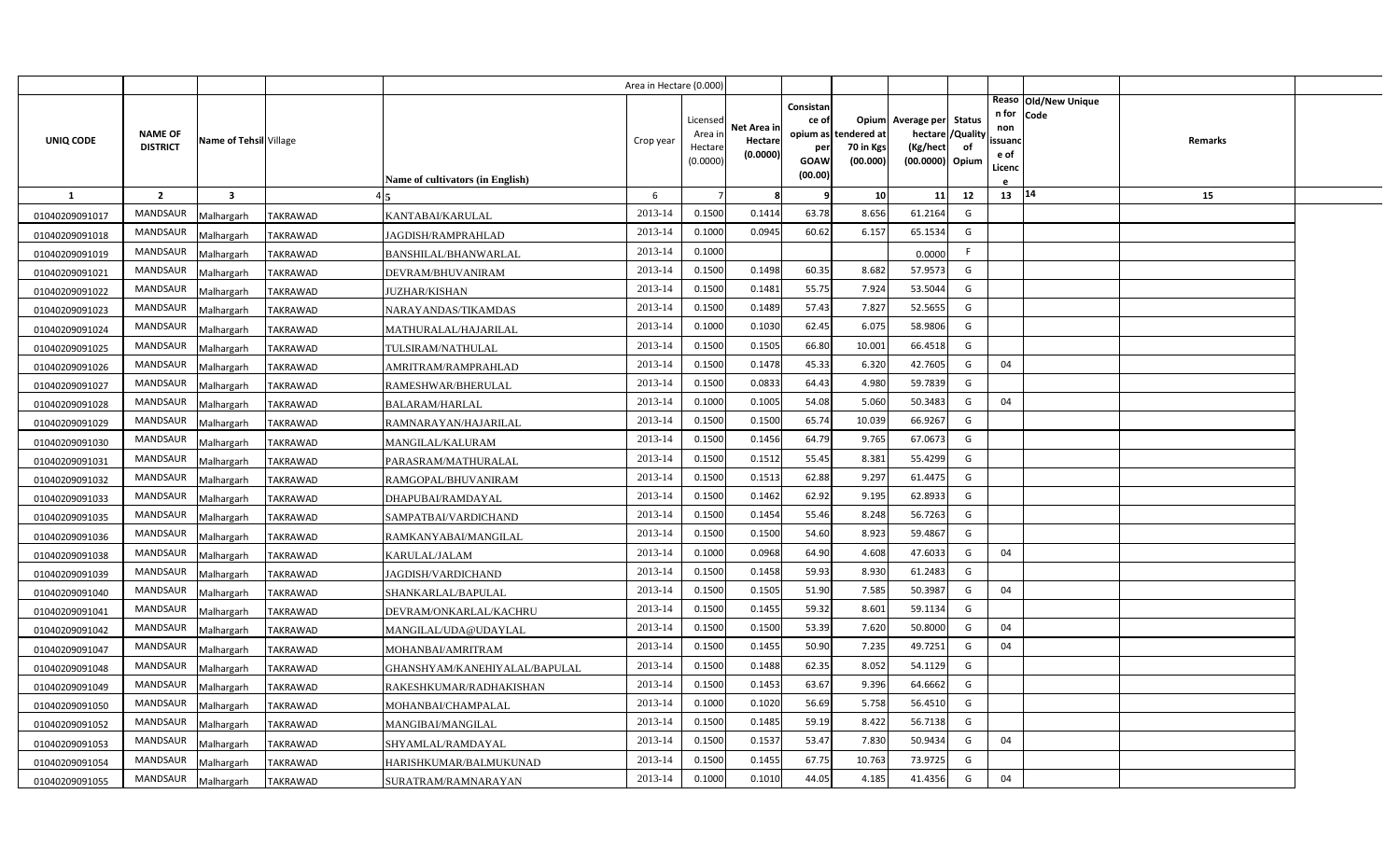| UNIQ CODE | NAME OF DISTRICT | Name of Tehsil | Village | Name of cultivators (in English) | Area in Hectare (0.000) Crop year | Licensed Area in Hectare (0.0000) | Net Area in Hectare (0.0000) | Consistance of opium as per GOAW (00.00) | Opium tendered at 70 in Kgs (00.000) | Average per hectare (Kg/hect (00.0000) | Status /Quality of Opium | Reason for non issuance of Licence | Old/New Unique Code | Remarks |
|---|---|---|---|---|---|---|---|---|---|---|---|---|---|---|
| 1 | 2 | 3 | 4 | 5 | 6 | 7 | 8 | 9 | 10 | 11 | 12 | 13 | 14 | 15 |
| 01040209091017 | MANDSAUR | Malhargarh | TAKRAWAD | KANTABAI/KARULAL | 2013-14 | 0.1500 | 0.1414 | 63.78 | 8.656 | 61.2164 | G | | | |
| 01040209091018 | MANDSAUR | Malhargarh | TAKRAWAD | JAGDISH/RAMPRAHLAD | 2013-14 | 0.1000 | 0.0945 | 60.62 | 6.157 | 65.1534 | G | | | |
| 01040209091019 | MANDSAUR | Malhargarh | TAKRAWAD | BANSHILAL/BHANWARLAL | 2013-14 | 0.1000 | | | | 0.0000 | F | | | |
| 01040209091021 | MANDSAUR | Malhargarh | TAKRAWAD | DEVRAM/BHUVANIRAM | 2013-14 | 0.1500 | 0.1498 | 60.35 | 8.682 | 57.9573 | G | | | |
| 01040209091022 | MANDSAUR | Malhargarh | TAKRAWAD | JUZHAR/KISHAN | 2013-14 | 0.1500 | 0.1481 | 55.75 | 7.924 | 53.5044 | G | | | |
| 01040209091023 | MANDSAUR | Malhargarh | TAKRAWAD | NARAYANDAS/TIKAMDAS | 2013-14 | 0.1500 | 0.1489 | 57.43 | 7.827 | 52.5655 | G | | | |
| 01040209091024 | MANDSAUR | Malhargarh | TAKRAWAD | MATHURALAL/HAJARILAL | 2013-14 | 0.1000 | 0.1030 | 62.45 | 6.075 | 58.9806 | G | | | |
| 01040209091025 | MANDSAUR | Malhargarh | TAKRAWAD | TULSIRAM/NATHULAL | 2013-14 | 0.1500 | 0.1505 | 66.80 | 10.001 | 66.4518 | G | | | |
| 01040209091026 | MANDSAUR | Malhargarh | TAKRAWAD | AMRITRAM/RAMPRAHLAD | 2013-14 | 0.1500 | 0.1478 | 45.33 | 6.320 | 42.7605 | G | 04 | | |
| 01040209091027 | MANDSAUR | Malhargarh | TAKRAWAD | RAMESHWAR/BHERULAL | 2013-14 | 0.1500 | 0.0833 | 64.43 | 4.980 | 59.7839 | G | | | |
| 01040209091028 | MANDSAUR | Malhargarh | TAKRAWAD | BALARAM/HARLAL | 2013-14 | 0.1000 | 0.1005 | 54.08 | 5.060 | 50.3483 | G | 04 | | |
| 01040209091029 | MANDSAUR | Malhargarh | TAKRAWAD | RAMNARAYAN/HAJARILAL | 2013-14 | 0.1500 | 0.1500 | 65.74 | 10.039 | 66.9267 | G | | | |
| 01040209091030 | MANDSAUR | Malhargarh | TAKRAWAD | MANGILAL/KALURAM | 2013-14 | 0.1500 | 0.1456 | 64.79 | 9.765 | 67.0673 | G | | | |
| 01040209091031 | MANDSAUR | Malhargarh | TAKRAWAD | PARASRAM/MATHURALAL | 2013-14 | 0.1500 | 0.1512 | 55.45 | 8.381 | 55.4299 | G | | | |
| 01040209091032 | MANDSAUR | Malhargarh | TAKRAWAD | RAMGOPAL/BHUVANIRAM | 2013-14 | 0.1500 | 0.1513 | 62.88 | 9.297 | 61.4475 | G | | | |
| 01040209091033 | MANDSAUR | Malhargarh | TAKRAWAD | DHAPUBAI/RAMDAYAL | 2013-14 | 0.1500 | 0.1462 | 62.92 | 9.195 | 62.8933 | G | | | |
| 01040209091035 | MANDSAUR | Malhargarh | TAKRAWAD | SAMPATBAI/VARDICHAND | 2013-14 | 0.1500 | 0.1454 | 55.46 | 8.248 | 56.7263 | G | | | |
| 01040209091036 | MANDSAUR | Malhargarh | TAKRAWAD | RAMKANYABAI/MANGILAL | 2013-14 | 0.1500 | 0.1500 | 54.60 | 8.923 | 59.4867 | G | | | |
| 01040209091038 | MANDSAUR | Malhargarh | TAKRAWAD | KARULAL/JALAM | 2013-14 | 0.1000 | 0.0968 | 64.90 | 4.608 | 47.6033 | G | 04 | | |
| 01040209091039 | MANDSAUR | Malhargarh | TAKRAWAD | JAGDISH/VARDICHAND | 2013-14 | 0.1500 | 0.1458 | 59.93 | 8.930 | 61.2483 | G | | | |
| 01040209091040 | MANDSAUR | Malhargarh | TAKRAWAD | SHANKARLAL/BAPULAL | 2013-14 | 0.1500 | 0.1505 | 51.90 | 7.585 | 50.3987 | G | 04 | | |
| 01040209091041 | MANDSAUR | Malhargarh | TAKRAWAD | DEVRAM/ONKARLAL/KACHRU | 2013-14 | 0.1500 | 0.1455 | 59.32 | 8.601 | 59.1134 | G | | | |
| 01040209091042 | MANDSAUR | Malhargarh | TAKRAWAD | MANGILAL/UDA@UDAYLAL | 2013-14 | 0.1500 | 0.1500 | 53.39 | 7.620 | 50.8000 | G | 04 | | |
| 01040209091047 | MANDSAUR | Malhargarh | TAKRAWAD | MOHANBAI/AMRITRAM | 2013-14 | 0.1500 | 0.1455 | 50.90 | 7.235 | 49.7251 | G | 04 | | |
| 01040209091048 | MANDSAUR | Malhargarh | TAKRAWAD | GHANSHYAM/KANEHIYALAL/BAPULAL | 2013-14 | 0.1500 | 0.1488 | 62.35 | 8.052 | 54.1129 | G | | | |
| 01040209091049 | MANDSAUR | Malhargarh | TAKRAWAD | RAKESHKUMAR/RADHAKISHAN | 2013-14 | 0.1500 | 0.1453 | 63.67 | 9.396 | 64.6662 | G | | | |
| 01040209091050 | MANDSAUR | Malhargarh | TAKRAWAD | MOHANBAI/CHAMPALAL | 2013-14 | 0.1000 | 0.1020 | 56.69 | 5.758 | 56.4510 | G | | | |
| 01040209091052 | MANDSAUR | Malhargarh | TAKRAWAD | MANGIBAI/MANGILAL | 2013-14 | 0.1500 | 0.1485 | 59.19 | 8.422 | 56.7138 | G | | | |
| 01040209091053 | MANDSAUR | Malhargarh | TAKRAWAD | SHYAMLAL/RAMDAYAL | 2013-14 | 0.1500 | 0.1537 | 53.47 | 7.830 | 50.9434 | G | 04 | | |
| 01040209091054 | MANDSAUR | Malhargarh | TAKRAWAD | HARISHKUMAR/BALMUKUNAD | 2013-14 | 0.1500 | 0.1455 | 67.75 | 10.763 | 73.9725 | G | | | |
| 01040209091055 | MANDSAUR | Malhargarh | TAKRAWAD | SURATRAM/RAMNARAYAN | 2013-14 | 0.1000 | 0.1010 | 44.05 | 4.185 | 41.4356 | G | 04 | | |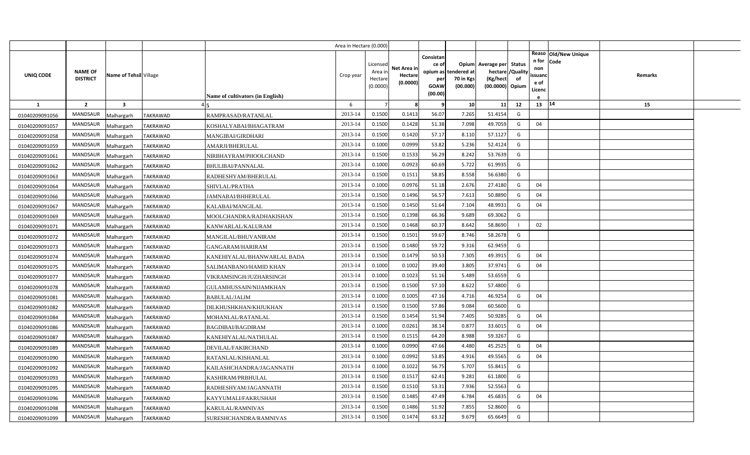| UNIQ CODE | NAME OF DISTRICT | Name of Tehsil | Village | Name of cultivators (in English) | Crop year | Licensed Area in Hectare (0.0000) | Net Area in Hectare (0.0000) | Consistance of opium as per GOAW (00.00) | Opium tendered at 70 in Kgs (00.000) | Average per hectare (Kg/hect (00.0000) | Status /Quality of Opium | Reason for non issuance of Licence | Old/New Unique Code | Remarks |
|---|---|---|---|---|---|---|---|---|---|---|---|---|---|---|
| 1 | 2 | 3 | 4 | 5 | 6 | 7 | 8 | 9 | 10 | 11 | 12 | 13 | 14 | 15 |
| 01040209091056 | MANDSAUR | Malhargarh | TAKRAWAD | RAMPRASAD/RATANLAL | 2013-14 | 0.1500 | 0.1413 | 56.07 | 7.265 | 51.4154 | G | | | |
| 01040209091057 | MANDSAUR | Malhargarh | TAKRAWAD | KOSHALYABAI/BHAGATRAM | 2013-14 | 0.1500 | 0.1428 | 51.38 | 7.098 | 49.7059 | G | 04 | | |
| 01040209091058 | MANDSAUR | Malhargarh | TAKRAWAD | MANGIBAI/GIRDHARI | 2013-14 | 0.1500 | 0.1420 | 57.17 | 8.110 | 57.1127 | G | | | |
| 01040209091059 | MANDSAUR | Malhargarh | TAKRAWAD | AMARJI/BHERULAL | 2013-14 | 0.1000 | 0.0999 | 53.82 | 5.236 | 52.4124 | G | | | |
| 01040209091061 | MANDSAUR | Malhargarh | TAKRAWAD | NIRBHAYRAM/PHOOLCHAND | 2013-14 | 0.1500 | 0.1533 | 56.29 | 8.242 | 53.7639 | G | | | |
| 01040209091062 | MANDSAUR | Malhargarh | TAKRAWAD | BHULIBAI/PANNALAL | 2013-14 | 0.1000 | 0.0923 | 60.69 | 5.722 | 61.9935 | G | | | |
| 01040209091063 | MANDSAUR | Malhargarh | TAKRAWAD | RADHESHYAM/BHERULAL | 2013-14 | 0.1500 | 0.1511 | 58.85 | 8.558 | 56.6380 | G | | | |
| 01040209091064 | MANDSAUR | Malhargarh | TAKRAWAD | SHIVLAL/PRATHA | 2013-14 | 0.1000 | 0.0976 | 51.18 | 2.676 | 27.4180 | G | 04 | | |
| 01040209091066 | MANDSAUR | Malhargarh | TAKRAWAD | JAMNABAI/BHHERULAL | 2013-14 | 0.1500 | 0.1496 | 56.57 | 7.613 | 50.8890 | G | 04 | | |
| 01040209091067 | MANDSAUR | Malhargarh | TAKRAWAD | KALABAI/MANGILAL | 2013-14 | 0.1500 | 0.1450 | 51.64 | 7.104 | 48.9931 | G | 04 | | |
| 01040209091069 | MANDSAUR | Malhargarh | TAKRAWAD | MOOLCHANDRA/RADHAKISHAN | 2013-14 | 0.1500 | 0.1398 | 66.36 | 9.689 | 69.3062 | G | | | |
| 01040209091071 | MANDSAUR | Malhargarh | TAKRAWAD | KANWARLAL/KALURAM | 2013-14 | 0.1500 | 0.1468 | 60.37 | 8.642 | 58.8690 | I | 02 | | |
| 01040209091072 | MANDSAUR | Malhargarh | TAKRAWAD | MANGILAL/BHUVANIRAM | 2013-14 | 0.1500 | 0.1501 | 59.67 | 8.746 | 58.2678 | G | | | |
| 01040209091073 | MANDSAUR | Malhargarh | TAKRAWAD | GANGARAM/HARIRAM | 2013-14 | 0.1500 | 0.1480 | 59.72 | 9.316 | 62.9459 | G | | | |
| 01040209091074 | MANDSAUR | Malhargarh | TAKRAWAD | KANEHIYALAL/BHANWARLAL BADA | 2013-14 | 0.1500 | 0.1479 | 50.53 | 7.305 | 49.3915 | G | 04 | | |
| 01040209091075 | MANDSAUR | Malhargarh | TAKRAWAD | SALIMANBANO/HAMID KHAN | 2013-14 | 0.1000 | 0.1002 | 39.40 | 3.805 | 37.9741 | G | 04 | | |
| 01040209091077 | MANDSAUR | Malhargarh | TAKRAWAD | VIKRAMSINGH/JUZHARSINGH | 2013-14 | 0.1000 | 0.1023 | 51.16 | 5.489 | 53.6559 | G | | | |
| 01040209091078 | MANDSAUR | Malhargarh | TAKRAWAD | GULAMHUSSAIN/NIJAMKHAN | 2013-14 | 0.1500 | 0.1500 | 57.10 | 8.622 | 57.4800 | G | | | |
| 01040209091081 | MANDSAUR | Malhargarh | TAKRAWAD | BABULAL/JALIM | 2013-14 | 0.1000 | 0.1005 | 47.16 | 4.716 | 46.9254 | G | 04 | | |
| 01040209091082 | MANDSAUR | Malhargarh | TAKRAWAD | DILKHUSHKHAN/KHJUKHAN | 2013-14 | 0.1500 | 0.1500 | 57.86 | 9.084 | 60.5600 | G | | | |
| 01040209091084 | MANDSAUR | Malhargarh | TAKRAWAD | MOHANLAL/RATANLAL | 2013-14 | 0.1500 | 0.1454 | 51.94 | 7.405 | 50.9285 | G | 04 | | |
| 01040209091086 | MANDSAUR | Malhargarh | TAKRAWAD | BAGDIBAI/BAGDIRAM | 2013-14 | 0.1000 | 0.0261 | 38.14 | 0.877 | 33.6015 | G | 04 | | |
| 01040209091087 | MANDSAUR | Malhargarh | TAKRAWAD | KANEHIYALAL/NATHULAL | 2013-14 | 0.1500 | 0.1515 | 64.20 | 8.988 | 59.3267 | G | | | |
| 01040209091089 | MANDSAUR | Malhargarh | TAKRAWAD | DEVILAL/FAKIRCHAND | 2013-14 | 0.1000 | 0.0990 | 47.66 | 4.480 | 45.2525 | G | 04 | | |
| 01040209091090 | MANDSAUR | Malhargarh | TAKRAWAD | RATANLAL/KISHANLAL | 2013-14 | 0.1000 | 0.0992 | 53.85 | 4.916 | 49.5565 | G | 04 | | |
| 01040209091092 | MANDSAUR | Malhargarh | TAKRAWAD | KAILASHCHANDRA/JAGANNATH | 2013-14 | 0.1000 | 0.1022 | 56.75 | 5.707 | 55.8415 | G | | | |
| 01040209091093 | MANDSAUR | Malhargarh | TAKRAWAD | KASHIRAM/PRBHULAL | 2013-14 | 0.1500 | 0.1517 | 62.41 | 9.281 | 61.1800 | G | | | |
| 01040209091095 | MANDSAUR | Malhargarh | TAKRAWAD | RADHESHYAM/JAGANNATH | 2013-14 | 0.1500 | 0.1510 | 53.31 | 7.936 | 52.5563 | G | | | |
| 01040209091096 | MANDSAUR | Malhargarh | TAKRAWAD | KAYYUMALI/FAKRUSHAH | 2013-14 | 0.1500 | 0.1485 | 47.49 | 6.784 | 45.6835 | G | 04 | | |
| 01040209091098 | MANDSAUR | Malhargarh | TAKRAWAD | KARULAL/RAMNIVAS | 2013-14 | 0.1500 | 0.1486 | 51.92 | 7.855 | 52.8600 | G | | | |
| 01040209091099 | MANDSAUR | Malhargarh | TAKRAWAD | SURESHCHANDRA/RAMNIVAS | 2013-14 | 0.1500 | 0.1474 | 63.32 | 9.679 | 65.6649 | G | | | |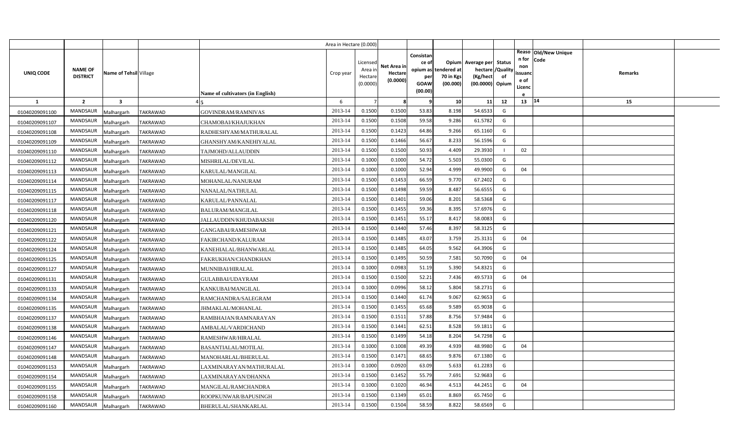| UNIQ CODE | NAME OF DISTRICT | Name of Tehsil | Village | Name of cultivators (in English) | Crop year | Licensed Area in Hectare (0.0000) | Net Area in Hectare (0.0000) | Consistance of opium as per GOAW (00.00) | Opium tendered at 70 in Kgs (00.000) | Average per hectare (Kg/hect (00.0000) | Status /Quality of Opium | Reason for non issuance of Licence | Old/New Unique Code | Remarks |
|---|---|---|---|---|---|---|---|---|---|---|---|---|---|---|
| 1 | 2 | 3 | 4 | 5 | 6 | 7 | 8 | 9 | 10 | 11 | 12 | 13 | 14 | 15 |
| 01040209091100 | MANDSAUR | Malhargarh | TAKRAWAD | GOVINDRAM/RAMNIVAS | 2013-14 | 0.1500 | 0.1500 | 53.83 | 8.198 | 54.6533 | G | | | |
| 01040209091107 | MANDSAUR | Malhargarh | TAKRAWAD | CHAMOBAI/KHAJUKHAN | 2013-14 | 0.1500 | 0.1508 | 59.58 | 9.286 | 61.5782 | G | | | |
| 01040209091108 | MANDSAUR | Malhargarh | TAKRAWAD | RADHESHYAM/MATHURALAL | 2013-14 | 0.1500 | 0.1423 | 64.86 | 9.266 | 65.1160 | G | | | |
| 01040209091109 | MANDSAUR | Malhargarh | TAKRAWAD | GHANSHYAM/KANEHIYALAL | 2013-14 | 0.1500 | 0.1466 | 56.67 | 8.233 | 56.1596 | G | | | |
| 01040209091110 | MANDSAUR | Malhargarh | TAKRAWAD | TAJMOHD/ALLAUDDIN | 2013-14 | 0.1500 | 0.1500 | 50.93 | 4.409 | 29.3930 | I | 02 | | |
| 01040209091112 | MANDSAUR | Malhargarh | TAKRAWAD | MISHRILAL/DEVILAL | 2013-14 | 0.1000 | 0.1000 | 54.72 | 5.503 | 55.0300 | G | | | |
| 01040209091113 | MANDSAUR | Malhargarh | TAKRAWAD | KARULAL/MANGILAL | 2013-14 | 0.1000 | 0.1000 | 52.94 | 4.999 | 49.9900 | G | 04 | | |
| 01040209091114 | MANDSAUR | Malhargarh | TAKRAWAD | MOHANLAL/NANURAM | 2013-14 | 0.1500 | 0.1453 | 66.59 | 9.770 | 67.2402 | G | | | |
| 01040209091115 | MANDSAUR | Malhargarh | TAKRAWAD | NANALAL/NATHULAL | 2013-14 | 0.1500 | 0.1498 | 59.59 | 8.487 | 56.6555 | G | | | |
| 01040209091117 | MANDSAUR | Malhargarh | TAKRAWAD | KARULAL/PANNALAL | 2013-14 | 0.1500 | 0.1401 | 59.06 | 8.201 | 58.5368 | G | | | |
| 01040209091118 | MANDSAUR | Malhargarh | TAKRAWAD | BALURAM/MANGILAL | 2013-14 | 0.1500 | 0.1455 | 59.36 | 8.395 | 57.6976 | G | | | |
| 01040209091120 | MANDSAUR | Malhargarh | TAKRAWAD | JALLAUDDIN/KHUDABAKSH | 2013-14 | 0.1500 | 0.1451 | 55.17 | 8.417 | 58.0083 | G | | | |
| 01040209091121 | MANDSAUR | Malhargarh | TAKRAWAD | GANGABAI/RAMESHWAR | 2013-14 | 0.1500 | 0.1440 | 57.46 | 8.397 | 58.3125 | G | | | |
| 01040209091122 | MANDSAUR | Malhargarh | TAKRAWAD | FAKIRCHAND/KALURAM | 2013-14 | 0.1500 | 0.1485 | 43.07 | 3.759 | 25.3131 | G | 04 | | |
| 01040209091124 | MANDSAUR | Malhargarh | TAKRAWAD | KANEHIALAL/BHANWARLAL | 2013-14 | 0.1500 | 0.1485 | 64.05 | 9.562 | 64.3906 | G | | | |
| 01040209091125 | MANDSAUR | Malhargarh | TAKRAWAD | FAKRUKHAN/CHANDKHAN | 2013-14 | 0.1500 | 0.1495 | 50.59 | 7.581 | 50.7090 | G | 04 | | |
| 01040209091127 | MANDSAUR | Malhargarh | TAKRAWAD | MUNNIBAI/HIRALAL | 2013-14 | 0.1000 | 0.0983 | 51.19 | 5.390 | 54.8321 | G | | | |
| 01040209091131 | MANDSAUR | Malhargarh | TAKRAWAD | GULABBAI/UDAYRAM | 2013-14 | 0.1500 | 0.1500 | 52.21 | 7.436 | 49.5733 | G | 04 | | |
| 01040209091133 | MANDSAUR | Malhargarh | TAKRAWAD | KANKUBAI/MANGILAL | 2013-14 | 0.1000 | 0.0996 | 58.12 | 5.804 | 58.2731 | G | | | |
| 01040209091134 | MANDSAUR | Malhargarh | TAKRAWAD | RAMCHANDRA/SALEGRAM | 2013-14 | 0.1500 | 0.1440 | 61.74 | 9.067 | 62.9653 | G | | | |
| 01040209091135 | MANDSAUR | Malhargarh | TAKRAWAD | JHMAKLAL/MOHANLAL | 2013-14 | 0.1500 | 0.1455 | 65.68 | 9.589 | 65.9038 | G | | | |
| 01040209091137 | MANDSAUR | Malhargarh | TAKRAWAD | RAMBHAJAN/RAMNARAYAN | 2013-14 | 0.1500 | 0.1511 | 57.88 | 8.756 | 57.9484 | G | | | |
| 01040209091138 | MANDSAUR | Malhargarh | TAKRAWAD | AMBALAL/VARDICHAND | 2013-14 | 0.1500 | 0.1441 | 62.51 | 8.528 | 59.1811 | G | | | |
| 01040209091146 | MANDSAUR | Malhargarh | TAKRAWAD | RAMESHWAR/HIRALAL | 2013-14 | 0.1500 | 0.1499 | 54.18 | 8.204 | 54.7298 | G | | | |
| 01040209091147 | MANDSAUR | Malhargarh | TAKRAWAD | BASANTIALAL/MOTILAL | 2013-14 | 0.1000 | 0.1008 | 49.39 | 4.939 | 48.9980 | G | 04 | | |
| 01040209091148 | MANDSAUR | Malhargarh | TAKRAWAD | MANOHARLAL/BHERULAL | 2013-14 | 0.1500 | 0.1471 | 68.65 | 9.876 | 67.1380 | G | | | |
| 01040209091153 | MANDSAUR | Malhargarh | TAKRAWAD | LAXMINARAYAN/MATHURALAL | 2013-14 | 0.1000 | 0.0920 | 63.09 | 5.633 | 61.2283 | G | | | |
| 01040209091154 | MANDSAUR | Malhargarh | TAKRAWAD | LAXMINARAYAN/DHANNA | 2013-14 | 0.1500 | 0.1452 | 55.79 | 7.691 | 52.9683 | G | | | |
| 01040209091155 | MANDSAUR | Malhargarh | TAKRAWAD | MANGILAL/RAMCHANDRA | 2013-14 | 0.1000 | 0.1020 | 46.94 | 4.513 | 44.2451 | G | 04 | | |
| 01040209091158 | MANDSAUR | Malhargarh | TAKRAWAD | ROOPKUNWAR/BAPUSINGH | 2013-14 | 0.1500 | 0.1349 | 65.01 | 8.869 | 65.7450 | G | | | |
| 01040209091160 | MANDSAUR | Malhargarh | TAKRAWAD | BHERULAL/SHANKARLAL | 2013-14 | 0.1500 | 0.1504 | 58.59 | 8.822 | 58.6569 | G | | | |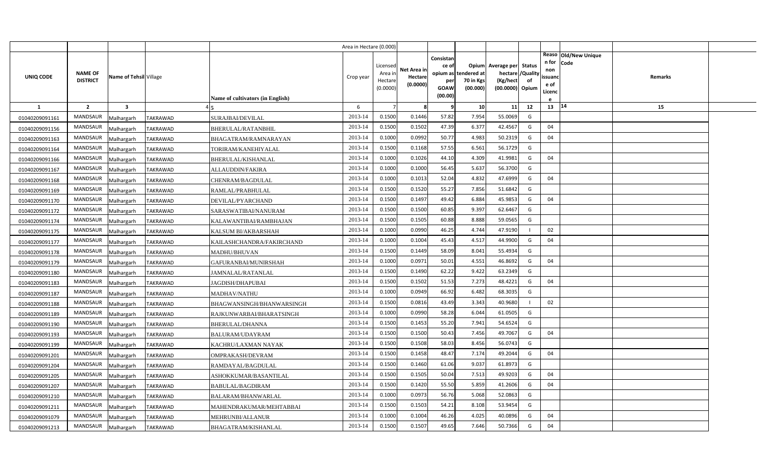| UNIQ CODE | NAME OF DISTRICT | Name of Tehsil | Village | Name of cultivators (in English) | Crop year | Licensed Area in Hectare (0.0000) | Net Area in Hectare (0.0000) | Consistance of opium as per GOAW (00.00) | Opium tendered at 70 in Kgs (00.000) | Average per hectare (Kg/hect (00.0000) | Status /Quality of Opium | Reason for non issuance of Licence | Old/New Unique Code | Remarks |
|---|---|---|---|---|---|---|---|---|---|---|---|---|---|---|
| 1 | 2 | 3 | 4 | 5 | 6 | 7 | 8 | 9 | 10 | 11 | 12 | 13 | 14 | 15 |
| 01040209091161 | MANDSAUR | Malhargarh | TAKRAWAD | SURAJBAI/DEVILAL | 2013-14 | 0.1500 | 0.1446 | 57.82 | 7.954 | 55.0069 | G | | | |
| 01040209091156 | MANDSAUR | Malhargarh | TAKRAWAD | BHERULAL/RATANBHIL | 2013-14 | 0.1500 | 0.1502 | 47.39 | 6.377 | 42.4567 | G | 04 | | |
| 01040209091163 | MANDSAUR | Malhargarh | TAKRAWAD | BHAGATRAM/RAMNARAYAN | 2013-14 | 0.1000 | 0.0992 | 50.77 | 4.983 | 50.2319 | G | 04 | | |
| 01040209091164 | MANDSAUR | Malhargarh | TAKRAWAD | TORIRAM/KANEHIYALAL | 2013-14 | 0.1500 | 0.1168 | 57.55 | 6.561 | 56.1729 | G | | | |
| 01040209091166 | MANDSAUR | Malhargarh | TAKRAWAD | BHERULAL/KISHANLAL | 2013-14 | 0.1000 | 0.1026 | 44.10 | 4.309 | 41.9981 | G | 04 | | |
| 01040209091167 | MANDSAUR | Malhargarh | TAKRAWAD | ALLAUDDIN/FAKIRA | 2013-14 | 0.1000 | 0.1000 | 56.45 | 5.637 | 56.3700 | G | | | |
| 01040209091168 | MANDSAUR | Malhargarh | TAKRAWAD | CHENRAM/BAGDULAL | 2013-14 | 0.1000 | 0.1013 | 52.04 | 4.832 | 47.6999 | G | 04 | | |
| 01040209091169 | MANDSAUR | Malhargarh | TAKRAWAD | RAMLAL/PRABHULAL | 2013-14 | 0.1500 | 0.1520 | 55.27 | 7.856 | 51.6842 | G | | | |
| 01040209091170 | MANDSAUR | Malhargarh | TAKRAWAD | DEVILAL/PYARCHAND | 2013-14 | 0.1500 | 0.1497 | 49.42 | 6.884 | 45.9853 | G | 04 | | |
| 01040209091172 | MANDSAUR | Malhargarh | TAKRAWAD | SARASWATIBAI/NANURAM | 2013-14 | 0.1500 | 0.1500 | 60.85 | 9.397 | 62.6467 | G | | | |
| 01040209091174 | MANDSAUR | Malhargarh | TAKRAWAD | KALAWANTIBAI/RAMBHAJAN | 2013-14 | 0.1500 | 0.1505 | 60.88 | 8.888 | 59.0565 | G | | | |
| 01040209091175 | MANDSAUR | Malhargarh | TAKRAWAD | KALSUM BI/AKBARSHAH | 2013-14 | 0.1000 | 0.0990 | 46.25 | 4.744 | 47.9190 | I | 02 | | |
| 01040209091177 | MANDSAUR | Malhargarh | TAKRAWAD | KAILASHCHANDRA/FAKIRCHAND | 2013-14 | 0.1000 | 0.1004 | 45.43 | 4.517 | 44.9900 | G | 04 | | |
| 01040209091178 | MANDSAUR | Malhargarh | TAKRAWAD | MADHU/BHUVAN | 2013-14 | 0.1500 | 0.1449 | 58.09 | 8.041 | 55.4934 | G | | | |
| 01040209091179 | MANDSAUR | Malhargarh | TAKRAWAD | GAFURANBAI/MUNIRSHAH | 2013-14 | 0.1000 | 0.0971 | 50.01 | 4.551 | 46.8692 | G | 04 | | |
| 01040209091180 | MANDSAUR | Malhargarh | TAKRAWAD | JAMNALAL/RATANLAL | 2013-14 | 0.1500 | 0.1490 | 62.22 | 9.422 | 63.2349 | G | | | |
| 01040209091183 | MANDSAUR | Malhargarh | TAKRAWAD | JAGDISH/DHAPUBAI | 2013-14 | 0.1500 | 0.1502 | 51.53 | 7.273 | 48.4221 | G | 04 | | |
| 01040209091187 | MANDSAUR | Malhargarh | TAKRAWAD | MADHAV/NATHU | 2013-14 | 0.1000 | 0.0949 | 66.92 | 6.482 | 68.3035 | G | | | |
| 01040209091188 | MANDSAUR | Malhargarh | TAKRAWAD | BHAGWANSINGH/BHANWARSINGH | 2013-14 | 0.1500 | 0.0816 | 43.49 | 3.343 | 40.9680 | I | 02 | | |
| 01040209091189 | MANDSAUR | Malhargarh | TAKRAWAD | RAJKUNWARBAI/BHARATSINGH | 2013-14 | 0.1000 | 0.0990 | 58.28 | 6.044 | 61.0505 | G | | | |
| 01040209091190 | MANDSAUR | Malhargarh | TAKRAWAD | BHERULAL/DHANNA | 2013-14 | 0.1500 | 0.1453 | 55.20 | 7.941 | 54.6524 | G | | | |
| 01040209091193 | MANDSAUR | Malhargarh | TAKRAWAD | BALURAM/UDAYRAM | 2013-14 | 0.1500 | 0.1500 | 50.43 | 7.456 | 49.7067 | G | 04 | | |
| 01040209091199 | MANDSAUR | Malhargarh | TAKRAWAD | KACHRU/LAXMAN NAYAK | 2013-14 | 0.1500 | 0.1508 | 58.03 | 8.456 | 56.0743 | G | | | |
| 01040209091201 | MANDSAUR | Malhargarh | TAKRAWAD | OMPRAKASH/DEVRAM | 2013-14 | 0.1500 | 0.1458 | 48.47 | 7.174 | 49.2044 | G | 04 | | |
| 01040209091204 | MANDSAUR | Malhargarh | TAKRAWAD | RAMDAYAL/BAGDULAL | 2013-14 | 0.1500 | 0.1460 | 61.06 | 9.037 | 61.8973 | G | | | |
| 01040209091205 | MANDSAUR | Malhargarh | TAKRAWAD | ASHOKKUMAR/BASANTILAL | 2013-14 | 0.1500 | 0.1505 | 50.04 | 7.513 | 49.9203 | G | 04 | | |
| 01040209091207 | MANDSAUR | Malhargarh | TAKRAWAD | BABULAL/BAGDIRAM | 2013-14 | 0.1500 | 0.1420 | 55.50 | 5.859 | 41.2606 | G | 04 | | |
| 01040209091210 | MANDSAUR | Malhargarh | TAKRAWAD | BALARAM/BHANWARLAL | 2013-14 | 0.1000 | 0.0973 | 56.76 | 5.068 | 52.0863 | G | | | |
| 01040209091211 | MANDSAUR | Malhargarh | TAKRAWAD | MAHENDRAKUMAR/MEHTABBAI | 2013-14 | 0.1500 | 0.1503 | 54.21 | 8.108 | 53.9454 | G | | | |
| 01040209091079 | MANDSAUR | Malhargarh | TAKRAWAD | MEHRUNBI/ALLANUR | 2013-14 | 0.1000 | 0.1004 | 46.26 | 4.025 | 40.0896 | G | 04 | | |
| 01040209091213 | MANDSAUR | Malhargarh | TAKRAWAD | BHAGATRAM/KISHANLAL | 2013-14 | 0.1500 | 0.1507 | 49.65 | 7.646 | 50.7366 | G | 04 | | |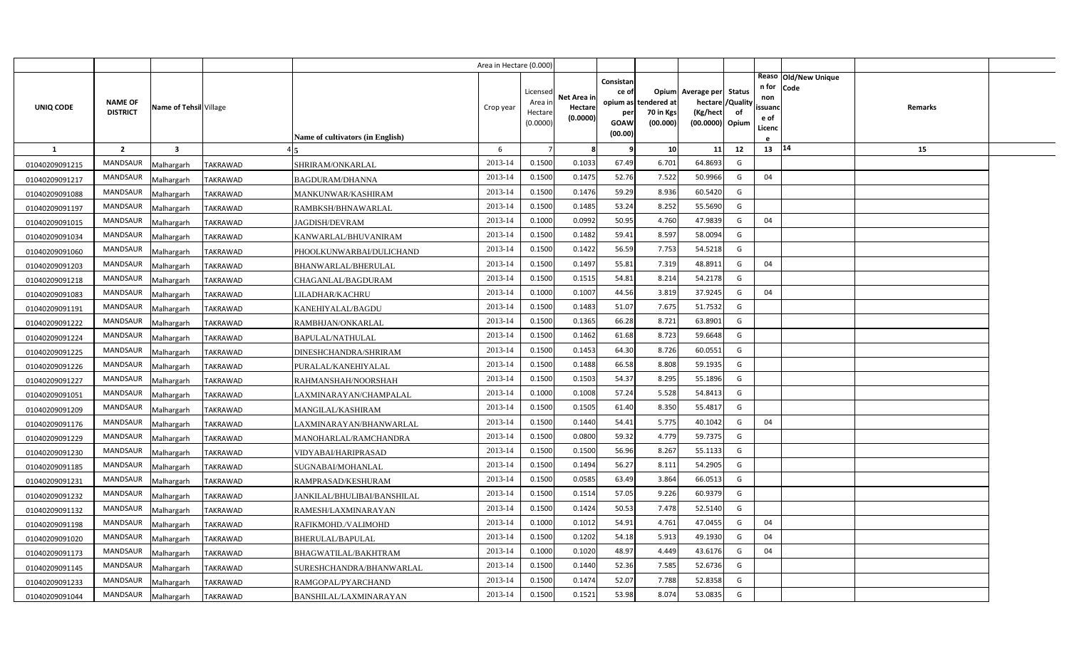| UNIQ CODE | NAME OF DISTRICT | Name of Tehsil | Village | Name of cultivators (in English) | Crop year | Licensed Area in Hectare (0.0000) | Net Area in Hectare (0.0000) | Consistance of opium as per GOAW (00.00) | Opium tendered at 70 in Kgs (00.000) | Average per hectare (Kg/hect (00.0000) | Status /Quality of Opium | Reason for non issuance of Licence | Old/New Unique Code | Remarks |
|---|---|---|---|---|---|---|---|---|---|---|---|---|---|---|
| | | | | | Area in Hectare (0.000) | | | | | | | | | |
| 1 | 2 | 3 | 4 | 5 | 6 | 7 | 8 | 9 | 10 | 11 | 12 | 13 | 14 | 15 |
| 01040209091215 | MANDSAUR | Malhargarh | TAKRAWAD | SHRIRAM/ONKARLAL | 2013-14 | 0.1500 | 0.1033 | 67.49 | 6.701 | 64.8693 | G | | | |
| 01040209091217 | MANDSAUR | Malhargarh | TAKRAWAD | BAGDURAM/DHANNA | 2013-14 | 0.1500 | 0.1475 | 52.76 | 7.522 | 50.9966 | G | 04 | | |
| 01040209091088 | MANDSAUR | Malhargarh | TAKRAWAD | MANKUNWAR/KASHIRAM | 2013-14 | 0.1500 | 0.1476 | 59.29 | 8.936 | 60.5420 | G | | | |
| 01040209091197 | MANDSAUR | Malhargarh | TAKRAWAD | RAMBKSH/BHNAWARLAL | 2013-14 | 0.1500 | 0.1485 | 53.24 | 8.252 | 55.5690 | G | | | |
| 01040209091015 | MANDSAUR | Malhargarh | TAKRAWAD | JAGDISH/DEVRAM | 2013-14 | 0.1000 | 0.0992 | 50.95 | 4.760 | 47.9839 | G | 04 | | |
| 01040209091034 | MANDSAUR | Malhargarh | TAKRAWAD | KANWARLAL/BHUVANIRAM | 2013-14 | 0.1500 | 0.1482 | 59.41 | 8.597 | 58.0094 | G | | | |
| 01040209091060 | MANDSAUR | Malhargarh | TAKRAWAD | PHOOLKUNWARBAI/DULICHAND | 2013-14 | 0.1500 | 0.1422 | 56.59 | 7.753 | 54.5218 | G | | | |
| 01040209091203 | MANDSAUR | Malhargarh | TAKRAWAD | BHANWARLAL/BHERULAL | 2013-14 | 0.1500 | 0.1497 | 55.81 | 7.319 | 48.8911 | G | 04 | | |
| 01040209091218 | MANDSAUR | Malhargarh | TAKRAWAD | CHAGANLAL/BAGDURAM | 2013-14 | 0.1500 | 0.1515 | 54.81 | 8.214 | 54.2178 | G | | | |
| 01040209091083 | MANDSAUR | Malhargarh | TAKRAWAD | LILADHAR/KACHRU | 2013-14 | 0.1000 | 0.1007 | 44.56 | 3.819 | 37.9245 | G | 04 | | |
| 01040209091191 | MANDSAUR | Malhargarh | TAKRAWAD | KANEHIYALAL/BAGDU | 2013-14 | 0.1500 | 0.1483 | 51.07 | 7.675 | 51.7532 | G | | | |
| 01040209091222 | MANDSAUR | Malhargarh | TAKRAWAD | RAMBHJAN/ONKARLAL | 2013-14 | 0.1500 | 0.1365 | 66.28 | 8.721 | 63.8901 | G | | | |
| 01040209091224 | MANDSAUR | Malhargarh | TAKRAWAD | BAPULAL/NATHULAL | 2013-14 | 0.1500 | 0.1462 | 61.68 | 8.723 | 59.6648 | G | | | |
| 01040209091225 | MANDSAUR | Malhargarh | TAKRAWAD | DINESHCHANDRA/SHRIRAM | 2013-14 | 0.1500 | 0.1453 | 64.30 | 8.726 | 60.0551 | G | | | |
| 01040209091226 | MANDSAUR | Malhargarh | TAKRAWAD | PURALAL/KANEHIYALAL | 2013-14 | 0.1500 | 0.1488 | 66.58 | 8.808 | 59.1935 | G | | | |
| 01040209091227 | MANDSAUR | Malhargarh | TAKRAWAD | RAHMANSHAH/NOORSHAH | 2013-14 | 0.1500 | 0.1503 | 54.37 | 8.295 | 55.1896 | G | | | |
| 01040209091051 | MANDSAUR | Malhargarh | TAKRAWAD | LAXMINARAYAN/CHAMPALAL | 2013-14 | 0.1000 | 0.1008 | 57.24 | 5.528 | 54.8413 | G | | | |
| 01040209091209 | MANDSAUR | Malhargarh | TAKRAWAD | MANGILAL/KASHIRAM | 2013-14 | 0.1500 | 0.1505 | 61.40 | 8.350 | 55.4817 | G | | | |
| 01040209091176 | MANDSAUR | Malhargarh | TAKRAWAD | LAXMINARAYAN/BHANWARLAL | 2013-14 | 0.1500 | 0.1440 | 54.41 | 5.775 | 40.1042 | G | 04 | | |
| 01040209091229 | MANDSAUR | Malhargarh | TAKRAWAD | MANOHARLAL/RAMCHANDRA | 2013-14 | 0.1500 | 0.0800 | 59.32 | 4.779 | 59.7375 | G | | | |
| 01040209091230 | MANDSAUR | Malhargarh | TAKRAWAD | VIDYABAI/HARIPRASAD | 2013-14 | 0.1500 | 0.1500 | 56.96 | 8.267 | 55.1133 | G | | | |
| 01040209091185 | MANDSAUR | Malhargarh | TAKRAWAD | SUGNABAI/MOHANLAL | 2013-14 | 0.1500 | 0.1494 | 56.27 | 8.111 | 54.2905 | G | | | |
| 01040209091231 | MANDSAUR | Malhargarh | TAKRAWAD | RAMPRASAD/KESHURAM | 2013-14 | 0.1500 | 0.0585 | 63.49 | 3.864 | 66.0513 | G | | | |
| 01040209091232 | MANDSAUR | Malhargarh | TAKRAWAD | JANKILAL/BHULIBAI/BANSHILAL | 2013-14 | 0.1500 | 0.1514 | 57.05 | 9.226 | 60.9379 | G | | | |
| 01040209091132 | MANDSAUR | Malhargarh | TAKRAWAD | RAMESH/LAXMINARAYAN | 2013-14 | 0.1500 | 0.1424 | 50.53 | 7.478 | 52.5140 | G | | | |
| 01040209091198 | MANDSAUR | Malhargarh | TAKRAWAD | RAFIKMOHD./VALIMOHD | 2013-14 | 0.1000 | 0.1012 | 54.91 | 4.761 | 47.0455 | G | 04 | | |
| 01040209091020 | MANDSAUR | Malhargarh | TAKRAWAD | BHERULAL/BAPULAL | 2013-14 | 0.1500 | 0.1202 | 54.18 | 5.913 | 49.1930 | G | 04 | | |
| 01040209091173 | MANDSAUR | Malhargarh | TAKRAWAD | BHAGWATILAL/BAKHTRAM | 2013-14 | 0.1000 | 0.1020 | 48.97 | 4.449 | 43.6176 | G | 04 | | |
| 01040209091145 | MANDSAUR | Malhargarh | TAKRAWAD | SURESHCHANDRA/BHANWARLAL | 2013-14 | 0.1500 | 0.1440 | 52.36 | 7.585 | 52.6736 | G | | | |
| 01040209091233 | MANDSAUR | Malhargarh | TAKRAWAD | RAMGOPAL/PYARCHAND | 2013-14 | 0.1500 | 0.1474 | 52.07 | 7.788 | 52.8358 | G | | | |
| 01040209091044 | MANDSAUR | Malhargarh | TAKRAWAD | BANSHILAL/LAXMINARAYAN | 2013-14 | 0.1500 | 0.1521 | 53.98 | 8.074 | 53.0835 | G | | | |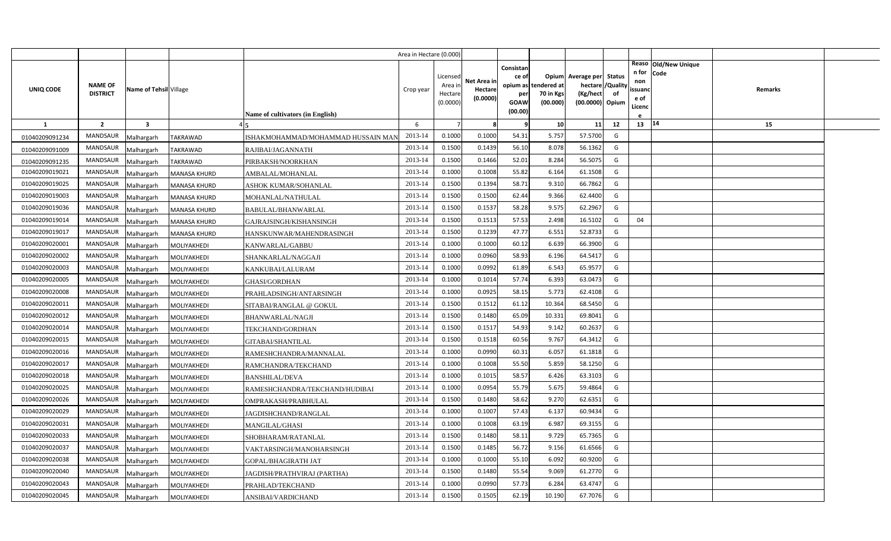| | | | | Area in Hectare (0.000) | | | | | | | | | | | |
|---|---|---|---|---|---|---|---|---|---|---|---|---|---|---|---|
| UNIQ CODE | NAME OF DISTRICT | Name of Tehsil | Village | Name of cultivators (in English) | Crop year | Licensed Area in Hectare (0.0000) | Net Area in Hectare (0.0000) | Consistance of opium as per GOAW (00.00) | Opium tendered at 70 in Kgs (00.000) | Average per hectare (Kg/hect (00.0000) | Status /Quality of Opium | Reason for non issuance of Licence | Old/New Unique Code | Remarks | |
| 1 | 2 | 3 | 4 | 5 | 6 | 7 | 8 | 9 | 10 | 11 | 12 | 13 | 14 | 15 | |
| 01040209091234 | MANDSAUR | Malhargarh | TAKRAWAD | ISHAKMOHAMMAD/MOHAMMAD HUSSAIN MAN | 2013-14 | 0.1000 | 0.1000 | 54.31 | 5.757 | 57.5700 | G | | | | |
| 01040209091009 | MANDSAUR | Malhargarh | TAKRAWAD | RAJIBAI/JAGANNATH | 2013-14 | 0.1500 | 0.1439 | 56.10 | 8.078 | 56.1362 | G | | | | |
| 01040209091235 | MANDSAUR | Malhargarh | TAKRAWAD | PIRBAKSH/NOORKHAN | 2013-14 | 0.1500 | 0.1466 | 52.01 | 8.284 | 56.5075 | G | | | | |
| 01040209019021 | MANDSAUR | Malhargarh | MANASA KHURD | AMBALAL/MOHANLAL | 2013-14 | 0.1000 | 0.1008 | 55.82 | 6.164 | 61.1508 | G | | | | |
| 01040209019025 | MANDSAUR | Malhargarh | MANASA KHURD | ASHOK KUMAR/SOHANLAL | 2013-14 | 0.1500 | 0.1394 | 58.71 | 9.310 | 66.7862 | G | | | | |
| 01040209019003 | MANDSAUR | Malhargarh | MANASA KHURD | MOHANLAL/NATHULAL | 2013-14 | 0.1500 | 0.1500 | 62.44 | 9.366 | 62.4400 | G | | | | |
| 01040209019036 | MANDSAUR | Malhargarh | MANASA KHURD | BABULAL/BHANWARLAL | 2013-14 | 0.1500 | 0.1537 | 58.28 | 9.575 | 62.2967 | G | | | | |
| 01040209019014 | MANDSAUR | Malhargarh | MANASA KHURD | GAJRAJSINGH/KISHANSINGH | 2013-14 | 0.1500 | 0.1513 | 57.53 | 2.498 | 16.5102 | G | 04 | | | |
| 01040209019017 | MANDSAUR | Malhargarh | MANASA KHURD | HANSKUNWAR/MAHENDRASINGH | 2013-14 | 0.1500 | 0.1239 | 47.77 | 6.551 | 52.8733 | G | | | | |
| 01040209020001 | MANDSAUR | Malhargarh | MOLIYAKHEDI | KANWARLAL/GABBU | 2013-14 | 0.1000 | 0.1000 | 60.12 | 6.639 | 66.3900 | G | | | | |
| 01040209020002 | MANDSAUR | Malhargarh | MOLIYAKHEDI | SHANKARLAL/NAGGAJI | 2013-14 | 0.1000 | 0.0960 | 58.93 | 6.196 | 64.5417 | G | | | | |
| 01040209020003 | MANDSAUR | Malhargarh | MOLIYAKHEDI | KANKUBAI/LALURAM | 2013-14 | 0.1000 | 0.0992 | 61.89 | 6.543 | 65.9577 | G | | | | |
| 01040209020005 | MANDSAUR | Malhargarh | MOLIYAKHEDI | GHASI/GORDHAN | 2013-14 | 0.1000 | 0.1014 | 57.74 | 6.393 | 63.0473 | G | | | | |
| 01040209020008 | MANDSAUR | Malhargarh | MOLIYAKHEDI | PRAHLADSINGH/ANTARSINGH | 2013-14 | 0.1000 | 0.0925 | 58.15 | 5.773 | 62.4108 | G | | | | |
| 01040209020011 | MANDSAUR | Malhargarh | MOLIYAKHEDI | SITABAI/RANGLAL @ GOKUL | 2013-14 | 0.1500 | 0.1512 | 61.12 | 10.364 | 68.5450 | G | | | | |
| 01040209020012 | MANDSAUR | Malhargarh | MOLIYAKHEDI | BHANWARLAL/NAGJI | 2013-14 | 0.1500 | 0.1480 | 65.09 | 10.331 | 69.8041 | G | | | | |
| 01040209020014 | MANDSAUR | Malhargarh | MOLIYAKHEDI | TEKCHAND/GORDHAN | 2013-14 | 0.1500 | 0.1517 | 54.93 | 9.142 | 60.2637 | G | | | | |
| 01040209020015 | MANDSAUR | Malhargarh | MOLIYAKHEDI | GITABAI/SHANTILAL | 2013-14 | 0.1500 | 0.1518 | 60.56 | 9.767 | 64.3412 | G | | | | |
| 01040209020016 | MANDSAUR | Malhargarh | MOLIYAKHEDI | RAMESHCHANDRA/MANNALAL | 2013-14 | 0.1000 | 0.0990 | 60.31 | 6.057 | 61.1818 | G | | | | |
| 01040209020017 | MANDSAUR | Malhargarh | MOLIYAKHEDI | RAMCHANDRA/TEKCHAND | 2013-14 | 0.1000 | 0.1008 | 55.50 | 5.859 | 58.1250 | G | | | | |
| 01040209020018 | MANDSAUR | Malhargarh | MOLIYAKHEDI | BANSHILAL/DEVA | 2013-14 | 0.1000 | 0.1015 | 58.57 | 6.426 | 63.3103 | G | | | | |
| 01040209020025 | MANDSAUR | Malhargarh | MOLIYAKHEDI | RAMESHCHANDRA/TEKCHAND/HUDIBAI | 2013-14 | 0.1000 | 0.0954 | 55.79 | 5.675 | 59.4864 | G | | | | |
| 01040209020026 | MANDSAUR | Malhargarh | MOLIYAKHEDI | OMPRAKASH/PRABHULAL | 2013-14 | 0.1500 | 0.1480 | 58.62 | 9.270 | 62.6351 | G | | | | |
| 01040209020029 | MANDSAUR | Malhargarh | MOLIYAKHEDI | JAGDISHCHAND/RANGLAL | 2013-14 | 0.1000 | 0.1007 | 57.43 | 6.137 | 60.9434 | G | | | | |
| 01040209020031 | MANDSAUR | Malhargarh | MOLIYAKHEDI | MANGILAL/GHASI | 2013-14 | 0.1000 | 0.1008 | 63.19 | 6.987 | 69.3155 | G | | | | |
| 01040209020033 | MANDSAUR | Malhargarh | MOLIYAKHEDI | SHOBHARAM/RATANLAL | 2013-14 | 0.1500 | 0.1480 | 58.11 | 9.729 | 65.7365 | G | | | | |
| 01040209020037 | MANDSAUR | Malhargarh | MOLIYAKHEDI | VAKTARSINGH/MANOHARSINGH | 2013-14 | 0.1500 | 0.1485 | 56.72 | 9.156 | 61.6566 | G | | | | |
| 01040209020038 | MANDSAUR | Malhargarh | MOLIYAKHEDI | GOPAL/BHAGIRATH JAT | 2013-14 | 0.1000 | 0.1000 | 55.10 | 6.092 | 60.9200 | G | | | | |
| 01040209020040 | MANDSAUR | Malhargarh | MOLIYAKHEDI | JAGDISH/PRATHVIRAJ (PARTHA) | 2013-14 | 0.1500 | 0.1480 | 55.54 | 9.069 | 61.2770 | G | | | | |
| 01040209020043 | MANDSAUR | Malhargarh | MOLIYAKHEDI | PRAHLAD/TEKCHAND | 2013-14 | 0.1000 | 0.0990 | 57.73 | 6.284 | 63.4747 | G | | | | |
| 01040209020045 | MANDSAUR | Malhargarh | MOLIYAKHEDI | ANSIBAI/VARDICHAND | 2013-14 | 0.1500 | 0.1505 | 62.19 | 10.190 | 67.7076 | G | | | | |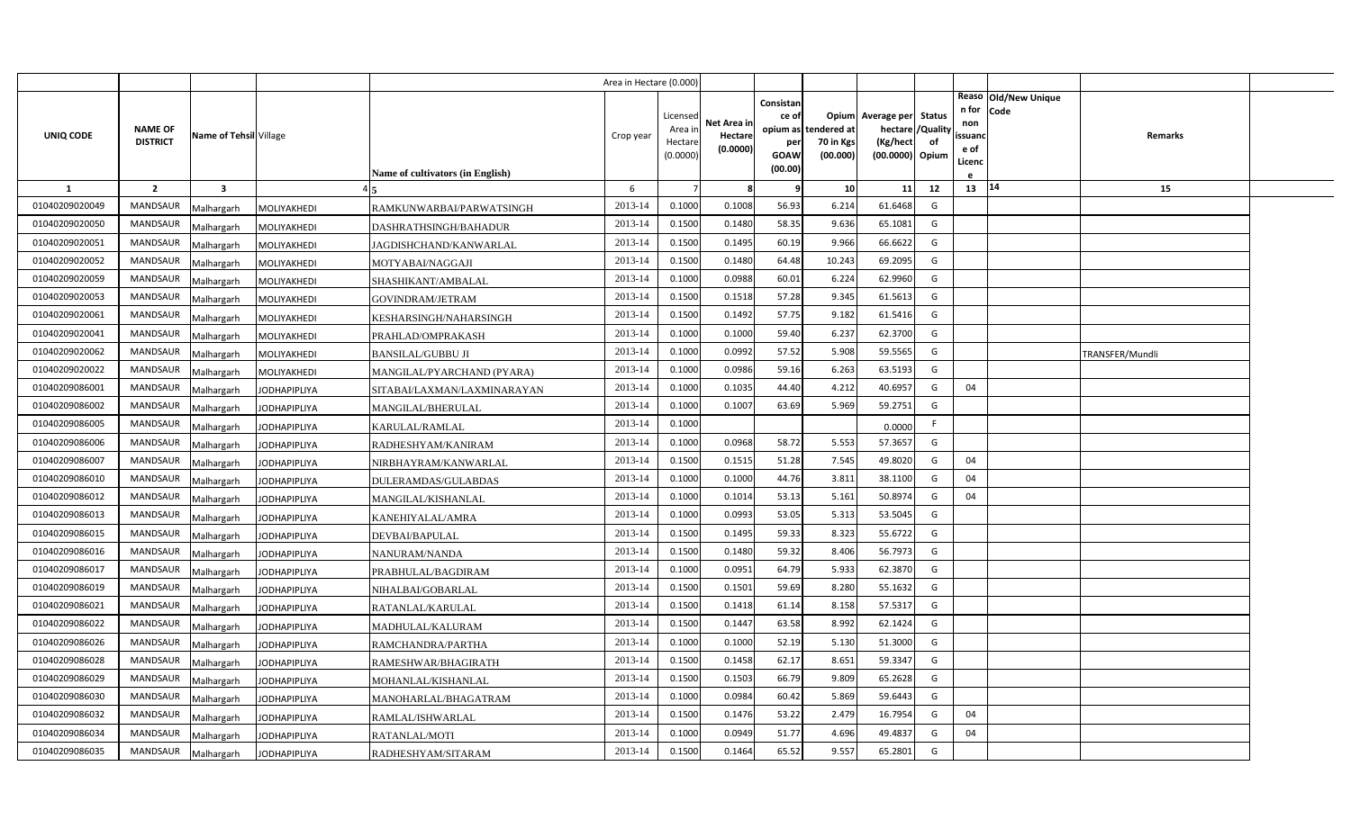| UNIQ CODE | NAME OF DISTRICT | Name of Tehsil | Village | Name of cultivators (in English) | Crop year | Licensed Area in Hectare (0.0000) | Net Area in Hectare (0.0000) | Consistance of opium as per GOAW (00.00) | Opium tendered at 70 in Kgs (00.000) | Average per hectare (Kg/hect (00.0000) | Status /Quality of Opium | Reason for non issuance of Licence | Old/New Unique Code | Remarks |
|---|---|---|---|---|---|---|---|---|---|---|---|---|---|---|
| 1 | 2 | 3 | 4 | 5 | 6 | 7 | 8 | 9 | 10 | 11 | 12 | 13 | 14 | 15 |
| 01040209020049 | MANDSAUR | Malhargarh | MOLIYAKHEDI | RAMKUNWARBAI/PARWATSINGH | 2013-14 | 0.1000 | 0.1008 | 56.93 | 6.214 | 61.6468 | G | | | |
| 01040209020050 | MANDSAUR | Malhargarh | MOLIYAKHEDI | DASHRATHSINGH/BAHADUR | 2013-14 | 0.1500 | 0.1480 | 58.35 | 9.636 | 65.1081 | G | | | |
| 01040209020051 | MANDSAUR | Malhargarh | MOLIYAKHEDI | JAGDISHCHAND/KANWARLAL | 2013-14 | 0.1500 | 0.1495 | 60.19 | 9.966 | 66.6622 | G | | | |
| 01040209020052 | MANDSAUR | Malhargarh | MOLIYAKHEDI | MOTYABAI/NAGGAJI | 2013-14 | 0.1500 | 0.1480 | 64.48 | 10.243 | 69.2095 | G | | | |
| 01040209020059 | MANDSAUR | Malhargarh | MOLIYAKHEDI | SHASHIKANT/AMBALAL | 2013-14 | 0.1000 | 0.0988 | 60.01 | 6.224 | 62.9960 | G | | | |
| 01040209020053 | MANDSAUR | Malhargarh | MOLIYAKHEDI | GOVINDRAM/JETRAM | 2013-14 | 0.1500 | 0.1518 | 57.28 | 9.345 | 61.5613 | G | | | |
| 01040209020061 | MANDSAUR | Malhargarh | MOLIYAKHEDI | KESHARSINGH/NAHARSINGH | 2013-14 | 0.1500 | 0.1492 | 57.75 | 9.182 | 61.5416 | G | | | |
| 01040209020041 | MANDSAUR | Malhargarh | MOLIYAKHEDI | PRAHLAD/OMPRAKASH | 2013-14 | 0.1000 | 0.1000 | 59.40 | 6.237 | 62.3700 | G | | | |
| 01040209020062 | MANDSAUR | Malhargarh | MOLIYAKHEDI | BANSILAL/GUBBU JI | 2013-14 | 0.1000 | 0.0992 | 57.52 | 5.908 | 59.5565 | G | | | TRANSFER/Mundli |
| 01040209020022 | MANDSAUR | Malhargarh | MOLIYAKHEDI | MANGILAL/PYARCHAND (PYARA) | 2013-14 | 0.1000 | 0.0986 | 59.16 | 6.263 | 63.5193 | G | | | |
| 01040209086001 | MANDSAUR | Malhargarh | JODHAPIPLIYA | SITABAI/LAXMAN/LAXMINARAYAN | 2013-14 | 0.1000 | 0.1035 | 44.40 | 4.212 | 40.6957 | G | 04 | | |
| 01040209086002 | MANDSAUR | Malhargarh | JODHAPIPLIYA | MANGILAL/BHERULAL | 2013-14 | 0.1000 | 0.1007 | 63.69 | 5.969 | 59.2751 | G | | | |
| 01040209086005 | MANDSAUR | Malhargarh | JODHAPIPLIYA | KARULAL/RAMLAL | 2013-14 | 0.1000 | | | | 0.0000 | F | | | |
| 01040209086006 | MANDSAUR | Malhargarh | JODHAPIPLIYA | RADHESHYAM/KANIRAM | 2013-14 | 0.1000 | 0.0968 | 58.72 | 5.553 | 57.3657 | G | | | |
| 01040209086007 | MANDSAUR | Malhargarh | JODHAPIPLIYA | NIRBHAYRAM/KANWARLAL | 2013-14 | 0.1500 | 0.1515 | 51.28 | 7.545 | 49.8020 | G | 04 | | |
| 01040209086010 | MANDSAUR | Malhargarh | JODHAPIPLIYA | DULERAMDAS/GULABDAS | 2013-14 | 0.1000 | 0.1000 | 44.76 | 3.811 | 38.1100 | G | 04 | | |
| 01040209086012 | MANDSAUR | Malhargarh | JODHAPIPLIYA | MANGILAL/KISHANLAL | 2013-14 | 0.1000 | 0.1014 | 53.13 | 5.161 | 50.8974 | G | 04 | | |
| 01040209086013 | MANDSAUR | Malhargarh | JODHAPIPLIYA | KANEHIYALAL/AMRA | 2013-14 | 0.1000 | 0.0993 | 53.05 | 5.313 | 53.5045 | G | | | |
| 01040209086015 | MANDSAUR | Malhargarh | JODHAPIPLIYA | DEVBAI/BAPULAL | 2013-14 | 0.1500 | 0.1495 | 59.33 | 8.323 | 55.6722 | G | | | |
| 01040209086016 | MANDSAUR | Malhargarh | JODHAPIPLIYA | NANURAM/NANDA | 2013-14 | 0.1500 | 0.1480 | 59.32 | 8.406 | 56.7973 | G | | | |
| 01040209086017 | MANDSAUR | Malhargarh | JODHAPIPLIYA | PRABHULAL/BAGDIRAM | 2013-14 | 0.1000 | 0.0951 | 64.79 | 5.933 | 62.3870 | G | | | |
| 01040209086019 | MANDSAUR | Malhargarh | JODHAPIPLIYA | NIHALBAI/GOBARLAL | 2013-14 | 0.1500 | 0.1501 | 59.69 | 8.280 | 55.1632 | G | | | |
| 01040209086021 | MANDSAUR | Malhargarh | JODHAPIPLIYA | RATANLAL/KARULAL | 2013-14 | 0.1500 | 0.1418 | 61.14 | 8.158 | 57.5317 | G | | | |
| 01040209086022 | MANDSAUR | Malhargarh | JODHAPIPLIYA | MADHULAL/KALURAM | 2013-14 | 0.1500 | 0.1447 | 63.58 | 8.992 | 62.1424 | G | | | |
| 01040209086026 | MANDSAUR | Malhargarh | JODHAPIPLIYA | RAMCHANDRA/PARTHA | 2013-14 | 0.1000 | 0.1000 | 52.19 | 5.130 | 51.3000 | G | | | |
| 01040209086028 | MANDSAUR | Malhargarh | JODHAPIPLIYA | RAMESHWAR/BHAGIRATH | 2013-14 | 0.1500 | 0.1458 | 62.17 | 8.651 | 59.3347 | G | | | |
| 01040209086029 | MANDSAUR | Malhargarh | JODHAPIPLIYA | MOHANLAL/KISHANLAL | 2013-14 | 0.1500 | 0.1503 | 66.79 | 9.809 | 65.2628 | G | | | |
| 01040209086030 | MANDSAUR | Malhargarh | JODHAPIPLIYA | MANOHARLAL/BHAGATRAM | 2013-14 | 0.1000 | 0.0984 | 60.42 | 5.869 | 59.6443 | G | | | |
| 01040209086032 | MANDSAUR | Malhargarh | JODHAPIPLIYA | RAMLAL/ISHWARLAL | 2013-14 | 0.1500 | 0.1476 | 53.22 | 2.479 | 16.7954 | G | 04 | | |
| 01040209086034 | MANDSAUR | Malhargarh | JODHAPIPLIYA | RATANLAL/MOTI | 2013-14 | 0.1000 | 0.0949 | 51.77 | 4.696 | 49.4837 | G | 04 | | |
| 01040209086035 | MANDSAUR | Malhargarh | JODHAPIPLIYA | RADHESHYAM/SITARAM | 2013-14 | 0.1500 | 0.1464 | 65.52 | 9.557 | 65.2801 | G | | | |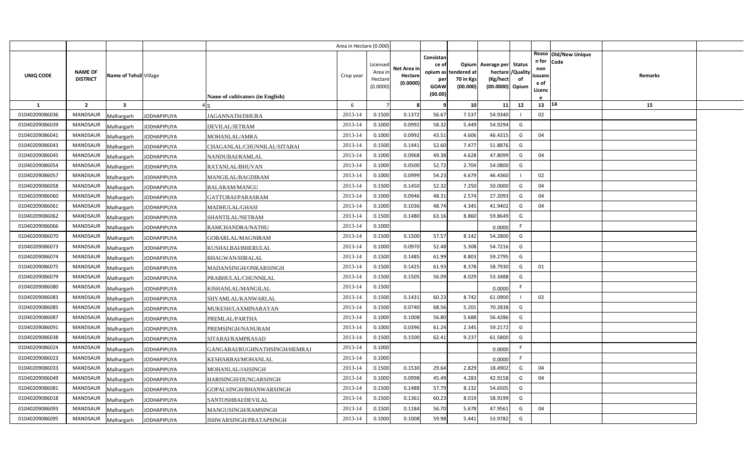| | | | | Area in Hectare (0.000) | | | | | | | | | | | |
|---|---|---|---|---|---|---|---|---|---|---|---|---|---|---|---|
| UNIQ CODE | NAME OF DISTRICT | Name of Tehsil | Village | Name of cultivators (in English) | Crop year | Licensed Area in Hectare (0.0000) | Net Area in Hectare (0.0000) | Consistance of opium as per GOAW (00.00) | Opium tendered at 70 in Kgs (00.000) | Average per hectare (Kg/hect (00.0000) | Status /Quality of Opium | Reason for non issuance of Licence | Old/New Unique Code | Remarks | |
| 1 | 2 | 3 | 4 | 5 | 6 | 7 | 8 | 9 | 10 | 11 | 12 | 13 | 14 | 15 | |
| 01040209086036 | MANDSAUR | Malhargarh | JODHAPIPLIYA | JAGANNATH/DHURA | 2013-14 | 0.1500 | 0.1372 | 56.67 | 7.537 | 54.9340 | I | 02 | | | |
| 01040209086039 | MANDSAUR | Malhargarh | JODHAPIPLIYA | DEVILAL/JETRAM | 2013-14 | 0.1000 | 0.0992 | 58.32 | 5.449 | 54.9294 | G | | | | |
| 01040209086041 | MANDSAUR | Malhargarh | JODHAPIPLIYA | MOHANLAL/AMRA | 2013-14 | 0.1000 | 0.0992 | 43.51 | 4.606 | 46.4315 | G | 04 | | | |
| 01040209086043 | MANDSAUR | Malhargarh | JODHAPIPLIYA | CHAGANLAL/CHUNNILAL/SITABAI | 2013-14 | 0.1500 | 0.1441 | 52.60 | 7.477 | 51.8876 | G | | | | |
| 01040209086045 | MANDSAUR | Malhargarh | JODHAPIPLIYA | NANDUBAI/RAMLAL | 2013-14 | 0.1000 | 0.0968 | 49.38 | 4.628 | 47.8099 | G | 04 | | | |
| 01040209086054 | MANDSAUR | Malhargarh | JODHAPIPLIYA | RATANLAL/BHUVAN | 2013-14 | 0.1000 | 0.0500 | 52.72 | 2.704 | 54.0800 | G | | | | |
| 01040209086057 | MANDSAUR | Malhargarh | JODHAPIPLIYA | MANGILAL/BAGDIRAM | 2013-14 | 0.1000 | 0.0999 | 54.23 | 4.679 | 46.4360 | I | 02 | | | |
| 01040209086058 | MANDSAUR | Malhargarh | JODHAPIPLIYA | BALARAM/MANGU | 2013-14 | 0.1500 | 0.1450 | 52.32 | 7.250 | 50.0000 | G | 04 | | | |
| 01040209086060 | MANDSAUR | Malhargarh | JODHAPIPLIYA | GATTUBAI/PARASRAM | 2013-14 | 0.1000 | 0.0946 | 48.31 | 2.574 | 27.2093 | G | 04 | | | |
| 01040209086061 | MANDSAUR | Malhargarh | JODHAPIPLIYA | MADHULAL/GHASI | 2013-14 | 0.1000 | 0.1036 | 48.74 | 4.345 | 41.9402 | G | 04 | | | |
| 01040209086062 | MANDSAUR | Malhargarh | JODHAPIPLIYA | SHANTILAL/NETRAM | 2013-14 | 0.1500 | 0.1480 | 63.16 | 8.860 | 59.8649 | G | | | | |
| 01040209086066 | MANDSAUR | Malhargarh | JODHAPIPLIYA | RAMCHANDRA/NATHU | 2013-14 | 0.1000 | | | | 0.0000 | F | | | | |
| 01040209086070 | MANDSAUR | Malhargarh | JODHAPIPLIYA | GOBARLAL/MAGNIRAM | 2013-14 | 0.1500 | 0.1500 | 57.57 | 8.142 | 54.2800 | G | | | | |
| 01040209086073 | MANDSAUR | Malhargarh | JODHAPIPLIYA | KUSHALBAI/BHERULAL | 2013-14 | 0.1000 | 0.0970 | 52.48 | 5.308 | 54.7216 | G | | | | |
| 01040209086074 | MANDSAUR | Malhargarh | JODHAPIPLIYA | BHAGWAN/HIRALAL | 2013-14 | 0.1500 | 0.1485 | 61.99 | 8.803 | 59.2795 | G | | | | |
| 01040209086075 | MANDSAUR | Malhargarh | JODHAPIPLIYA | MADANSINGH/ONKARSINGH | 2013-14 | 0.1500 | 0.1425 | 61.93 | 8.378 | 58.7930 | G | 01 | | | |
| 01040209086079 | MANDSAUR | Malhargarh | JODHAPIPLIYA | PRABHULAL/CHUNNILAL | 2013-14 | 0.1500 | 0.1505 | 56.09 | 8.029 | 53.3488 | G | | | | |
| 01040209086080 | MANDSAUR | Malhargarh | JODHAPIPLIYA | KISHANLAL/MANGILAL | 2013-14 | 0.1500 | | | | 0.0000 | F | | | | |
| 01040209086083 | MANDSAUR | Malhargarh | JODHAPIPLIYA | SHYAMLAL/KANWARLAL | 2013-14 | 0.1500 | 0.1431 | 60.23 | 8.742 | 61.0900 | I | 02 | | | |
| 01040209086085 | MANDSAUR | Malhargarh | JODHAPIPLIYA | MUKESH/LAXMINARAYAN | 2013-14 | 0.1500 | 0.0740 | 68.56 | 5.201 | 70.2838 | G | | | | |
| 01040209086087 | MANDSAUR | Malhargarh | JODHAPIPLIYA | PREMLAL/PARTHA | 2013-14 | 0.1000 | 0.1008 | 56.80 | 5.688 | 56.4286 | G | | | | |
| 01040209086091 | MANDSAUR | Malhargarh | JODHAPIPLIYA | PREMSINGH/NANURAM | 2013-14 | 0.1000 | 0.0396 | 61.24 | 2.345 | 59.2172 | G | | | | |
| 01040209086038 | MANDSAUR | Malhargarh | JODHAPIPLIYA | SITABAI/RAMPRASAD | 2013-14 | 0.1500 | 0.1500 | 62.41 | 9.237 | 61.5800 | G | | | | |
| 01040209086024 | MANDSAUR | Malhargarh | JODHAPIPLIYA | GANGABAI/RUGHNATHSINGH/HEMRAJ | 2013-14 | 0.1000 | | | | 0.0000 | F | | | | |
| 01040209086023 | MANDSAUR | Malhargarh | JODHAPIPLIYA | KESHARBAI/MOHANLAL | 2013-14 | 0.1000 | | | | 0.0000 | F | | | | |
| 01040209086033 | MANDSAUR | Malhargarh | JODHAPIPLIYA | MOHANLAL/JAISINGH | 2013-14 | 0.1500 | 0.1530 | 29.64 | 2.829 | 18.4902 | G | 04 | | | |
| 01040209086049 | MANDSAUR | Malhargarh | JODHAPIPLIYA | HARISINGH/DUNGARSINGH | 2013-14 | 0.1000 | 0.0998 | 45.49 | 4.283 | 42.9158 | G | 04 | | | |
| 01040209086081 | MANDSAUR | Malhargarh | JODHAPIPLIYA | GOPALSINGH/BHANWARSINGH | 2013-14 | 0.1500 | 0.1488 | 57.79 | 8.132 | 54.6505 | G | | | | |
| 01040209086018 | MANDSAUR | Malhargarh | JODHAPIPLIYA | SANTOSHBAI/DEVILAL | 2013-14 | 0.1500 | 0.1361 | 60.23 | 8.019 | 58.9199 | G | | | | |
| 01040209086093 | MANDSAUR | Malhargarh | JODHAPIPLIYA | MANGUSINGH/RAMSINGH | 2013-14 | 0.1500 | 0.1184 | 56.70 | 5.678 | 47.9561 | G | 04 | | | |
| 01040209086095 | MANDSAUR | Malhargarh | JODHAPIPLIYA | ISHWARSINGH/PRATAPSINGH | 2013-14 | 0.1000 | 0.1008 | 59.98 | 5.441 | 53.9782 | G | | | | |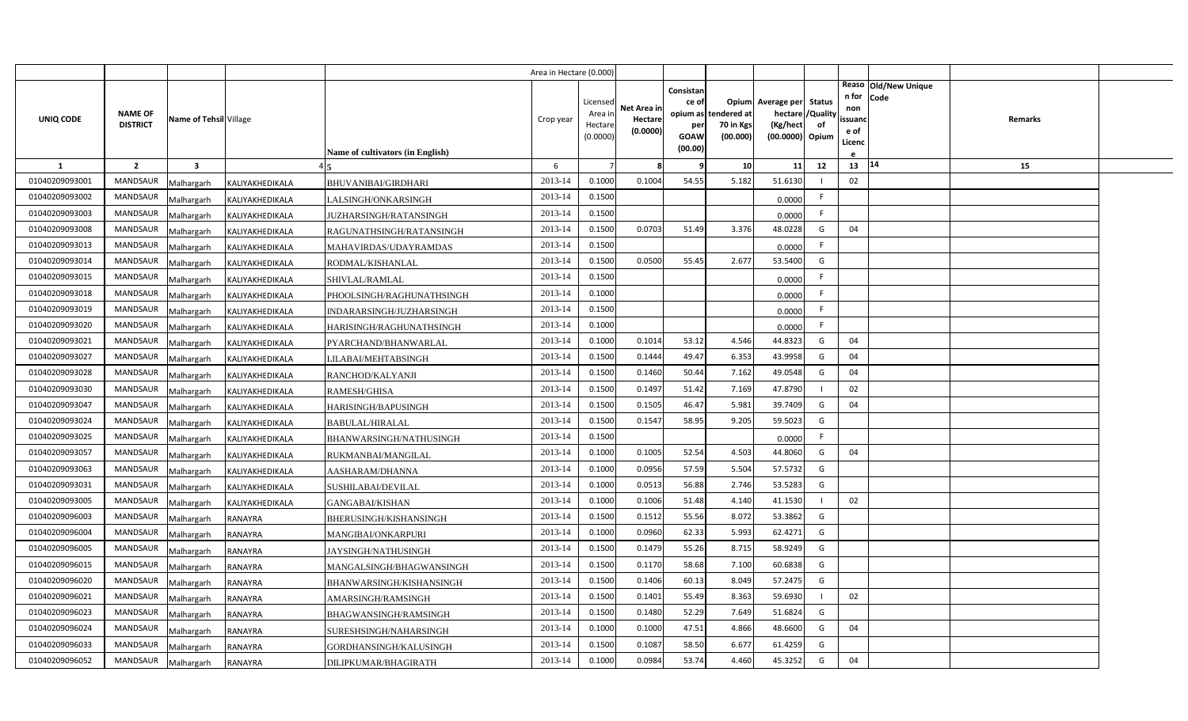| | | | | Area in Hectare (0.000) | | | | | | | | | | | |
|---|---|---|---|---|---|---|---|---|---|---|---|---|---|---|---|
| UNIQ CODE | NAME OF DISTRICT | Name of Tehsil | Village | Name of cultivators (in English) | Crop year | Licensed Area in Hectare (0.0000) | Net Area in Hectare (0.0000) | Consistance of opium as per GOAW (00.00) | Opium tendered at 70 in Kgs (00.000) | Average per hectare (Kg/hect (00.0000) | Status /Quality of Opium | Reason for non issuance of Licence | Old/New Unique Code | Remarks | |
| 1 | 2 | 3 | 4 | 5 | 6 | 7 | 8 | 9 | 10 | 11 | 12 | 13 | 14 | 15 | |
| 01040209093001 | MANDSAUR | Malhargarh | KALIYAKHEDIKALA | BHUVANIBAI/GIRDHARI | 2013-14 | 0.1000 | 0.1004 | 54.55 | 5.182 | 51.6130 | I | 02 | | | |
| 01040209093002 | MANDSAUR | Malhargarh | KALIYAKHEDIKALA | LALSINGH/ONKARSINGH | 2013-14 | 0.1500 | | | | 0.0000 | F | | | | |
| 01040209093003 | MANDSAUR | Malhargarh | KALIYAKHEDIKALA | JUZHARSINGH/RATANSINGH | 2013-14 | 0.1500 | | | | 0.0000 | F | | | | |
| 01040209093008 | MANDSAUR | Malhargarh | KALIYAKHEDIKALA | RAGUNATHSINGH/RATANSINGH | 2013-14 | 0.1500 | 0.0703 | 51.49 | 3.376 | 48.0228 | G | 04 | | | |
| 01040209093013 | MANDSAUR | Malhargarh | KALIYAKHEDIKALA | MAHAVIRDAS/UDAYRAMDAS | 2013-14 | 0.1500 | | | | 0.0000 | F | | | | |
| 01040209093014 | MANDSAUR | Malhargarh | KALIYAKHEDIKALA | RODMAL/KISHANLAL | 2013-14 | 0.1500 | 0.0500 | 55.45 | 2.677 | 53.5400 | G | | | | |
| 01040209093015 | MANDSAUR | Malhargarh | KALIYAKHEDIKALA | SHIVLAL/RAMLAL | 2013-14 | 0.1500 | | | | 0.0000 | F | | | | |
| 01040209093018 | MANDSAUR | Malhargarh | KALIYAKHEDIKALA | PHOOLSINGH/RAGHUNATHSINGH | 2013-14 | 0.1000 | | | | 0.0000 | F | | | | |
| 01040209093019 | MANDSAUR | Malhargarh | KALIYAKHEDIKALA | INDARARSINGH/JUZHARSINGH | 2013-14 | 0.1500 | | | | 0.0000 | F | | | | |
| 01040209093020 | MANDSAUR | Malhargarh | KALIYAKHEDIKALA | HARISINGH/RAGHUNATHSINGH | 2013-14 | 0.1000 | | | | 0.0000 | F | | | | |
| 01040209093021 | MANDSAUR | Malhargarh | KALIYAKHEDIKALA | PYARCHAND/BHANWARLAL | 2013-14 | 0.1000 | 0.1014 | 53.12 | 4.546 | 44.8323 | G | 04 | | | |
| 01040209093027 | MANDSAUR | Malhargarh | KALIYAKHEDIKALA | LILABAI/MEHTABSINGH | 2013-14 | 0.1500 | 0.1444 | 49.47 | 6.353 | 43.9958 | G | 04 | | | |
| 01040209093028 | MANDSAUR | Malhargarh | KALIYAKHEDIKALA | RANCHOD/KALYANJI | 2013-14 | 0.1500 | 0.1460 | 50.44 | 7.162 | 49.0548 | G | 04 | | | |
| 01040209093030 | MANDSAUR | Malhargarh | KALIYAKHEDIKALA | RAMESH/GHISA | 2013-14 | 0.1500 | 0.1497 | 51.42 | 7.169 | 47.8790 | I | 02 | | | |
| 01040209093047 | MANDSAUR | Malhargarh | KALIYAKHEDIKALA | HARISINGH/BAPUSINGH | 2013-14 | 0.1500 | 0.1505 | 46.47 | 5.981 | 39.7409 | G | 04 | | | |
| 01040209093024 | MANDSAUR | Malhargarh | KALIYAKHEDIKALA | BABULAL/HIRALAL | 2013-14 | 0.1500 | 0.1547 | 58.95 | 9.205 | 59.5023 | G | | | | |
| 01040209093025 | MANDSAUR | Malhargarh | KALIYAKHEDIKALA | BHANWARSINGH/NATHUSINGH | 2013-14 | 0.1500 | | | | 0.0000 | F | | | | |
| 01040209093057 | MANDSAUR | Malhargarh | KALIYAKHEDIKALA | RUKMANBAI/MANGILAL | 2013-14 | 0.1000 | 0.1005 | 52.54 | 4.503 | 44.8060 | G | 04 | | | |
| 01040209093063 | MANDSAUR | Malhargarh | KALIYAKHEDIKALA | AASHARAM/DHANNA | 2013-14 | 0.1000 | 0.0956 | 57.59 | 5.504 | 57.5732 | G | | | | |
| 01040209093031 | MANDSAUR | Malhargarh | KALIYAKHEDIKALA | SUSHILABAI/DEVILAL | 2013-14 | 0.1000 | 0.0513 | 56.88 | 2.746 | 53.5283 | G | | | | |
| 01040209093005 | MANDSAUR | Malhargarh | KALIYAKHEDIKALA | GANGABAI/KISHAN | 2013-14 | 0.1000 | 0.1006 | 51.48 | 4.140 | 41.1530 | I | 02 | | | |
| 01040209096003 | MANDSAUR | Malhargarh | RANAYRA | BHERUSINGH/KISHANSINGH | 2013-14 | 0.1500 | 0.1512 | 55.56 | 8.072 | 53.3862 | G | | | | |
| 01040209096004 | MANDSAUR | Malhargarh | RANAYRA | MANGIBAI/ONKARPURI | 2013-14 | 0.1000 | 0.0960 | 62.33 | 5.993 | 62.4271 | G | | | | |
| 01040209096005 | MANDSAUR | Malhargarh | RANAYRA | JAYSINGH/NATHUSINGH | 2013-14 | 0.1500 | 0.1479 | 55.26 | 8.715 | 58.9249 | G | | | | |
| 01040209096015 | MANDSAUR | Malhargarh | RANAYRA | MANGALSINGH/BHAGWANSINGH | 2013-14 | 0.1500 | 0.1170 | 58.68 | 7.100 | 60.6838 | G | | | | |
| 01040209096020 | MANDSAUR | Malhargarh | RANAYRA | BHANWARSINGH/KISHANSINGH | 2013-14 | 0.1500 | 0.1406 | 60.13 | 8.049 | 57.2475 | G | | | | |
| 01040209096021 | MANDSAUR | Malhargarh | RANAYRA | AMARSINGH/RAMSINGH | 2013-14 | 0.1500 | 0.1401 | 55.49 | 8.363 | 59.6930 | I | 02 | | | |
| 01040209096023 | MANDSAUR | Malhargarh | RANAYRA | BHAGWANSINGH/RAMSINGH | 2013-14 | 0.1500 | 0.1480 | 52.29 | 7.649 | 51.6824 | G | | | | |
| 01040209096024 | MANDSAUR | Malhargarh | RANAYRA | SURESHSINGH/NAHARSINGH | 2013-14 | 0.1000 | 0.1000 | 47.51 | 4.866 | 48.6600 | G | 04 | | | |
| 01040209096033 | MANDSAUR | Malhargarh | RANAYRA | GORDHANSINGH/KALUSINGH | 2013-14 | 0.1500 | 0.1087 | 58.50 | 6.677 | 61.4259 | G | | | | |
| 01040209096052 | MANDSAUR | Malhargarh | RANAYRA | DILIPKUMAR/BHAGIRATH | 2013-14 | 0.1000 | 0.0984 | 53.74 | 4.460 | 45.3252 | G | 04 | | | |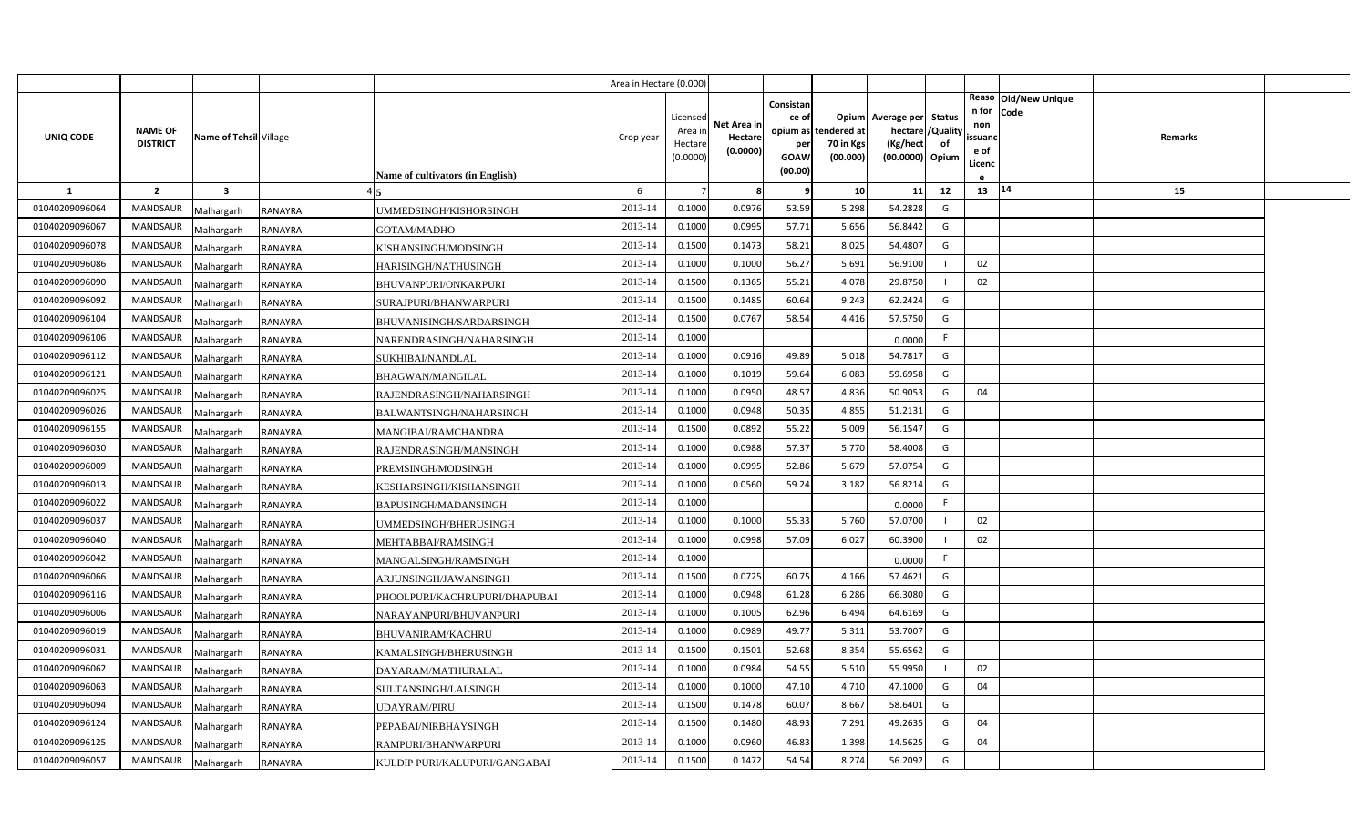|  |  |  |  | Area in Hectare (0.000) |  |  |  |  |  |  |  |  |  |  |
|---|---|---|---|---|---|---|---|---|---|---|---|---|---|---|
| UNIQ CODE | NAME OF DISTRICT | Name of Tehsil | Village | Name of cultivators (in English) | Crop year | Licensed Area in Hectare (0.0000) | Net Area in Hectare (0.0000) | Consistance of opium as per GOAW (00.00) | Opium tendered at 70 in Kgs (00.000) | Average per hectare (Kg/hect (00.0000) | Status /Quality of Opium | Reason for non issuance of Licence | Old/New Unique Code | Remarks |
| 1 | 2 | 3 | 4 | 5 | 6 | 7 | 8 | 9 | 10 | 11 | 12 | 13 | 14 | 15 |
| 01040209096064 | MANDSAUR | Malhargarh | RANAYRA | UMMEDSINGH/KISHORSINGH | 2013-14 | 0.1000 | 0.0976 | 53.59 | 5.298 | 54.2828 | G |  |  |  |
| 01040209096067 | MANDSAUR | Malhargarh | RANAYRA | GOTAM/MADHO | 2013-14 | 0.1000 | 0.0995 | 57.71 | 5.656 | 56.8442 | G |  |  |  |
| 01040209096078 | MANDSAUR | Malhargarh | RANAYRA | KISHANSINGH/MODSINGH | 2013-14 | 0.1500 | 0.1473 | 58.21 | 8.025 | 54.4807 | G |  |  |  |
| 01040209096086 | MANDSAUR | Malhargarh | RANAYRA | HARISINGH/NATHUSINGH | 2013-14 | 0.1000 | 0.1000 | 56.27 | 5.691 | 56.9100 | I | 02 |  |  |
| 01040209096090 | MANDSAUR | Malhargarh | RANAYRA | BHUVANPURI/ONKARPURI | 2013-14 | 0.1500 | 0.1365 | 55.21 | 4.078 | 29.8750 | I | 02 |  |  |
| 01040209096092 | MANDSAUR | Malhargarh | RANAYRA | SURAJPURI/BHANWARPURI | 2013-14 | 0.1500 | 0.1485 | 60.64 | 9.243 | 62.2424 | G |  |  |  |
| 01040209096104 | MANDSAUR | Malhargarh | RANAYRA | BHUVANISINGH/SARDARSINGH | 2013-14 | 0.1500 | 0.0767 | 58.54 | 4.416 | 57.5750 | G |  |  |  |
| 01040209096106 | MANDSAUR | Malhargarh | RANAYRA | NARENDRASINGH/NAHARSINGH | 2013-14 | 0.1000 |  |  |  | 0.0000 | F |  |  |  |
| 01040209096112 | MANDSAUR | Malhargarh | RANAYRA | SUKHIBAI/NANDLAL | 2013-14 | 0.1000 | 0.0916 | 49.89 | 5.018 | 54.7817 | G |  |  |  |
| 01040209096121 | MANDSAUR | Malhargarh | RANAYRA | BHAGWAN/MANGILAL | 2013-14 | 0.1000 | 0.1019 | 59.64 | 6.083 | 59.6958 | G |  |  |  |
| 01040209096025 | MANDSAUR | Malhargarh | RANAYRA | RAJENDRASINGH/NAHARSINGH | 2013-14 | 0.1000 | 0.0950 | 48.57 | 4.836 | 50.9053 | G | 04 |  |  |
| 01040209096026 | MANDSAUR | Malhargarh | RANAYRA | BALWANTSINGH/NAHARSINGH | 2013-14 | 0.1000 | 0.0948 | 50.35 | 4.855 | 51.2131 | G |  |  |  |
| 01040209096155 | MANDSAUR | Malhargarh | RANAYRA | MANGIBAI/RAMCHANDRA | 2013-14 | 0.1500 | 0.0892 | 55.22 | 5.009 | 56.1547 | G |  |  |  |
| 01040209096030 | MANDSAUR | Malhargarh | RANAYRA | RAJENDRASINGH/MANSINGH | 2013-14 | 0.1000 | 0.0988 | 57.37 | 5.770 | 58.4008 | G |  |  |  |
| 01040209096009 | MANDSAUR | Malhargarh | RANAYRA | PREMSINGH/MODSINGH | 2013-14 | 0.1000 | 0.0995 | 52.86 | 5.679 | 57.0754 | G |  |  |  |
| 01040209096013 | MANDSAUR | Malhargarh | RANAYRA | KESHARSINGH/KISHANSINGH | 2013-14 | 0.1000 | 0.0560 | 59.24 | 3.182 | 56.8214 | G |  |  |  |
| 01040209096022 | MANDSAUR | Malhargarh | RANAYRA | BAPUSINGH/MADANSINGH | 2013-14 | 0.1000 |  |  |  | 0.0000 | F |  |  |  |
| 01040209096037 | MANDSAUR | Malhargarh | RANAYRA | UMMEDSINGH/BHERUSINGH | 2013-14 | 0.1000 | 0.1000 | 55.33 | 5.760 | 57.0700 | I | 02 |  |  |
| 01040209096040 | MANDSAUR | Malhargarh | RANAYRA | MEHTABBAI/RAMSINGH | 2013-14 | 0.1000 | 0.0998 | 57.09 | 6.027 | 60.3900 | I | 02 |  |  |
| 01040209096042 | MANDSAUR | Malhargarh | RANAYRA | MANGALSINGH/RAMSINGH | 2013-14 | 0.1000 |  |  |  | 0.0000 | F |  |  |  |
| 01040209096066 | MANDSAUR | Malhargarh | RANAYRA | ARJUNSINGH/JAWANSINGH | 2013-14 | 0.1500 | 0.0725 | 60.75 | 4.166 | 57.4621 | G |  |  |  |
| 01040209096116 | MANDSAUR | Malhargarh | RANAYRA | PHOOLPURI/KACHRUPURI/DHAPUBAI | 2013-14 | 0.1000 | 0.0948 | 61.28 | 6.286 | 66.3080 | G |  |  |  |
| 01040209096006 | MANDSAUR | Malhargarh | RANAYRA | NARAYANPURI/BHUVANPURI | 2013-14 | 0.1000 | 0.1005 | 62.96 | 6.494 | 64.6169 | G |  |  |  |
| 01040209096019 | MANDSAUR | Malhargarh | RANAYRA | BHUVANIRAM/KACHRU | 2013-14 | 0.1000 | 0.0989 | 49.77 | 5.311 | 53.7007 | G |  |  |  |
| 01040209096031 | MANDSAUR | Malhargarh | RANAYRA | KAMALSINGH/BHERUSINGH | 2013-14 | 0.1500 | 0.1501 | 52.68 | 8.354 | 55.6562 | G |  |  |  |
| 01040209096062 | MANDSAUR | Malhargarh | RANAYRA | DAYARAM/MATHURALAL | 2013-14 | 0.1000 | 0.0984 | 54.55 | 5.510 | 55.9950 | I | 02 |  |  |
| 01040209096063 | MANDSAUR | Malhargarh | RANAYRA | SULTANSINGH/LALSINGH | 2013-14 | 0.1000 | 0.1000 | 47.10 | 4.710 | 47.1000 | G | 04 |  |  |
| 01040209096094 | MANDSAUR | Malhargarh | RANAYRA | UDAYRAM/PIRU | 2013-14 | 0.1500 | 0.1478 | 60.07 | 8.667 | 58.6401 | G |  |  |  |
| 01040209096124 | MANDSAUR | Malhargarh | RANAYRA | PEPABAI/NIRBHAYSINGH | 2013-14 | 0.1500 | 0.1480 | 48.93 | 7.291 | 49.2635 | G | 04 |  |  |
| 01040209096125 | MANDSAUR | Malhargarh | RANAYRA | RAMPURI/BHANWARPURI | 2013-14 | 0.1000 | 0.0960 | 46.83 | 1.398 | 14.5625 | G | 04 |  |  |
| 01040209096057 | MANDSAUR | Malhargarh | RANAYRA | KULDIP PURI/KALUPURI/GANGABAI | 2013-14 | 0.1500 | 0.1472 | 54.54 | 8.274 | 56.2092 | G |  |  |  |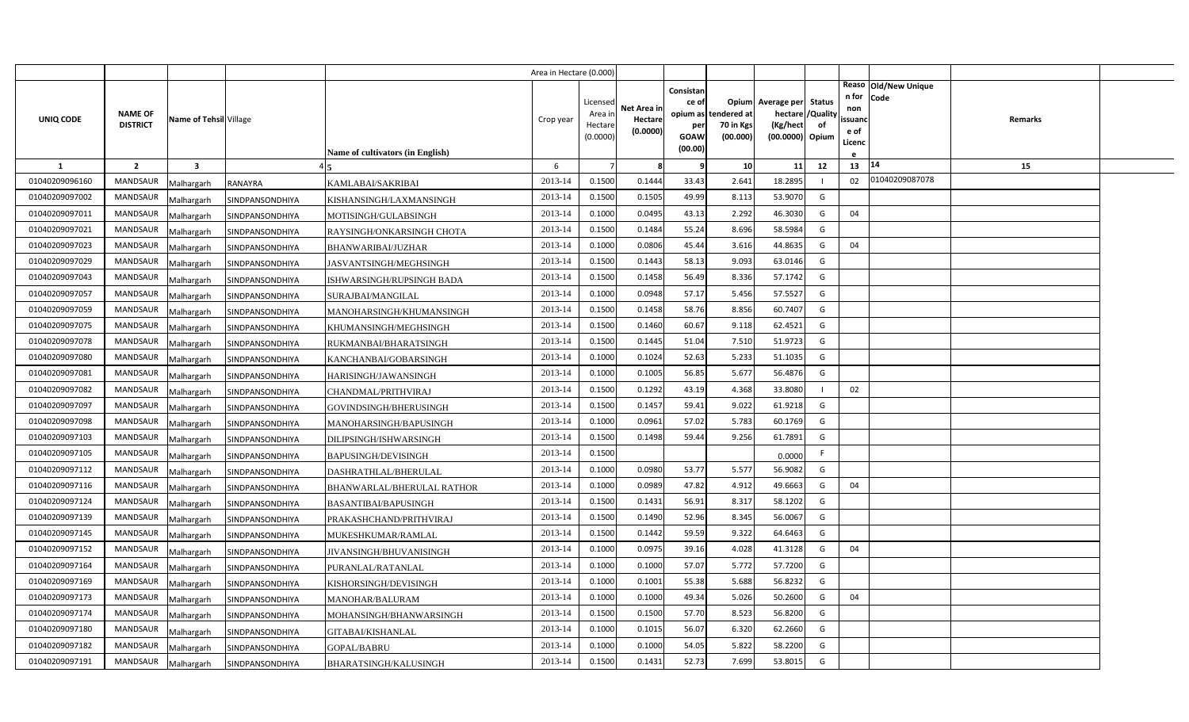| UNIQ CODE | NAME OF DISTRICT | Name of Tehsil | Village | Name of cultivators (in English) | Area in Hectare (0.000) Crop year | Licensed Area in Hectare (0.0000) | Net Area in Hectare (0.0000) | Consistance of opium as per GOAW (00.00) | Opium tendered at 70 in Kgs (00.000) | Average per hectare (Kg/hect (00.0000) | Status /Quality of Opium | Reason for non issuance of Licence | Old/New Unique Code | Remarks |
|---|---|---|---|---|---|---|---|---|---|---|---|---|---|---|
| 1 | 2 | 3 | 4 | 5 | 6 | 7 | 8 | 9 | 10 | 11 | 12 | 13 | 14 | 15 |
| 01040209096160 | MANDSAUR | Malhargarh | RANAYRA | KAMLABAI/SAKRIBAI | 2013-14 | 0.1500 | 0.1444 | 33.43 | 2.641 | 18.2895 | I | 02 | 01040209087078 | |
| 01040209097002 | MANDSAUR | Malhargarh | SINDPANSONDHIYA | KISHANSINGH/LAXMANSINGH | 2013-14 | 0.1500 | 0.1505 | 49.99 | 8.113 | 53.9070 | G | | | |
| 01040209097011 | MANDSAUR | Malhargarh | SINDPANSONDHIYA | MOTISINGH/GULABSINGH | 2013-14 | 0.1000 | 0.0495 | 43.13 | 2.292 | 46.3030 | G | 04 | | |
| 01040209097021 | MANDSAUR | Malhargarh | SINDPANSONDHIYA | RAYSINGH/ONKARSINGH CHOTA | 2013-14 | 0.1500 | 0.1484 | 55.24 | 8.696 | 58.5984 | G | | | |
| 01040209097023 | MANDSAUR | Malhargarh | SINDPANSONDHIYA | BHANWARIBAI/JUZHAR | 2013-14 | 0.1000 | 0.0806 | 45.44 | 3.616 | 44.8635 | G | 04 | | |
| 01040209097029 | MANDSAUR | Malhargarh | SINDPANSONDHIYA | JASVANTSINGH/MEGHSINGH | 2013-14 | 0.1500 | 0.1443 | 58.13 | 9.093 | 63.0146 | G | | | |
| 01040209097043 | MANDSAUR | Malhargarh | SINDPANSONDHIYA | ISHWARSINGH/RUPSINGH BADA | 2013-14 | 0.1500 | 0.1458 | 56.49 | 8.336 | 57.1742 | G | | | |
| 01040209097057 | MANDSAUR | Malhargarh | SINDPANSONDHIYA | SURAJBAI/MANGILAL | 2013-14 | 0.1000 | 0.0948 | 57.17 | 5.456 | 57.5527 | G | | | |
| 01040209097059 | MANDSAUR | Malhargarh | SINDPANSONDHIYA | MANOHARSINGH/KHUMANSINGH | 2013-14 | 0.1500 | 0.1458 | 58.76 | 8.856 | 60.7407 | G | | | |
| 01040209097075 | MANDSAUR | Malhargarh | SINDPANSONDHIYA | KHUMANSINGH/MEGHSINGH | 2013-14 | 0.1500 | 0.1460 | 60.67 | 9.118 | 62.4521 | G | | | |
| 01040209097078 | MANDSAUR | Malhargarh | SINDPANSONDHIYA | RUKMANBAI/BHARATSINGH | 2013-14 | 0.1500 | 0.1445 | 51.04 | 7.510 | 51.9723 | G | | | |
| 01040209097080 | MANDSAUR | Malhargarh | SINDPANSONDHIYA | KANCHANBAI/GOBARSINGH | 2013-14 | 0.1000 | 0.1024 | 52.63 | 5.233 | 51.1035 | G | | | |
| 01040209097081 | MANDSAUR | Malhargarh | SINDPANSONDHIYA | HARISINGH/JAWANSINGH | 2013-14 | 0.1000 | 0.1005 | 56.85 | 5.677 | 56.4876 | G | | | |
| 01040209097082 | MANDSAUR | Malhargarh | SINDPANSONDHIYA | CHANDMAL/PRITHVIRAJ | 2013-14 | 0.1500 | 0.1292 | 43.19 | 4.368 | 33.8080 | I | 02 | | |
| 01040209097097 | MANDSAUR | Malhargarh | SINDPANSONDHIYA | GOVINDSINGH/BHERUSINGH | 2013-14 | 0.1500 | 0.1457 | 59.41 | 9.022 | 61.9218 | G | | | |
| 01040209097098 | MANDSAUR | Malhargarh | SINDPANSONDHIYA | MANOHARSINGH/BAPUSINGH | 2013-14 | 0.1000 | 0.0961 | 57.02 | 5.783 | 60.1769 | G | | | |
| 01040209097103 | MANDSAUR | Malhargarh | SINDPANSONDHIYA | DILIPSINGH/ISHWARSINGH | 2013-14 | 0.1500 | 0.1498 | 59.44 | 9.256 | 61.7891 | G | | | |
| 01040209097105 | MANDSAUR | Malhargarh | SINDPANSONDHIYA | BAPUSINGH/DEVISINGH | 2013-14 | 0.1500 | | | | 0.0000 | F | | | |
| 01040209097112 | MANDSAUR | Malhargarh | SINDPANSONDHIYA | DASHRATHLAL/BHERULAL | 2013-14 | 0.1000 | 0.0980 | 53.77 | 5.577 | 56.9082 | G | | | |
| 01040209097116 | MANDSAUR | Malhargarh | SINDPANSONDHIYA | BHANWARLAL/BHERULAL RATHOR | 2013-14 | 0.1000 | 0.0989 | 47.82 | 4.912 | 49.6663 | G | 04 | | |
| 01040209097124 | MANDSAUR | Malhargarh | SINDPANSONDHIYA | BASANTIBAI/BAPUSINGH | 2013-14 | 0.1500 | 0.1431 | 56.91 | 8.317 | 58.1202 | G | | | |
| 01040209097139 | MANDSAUR | Malhargarh | SINDPANSONDHIYA | PRAKASHCHAND/PRITHVIRAJ | 2013-14 | 0.1500 | 0.1490 | 52.96 | 8.345 | 56.0067 | G | | | |
| 01040209097145 | MANDSAUR | Malhargarh | SINDPANSONDHIYA | MUKESHKUMAR/RAMLAL | 2013-14 | 0.1500 | 0.1442 | 59.59 | 9.322 | 64.6463 | G | | | |
| 01040209097152 | MANDSAUR | Malhargarh | SINDPANSONDHIYA | JIVANSINGH/BHUVANISINGH | 2013-14 | 0.1000 | 0.0975 | 39.16 | 4.028 | 41.3128 | G | 04 | | |
| 01040209097164 | MANDSAUR | Malhargarh | SINDPANSONDHIYA | PURANLAL/RATANLAL | 2013-14 | 0.1000 | 0.1000 | 57.07 | 5.772 | 57.7200 | G | | | |
| 01040209097169 | MANDSAUR | Malhargarh | SINDPANSONDHIYA | KISHORSINGH/DEVISINGH | 2013-14 | 0.1000 | 0.1001 | 55.38 | 5.688 | 56.8232 | G | | | |
| 01040209097173 | MANDSAUR | Malhargarh | SINDPANSONDHIYA | MANOHAR/BALURAM | 2013-14 | 0.1000 | 0.1000 | 49.34 | 5.026 | 50.2600 | G | 04 | | |
| 01040209097174 | MANDSAUR | Malhargarh | SINDPANSONDHIYA | MOHANSINGH/BHANWARSINGH | 2013-14 | 0.1500 | 0.1500 | 57.70 | 8.523 | 56.8200 | G | | | |
| 01040209097180 | MANDSAUR | Malhargarh | SINDPANSONDHIYA | GITABAI/KISHANLAL | 2013-14 | 0.1000 | 0.1015 | 56.07 | 6.320 | 62.2660 | G | | | |
| 01040209097182 | MANDSAUR | Malhargarh | SINDPANSONDHIYA | GOPAL/BABRU | 2013-14 | 0.1000 | 0.1000 | 54.05 | 5.822 | 58.2200 | G | | | |
| 01040209097191 | MANDSAUR | Malhargarh | SINDPANSONDHIYA | BHARATSINGH/KALUSINGH | 2013-14 | 0.1500 | 0.1431 | 52.73 | 7.699 | 53.8015 | G | | | |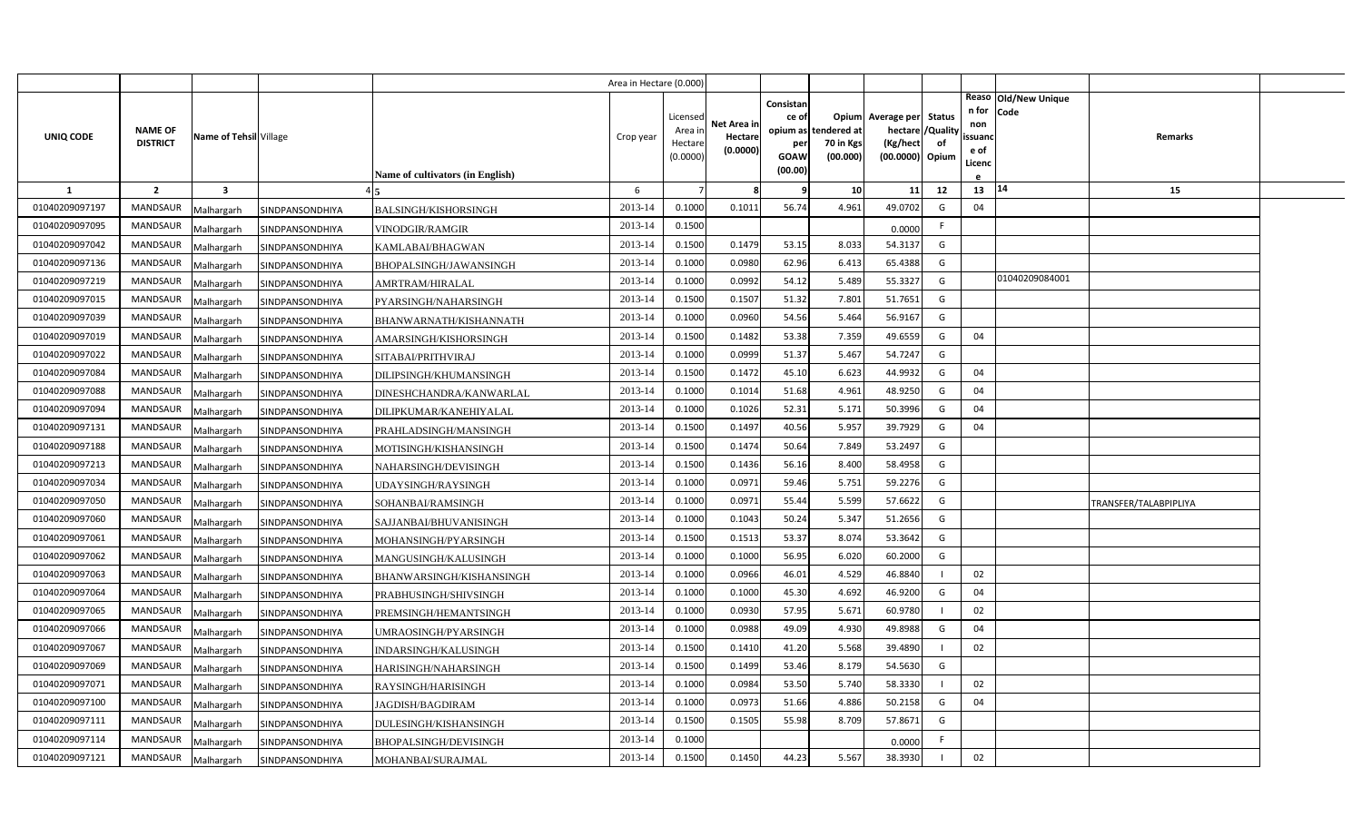| UNIQ CODE | NAME OF DISTRICT | Name of Tehsil | Village | Name of cultivators (in English) | Area in Hectare (0.000) Crop year | Licensed Area in Hectare (0.0000) | Net Area in Hectare (0.0000) | Consistance of opium as per GOAW (00.00) | Opium tendered at 70 in Kgs (00.000) | Average per hectare (Kg/hect (00.0000) | Status /Quality of Opium | Reason for non issuance of Licence | Old/New Unique Code | Remarks |
|---|---|---|---|---|---|---|---|---|---|---|---|---|---|---|
| 1 | 2 | 3 | 4 | 5 | 6 | 7 | 8 | 9 | 10 | 11 | 12 | 13 | 14 | 15 |
| 01040209097197 | MANDSAUR | Malhargarh | SINDPANSONDHIYA | BALSINGH/KISHORSINGH | 2013-14 | 0.1000 | 0.1011 | 56.74 | 4.961 | 49.0702 | G | 04 | | |
| 01040209097095 | MANDSAUR | Malhargarh | SINDPANSONDHIYA | VINODGIR/RAMGIR | 2013-14 | 0.1500 | | | | 0.0000 | F | | | |
| 01040209097042 | MANDSAUR | Malhargarh | SINDPANSONDHIYA | KAMLABAI/BHAGWAN | 2013-14 | 0.1500 | 0.1479 | 53.15 | 8.033 | 54.3137 | G | | | |
| 01040209097136 | MANDSAUR | Malhargarh | SINDPANSONDHIYA | BHOPALSINGH/JAWANSINGH | 2013-14 | 0.1000 | 0.0980 | 62.96 | 6.413 | 65.4388 | G | | | |
| 01040209097219 | MANDSAUR | Malhargarh | SINDPANSONDHIYA | AMRTRAM/HIRALAL | 2013-14 | 0.1000 | 0.0992 | 54.12 | 5.489 | 55.3327 | G | | 01040209084001 | |
| 01040209097015 | MANDSAUR | Malhargarh | SINDPANSONDHIYA | PYARSINGH/NAHARSINGH | 2013-14 | 0.1500 | 0.1507 | 51.32 | 7.801 | 51.7651 | G | | | |
| 01040209097039 | MANDSAUR | Malhargarh | SINDPANSONDHIYA | BHANWARNATH/KISHANNATH | 2013-14 | 0.1000 | 0.0960 | 54.56 | 5.464 | 56.9167 | G | | | |
| 01040209097019 | MANDSAUR | Malhargarh | SINDPANSONDHIYA | AMARSINGH/KISHORSINGH | 2013-14 | 0.1500 | 0.1482 | 53.38 | 7.359 | 49.6559 | G | 04 | | |
| 01040209097022 | MANDSAUR | Malhargarh | SINDPANSONDHIYA | SITABAI/PRITHVIRAJ | 2013-14 | 0.1000 | 0.0999 | 51.37 | 5.467 | 54.7247 | G | | | |
| 01040209097084 | MANDSAUR | Malhargarh | SINDPANSONDHIYA | DILIPSINGH/KHUMANSINGH | 2013-14 | 0.1500 | 0.1472 | 45.10 | 6.623 | 44.9932 | G | 04 | | |
| 01040209097088 | MANDSAUR | Malhargarh | SINDPANSONDHIYA | DINESHCHANDRA/KANWARLAL | 2013-14 | 0.1000 | 0.1014 | 51.68 | 4.961 | 48.9250 | G | 04 | | |
| 01040209097094 | MANDSAUR | Malhargarh | SINDPANSONDHIYA | DILIPKUMAR/KANEHIYALAL | 2013-14 | 0.1000 | 0.1026 | 52.31 | 5.171 | 50.3996 | G | 04 | | |
| 01040209097131 | MANDSAUR | Malhargarh | SINDPANSONDHIYA | PRAHLADSINGH/MANSINGH | 2013-14 | 0.1500 | 0.1497 | 40.56 | 5.957 | 39.7929 | G | 04 | | |
| 01040209097188 | MANDSAUR | Malhargarh | SINDPANSONDHIYA | MOTISINGH/KISHANSINGH | 2013-14 | 0.1500 | 0.1474 | 50.64 | 7.849 | 53.2497 | G | | | |
| 01040209097213 | MANDSAUR | Malhargarh | SINDPANSONDHIYA | NAHARSINGH/DEVISINGH | 2013-14 | 0.1500 | 0.1436 | 56.16 | 8.400 | 58.4958 | G | | | |
| 01040209097034 | MANDSAUR | Malhargarh | SINDPANSONDHIYA | UDAYSINGH/RAYSINGH | 2013-14 | 0.1000 | 0.0971 | 59.46 | 5.751 | 59.2276 | G | | | |
| 01040209097050 | MANDSAUR | Malhargarh | SINDPANSONDHIYA | SOHANBAI/RAMSINGH | 2013-14 | 0.1000 | 0.0971 | 55.44 | 5.599 | 57.6622 | G | | | TRANSFER/TALABPIPLIYA |
| 01040209097060 | MANDSAUR | Malhargarh | SINDPANSONDHIYA | SAJJANBAI/BHUVANISINGH | 2013-14 | 0.1000 | 0.1043 | 50.24 | 5.347 | 51.2656 | G | | | |
| 01040209097061 | MANDSAUR | Malhargarh | SINDPANSONDHIYA | MOHANSINGH/PYARSINGH | 2013-14 | 0.1500 | 0.1513 | 53.37 | 8.074 | 53.3642 | G | | | |
| 01040209097062 | MANDSAUR | Malhargarh | SINDPANSONDHIYA | MANGUSINGH/KALUSINGH | 2013-14 | 0.1000 | 0.1000 | 56.95 | 6.020 | 60.2000 | G | | | |
| 01040209097063 | MANDSAUR | Malhargarh | SINDPANSONDHIYA | BHANWARSINGH/KISHANSINGH | 2013-14 | 0.1000 | 0.0966 | 46.01 | 4.529 | 46.8840 | I | 02 | | |
| 01040209097064 | MANDSAUR | Malhargarh | SINDPANSONDHIYA | PRABHUSINGH/SHIVSINGH | 2013-14 | 0.1000 | 0.1000 | 45.30 | 4.692 | 46.9200 | G | 04 | | |
| 01040209097065 | MANDSAUR | Malhargarh | SINDPANSONDHIYA | PREMSINGH/HEMANTSINGH | 2013-14 | 0.1000 | 0.0930 | 57.95 | 5.671 | 60.9780 | I | 02 | | |
| 01040209097066 | MANDSAUR | Malhargarh | SINDPANSONDHIYA | UMRAOSINGH/PYARSINGH | 2013-14 | 0.1000 | 0.0988 | 49.09 | 4.930 | 49.8988 | G | 04 | | |
| 01040209097067 | MANDSAUR | Malhargarh | SINDPANSONDHIYA | INDARSINGH/KALUSINGH | 2013-14 | 0.1500 | 0.1410 | 41.20 | 5.568 | 39.4890 | I | 02 | | |
| 01040209097069 | MANDSAUR | Malhargarh | SINDPANSONDHIYA | HARISINGH/NAHARSINGH | 2013-14 | 0.1500 | 0.1499 | 53.46 | 8.179 | 54.5630 | G | | | |
| 01040209097071 | MANDSAUR | Malhargarh | SINDPANSONDHIYA | RAYSINGH/HARISINGH | 2013-14 | 0.1000 | 0.0984 | 53.50 | 5.740 | 58.3330 | I | 02 | | |
| 01040209097100 | MANDSAUR | Malhargarh | SINDPANSONDHIYA | JAGDISH/BAGDIRAM | 2013-14 | 0.1000 | 0.0973 | 51.66 | 4.886 | 50.2158 | G | 04 | | |
| 01040209097111 | MANDSAUR | Malhargarh | SINDPANSONDHIYA | DULESINGH/KISHANSINGH | 2013-14 | 0.1500 | 0.1505 | 55.98 | 8.709 | 57.8671 | G | | | |
| 01040209097114 | MANDSAUR | Malhargarh | SINDPANSONDHIYA | BHOPALSINGH/DEVISINGH | 2013-14 | 0.1000 | | | | 0.0000 | F | | | |
| 01040209097121 | MANDSAUR | Malhargarh | SINDPANSONDHIYA | MOHANBAI/SURAJMAL | 2013-14 | 0.1500 | 0.1450 | 44.23 | 5.567 | 38.3930 | I | 02 | | |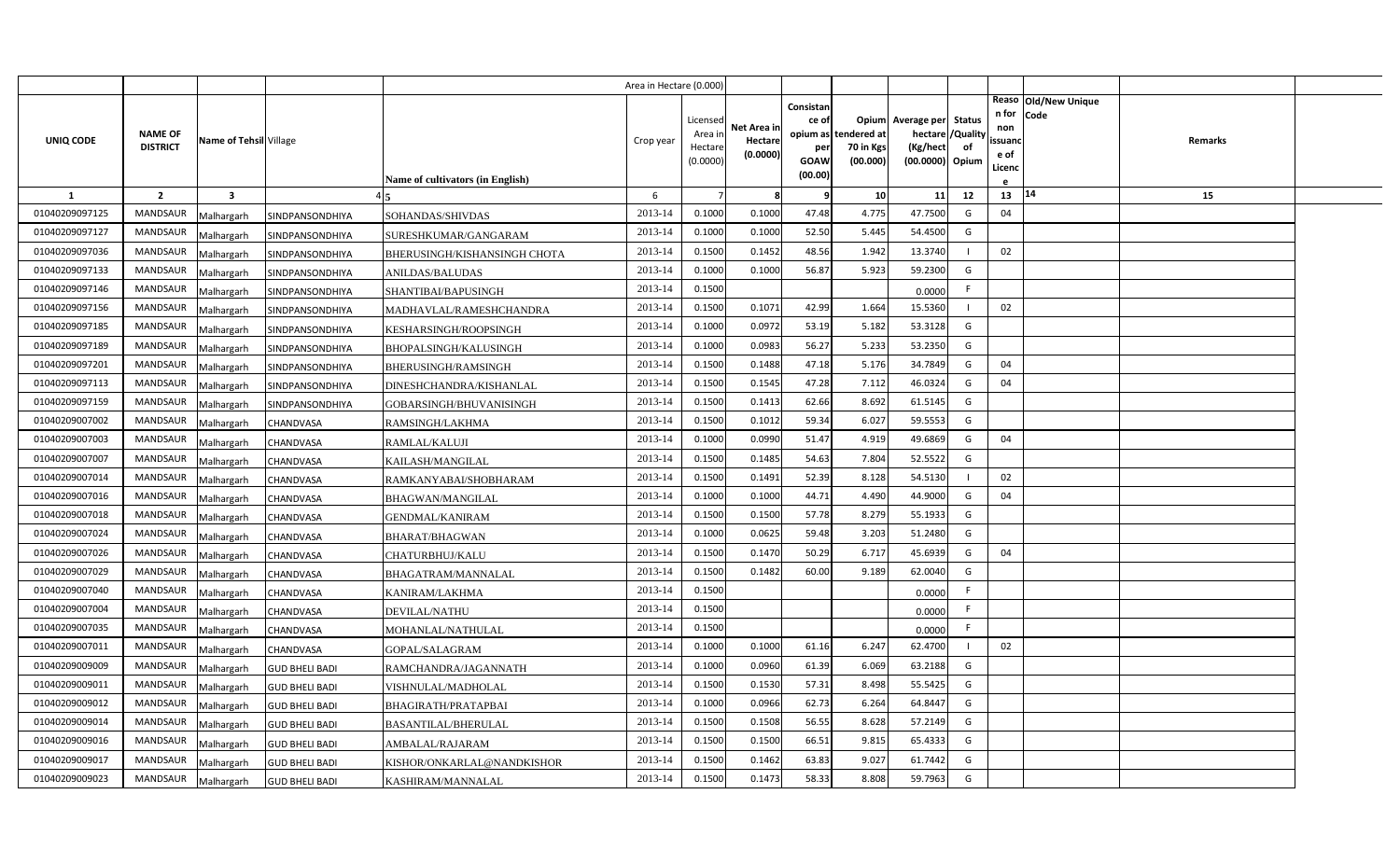| | | | | Area in Hectare (0.000) | | | | | | | | | | |
|---|---|---|---|---|---|---|---|---|---|---|---|---|---|---|
| UNIQ CODE | NAME OF DISTRICT | Name of Tehsil | Village | Name of cultivators (in English) | Crop year | Licensed Area in Hectare (0.0000) | Net Area in Hectare (0.0000) | Consistance of opium as per GOAW (00.00) | Opium tendered at 70 in Kgs (00.000) | Average per hectare (Kg/hect (00.0000) | Status /Quality of Opium | Reason for non issuance of Licence | Old/New Unique Code | Remarks |
| 1 | 2 | 3 | 4 | 5 | 6 | 7 | 8 | 9 | 10 | 11 | 12 | 13 | 14 | 15 |
| 01040209097125 | MANDSAUR | Malhargarh | SINDPANSONDHIYA | SOHANDAS/SHIVDAS | 2013-14 | 0.1000 | 0.1000 | 47.48 | 4.775 | 47.7500 | G | 04 | | |
| 01040209097127 | MANDSAUR | Malhargarh | SINDPANSONDHIYA | SURESHKUMAR/GANGARAM | 2013-14 | 0.1000 | 0.1000 | 52.50 | 5.445 | 54.4500 | G | | | |
| 01040209097036 | MANDSAUR | Malhargarh | SINDPANSONDHIYA | BHERUSINGH/KISHANSINGH CHOTA | 2013-14 | 0.1500 | 0.1452 | 48.56 | 1.942 | 13.3740 | I | 02 | | |
| 01040209097133 | MANDSAUR | Malhargarh | SINDPANSONDHIYA | ANILDAS/BALUDAS | 2013-14 | 0.1000 | 0.1000 | 56.87 | 5.923 | 59.2300 | G | | | |
| 01040209097146 | MANDSAUR | Malhargarh | SINDPANSONDHIYA | SHANTIBAI/BAPUSINGH | 2013-14 | 0.1500 | | | | 0.0000 | F | | | |
| 01040209097156 | MANDSAUR | Malhargarh | SINDPANSONDHIYA | MADHAVLAL/RAMESHCHANDRA | 2013-14 | 0.1500 | 0.1071 | 42.99 | 1.664 | 15.5360 | I | 02 | | |
| 01040209097185 | MANDSAUR | Malhargarh | SINDPANSONDHIYA | KESHARSINGH/ROOPSINGH | 2013-14 | 0.1000 | 0.0972 | 53.19 | 5.182 | 53.3128 | G | | | |
| 01040209097189 | MANDSAUR | Malhargarh | SINDPANSONDHIYA | BHOPALSINGH/KALUSINGH | 2013-14 | 0.1000 | 0.0983 | 56.27 | 5.233 | 53.2350 | G | | | |
| 01040209097201 | MANDSAUR | Malhargarh | SINDPANSONDHIYA | BHERUSINGH/RAMSINGH | 2013-14 | 0.1500 | 0.1488 | 47.18 | 5.176 | 34.7849 | G | 04 | | |
| 01040209097113 | MANDSAUR | Malhargarh | SINDPANSONDHIYA | DINESHCHANDRA/KISHANLAL | 2013-14 | 0.1500 | 0.1545 | 47.28 | 7.112 | 46.0324 | G | 04 | | |
| 01040209097159 | MANDSAUR | Malhargarh | SINDPANSONDHIYA | GOBARSINGH/BHUVANISINGH | 2013-14 | 0.1500 | 0.1413 | 62.66 | 8.692 | 61.5145 | G | | | |
| 01040209007002 | MANDSAUR | Malhargarh | CHANDVASA | RAMSINGH/LAKHMA | 2013-14 | 0.1500 | 0.1012 | 59.34 | 6.027 | 59.5553 | G | | | |
| 01040209007003 | MANDSAUR | Malhargarh | CHANDVASA | RAMLAL/KALUJI | 2013-14 | 0.1000 | 0.0990 | 51.47 | 4.919 | 49.6869 | G | 04 | | |
| 01040209007007 | MANDSAUR | Malhargarh | CHANDVASA | KAILASH/MANGILAL | 2013-14 | 0.1500 | 0.1485 | 54.63 | 7.804 | 52.5522 | G | | | |
| 01040209007014 | MANDSAUR | Malhargarh | CHANDVASA | RAMKANYABAI/SHOBHARAM | 2013-14 | 0.1500 | 0.1491 | 52.39 | 8.128 | 54.5130 | I | 02 | | |
| 01040209007016 | MANDSAUR | Malhargarh | CHANDVASA | BHAGWAN/MANGILAL | 2013-14 | 0.1000 | 0.1000 | 44.71 | 4.490 | 44.9000 | G | 04 | | |
| 01040209007018 | MANDSAUR | Malhargarh | CHANDVASA | GENDMAL/KANIRAM | 2013-14 | 0.1500 | 0.1500 | 57.78 | 8.279 | 55.1933 | G | | | |
| 01040209007024 | MANDSAUR | Malhargarh | CHANDVASA | BHARAT/BHAGWAN | 2013-14 | 0.1000 | 0.0625 | 59.48 | 3.203 | 51.2480 | G | | | |
| 01040209007026 | MANDSAUR | Malhargarh | CHANDVASA | CHATURBHUJ/KALU | 2013-14 | 0.1500 | 0.1470 | 50.29 | 6.717 | 45.6939 | G | 04 | | |
| 01040209007029 | MANDSAUR | Malhargarh | CHANDVASA | BHAGATRAM/MANNALAL | 2013-14 | 0.1500 | 0.1482 | 60.00 | 9.189 | 62.0040 | G | | | |
| 01040209007040 | MANDSAUR | Malhargarh | CHANDVASA | KANIRAM/LAKHMA | 2013-14 | 0.1500 | | | | 0.0000 | F | | | |
| 01040209007004 | MANDSAUR | Malhargarh | CHANDVASA | DEVILAL/NATHU | 2013-14 | 0.1500 | | | | 0.0000 | F | | | |
| 01040209007035 | MANDSAUR | Malhargarh | CHANDVASA | MOHANLAL/NATHULAL | 2013-14 | 0.1500 | | | | 0.0000 | F | | | |
| 01040209007011 | MANDSAUR | Malhargarh | CHANDVASA | GOPAL/SALAGRAM | 2013-14 | 0.1000 | 0.1000 | 61.16 | 6.247 | 62.4700 | I | 02 | | |
| 01040209009009 | MANDSAUR | Malhargarh | GUD BHELI BADI | RAMCHANDRA/JAGANNATH | 2013-14 | 0.1000 | 0.0960 | 61.39 | 6.069 | 63.2188 | G | | | |
| 01040209009011 | MANDSAUR | Malhargarh | GUD BHELI BADI | VISHNULAL/MADHOLAL | 2013-14 | 0.1500 | 0.1530 | 57.31 | 8.498 | 55.5425 | G | | | |
| 01040209009012 | MANDSAUR | Malhargarh | GUD BHELI BADI | BHAGIRATH/PRATAPBAI | 2013-14 | 0.1000 | 0.0966 | 62.73 | 6.264 | 64.8447 | G | | | |
| 01040209009014 | MANDSAUR | Malhargarh | GUD BHELI BADI | BASANTILAL/BHERULAL | 2013-14 | 0.1500 | 0.1508 | 56.55 | 8.628 | 57.2149 | G | | | |
| 01040209009016 | MANDSAUR | Malhargarh | GUD BHELI BADI | AMBALAL/RAJARAM | 2013-14 | 0.1500 | 0.1500 | 66.51 | 9.815 | 65.4333 | G | | | |
| 01040209009017 | MANDSAUR | Malhargarh | GUD BHELI BADI | KISHOR/ONKARLAL@NANDKISHOR | 2013-14 | 0.1500 | 0.1462 | 63.83 | 9.027 | 61.7442 | G | | | |
| 01040209009023 | MANDSAUR | Malhargarh | GUD BHELI BADI | KASHIRAM/MANNALAL | 2013-14 | 0.1500 | 0.1473 | 58.33 | 8.808 | 59.7963 | G | | | |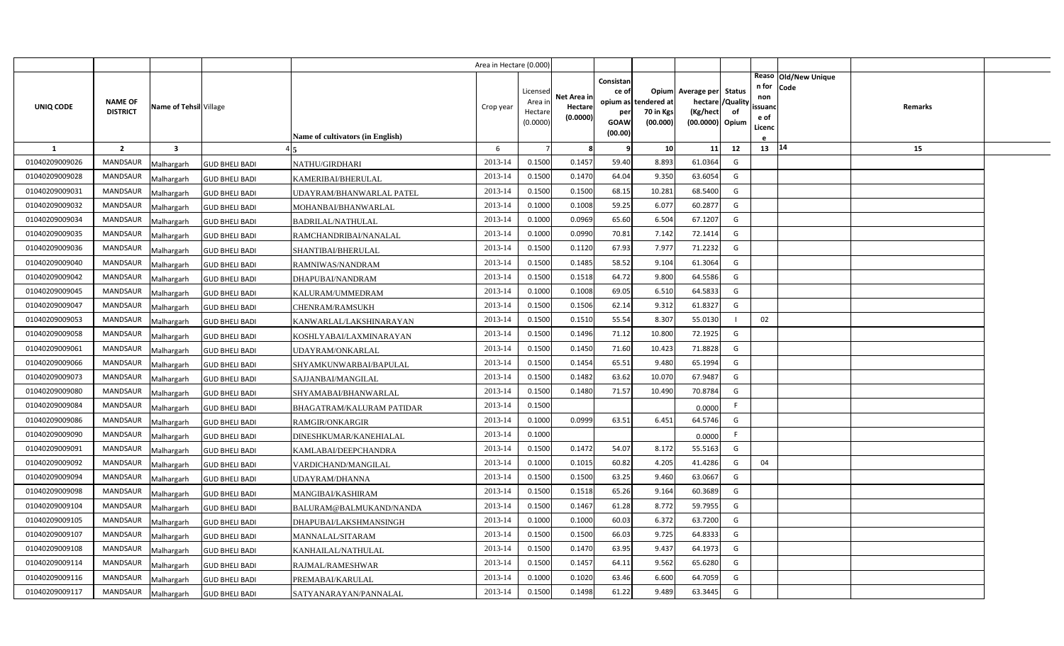| | | | | Area in Hectare (0.000) | | | | | | | | | | | |
|---|---|---|---|---|---|---|---|---|---|---|---|---|---|---|---|
| UNIQ CODE | NAME OF DISTRICT | Name of Tehsil | Village | Name of cultivators (in English) | Crop year | Licensed Area in Hectare (0.0000) | Net Area in Hectare (0.0000) | Consistance of opium as per GOAW (00.00) | Opium tendered at 70 in Kgs (00.000) | Average per hectare (Kg/hect (00.0000) | Status /Quality of Opium | Reason for non issuance of Licence | Old/New Unique Code | Remarks | |
| 1 | 2 | 3 | 4 | 5 | 6 | 7 | 8 | 9 | 10 | 11 | 12 | 13 | 14 | 15 | |
| 01040209009026 | MANDSAUR | Malhargarh | GUD BHELI BADI | NATHU/GIRDHARI | 2013-14 | 0.1500 | 0.1457 | 59.40 | 8.893 | 61.0364 | G | | | | |
| 01040209009028 | MANDSAUR | Malhargarh | GUD BHELI BADI | KAMERIBAI/BHERULAL | 2013-14 | 0.1500 | 0.1470 | 64.04 | 9.350 | 63.6054 | G | | | | |
| 01040209009031 | MANDSAUR | Malhargarh | GUD BHELI BADI | UDAYRAM/BHANWARLAL PATEL | 2013-14 | 0.1500 | 0.1500 | 68.15 | 10.281 | 68.5400 | G | | | | |
| 01040209009032 | MANDSAUR | Malhargarh | GUD BHELI BADI | MOHANBAI/BHANWARLAL | 2013-14 | 0.1000 | 0.1008 | 59.25 | 6.077 | 60.2877 | G | | | | |
| 01040209009034 | MANDSAUR | Malhargarh | GUD BHELI BADI | BADRILAL/NATHULAL | 2013-14 | 0.1000 | 0.0969 | 65.60 | 6.504 | 67.1207 | G | | | | |
| 01040209009035 | MANDSAUR | Malhargarh | GUD BHELI BADI | RAMCHANDRIBAI/NANALAL | 2013-14 | 0.1000 | 0.0990 | 70.81 | 7.142 | 72.1414 | G | | | | |
| 01040209009036 | MANDSAUR | Malhargarh | GUD BHELI BADI | SHANTIBAI/BHERULAL | 2013-14 | 0.1500 | 0.1120 | 67.93 | 7.977 | 71.2232 | G | | | | |
| 01040209009040 | MANDSAUR | Malhargarh | GUD BHELI BADI | RAMNIWAS/NANDRAM | 2013-14 | 0.1500 | 0.1485 | 58.52 | 9.104 | 61.3064 | G | | | | |
| 01040209009042 | MANDSAUR | Malhargarh | GUD BHELI BADI | DHAPUBAI/NANDRAM | 2013-14 | 0.1500 | 0.1518 | 64.72 | 9.800 | 64.5586 | G | | | | |
| 01040209009045 | MANDSAUR | Malhargarh | GUD BHELI BADI | KALURAM/UMMEDRAM | 2013-14 | 0.1000 | 0.1008 | 69.05 | 6.510 | 64.5833 | G | | | | |
| 01040209009047 | MANDSAUR | Malhargarh | GUD BHELI BADI | CHENRAM/RAMSUKH | 2013-14 | 0.1500 | 0.1506 | 62.14 | 9.312 | 61.8327 | G | | | | |
| 01040209009053 | MANDSAUR | Malhargarh | GUD BHELI BADI | KANWARLAL/LAKSHINARAYAN | 2013-14 | 0.1500 | 0.1510 | 55.54 | 8.307 | 55.0130 | I | 02 | | | |
| 01040209009058 | MANDSAUR | Malhargarh | GUD BHELI BADI | KOSHLYABAI/LAXMINARAYAN | 2013-14 | 0.1500 | 0.1496 | 71.12 | 10.800 | 72.1925 | G | | | | |
| 01040209009061 | MANDSAUR | Malhargarh | GUD BHELI BADI | UDAYRAM/ONKARLAL | 2013-14 | 0.1500 | 0.1450 | 71.60 | 10.423 | 71.8828 | G | | | | |
| 01040209009066 | MANDSAUR | Malhargarh | GUD BHELI BADI | SHYAMKUNWARBAI/BAPULAL | 2013-14 | 0.1500 | 0.1454 | 65.51 | 9.480 | 65.1994 | G | | | | |
| 01040209009073 | MANDSAUR | Malhargarh | GUD BHELI BADI | SAJJANBAI/MANGILAL | 2013-14 | 0.1500 | 0.1482 | 63.62 | 10.070 | 67.9487 | G | | | | |
| 01040209009080 | MANDSAUR | Malhargarh | GUD BHELI BADI | SHYAMABAI/BHANWARLAL | 2013-14 | 0.1500 | 0.1480 | 71.57 | 10.490 | 70.8784 | G | | | | |
| 01040209009084 | MANDSAUR | Malhargarh | GUD BHELI BADI | BHAGATRAM/KALURAM PATIDAR | 2013-14 | 0.1500 | | | | 0.0000 | F | | | | |
| 01040209009086 | MANDSAUR | Malhargarh | GUD BHELI BADI | RAMGIR/ONKARGIR | 2013-14 | 0.1000 | 0.0999 | 63.51 | 6.451 | 64.5746 | G | | | | |
| 01040209009090 | MANDSAUR | Malhargarh | GUD BHELI BADI | DINESHKUMAR/KANEHIALAL | 2013-14 | 0.1000 | | | | 0.0000 | F | | | | |
| 01040209009091 | MANDSAUR | Malhargarh | GUD BHELI BADI | KAMLABAI/DEEPCHANDRA | 2013-14 | 0.1500 | 0.1472 | 54.07 | 8.172 | 55.5163 | G | | | | |
| 01040209009092 | MANDSAUR | Malhargarh | GUD BHELI BADI | VARDICHAND/MANGILAL | 2013-14 | 0.1000 | 0.1015 | 60.82 | 4.205 | 41.4286 | G | 04 | | | |
| 01040209009094 | MANDSAUR | Malhargarh | GUD BHELI BADI | UDAYRAM/DHANNA | 2013-14 | 0.1500 | 0.1500 | 63.25 | 9.460 | 63.0667 | G | | | | |
| 01040209009098 | MANDSAUR | Malhargarh | GUD BHELI BADI | MANGIBAI/KASHIRAM | 2013-14 | 0.1500 | 0.1518 | 65.26 | 9.164 | 60.3689 | G | | | | |
| 01040209009104 | MANDSAUR | Malhargarh | GUD BHELI BADI | BALURAM@BALMUKAND/NANDA | 2013-14 | 0.1500 | 0.1467 | 61.28 | 8.772 | 59.7955 | G | | | | |
| 01040209009105 | MANDSAUR | Malhargarh | GUD BHELI BADI | DHAPUBAI/LAKSHMANSINGH | 2013-14 | 0.1000 | 0.1000 | 60.03 | 6.372 | 63.7200 | G | | | | |
| 01040209009107 | MANDSAUR | Malhargarh | GUD BHELI BADI | MANNALAL/SITARAM | 2013-14 | 0.1500 | 0.1500 | 66.03 | 9.725 | 64.8333 | G | | | | |
| 01040209009108 | MANDSAUR | Malhargarh | GUD BHELI BADI | KANHAILAL/NATHULAL | 2013-14 | 0.1500 | 0.1470 | 63.95 | 9.437 | 64.1973 | G | | | | |
| 01040209009114 | MANDSAUR | Malhargarh | GUD BHELI BADI | RAJMAL/RAMESHWAR | 2013-14 | 0.1500 | 0.1457 | 64.11 | 9.562 | 65.6280 | G | | | | |
| 01040209009116 | MANDSAUR | Malhargarh | GUD BHELI BADI | PREMABAI/KARULAL | 2013-14 | 0.1000 | 0.1020 | 63.46 | 6.600 | 64.7059 | G | | | | |
| 01040209009117 | MANDSAUR | Malhargarh | GUD BHELI BADI | SATYANARAYAN/PANNALAL | 2013-14 | 0.1500 | 0.1498 | 61.22 | 9.489 | 63.3445 | G | | | | |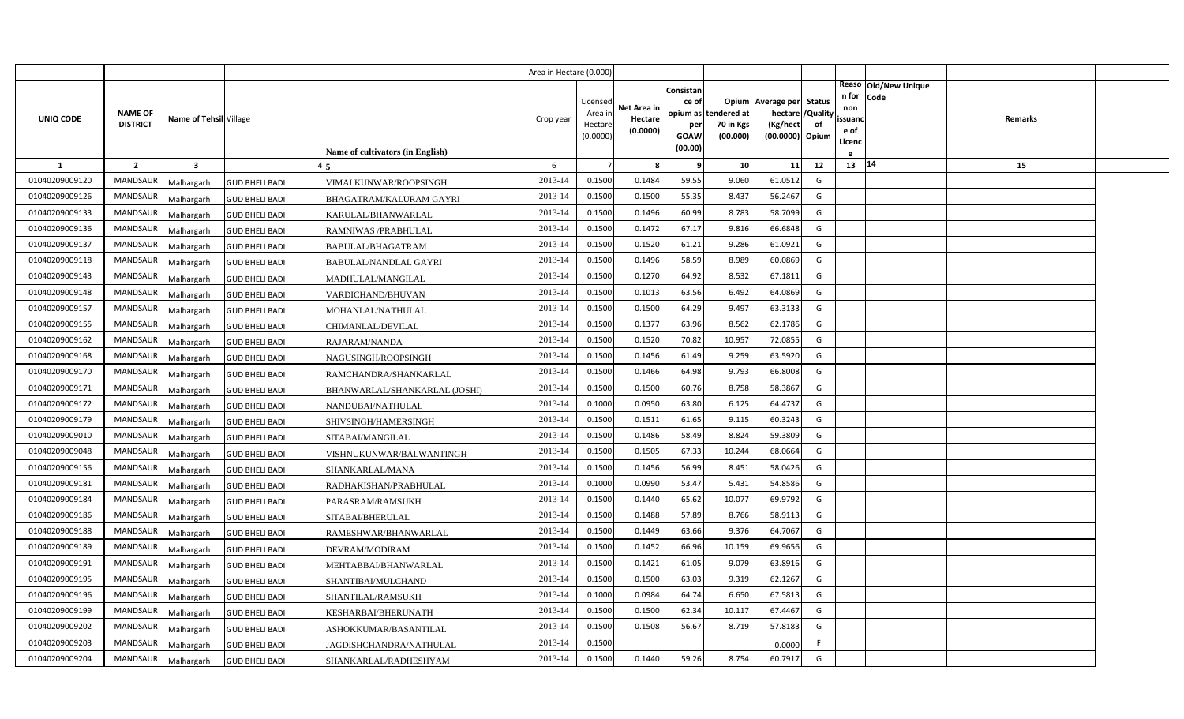| UNIQ CODE | NAME OF DISTRICT | Name of Tehsil | Village | Name of cultivators (in English) | Crop year | Licensed Area in Hectare (0.0000) | Net Area in Hectare (0.0000) | Consistance of opium as per GOAW (00.00) | Opium tendered at 70 in Kgs (00.000) | Average per hectare (Kg/hect (00.0000) | Status /Quality of Opium | Reason for non issuance of Licence | Old/New Unique Code | Remarks |
|---|---|---|---|---|---|---|---|---|---|---|---|---|---|---|
| 1 | 2 | 3 | 4 | 5 | 6 | 7 | 8 | 9 | 10 | 11 | 12 | 13 | 14 | 15 |
| 01040209009120 | MANDSAUR | Malhargarh | GUD BHELI BADI | VIMALKUNWAR/ROOPSINGH | 2013-14 | 0.1500 | 0.1484 | 59.55 | 9.060 | 61.0512 | G | | | |
| 01040209009126 | MANDSAUR | Malhargarh | GUD BHELI BADI | BHAGATRAM/KALURAM GAYRI | 2013-14 | 0.1500 | 0.1500 | 55.35 | 8.437 | 56.2467 | G | | | |
| 01040209009133 | MANDSAUR | Malhargarh | GUD BHELI BADI | KARULAL/BHANWARLAL | 2013-14 | 0.1500 | 0.1496 | 60.99 | 8.783 | 58.7099 | G | | | |
| 01040209009136 | MANDSAUR | Malhargarh | GUD BHELI BADI | RAMNIWAS /PRABHULAL | 2013-14 | 0.1500 | 0.1472 | 67.17 | 9.816 | 66.6848 | G | | | |
| 01040209009137 | MANDSAUR | Malhargarh | GUD BHELI BADI | BABULAL/BHAGATRAM | 2013-14 | 0.1500 | 0.1520 | 61.21 | 9.286 | 61.0921 | G | | | |
| 01040209009118 | MANDSAUR | Malhargarh | GUD BHELI BADI | BABULAL/NANDLAL GAYRI | 2013-14 | 0.1500 | 0.1496 | 58.59 | 8.989 | 60.0869 | G | | | |
| 01040209009143 | MANDSAUR | Malhargarh | GUD BHELI BADI | MADHULAL/MANGILAL | 2013-14 | 0.1500 | 0.1270 | 64.92 | 8.532 | 67.1811 | G | | | |
| 01040209009148 | MANDSAUR | Malhargarh | GUD BHELI BADI | VARDICHAND/BHUVAN | 2013-14 | 0.1500 | 0.1013 | 63.56 | 6.492 | 64.0869 | G | | | |
| 01040209009157 | MANDSAUR | Malhargarh | GUD BHELI BADI | MOHANLAL/NATHULAL | 2013-14 | 0.1500 | 0.1500 | 64.29 | 9.497 | 63.3133 | G | | | |
| 01040209009155 | MANDSAUR | Malhargarh | GUD BHELI BADI | CHIMANLAL/DEVILAL | 2013-14 | 0.1500 | 0.1377 | 63.96 | 8.562 | 62.1786 | G | | | |
| 01040209009162 | MANDSAUR | Malhargarh | GUD BHELI BADI | RAJARAM/NANDA | 2013-14 | 0.1500 | 0.1520 | 70.82 | 10.957 | 72.0855 | G | | | |
| 01040209009168 | MANDSAUR | Malhargarh | GUD BHELI BADI | NAGUSINGH/ROOPSINGH | 2013-14 | 0.1500 | 0.1456 | 61.49 | 9.259 | 63.5920 | G | | | |
| 01040209009170 | MANDSAUR | Malhargarh | GUD BHELI BADI | RAMCHANDRA/SHANKARLAL | 2013-14 | 0.1500 | 0.1466 | 64.98 | 9.793 | 66.8008 | G | | | |
| 01040209009171 | MANDSAUR | Malhargarh | GUD BHELI BADI | BHANWARLAL/SHANKARLAL (JOSHI) | 2013-14 | 0.1500 | 0.1500 | 60.76 | 8.758 | 58.3867 | G | | | |
| 01040209009172 | MANDSAUR | Malhargarh | GUD BHELI BADI | NANDUBAI/NATHULAL | 2013-14 | 0.1000 | 0.0950 | 63.80 | 6.125 | 64.4737 | G | | | |
| 01040209009179 | MANDSAUR | Malhargarh | GUD BHELI BADI | SHIVSINGH/HAMERSINGH | 2013-14 | 0.1500 | 0.1511 | 61.65 | 9.115 | 60.3243 | G | | | |
| 01040209009010 | MANDSAUR | Malhargarh | GUD BHELI BADI | SITABAI/MANGILAL | 2013-14 | 0.1500 | 0.1486 | 58.49 | 8.824 | 59.3809 | G | | | |
| 01040209009048 | MANDSAUR | Malhargarh | GUD BHELI BADI | VISHNUKUNWAR/BALWANTINGH | 2013-14 | 0.1500 | 0.1505 | 67.33 | 10.244 | 68.0664 | G | | | |
| 01040209009156 | MANDSAUR | Malhargarh | GUD BHELI BADI | SHANKARLAL/MANA | 2013-14 | 0.1500 | 0.1456 | 56.99 | 8.451 | 58.0426 | G | | | |
| 01040209009181 | MANDSAUR | Malhargarh | GUD BHELI BADI | RADHAKISHAN/PRABHULAL | 2013-14 | 0.1000 | 0.0990 | 53.47 | 5.431 | 54.8586 | G | | | |
| 01040209009184 | MANDSAUR | Malhargarh | GUD BHELI BADI | PARASRAM/RAMSUKH | 2013-14 | 0.1500 | 0.1440 | 65.62 | 10.077 | 69.9792 | G | | | |
| 01040209009186 | MANDSAUR | Malhargarh | GUD BHELI BADI | SITABAI/BHERULAL | 2013-14 | 0.1500 | 0.1488 | 57.89 | 8.766 | 58.9113 | G | | | |
| 01040209009188 | MANDSAUR | Malhargarh | GUD BHELI BADI | RAMESHWAR/BHANWARLAL | 2013-14 | 0.1500 | 0.1449 | 63.66 | 9.376 | 64.7067 | G | | | |
| 01040209009189 | MANDSAUR | Malhargarh | GUD BHELI BADI | DEVRAM/MODIRAM | 2013-14 | 0.1500 | 0.1452 | 66.96 | 10.159 | 69.9656 | G | | | |
| 01040209009191 | MANDSAUR | Malhargarh | GUD BHELI BADI | MEHTABBAI/BHANWARLAL | 2013-14 | 0.1500 | 0.1421 | 61.05 | 9.079 | 63.8916 | G | | | |
| 01040209009195 | MANDSAUR | Malhargarh | GUD BHELI BADI | SHANTIBAI/MULCHAND | 2013-14 | 0.1500 | 0.1500 | 63.03 | 9.319 | 62.1267 | G | | | |
| 01040209009196 | MANDSAUR | Malhargarh | GUD BHELI BADI | SHANTILAL/RAMSUKH | 2013-14 | 0.1000 | 0.0984 | 64.74 | 6.650 | 67.5813 | G | | | |
| 01040209009199 | MANDSAUR | Malhargarh | GUD BHELI BADI | KESHARBAI/BHERUNATH | 2013-14 | 0.1500 | 0.1500 | 62.34 | 10.117 | 67.4467 | G | | | |
| 01040209009202 | MANDSAUR | Malhargarh | GUD BHELI BADI | ASHOKKUMAR/BASANTILAL | 2013-14 | 0.1500 | 0.1508 | 56.67 | 8.719 | 57.8183 | G | | | |
| 01040209009203 | MANDSAUR | Malhargarh | GUD BHELI BADI | JAGDISHCHANDRA/NATHULAL | 2013-14 | 0.1500 | | | | 0.0000 | F | | | |
| 01040209009204 | MANDSAUR | Malhargarh | GUD BHELI BADI | SHANKARLAL/RADHESHYAM | 2013-14 | 0.1500 | 0.1440 | 59.26 | 8.754 | 60.7917 | G | | | |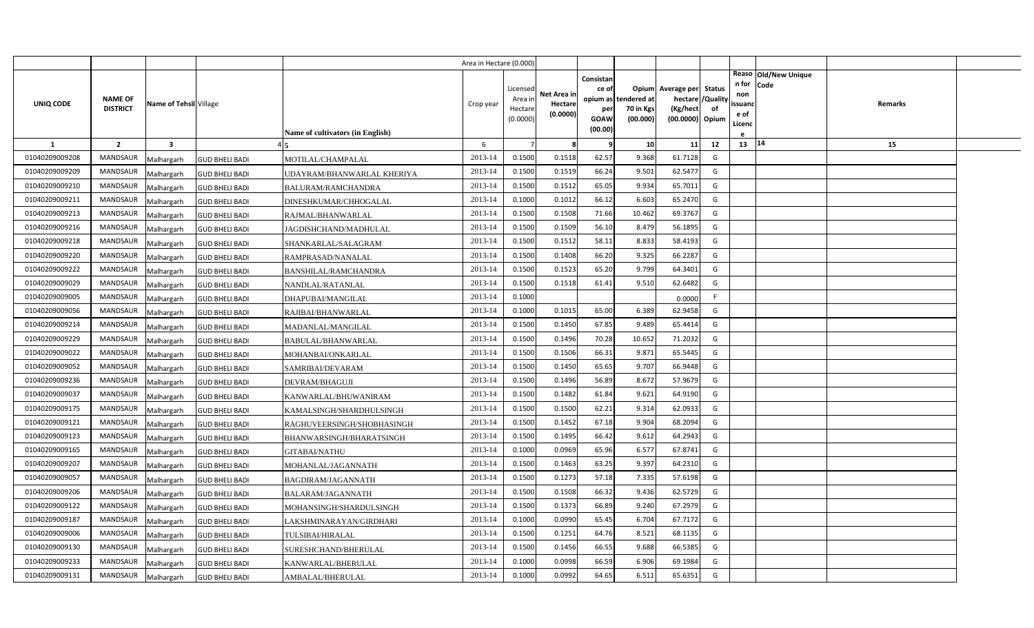| | | | | Area in Hectare (0.000) | | | | | | | | | | |
|---|---|---|---|---|---|---|---|---|---|---|---|---|---|---|
| UNIQ CODE | NAME OF DISTRICT | Name of Tehsil | Village | Name of cultivators (in English) | Crop year | Licensed Area in Hectare (0.0000) | Net Area in Hectare (0.0000) | Consistance of opium as per GOAW (00.00) | Opium tendered at 70 in Kgs (00.000) | Average per hectare (Kg/hect (00.0000) | Status /Quality of Opium | Reason for non issuance of Licence | Old/New Unique Code | Remarks |
| 1 | 2 | 3 | 4 | 5 | 6 | 7 | 8 | 9 | 10 | 11 | 12 | 13 | 14 | 15 |
| 01040209009208 | MANDSAUR | Malhargarh | GUD BHELI BADI | MOTILAL/CHAMPALAL | 2013-14 | 0.1500 | 0.1518 | 62.57 | 9.368 | 61.7128 | G | | | |
| 01040209009209 | MANDSAUR | Malhargarh | GUD BHELI BADI | UDAYRAM/BHANWARLAL KHERIYA | 2013-14 | 0.1500 | 0.1519 | 66.24 | 9.501 | 62.5477 | G | | | |
| 01040209009210 | MANDSAUR | Malhargarh | GUD BHELI BADI | BALURAM/RAMCHANDRA | 2013-14 | 0.1500 | 0.1512 | 65.05 | 9.934 | 65.7011 | G | | | |
| 01040209009211 | MANDSAUR | Malhargarh | GUD BHELI BADI | DINESHKUMAR/CHHOGALAL | 2013-14 | 0.1000 | 0.1012 | 66.12 | 6.603 | 65.2470 | G | | | |
| 01040209009213 | MANDSAUR | Malhargarh | GUD BHELI BADI | RAJMAL/BHANWARLAL | 2013-14 | 0.1500 | 0.1508 | 71.66 | 10.462 | 69.3767 | G | | | |
| 01040209009216 | MANDSAUR | Malhargarh | GUD BHELI BADI | JAGDISHCHAND/MADHULAL | 2013-14 | 0.1500 | 0.1509 | 56.10 | 8.479 | 56.1895 | G | | | |
| 01040209009218 | MANDSAUR | Malhargarh | GUD BHELI BADI | SHANKARLAL/SALAGRAM | 2013-14 | 0.1500 | 0.1512 | 58.11 | 8.833 | 58.4193 | G | | | |
| 01040209009220 | MANDSAUR | Malhargarh | GUD BHELI BADI | RAMPRASAD/NANALAL | 2013-14 | 0.1500 | 0.1408 | 66.20 | 9.325 | 66.2287 | G | | | |
| 01040209009222 | MANDSAUR | Malhargarh | GUD BHELI BADI | BANSHILAL/RAMCHANDRA | 2013-14 | 0.1500 | 0.1523 | 65.20 | 9.799 | 64.3401 | G | | | |
| 01040209009029 | MANDSAUR | Malhargarh | GUD BHELI BADI | NANDLAL/RATANLAL | 2013-14 | 0.1500 | 0.1518 | 61.41 | 9.510 | 62.6482 | G | | | |
| 01040209009005 | MANDSAUR | Malhargarh | GUD BHELI BADI | DHAPUBAI/MANGILAL | 2013-14 | 0.1000 | | | | 0.0000 | F | | | |
| 01040209009056 | MANDSAUR | Malhargarh | GUD BHELI BADI | RAJIBAI/BHANWARLAL | 2013-14 | 0.1000 | 0.1015 | 65.00 | 6.389 | 62.9458 | G | | | |
| 01040209009214 | MANDSAUR | Malhargarh | GUD BHELI BADI | MADANLAL/MANGILAL | 2013-14 | 0.1500 | 0.1450 | 67.85 | 9.489 | 65.4414 | G | | | |
| 01040209009229 | MANDSAUR | Malhargarh | GUD BHELI BADI | BABULAL/BHANWARLAL | 2013-14 | 0.1500 | 0.1496 | 70.28 | 10.652 | 71.2032 | G | | | |
| 01040209009022 | MANDSAUR | Malhargarh | GUD BHELI BADI | MOHANBAI/ONKARLAL | 2013-14 | 0.1500 | 0.1506 | 66.31 | 9.871 | 65.5445 | G | | | |
| 01040209009052 | MANDSAUR | Malhargarh | GUD BHELI BADI | SAMRIBAI/DEVARAM | 2013-14 | 0.1500 | 0.1450 | 65.65 | 9.707 | 66.9448 | G | | | |
| 01040209009236 | MANDSAUR | Malhargarh | GUD BHELI BADI | DEVRAM/BHAGUJI | 2013-14 | 0.1500 | 0.1496 | 56.89 | 8.672 | 57.9679 | G | | | |
| 01040209009037 | MANDSAUR | Malhargarh | GUD BHELI BADI | KANWARLAL/BHUWANIRAM | 2013-14 | 0.1500 | 0.1482 | 61.84 | 9.621 | 64.9190 | G | | | |
| 01040209009175 | MANDSAUR | Malhargarh | GUD BHELI BADI | KAMALSINGH/SHARDHULSINGH | 2013-14 | 0.1500 | 0.1500 | 62.21 | 9.314 | 62.0933 | G | | | |
| 01040209009121 | MANDSAUR | Malhargarh | GUD BHELI BADI | RAGHUVEERSINGH/SHOBHASINGH | 2013-14 | 0.1500 | 0.1452 | 67.18 | 9.904 | 68.2094 | G | | | |
| 01040209009123 | MANDSAUR | Malhargarh | GUD BHELI BADI | BHANWARSINGH/BHARATSINGH | 2013-14 | 0.1500 | 0.1495 | 66.42 | 9.612 | 64.2943 | G | | | |
| 01040209009165 | MANDSAUR | Malhargarh | GUD BHELI BADI | GITABAI/NATHU | 2013-14 | 0.1000 | 0.0969 | 65.96 | 6.577 | 67.8741 | G | | | |
| 01040209009207 | MANDSAUR | Malhargarh | GUD BHELI BADI | MOHANLAL/JAGANNATH | 2013-14 | 0.1500 | 0.1463 | 63.25 | 9.397 | 64.2310 | G | | | |
| 01040209009057 | MANDSAUR | Malhargarh | GUD BHELI BADI | BAGDIRAM/JAGANNATH | 2013-14 | 0.1500 | 0.1273 | 57.18 | 7.335 | 57.6198 | G | | | |
| 01040209009206 | MANDSAUR | Malhargarh | GUD BHELI BADI | BALARAM/JAGANNATH | 2013-14 | 0.1500 | 0.1508 | 66.32 | 9.436 | 62.5729 | G | | | |
| 01040209009122 | MANDSAUR | Malhargarh | GUD BHELI BADI | MOHANSINGH/SHARDULSINGH | 2013-14 | 0.1500 | 0.1373 | 66.89 | 9.240 | 67.2979 | G | | | |
| 01040209009187 | MANDSAUR | Malhargarh | GUD BHELI BADI | LAKSHMINARAYAN/GIRDHARI | 2013-14 | 0.1000 | 0.0990 | 65.45 | 6.704 | 67.7172 | G | | | |
| 01040209009006 | MANDSAUR | Malhargarh | GUD BHELI BADI | TULSIBAI/HIRALAL | 2013-14 | 0.1500 | 0.1251 | 64.76 | 8.521 | 68.1135 | G | | | |
| 01040209009130 | MANDSAUR | Malhargarh | GUD BHELI BADI | SURESHCHAND/BHERULAL | 2013-14 | 0.1500 | 0.1456 | 66.55 | 9.688 | 66.5385 | G | | | |
| 01040209009233 | MANDSAUR | Malhargarh | GUD BHELI BADI | KANWARLAL/BHERULAL | 2013-14 | 0.1000 | 0.0998 | 66.59 | 6.906 | 69.1984 | G | | | |
| 01040209009131 | MANDSAUR | Malhargarh | GUD BHELI BADI | AMBALAL/BHERULAL | 2013-14 | 0.1000 | 0.0992 | 64.65 | 6.511 | 65.6351 | G | | | |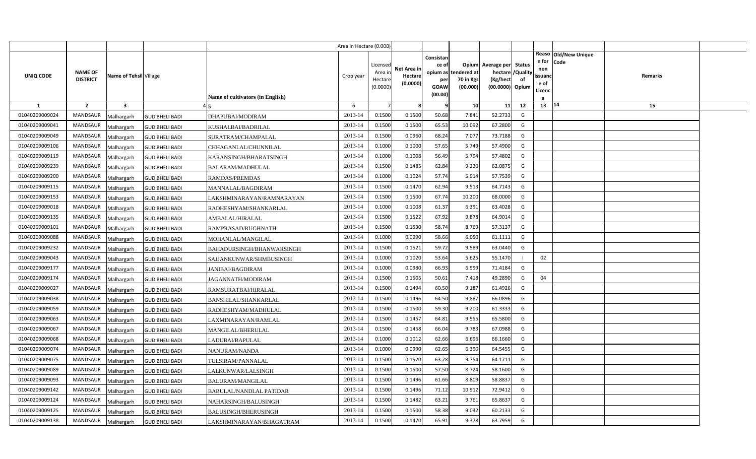| | | | | Area in Hectare (0.000) | | | | | | | | | | |
|---|---|---|---|---|---|---|---|---|---|---|---|---|---|---|
| UNIQ CODE | NAME OF DISTRICT | Name of Tehsil | Village | Name of cultivators (in English) | Crop year | Licensed Area in Hectare (0.0000) | Net Area in Hectare (0.0000) | Consistance of opium as per GOAW (00.00) | Opium tendered at 70 in Kgs (00.000) | Average per hectare (Kg/hect (00.0000) | Status /Quality of Opium | Reason for non issuance of Licence | Old/New Unique Code | Remarks |
| 1 | 2 | 3 | 4 | 5 | 6 | 7 | 8 | 9 | 10 | 11 | 12 | 13 | 14 | 15 |
| 01040209009024 | MANDSAUR | Malhargarh | GUD BHELI BADI | DHAPUBAI/MODIRAM | 2013-14 | 0.1500 | 0.1500 | 50.68 | 7.841 | 52.2733 | G | | | |
| 01040209009041 | MANDSAUR | Malhargarh | GUD BHELI BADI | KUSHALBAI/BADRILAL | 2013-14 | 0.1500 | 0.1500 | 65.53 | 10.092 | 67.2800 | G | | | |
| 01040209009049 | MANDSAUR | Malhargarh | GUD BHELI BADI | SURATRAM/CHAMPALAL | 2013-14 | 0.1500 | 0.0960 | 68.24 | 7.077 | 73.7188 | G | | | |
| 01040209009106 | MANDSAUR | Malhargarh | GUD BHELI BADI | CHHAGANLAL/CHUNNILAL | 2013-14 | 0.1000 | 0.1000 | 57.65 | 5.749 | 57.4900 | G | | | |
| 01040209009119 | MANDSAUR | Malhargarh | GUD BHELI BADI | KARANSINGH/BHARATSINGH | 2013-14 | 0.1000 | 0.1008 | 56.49 | 5.794 | 57.4802 | G | | | |
| 01040209009239 | MANDSAUR | Malhargarh | GUD BHELI BADI | BALARAM/MADHULAL | 2013-14 | 0.1500 | 0.1485 | 62.84 | 9.220 | 62.0875 | G | | | |
| 01040209009200 | MANDSAUR | Malhargarh | GUD BHELI BADI | RAMDAS/PREMDAS | 2013-14 | 0.1000 | 0.1024 | 57.74 | 5.914 | 57.7539 | G | | | |
| 01040209009115 | MANDSAUR | Malhargarh | GUD BHELI BADI | MANNALAL/BAGDIRAM | 2013-14 | 0.1500 | 0.1470 | 62.94 | 9.513 | 64.7143 | G | | | |
| 01040209009153 | MANDSAUR | Malhargarh | GUD BHELI BADI | LAKSHMINARAYAN/RAMNARAYAN | 2013-14 | 0.1500 | 0.1500 | 67.74 | 10.200 | 68.0000 | G | | | |
| 01040209009018 | MANDSAUR | Malhargarh | GUD BHELI BADI | RADHESHYAM/SHANKARLAL | 2013-14 | 0.1000 | 0.1008 | 61.37 | 6.391 | 63.4028 | G | | | |
| 01040209009135 | MANDSAUR | Malhargarh | GUD BHELI BADI | AMBALAL/HIRALAL | 2013-14 | 0.1500 | 0.1522 | 67.92 | 9.878 | 64.9014 | G | | | |
| 01040209009101 | MANDSAUR | Malhargarh | GUD BHELI BADI | RAMPRASAD/RUGHNATH | 2013-14 | 0.1500 | 0.1530 | 58.74 | 8.769 | 57.3137 | G | | | |
| 01040209009088 | MANDSAUR | Malhargarh | GUD BHELI BADI | MOHANLAL/MANGILAL | 2013-14 | 0.1000 | 0.0990 | 58.66 | 6.050 | 61.1111 | G | | | |
| 01040209009232 | MANDSAUR | Malhargarh | GUD BHELI BADI | BAHADURSINGH/BHANWARSINGH | 2013-14 | 0.1500 | 0.1521 | 59.72 | 9.589 | 63.0440 | G | | | |
| 01040209009043 | MANDSAUR | Malhargarh | GUD BHELI BADI | SAJJANKUNWAR/SHMBUSINGH | 2013-14 | 0.1000 | 0.1020 | 53.64 | 5.625 | 55.1470 | I | 02 | | |
| 01040209009177 | MANDSAUR | Malhargarh | GUD BHELI BADI | JANIBAI/BAGDIRAM | 2013-14 | 0.1000 | 0.0980 | 66.93 | 6.999 | 71.4184 | G | | | |
| 01040209009174 | MANDSAUR | Malhargarh | GUD BHELI BADI | JAGANNATH/MODIRAM | 2013-14 | 0.1500 | 0.1505 | 50.61 | 7.418 | 49.2890 | G | 04 | | |
| 01040209009027 | MANDSAUR | Malhargarh | GUD BHELI BADI | RAMSURATBAI/HIRALAL | 2013-14 | 0.1500 | 0.1494 | 60.50 | 9.187 | 61.4926 | G | | | |
| 01040209009038 | MANDSAUR | Malhargarh | GUD BHELI BADI | BANSHILAL/SHANKARLAL | 2013-14 | 0.1500 | 0.1496 | 64.50 | 9.887 | 66.0896 | G | | | |
| 01040209009059 | MANDSAUR | Malhargarh | GUD BHELI BADI | RADHESHYAM/MADHULAL | 2013-14 | 0.1500 | 0.1500 | 59.30 | 9.200 | 61.3333 | G | | | |
| 01040209009063 | MANDSAUR | Malhargarh | GUD BHELI BADI | LAXMINARAYAN/RAMLAL | 2013-14 | 0.1500 | 0.1457 | 64.81 | 9.555 | 65.5800 | G | | | |
| 01040209009067 | MANDSAUR | Malhargarh | GUD BHELI BADI | MANGILAL/BHERULAL | 2013-14 | 0.1500 | 0.1458 | 66.04 | 9.783 | 67.0988 | G | | | |
| 01040209009068 | MANDSAUR | Malhargarh | GUD BHELI BADI | LADUBAI/BAPULAL | 2013-14 | 0.1000 | 0.1012 | 62.66 | 6.696 | 66.1660 | G | | | |
| 01040209009074 | MANDSAUR | Malhargarh | GUD BHELI BADI | NANURAM/NANDA | 2013-14 | 0.1000 | 0.0990 | 62.65 | 6.390 | 64.5455 | G | | | |
| 01040209009075 | MANDSAUR | Malhargarh | GUD BHELI BADI | TULSIRAM/PANNALAL | 2013-14 | 0.1500 | 0.1520 | 63.28 | 9.754 | 64.1711 | G | | | |
| 01040209009089 | MANDSAUR | Malhargarh | GUD BHELI BADI | LALKUNWAR/LALSINGH | 2013-14 | 0.1500 | 0.1500 | 57.50 | 8.724 | 58.1600 | G | | | |
| 01040209009093 | MANDSAUR | Malhargarh | GUD BHELI BADI | BALURAM/MANGILAL | 2013-14 | 0.1500 | 0.1496 | 61.66 | 8.809 | 58.8837 | G | | | |
| 01040209009142 | MANDSAUR | Malhargarh | GUD BHELI BADI | BABULAL/NANDLAL PATIDAR | 2013-14 | 0.1500 | 0.1496 | 71.12 | 10.912 | 72.9412 | G | | | |
| 01040209009124 | MANDSAUR | Malhargarh | GUD BHELI BADI | NAHARSINGH/BALUSINGH | 2013-14 | 0.1500 | 0.1482 | 63.21 | 9.761 | 65.8637 | G | | | |
| 01040209009125 | MANDSAUR | Malhargarh | GUD BHELI BADI | BALUSINGH/BHERUSINGH | 2013-14 | 0.1500 | 0.1500 | 58.38 | 9.032 | 60.2133 | G | | | |
| 01040209009138 | MANDSAUR | Malhargarh | GUD BHELI BADI | LAKSHMINARAYAN/BHAGATRAM | 2013-14 | 0.1500 | 0.1470 | 65.91 | 9.378 | 63.7959 | G | | | |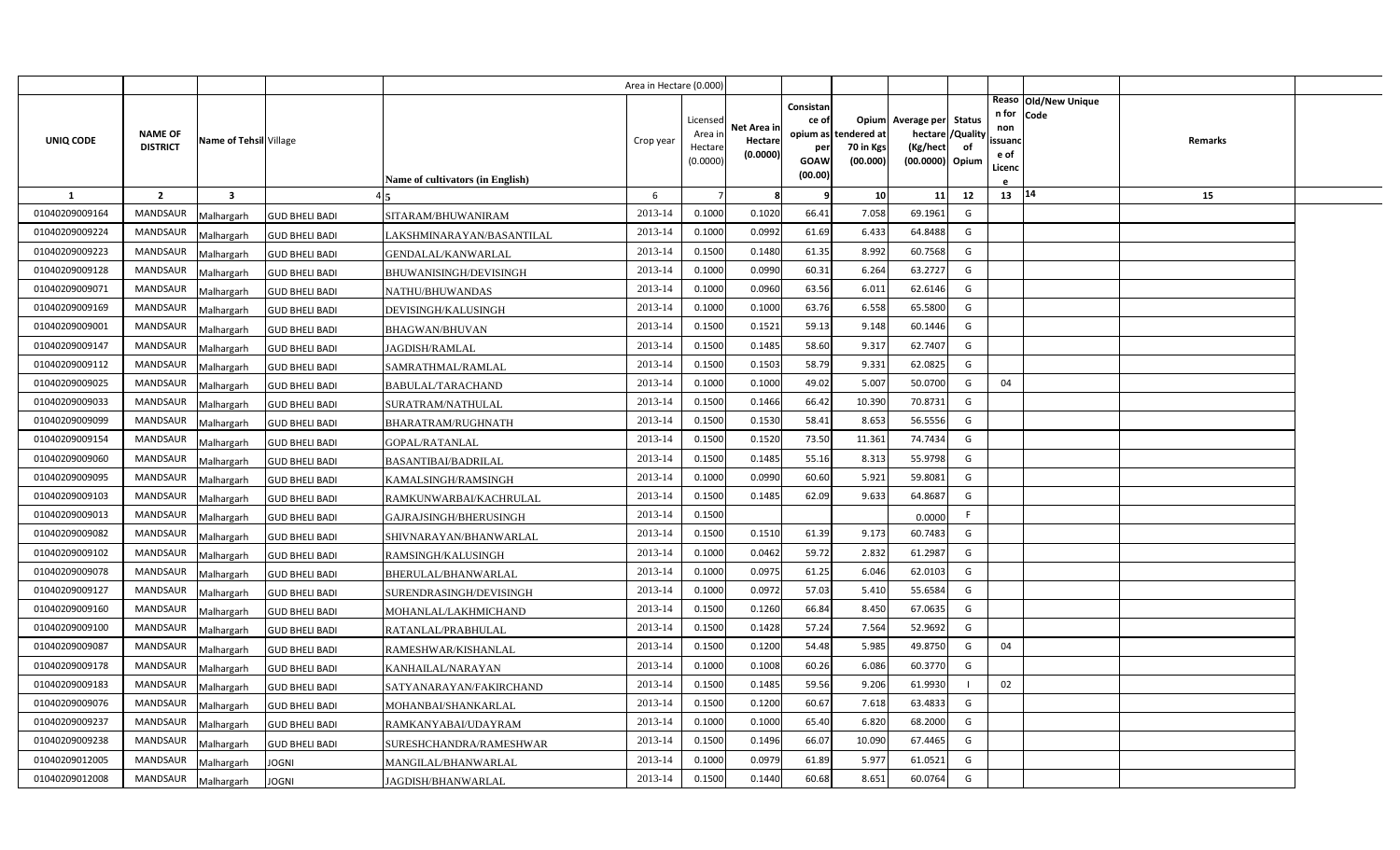|  |  |  |  |  | Area in Hectare (0.000) |  |  |  |  |  |  |  |  |  |
|---|---|---|---|---|---|---|---|---|---|---|---|---|---|---|
| UNIQ CODE | NAME OF DISTRICT | Name of Tehsil | Village | Name of cultivators (in English) | Crop year | Licensed Area in Hectare (0.0000) | Net Area in Hectare (0.0000) | Consistance of opium as per GOAW (00.00) | Opium tendered at 70 in Kgs (00.000) | Average per hectare (Kg/hect (00.0000) | Status /Quality of Opium | Reason for non issuance of Licence | Old/New Unique Code | Remarks |
| 1 | 2 | 3 | 4 | 5 | 6 | 7 | 8 | 9 | 10 | 11 | 12 | 13 | 14 | 15 |
| 01040209009164 | MANDSAUR | Malhargarh | GUD BHELI BADI | SITARAM/BHUWANIRAM | 2013-14 | 0.1000 | 0.1020 | 66.41 | 7.058 | 69.1961 | G |  |  |  |
| 01040209009224 | MANDSAUR | Malhargarh | GUD BHELI BADI | LAKSHMINARAYAN/BASANTILAL | 2013-14 | 0.1000 | 0.0992 | 61.69 | 6.433 | 64.8488 | G |  |  |  |
| 01040209009223 | MANDSAUR | Malhargarh | GUD BHELI BADI | GENDALAL/KANWARLAL | 2013-14 | 0.1500 | 0.1480 | 61.35 | 8.992 | 60.7568 | G |  |  |  |
| 01040209009128 | MANDSAUR | Malhargarh | GUD BHELI BADI | BHUWANISINGH/DEVISINGH | 2013-14 | 0.1000 | 0.0990 | 60.31 | 6.264 | 63.2727 | G |  |  |  |
| 01040209009071 | MANDSAUR | Malhargarh | GUD BHELI BADI | NATHU/BHUWANDAS | 2013-14 | 0.1000 | 0.0960 | 63.56 | 6.011 | 62.6146 | G |  |  |  |
| 01040209009169 | MANDSAUR | Malhargarh | GUD BHELI BADI | DEVISINGH/KALUSINGH | 2013-14 | 0.1000 | 0.1000 | 63.76 | 6.558 | 65.5800 | G |  |  |  |
| 01040209009001 | MANDSAUR | Malhargarh | GUD BHELI BADI | BHAGWAN/BHUVAN | 2013-14 | 0.1500 | 0.1521 | 59.13 | 9.148 | 60.1446 | G |  |  |  |
| 01040209009147 | MANDSAUR | Malhargarh | GUD BHELI BADI | JAGDISH/RAMLAL | 2013-14 | 0.1500 | 0.1485 | 58.60 | 9.317 | 62.7407 | G |  |  |  |
| 01040209009112 | MANDSAUR | Malhargarh | GUD BHELI BADI | SAMRATHMAL/RAMLAL | 2013-14 | 0.1500 | 0.1503 | 58.79 | 9.331 | 62.0825 | G |  |  |  |
| 01040209009025 | MANDSAUR | Malhargarh | GUD BHELI BADI | BABULAL/TARACHAND | 2013-14 | 0.1000 | 0.1000 | 49.02 | 5.007 | 50.0700 | G | 04 |  |  |
| 01040209009033 | MANDSAUR | Malhargarh | GUD BHELI BADI | SURATRAM/NATHULAL | 2013-14 | 0.1500 | 0.1466 | 66.42 | 10.390 | 70.8731 | G |  |  |  |
| 01040209009099 | MANDSAUR | Malhargarh | GUD BHELI BADI | BHARATRAM/RUGHNATH | 2013-14 | 0.1500 | 0.1530 | 58.41 | 8.653 | 56.5556 | G |  |  |  |
| 01040209009154 | MANDSAUR | Malhargarh | GUD BHELI BADI | GOPAL/RATANLAL | 2013-14 | 0.1500 | 0.1520 | 73.50 | 11.361 | 74.7434 | G |  |  |  |
| 01040209009060 | MANDSAUR | Malhargarh | GUD BHELI BADI | BASANTIBAI/BADRILAL | 2013-14 | 0.1500 | 0.1485 | 55.16 | 8.313 | 55.9798 | G |  |  |  |
| 01040209009095 | MANDSAUR | Malhargarh | GUD BHELI BADI | KAMALSINGH/RAMSINGH | 2013-14 | 0.1000 | 0.0990 | 60.60 | 5.921 | 59.8081 | G |  |  |  |
| 01040209009103 | MANDSAUR | Malhargarh | GUD BHELI BADI | RAMKUNWARBAI/KACHRULAL | 2013-14 | 0.1500 | 0.1485 | 62.09 | 9.633 | 64.8687 | G |  |  |  |
| 01040209009013 | MANDSAUR | Malhargarh | GUD BHELI BADI | GAJRAJSINGH/BHERUSINGH | 2013-14 | 0.1500 |  |  |  | 0.0000 | F |  |  |  |
| 01040209009082 | MANDSAUR | Malhargarh | GUD BHELI BADI | SHIVNARAYAN/BHANWARLAL | 2013-14 | 0.1500 | 0.1510 | 61.39 | 9.173 | 60.7483 | G |  |  |  |
| 01040209009102 | MANDSAUR | Malhargarh | GUD BHELI BADI | RAMSINGH/KALUSINGH | 2013-14 | 0.1000 | 0.0462 | 59.72 | 2.832 | 61.2987 | G |  |  |  |
| 01040209009078 | MANDSAUR | Malhargarh | GUD BHELI BADI | BHERULAL/BHANWARLAL | 2013-14 | 0.1000 | 0.0975 | 61.25 | 6.046 | 62.0103 | G |  |  |  |
| 01040209009127 | MANDSAUR | Malhargarh | GUD BHELI BADI | SURENDRASINGH/DEVISINGH | 2013-14 | 0.1000 | 0.0972 | 57.03 | 5.410 | 55.6584 | G |  |  |  |
| 01040209009160 | MANDSAUR | Malhargarh | GUD BHELI BADI | MOHANLAL/LAKHMICHAND | 2013-14 | 0.1500 | 0.1260 | 66.84 | 8.450 | 67.0635 | G |  |  |  |
| 01040209009100 | MANDSAUR | Malhargarh | GUD BHELI BADI | RATANLAL/PRABHULAL | 2013-14 | 0.1500 | 0.1428 | 57.24 | 7.564 | 52.9692 | G |  |  |  |
| 01040209009087 | MANDSAUR | Malhargarh | GUD BHELI BADI | RAMESHWAR/KISHANLAL | 2013-14 | 0.1500 | 0.1200 | 54.48 | 5.985 | 49.8750 | G | 04 |  |  |
| 01040209009178 | MANDSAUR | Malhargarh | GUD BHELI BADI | KANHAILAL/NARAYAN | 2013-14 | 0.1000 | 0.1008 | 60.26 | 6.086 | 60.3770 | G |  |  |  |
| 01040209009183 | MANDSAUR | Malhargarh | GUD BHELI BADI | SATYANARAYAN/FAKIRCHAND | 2013-14 | 0.1500 | 0.1485 | 59.56 | 9.206 | 61.9930 | I | 02 |  |  |
| 01040209009076 | MANDSAUR | Malhargarh | GUD BHELI BADI | MOHANBAI/SHANKARLAL | 2013-14 | 0.1500 | 0.1200 | 60.67 | 7.618 | 63.4833 | G |  |  |  |
| 01040209009237 | MANDSAUR | Malhargarh | GUD BHELI BADI | RAMKANYABAI/UDAYRAM | 2013-14 | 0.1000 | 0.1000 | 65.40 | 6.820 | 68.2000 | G |  |  |  |
| 01040209009238 | MANDSAUR | Malhargarh | GUD BHELI BADI | SURESHCHANDRA/RAMESHWAR | 2013-14 | 0.1500 | 0.1496 | 66.07 | 10.090 | 67.4465 | G |  |  |  |
| 01040209012005 | MANDSAUR | Malhargarh | JOGNI | MANGILAL/BHANWARLAL | 2013-14 | 0.1000 | 0.0979 | 61.89 | 5.977 | 61.0521 | G |  |  |  |
| 01040209012008 | MANDSAUR | Malhargarh | JOGNI | JAGDISH/BHANWARLAL | 2013-14 | 0.1500 | 0.1440 | 60.68 | 8.651 | 60.0764 | G |  |  |  |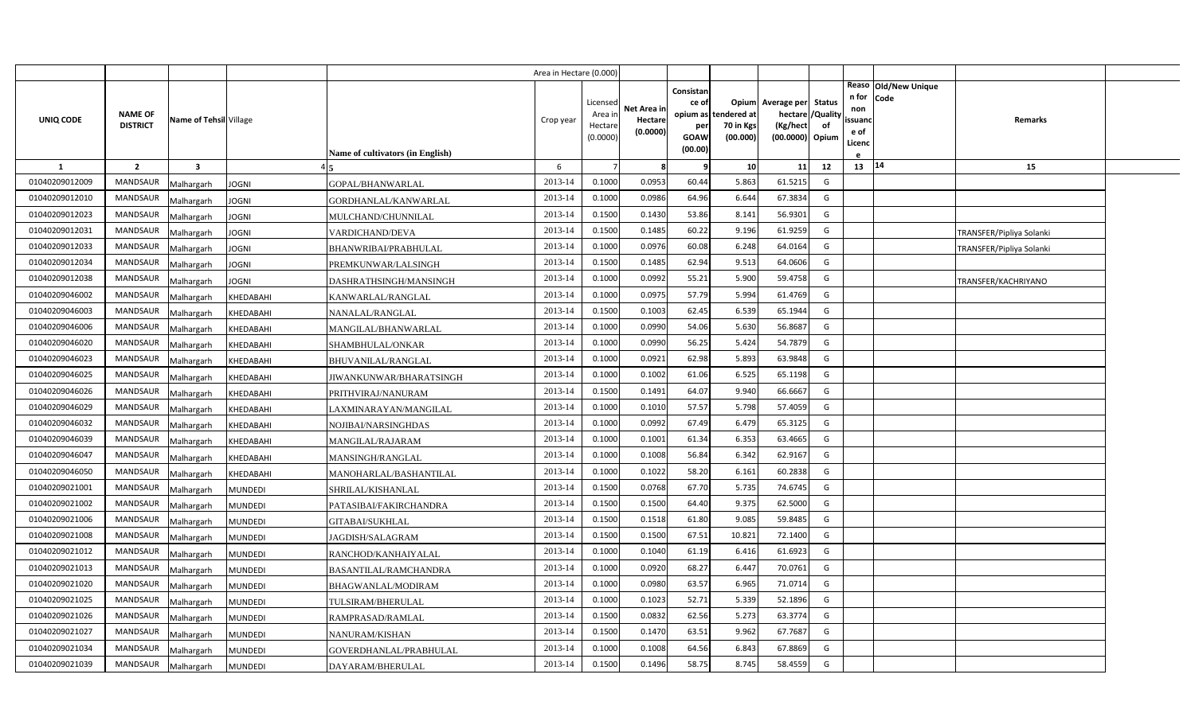| UNIQ CODE | NAME OF DISTRICT | Name of Tehsil | Village | Name of cultivators (in English) | Area in Hectare (0.000) Crop year | Licensed Area in Hectare (0.0000) | Net Area in Hectare (0.0000) | Consistance of opium as per GOAW (00.00) | Opium tendered at 70 in Kgs (00.000) | Average per hectare (Kg/hect (00.0000) | Status /Quality of Opium | Reason for non issuance of Licence | Old/New Unique Code | Remarks |
|---|---|---|---|---|---|---|---|---|---|---|---|---|---|---|
| 1 | 2 | 3 | 4 | 5 | 6 | 7 | 8 | 9 | 10 | 11 | 12 | 13 | 14 | 15 |
| 01040209012009 | MANDSAUR | Malhargarh | JOGNI | GOPAL/BHANWARLAL | 2013-14 | 0.1000 | 0.0953 | 60.44 | 5.863 | 61.5215 | G | | | |
| 01040209012010 | MANDSAUR | Malhargarh | JOGNI | GORDHANLAL/KANWARLAL | 2013-14 | 0.1000 | 0.0986 | 64.96 | 6.644 | 67.3834 | G | | | |
| 01040209012023 | MANDSAUR | Malhargarh | JOGNI | MULCHAND/CHUNNILAL | 2013-14 | 0.1500 | 0.1430 | 53.86 | 8.141 | 56.9301 | G | | | |
| 01040209012031 | MANDSAUR | Malhargarh | JOGNI | VARDICHAND/DEVA | 2013-14 | 0.1500 | 0.1485 | 60.22 | 9.196 | 61.9259 | G | | | TRANSFER/Pipliya Solanki |
| 01040209012033 | MANDSAUR | Malhargarh | JOGNI | BHANWRIBAI/PRABHULAL | 2013-14 | 0.1000 | 0.0976 | 60.08 | 6.248 | 64.0164 | G | | | TRANSFER/Pipliya Solanki |
| 01040209012034 | MANDSAUR | Malhargarh | JOGNI | PREMKUNWAR/LALSINGH | 2013-14 | 0.1500 | 0.1485 | 62.94 | 9.513 | 64.0606 | G | | | |
| 01040209012038 | MANDSAUR | Malhargarh | JOGNI | DASHRATHSINGH/MANSINGH | 2013-14 | 0.1000 | 0.0992 | 55.21 | 5.900 | 59.4758 | G | | | TRANSFER/KACHRIYANO |
| 01040209046002 | MANDSAUR | Malhargarh | KHEDABAHI | KANWARLAL/RANGLAL | 2013-14 | 0.1000 | 0.0975 | 57.79 | 5.994 | 61.4769 | G | | | |
| 01040209046003 | MANDSAUR | Malhargarh | KHEDABAHI | NANALAL/RANGLAL | 2013-14 | 0.1500 | 0.1003 | 62.45 | 6.539 | 65.1944 | G | | | |
| 01040209046006 | MANDSAUR | Malhargarh | KHEDABAHI | MANGILAL/BHANWARLAL | 2013-14 | 0.1000 | 0.0990 | 54.06 | 5.630 | 56.8687 | G | | | |
| 01040209046020 | MANDSAUR | Malhargarh | KHEDABAHI | SHAMBHULAL/ONKAR | 2013-14 | 0.1000 | 0.0990 | 56.25 | 5.424 | 54.7879 | G | | | |
| 01040209046023 | MANDSAUR | Malhargarh | KHEDABAHI | BHUVANILAL/RANGLAL | 2013-14 | 0.1000 | 0.0921 | 62.98 | 5.893 | 63.9848 | G | | | |
| 01040209046025 | MANDSAUR | Malhargarh | KHEDABAHI | JIWANKUNWAR/BHARATSINGH | 2013-14 | 0.1000 | 0.1002 | 61.06 | 6.525 | 65.1198 | G | | | |
| 01040209046026 | MANDSAUR | Malhargarh | KHEDABAHI | PRITHVIRAJ/NANURAM | 2013-14 | 0.1500 | 0.1491 | 64.07 | 9.940 | 66.6667 | G | | | |
| 01040209046029 | MANDSAUR | Malhargarh | KHEDABAHI | LAXMINARAYAN/MANGILAL | 2013-14 | 0.1000 | 0.1010 | 57.57 | 5.798 | 57.4059 | G | | | |
| 01040209046032 | MANDSAUR | Malhargarh | KHEDABAHI | NOJIBAI/NARSINGHDAS | 2013-14 | 0.1000 | 0.0992 | 67.49 | 6.479 | 65.3125 | G | | | |
| 01040209046039 | MANDSAUR | Malhargarh | KHEDABAHI | MANGILAL/RAJARAM | 2013-14 | 0.1000 | 0.1001 | 61.34 | 6.353 | 63.4665 | G | | | |
| 01040209046047 | MANDSAUR | Malhargarh | KHEDABAHI | MANSINGH/RANGLAL | 2013-14 | 0.1000 | 0.1008 | 56.84 | 6.342 | 62.9167 | G | | | |
| 01040209046050 | MANDSAUR | Malhargarh | KHEDABAHI | MANOHARLAL/BASHANTILAL | 2013-14 | 0.1000 | 0.1022 | 58.20 | 6.161 | 60.2838 | G | | | |
| 01040209021001 | MANDSAUR | Malhargarh | MUNDEDI | SHRILAL/KISHANLAL | 2013-14 | 0.1500 | 0.0768 | 67.70 | 5.735 | 74.6745 | G | | | |
| 01040209021002 | MANDSAUR | Malhargarh | MUNDEDI | PATASIBAI/FAKIRCHANDRA | 2013-14 | 0.1500 | 0.1500 | 64.40 | 9.375 | 62.5000 | G | | | |
| 01040209021006 | MANDSAUR | Malhargarh | MUNDEDI | GITABAI/SUKHLAL | 2013-14 | 0.1500 | 0.1518 | 61.80 | 9.085 | 59.8485 | G | | | |
| 01040209021008 | MANDSAUR | Malhargarh | MUNDEDI | JAGDISH/SALAGRAM | 2013-14 | 0.1500 | 0.1500 | 67.51 | 10.821 | 72.1400 | G | | | |
| 01040209021012 | MANDSAUR | Malhargarh | MUNDEDI | RANCHOD/KANHAIYALAL | 2013-14 | 0.1000 | 0.1040 | 61.19 | 6.416 | 61.6923 | G | | | |
| 01040209021013 | MANDSAUR | Malhargarh | MUNDEDI | BASANTILAL/RAMCHANDRA | 2013-14 | 0.1000 | 0.0920 | 68.27 | 6.447 | 70.0761 | G | | | |
| 01040209021020 | MANDSAUR | Malhargarh | MUNDEDI | BHAGWANLAL/MODIRAM | 2013-14 | 0.1000 | 0.0980 | 63.57 | 6.965 | 71.0714 | G | | | |
| 01040209021025 | MANDSAUR | Malhargarh | MUNDEDI | TULSIRAM/BHERULAL | 2013-14 | 0.1000 | 0.1023 | 52.71 | 5.339 | 52.1896 | G | | | |
| 01040209021026 | MANDSAUR | Malhargarh | MUNDEDI | RAMPRASAD/RAMLAL | 2013-14 | 0.1500 | 0.0832 | 62.56 | 5.273 | 63.3774 | G | | | |
| 01040209021027 | MANDSAUR | Malhargarh | MUNDEDI | NANURAM/KISHAN | 2013-14 | 0.1500 | 0.1470 | 63.51 | 9.962 | 67.7687 | G | | | |
| 01040209021034 | MANDSAUR | Malhargarh | MUNDEDI | GOVERDHANLAL/PRABHULAL | 2013-14 | 0.1000 | 0.1008 | 64.56 | 6.843 | 67.8869 | G | | | |
| 01040209021039 | MANDSAUR | Malhargarh | MUNDEDI | DAYARAM/BHERULAL | 2013-14 | 0.1500 | 0.1496 | 58.75 | 8.745 | 58.4559 | G | | | |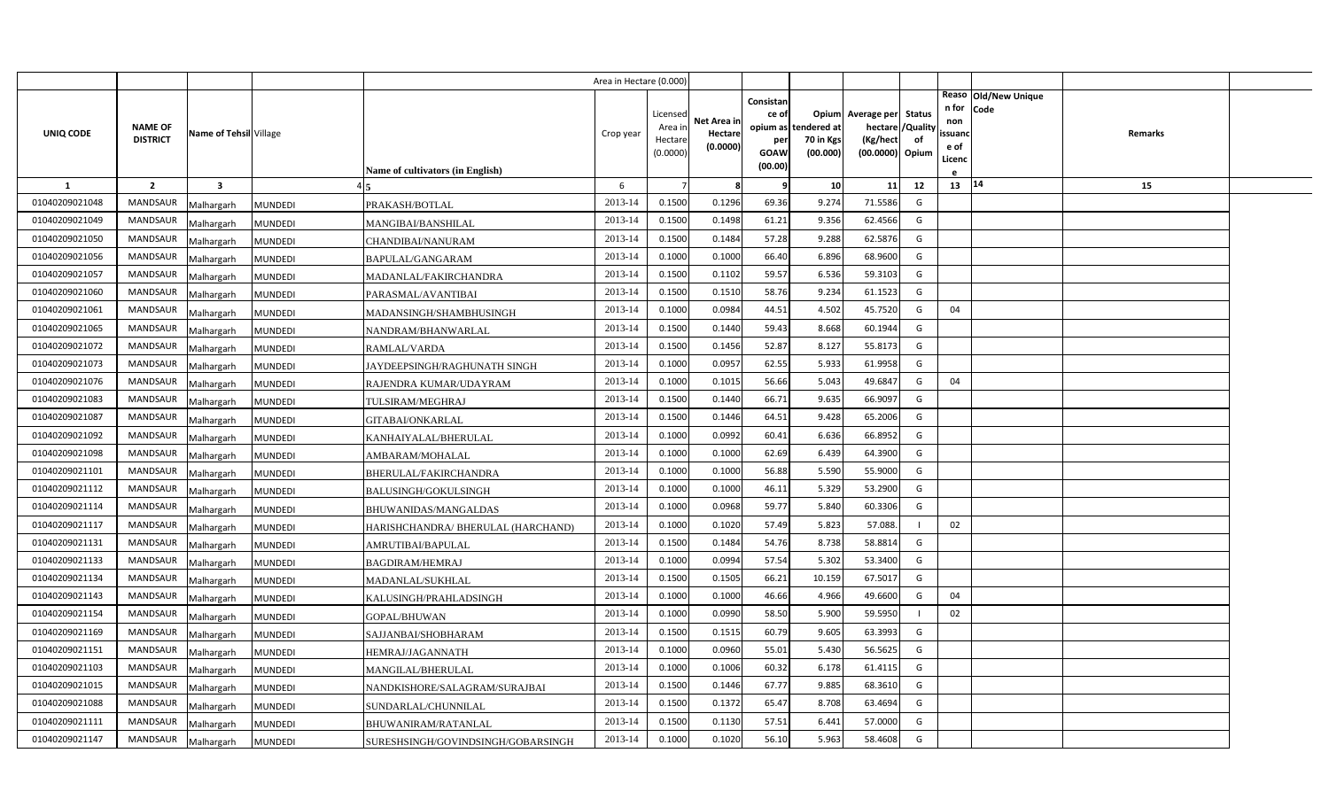| | | | | Area in Hectare (0.000) | | | | | | | | | | | |
|---|---|---|---|---|---|---|---|---|---|---|---|---|---|---|---|
| UNIQ CODE | NAME OF DISTRICT | Name of Tehsil | Village | Name of cultivators (in English) | Crop year | Licensed Area in Hectare (0.0000) | Net Area in Hectare (0.0000) | Consistance of opium as per GOAW (00.00) | Opium tendered at 70 in Kgs (00.000) | Average per hectare (Kg/hect (00.0000) | Status /Quality of Opium | Reason for non issuance of Licence | Old/New Unique Code | Remarks | |
| 1 | 2 | 3 | 4 | 5 | 6 | 7 | 8 | 9 | 10 | 11 | 12 | 13 | 14 | 15 | |
| 01040209021048 | MANDSAUR | Malhargarh | MUNDEDI | PRAKASH/BOTLAL | 2013-14 | 0.1500 | 0.1296 | 69.36 | 9.274 | 71.5586 | G | | | | |
| 01040209021049 | MANDSAUR | Malhargarh | MUNDEDI | MANGIBAI/BANSHILAL | 2013-14 | 0.1500 | 0.1498 | 61.21 | 9.356 | 62.4566 | G | | | | |
| 01040209021050 | MANDSAUR | Malhargarh | MUNDEDI | CHANDIBAI/NANURAM | 2013-14 | 0.1500 | 0.1484 | 57.28 | 9.288 | 62.5876 | G | | | | |
| 01040209021056 | MANDSAUR | Malhargarh | MUNDEDI | BAPULAL/GANGARAM | 2013-14 | 0.1000 | 0.1000 | 66.40 | 6.896 | 68.9600 | G | | | | |
| 01040209021057 | MANDSAUR | Malhargarh | MUNDEDI | MADANLAL/FAKIRCHANDRA | 2013-14 | 0.1500 | 0.1102 | 59.57 | 6.536 | 59.3103 | G | | | | |
| 01040209021060 | MANDSAUR | Malhargarh | MUNDEDI | PARASMAL/AVANTIBAI | 2013-14 | 0.1500 | 0.1510 | 58.76 | 9.234 | 61.1523 | G | | | | |
| 01040209021061 | MANDSAUR | Malhargarh | MUNDEDI | MADANSINGH/SHAMBHUSINGH | 2013-14 | 0.1000 | 0.0984 | 44.51 | 4.502 | 45.7520 | G | 04 | | | |
| 01040209021065 | MANDSAUR | Malhargarh | MUNDEDI | NANDRAM/BHANWARLAL | 2013-14 | 0.1500 | 0.1440 | 59.43 | 8.668 | 60.1944 | G | | | | |
| 01040209021072 | MANDSAUR | Malhargarh | MUNDEDI | RAMLAL/VARDA | 2013-14 | 0.1500 | 0.1456 | 52.87 | 8.127 | 55.8173 | G | | | | |
| 01040209021073 | MANDSAUR | Malhargarh | MUNDEDI | JAYDEEPSINGH/RAGHUNATH SINGH | 2013-14 | 0.1000 | 0.0957 | 62.55 | 5.933 | 61.9958 | G | | | | |
| 01040209021076 | MANDSAUR | Malhargarh | MUNDEDI | RAJENDRA KUMAR/UDAYRAM | 2013-14 | 0.1000 | 0.1015 | 56.66 | 5.043 | 49.6847 | G | 04 | | | |
| 01040209021083 | MANDSAUR | Malhargarh | MUNDEDI | TULSIRAM/MEGHRAJ | 2013-14 | 0.1500 | 0.1440 | 66.71 | 9.635 | 66.9097 | G | | | | |
| 01040209021087 | MANDSAUR | Malhargarh | MUNDEDI | GITABAI/ONKARLAL | 2013-14 | 0.1500 | 0.1446 | 64.51 | 9.428 | 65.2006 | G | | | | |
| 01040209021092 | MANDSAUR | Malhargarh | MUNDEDI | KANHAIYALAL/BHERULAL | 2013-14 | 0.1000 | 0.0992 | 60.41 | 6.636 | 66.8952 | G | | | | |
| 01040209021098 | MANDSAUR | Malhargarh | MUNDEDI | AMBARAM/MOHALAL | 2013-14 | 0.1000 | 0.1000 | 62.69 | 6.439 | 64.3900 | G | | | | |
| 01040209021101 | MANDSAUR | Malhargarh | MUNDEDI | BHERULAL/FAKIRCHANDRA | 2013-14 | 0.1000 | 0.1000 | 56.88 | 5.590 | 55.9000 | G | | | | |
| 01040209021112 | MANDSAUR | Malhargarh | MUNDEDI | BALUSINGH/GOKULSINGH | 2013-14 | 0.1000 | 0.1000 | 46.11 | 5.329 | 53.2900 | G | | | | |
| 01040209021114 | MANDSAUR | Malhargarh | MUNDEDI | BHUWANIDAS/MANGALDAS | 2013-14 | 0.1000 | 0.0968 | 59.77 | 5.840 | 60.3306 | G | | | | |
| 01040209021117 | MANDSAUR | Malhargarh | MUNDEDI | HARISHCHANDRA/ BHERULAL (HARCHAND) | 2013-14 | 0.1000 | 0.1020 | 57.49 | 5.823 | 57.088 | I | 02 | | | |
| 01040209021131 | MANDSAUR | Malhargarh | MUNDEDI | AMRUTIBAI/BAPULAL | 2013-14 | 0.1500 | 0.1484 | 54.76 | 8.738 | 58.8814 | G | | | | |
| 01040209021133 | MANDSAUR | Malhargarh | MUNDEDI | BAGDIRAM/HEMRAJ | 2013-14 | 0.1000 | 0.0994 | 57.54 | 5.302 | 53.3400 | G | | | | |
| 01040209021134 | MANDSAUR | Malhargarh | MUNDEDI | MADANLAL/SUKHLAL | 2013-14 | 0.1500 | 0.1505 | 66.21 | 10.159 | 67.5017 | G | | | | |
| 01040209021143 | MANDSAUR | Malhargarh | MUNDEDI | KALUSINGH/PRAHLADSINGH | 2013-14 | 0.1000 | 0.1000 | 46.66 | 4.966 | 49.6600 | G | 04 | | | |
| 01040209021154 | MANDSAUR | Malhargarh | MUNDEDI | GOPAL/BHUWAN | 2013-14 | 0.1000 | 0.0990 | 58.50 | 5.900 | 59.5950 | I | 02 | | | |
| 01040209021169 | MANDSAUR | Malhargarh | MUNDEDI | SAJJANBAI/SHOBHARAM | 2013-14 | 0.1500 | 0.1515 | 60.79 | 9.605 | 63.3993 | G | | | | |
| 01040209021151 | MANDSAUR | Malhargarh | MUNDEDI | HEMRAJ/JAGANNATH | 2013-14 | 0.1000 | 0.0960 | 55.01 | 5.430 | 56.5625 | G | | | | |
| 01040209021103 | MANDSAUR | Malhargarh | MUNDEDI | MANGILAL/BHERULAL | 2013-14 | 0.1000 | 0.1006 | 60.32 | 6.178 | 61.4115 | G | | | | |
| 01040209021015 | MANDSAUR | Malhargarh | MUNDEDI | NANDKISHORE/SALAGRAM/SURAJBAI | 2013-14 | 0.1500 | 0.1446 | 67.77 | 9.885 | 68.3610 | G | | | | |
| 01040209021088 | MANDSAUR | Malhargarh | MUNDEDI | SUNDARLAL/CHUNNILAL | 2013-14 | 0.1500 | 0.1372 | 65.47 | 8.708 | 63.4694 | G | | | | |
| 01040209021111 | MANDSAUR | Malhargarh | MUNDEDI | BHUWANIRAM/RATANLAL | 2013-14 | 0.1500 | 0.1130 | 57.51 | 6.441 | 57.0000 | G | | | | |
| 01040209021147 | MANDSAUR | Malhargarh | MUNDEDI | SURESHSINGH/GOVINDSINGH/GOBARSINGH | 2013-14 | 0.1000 | 0.1020 | 56.10 | 5.963 | 58.4608 | G | | | | |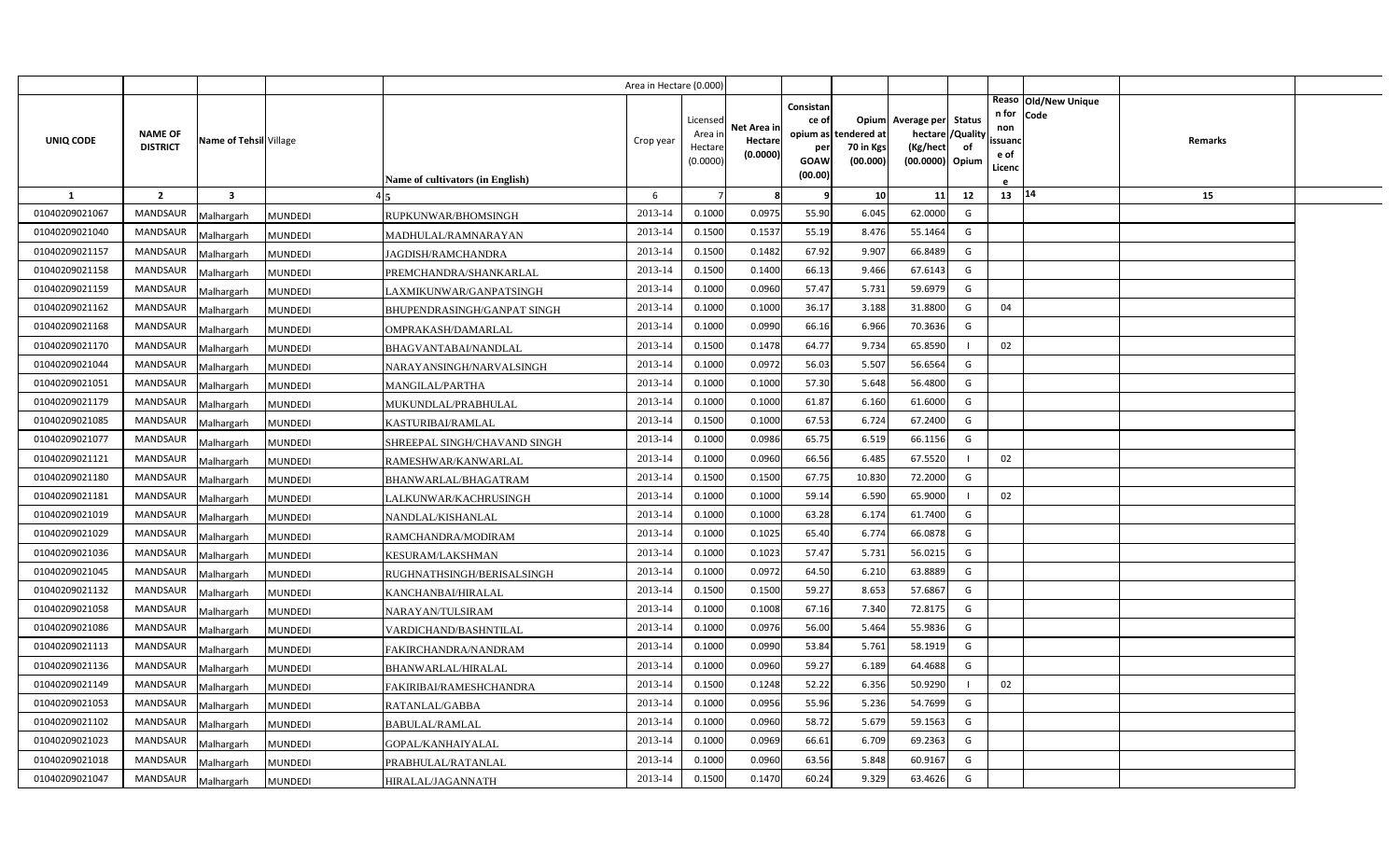| | | | | | Area in Hectare (0.000) | | | | | | | | | | |
|---|---|---|---|---|---|---|---|---|---|---|---|---|---|---|---|
| UNIQ CODE | NAME OF DISTRICT | Name of Tehsil | Village | Name of cultivators (in English) | Crop year | Licensed Area in Hectare (0.0000) | Net Area in Hectare (0.0000) | Consistan ce of opium as per GOAW (00.00) | Opium tendered at 70 in Kgs (00.000) | Average per hectare (Kg/hect (00.0000) | Status /Quality of Opium | Reason for non issuance of Licence | Old/New Unique Code | Remarks | |
| 1 | 2 | 3 | 4 | 5 | 6 | 7 | 8 | 9 | 10 | 11 | 12 | 13 | 14 | 15 | |
| 01040209021067 | MANDSAUR | Malhargarh | MUNDEDI | RUPKUNWAR/BHOMSINGH | 2013-14 | 0.1000 | 0.0975 | 55.90 | 6.045 | 62.0000 | G | | | | |
| 01040209021040 | MANDSAUR | Malhargarh | MUNDEDI | MADHULAL/RAMNARAYAN | 2013-14 | 0.1500 | 0.1537 | 55.19 | 8.476 | 55.1464 | G | | | | |
| 01040209021157 | MANDSAUR | Malhargarh | MUNDEDI | JAGDISH/RAMCHANDRA | 2013-14 | 0.1500 | 0.1482 | 67.92 | 9.907 | 66.8489 | G | | | | |
| 01040209021158 | MANDSAUR | Malhargarh | MUNDEDI | PREMCHANDRA/SHANKARLAL | 2013-14 | 0.1500 | 0.1400 | 66.13 | 9.466 | 67.6143 | G | | | | |
| 01040209021159 | MANDSAUR | Malhargarh | MUNDEDI | LAXMIKUNWAR/GANPATSINGH | 2013-14 | 0.1000 | 0.0960 | 57.47 | 5.731 | 59.6979 | G | | | | |
| 01040209021162 | MANDSAUR | Malhargarh | MUNDEDI | BHUPENDRASINGH/GANPAT SINGH | 2013-14 | 0.1000 | 0.1000 | 36.17 | 3.188 | 31.8800 | G | 04 | | | |
| 01040209021168 | MANDSAUR | Malhargarh | MUNDEDI | OMPRAKASH/DAMARLAL | 2013-14 | 0.1000 | 0.0990 | 66.16 | 6.966 | 70.3636 | G | | | | |
| 01040209021170 | MANDSAUR | Malhargarh | MUNDEDI | BHAGVANTABAI/NANDLAL | 2013-14 | 0.1500 | 0.1478 | 64.77 | 9.734 | 65.8590 | I | 02 | | | |
| 01040209021044 | MANDSAUR | Malhargarh | MUNDEDI | NARAYANSINGH/NARVALSINGH | 2013-14 | 0.1000 | 0.0972 | 56.03 | 5.507 | 56.6564 | G | | | | |
| 01040209021051 | MANDSAUR | Malhargarh | MUNDEDI | MANGILAL/PARTHA | 2013-14 | 0.1000 | 0.1000 | 57.30 | 5.648 | 56.4800 | G | | | | |
| 01040209021179 | MANDSAUR | Malhargarh | MUNDEDI | MUKUNDLAL/PRABHULAL | 2013-14 | 0.1000 | 0.1000 | 61.87 | 6.160 | 61.6000 | G | | | | |
| 01040209021085 | MANDSAUR | Malhargarh | MUNDEDI | KASTURIBAI/RAMLAL | 2013-14 | 0.1500 | 0.1000 | 67.53 | 6.724 | 67.2400 | G | | | | |
| 01040209021077 | MANDSAUR | Malhargarh | MUNDEDI | SHREEPAL SINGH/CHAVAND SINGH | 2013-14 | 0.1000 | 0.0986 | 65.75 | 6.519 | 66.1156 | G | | | | |
| 01040209021121 | MANDSAUR | Malhargarh | MUNDEDI | RAMESHWAR/KANWARLAL | 2013-14 | 0.1000 | 0.0960 | 66.56 | 6.485 | 67.5520 | I | 02 | | | |
| 01040209021180 | MANDSAUR | Malhargarh | MUNDEDI | BHANWARLAL/BHAGATRAM | 2013-14 | 0.1500 | 0.1500 | 67.75 | 10.830 | 72.2000 | G | | | | |
| 01040209021181 | MANDSAUR | Malhargarh | MUNDEDI | LALKUNWAR/KACHRUSINGH | 2013-14 | 0.1000 | 0.1000 | 59.14 | 6.590 | 65.9000 | I | 02 | | | |
| 01040209021019 | MANDSAUR | Malhargarh | MUNDEDI | NANDLAL/KISHANLAL | 2013-14 | 0.1000 | 0.1000 | 63.28 | 6.174 | 61.7400 | G | | | | |
| 01040209021029 | MANDSAUR | Malhargarh | MUNDEDI | RAMCHANDRA/MODIRAM | 2013-14 | 0.1000 | 0.1025 | 65.40 | 6.774 | 66.0878 | G | | | | |
| 01040209021036 | MANDSAUR | Malhargarh | MUNDEDI | KESURAM/LAKSHMAN | 2013-14 | 0.1000 | 0.1023 | 57.47 | 5.731 | 56.0215 | G | | | | |
| 01040209021045 | MANDSAUR | Malhargarh | MUNDEDI | RUGHNATHSINGH/BERISALSINGH | 2013-14 | 0.1000 | 0.0972 | 64.50 | 6.210 | 63.8889 | G | | | | |
| 01040209021132 | MANDSAUR | Malhargarh | MUNDEDI | KANCHANBAI/HIRALAL | 2013-14 | 0.1500 | 0.1500 | 59.27 | 8.653 | 57.6867 | G | | | | |
| 01040209021058 | MANDSAUR | Malhargarh | MUNDEDI | NARAYAN/TULSIRAM | 2013-14 | 0.1000 | 0.1008 | 67.16 | 7.340 | 72.8175 | G | | | | |
| 01040209021086 | MANDSAUR | Malhargarh | MUNDEDI | VARDICHAND/BASHNTILAL | 2013-14 | 0.1000 | 0.0976 | 56.00 | 5.464 | 55.9836 | G | | | | |
| 01040209021113 | MANDSAUR | Malhargarh | MUNDEDI | FAKIRCHANDRA/NANDRAM | 2013-14 | 0.1000 | 0.0990 | 53.84 | 5.761 | 58.1919 | G | | | | |
| 01040209021136 | MANDSAUR | Malhargarh | MUNDEDI | BHANWARLAL/HIRALAL | 2013-14 | 0.1000 | 0.0960 | 59.27 | 6.189 | 64.4688 | G | | | | |
| 01040209021149 | MANDSAUR | Malhargarh | MUNDEDI | FAKIRIBAI/RAMESHCHANDRA | 2013-14 | 0.1500 | 0.1248 | 52.22 | 6.356 | 50.9290 | I | 02 | | | |
| 01040209021053 | MANDSAUR | Malhargarh | MUNDEDI | RATANLAL/GABBA | 2013-14 | 0.1000 | 0.0956 | 55.96 | 5.236 | 54.7699 | G | | | | |
| 01040209021102 | MANDSAUR | Malhargarh | MUNDEDI | BABULAL/RAMLAL | 2013-14 | 0.1000 | 0.0960 | 58.72 | 5.679 | 59.1563 | G | | | | |
| 01040209021023 | MANDSAUR | Malhargarh | MUNDEDI | GOPAL/KANHAIYALAL | 2013-14 | 0.1000 | 0.0969 | 66.61 | 6.709 | 69.2363 | G | | | | |
| 01040209021018 | MANDSAUR | Malhargarh | MUNDEDI | PRABHULAL/RATANLAL | 2013-14 | 0.1000 | 0.0960 | 63.56 | 5.848 | 60.9167 | G | | | | |
| 01040209021047 | MANDSAUR | Malhargarh | MUNDEDI | HIRALAL/JAGANNATH | 2013-14 | 0.1500 | 0.1470 | 60.24 | 9.329 | 63.4626 | G | | | | |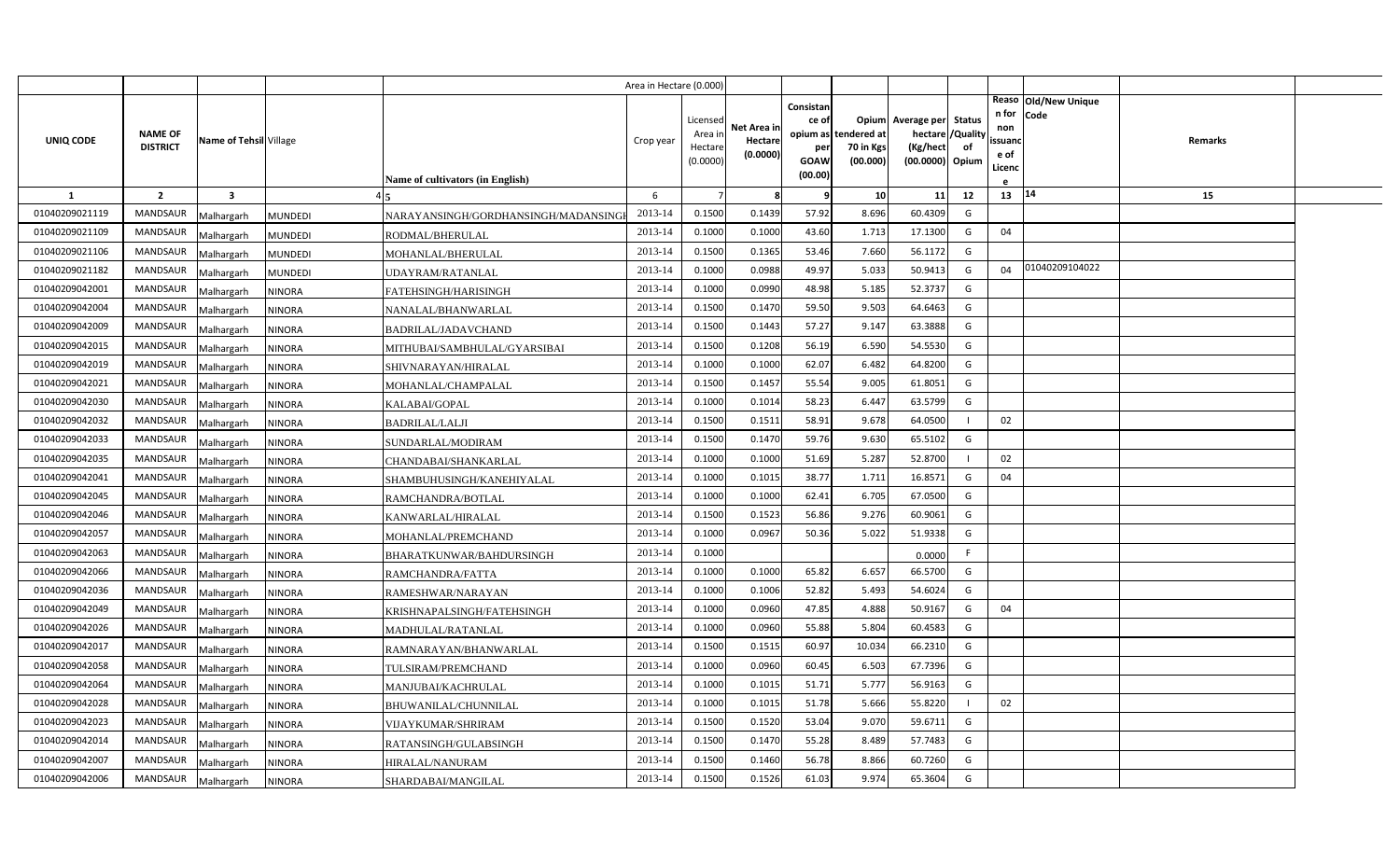| | | | | | Area in Hectare (0.000) | | | | | | | | | | |
|---|---|---|---|---|---|---|---|---|---|---|---|---|---|---|---|
| UNIQ CODE | NAME OF DISTRICT | Name of Tehsil | Village | Name of cultivators (in English) | Crop year | Licensed Area in Hectare (0.0000) | Net Area in Hectare (0.0000) | Consistance of opium as per GOAW (00.00) | Opium tendered at 70 in Kgs (00.000) | Average per hectare (Kg/hect (00.0000) | Status /Quality of Opium | Reason for non issuance of Licence | Old/New Unique Code | Remarks | |
| 1 | 2 | 3 | 4 | 5 | 6 | 7 | 8 | 9 | 10 | 11 | 12 | 13 | 14 | 15 | |
| 01040209021119 | MANDSAUR | Malhargarh | MUNDEDI | NARAYANSINGH/GORDHANSINGH/MADANSINGH | 2013-14 | 0.1500 | 0.1439 | 57.92 | 8.696 | 60.4309 | G | | | | |
| 01040209021109 | MANDSAUR | Malhargarh | MUNDEDI | RODMAL/BHERULAL | 2013-14 | 0.1000 | 0.1000 | 43.60 | 1.713 | 17.1300 | G | 04 | | | |
| 01040209021106 | MANDSAUR | Malhargarh | MUNDEDI | MOHANLAL/BHERULAL | 2013-14 | 0.1500 | 0.1365 | 53.46 | 7.660 | 56.1172 | G | | | | |
| 01040209021182 | MANDSAUR | Malhargarh | MUNDEDI | UDAYRAM/RATANLAL | 2013-14 | 0.1000 | 0.0988 | 49.97 | 5.033 | 50.9413 | G | 04 | 01040209104022 | | |
| 01040209042001 | MANDSAUR | Malhargarh | NINORA | FATEHSINGH/HARISINGH | 2013-14 | 0.1000 | 0.0990 | 48.98 | 5.185 | 52.3737 | G | | | | |
| 01040209042004 | MANDSAUR | Malhargarh | NINORA | NANALAL/BHANWARLAL | 2013-14 | 0.1500 | 0.1470 | 59.50 | 9.503 | 64.6463 | G | | | | |
| 01040209042009 | MANDSAUR | Malhargarh | NINORA | BADRILAL/JADAVCHAND | 2013-14 | 0.1500 | 0.1443 | 57.27 | 9.147 | 63.3888 | G | | | | |
| 01040209042015 | MANDSAUR | Malhargarh | NINORA | MITHUBAI/SAMBHULAL/GYARSIBAI | 2013-14 | 0.1500 | 0.1208 | 56.19 | 6.590 | 54.5530 | G | | | | |
| 01040209042019 | MANDSAUR | Malhargarh | NINORA | SHIVNARAYAN/HIRALAL | 2013-14 | 0.1000 | 0.1000 | 62.07 | 6.482 | 64.8200 | G | | | | |
| 01040209042021 | MANDSAUR | Malhargarh | NINORA | MOHANLAL/CHAMPALAL | 2013-14 | 0.1500 | 0.1457 | 55.54 | 9.005 | 61.8051 | G | | | | |
| 01040209042030 | MANDSAUR | Malhargarh | NINORA | KALABAI/GOPAL | 2013-14 | 0.1000 | 0.1014 | 58.23 | 6.447 | 63.5799 | G | | | | |
| 01040209042032 | MANDSAUR | Malhargarh | NINORA | BADRILAL/LALJI | 2013-14 | 0.1500 | 0.1511 | 58.91 | 9.678 | 64.0500 | I | 02 | | | |
| 01040209042033 | MANDSAUR | Malhargarh | NINORA | SUNDARLAL/MODIRAM | 2013-14 | 0.1500 | 0.1470 | 59.76 | 9.630 | 65.5102 | G | | | | |
| 01040209042035 | MANDSAUR | Malhargarh | NINORA | CHANDABAI/SHANKARLAL | 2013-14 | 0.1000 | 0.1000 | 51.69 | 5.287 | 52.8700 | I | 02 | | | |
| 01040209042041 | MANDSAUR | Malhargarh | NINORA | SHAMBUHUSINGH/KANEHIYALAL | 2013-14 | 0.1000 | 0.1015 | 38.77 | 1.711 | 16.8571 | G | 04 | | | |
| 01040209042045 | MANDSAUR | Malhargarh | NINORA | RAMCHANDRA/BOTLAL | 2013-14 | 0.1000 | 0.1000 | 62.41 | 6.705 | 67.0500 | G | | | | |
| 01040209042046 | MANDSAUR | Malhargarh | NINORA | KANWARLAL/HIRALAL | 2013-14 | 0.1500 | 0.1523 | 56.86 | 9.276 | 60.9061 | G | | | | |
| 01040209042057 | MANDSAUR | Malhargarh | NINORA | MOHANLAL/PREMCHAND | 2013-14 | 0.1000 | 0.0967 | 50.36 | 5.022 | 51.9338 | G | | | | |
| 01040209042063 | MANDSAUR | Malhargarh | NINORA | BHARATKUNWAR/BAHDURSINGH | 2013-14 | 0.1000 | | | | 0.0000 | F | | | | |
| 01040209042066 | MANDSAUR | Malhargarh | NINORA | RAMCHANDRA/FATTA | 2013-14 | 0.1000 | 0.1000 | 65.82 | 6.657 | 66.5700 | G | | | | |
| 01040209042036 | MANDSAUR | Malhargarh | NINORA | RAMESHWAR/NARAYAN | 2013-14 | 0.1000 | 0.1006 | 52.82 | 5.493 | 54.6024 | G | | | | |
| 01040209042049 | MANDSAUR | Malhargarh | NINORA | KRISHNAPALSINGH/FATEHSINGH | 2013-14 | 0.1000 | 0.0960 | 47.85 | 4.888 | 50.9167 | G | 04 | | | |
| 01040209042026 | MANDSAUR | Malhargarh | NINORA | MADHULAL/RATANLAL | 2013-14 | 0.1000 | 0.0960 | 55.88 | 5.804 | 60.4583 | G | | | | |
| 01040209042017 | MANDSAUR | Malhargarh | NINORA | RAMNARAYAN/BHANWARLAL | 2013-14 | 0.1500 | 0.1515 | 60.97 | 10.034 | 66.2310 | G | | | | |
| 01040209042058 | MANDSAUR | Malhargarh | NINORA | TULSIRAM/PREMCHAND | 2013-14 | 0.1000 | 0.0960 | 60.45 | 6.503 | 67.7396 | G | | | | |
| 01040209042064 | MANDSAUR | Malhargarh | NINORA | MANJUBAI/KACHRULAL | 2013-14 | 0.1000 | 0.1015 | 51.71 | 5.777 | 56.9163 | G | | | | |
| 01040209042028 | MANDSAUR | Malhargarh | NINORA | BHUWANILAL/CHUNNILAL | 2013-14 | 0.1000 | 0.1015 | 51.78 | 5.666 | 55.8220 | I | 02 | | | |
| 01040209042023 | MANDSAUR | Malhargarh | NINORA | VIJAYKUMAR/SHRIRAM | 2013-14 | 0.1500 | 0.1520 | 53.04 | 9.070 | 59.6711 | G | | | | |
| 01040209042014 | MANDSAUR | Malhargarh | NINORA | RATANSINGH/GULABSINGH | 2013-14 | 0.1500 | 0.1470 | 55.28 | 8.489 | 57.7483 | G | | | | |
| 01040209042007 | MANDSAUR | Malhargarh | NINORA | HIRALAL/NANURAM | 2013-14 | 0.1500 | 0.1460 | 56.78 | 8.866 | 60.7260 | G | | | | |
| 01040209042006 | MANDSAUR | Malhargarh | NINORA | SHARDABAI/MANGILAL | 2013-14 | 0.1500 | 0.1526 | 61.03 | 9.974 | 65.3604 | G | | | | |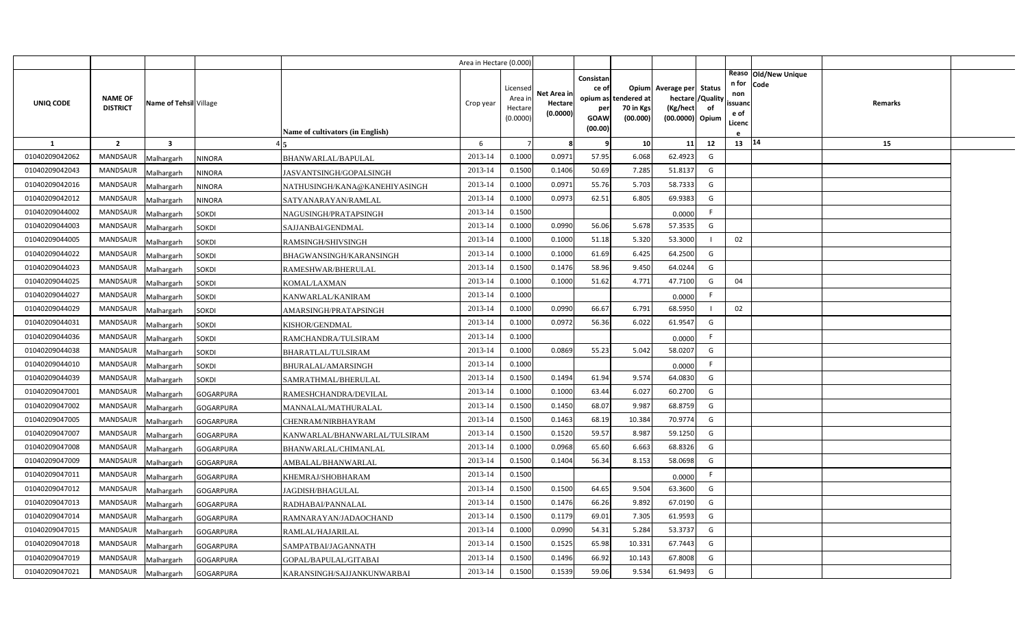| UNIQ CODE | NAME OF DISTRICT | Name of Tehsil | Village | Name of cultivators (in English) | Crop year | Licensed Area in Hectare (0.0000) | Net Area in Hectare (0.0000) | Consistance of opium as per GOAW (00.00) | Opium tendered at 70 in Kgs (00.000) | Average per hectare (Kg/hect (00.0000) | Status /Quality of Opium | Reason for non issuance of Licence | Old/New Unique Code | Remarks |
|---|---|---|---|---|---|---|---|---|---|---|---|---|---|---|
| | | | | Area in Hectare (0.000) | | | | | | | | | | |
| 1 | 2 | 3 | 4 | 5 | 6 | 7 | 8 | 9 | 10 | 11 | 12 | 13 | 14 | 15 |
| 01040209042062 | MANDSAUR | Malhargarh | NINORA | BHANWARLAL/BAPULAL | 2013-14 | 0.1000 | 0.0971 | 57.95 | 6.068 | 62.4923 | G | | | |
| 01040209042043 | MANDSAUR | Malhargarh | NINORA | JASVANTSINGH/GOPALSINGH | 2013-14 | 0.1500 | 0.1406 | 50.69 | 7.285 | 51.8137 | G | | | |
| 01040209042016 | MANDSAUR | Malhargarh | NINORA | NATHUSINGH/KANA@KANEHIYASINGH | 2013-14 | 0.1000 | 0.0971 | 55.76 | 5.703 | 58.7333 | G | | | |
| 01040209042012 | MANDSAUR | Malhargarh | NINORA | SATYANARAYAN/RAMLAL | 2013-14 | 0.1000 | 0.0973 | 62.51 | 6.805 | 69.9383 | G | | | |
| 01040209044002 | MANDSAUR | Malhargarh | SOKDI | NAGUSINGH/PRATAPSINGH | 2013-14 | 0.1500 | | | | 0.0000 | F | | | |
| 01040209044003 | MANDSAUR | Malhargarh | SOKDI | SAJJANBAI/GENDMAL | 2013-14 | 0.1000 | 0.0990 | 56.06 | 5.678 | 57.3535 | G | | | |
| 01040209044005 | MANDSAUR | Malhargarh | SOKDI | RAMSINGH/SHIVSINGH | 2013-14 | 0.1000 | 0.1000 | 51.18 | 5.320 | 53.3000 | I | 02 | | |
| 01040209044022 | MANDSAUR | Malhargarh | SOKDI | BHAGWANSINGH/KARANSINGH | 2013-14 | 0.1000 | 0.1000 | 61.69 | 6.425 | 64.2500 | G | | | |
| 01040209044023 | MANDSAUR | Malhargarh | SOKDI | RAMESHWAR/BHERULAL | 2013-14 | 0.1500 | 0.1476 | 58.96 | 9.450 | 64.0244 | G | | | |
| 01040209044025 | MANDSAUR | Malhargarh | SOKDI | KOMAL/LAXMAN | 2013-14 | 0.1000 | 0.1000 | 51.62 | 4.771 | 47.7100 | G | 04 | | |
| 01040209044027 | MANDSAUR | Malhargarh | SOKDI | KANWARLAL/KANIRAM | 2013-14 | 0.1000 | | | | 0.0000 | F | | | |
| 01040209044029 | MANDSAUR | Malhargarh | SOKDI | AMARSINGH/PRATAPSINGH | 2013-14 | 0.1000 | 0.0990 | 66.67 | 6.791 | 68.5950 | I | 02 | | |
| 01040209044031 | MANDSAUR | Malhargarh | SOKDI | KISHOR/GENDMAL | 2013-14 | 0.1000 | 0.0972 | 56.36 | 6.022 | 61.9547 | G | | | |
| 01040209044036 | MANDSAUR | Malhargarh | SOKDI | RAMCHANDRA/TULSIRAM | 2013-14 | 0.1000 | | | | 0.0000 | F | | | |
| 01040209044038 | MANDSAUR | Malhargarh | SOKDI | BHARATLAL/TULSIRAM | 2013-14 | 0.1000 | 0.0869 | 55.23 | 5.042 | 58.0207 | G | | | |
| 01040209044010 | MANDSAUR | Malhargarh | SOKDI | BHURALAL/AMARSINGH | 2013-14 | 0.1000 | | | | 0.0000 | F | | | |
| 01040209044039 | MANDSAUR | Malhargarh | SOKDI | SAMRATHMAL/BHERULAL | 2013-14 | 0.1500 | 0.1494 | 61.94 | 9.574 | 64.0830 | G | | | |
| 01040209047001 | MANDSAUR | Malhargarh | GOGARPURA | RAMESHCHANDRA/DEVILAL | 2013-14 | 0.1000 | 0.1000 | 63.44 | 6.027 | 60.2700 | G | | | |
| 01040209047002 | MANDSAUR | Malhargarh | GOGARPURA | MANNALAL/MATHURALAL | 2013-14 | 0.1500 | 0.1450 | 68.07 | 9.987 | 68.8759 | G | | | |
| 01040209047005 | MANDSAUR | Malhargarh | GOGARPURA | CHENRAM/NIRBHAYRAM | 2013-14 | 0.1500 | 0.1463 | 68.19 | 10.384 | 70.9774 | G | | | |
| 01040209047007 | MANDSAUR | Malhargarh | GOGARPURA | KANWARLAL/BHANWARLAL/TULSIRAM | 2013-14 | 0.1500 | 0.1520 | 59.57 | 8.987 | 59.1250 | G | | | |
| 01040209047008 | MANDSAUR | Malhargarh | GOGARPURA | BHANWARLAL/CHIMANLAL | 2013-14 | 0.1000 | 0.0968 | 65.60 | 6.663 | 68.8326 | G | | | |
| 01040209047009 | MANDSAUR | Malhargarh | GOGARPURA | AMBALAL/BHANWARLAL | 2013-14 | 0.1500 | 0.1404 | 56.34 | 8.153 | 58.0698 | G | | | |
| 01040209047011 | MANDSAUR | Malhargarh | GOGARPURA | KHEMRAJ/SHOBHARAM | 2013-14 | 0.1500 | | | | 0.0000 | F | | | |
| 01040209047012 | MANDSAUR | Malhargarh | GOGARPURA | JAGDISH/BHAGULAL | 2013-14 | 0.1500 | 0.1500 | 64.65 | 9.504 | 63.3600 | G | | | |
| 01040209047013 | MANDSAUR | Malhargarh | GOGARPURA | RADHABAI/PANNALAL | 2013-14 | 0.1500 | 0.1476 | 66.26 | 9.892 | 67.0190 | G | | | |
| 01040209047014 | MANDSAUR | Malhargarh | GOGARPURA | RAMNARAYAN/JADAOCHAND | 2013-14 | 0.1500 | 0.1179 | 69.01 | 7.305 | 61.9593 | G | | | |
| 01040209047015 | MANDSAUR | Malhargarh | GOGARPURA | RAMLAL/HAJARILAL | 2013-14 | 0.1000 | 0.0990 | 54.31 | 5.284 | 53.3737 | G | | | |
| 01040209047018 | MANDSAUR | Malhargarh | GOGARPURA | SAMPATBAI/JAGANNATH | 2013-14 | 0.1500 | 0.1525 | 65.98 | 10.331 | 67.7443 | G | | | |
| 01040209047019 | MANDSAUR | Malhargarh | GOGARPURA | GOPAL/BAPULAL/GITABAI | 2013-14 | 0.1500 | 0.1496 | 66.92 | 10.143 | 67.8008 | G | | | |
| 01040209047021 | MANDSAUR | Malhargarh | GOGARPURA | KARANSINGH/SAJJANKUNWARBAI | 2013-14 | 0.1500 | 0.1539 | 59.06 | 9.534 | 61.9493 | G | | | |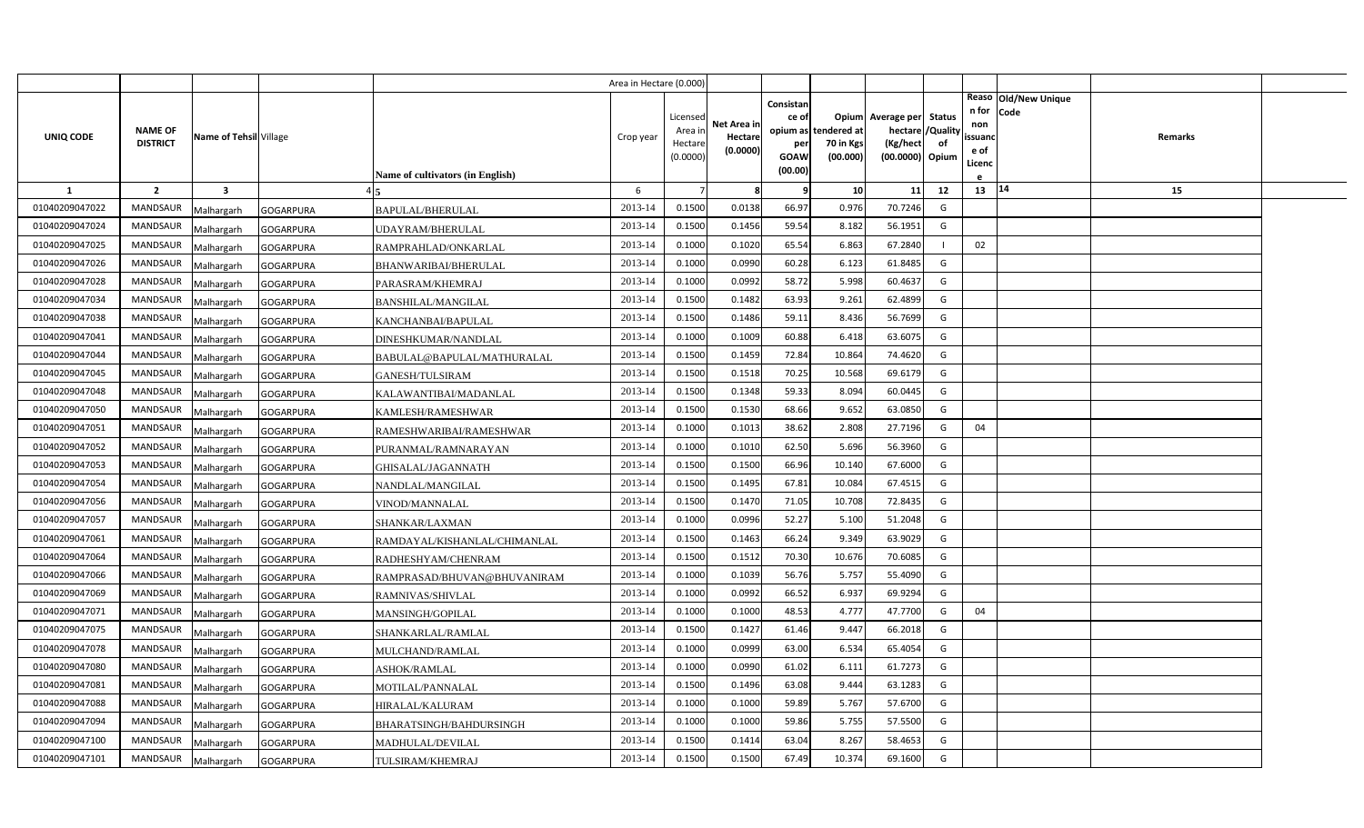| UNIQ CODE | NAME OF DISTRICT | Name of Tehsil | Village | Name of cultivators (in English) | Crop year | Licensed Area in Hectare (0.0000) | Net Area in Hectare (0.0000) | Consistance of opium as per GOAW (00.00) | Opium tendered at 70 in Kgs (00.000) | Average per hectare (Kg/hect (00.0000) | Status /Quality of Opium | Reason for non issuance of Licence | Old/New Unique Code | Remarks |
|---|---|---|---|---|---|---|---|---|---|---|---|---|---|---|
| 1 | 2 | 3 | 4 | 5 | 6 | 7 | 8 | 9 | 10 | 11 | 12 | 13 | 14 | 15 |
| 01040209047022 | MANDSAUR | Malhargarh | GOGARPURA | BAPULAL/BHERULAL | 2013-14 | 0.1500 | 0.0138 | 66.97 | 0.976 | 70.7246 | G | | | |
| 01040209047024 | MANDSAUR | Malhargarh | GOGARPURA | UDAYRAM/BHERULAL | 2013-14 | 0.1500 | 0.1456 | 59.54 | 8.182 | 56.1951 | G | | | |
| 01040209047025 | MANDSAUR | Malhargarh | GOGARPURA | RAMPRAHLAD/ONKARLAL | 2013-14 | 0.1000 | 0.1020 | 65.54 | 6.863 | 67.2840 | I | 02 | | |
| 01040209047026 | MANDSAUR | Malhargarh | GOGARPURA | BHANWARIBAI/BHERULAL | 2013-14 | 0.1000 | 0.0990 | 60.28 | 6.123 | 61.8485 | G | | | |
| 01040209047028 | MANDSAUR | Malhargarh | GOGARPURA | PARASRAM/KHEMRAJ | 2013-14 | 0.1000 | 0.0992 | 58.72 | 5.998 | 60.4637 | G | | | |
| 01040209047034 | MANDSAUR | Malhargarh | GOGARPURA | BANSHILAL/MANGILAL | 2013-14 | 0.1500 | 0.1482 | 63.93 | 9.261 | 62.4899 | G | | | |
| 01040209047038 | MANDSAUR | Malhargarh | GOGARPURA | KANCHANBAI/BAPULAL | 2013-14 | 0.1500 | 0.1486 | 59.11 | 8.436 | 56.7699 | G | | | |
| 01040209047041 | MANDSAUR | Malhargarh | GOGARPURA | DINESHKUMAR/NANDLAL | 2013-14 | 0.1000 | 0.1009 | 60.88 | 6.418 | 63.6075 | G | | | |
| 01040209047044 | MANDSAUR | Malhargarh | GOGARPURA | BABULAL@BAPULAL/MATHURALAL | 2013-14 | 0.1500 | 0.1459 | 72.84 | 10.864 | 74.4620 | G | | | |
| 01040209047045 | MANDSAUR | Malhargarh | GOGARPURA | GANESH/TULSIRAM | 2013-14 | 0.1500 | 0.1518 | 70.25 | 10.568 | 69.6179 | G | | | |
| 01040209047048 | MANDSAUR | Malhargarh | GOGARPURA | KALAWANTIBAI/MADANLAL | 2013-14 | 0.1500 | 0.1348 | 59.33 | 8.094 | 60.0445 | G | | | |
| 01040209047050 | MANDSAUR | Malhargarh | GOGARPURA | KAMLESH/RAMESHWAR | 2013-14 | 0.1500 | 0.1530 | 68.66 | 9.652 | 63.0850 | G | | | |
| 01040209047051 | MANDSAUR | Malhargarh | GOGARPURA | RAMESHWARIBAI/RAMESHWAR | 2013-14 | 0.1000 | 0.1013 | 38.62 | 2.808 | 27.7196 | G | 04 | | |
| 01040209047052 | MANDSAUR | Malhargarh | GOGARPURA | PURANMAL/RAMNARAYAN | 2013-14 | 0.1000 | 0.1010 | 62.50 | 5.696 | 56.3960 | G | | | |
| 01040209047053 | MANDSAUR | Malhargarh | GOGARPURA | GHISALAL/JAGANNATH | 2013-14 | 0.1500 | 0.1500 | 66.96 | 10.140 | 67.6000 | G | | | |
| 01040209047054 | MANDSAUR | Malhargarh | GOGARPURA | NANDLAL/MANGILAL | 2013-14 | 0.1500 | 0.1495 | 67.81 | 10.084 | 67.4515 | G | | | |
| 01040209047056 | MANDSAUR | Malhargarh | GOGARPURA | VINOD/MANNALAL | 2013-14 | 0.1500 | 0.1470 | 71.05 | 10.708 | 72.8435 | G | | | |
| 01040209047057 | MANDSAUR | Malhargarh | GOGARPURA | SHANKAR/LAXMAN | 2013-14 | 0.1000 | 0.0996 | 52.27 | 5.100 | 51.2048 | G | | | |
| 01040209047061 | MANDSAUR | Malhargarh | GOGARPURA | RAMDAYAL/KISHANLAL/CHIMANLAL | 2013-14 | 0.1500 | 0.1463 | 66.24 | 9.349 | 63.9029 | G | | | |
| 01040209047064 | MANDSAUR | Malhargarh | GOGARPURA | RADHESHYAM/CHENRAM | 2013-14 | 0.1500 | 0.1512 | 70.30 | 10.676 | 70.6085 | G | | | |
| 01040209047066 | MANDSAUR | Malhargarh | GOGARPURA | RAMPRASAD/BHUVAN@BHUVANIRAM | 2013-14 | 0.1000 | 0.1039 | 56.76 | 5.757 | 55.4090 | G | | | |
| 01040209047069 | MANDSAUR | Malhargarh | GOGARPURA | RAMNIVAS/SHIVLAL | 2013-14 | 0.1000 | 0.0992 | 66.52 | 6.937 | 69.9294 | G | | | |
| 01040209047071 | MANDSAUR | Malhargarh | GOGARPURA | MANSINGH/GOPILAL | 2013-14 | 0.1000 | 0.1000 | 48.53 | 4.777 | 47.7700 | G | 04 | | |
| 01040209047075 | MANDSAUR | Malhargarh | GOGARPURA | SHANKARLAL/RAMLAL | 2013-14 | 0.1500 | 0.1427 | 61.46 | 9.447 | 66.2018 | G | | | |
| 01040209047078 | MANDSAUR | Malhargarh | GOGARPURA | MULCHAND/RAMLAL | 2013-14 | 0.1000 | 0.0999 | 63.00 | 6.534 | 65.4054 | G | | | |
| 01040209047080 | MANDSAUR | Malhargarh | GOGARPURA | ASHOK/RAMLAL | 2013-14 | 0.1000 | 0.0990 | 61.02 | 6.111 | 61.7273 | G | | | |
| 01040209047081 | MANDSAUR | Malhargarh | GOGARPURA | MOTILAL/PANNALAL | 2013-14 | 0.1500 | 0.1496 | 63.08 | 9.444 | 63.1283 | G | | | |
| 01040209047088 | MANDSAUR | Malhargarh | GOGARPURA | HIRALAL/KALURAM | 2013-14 | 0.1000 | 0.1000 | 59.89 | 5.767 | 57.6700 | G | | | |
| 01040209047094 | MANDSAUR | Malhargarh | GOGARPURA | BHARATSINGH/BAHDURSINGH | 2013-14 | 0.1000 | 0.1000 | 59.86 | 5.755 | 57.5500 | G | | | |
| 01040209047100 | MANDSAUR | Malhargarh | GOGARPURA | MADHULAL/DEVILAL | 2013-14 | 0.1500 | 0.1414 | 63.04 | 8.267 | 58.4653 | G | | | |
| 01040209047101 | MANDSAUR | Malhargarh | GOGARPURA | TULSIRAM/KHEMRAJ | 2013-14 | 0.1500 | 0.1500 | 67.49 | 10.374 | 69.1600 | G | | | |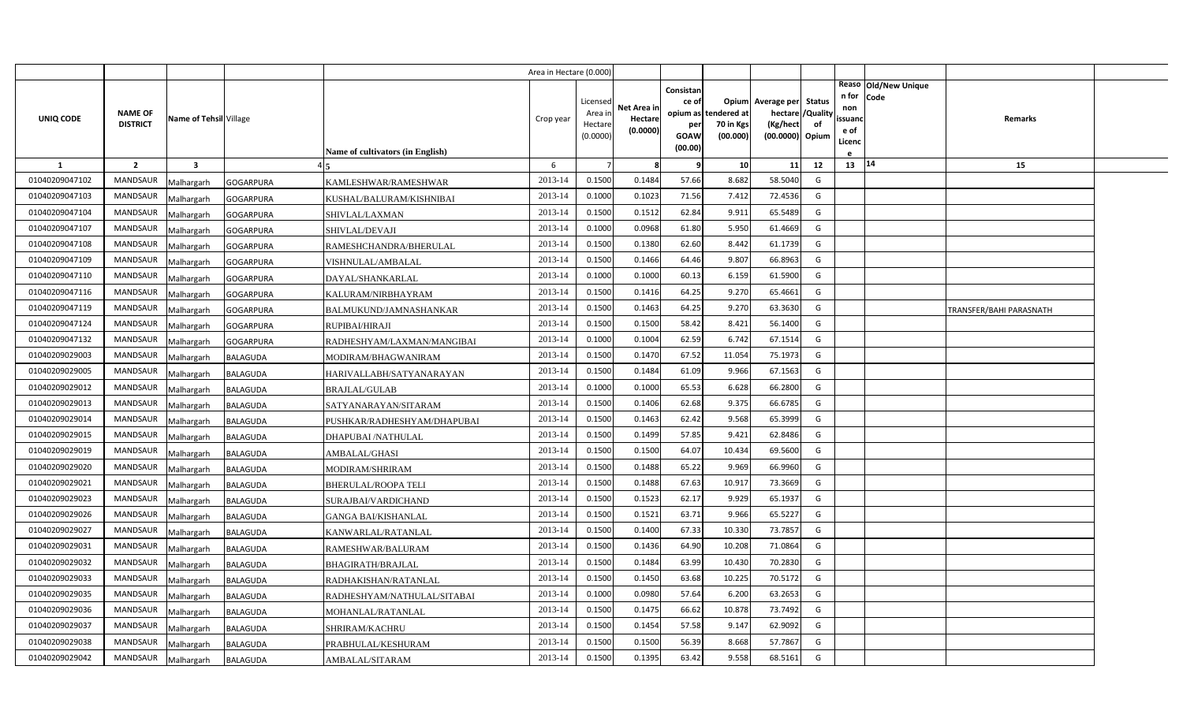| UNIQ CODE | NAME OF DISTRICT | Name of Tehsil | Village | Name of cultivators (in English) | Crop year | Licensed Area in Hectare (0.0000) | Net Area in Hectare (0.0000) | Consistance of opium as per GOAW (00.00) | Opium tendered at 70 in Kgs (00.000) | Average per hectare (Kg/hect (00.0000) | Status /Quality of Opium | Reason for non issuance of Licence | Old/New Unique Code | Remarks |
|---|---|---|---|---|---|---|---|---|---|---|---|---|---|---|
| 1 | 2 | 3 | 4 | 5 | 6 | 7 | 8 | 9 | 10 | 11 | 12 | 13 | 14 | 15 |
| 01040209047102 | MANDSAUR | Malhargarh | GOGARPURA | KAMLESHWAR/RAMESHWAR | 2013-14 | 0.1500 | 0.1484 | 57.66 | 8.682 | 58.5040 | G | | | |
| 01040209047103 | MANDSAUR | Malhargarh | GOGARPURA | KUSHAL/BALURAM/KISHNIBAI | 2013-14 | 0.1000 | 0.1023 | 71.56 | 7.412 | 72.4536 | G | | | |
| 01040209047104 | MANDSAUR | Malhargarh | GOGARPURA | SHIVLAL/LAXMAN | 2013-14 | 0.1500 | 0.1512 | 62.84 | 9.911 | 65.5489 | G | | | |
| 01040209047107 | MANDSAUR | Malhargarh | GOGARPURA | SHIVLAL/DEVAJI | 2013-14 | 0.1000 | 0.0968 | 61.80 | 5.950 | 61.4669 | G | | | |
| 01040209047108 | MANDSAUR | Malhargarh | GOGARPURA | RAMESHCHANDRA/BHERULAL | 2013-14 | 0.1500 | 0.1380 | 62.60 | 8.442 | 61.1739 | G | | | |
| 01040209047109 | MANDSAUR | Malhargarh | GOGARPURA | VISHNULAL/AMBALAL | 2013-14 | 0.1500 | 0.1466 | 64.46 | 9.807 | 66.8963 | G | | | |
| 01040209047110 | MANDSAUR | Malhargarh | GOGARPURA | DAYAL/SHANKARLAL | 2013-14 | 0.1000 | 0.1000 | 60.13 | 6.159 | 61.5900 | G | | | |
| 01040209047116 | MANDSAUR | Malhargarh | GOGARPURA | KALURAM/NIRBHAYRAM | 2013-14 | 0.1500 | 0.1416 | 64.25 | 9.270 | 65.4661 | G | | | |
| 01040209047119 | MANDSAUR | Malhargarh | GOGARPURA | BALMUKUND/JAMNASHANKAR | 2013-14 | 0.1500 | 0.1463 | 64.25 | 9.270 | 63.3630 | G | | | TRANSFER/BAHI PARASNATH |
| 01040209047124 | MANDSAUR | Malhargarh | GOGARPURA | RUPIBAI/HIRAJI | 2013-14 | 0.1500 | 0.1500 | 58.42 | 8.421 | 56.1400 | G | | | |
| 01040209047132 | MANDSAUR | Malhargarh | GOGARPURA | RADHESHYAM/LAXMAN/MANGIBAI | 2013-14 | 0.1000 | 0.1004 | 62.59 | 6.742 | 67.1514 | G | | | |
| 01040209029003 | MANDSAUR | Malhargarh | BALAGUDA | MODIRAM/BHAGWANIRAM | 2013-14 | 0.1500 | 0.1470 | 67.52 | 11.054 | 75.1973 | G | | | |
| 01040209029005 | MANDSAUR | Malhargarh | BALAGUDA | HARIVALLABH/SATYANARAYAN | 2013-14 | 0.1500 | 0.1484 | 61.09 | 9.966 | 67.1563 | G | | | |
| 01040209029012 | MANDSAUR | Malhargarh | BALAGUDA | BRAJLAL/GULAB | 2013-14 | 0.1000 | 0.1000 | 65.53 | 6.628 | 66.2800 | G | | | |
| 01040209029013 | MANDSAUR | Malhargarh | BALAGUDA | SATYANARAYAN/SITARAM | 2013-14 | 0.1500 | 0.1406 | 62.68 | 9.375 | 66.6785 | G | | | |
| 01040209029014 | MANDSAUR | Malhargarh | BALAGUDA | PUSHKAR/RADHESHYAM/DHAPUBAI | 2013-14 | 0.1500 | 0.1463 | 62.42 | 9.568 | 65.3999 | G | | | |
| 01040209029015 | MANDSAUR | Malhargarh | BALAGUDA | DHAPUBAI /NATHULAL | 2013-14 | 0.1500 | 0.1499 | 57.85 | 9.421 | 62.8486 | G | | | |
| 01040209029019 | MANDSAUR | Malhargarh | BALAGUDA | AMBALAL/GHASI | 2013-14 | 0.1500 | 0.1500 | 64.07 | 10.434 | 69.5600 | G | | | |
| 01040209029020 | MANDSAUR | Malhargarh | BALAGUDA | MODIRAM/SHRIRAM | 2013-14 | 0.1500 | 0.1488 | 65.22 | 9.969 | 66.9960 | G | | | |
| 01040209029021 | MANDSAUR | Malhargarh | BALAGUDA | BHERULAL/ROOPA TELI | 2013-14 | 0.1500 | 0.1488 | 67.63 | 10.917 | 73.3669 | G | | | |
| 01040209029023 | MANDSAUR | Malhargarh | BALAGUDA | SURAJBAI/VARDICHAND | 2013-14 | 0.1500 | 0.1523 | 62.17 | 9.929 | 65.1937 | G | | | |
| 01040209029026 | MANDSAUR | Malhargarh | BALAGUDA | GANGA BAI/KISHANLAL | 2013-14 | 0.1500 | 0.1521 | 63.71 | 9.966 | 65.5227 | G | | | |
| 01040209029027 | MANDSAUR | Malhargarh | BALAGUDA | KANWARLAL/RATANLAL | 2013-14 | 0.1500 | 0.1400 | 67.33 | 10.330 | 73.7857 | G | | | |
| 01040209029031 | MANDSAUR | Malhargarh | BALAGUDA | RAMESHWAR/BALURAM | 2013-14 | 0.1500 | 0.1436 | 64.90 | 10.208 | 71.0864 | G | | | |
| 01040209029032 | MANDSAUR | Malhargarh | BALAGUDA | BHAGIRATH/BRAJLAL | 2013-14 | 0.1500 | 0.1484 | 63.99 | 10.430 | 70.2830 | G | | | |
| 01040209029033 | MANDSAUR | Malhargarh | BALAGUDA | RADHAKISHAN/RATANLAL | 2013-14 | 0.1500 | 0.1450 | 63.68 | 10.225 | 70.5172 | G | | | |
| 01040209029035 | MANDSAUR | Malhargarh | BALAGUDA | RADHESHYAM/NATHULAL/SITABAI | 2013-14 | 0.1000 | 0.0980 | 57.64 | 6.200 | 63.2653 | G | | | |
| 01040209029036 | MANDSAUR | Malhargarh | BALAGUDA | MOHANLAL/RATANLAL | 2013-14 | 0.1500 | 0.1475 | 66.62 | 10.878 | 73.7492 | G | | | |
| 01040209029037 | MANDSAUR | Malhargarh | BALAGUDA | SHRIRAM/KACHRU | 2013-14 | 0.1500 | 0.1454 | 57.58 | 9.147 | 62.9092 | G | | | |
| 01040209029038 | MANDSAUR | Malhargarh | BALAGUDA | PRABHULAL/KESHURAM | 2013-14 | 0.1500 | 0.1500 | 56.39 | 8.668 | 57.7867 | G | | | |
| 01040209029042 | MANDSAUR | Malhargarh | BALAGUDA | AMBALAL/SITARAM | 2013-14 | 0.1500 | 0.1395 | 63.42 | 9.558 | 68.5161 | G | | | |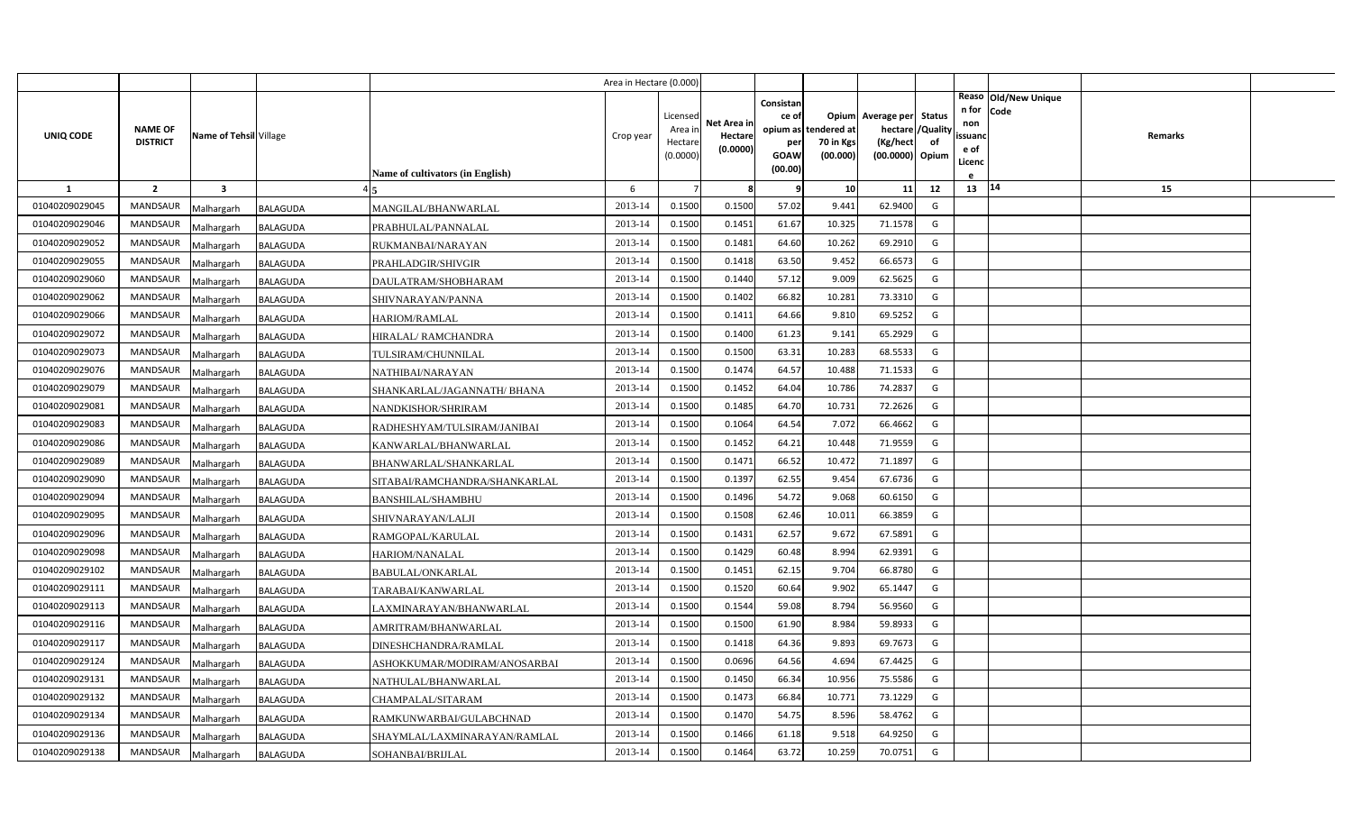| UNIQ CODE | NAME OF DISTRICT | Name of Tehsil | Village | Name of cultivators (in English) | Crop year | Licensed Area in Hectare (0.0000) | Net Area in Hectare (0.0000) | Consistance of opium as per GOAW (00.00) | Opium tendered at 70 in Kgs (00.000) | Average per hectare (Kg/hect (00.0000) | Status /Quality of Opium | Reason for non issuance of Licence | Old/New Unique Code | Remarks |
|---|---|---|---|---|---|---|---|---|---|---|---|---|---|---|
| 1 | 2 | 3 | 4 | 5 | 6 | 7 | 8 | 9 | 10 | 11 | 12 | 13 | 14 | 15 |
| 01040209029045 | MANDSAUR | Malhargarh | BALAGUDA | MANGILAL/BHANWARLAL | 2013-14 | 0.1500 | 0.1500 | 57.02 | 9.441 | 62.9400 | G | | | |
| 01040209029046 | MANDSAUR | Malhargarh | BALAGUDA | PRABHULAL/PANNALAL | 2013-14 | 0.1500 | 0.1451 | 61.67 | 10.325 | 71.1578 | G | | | |
| 01040209029052 | MANDSAUR | Malhargarh | BALAGUDA | RUKMANBAI/NARAYAN | 2013-14 | 0.1500 | 0.1481 | 64.60 | 10.262 | 69.2910 | G | | | |
| 01040209029055 | MANDSAUR | Malhargarh | BALAGUDA | PRAHLADGIR/SHIVGIR | 2013-14 | 0.1500 | 0.1418 | 63.50 | 9.452 | 66.6573 | G | | | |
| 01040209029060 | MANDSAUR | Malhargarh | BALAGUDA | DAULATRAM/SHOBHARAM | 2013-14 | 0.1500 | 0.1440 | 57.12 | 9.009 | 62.5625 | G | | | |
| 01040209029062 | MANDSAUR | Malhargarh | BALAGUDA | SHIVNARAYAN/PANNA | 2013-14 | 0.1500 | 0.1402 | 66.82 | 10.281 | 73.3310 | G | | | |
| 01040209029066 | MANDSAUR | Malhargarh | BALAGUDA | HARIOM/RAMLAL | 2013-14 | 0.1500 | 0.1411 | 64.66 | 9.810 | 69.5252 | G | | | |
| 01040209029072 | MANDSAUR | Malhargarh | BALAGUDA | HIRALAL/ RAMCHANDRA | 2013-14 | 0.1500 | 0.1400 | 61.23 | 9.141 | 65.2929 | G | | | |
| 01040209029073 | MANDSAUR | Malhargarh | BALAGUDA | TULSIRAM/CHUNNILAL | 2013-14 | 0.1500 | 0.1500 | 63.31 | 10.283 | 68.5533 | G | | | |
| 01040209029076 | MANDSAUR | Malhargarh | BALAGUDA | NATHIBAI/NARAYAN | 2013-14 | 0.1500 | 0.1474 | 64.57 | 10.488 | 71.1533 | G | | | |
| 01040209029079 | MANDSAUR | Malhargarh | BALAGUDA | SHANKARLAL/JAGANNATH/ BHANA | 2013-14 | 0.1500 | 0.1452 | 64.04 | 10.786 | 74.2837 | G | | | |
| 01040209029081 | MANDSAUR | Malhargarh | BALAGUDA | NANDKISHOR/SHRIRAM | 2013-14 | 0.1500 | 0.1485 | 64.70 | 10.731 | 72.2626 | G | | | |
| 01040209029083 | MANDSAUR | Malhargarh | BALAGUDA | RADHESHYAM/TULSIRAM/JANIBAI | 2013-14 | 0.1500 | 0.1064 | 64.54 | 7.072 | 66.4662 | G | | | |
| 01040209029086 | MANDSAUR | Malhargarh | BALAGUDA | KANWARLAL/BHANWARLAL | 2013-14 | 0.1500 | 0.1452 | 64.21 | 10.448 | 71.9559 | G | | | |
| 01040209029089 | MANDSAUR | Malhargarh | BALAGUDA | BHANWARLAL/SHANKARLAL | 2013-14 | 0.1500 | 0.1471 | 66.52 | 10.472 | 71.1897 | G | | | |
| 01040209029090 | MANDSAUR | Malhargarh | BALAGUDA | SITABAI/RAMCHANDRA/SHANKARLAL | 2013-14 | 0.1500 | 0.1397 | 62.55 | 9.454 | 67.6736 | G | | | |
| 01040209029094 | MANDSAUR | Malhargarh | BALAGUDA | BANSHILAL/SHAMBHU | 2013-14 | 0.1500 | 0.1496 | 54.72 | 9.068 | 60.6150 | G | | | |
| 01040209029095 | MANDSAUR | Malhargarh | BALAGUDA | SHIVNARAYAN/LALJI | 2013-14 | 0.1500 | 0.1508 | 62.46 | 10.011 | 66.3859 | G | | | |
| 01040209029096 | MANDSAUR | Malhargarh | BALAGUDA | RAMGOPAL/KARULAL | 2013-14 | 0.1500 | 0.1431 | 62.57 | 9.672 | 67.5891 | G | | | |
| 01040209029098 | MANDSAUR | Malhargarh | BALAGUDA | HARIOM/NANALAL | 2013-14 | 0.1500 | 0.1429 | 60.48 | 8.994 | 62.9391 | G | | | |
| 01040209029102 | MANDSAUR | Malhargarh | BALAGUDA | BABULAL/ONKARLAL | 2013-14 | 0.1500 | 0.1451 | 62.15 | 9.704 | 66.8780 | G | | | |
| 01040209029111 | MANDSAUR | Malhargarh | BALAGUDA | TARABAI/KANWARLAL | 2013-14 | 0.1500 | 0.1520 | 60.64 | 9.902 | 65.1447 | G | | | |
| 01040209029113 | MANDSAUR | Malhargarh | BALAGUDA | LAXMINARAYAN/BHANWARLAL | 2013-14 | 0.1500 | 0.1544 | 59.08 | 8.794 | 56.9560 | G | | | |
| 01040209029116 | MANDSAUR | Malhargarh | BALAGUDA | AMRITRAM/BHANWARLAL | 2013-14 | 0.1500 | 0.1500 | 61.90 | 8.984 | 59.8933 | G | | | |
| 01040209029117 | MANDSAUR | Malhargarh | BALAGUDA | DINESHCHANDRA/RAMLAL | 2013-14 | 0.1500 | 0.1418 | 64.36 | 9.893 | 69.7673 | G | | | |
| 01040209029124 | MANDSAUR | Malhargarh | BALAGUDA | ASHOKKUMAR/MODIRAM/ANOSARBAI | 2013-14 | 0.1500 | 0.0696 | 64.56 | 4.694 | 67.4425 | G | | | |
| 01040209029131 | MANDSAUR | Malhargarh | BALAGUDA | NATHULAL/BHANWARLAL | 2013-14 | 0.1500 | 0.1450 | 66.34 | 10.956 | 75.5586 | G | | | |
| 01040209029132 | MANDSAUR | Malhargarh | BALAGUDA | CHAMPALAL/SITARAM | 2013-14 | 0.1500 | 0.1473 | 66.84 | 10.771 | 73.1229 | G | | | |
| 01040209029134 | MANDSAUR | Malhargarh | BALAGUDA | RAMKUNWARBAI/GULABCHNAD | 2013-14 | 0.1500 | 0.1470 | 54.75 | 8.596 | 58.4762 | G | | | |
| 01040209029136 | MANDSAUR | Malhargarh | BALAGUDA | SHAYMLAL/LAXMINARAYAN/RAMLAL | 2013-14 | 0.1500 | 0.1466 | 61.18 | 9.518 | 64.9250 | G | | | |
| 01040209029138 | MANDSAUR | Malhargarh | BALAGUDA | SOHANBAI/BRIJLAL | 2013-14 | 0.1500 | 0.1464 | 63.72 | 10.259 | 70.0751 | G | | | |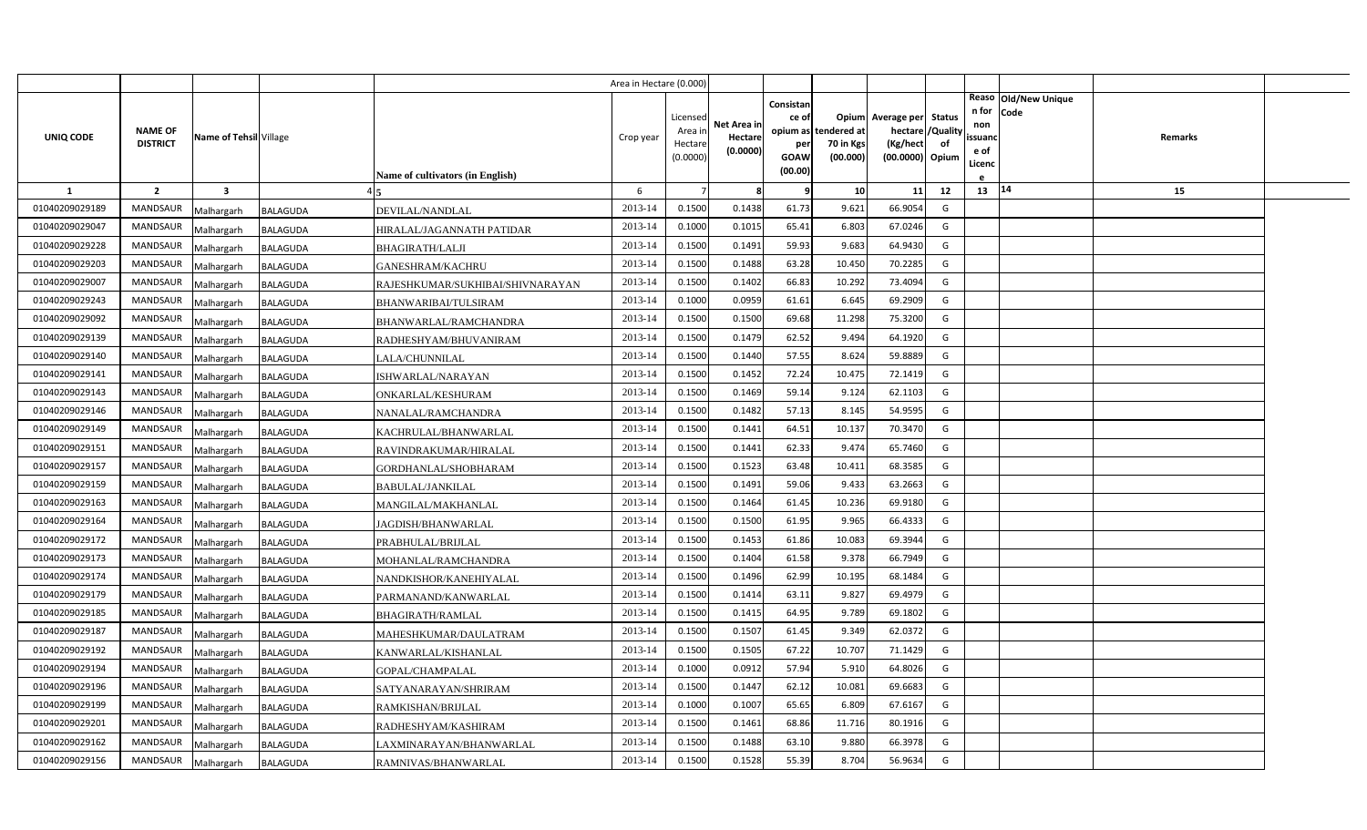| | | | | | Area in Hectare (0.000) | | | | | | | | | | |
|---|---|---|---|---|---|---|---|---|---|---|---|---|---|---|---|
| UNIQ CODE | NAME OF DISTRICT | Name of Tehsil | Village | Name of cultivators (in English) | Crop year | Licensed Area in Hectare (0.0000) | Net Area in Hectare (0.0000) | Consistance of opium as per GOAW (00.00) | Opium tendered at 70 in Kgs (00.000) | Average per hectare (Kg/hect (00.0000) | Status /Quality of Opium | Reason for non issuance of Licence | Old/New Unique Code | Remarks | |
| 1 | 2 | 3 | 4 | 5 | 6 | 7 | 8 | 9 | 10 | 11 | 12 | 13 | 14 | 15 | |
| 01040209029189 | MANDSAUR | Malhargarh | BALAGUDA | DEVILAL/NANDLAL | 2013-14 | 0.1500 | 0.1438 | 61.73 | 9.621 | 66.9054 | G | | | | |
| 01040209029047 | MANDSAUR | Malhargarh | BALAGUDA | HIRALAL/JAGANNATH PATIDAR | 2013-14 | 0.1000 | 0.1015 | 65.41 | 6.803 | 67.0246 | G | | | | |
| 01040209029228 | MANDSAUR | Malhargarh | BALAGUDA | BHAGIRATH/LALJI | 2013-14 | 0.1500 | 0.1491 | 59.93 | 9.683 | 64.9430 | G | | | | |
| 01040209029203 | MANDSAUR | Malhargarh | BALAGUDA | GANESHRAM/KACHRU | 2013-14 | 0.1500 | 0.1488 | 63.28 | 10.450 | 70.2285 | G | | | | |
| 01040209029007 | MANDSAUR | Malhargarh | BALAGUDA | RAJESHKUMAR/SUKHIBAI/SHIVNARAYAN | 2013-14 | 0.1500 | 0.1402 | 66.83 | 10.292 | 73.4094 | G | | | | |
| 01040209029243 | MANDSAUR | Malhargarh | BALAGUDA | BHANWARIBAI/TULSIRAM | 2013-14 | 0.1000 | 0.0959 | 61.61 | 6.645 | 69.2909 | G | | | | |
| 01040209029092 | MANDSAUR | Malhargarh | BALAGUDA | BHANWARLAL/RAMCHANDRA | 2013-14 | 0.1500 | 0.1500 | 69.68 | 11.298 | 75.3200 | G | | | | |
| 01040209029139 | MANDSAUR | Malhargarh | BALAGUDA | RADHESHYAM/BHUVANIRAM | 2013-14 | 0.1500 | 0.1479 | 62.52 | 9.494 | 64.1920 | G | | | | |
| 01040209029140 | MANDSAUR | Malhargarh | BALAGUDA | LALA/CHUNNILAL | 2013-14 | 0.1500 | 0.1440 | 57.55 | 8.624 | 59.8889 | G | | | | |
| 01040209029141 | MANDSAUR | Malhargarh | BALAGUDA | ISHWARLAL/NARAYAN | 2013-14 | 0.1500 | 0.1452 | 72.24 | 10.475 | 72.1419 | G | | | | |
| 01040209029143 | MANDSAUR | Malhargarh | BALAGUDA | ONKARLAL/KESHURAM | 2013-14 | 0.1500 | 0.1469 | 59.14 | 9.124 | 62.1103 | G | | | | |
| 01040209029146 | MANDSAUR | Malhargarh | BALAGUDA | NANALAL/RAMCHANDRA | 2013-14 | 0.1500 | 0.1482 | 57.13 | 8.145 | 54.9595 | G | | | | |
| 01040209029149 | MANDSAUR | Malhargarh | BALAGUDA | KACHRULAL/BHANWARLAL | 2013-14 | 0.1500 | 0.1441 | 64.51 | 10.137 | 70.3470 | G | | | | |
| 01040209029151 | MANDSAUR | Malhargarh | BALAGUDA | RAVINDRAKUMAR/HIRALAL | 2013-14 | 0.1500 | 0.1441 | 62.33 | 9.474 | 65.7460 | G | | | | |
| 01040209029157 | MANDSAUR | Malhargarh | BALAGUDA | GORDHANLAL/SHOBHARAM | 2013-14 | 0.1500 | 0.1523 | 63.48 | 10.411 | 68.3585 | G | | | | |
| 01040209029159 | MANDSAUR | Malhargarh | BALAGUDA | BABULAL/JANKILAL | 2013-14 | 0.1500 | 0.1491 | 59.06 | 9.433 | 63.2663 | G | | | | |
| 01040209029163 | MANDSAUR | Malhargarh | BALAGUDA | MANGILAL/MAKHANLAL | 2013-14 | 0.1500 | 0.1464 | 61.45 | 10.236 | 69.9180 | G | | | | |
| 01040209029164 | MANDSAUR | Malhargarh | BALAGUDA | JAGDISH/BHANWARLAL | 2013-14 | 0.1500 | 0.1500 | 61.95 | 9.965 | 66.4333 | G | | | | |
| 01040209029172 | MANDSAUR | Malhargarh | BALAGUDA | PRABHULAL/BRIJLAL | 2013-14 | 0.1500 | 0.1453 | 61.86 | 10.083 | 69.3944 | G | | | | |
| 01040209029173 | MANDSAUR | Malhargarh | BALAGUDA | MOHANLAL/RAMCHANDRA | 2013-14 | 0.1500 | 0.1404 | 61.58 | 9.378 | 66.7949 | G | | | | |
| 01040209029174 | MANDSAUR | Malhargarh | BALAGUDA | NANDKISHOR/KANEHIYALAL | 2013-14 | 0.1500 | 0.1496 | 62.99 | 10.195 | 68.1484 | G | | | | |
| 01040209029179 | MANDSAUR | Malhargarh | BALAGUDA | PARMANAND/KANWARLAL | 2013-14 | 0.1500 | 0.1414 | 63.11 | 9.827 | 69.4979 | G | | | | |
| 01040209029185 | MANDSAUR | Malhargarh | BALAGUDA | BHAGIRATH/RAMLAL | 2013-14 | 0.1500 | 0.1415 | 64.95 | 9.789 | 69.1802 | G | | | | |
| 01040209029187 | MANDSAUR | Malhargarh | BALAGUDA | MAHESHKUMAR/DAULATRAM | 2013-14 | 0.1500 | 0.1507 | 61.45 | 9.349 | 62.0372 | G | | | | |
| 01040209029192 | MANDSAUR | Malhargarh | BALAGUDA | KANWARLAL/KISHANLAL | 2013-14 | 0.1500 | 0.1505 | 67.22 | 10.707 | 71.1429 | G | | | | |
| 01040209029194 | MANDSAUR | Malhargarh | BALAGUDA | GOPAL/CHAMPALAL | 2013-14 | 0.1000 | 0.0912 | 57.94 | 5.910 | 64.8026 | G | | | | |
| 01040209029196 | MANDSAUR | Malhargarh | BALAGUDA | SATYANARAYAN/SHRIRAM | 2013-14 | 0.1500 | 0.1447 | 62.12 | 10.081 | 69.6683 | G | | | | |
| 01040209029199 | MANDSAUR | Malhargarh | BALAGUDA | RAMKISHAN/BRIJLAL | 2013-14 | 0.1000 | 0.1007 | 65.65 | 6.809 | 67.6167 | G | | | | |
| 01040209029201 | MANDSAUR | Malhargarh | BALAGUDA | RADHESHYAM/KASHIRAM | 2013-14 | 0.1500 | 0.1461 | 68.86 | 11.716 | 80.1916 | G | | | | |
| 01040209029162 | MANDSAUR | Malhargarh | BALAGUDA | LAXMINARAYAN/BHANWARLAL | 2013-14 | 0.1500 | 0.1488 | 63.10 | 9.880 | 66.3978 | G | | | | |
| 01040209029156 | MANDSAUR | Malhargarh | BALAGUDA | RAMNIVAS/BHANWARLAL | 2013-14 | 0.1500 | 0.1528 | 55.39 | 8.704 | 56.9634 | G | | | | |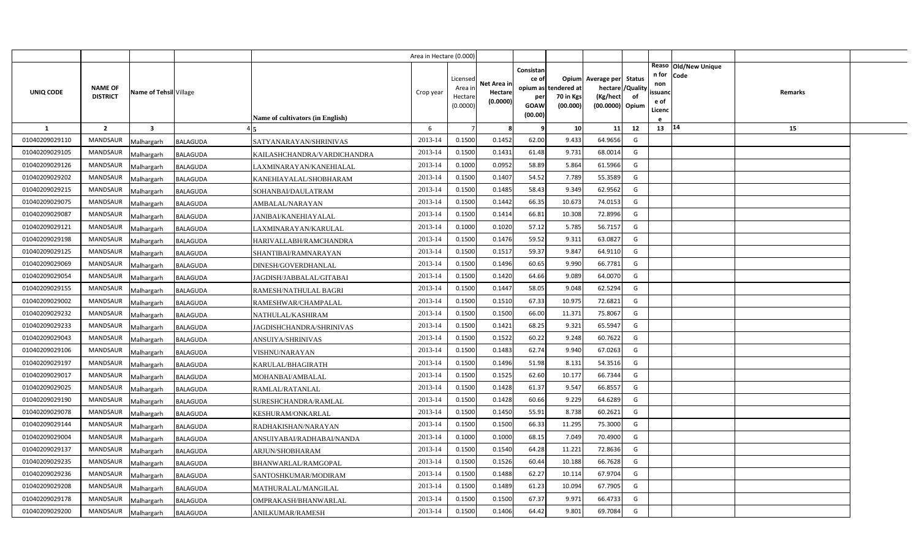| | | | | | Area in Hectare (0.000) | | | | | | | | | | |
|---|---|---|---|---|---|---|---|---|---|---|---|---|---|---|---|
| UNIQ CODE | NAME OF DISTRICT | Name of Tehsil | Village | Name of cultivators (in English) | Crop year | Licensed Area in Hectare (0.0000) | Net Area in Hectare (0.0000) | Consistance of opium as per GOAW (00.00) | Opium tendered at 70 in Kgs (00.000) | Average per hectare (Kg/hect (00.0000) | Status /Quality of Opium | Reason for non issuance of Licence | Old/New Unique Code | Remarks | |
| 1 | 2 | 3 | 4 | 5 | 6 | 7 | 8 | 9 | 10 | 11 | 12 | 13 | 14 | 15 | |
| 01040209029110 | MANDSAUR | Malhargarh | BALAGUDA | SATYANARAYAN/SHRINIVAS | 2013-14 | 0.1500 | 0.1452 | 62.00 | 9.433 | 64.9656 | G | | | | |
| 01040209029105 | MANDSAUR | Malhargarh | BALAGUDA | KAILASHCHANDRA/VARDICHANDRA | 2013-14 | 0.1500 | 0.1431 | 61.48 | 9.731 | 68.0014 | G | | | | |
| 01040209029126 | MANDSAUR | Malhargarh | BALAGUDA | LAXMINARAYAN/KANEHIALAL | 2013-14 | 0.1000 | 0.0952 | 58.89 | 5.864 | 61.5966 | G | | | | |
| 01040209029202 | MANDSAUR | Malhargarh | BALAGUDA | KANEHIAYALAL/SHOBHARAM | 2013-14 | 0.1500 | 0.1407 | 54.52 | 7.789 | 55.3589 | G | | | | |
| 01040209029215 | MANDSAUR | Malhargarh | BALAGUDA | SOHANBAI/DAULATRAM | 2013-14 | 0.1500 | 0.1485 | 58.43 | 9.349 | 62.9562 | G | | | | |
| 01040209029075 | MANDSAUR | Malhargarh | BALAGUDA | AMBALAL/NARAYAN | 2013-14 | 0.1500 | 0.1442 | 66.35 | 10.673 | 74.0153 | G | | | | |
| 01040209029087 | MANDSAUR | Malhargarh | BALAGUDA | JANIBAI/KANEHIAYALAL | 2013-14 | 0.1500 | 0.1414 | 66.81 | 10.308 | 72.8996 | G | | | | |
| 01040209029121 | MANDSAUR | Malhargarh | BALAGUDA | LAXMINARAYAN/KARULAL | 2013-14 | 0.1000 | 0.1020 | 57.12 | 5.785 | 56.7157 | G | | | | |
| 01040209029198 | MANDSAUR | Malhargarh | BALAGUDA | HARIVALLABH/RAMCHANDRA | 2013-14 | 0.1500 | 0.1476 | 59.52 | 9.311 | 63.0827 | G | | | | |
| 01040209029125 | MANDSAUR | Malhargarh | BALAGUDA | SHANTIBAI/RAMNARAYAN | 2013-14 | 0.1500 | 0.1517 | 59.37 | 9.847 | 64.9110 | G | | | | |
| 01040209029069 | MANDSAUR | Malhargarh | BALAGUDA | DINESH/GOVERDHANLAL | 2013-14 | 0.1500 | 0.1496 | 60.65 | 9.990 | 66.7781 | G | | | | |
| 01040209029054 | MANDSAUR | Malhargarh | BALAGUDA | JAGDISH/JABBALAL/GITABAI | 2013-14 | 0.1500 | 0.1420 | 64.66 | 9.089 | 64.0070 | G | | | | |
| 01040209029155 | MANDSAUR | Malhargarh | BALAGUDA | RAMESH/NATHULAL BAGRI | 2013-14 | 0.1500 | 0.1447 | 58.05 | 9.048 | 62.5294 | G | | | | |
| 01040209029002 | MANDSAUR | Malhargarh | BALAGUDA | RAMESHWAR/CHAMPALAL | 2013-14 | 0.1500 | 0.1510 | 67.33 | 10.975 | 72.6821 | G | | | | |
| 01040209029232 | MANDSAUR | Malhargarh | BALAGUDA | NATHULAL/KASHIRAM | 2013-14 | 0.1500 | 0.1500 | 66.00 | 11.371 | 75.8067 | G | | | | |
| 01040209029233 | MANDSAUR | Malhargarh | BALAGUDA | JAGDISHCHANDRA/SHRINIVAS | 2013-14 | 0.1500 | 0.1421 | 68.25 | 9.321 | 65.5947 | G | | | | |
| 01040209029043 | MANDSAUR | Malhargarh | BALAGUDA | ANSUIYA/SHRINIVAS | 2013-14 | 0.1500 | 0.1522 | 60.22 | 9.248 | 60.7622 | G | | | | |
| 01040209029106 | MANDSAUR | Malhargarh | BALAGUDA | VISHNU/NARAYAN | 2013-14 | 0.1500 | 0.1483 | 62.74 | 9.940 | 67.0263 | G | | | | |
| 01040209029197 | MANDSAUR | Malhargarh | BALAGUDA | KARULAL/BHAGIRATH | 2013-14 | 0.1500 | 0.1496 | 51.98 | 8.131 | 54.3516 | G | | | | |
| 01040209029017 | MANDSAUR | Malhargarh | BALAGUDA | MOHANBAI/AMBALAL | 2013-14 | 0.1500 | 0.1525 | 62.60 | 10.177 | 66.7344 | G | | | | |
| 01040209029025 | MANDSAUR | Malhargarh | BALAGUDA | RAMLAL/RATANLAL | 2013-14 | 0.1500 | 0.1428 | 61.37 | 9.547 | 66.8557 | G | | | | |
| 01040209029190 | MANDSAUR | Malhargarh | BALAGUDA | SURESHCHANDRA/RAMLAL | 2013-14 | 0.1500 | 0.1428 | 60.66 | 9.229 | 64.6289 | G | | | | |
| 01040209029078 | MANDSAUR | Malhargarh | BALAGUDA | KESHURAM/ONKARLAL | 2013-14 | 0.1500 | 0.1450 | 55.91 | 8.738 | 60.2621 | G | | | | |
| 01040209029144 | MANDSAUR | Malhargarh | BALAGUDA | RADHAKISHAN/NARAYAN | 2013-14 | 0.1500 | 0.1500 | 66.33 | 11.295 | 75.3000 | G | | | | |
| 01040209029004 | MANDSAUR | Malhargarh | BALAGUDA | ANSUIYABAI/RADHABAI/NANDA | 2013-14 | 0.1000 | 0.1000 | 68.15 | 7.049 | 70.4900 | G | | | | |
| 01040209029137 | MANDSAUR | Malhargarh | BALAGUDA | ARJUN/SHOBHARAM | 2013-14 | 0.1500 | 0.1540 | 64.28 | 11.221 | 72.8636 | G | | | | |
| 01040209029235 | MANDSAUR | Malhargarh | BALAGUDA | BHANWARLAL/RAMGOPAL | 2013-14 | 0.1500 | 0.1526 | 60.44 | 10.188 | 66.7628 | G | | | | |
| 01040209029236 | MANDSAUR | Malhargarh | BALAGUDA | SANTOSHKUMAR/MODIRAM | 2013-14 | 0.1500 | 0.1488 | 62.27 | 10.114 | 67.9704 | G | | | | |
| 01040209029208 | MANDSAUR | Malhargarh | BALAGUDA | MATHURALAL/MANGILAL | 2013-14 | 0.1500 | 0.1489 | 61.23 | 10.094 | 67.7905 | G | | | | |
| 01040209029178 | MANDSAUR | Malhargarh | BALAGUDA | OMPRAKASH/BHANWARLAL | 2013-14 | 0.1500 | 0.1500 | 67.37 | 9.971 | 66.4733 | G | | | | |
| 01040209029200 | MANDSAUR | Malhargarh | BALAGUDA | ANILKUMAR/RAMESH | 2013-14 | 0.1500 | 0.1406 | 64.42 | 9.801 | 69.7084 | G | | | | |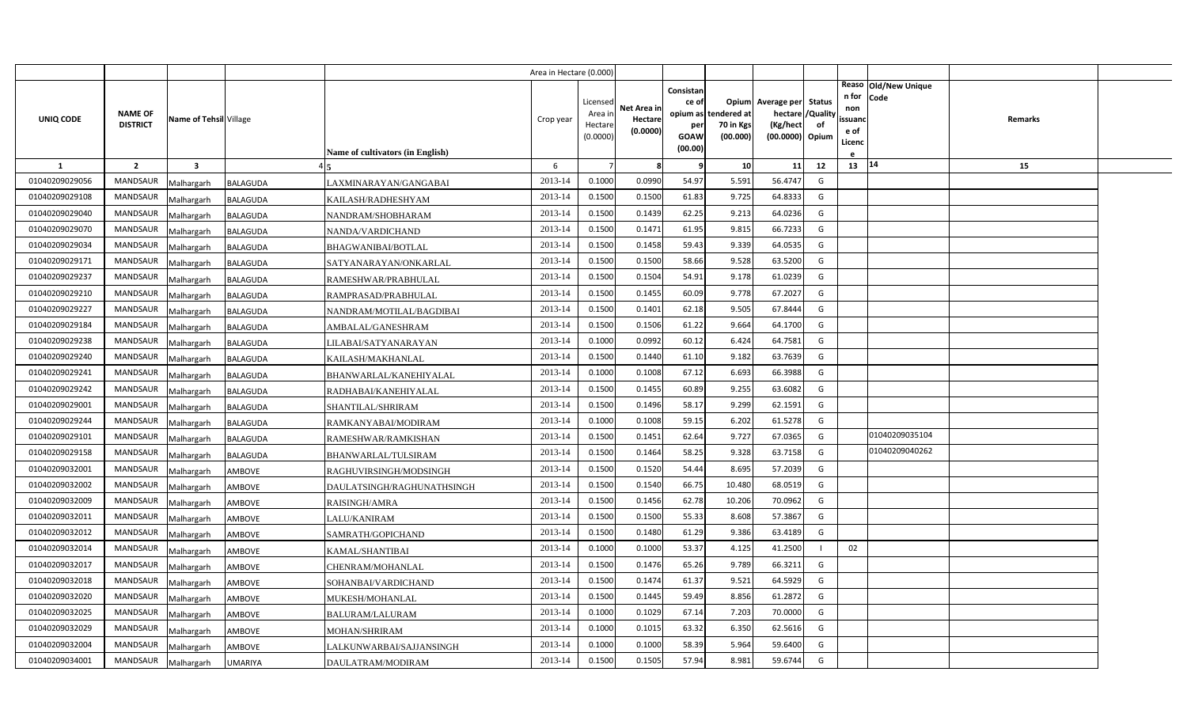| UNIQ CODE | NAME OF DISTRICT | Name of Tehsil | Village | Name of cultivators (in English) | Crop year | Licensed Area in Hectare (0.0000) | Net Area in Hectare (0.0000) | Consistance of opium as per GOAW (00.00) | Opium tendered at 70 in Kgs (00.000) | Average per hectare (Kg/hect (00.0000) | Status /Quality of Opium | Reason for non issuance of Licence | Old/New Unique Code | Remarks |
|---|---|---|---|---|---|---|---|---|---|---|---|---|---|---|
| 1 | 2 | 3 | 4 | 5 | 6 | 7 | 8 | 9 | 10 | 11 | 12 | 13 | 14 | 15 |
| 01040209029056 | MANDSAUR | Malhargarh | BALAGUDA | LAXMINARAYAN/GANGABAI | 2013-14 | 0.1000 | 0.0990 | 54.97 | 5.591 | 56.4747 | G | | | |
| 01040209029108 | MANDSAUR | Malhargarh | BALAGUDA | KAILASH/RADHESHYAM | 2013-14 | 0.1500 | 0.1500 | 61.83 | 9.725 | 64.8333 | G | | | |
| 01040209029040 | MANDSAUR | Malhargarh | BALAGUDA | NANDRAM/SHOBHARAM | 2013-14 | 0.1500 | 0.1439 | 62.25 | 9.213 | 64.0236 | G | | | |
| 01040209029070 | MANDSAUR | Malhargarh | BALAGUDA | NANDA/VARDICHAND | 2013-14 | 0.1500 | 0.1471 | 61.95 | 9.815 | 66.7233 | G | | | |
| 01040209029034 | MANDSAUR | Malhargarh | BALAGUDA | BHAGWANIBAI/BOTLAL | 2013-14 | 0.1500 | 0.1458 | 59.43 | 9.339 | 64.0535 | G | | | |
| 01040209029171 | MANDSAUR | Malhargarh | BALAGUDA | SATYANARAYAN/ONKARLAL | 2013-14 | 0.1500 | 0.1500 | 58.66 | 9.528 | 63.5200 | G | | | |
| 01040209029237 | MANDSAUR | Malhargarh | BALAGUDA | RAMESHWAR/PRABHULAL | 2013-14 | 0.1500 | 0.1504 | 54.91 | 9.178 | 61.0239 | G | | | |
| 01040209029210 | MANDSAUR | Malhargarh | BALAGUDA | RAMPRASAD/PRABHULAL | 2013-14 | 0.1500 | 0.1455 | 60.09 | 9.778 | 67.2027 | G | | | |
| 01040209029227 | MANDSAUR | Malhargarh | BALAGUDA | NANDRAM/MOTILAL/BAGDIBAI | 2013-14 | 0.1500 | 0.1401 | 62.18 | 9.505 | 67.8444 | G | | | |
| 01040209029184 | MANDSAUR | Malhargarh | BALAGUDA | AMBALAL/GANESHRAM | 2013-14 | 0.1500 | 0.1506 | 61.22 | 9.664 | 64.1700 | G | | | |
| 01040209029238 | MANDSAUR | Malhargarh | BALAGUDA | LILABAI/SATYANARAYAN | 2013-14 | 0.1000 | 0.0992 | 60.12 | 6.424 | 64.7581 | G | | | |
| 01040209029240 | MANDSAUR | Malhargarh | BALAGUDA | KAILASH/MAKHANLAL | 2013-14 | 0.1500 | 0.1440 | 61.10 | 9.182 | 63.7639 | G | | | |
| 01040209029241 | MANDSAUR | Malhargarh | BALAGUDA | BHANWARLAL/KANEHIYALAL | 2013-14 | 0.1000 | 0.1008 | 67.12 | 6.693 | 66.3988 | G | | | |
| 01040209029242 | MANDSAUR | Malhargarh | BALAGUDA | RADHABAI/KANEHIYALAL | 2013-14 | 0.1500 | 0.1455 | 60.89 | 9.255 | 63.6082 | G | | | |
| 01040209029001 | MANDSAUR | Malhargarh | BALAGUDA | SHANTILAL/SHRIRAM | 2013-14 | 0.1500 | 0.1496 | 58.17 | 9.299 | 62.1591 | G | | | |
| 01040209029244 | MANDSAUR | Malhargarh | BALAGUDA | RAMKANYABAI/MODIRAM | 2013-14 | 0.1000 | 0.1008 | 59.15 | 6.202 | 61.5278 | G | | | |
| 01040209029101 | MANDSAUR | Malhargarh | BALAGUDA | RAMESHWAR/RAMKISHAN | 2013-14 | 0.1500 | 0.1451 | 62.64 | 9.727 | 67.0365 | G | | 01040209035104 | |
| 01040209029158 | MANDSAUR | Malhargarh | BALAGUDA | BHANWARLAL/TULSIRAM | 2013-14 | 0.1500 | 0.1464 | 58.25 | 9.328 | 63.7158 | G | | 01040209040262 | |
| 01040209032001 | MANDSAUR | Malhargarh | AMBOVE | RAGHUVIRSINGH/MODSINGH | 2013-14 | 0.1500 | 0.1520 | 54.44 | 8.695 | 57.2039 | G | | | |
| 01040209032002 | MANDSAUR | Malhargarh | AMBOVE | DAULATSINGH/RAGHUNATHSINGH | 2013-14 | 0.1500 | 0.1540 | 66.75 | 10.480 | 68.0519 | G | | | |
| 01040209032009 | MANDSAUR | Malhargarh | AMBOVE | RAISINGH/AMRA | 2013-14 | 0.1500 | 0.1456 | 62.78 | 10.206 | 70.0962 | G | | | |
| 01040209032011 | MANDSAUR | Malhargarh | AMBOVE | LALU/KANIRAM | 2013-14 | 0.1500 | 0.1500 | 55.33 | 8.608 | 57.3867 | G | | | |
| 01040209032012 | MANDSAUR | Malhargarh | AMBOVE | SAMRATH/GOPICHAND | 2013-14 | 0.1500 | 0.1480 | 61.29 | 9.386 | 63.4189 | G | | | |
| 01040209032014 | MANDSAUR | Malhargarh | AMBOVE | KAMAL/SHANTIBAI | 2013-14 | 0.1000 | 0.1000 | 53.37 | 4.125 | 41.2500 | I | 02 | | |
| 01040209032017 | MANDSAUR | Malhargarh | AMBOVE | CHENRAM/MOHANLAL | 2013-14 | 0.1500 | 0.1476 | 65.26 | 9.789 | 66.3211 | G | | | |
| 01040209032018 | MANDSAUR | Malhargarh | AMBOVE | SOHANBAI/VARDICHAND | 2013-14 | 0.1500 | 0.1474 | 61.37 | 9.521 | 64.5929 | G | | | |
| 01040209032020 | MANDSAUR | Malhargarh | AMBOVE | MUKESH/MOHANLAL | 2013-14 | 0.1500 | 0.1445 | 59.49 | 8.856 | 61.2872 | G | | | |
| 01040209032025 | MANDSAUR | Malhargarh | AMBOVE | BALURAM/LALURAM | 2013-14 | 0.1000 | 0.1029 | 67.14 | 7.203 | 70.0000 | G | | | |
| 01040209032029 | MANDSAUR | Malhargarh | AMBOVE | MOHAN/SHRIRAM | 2013-14 | 0.1000 | 0.1015 | 63.32 | 6.350 | 62.5616 | G | | | |
| 01040209032004 | MANDSAUR | Malhargarh | AMBOVE | LALKUNWARBAI/SAJJANSINGH | 2013-14 | 0.1000 | 0.1000 | 58.39 | 5.964 | 59.6400 | G | | | |
| 01040209034001 | MANDSAUR | Malhargarh | UMARIYA | DAULATRAM/MODIRAM | 2013-14 | 0.1500 | 0.1505 | 57.94 | 8.981 | 59.6744 | G | | | |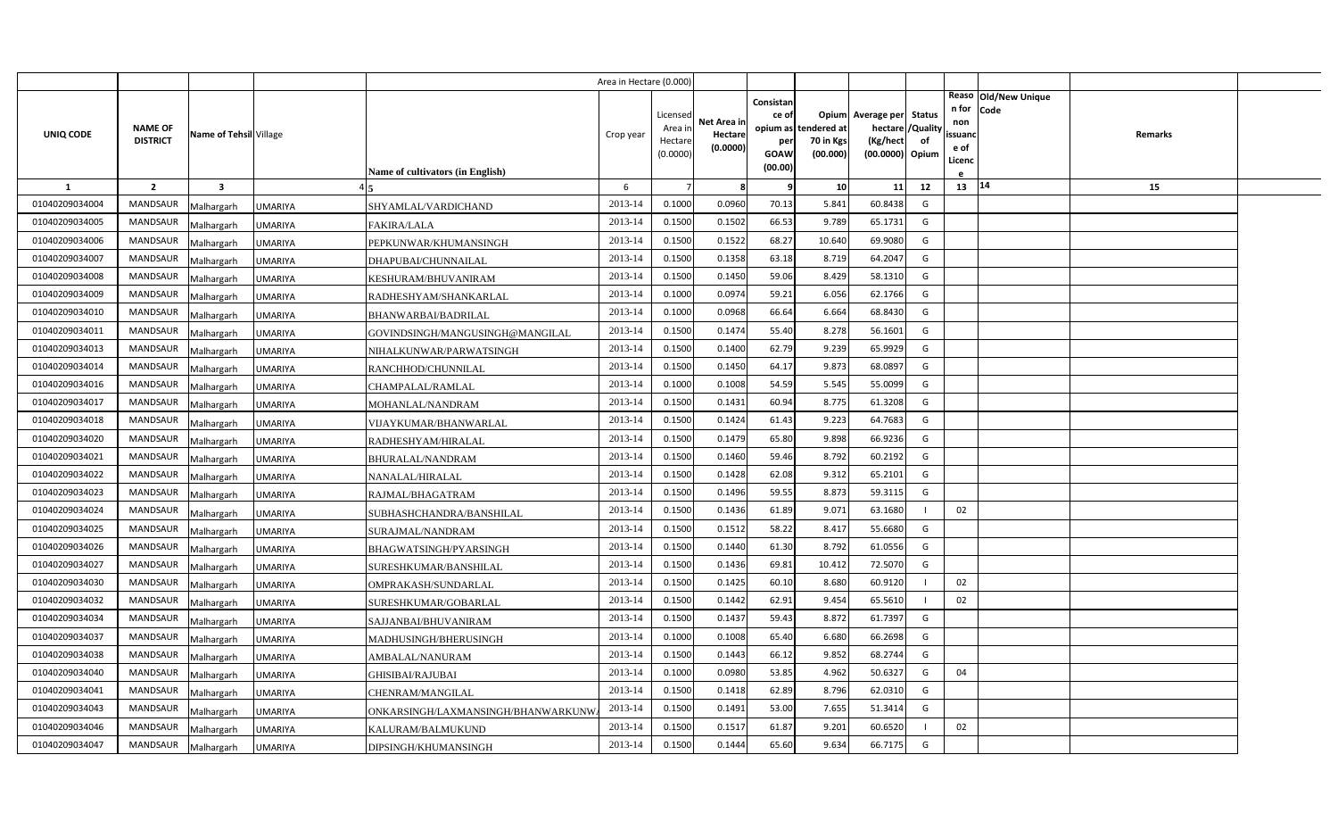| UNIQ CODE | NAME OF DISTRICT | Name of Tehsil | Village | Name of cultivators (in English) | Crop year | Licensed Area in Hectare (0.0000) | Net Area in Hectare (0.0000) | Consistance of opium as per GOAW (00.00) | Opium tendered at 70 in Kgs (00.000) | Average per hectare (Kg/hect (00.0000) | Status /Quality of Opium | Reason for non issuance of Licence | Old/New Unique Code | Remarks |
|---|---|---|---|---|---|---|---|---|---|---|---|---|---|---|
| 1 | 2 | 3 | 4 | 5 | 6 | 7 | 8 | 9 | 10 | 11 | 12 | 13 | 14 | 15 |
| 01040209034004 | MANDSAUR | Malhargarh | UMARIYA | SHYAMLAL/VARDICHAND | 2013-14 | 0.1000 | 0.0960 | 70.13 | 5.841 | 60.8438 | G | | | |
| 01040209034005 | MANDSAUR | Malhargarh | UMARIYA | FAKIRA/LALA | 2013-14 | 0.1500 | 0.1502 | 66.53 | 9.789 | 65.1731 | G | | | |
| 01040209034006 | MANDSAUR | Malhargarh | UMARIYA | PEPKUNWAR/KHUMANSINGH | 2013-14 | 0.1500 | 0.1522 | 68.27 | 10.640 | 69.9080 | G | | | |
| 01040209034007 | MANDSAUR | Malhargarh | UMARIYA | DHAPUBAI/CHUNNAILAL | 2013-14 | 0.1500 | 0.1358 | 63.18 | 8.719 | 64.2047 | G | | | |
| 01040209034008 | MANDSAUR | Malhargarh | UMARIYA | KESHURAM/BHUVANIRAM | 2013-14 | 0.1500 | 0.1450 | 59.06 | 8.429 | 58.1310 | G | | | |
| 01040209034009 | MANDSAUR | Malhargarh | UMARIYA | RADHESHYAM/SHANKARLAL | 2013-14 | 0.1000 | 0.0974 | 59.21 | 6.056 | 62.1766 | G | | | |
| 01040209034010 | MANDSAUR | Malhargarh | UMARIYA | BHANWARBAI/BADRILAL | 2013-14 | 0.1000 | 0.0968 | 66.64 | 6.664 | 68.8430 | G | | | |
| 01040209034011 | MANDSAUR | Malhargarh | UMARIYA | GOVINDSINGH/MANGUSINGH@MANGILAL | 2013-14 | 0.1500 | 0.1474 | 55.40 | 8.278 | 56.1601 | G | | | |
| 01040209034013 | MANDSAUR | Malhargarh | UMARIYA | NIHALKUNWAR/PARWATSINGH | 2013-14 | 0.1500 | 0.1400 | 62.79 | 9.239 | 65.9929 | G | | | |
| 01040209034014 | MANDSAUR | Malhargarh | UMARIYA | RANCHHOD/CHUNNILAL | 2013-14 | 0.1500 | 0.1450 | 64.17 | 9.873 | 68.0897 | G | | | |
| 01040209034016 | MANDSAUR | Malhargarh | UMARIYA | CHAMPALAL/RAMLAL | 2013-14 | 0.1000 | 0.1008 | 54.59 | 5.545 | 55.0099 | G | | | |
| 01040209034017 | MANDSAUR | Malhargarh | UMARIYA | MOHANLAL/NANDRAM | 2013-14 | 0.1500 | 0.1431 | 60.94 | 8.775 | 61.3208 | G | | | |
| 01040209034018 | MANDSAUR | Malhargarh | UMARIYA | VIJAYKUMAR/BHANWARLAL | 2013-14 | 0.1500 | 0.1424 | 61.43 | 9.223 | 64.7683 | G | | | |
| 01040209034020 | MANDSAUR | Malhargarh | UMARIYA | RADHESHYAM/HIRALAL | 2013-14 | 0.1500 | 0.1479 | 65.80 | 9.898 | 66.9236 | G | | | |
| 01040209034021 | MANDSAUR | Malhargarh | UMARIYA | BHURALAL/NANDRAM | 2013-14 | 0.1500 | 0.1460 | 59.46 | 8.792 | 60.2192 | G | | | |
| 01040209034022 | MANDSAUR | Malhargarh | UMARIYA | NANALAL/HIRALAL | 2013-14 | 0.1500 | 0.1428 | 62.08 | 9.312 | 65.2101 | G | | | |
| 01040209034023 | MANDSAUR | Malhargarh | UMARIYA | RAJMAL/BHAGATRAM | 2013-14 | 0.1500 | 0.1496 | 59.55 | 8.873 | 59.3115 | G | | | |
| 01040209034024 | MANDSAUR | Malhargarh | UMARIYA | SUBHASHCHANDRA/BANSHILAL | 2013-14 | 0.1500 | 0.1436 | 61.89 | 9.071 | 63.1680 | I | 02 | | |
| 01040209034025 | MANDSAUR | Malhargarh | UMARIYA | SURAJMAL/NANDRAM | 2013-14 | 0.1500 | 0.1512 | 58.22 | 8.417 | 55.6680 | G | | | |
| 01040209034026 | MANDSAUR | Malhargarh | UMARIYA | BHAGWATSINGH/PYARSINGH | 2013-14 | 0.1500 | 0.1440 | 61.30 | 8.792 | 61.0556 | G | | | |
| 01040209034027 | MANDSAUR | Malhargarh | UMARIYA | SURESHKUMAR/BANSHILAL | 2013-14 | 0.1500 | 0.1436 | 69.81 | 10.412 | 72.5070 | G | | | |
| 01040209034030 | MANDSAUR | Malhargarh | UMARIYA | OMPRAKASH/SUNDARLAL | 2013-14 | 0.1500 | 0.1425 | 60.10 | 8.680 | 60.9120 | I | 02 | | |
| 01040209034032 | MANDSAUR | Malhargarh | UMARIYA | SURESHKUMAR/GOBARLAL | 2013-14 | 0.1500 | 0.1442 | 62.91 | 9.454 | 65.5610 | I | 02 | | |
| 01040209034034 | MANDSAUR | Malhargarh | UMARIYA | SAJJANBAI/BHUVANIRAM | 2013-14 | 0.1500 | 0.1437 | 59.43 | 8.872 | 61.7397 | G | | | |
| 01040209034037 | MANDSAUR | Malhargarh | UMARIYA | MADHUSINGH/BHERUSINGH | 2013-14 | 0.1000 | 0.1008 | 65.40 | 6.680 | 66.2698 | G | | | |
| 01040209034038 | MANDSAUR | Malhargarh | UMARIYA | AMBALAL/NANURAM | 2013-14 | 0.1500 | 0.1443 | 66.12 | 9.852 | 68.2744 | G | | | |
| 01040209034040 | MANDSAUR | Malhargarh | UMARIYA | GHISIBAI/RAJUBAI | 2013-14 | 0.1000 | 0.0980 | 53.85 | 4.962 | 50.6327 | G | 04 | | |
| 01040209034041 | MANDSAUR | Malhargarh | UMARIYA | CHENRAM/MANGILAL | 2013-14 | 0.1500 | 0.1418 | 62.89 | 8.796 | 62.0310 | G | | | |
| 01040209034043 | MANDSAUR | Malhargarh | UMARIYA | ONKARSINGH/LAXMANSINGH/BHANWARKUNW | 2013-14 | 0.1500 | 0.1491 | 53.00 | 7.655 | 51.3414 | G | | | |
| 01040209034046 | MANDSAUR | Malhargarh | UMARIYA | KALURAM/BALMUKUND | 2013-14 | 0.1500 | 0.1517 | 61.87 | 9.201 | 60.6520 | I | 02 | | |
| 01040209034047 | MANDSAUR | Malhargarh | UMARIYA | DIPSINGH/KHUMANSINGH | 2013-14 | 0.1500 | 0.1444 | 65.60 | 9.634 | 66.7175 | G | | | |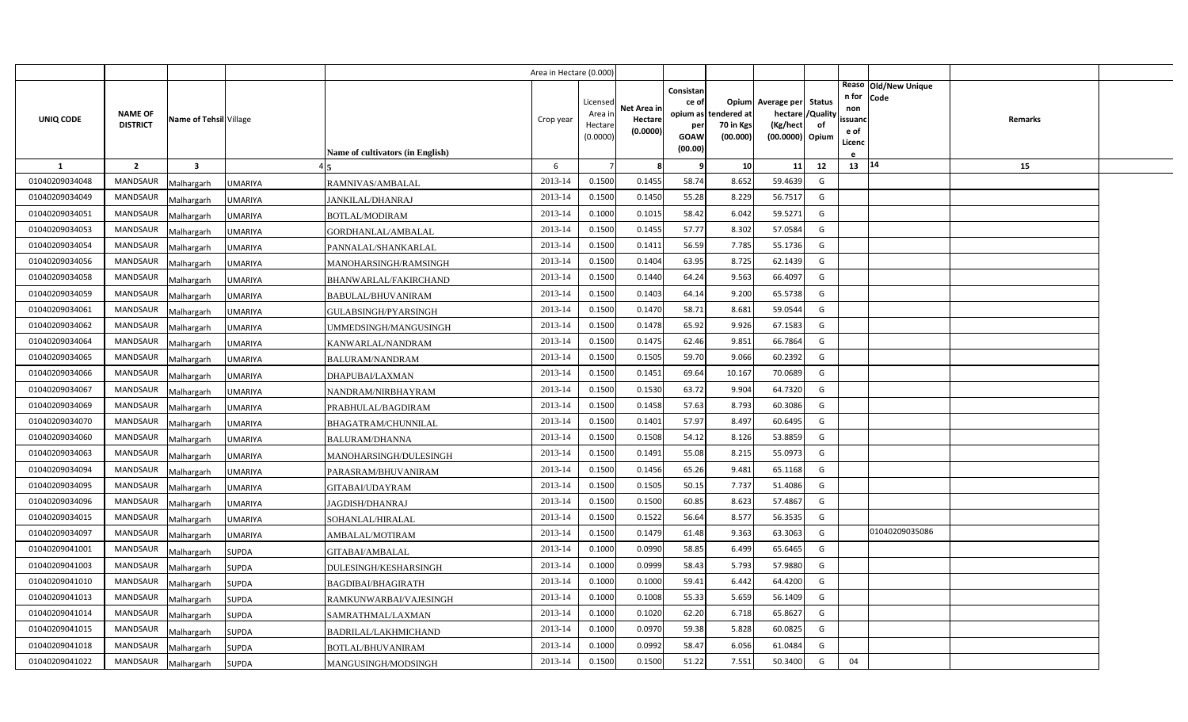| UNIQ CODE | NAME OF DISTRICT | Name of Tehsil | Village | Name of cultivators (in English) | Crop year | Licensed Area in Hectare (0.0000) | Net Area in Hectare (0.0000) | Consistance of opium as per GOAW (00.00) | Opium tendered at 70 in Kgs (00.000) | Average per hectare (Kg/hect (00.0000) | Status /Quality of Opium | Reason for non issuance of Licence | Old/New Unique Code | Remarks |
|---|---|---|---|---|---|---|---|---|---|---|---|---|---|---|
| 1 | 2 | 3 | 4 | 5 | 6 | 7 | 8 | 9 | 10 | 11 | 12 | 13 | 14 | 15 |
| 01040209034048 | MANDSAUR | Malhargarh | UMARIYA | RAMNIVAS/AMBALAL | 2013-14 | 0.1500 | 0.1455 | 58.74 | 8.652 | 59.4639 | G | | | |
| 01040209034049 | MANDSAUR | Malhargarh | UMARIYA | JANKILAL/DHANRAJ | 2013-14 | 0.1500 | 0.1450 | 55.28 | 8.229 | 56.7517 | G | | | |
| 01040209034051 | MANDSAUR | Malhargarh | UMARIYA | BOTLAL/MODIRAM | 2013-14 | 0.1000 | 0.1015 | 58.42 | 6.042 | 59.5271 | G | | | |
| 01040209034053 | MANDSAUR | Malhargarh | UMARIYA | GORDHANLAL/AMBALAL | 2013-14 | 0.1500 | 0.1455 | 57.77 | 8.302 | 57.0584 | G | | | |
| 01040209034054 | MANDSAUR | Malhargarh | UMARIYA | PANNALAL/SHANKARLAL | 2013-14 | 0.1500 | 0.1411 | 56.59 | 7.785 | 55.1736 | G | | | |
| 01040209034056 | MANDSAUR | Malhargarh | UMARIYA | MANOHARSINGH/RAMSINGH | 2013-14 | 0.1500 | 0.1404 | 63.95 | 8.725 | 62.1439 | G | | | |
| 01040209034058 | MANDSAUR | Malhargarh | UMARIYA | BHANWARLAL/FAKIRCHAND | 2013-14 | 0.1500 | 0.1440 | 64.24 | 9.563 | 66.4097 | G | | | |
| 01040209034059 | MANDSAUR | Malhargarh | UMARIYA | BABULAL/BHUVANIRAM | 2013-14 | 0.1500 | 0.1403 | 64.14 | 9.200 | 65.5738 | G | | | |
| 01040209034061 | MANDSAUR | Malhargarh | UMARIYA | GULABSINGH/PYARSINGH | 2013-14 | 0.1500 | 0.1470 | 58.71 | 8.681 | 59.0544 | G | | | |
| 01040209034062 | MANDSAUR | Malhargarh | UMARIYA | UMMEDSINGH/MANGUSINGH | 2013-14 | 0.1500 | 0.1478 | 65.92 | 9.926 | 67.1583 | G | | | |
| 01040209034064 | MANDSAUR | Malhargarh | UMARIYA | KANWARLAL/NANDRAM | 2013-14 | 0.1500 | 0.1475 | 62.46 | 9.851 | 66.7864 | G | | | |
| 01040209034065 | MANDSAUR | Malhargarh | UMARIYA | BALURAM/NANDRAM | 2013-14 | 0.1500 | 0.1505 | 59.70 | 9.066 | 60.2392 | G | | | |
| 01040209034066 | MANDSAUR | Malhargarh | UMARIYA | DHAPUBAI/LAXMAN | 2013-14 | 0.1500 | 0.1451 | 69.64 | 10.167 | 70.0689 | G | | | |
| 01040209034067 | MANDSAUR | Malhargarh | UMARIYA | NANDRAM/NIRBHAYRAM | 2013-14 | 0.1500 | 0.1530 | 63.72 | 9.904 | 64.7320 | G | | | |
| 01040209034069 | MANDSAUR | Malhargarh | UMARIYA | PRABHULAL/BAGDIRAM | 2013-14 | 0.1500 | 0.1458 | 57.63 | 8.793 | 60.3086 | G | | | |
| 01040209034070 | MANDSAUR | Malhargarh | UMARIYA | BHAGATRAM/CHUNNILAL | 2013-14 | 0.1500 | 0.1401 | 57.97 | 8.497 | 60.6495 | G | | | |
| 01040209034060 | MANDSAUR | Malhargarh | UMARIYA | BALURAM/DHANNA | 2013-14 | 0.1500 | 0.1508 | 54.12 | 8.126 | 53.8859 | G | | | |
| 01040209034063 | MANDSAUR | Malhargarh | UMARIYA | MANOHARSINGH/DULESINGH | 2013-14 | 0.1500 | 0.1491 | 55.08 | 8.215 | 55.0973 | G | | | |
| 01040209034094 | MANDSAUR | Malhargarh | UMARIYA | PARASRAM/BHUVANIRAM | 2013-14 | 0.1500 | 0.1456 | 65.26 | 9.481 | 65.1168 | G | | | |
| 01040209034095 | MANDSAUR | Malhargarh | UMARIYA | GITABAI/UDAYRAM | 2013-14 | 0.1500 | 0.1505 | 50.15 | 7.737 | 51.4086 | G | | | |
| 01040209034096 | MANDSAUR | Malhargarh | UMARIYA | JAGDISH/DHANRAJ | 2013-14 | 0.1500 | 0.1500 | 60.85 | 8.623 | 57.4867 | G | | | |
| 01040209034015 | MANDSAUR | Malhargarh | UMARIYA | SOHANLAL/HIRALAL | 2013-14 | 0.1500 | 0.1522 | 56.64 | 8.577 | 56.3535 | G | | | |
| 01040209034097 | MANDSAUR | Malhargarh | UMARIYA | AMBALAL/MOTIRAM | 2013-14 | 0.1500 | 0.1479 | 61.48 | 9.363 | 63.3063 | G | | 01040209035086 | |
| 01040209041001 | MANDSAUR | Malhargarh | SUPDA | GITABAI/AMBALAL | 2013-14 | 0.1000 | 0.0990 | 58.85 | 6.499 | 65.6465 | G | | | |
| 01040209041003 | MANDSAUR | Malhargarh | SUPDA | DULESINGH/KESHARSINGH | 2013-14 | 0.1000 | 0.0999 | 58.43 | 5.793 | 57.9880 | G | | | |
| 01040209041010 | MANDSAUR | Malhargarh | SUPDA | BAGDIBAI/BHAGIRATH | 2013-14 | 0.1000 | 0.1000 | 59.41 | 6.442 | 64.4200 | G | | | |
| 01040209041013 | MANDSAUR | Malhargarh | SUPDA | RAMKUNWARBAI/VAJESINGH | 2013-14 | 0.1000 | 0.1008 | 55.33 | 5.659 | 56.1409 | G | | | |
| 01040209041014 | MANDSAUR | Malhargarh | SUPDA | SAMRATHMAL/LAXMAN | 2013-14 | 0.1000 | 0.1020 | 62.20 | 6.718 | 65.8627 | G | | | |
| 01040209041015 | MANDSAUR | Malhargarh | SUPDA | BADRILAL/LAKHMICHAND | 2013-14 | 0.1000 | 0.0970 | 59.38 | 5.828 | 60.0825 | G | | | |
| 01040209041018 | MANDSAUR | Malhargarh | SUPDA | BOTLAL/BHUVANIRAM | 2013-14 | 0.1000 | 0.0992 | 58.47 | 6.056 | 61.0484 | G | | | |
| 01040209041022 | MANDSAUR | Malhargarh | SUPDA | MANGUSINGH/MODSINGH | 2013-14 | 0.1500 | 0.1500 | 51.22 | 7.551 | 50.3400 | G | 04 | | |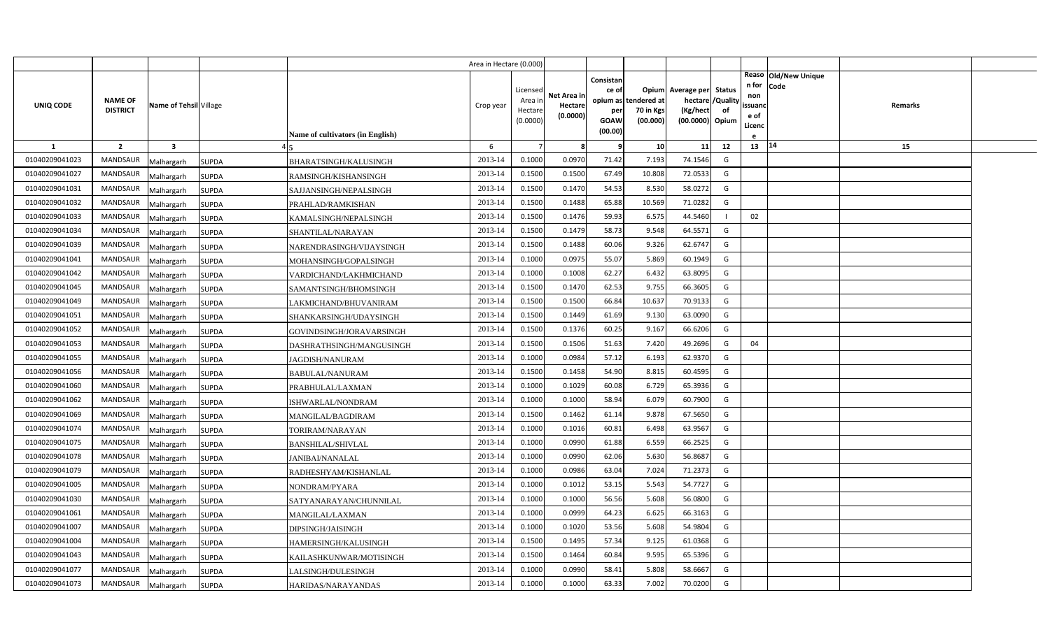| | | | | Area in Hectare (0.000) | | | | | | | | | | |
|---|---|---|---|---|---|---|---|---|---|---|---|---|---|---|
| UNIQ CODE | NAME OF DISTRICT | Name of Tehsil | Village | Name of cultivators (in English) | Crop year | Licensed Area in Hectare (0.0000) | Net Area in Hectare (0.0000) | Consistance of opium as per GOAW (00.00) | Opium tendered at 70 in Kgs (00.000) | Average per hectare (Kg/hect (00.0000) | Status /Quality of Opium | Reason for non issuance of Licence | Old/New Unique Code | Remarks |
| 1 | 2 | 3 | 4 | 5 | 6 | 7 | 8 | 9 | 10 | 11 | 12 | 13 | 14 | 15 |
| 01040209041023 | MANDSAUR | Malhargarh | SUPDA | BHARATSINGH/KALUSINGH | 2013-14 | 0.1000 | 0.0970 | 71.42 | 7.193 | 74.1546 | G | | | |
| 01040209041027 | MANDSAUR | Malhargarh | SUPDA | RAMSINGH/KISHANSINGH | 2013-14 | 0.1500 | 0.1500 | 67.49 | 10.808 | 72.0533 | G | | | |
| 01040209041031 | MANDSAUR | Malhargarh | SUPDA | SAJJANSINGH/NEPALSINGH | 2013-14 | 0.1500 | 0.1470 | 54.53 | 8.530 | 58.0272 | G | | | |
| 01040209041032 | MANDSAUR | Malhargarh | SUPDA | PRAHLAD/RAMKISHAN | 2013-14 | 0.1500 | 0.1488 | 65.88 | 10.569 | 71.0282 | G | | | |
| 01040209041033 | MANDSAUR | Malhargarh | SUPDA | KAMALSINGH/NEPALSINGH | 2013-14 | 0.1500 | 0.1476 | 59.93 | 6.575 | 44.5460 | I | 02 | | |
| 01040209041034 | MANDSAUR | Malhargarh | SUPDA | SHANTILAL/NARAYAN | 2013-14 | 0.1500 | 0.1479 | 58.73 | 9.548 | 64.5571 | G | | | |
| 01040209041039 | MANDSAUR | Malhargarh | SUPDA | NARENDRASINGH/VIJAYSINGH | 2013-14 | 0.1500 | 0.1488 | 60.06 | 9.326 | 62.6747 | G | | | |
| 01040209041041 | MANDSAUR | Malhargarh | SUPDA | MOHANSINGH/GOPALSINGH | 2013-14 | 0.1000 | 0.0975 | 55.07 | 5.869 | 60.1949 | G | | | |
| 01040209041042 | MANDSAUR | Malhargarh | SUPDA | VARDICHAND/LAKHMICHAND | 2013-14 | 0.1000 | 0.1008 | 62.27 | 6.432 | 63.8095 | G | | | |
| 01040209041045 | MANDSAUR | Malhargarh | SUPDA | SAMANTSINGH/BHOMSINGH | 2013-14 | 0.1500 | 0.1470 | 62.53 | 9.755 | 66.3605 | G | | | |
| 01040209041049 | MANDSAUR | Malhargarh | SUPDA | LAKMICHAND/BHUVANIRAM | 2013-14 | 0.1500 | 0.1500 | 66.84 | 10.637 | 70.9133 | G | | | |
| 01040209041051 | MANDSAUR | Malhargarh | SUPDA | SHANKARSINGH/UDAYSINGH | 2013-14 | 0.1500 | 0.1449 | 61.69 | 9.130 | 63.0090 | G | | | |
| 01040209041052 | MANDSAUR | Malhargarh | SUPDA | GOVINDSINGH/JORAVARSINGH | 2013-14 | 0.1500 | 0.1376 | 60.25 | 9.167 | 66.6206 | G | | | |
| 01040209041053 | MANDSAUR | Malhargarh | SUPDA | DASHRATHSINGH/MANGUSINGH | 2013-14 | 0.1500 | 0.1506 | 51.63 | 7.420 | 49.2696 | G | 04 | | |
| 01040209041055 | MANDSAUR | Malhargarh | SUPDA | JAGDISH/NANURAM | 2013-14 | 0.1000 | 0.0984 | 57.12 | 6.193 | 62.9370 | G | | | |
| 01040209041056 | MANDSAUR | Malhargarh | SUPDA | BABULAL/NANURAM | 2013-14 | 0.1500 | 0.1458 | 54.90 | 8.815 | 60.4595 | G | | | |
| 01040209041060 | MANDSAUR | Malhargarh | SUPDA | PRABHULAL/LAXMAN | 2013-14 | 0.1000 | 0.1029 | 60.08 | 6.729 | 65.3936 | G | | | |
| 01040209041062 | MANDSAUR | Malhargarh | SUPDA | ISHWARLAL/NONDRAM | 2013-14 | 0.1000 | 0.1000 | 58.94 | 6.079 | 60.7900 | G | | | |
| 01040209041069 | MANDSAUR | Malhargarh | SUPDA | MANGILAL/BAGDIRAM | 2013-14 | 0.1500 | 0.1462 | 61.14 | 9.878 | 67.5650 | G | | | |
| 01040209041074 | MANDSAUR | Malhargarh | SUPDA | TORIRAM/NARAYAN | 2013-14 | 0.1000 | 0.1016 | 60.81 | 6.498 | 63.9567 | G | | | |
| 01040209041075 | MANDSAUR | Malhargarh | SUPDA | BANSHILAL/SHIVLAL | 2013-14 | 0.1000 | 0.0990 | 61.88 | 6.559 | 66.2525 | G | | | |
| 01040209041078 | MANDSAUR | Malhargarh | SUPDA | JANIBAI/NANALAL | 2013-14 | 0.1000 | 0.0990 | 62.06 | 5.630 | 56.8687 | G | | | |
| 01040209041079 | MANDSAUR | Malhargarh | SUPDA | RADHESHYAM/KISHANLAL | 2013-14 | 0.1000 | 0.0986 | 63.04 | 7.024 | 71.2373 | G | | | |
| 01040209041005 | MANDSAUR | Malhargarh | SUPDA | NONDRAM/PYARA | 2013-14 | 0.1000 | 0.1012 | 53.15 | 5.543 | 54.7727 | G | | | |
| 01040209041030 | MANDSAUR | Malhargarh | SUPDA | SATYANARAYAN/CHUNNILAL | 2013-14 | 0.1000 | 0.1000 | 56.56 | 5.608 | 56.0800 | G | | | |
| 01040209041061 | MANDSAUR | Malhargarh | SUPDA | MANGILAL/LAXMAN | 2013-14 | 0.1000 | 0.0999 | 64.23 | 6.625 | 66.3163 | G | | | |
| 01040209041007 | MANDSAUR | Malhargarh | SUPDA | DIPSINGH/JAISINGH | 2013-14 | 0.1000 | 0.1020 | 53.56 | 5.608 | 54.9804 | G | | | |
| 01040209041004 | MANDSAUR | Malhargarh | SUPDA | HAMERSINGH/KALUSINGH | 2013-14 | 0.1500 | 0.1495 | 57.34 | 9.125 | 61.0368 | G | | | |
| 01040209041043 | MANDSAUR | Malhargarh | SUPDA | KAILASHKUNWAR/MOTISINGH | 2013-14 | 0.1500 | 0.1464 | 60.84 | 9.595 | 65.5396 | G | | | |
| 01040209041077 | MANDSAUR | Malhargarh | SUPDA | LALSINGH/DULESINGH | 2013-14 | 0.1000 | 0.0990 | 58.41 | 5.808 | 58.6667 | G | | | |
| 01040209041073 | MANDSAUR | Malhargarh | SUPDA | HARIDAS/NARAYANDAS | 2013-14 | 0.1000 | 0.1000 | 63.33 | 7.002 | 70.0200 | G | | | |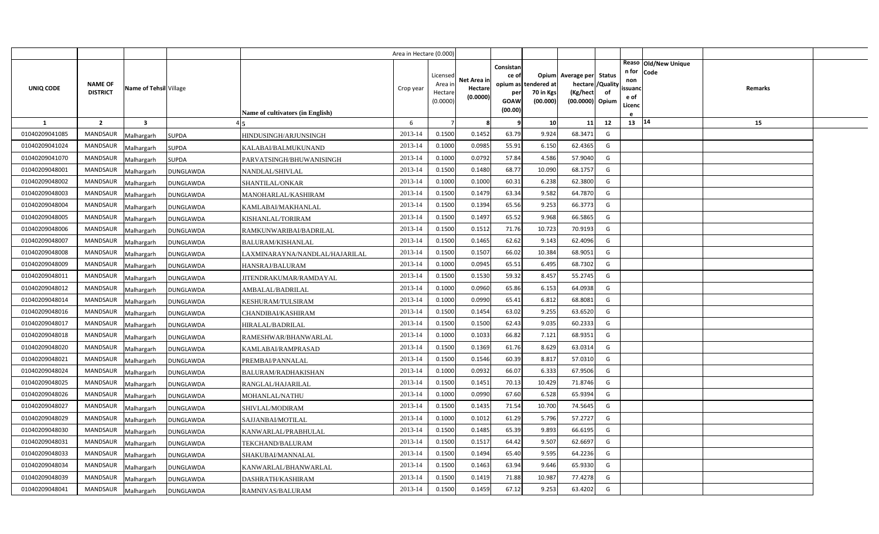| UNIQ CODE | NAME OF DISTRICT | Name of Tehsil | Village | Name of cultivators (in English) | Crop year | Licensed Area in Hectare (0.0000) | Net Area in Hectare (0.0000) | Consistance of opium as per GOAW (00.00) | Opium tendered at 70 in Kgs (00.000) | Average per hectare (Kg/hect (00.0000) | Status /Quality of Opium | Reason for non issuance of Licence | Old/New Unique Code | Remarks |
|---|---|---|---|---|---|---|---|---|---|---|---|---|---|---|
| 1 | 2 | 3 | 4 | 5 | 6 | 7 | 8 | 9 | 10 | 11 | 12 | 13 | 14 | 15 |
| 01040209041085 | MANDSAUR | Malhargarh | SUPDA | HINDUSINGH/ARJUNSINGH | 2013-14 | 0.1500 | 0.1452 | 63.79 | 9.924 | 68.3471 | G | | | |
| 01040209041024 | MANDSAUR | Malhargarh | SUPDA | KALABAI/BALMUKUNAND | 2013-14 | 0.1000 | 0.0985 | 55.91 | 6.150 | 62.4365 | G | | | |
| 01040209041070 | MANDSAUR | Malhargarh | SUPDA | PARVATSINGH/BHUWANISINGH | 2013-14 | 0.1000 | 0.0792 | 57.84 | 4.586 | 57.9040 | G | | | |
| 01040209048001 | MANDSAUR | Malhargarh | DUNGLAWDA | NANDLAL/SHIVLAL | 2013-14 | 0.1500 | 0.1480 | 68.77 | 10.090 | 68.1757 | G | | | |
| 01040209048002 | MANDSAUR | Malhargarh | DUNGLAWDA | SHANTILAL/ONKAR | 2013-14 | 0.1000 | 0.1000 | 60.31 | 6.238 | 62.3800 | G | | | |
| 01040209048003 | MANDSAUR | Malhargarh | DUNGLAWDA | MANOHARLAL/KASHIRAM | 2013-14 | 0.1500 | 0.1479 | 63.34 | 9.582 | 64.7870 | G | | | |
| 01040209048004 | MANDSAUR | Malhargarh | DUNGLAWDA | KAMLABAI/MAKHANLAL | 2013-14 | 0.1500 | 0.1394 | 65.56 | 9.253 | 66.3773 | G | | | |
| 01040209048005 | MANDSAUR | Malhargarh | DUNGLAWDA | KISHANLAL/TORIRAM | 2013-14 | 0.1500 | 0.1497 | 65.52 | 9.968 | 66.5865 | G | | | |
| 01040209048006 | MANDSAUR | Malhargarh | DUNGLAWDA | RAMKUNWARIBAI/BADRILAL | 2013-14 | 0.1500 | 0.1512 | 71.76 | 10.723 | 70.9193 | G | | | |
| 01040209048007 | MANDSAUR | Malhargarh | DUNGLAWDA | BALURAM/KISHANLAL | 2013-14 | 0.1500 | 0.1465 | 62.62 | 9.143 | 62.4096 | G | | | |
| 01040209048008 | MANDSAUR | Malhargarh | DUNGLAWDA | LAXMINARAYNA/NANDLAL/HAJARILAL | 2013-14 | 0.1500 | 0.1507 | 66.02 | 10.384 | 68.9051 | G | | | |
| 01040209048009 | MANDSAUR | Malhargarh | DUNGLAWDA | HANSRAJ/BALURAM | 2013-14 | 0.1000 | 0.0945 | 65.51 | 6.495 | 68.7302 | G | | | |
| 01040209048011 | MANDSAUR | Malhargarh | DUNGLAWDA | JITENDRAKUMAR/RAMDAYAL | 2013-14 | 0.1500 | 0.1530 | 59.32 | 8.457 | 55.2745 | G | | | |
| 01040209048012 | MANDSAUR | Malhargarh | DUNGLAWDA | AMBALAL/BADRILAL | 2013-14 | 0.1000 | 0.0960 | 65.86 | 6.153 | 64.0938 | G | | | |
| 01040209048014 | MANDSAUR | Malhargarh | DUNGLAWDA | KESHURAM/TULSIRAM | 2013-14 | 0.1000 | 0.0990 | 65.41 | 6.812 | 68.8081 | G | | | |
| 01040209048016 | MANDSAUR | Malhargarh | DUNGLAWDA | CHANDIBAI/KASHIRAM | 2013-14 | 0.1500 | 0.1454 | 63.02 | 9.255 | 63.6520 | G | | | |
| 01040209048017 | MANDSAUR | Malhargarh | DUNGLAWDA | HIRALAL/BADRILAL | 2013-14 | 0.1500 | 0.1500 | 62.43 | 9.035 | 60.2333 | G | | | |
| 01040209048018 | MANDSAUR | Malhargarh | DUNGLAWDA | RAMESHWAR/BHANWARLAL | 2013-14 | 0.1000 | 0.1033 | 66.82 | 7.121 | 68.9351 | G | | | |
| 01040209048020 | MANDSAUR | Malhargarh | DUNGLAWDA | KAMLABAI/RAMPRASAD | 2013-14 | 0.1500 | 0.1369 | 61.76 | 8.629 | 63.0314 | G | | | |
| 01040209048021 | MANDSAUR | Malhargarh | DUNGLAWDA | PREMBAI/PANNALAL | 2013-14 | 0.1500 | 0.1546 | 60.39 | 8.817 | 57.0310 | G | | | |
| 01040209048024 | MANDSAUR | Malhargarh | DUNGLAWDA | BALURAM/RADHAKISHAN | 2013-14 | 0.1000 | 0.0932 | 66.07 | 6.333 | 67.9506 | G | | | |
| 01040209048025 | MANDSAUR | Malhargarh | DUNGLAWDA | RANGLAL/HAJARILAL | 2013-14 | 0.1500 | 0.1451 | 70.13 | 10.429 | 71.8746 | G | | | |
| 01040209048026 | MANDSAUR | Malhargarh | DUNGLAWDA | MOHANLAL/NATHU | 2013-14 | 0.1000 | 0.0990 | 67.60 | 6.528 | 65.9394 | G | | | |
| 01040209048027 | MANDSAUR | Malhargarh | DUNGLAWDA | SHIVLAL/MODIRAM | 2013-14 | 0.1500 | 0.1435 | 71.54 | 10.700 | 74.5645 | G | | | |
| 01040209048029 | MANDSAUR | Malhargarh | DUNGLAWDA | SAJJANBAI/MOTILAL | 2013-14 | 0.1000 | 0.1012 | 61.29 | 5.796 | 57.2727 | G | | | |
| 01040209048030 | MANDSAUR | Malhargarh | DUNGLAWDA | KANWARLAL/PRABHULAL | 2013-14 | 0.1500 | 0.1485 | 65.39 | 9.893 | 66.6195 | G | | | |
| 01040209048031 | MANDSAUR | Malhargarh | DUNGLAWDA | TEKCHAND/BALURAM | 2013-14 | 0.1500 | 0.1517 | 64.42 | 9.507 | 62.6697 | G | | | |
| 01040209048033 | MANDSAUR | Malhargarh | DUNGLAWDA | SHAKUBAI/MANNALAL | 2013-14 | 0.1500 | 0.1494 | 65.40 | 9.595 | 64.2236 | G | | | |
| 01040209048034 | MANDSAUR | Malhargarh | DUNGLAWDA | KANWARLAL/BHANWARLAL | 2013-14 | 0.1500 | 0.1463 | 63.94 | 9.646 | 65.9330 | G | | | |
| 01040209048039 | MANDSAUR | Malhargarh | DUNGLAWDA | DASHRATH/KASHIRAM | 2013-14 | 0.1500 | 0.1419 | 71.88 | 10.987 | 77.4278 | G | | | |
| 01040209048041 | MANDSAUR | Malhargarh | DUNGLAWDA | RAMNIVAS/BALURAM | 2013-14 | 0.1500 | 0.1459 | 67.12 | 9.253 | 63.4202 | G | | | |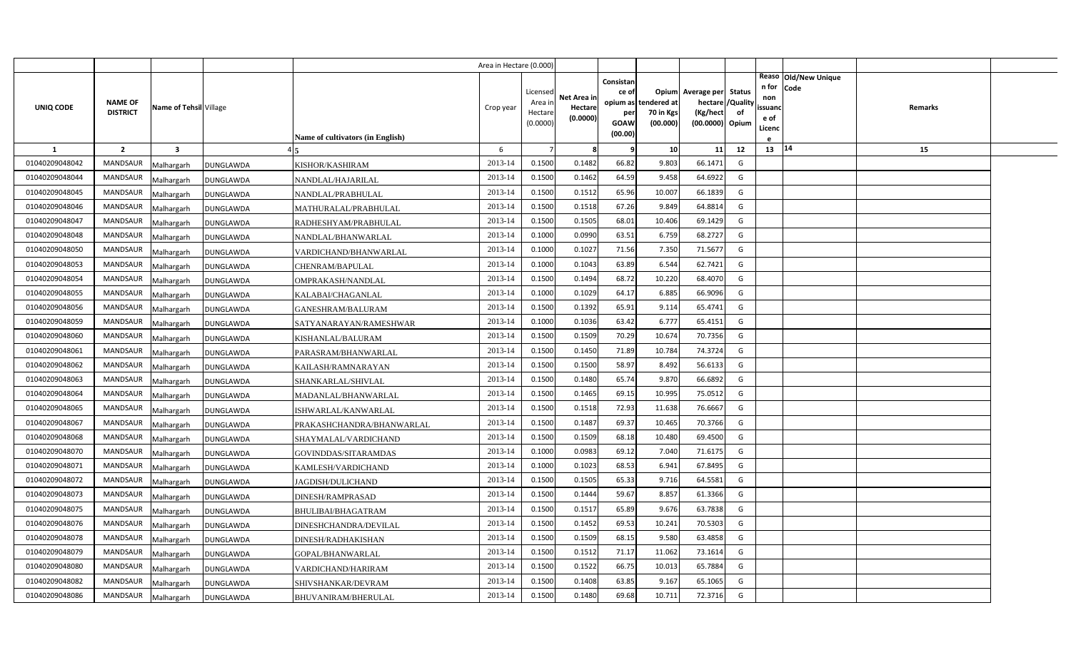| | | | | Area in Hectare (0.000) | | | | | | | | | | |
|---|---|---|---|---|---|---|---|---|---|---|---|---|---|---|
| UNIQ CODE | NAME OF DISTRICT | Name of Tehsil | Village | Name of cultivators (in English) | Crop year | Licensed Area in Hectare (0.0000) | Net Area in Hectare (0.0000) | Consistance of opium as per GOAW (00.00) | Opium tendered at 70 in Kgs (00.000) | Average per hectare (Kg/hect (00.0000) | Status /Quality of Opium | Reason for non issuance of Licence | Old/New Unique Code | Remarks |
| 1 | 2 | 3 | 4 | 5 | 6 | 7 | 8 | 9 | 10 | 11 | 12 | 13 | 14 | 15 |
| 01040209048042 | MANDSAUR | Malhargarh | DUNGLAWDA | KISHOR/KASHIRAM | 2013-14 | 0.1500 | 0.1482 | 66.82 | 9.803 | 66.1471 | G | | | |
| 01040209048044 | MANDSAUR | Malhargarh | DUNGLAWDA | NANDLAL/HAJARILAL | 2013-14 | 0.1500 | 0.1462 | 64.59 | 9.458 | 64.6922 | G | | | |
| 01040209048045 | MANDSAUR | Malhargarh | DUNGLAWDA | NANDLAL/PRABHULAL | 2013-14 | 0.1500 | 0.1512 | 65.96 | 10.007 | 66.1839 | G | | | |
| 01040209048046 | MANDSAUR | Malhargarh | DUNGLAWDA | MATHURALAL/PRABHULAL | 2013-14 | 0.1500 | 0.1518 | 67.26 | 9.849 | 64.8814 | G | | | |
| 01040209048047 | MANDSAUR | Malhargarh | DUNGLAWDA | RADHESHYAM/PRABHULAL | 2013-14 | 0.1500 | 0.1505 | 68.01 | 10.406 | 69.1429 | G | | | |
| 01040209048048 | MANDSAUR | Malhargarh | DUNGLAWDA | NANDLAL/BHANWARLAL | 2013-14 | 0.1000 | 0.0990 | 63.51 | 6.759 | 68.2727 | G | | | |
| 01040209048050 | MANDSAUR | Malhargarh | DUNGLAWDA | VARDICHAND/BHANWARLAL | 2013-14 | 0.1000 | 0.1027 | 71.56 | 7.350 | 71.5677 | G | | | |
| 01040209048053 | MANDSAUR | Malhargarh | DUNGLAWDA | CHENRAM/BAPULAL | 2013-14 | 0.1000 | 0.1043 | 63.89 | 6.544 | 62.7421 | G | | | |
| 01040209048054 | MANDSAUR | Malhargarh | DUNGLAWDA | OMPRAKASH/NANDLAL | 2013-14 | 0.1500 | 0.1494 | 68.72 | 10.220 | 68.4070 | G | | | |
| 01040209048055 | MANDSAUR | Malhargarh | DUNGLAWDA | KALABAI/CHAGANLAL | 2013-14 | 0.1000 | 0.1029 | 64.17 | 6.885 | 66.9096 | G | | | |
| 01040209048056 | MANDSAUR | Malhargarh | DUNGLAWDA | GANESHRAM/BALURAM | 2013-14 | 0.1500 | 0.1392 | 65.91 | 9.114 | 65.4741 | G | | | |
| 01040209048059 | MANDSAUR | Malhargarh | DUNGLAWDA | SATYANARAYAN/RAMESHWAR | 2013-14 | 0.1000 | 0.1036 | 63.42 | 6.777 | 65.4151 | G | | | |
| 01040209048060 | MANDSAUR | Malhargarh | DUNGLAWDA | KISHANLAL/BALURAM | 2013-14 | 0.1500 | 0.1509 | 70.29 | 10.674 | 70.7356 | G | | | |
| 01040209048061 | MANDSAUR | Malhargarh | DUNGLAWDA | PARASRAM/BHANWARLAL | 2013-14 | 0.1500 | 0.1450 | 71.89 | 10.784 | 74.3724 | G | | | |
| 01040209048062 | MANDSAUR | Malhargarh | DUNGLAWDA | KAILASH/RAMNARAYAN | 2013-14 | 0.1500 | 0.1500 | 58.97 | 8.492 | 56.6133 | G | | | |
| 01040209048063 | MANDSAUR | Malhargarh | DUNGLAWDA | SHANKARLAL/SHIVLAL | 2013-14 | 0.1500 | 0.1480 | 65.74 | 9.870 | 66.6892 | G | | | |
| 01040209048064 | MANDSAUR | Malhargarh | DUNGLAWDA | MADANLAL/BHANWARLAL | 2013-14 | 0.1500 | 0.1465 | 69.15 | 10.995 | 75.0512 | G | | | |
| 01040209048065 | MANDSAUR | Malhargarh | DUNGLAWDA | ISHWARLAL/KANWARLAL | 2013-14 | 0.1500 | 0.1518 | 72.93 | 11.638 | 76.6667 | G | | | |
| 01040209048067 | MANDSAUR | Malhargarh | DUNGLAWDA | PRAKASHCHANDRA/BHANWARLAL | 2013-14 | 0.1500 | 0.1487 | 69.37 | 10.465 | 70.3766 | G | | | |
| 01040209048068 | MANDSAUR | Malhargarh | DUNGLAWDA | SHAYMALAL/VARDICHAND | 2013-14 | 0.1500 | 0.1509 | 68.18 | 10.480 | 69.4500 | G | | | |
| 01040209048070 | MANDSAUR | Malhargarh | DUNGLAWDA | GOVINDDAS/SITARAMDAS | 2013-14 | 0.1000 | 0.0983 | 69.12 | 7.040 | 71.6175 | G | | | |
| 01040209048071 | MANDSAUR | Malhargarh | DUNGLAWDA | KAMLESH/VARDICHAND | 2013-14 | 0.1000 | 0.1023 | 68.53 | 6.941 | 67.8495 | G | | | |
| 01040209048072 | MANDSAUR | Malhargarh | DUNGLAWDA | JAGDISH/DULICHAND | 2013-14 | 0.1500 | 0.1505 | 65.33 | 9.716 | 64.5581 | G | | | |
| 01040209048073 | MANDSAUR | Malhargarh | DUNGLAWDA | DINESH/RAMPRASAD | 2013-14 | 0.1500 | 0.1444 | 59.67 | 8.857 | 61.3366 | G | | | |
| 01040209048075 | MANDSAUR | Malhargarh | DUNGLAWDA | BHULIBAI/BHAGATRAM | 2013-14 | 0.1500 | 0.1517 | 65.89 | 9.676 | 63.7838 | G | | | |
| 01040209048076 | MANDSAUR | Malhargarh | DUNGLAWDA | DINESHCHANDRA/DEVILAL | 2013-14 | 0.1500 | 0.1452 | 69.53 | 10.241 | 70.5303 | G | | | |
| 01040209048078 | MANDSAUR | Malhargarh | DUNGLAWDA | DINESH/RADHAKISHAN | 2013-14 | 0.1500 | 0.1509 | 68.15 | 9.580 | 63.4858 | G | | | |
| 01040209048079 | MANDSAUR | Malhargarh | DUNGLAWDA | GOPAL/BHANWARLAL | 2013-14 | 0.1500 | 0.1512 | 71.17 | 11.062 | 73.1614 | G | | | |
| 01040209048080 | MANDSAUR | Malhargarh | DUNGLAWDA | VARDICHAND/HARIRAM | 2013-14 | 0.1500 | 0.1522 | 66.75 | 10.013 | 65.7884 | G | | | |
| 01040209048082 | MANDSAUR | Malhargarh | DUNGLAWDA | SHIVSHANKAR/DEVRAM | 2013-14 | 0.1500 | 0.1408 | 63.85 | 9.167 | 65.1065 | G | | | |
| 01040209048086 | MANDSAUR | Malhargarh | DUNGLAWDA | BHUVANIRAM/BHERULAL | 2013-14 | 0.1500 | 0.1480 | 69.68 | 10.711 | 72.3716 | G | | | |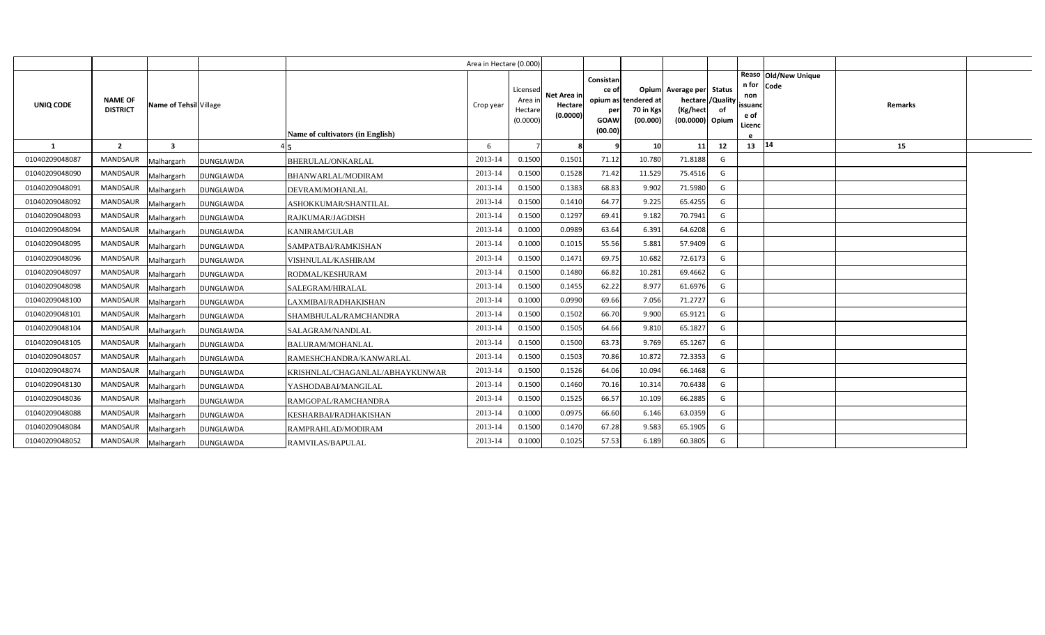| | | | | | Area in Hectare (0.000) | | | | | | | | | |
|---|---|---|---|---|---|---|---|---|---|---|---|---|---|---|
| UNIQ CODE | NAME OF DISTRICT | Name of Tehsil | Village | Name of cultivators (in English) | Crop year | Licensed Area in Hectare (0.0000) | Net Area in Hectare (0.0000) | Consistance of opium as per GOAW (00.00) | Opium tendered at 70 in Kgs (00.000) | Average per hectare (Kg/hect (00.0000) | Status /Quality of Opium | Reason for non issuance of Licence | Old/New Unique Code | Remarks |
| 1 | 2 | 3 | 4 | 5 | 6 | 7 | 8 | 9 | 10 | 11 | 12 | 13 | 14 | 15 |
| 01040209048087 | MANDSAUR | Malhargarh | DUNGLAWDA | BHERULAL/ONKARLAL | 2013-14 | 0.1500 | 0.1501 | 71.12 | 10.780 | 71.8188 | G | | | |
| 01040209048090 | MANDSAUR | Malhargarh | DUNGLAWDA | BHANWARLAL/MODIRAM | 2013-14 | 0.1500 | 0.1528 | 71.42 | 11.529 | 75.4516 | G | | | |
| 01040209048091 | MANDSAUR | Malhargarh | DUNGLAWDA | DEVRAM/MOHANLAL | 2013-14 | 0.1500 | 0.1383 | 68.83 | 9.902 | 71.5980 | G | | | |
| 01040209048092 | MANDSAUR | Malhargarh | DUNGLAWDA | ASHOKKUMAR/SHANTILAL | 2013-14 | 0.1500 | 0.1410 | 64.77 | 9.225 | 65.4255 | G | | | |
| 01040209048093 | MANDSAUR | Malhargarh | DUNGLAWDA | RAJKUMAR/JAGDISH | 2013-14 | 0.1500 | 0.1297 | 69.41 | 9.182 | 70.7941 | G | | | |
| 01040209048094 | MANDSAUR | Malhargarh | DUNGLAWDA | KANIRAM/GULAB | 2013-14 | 0.1000 | 0.0989 | 63.64 | 6.391 | 64.6208 | G | | | |
| 01040209048095 | MANDSAUR | Malhargarh | DUNGLAWDA | SAMPATBAI/RAMKISHAN | 2013-14 | 0.1000 | 0.1015 | 55.56 | 5.881 | 57.9409 | G | | | |
| 01040209048096 | MANDSAUR | Malhargarh | DUNGLAWDA | VISHNULAL/KASHIRAM | 2013-14 | 0.1500 | 0.1471 | 69.75 | 10.682 | 72.6173 | G | | | |
| 01040209048097 | MANDSAUR | Malhargarh | DUNGLAWDA | RODMAL/KESHURAM | 2013-14 | 0.1500 | 0.1480 | 66.82 | 10.281 | 69.4662 | G | | | |
| 01040209048098 | MANDSAUR | Malhargarh | DUNGLAWDA | SALEGRAM/HIRALAL | 2013-14 | 0.1500 | 0.1455 | 62.22 | 8.977 | 61.6976 | G | | | |
| 01040209048100 | MANDSAUR | Malhargarh | DUNGLAWDA | LAXMIBAI/RADHAKISHAN | 2013-14 | 0.1000 | 0.0990 | 69.66 | 7.056 | 71.2727 | G | | | |
| 01040209048101 | MANDSAUR | Malhargarh | DUNGLAWDA | SHAMBHULAL/RAMCHANDRA | 2013-14 | 0.1500 | 0.1502 | 66.70 | 9.900 | 65.9121 | G | | | |
| 01040209048104 | MANDSAUR | Malhargarh | DUNGLAWDA | SALAGRAM/NANDLAL | 2013-14 | 0.1500 | 0.1505 | 64.66 | 9.810 | 65.1827 | G | | | |
| 01040209048105 | MANDSAUR | Malhargarh | DUNGLAWDA | BALURAM/MOHANLAL | 2013-14 | 0.1500 | 0.1500 | 63.73 | 9.769 | 65.1267 | G | | | |
| 01040209048057 | MANDSAUR | Malhargarh | DUNGLAWDA | RAMESHCHANDRA/KANWARLAL | 2013-14 | 0.1500 | 0.1503 | 70.86 | 10.872 | 72.3353 | G | | | |
| 01040209048074 | MANDSAUR | Malhargarh | DUNGLAWDA | KRISHNLAL/CHAGANLAL/ABHAYKUNWAR | 2013-14 | 0.1500 | 0.1526 | 64.06 | 10.094 | 66.1468 | G | | | |
| 01040209048130 | MANDSAUR | Malhargarh | DUNGLAWDA | YASHODABAI/MANGILAL | 2013-14 | 0.1500 | 0.1460 | 70.16 | 10.314 | 70.6438 | G | | | |
| 01040209048036 | MANDSAUR | Malhargarh | DUNGLAWDA | RAMGOPAL/RAMCHANDRA | 2013-14 | 0.1500 | 0.1525 | 66.57 | 10.109 | 66.2885 | G | | | |
| 01040209048088 | MANDSAUR | Malhargarh | DUNGLAWDA | KESHARBAI/RADHAKISHAN | 2013-14 | 0.1000 | 0.0975 | 66.60 | 6.146 | 63.0359 | G | | | |
| 01040209048084 | MANDSAUR | Malhargarh | DUNGLAWDA | RAMPRAHLAD/MODIRAM | 2013-14 | 0.1500 | 0.1470 | 67.28 | 9.583 | 65.1905 | G | | | |
| 01040209048052 | MANDSAUR | Malhargarh | DUNGLAWDA | RAMVILAS/BAPULAL | 2013-14 | 0.1000 | 0.1025 | 57.53 | 6.189 | 60.3805 | G | | | |